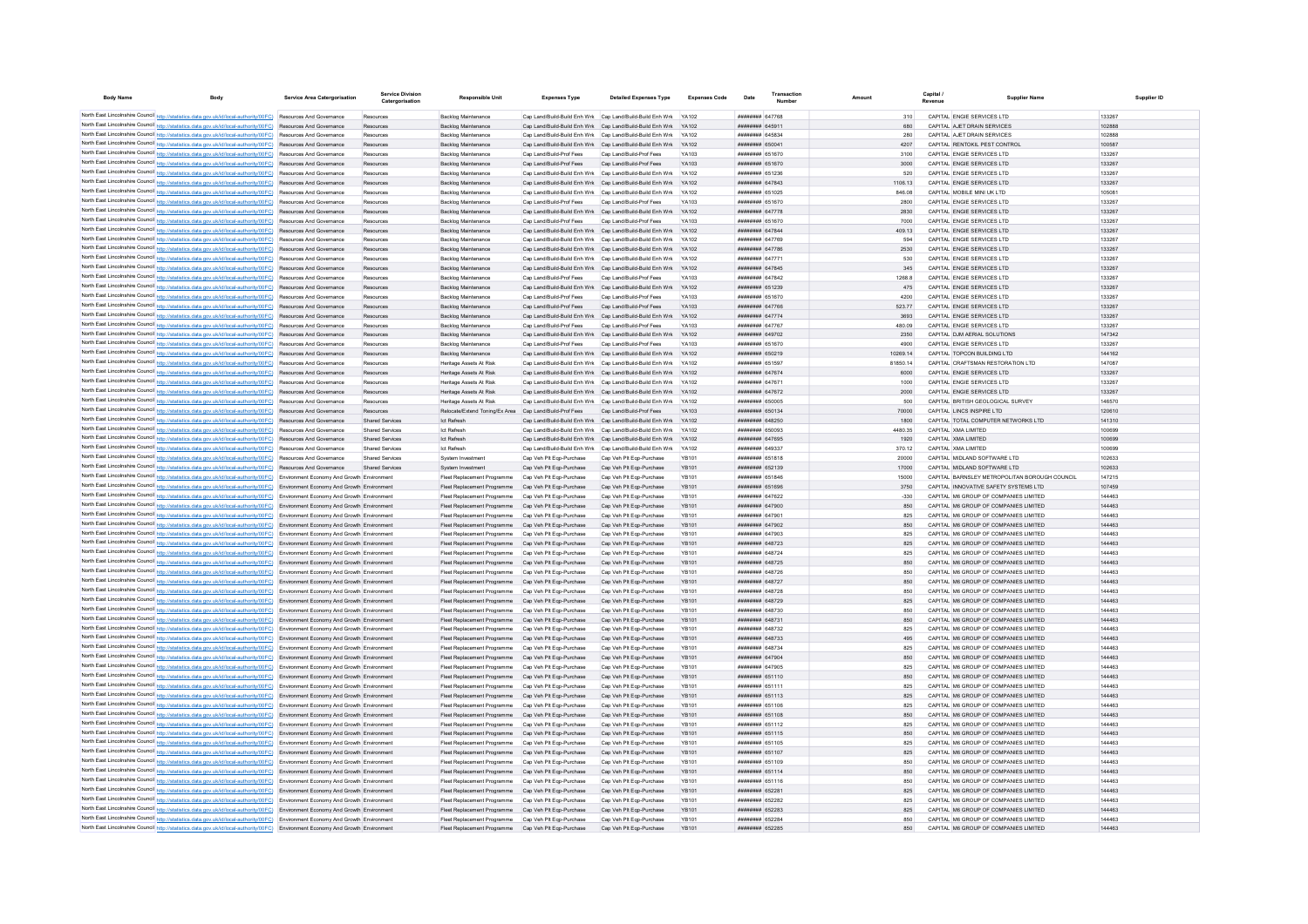| Body Name | Body | Service Area Catergorisation | Service Division Catergorisation | Responsible Unit | Expenses Type | Detailed Expenses Type | Expenses Code | Date | Transaction Number | Amount | Capital / Revenue | Supplier Name | Supplier ID |
|---|---|---|---|---|---|---|---|---|---|---|---|---|---|
| North East Lincolnshire Council | http://statistics.data.gov.uk/id/local-authority/00FC) | Resources And Governance | Resources | Backlog Maintenance | Cap Land/Build-Build Enh Wrk | Cap Land/Build-Build Enh Wrk | YA102 | ######## | 647768 | 310 | CAPITAL | ENGIE SERVICES LTD | 133267 |
| North East Lincolnshire Council | http://statistics.data.gov.uk/id/local-authority/00FC) | Resources And Governance | Resources | Backlog Maintenance | Cap Land/Build-Build Enh Wrk | Cap Land/Build-Build Enh Wrk | YA102 | ######## | 645911 | 680 | CAPITAL | AJET DRAIN SERVICES | 102888 |
| North East Lincolnshire Council | http://statistics.data.gov.uk/id/local-authority/00FC) | Resources And Governance | Resources | Backlog Maintenance | Cap Land/Build-Build Enh Wrk | Cap Land/Build-Build Enh Wrk | YA102 | ######## | 645834 | 280 | CAPITAL | AJET DRAIN SERVICES | 102888 |
| North East Lincolnshire Council | http://statistics.data.gov.uk/id/local-authority/00FC) | Resources And Governance | Resources | Backlog Maintenance | Cap Land/Build-Build Enh Wrk | Cap Land/Build-Build Enh Wrk | YA102 | ######## | 650041 | 4207 | CAPITAL | RENTOKIL PEST CONTROL | 100587 |
| North East Lincolnshire Council | http://statistics.data.gov.uk/id/local-authority/00FC) | Resources And Governance | Resources | Backlog Maintenance | Cap Land/Build-Prof Fees | Cap Land/Build-Prof Fees | YA103 | ######## | 651670 | 3100 | CAPITAL | ENGIE SERVICES LTD | 133267 |
| North East Lincolnshire Council | http://statistics.data.gov.uk/id/local-authority/00FC) | Resources And Governance | Resources | Backlog Maintenance | Cap Land/Build-Prof Fees | Cap Land/Build-Prof Fees | YA103 | ######## | 651670 | 3000 | CAPITAL | ENGIE SERVICES LTD | 133267 |
| North East Lincolnshire Council | http://statistics.data.gov.uk/id/local-authority/00FC) | Resources And Governance | Resources | Backlog Maintenance | Cap Land/Build-Build Enh Wrk | Cap Land/Build-Build Enh Wrk | YA102 | ######## | 651236 | 520 | CAPITAL | ENGIE SERVICES LTD | 133267 |
| North East Lincolnshire Council | http://statistics.data.gov.uk/id/local-authority/00FC) | Resources And Governance | Resources | Backlog Maintenance | Cap Land/Build-Build Enh Wrk | Cap Land/Build-Build Enh Wrk | YA102 | ######## | 647843 | 1106.13 | CAPITAL | ENGIE SERVICES LTD | 133267 |
| North East Lincolnshire Council | http://statistics.data.gov.uk/id/local-authority/00FC) | Resources And Governance | Resources | Backlog Maintenance | Cap Land/Build-Build Enh Wrk | Cap Land/Build-Build Enh Wrk | YA102 | ######## | 651025 | 846.08 | CAPITAL | MOBILE MINI UK LTD | 105081 |
| North East Lincolnshire Council | http://statistics.data.gov.uk/id/local-authority/00FC) | Resources And Governance | Resources | Backlog Maintenance | Cap Land/Build-Prof Fees | Cap Land/Build-Prof Fees | YA103 | ######## | 651670 | 2800 | CAPITAL | ENGIE SERVICES LTD | 133267 |
| North East Lincolnshire Council | http://statistics.data.gov.uk/id/local-authority/00FC) | Resources And Governance | Resources | Backlog Maintenance | Cap Land/Build-Build Enh Wrk | Cap Land/Build-Build Enh Wrk | YA102 | ######## | 647778 | 2830 | CAPITAL | ENGIE SERVICES LTD | 133267 |
| North East Lincolnshire Council | http://statistics.data.gov.uk/id/local-authority/00FC) | Resources And Governance | Resources | Backlog Maintenance | Cap Land/Build-Prof Fees | Cap Land/Build-Prof Fees | YA103 | ######## | 651670 | 7000 | CAPITAL | ENGIE SERVICES LTD | 133267 |
| North East Lincolnshire Council | http://statistics.data.gov.uk/id/local-authority/00FC) | Resources And Governance | Resources | Backlog Maintenance | Cap Land/Build-Build Enh Wrk | Cap Land/Build-Build Enh Wrk | YA102 | ######## | 647844 | 409.13 | CAPITAL | ENGIE SERVICES LTD | 133267 |
| North East Lincolnshire Council | http://statistics.data.gov.uk/id/local-authority/00FC) | Resources And Governance | Resources | Backlog Maintenance | Cap Land/Build-Build Enh Wrk | Cap Land/Build-Build Enh Wrk | YA102 | ######## | 647769 | 594 | CAPITAL | ENGIE SERVICES LTD | 133267 |
| North East Lincolnshire Council | http://statistics.data.gov.uk/id/local-authority/00FC) | Resources And Governance | Resources | Backlog Maintenance | Cap Land/Build-Build Enh Wrk | Cap Land/Build-Build Enh Wrk | YA102 | ######## | 647786 | 2530 | CAPITAL | ENGIE SERVICES LTD | 133267 |
| North East Lincolnshire Council | http://statistics.data.gov.uk/id/local-authority/00FC) | Resources And Governance | Resources | Backlog Maintenance | Cap Land/Build-Build Enh Wrk | Cap Land/Build-Build Enh Wrk | YA102 | ######## | 647771 | 530 | CAPITAL | ENGIE SERVICES LTD | 133267 |
| North East Lincolnshire Council | http://statistics.data.gov.uk/id/local-authority/00FC) | Resources And Governance | Resources | Backlog Maintenance | Cap Land/Build-Build Enh Wrk | Cap Land/Build-Build Enh Wrk | YA102 | ######## | 647845 | 345 | CAPITAL | ENGIE SERVICES LTD | 133267 |
| North East Lincolnshire Council | http://statistics.data.gov.uk/id/local-authority/00FC) | Resources And Governance | Resources | Backlog Maintenance | Cap Land/Build-Prof Fees | Cap Land/Build-Prof Fees | YA103 | ######## | 647842 | 1268.8 | CAPITAL | ENGIE SERVICES LTD | 133267 |
| North East Lincolnshire Council | http://statistics.data.gov.uk/id/local-authority/00FC) | Resources And Governance | Resources | Backlog Maintenance | Cap Land/Build-Build Enh Wrk | Cap Land/Build-Build Enh Wrk | YA102 | ######## | 651239 | 475 | CAPITAL | ENGIE SERVICES LTD | 133267 |
| North East Lincolnshire Council | http://statistics.data.gov.uk/id/local-authority/00FC) | Resources And Governance | Resources | Backlog Maintenance | Cap Land/Build-Prof Fees | Cap Land/Build-Prof Fees | YA103 | ######## | 651670 | 4200 | CAPITAL | ENGIE SERVICES LTD | 133267 |
| North East Lincolnshire Council | http://statistics.data.gov.uk/id/local-authority/00FC) | Resources And Governance | Resources | Backlog Maintenance | Cap Land/Build-Prof Fees | Cap Land/Build-Prof Fees | YA103 | ######## | 647766 | 523.77 | CAPITAL | ENGIE SERVICES LTD | 133267 |
| North East Lincolnshire Council | http://statistics.data.gov.uk/id/local-authority/00FC) | Resources And Governance | Resources | Backlog Maintenance | Cap Land/Build-Build Enh Wrk | Cap Land/Build-Build Enh Wrk | YA102 | ######## | 647774 | 3693 | CAPITAL | ENGIE SERVICES LTD | 133267 |
| North East Lincolnshire Council | http://statistics.data.gov.uk/id/local-authority/00FC) | Resources And Governance | Resources | Backlog Maintenance | Cap Land/Build-Prof Fees | Cap Land/Build-Prof Fees | YA103 | ######## | 647767 | 480.09 | CAPITAL | ENGIE SERVICES LTD | 133267 |
| North East Lincolnshire Council | http://statistics.data.gov.uk/id/local-authority/00FC) | Resources And Governance | Resources | Backlog Maintenance | Cap Land/Build-Build Enh Wrk | Cap Land/Build-Build Enh Wrk | YA102 | ######## | 649702 | 2350 | CAPITAL | DJM AERIAL SOLUTIONS | 147342 |
| North East Lincolnshire Council | http://statistics.data.gov.uk/id/local-authority/00FC) | Resources And Governance | Resources | Backlog Maintenance | Cap Land/Build-Prof Fees | Cap Land/Build-Prof Fees | YA103 | ######## | 651670 | 4900 | CAPITAL | ENGIE SERVICES LTD | 133267 |
| North East Lincolnshire Council | http://statistics.data.gov.uk/id/local-authority/00FC) | Resources And Governance | Resources | Backlog Maintenance | Cap Land/Build-Build Enh Wrk | Cap Land/Build-Build Enh Wrk | YA102 | ######## | 650219 | 10269.14 | CAPITAL | TOPCON BUILDING LTD | 144162 |
| North East Lincolnshire Council | http://statistics.data.gov.uk/id/local-authority/00FC) | Resources And Governance | Resources | Heritage Assets At Risk | Cap Land/Build-Build Enh Wrk | Cap Land/Build-Build Enh Wrk | YA102 | ######## | 651597 | 81850.14 | CAPITAL | CRAFTSMAN RESTORATION LTD | 147087 |
| North East Lincolnshire Council | http://statistics.data.gov.uk/id/local-authority/00FC) | Resources And Governance | Resources | Heritage Assets At Risk | Cap Land/Build-Build Enh Wrk | Cap Land/Build-Build Enh Wrk | YA102 | ######## | 647674 | 6000 | CAPITAL | ENGIE SERVICES LTD | 133267 |
| North East Lincolnshire Council | http://statistics.data.gov.uk/id/local-authority/00FC) | Resources And Governance | Resources | Heritage Assets At Risk | Cap Land/Build-Build Enh Wrk | Cap Land/Build-Build Enh Wrk | YA102 | ######## | 647671 | 1000 | CAPITAL | ENGIE SERVICES LTD | 133267 |
| North East Lincolnshire Council | http://statistics.data.gov.uk/id/local-authority/00FC) | Resources And Governance | Resources | Heritage Assets At Risk | Cap Land/Build-Build Enh Wrk | Cap Land/Build-Build Enh Wrk | YA102 | ######## | 647672 | 2000 | CAPITAL | ENGIE SERVICES LTD | 133267 |
| North East Lincolnshire Council | http://statistics.data.gov.uk/id/local-authority/00FC) | Resources And Governance | Resources | Heritage Assets At Risk | Cap Land/Build-Build Enh Wrk | Cap Land/Build-Build Enh Wrk | YA102 | ######## | 650005 | 500 | CAPITAL | BRITISH GEOLOGICAL SURVEY | 146570 |
| North East Lincolnshire Council | http://statistics.data.gov.uk/id/local-authority/00FC) | Resources And Governance | Resources | Relocate/Extend Toning/Ex Area | Cap Land/Build-Prof Fees | Cap Land/Build-Prof Fees | YA103 | ######## | 650134 | 70000 | CAPITAL | LINCS INSPIRE LTD | 120610 |
| North East Lincolnshire Council | http://statistics.data.gov.uk/id/local-authority/00FC) | Resources And Governance | Shared Services | Ict Refresh | Cap Land/Build-Build Enh Wrk | Cap Land/Build-Build Enh Wrk | YA102 | ######## | 648250 | 1800 | CAPITAL | TOTAL COMPUTER NETWORKS LTD | 141310 |
| North East Lincolnshire Council | http://statistics.data.gov.uk/id/local-authority/00FC) | Resources And Governance | Shared Services | Ict Refresh | Cap Land/Build-Build Enh Wrk | Cap Land/Build-Build Enh Wrk | YA102 | ######## | 650093 | 4480.35 | CAPITAL | XMA LIMITED | 100699 |
| North East Lincolnshire Council | http://statistics.data.gov.uk/id/local-authority/00FC) | Resources And Governance | Shared Services | Ict Refresh | Cap Land/Build-Build Enh Wrk | Cap Land/Build-Build Enh Wrk | YA102 | ######## | 647695 | 1920 | CAPITAL | XMA LIMITED | 100699 |
| North East Lincolnshire Council | http://statistics.data.gov.uk/id/local-authority/00FC) | Resources And Governance | Shared Services | Ict Refresh | Cap Land/Build-Build Enh Wrk | Cap Land/Build-Build Enh Wrk | YA102 | ######## | 649337 | 370.12 | CAPITAL | XMA LIMITED | 100699 |
| North East Lincolnshire Council | http://statistics.data.gov.uk/id/local-authority/00FC) | Resources And Governance | Shared Services | System Investment | Cap Veh Plt Eqp-Purchase | Cap Veh Plt Eqp-Purchase | YB101 | ######## | 651818 | 20000 | CAPITAL | MIDLAND SOFTWARE LTD | 102633 |
| North East Lincolnshire Council | http://statistics.data.gov.uk/id/local-authority/00FC) | Resources And Governance | Shared Services | System Investment | Cap Veh Plt Eqp-Purchase | Cap Veh Plt Eqp-Purchase | YB101 | ######## | 652139 | 17000 | CAPITAL | MIDLAND SOFTWARE LTD | 102633 |
| North East Lincolnshire Council | http://statistics.data.gov.uk/id/local-authority/00FC) | Environment Economy And Growth | Environment | Fleet Replacement Programme | Cap Veh Plt Eqp-Purchase | Cap Veh Plt Eqp-Purchase | YB101 | ######## | 651848 | 15000 | CAPITAL | BARNSLEY METROPOLITAN BOROUGH COUNCIL | 147215 |
| North East Lincolnshire Council | http://statistics.data.gov.uk/id/local-authority/00FC) | Environment Economy And Growth | Environment | Fleet Replacement Programme | Cap Veh Plt Eqp-Purchase | Cap Veh Plt Eqp-Purchase | YB101 | ######## | 651696 | 3750 | CAPITAL | INNOVATIVE SAFETY SYSTEMS LTD | 107459 |
| North East Lincolnshire Council | http://statistics.data.gov.uk/id/local-authority/00FC) | Environment Economy And Growth | Environment | Fleet Replacement Programme | Cap Veh Plt Eqp-Purchase | Cap Veh Plt Eqp-Purchase | YB101 | ######## | 647622 | -330 | CAPITAL | M6 GROUP OF COMPANIES LIMITED | 144463 |
| North East Lincolnshire Council | http://statistics.data.gov.uk/id/local-authority/00FC) | Environment Economy And Growth | Environment | Fleet Replacement Programme | Cap Veh Plt Eqp-Purchase | Cap Veh Plt Eqp-Purchase | YB101 | ######## | 647900 | 850 | CAPITAL | M6 GROUP OF COMPANIES LIMITED | 144463 |
| North East Lincolnshire Council | http://statistics.data.gov.uk/id/local-authority/00FC) | Environment Economy And Growth | Environment | Fleet Replacement Programme | Cap Veh Plt Eqp-Purchase | Cap Veh Plt Eqp-Purchase | YB101 | ######## | 647901 | 825 | CAPITAL | M6 GROUP OF COMPANIES LIMITED | 144463 |
| North East Lincolnshire Council | http://statistics.data.gov.uk/id/local-authority/00FC) | Environment Economy And Growth | Environment | Fleet Replacement Programme | Cap Veh Plt Eqp-Purchase | Cap Veh Plt Eqp-Purchase | YB101 | ######## | 647902 | 850 | CAPITAL | M6 GROUP OF COMPANIES LIMITED | 144463 |
| North East Lincolnshire Council | http://statistics.data.gov.uk/id/local-authority/00FC) | Environment Economy And Growth | Environment | Fleet Replacement Programme | Cap Veh Plt Eqp-Purchase | Cap Veh Plt Eqp-Purchase | YB101 | ######## | 647903 | 825 | CAPITAL | M6 GROUP OF COMPANIES LIMITED | 144463 |
| North East Lincolnshire Council | http://statistics.data.gov.uk/id/local-authority/00FC) | Environment Economy And Growth | Environment | Fleet Replacement Programme | Cap Veh Plt Eqp-Purchase | Cap Veh Plt Eqp-Purchase | YB101 | ######## | 648723 | 825 | CAPITAL | M6 GROUP OF COMPANIES LIMITED | 144463 |
| North East Lincolnshire Council | http://statistics.data.gov.uk/id/local-authority/00FC) | Environment Economy And Growth | Environment | Fleet Replacement Programme | Cap Veh Plt Eqp-Purchase | Cap Veh Plt Eqp-Purchase | YB101 | ######## | 648724 | 825 | CAPITAL | M6 GROUP OF COMPANIES LIMITED | 144463 |
| North East Lincolnshire Council | http://statistics.data.gov.uk/id/local-authority/00FC) | Environment Economy And Growth | Environment | Fleet Replacement Programme | Cap Veh Plt Eqp-Purchase | Cap Veh Plt Eqp-Purchase | YB101 | ######## | 648725 | 850 | CAPITAL | M6 GROUP OF COMPANIES LIMITED | 144463 |
| North East Lincolnshire Council | http://statistics.data.gov.uk/id/local-authority/00FC) | Environment Economy And Growth | Environment | Fleet Replacement Programme | Cap Veh Plt Eqp-Purchase | Cap Veh Plt Eqp-Purchase | YB101 | ######## | 648726 | 850 | CAPITAL | M6 GROUP OF COMPANIES LIMITED | 144463 |
| North East Lincolnshire Council | http://statistics.data.gov.uk/id/local-authority/00FC) | Environment Economy And Growth | Environment | Fleet Replacement Programme | Cap Veh Plt Eqp-Purchase | Cap Veh Plt Eqp-Purchase | YB101 | ######## | 648727 | 850 | CAPITAL | M6 GROUP OF COMPANIES LIMITED | 144463 |
| North East Lincolnshire Council | http://statistics.data.gov.uk/id/local-authority/00FC) | Environment Economy And Growth | Environment | Fleet Replacement Programme | Cap Veh Plt Eqp-Purchase | Cap Veh Plt Eqp-Purchase | YB101 | ######## | 648728 | 850 | CAPITAL | M6 GROUP OF COMPANIES LIMITED | 144463 |
| North East Lincolnshire Council | http://statistics.data.gov.uk/id/local-authority/00FC) | Environment Economy And Growth | Environment | Fleet Replacement Programme | Cap Veh Plt Eqp-Purchase | Cap Veh Plt Eqp-Purchase | YB101 | ######## | 648729 | 825 | CAPITAL | M6 GROUP OF COMPANIES LIMITED | 144463 |
| North East Lincolnshire Council | http://statistics.data.gov.uk/id/local-authority/00FC) | Environment Economy And Growth | Environment | Fleet Replacement Programme | Cap Veh Plt Eqp-Purchase | Cap Veh Plt Eqp-Purchase | YB101 | ######## | 648730 | 850 | CAPITAL | M6 GROUP OF COMPANIES LIMITED | 144463 |
| North East Lincolnshire Council | http://statistics.data.gov.uk/id/local-authority/00FC) | Environment Economy And Growth | Environment | Fleet Replacement Programme | Cap Veh Plt Eqp-Purchase | Cap Veh Plt Eqp-Purchase | YB101 | ######## | 648731 | 850 | CAPITAL | M6 GROUP OF COMPANIES LIMITED | 144463 |
| North East Lincolnshire Council | http://statistics.data.gov.uk/id/local-authority/00FC) | Environment Economy And Growth | Environment | Fleet Replacement Programme | Cap Veh Plt Eqp-Purchase | Cap Veh Plt Eqp-Purchase | YB101 | ######## | 648732 | 825 | CAPITAL | M6 GROUP OF COMPANIES LIMITED | 144463 |
| North East Lincolnshire Council | http://statistics.data.gov.uk/id/local-authority/00FC) | Environment Economy And Growth | Environment | Fleet Replacement Programme | Cap Veh Plt Eqp-Purchase | Cap Veh Plt Eqp-Purchase | YB101 | ######## | 648733 | 495 | CAPITAL | M6 GROUP OF COMPANIES LIMITED | 144463 |
| North East Lincolnshire Council | http://statistics.data.gov.uk/id/local-authority/00FC) | Environment Economy And Growth | Environment | Fleet Replacement Programme | Cap Veh Plt Eqp-Purchase | Cap Veh Plt Eqp-Purchase | YB101 | ######## | 648734 | 825 | CAPITAL | M6 GROUP OF COMPANIES LIMITED | 144463 |
| North East Lincolnshire Council | http://statistics.data.gov.uk/id/local-authority/00FC) | Environment Economy And Growth | Environment | Fleet Replacement Programme | Cap Veh Plt Eqp-Purchase | Cap Veh Plt Eqp-Purchase | YB101 | ######## | 647904 | 850 | CAPITAL | M6 GROUP OF COMPANIES LIMITED | 144463 |
| North East Lincolnshire Council | http://statistics.data.gov.uk/id/local-authority/00FC) | Environment Economy And Growth | Environment | Fleet Replacement Programme | Cap Veh Plt Eqp-Purchase | Cap Veh Plt Eqp-Purchase | YB101 | ######## | 647905 | 825 | CAPITAL | M6 GROUP OF COMPANIES LIMITED | 144463 |
| North East Lincolnshire Council | http://statistics.data.gov.uk/id/local-authority/00FC) | Environment Economy And Growth | Environment | Fleet Replacement Programme | Cap Veh Plt Eqp-Purchase | Cap Veh Plt Eqp-Purchase | YB101 | ######## | 651110 | 850 | CAPITAL | M6 GROUP OF COMPANIES LIMITED | 144463 |
| North East Lincolnshire Council | http://statistics.data.gov.uk/id/local-authority/00FC) | Environment Economy And Growth | Environment | Fleet Replacement Programme | Cap Veh Plt Eqp-Purchase | Cap Veh Plt Eqp-Purchase | YB101 | ######## | 651111 | 825 | CAPITAL | M6 GROUP OF COMPANIES LIMITED | 144463 |
| North East Lincolnshire Council | http://statistics.data.gov.uk/id/local-authority/00FC) | Environment Economy And Growth | Environment | Fleet Replacement Programme | Cap Veh Plt Eqp-Purchase | Cap Veh Plt Eqp-Purchase | YB101 | ######## | 651113 | 825 | CAPITAL | M6 GROUP OF COMPANIES LIMITED | 144463 |
| North East Lincolnshire Council | http://statistics.data.gov.uk/id/local-authority/00FC) | Environment Economy And Growth | Environment | Fleet Replacement Programme | Cap Veh Plt Eqp-Purchase | Cap Veh Plt Eqp-Purchase | YB101 | ######## | 651106 | 825 | CAPITAL | M6 GROUP OF COMPANIES LIMITED | 144463 |
| North East Lincolnshire Council | http://statistics.data.gov.uk/id/local-authority/00FC) | Environment Economy And Growth | Environment | Fleet Replacement Programme | Cap Veh Plt Eqp-Purchase | Cap Veh Plt Eqp-Purchase | YB101 | ######## | 651108 | 850 | CAPITAL | M6 GROUP OF COMPANIES LIMITED | 144463 |
| North East Lincolnshire Council | http://statistics.data.gov.uk/id/local-authority/00FC) | Environment Economy And Growth | Environment | Fleet Replacement Programme | Cap Veh Plt Eqp-Purchase | Cap Veh Plt Eqp-Purchase | YB101 | ######## | 651112 | 825 | CAPITAL | M6 GROUP OF COMPANIES LIMITED | 144463 |
| North East Lincolnshire Council | http://statistics.data.gov.uk/id/local-authority/00FC) | Environment Economy And Growth | Environment | Fleet Replacement Programme | Cap Veh Plt Eqp-Purchase | Cap Veh Plt Eqp-Purchase | YB101 | ######## | 651115 | 850 | CAPITAL | M6 GROUP OF COMPANIES LIMITED | 144463 |
| North East Lincolnshire Council | http://statistics.data.gov.uk/id/local-authority/00FC) | Environment Economy And Growth | Environment | Fleet Replacement Programme | Cap Veh Plt Eqp-Purchase | Cap Veh Plt Eqp-Purchase | YB101 | ######## | 651105 | 825 | CAPITAL | M6 GROUP OF COMPANIES LIMITED | 144463 |
| North East Lincolnshire Council | http://statistics.data.gov.uk/id/local-authority/00FC) | Environment Economy And Growth | Environment | Fleet Replacement Programme | Cap Veh Plt Eqp-Purchase | Cap Veh Plt Eqp-Purchase | YB101 | ######## | 651107 | 825 | CAPITAL | M6 GROUP OF COMPANIES LIMITED | 144463 |
| North East Lincolnshire Council | http://statistics.data.gov.uk/id/local-authority/00FC) | Environment Economy And Growth | Environment | Fleet Replacement Programme | Cap Veh Plt Eqp-Purchase | Cap Veh Plt Eqp-Purchase | YB101 | ######## | 651109 | 850 | CAPITAL | M6 GROUP OF COMPANIES LIMITED | 144463 |
| North East Lincolnshire Council | http://statistics.data.gov.uk/id/local-authority/00FC) | Environment Economy And Growth | Environment | Fleet Replacement Programme | Cap Veh Plt Eqp-Purchase | Cap Veh Plt Eqp-Purchase | YB101 | ######## | 651114 | 850 | CAPITAL | M6 GROUP OF COMPANIES LIMITED | 144463 |
| North East Lincolnshire Council | http://statistics.data.gov.uk/id/local-authority/00FC) | Environment Economy And Growth | Environment | Fleet Replacement Programme | Cap Veh Plt Eqp-Purchase | Cap Veh Plt Eqp-Purchase | YB101 | ######## | 651116 | 850 | CAPITAL | M6 GROUP OF COMPANIES LIMITED | 144463 |
| North East Lincolnshire Council | http://statistics.data.gov.uk/id/local-authority/00FC) | Environment Economy And Growth | Environment | Fleet Replacement Programme | Cap Veh Plt Eqp-Purchase | Cap Veh Plt Eqp-Purchase | YB101 | ######## | 652281 | 825 | CAPITAL | M6 GROUP OF COMPANIES LIMITED | 144463 |
| North East Lincolnshire Council | http://statistics.data.gov.uk/id/local-authority/00FC) | Environment Economy And Growth | Environment | Fleet Replacement Programme | Cap Veh Plt Eqp-Purchase | Cap Veh Plt Eqp-Purchase | YB101 | ######## | 652282 | 825 | CAPITAL | M6 GROUP OF COMPANIES LIMITED | 144463 |
| North East Lincolnshire Council | http://statistics.data.gov.uk/id/local-authority/00FC) | Environment Economy And Growth | Environment | Fleet Replacement Programme | Cap Veh Plt Eqp-Purchase | Cap Veh Plt Eqp-Purchase | YB101 | ######## | 652283 | 825 | CAPITAL | M6 GROUP OF COMPANIES LIMITED | 144463 |
| North East Lincolnshire Council | http://statistics.data.gov.uk/id/local-authority/00FC) | Environment Economy And Growth | Environment | Fleet Replacement Programme | Cap Veh Plt Eqp-Purchase | Cap Veh Plt Eqp-Purchase | YB101 | ######## | 652284 | 850 | CAPITAL | M6 GROUP OF COMPANIES LIMITED | 144463 |
| North East Lincolnshire Council | http://statistics.data.gov.uk/id/local-authority/00FC) | Environment Economy And Growth | Environment | Fleet Replacement Programme | Cap Veh Plt Eqp-Purchase | Cap Veh Plt Eqp-Purchase | YB101 | ######## | 652285 | 850 | CAPITAL | M6 GROUP OF COMPANIES LIMITED | 144463 |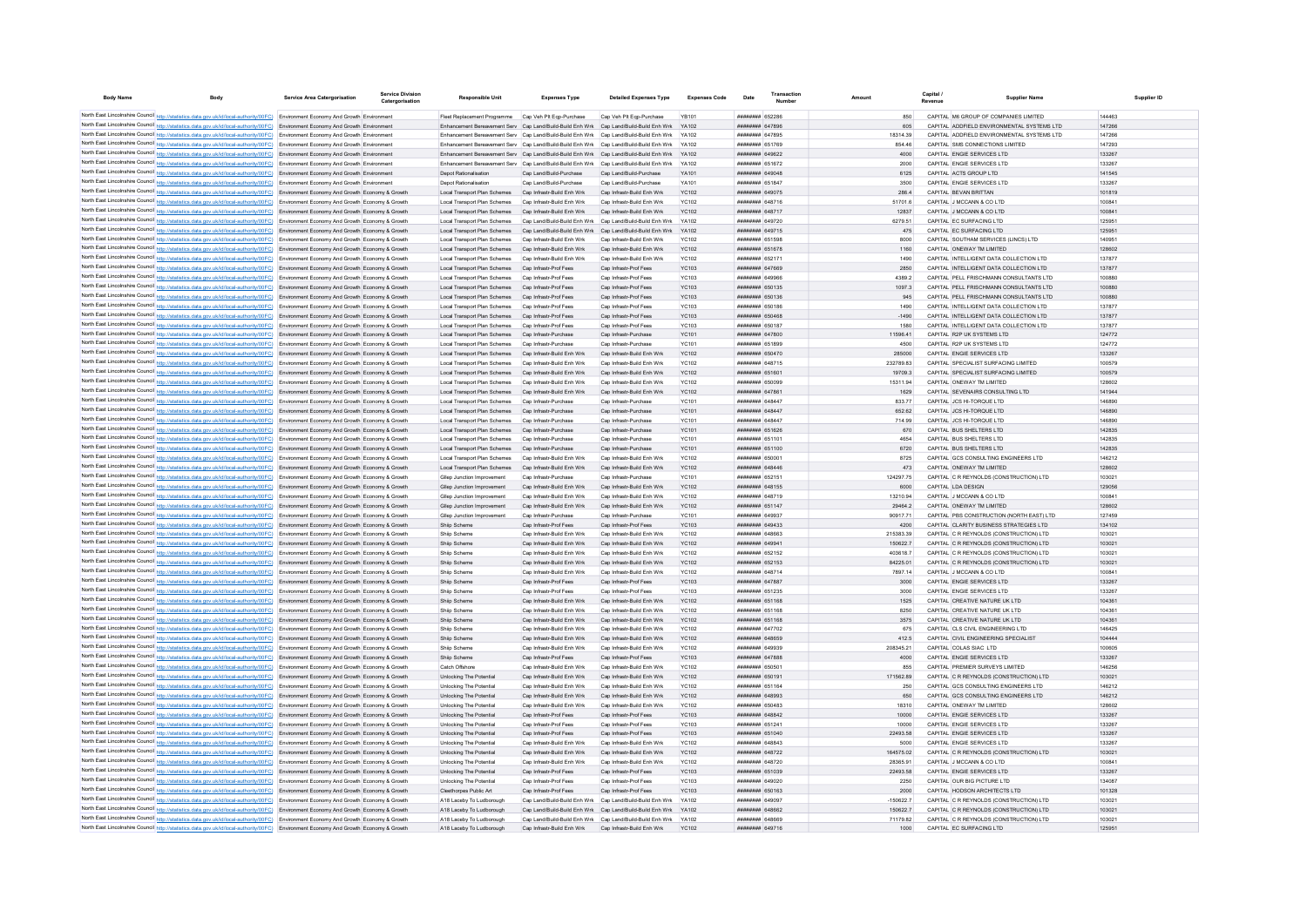| Body Name | Body | Service Area Catergorisation | Service Division Catergorisation | Responsible Unit | Expenses Type | Detailed Expenses Type | Expenses Code | Date | Transaction Number | Amount | Capital / Revenue | Supplier Name | Supplier ID |
|---|---|---|---|---|---|---|---|---|---|---|---|---|---|
| North East Lincolnshire Council | http://statistics.data.gov.uk/id/local-authority/00FC) | Environment Economy And Growth | Environment | Fleet Replacement Programme | Cap Veh Plt Eqp-Purchase | Cap Veh Plt Eqp-Purchase | YB101 | ######## | 652286 | 850 | CAPITAL | M6 GROUP OF COMPANIES LIMITED | 144463 |
| North East Lincolnshire Council | http://statistics.data.gov.uk/id/local-authority/00FC) | Environment Economy And Growth | Environment | Enhancement Bereavement Serv | Cap Land/Build-Build Enh Wrk | Cap Land/Build-Build Enh Wrk | YA102 | ######## | 647896 | 605 | CAPITAL | ADDFIELD ENVIRONMENTAL SYSTEMS LTD | 147266 |
| North East Lincolnshire Council | http://statistics.data.gov.uk/id/local-authority/00FC) | Environment Economy And Growth | Environment | Enhancement Bereavement Serv | Cap Land/Build-Build Enh Wrk | Cap Land/Build-Build Enh Wrk | YA102 | ######## | 647895 | 18314.39 | CAPITAL | ADDFIELD ENVIRONMENTAL SYSTEMS LTD | 147266 |
| North East Lincolnshire Council | http://statistics.data.gov.uk/id/local-authority/00FC) | Environment Economy And Growth | Environment | Enhancement Bereavement Serv | Cap Land/Build-Build Enh Wrk | Cap Land/Build-Build Enh Wrk | YA102 | ######## | 651769 | 854.46 | CAPITAL | SMS CONNECTIONS LIMITED | 147293 |
| North East Lincolnshire Council | http://statistics.data.gov.uk/id/local-authority/00FC) | Environment Economy And Growth | Environment | Enhancement Bereavement Serv | Cap Land/Build-Build Enh Wrk | Cap Land/Build-Build Enh Wrk | YA102 | ######## | 649622 | 4000 | CAPITAL | ENGIE SERVICES LTD | 133267 |
| North East Lincolnshire Council | http://statistics.data.gov.uk/id/local-authority/00FC) | Environment Economy And Growth | Environment | Enhancement Bereavement Serv | Cap Land/Build-Build Enh Wrk | Cap Land/Build-Build Enh Wrk | YA102 | ######## | 651672 | 2000 | CAPITAL | ENGIE SERVICES LTD | 133267 |
| North East Lincolnshire Council | http://statistics.data.gov.uk/id/local-authority/00FC) | Environment Economy And Growth | Environment | Depot Rationalisation | Cap Land/Build-Purchase | Cap Land/Build-Purchase | YA101 | ######## | 649048 | 6125 | CAPITAL | ACTS GROUP LTD | 141545 |
| North East Lincolnshire Council | http://statistics.data.gov.uk/id/local-authority/00FC) | Environment Economy And Growth | Environment | Depot Rationalisation | Cap Land/Build-Purchase | Cap Land/Build-Purchase | YA101 | ######## | 651647 | 3500 | CAPITAL | ENGIE SERVICES LTD | 133267 |
| North East Lincolnshire Council | http://statistics.data.gov.uk/id/local-authority/00FC) | Environment Economy And Growth | Economy & Growth | Local Transport Plan Schemes | Cap Infrastr-Build Enh Wrk | Cap Infrastr-Build Enh Wrk | YC102 | ######## | 649075 | 286.4 | CAPITAL | BEVAN BRITTAN | 101819 |
| North East Lincolnshire Council | http://statistics.data.gov.uk/id/local-authority/00FC) | Environment Economy And Growth | Economy & Growth | Local Transport Plan Schemes | Cap Infrastr-Build Enh Wrk | Cap Infrastr-Build Enh Wrk | YC102 | ######## | 648716 | 51701.6 | CAPITAL | J MCCANN & CO LTD | 100841 |
| North East Lincolnshire Council | http://statistics.data.gov.uk/id/local-authority/00FC) | Environment Economy And Growth | Economy & Growth | Local Transport Plan Schemes | Cap Infrastr-Build Enh Wrk | Cap Infrastr-Build Enh Wrk | YC102 | ######## | 648717 | 12837 | CAPITAL | J MCCANN & CO LTD | 100841 |
| North East Lincolnshire Council | http://statistics.data.gov.uk/id/local-authority/00FC) | Environment Economy And Growth | Economy & Growth | Local Transport Plan Schemes | Cap Land/Build-Build Enh Wrk | Cap Land/Build-Build Enh Wrk | YA102 | ######## | 649720 | 6279.51 | CAPITAL | EC SURFACING LTD | 125951 |
| North East Lincolnshire Council | http://statistics.data.gov.uk/id/local-authority/00FC) | Environment Economy And Growth | Economy & Growth | Local Transport Plan Schemes | Cap Land/Build-Build Enh Wrk | Cap Land/Build-Build Enh Wrk | YA102 | ######## | 649715 | 475 | CAPITAL | EC SURFACING LTD | 125951 |
| North East Lincolnshire Council | http://statistics.data.gov.uk/id/local-authority/00FC) | Environment Economy And Growth | Economy & Growth | Local Transport Plan Schemes | Cap Infrastr-Build Enh Wrk | Cap Infrastr-Build Enh Wrk | YC102 | ######## | 651598 | 8000 | CAPITAL | SOUTHAM SERVICES (LINCS) LTD | 140951 |
| North East Lincolnshire Council | http://statistics.data.gov.uk/id/local-authority/00FC) | Environment Economy And Growth | Economy & Growth | Local Transport Plan Schemes | Cap Infrastr-Build Enh Wrk | Cap Infrastr-Build Enh Wrk | YC102 | ######## | 651678 | 1160 | CAPITAL | ONEWAY TM LIMITED | 128602 |
| North East Lincolnshire Council | http://statistics.data.gov.uk/id/local-authority/00FC) | Environment Economy And Growth | Economy & Growth | Local Transport Plan Schemes | Cap Infrastr-Build Enh Wrk | Cap Infrastr-Build Enh Wrk | YC102 | ######## | 652171 | 1490 | CAPITAL | INTELLIGENT DATA COLLECTION LTD | 137877 |
| North East Lincolnshire Council | http://statistics.data.gov.uk/id/local-authority/00FC) | Environment Economy And Growth | Economy & Growth | Local Transport Plan Schemes | Cap Infrastr-Prof Fees | Cap Infrastr-Prof Fees | YC103 | ######## | 647669 | 2850 | CAPITAL | INTELLIGENT DATA COLLECTION LTD | 137877 |
| North East Lincolnshire Council | http://statistics.data.gov.uk/id/local-authority/00FC) | Environment Economy And Growth | Economy & Growth | Local Transport Plan Schemes | Cap Infrastr-Prof Fees | Cap Infrastr-Prof Fees | YC103 | ######## | 649966 | 4389.2 | CAPITAL | PELL FRISCHMANN CONSULTANTS LTD | 100880 |
| North East Lincolnshire Council | http://statistics.data.gov.uk/id/local-authority/00FC) | Environment Economy And Growth | Economy & Growth | Local Transport Plan Schemes | Cap Infrastr-Prof Fees | Cap Infrastr-Prof Fees | YC103 | ######## | 650135 | 1097.3 | CAPITAL | PELL FRISCHMANN CONSULTANTS LTD | 100880 |
| North East Lincolnshire Council | http://statistics.data.gov.uk/id/local-authority/00FC) | Environment Economy And Growth | Economy & Growth | Local Transport Plan Schemes | Cap Infrastr-Prof Fees | Cap Infrastr-Prof Fees | YC103 | ######## | 650136 | 945 | CAPITAL | PELL FRISCHMANN CONSULTANTS LTD | 100880 |
| North East Lincolnshire Council | http://statistics.data.gov.uk/id/local-authority/00FC) | Environment Economy And Growth | Economy & Growth | Local Transport Plan Schemes | Cap Infrastr-Prof Fees | Cap Infrastr-Prof Fees | YC103 | ######## | 650186 | 1490 | CAPITAL | INTELLIGENT DATA COLLECTION LTD | 137877 |
| North East Lincolnshire Council | http://statistics.data.gov.uk/id/local-authority/00FC) | Environment Economy And Growth | Economy & Growth | Local Transport Plan Schemes | Cap Infrastr-Prof Fees | Cap Infrastr-Prof Fees | YC103 | ######## | 650468 | -1490 | CAPITAL | INTELLIGENT DATA COLLECTION LTD | 137877 |
| North East Lincolnshire Council | http://statistics.data.gov.uk/id/local-authority/00FC) | Environment Economy And Growth | Economy & Growth | Local Transport Plan Schemes | Cap Infrastr-Prof Fees | Cap Infrastr-Prof Fees | YC103 | ######## | 650187 | 1580 | CAPITAL | INTELLIGENT DATA COLLECTION LTD | 137877 |
| North East Lincolnshire Council | http://statistics.data.gov.uk/id/local-authority/00FC) | Environment Economy And Growth | Economy & Growth | Local Transport Plan Schemes | Cap Infrastr-Purchase | Cap Infrastr-Purchase | YC101 | ######## | 647800 | 11596.41 | CAPITAL | R2P UK SYSTEMS LTD | 124772 |
| North East Lincolnshire Council | http://statistics.data.gov.uk/id/local-authority/00FC) | Environment Economy And Growth | Economy & Growth | Local Transport Plan Schemes | Cap Infrastr-Purchase | Cap Infrastr-Purchase | YC101 | ######## | 651899 | 4500 | CAPITAL | R2P UK SYSTEMS LTD | 124772 |
| North East Lincolnshire Council | http://statistics.data.gov.uk/id/local-authority/00FC) | Environment Economy And Growth | Economy & Growth | Local Transport Plan Schemes | Cap Infrastr-Build Enh Wrk | Cap Infrastr-Build Enh Wrk | YC102 | ######## | 650470 | 285000 | CAPITAL | ENGIE SERVICES LTD | 133267 |
| North East Lincolnshire Council | http://statistics.data.gov.uk/id/local-authority/00FC) | Environment Economy And Growth | Economy & Growth | Local Transport Plan Schemes | Cap Infrastr-Build Enh Wrk | Cap Infrastr-Build Enh Wrk | YC102 | ######## | 648715 | 232789.83 | CAPITAL | SPECIALIST SURFACING LIMITED | 100579 |
| North East Lincolnshire Council | http://statistics.data.gov.uk/id/local-authority/00FC) | Environment Economy And Growth | Economy & Growth | Local Transport Plan Schemes | Cap Infrastr-Build Enh Wrk | Cap Infrastr-Build Enh Wrk | YC102 | ######## | 651601 | 19709.3 | CAPITAL | SPECIALIST SURFACING LIMITED | 100579 |
| North East Lincolnshire Council | http://statistics.data.gov.uk/id/local-authority/00FC) | Environment Economy And Growth | Economy & Growth | Local Transport Plan Schemes | Cap Infrastr-Build Enh Wrk | Cap Infrastr-Build Enh Wrk | YC102 | ######## | 650099 | 15311.94 | CAPITAL | ONEWAY TM LIMITED | 128602 |
| North East Lincolnshire Council | http://statistics.data.gov.uk/id/local-authority/00FC) | Environment Economy And Growth | Economy & Growth | Local Transport Plan Schemes | Cap Infrastr-Build Enh Wrk | Cap Infrastr-Build Enh Wrk | YC102 | ######## | 647861 | 1629 | CAPITAL | SEVENAIRS CONSULTING LTD | 141944 |
| North East Lincolnshire Council | http://statistics.data.gov.uk/id/local-authority/00FC) | Environment Economy And Growth | Economy & Growth | Local Transport Plan Schemes | Cap Infrastr-Purchase | Cap Infrastr-Purchase | YC101 | ######## | 648447 | 833.77 | CAPITAL | JCS HI-TORQUE LTD | 146890 |
| North East Lincolnshire Council | http://statistics.data.gov.uk/id/local-authority/00FC) | Environment Economy And Growth | Economy & Growth | Local Transport Plan Schemes | Cap Infrastr-Purchase | Cap Infrastr-Purchase | YC101 | ######## | 648447 | 652.62 | CAPITAL | JCS HI-TORQUE LTD | 146890 |
| North East Lincolnshire Council | http://statistics.data.gov.uk/id/local-authority/00FC) | Environment Economy And Growth | Economy & Growth | Local Transport Plan Schemes | Cap Infrastr-Purchase | Cap Infrastr-Purchase | YC101 | ######## | 648447 | 714.99 | CAPITAL | JCS HI-TORQUE LTD | 146890 |
| North East Lincolnshire Council | http://statistics.data.gov.uk/id/local-authority/00FC) | Environment Economy And Growth | Economy & Growth | Local Transport Plan Schemes | Cap Infrastr-Purchase | Cap Infrastr-Purchase | YC101 | ######## | 651626 | 670 | CAPITAL | BUS SHELTERS LTD | 142835 |
| North East Lincolnshire Council | http://statistics.data.gov.uk/id/local-authority/00FC) | Environment Economy And Growth | Economy & Growth | Local Transport Plan Schemes | Cap Infrastr-Purchase | Cap Infrastr-Purchase | YC101 | ######## | 651101 | 4654 | CAPITAL | BUS SHELTERS LTD | 142835 |
| North East Lincolnshire Council | http://statistics.data.gov.uk/id/local-authority/00FC) | Environment Economy And Growth | Economy & Growth | Local Transport Plan Schemes | Cap Infrastr-Purchase | Cap Infrastr-Purchase | YC101 | ######## | 651100 | 6720 | CAPITAL | BUS SHELTERS LTD | 142835 |
| North East Lincolnshire Council | http://statistics.data.gov.uk/id/local-authority/00FC) | Environment Economy And Growth | Economy & Growth | Local Transport Plan Schemes | Cap Infrastr-Build Enh Wrk | Cap Infrastr-Build Enh Wrk | YC102 | ######## | 650001 | 8725 | CAPITAL | GCS CONSULTING ENGINEERS LTD | 146212 |
| North East Lincolnshire Council | http://statistics.data.gov.uk/id/local-authority/00FC) | Environment Economy And Growth | Economy & Growth | Local Transport Plan Schemes | Cap Infrastr-Build Enh Wrk | Cap Infrastr-Build Enh Wrk | YC102 | ######## | 648446 | 473 | CAPITAL | ONEWAY TM LIMITED | 128602 |
| North East Lincolnshire Council | http://statistics.data.gov.uk/id/local-authority/00FC) | Environment Economy And Growth | Economy & Growth | Gllep Junction Improvement | Cap Infrastr-Purchase | Cap Infrastr-Purchase | YC101 | ######## | 652151 | 124297.75 | CAPITAL | C R REYNOLDS (CONSTRUCTION) LTD | 103021 |
| North East Lincolnshire Council | http://statistics.data.gov.uk/id/local-authority/00FC) | Environment Economy And Growth | Economy & Growth | Gllep Junction Improvement | Cap Infrastr-Build Enh Wrk | Cap Infrastr-Build Enh Wrk | YC102 | ######## | 648155 | 8000 | CAPITAL | LDA DESIGN | 129056 |
| North East Lincolnshire Council | http://statistics.data.gov.uk/id/local-authority/00FC) | Environment Economy And Growth | Economy & Growth | Gllep Junction Improvement | Cap Infrastr-Build Enh Wrk | Cap Infrastr-Build Enh Wrk | YC102 | ######## | 648719 | 13210.94 | CAPITAL | J MCCANN & CO LTD | 100841 |
| North East Lincolnshire Council | http://statistics.data.gov.uk/id/local-authority/00FC) | Environment Economy And Growth | Economy & Growth | Gllep Junction Improvement | Cap Infrastr-Build Enh Wrk | Cap Infrastr-Build Enh Wrk | YC102 | ######## | 651147 | 29464.2 | CAPITAL | ONEWAY TM LIMITED | 128602 |
| North East Lincolnshire Council | http://statistics.data.gov.uk/id/local-authority/00FC) | Environment Economy And Growth | Economy & Growth | Gllep Junction Improvement | Cap Infrastr-Purchase | Cap Infrastr-Purchase | YC101 | ######## | 649937 | 90917.71 | CAPITAL | PBS CONSTRUCTION (NORTH EAST) LTD | 127459 |
| North East Lincolnshire Council | http://statistics.data.gov.uk/id/local-authority/00FC) | Environment Economy And Growth | Economy & Growth | Shlp Scheme | Cap Infrastr-Prof Fees | Cap Infrastr-Prof Fees | YC103 | ######## | 649433 | 4200 | CAPITAL | CLARITY BUSINESS STRATEGIES LTD | 134102 |
| North East Lincolnshire Council | http://statistics.data.gov.uk/id/local-authority/00FC) | Environment Economy And Growth | Economy & Growth | Shlp Scheme | Cap Infrastr-Build Enh Wrk | Cap Infrastr-Build Enh Wrk | YC102 | ######## | 648663 | 215383.39 | CAPITAL | C R REYNOLDS (CONSTRUCTION) LTD | 103021 |
| North East Lincolnshire Council | http://statistics.data.gov.uk/id/local-authority/00FC) | Environment Economy And Growth | Economy & Growth | Shlp Scheme | Cap Infrastr-Build Enh Wrk | Cap Infrastr-Build Enh Wrk | YC102 | ######## | 649941 | 150622.7 | CAPITAL | C R REYNOLDS (CONSTRUCTION) LTD | 103021 |
| North East Lincolnshire Council | http://statistics.data.gov.uk/id/local-authority/00FC) | Environment Economy And Growth | Economy & Growth | Shlp Scheme | Cap Infrastr-Build Enh Wrk | Cap Infrastr-Build Enh Wrk | YC102 | ######## | 652152 | 403618.7 | CAPITAL | C R REYNOLDS (CONSTRUCTION) LTD | 103021 |
| North East Lincolnshire Council | http://statistics.data.gov.uk/id/local-authority/00FC) | Environment Economy And Growth | Economy & Growth | Shlp Scheme | Cap Infrastr-Build Enh Wrk | Cap Infrastr-Build Enh Wrk | YC102 | ######## | 652153 | 84225.01 | CAPITAL | C R REYNOLDS (CONSTRUCTION) LTD | 103021 |
| North East Lincolnshire Council | http://statistics.data.gov.uk/id/local-authority/00FC) | Environment Economy And Growth | Economy & Growth | Shlp Scheme | Cap Infrastr-Build Enh Wrk | Cap Infrastr-Build Enh Wrk | YC102 | ######## | 648714 | 7897.14 | CAPITAL | J MCCANN & CO LTD | 100841 |
| North East Lincolnshire Council | http://statistics.data.gov.uk/id/local-authority/00FC) | Environment Economy And Growth | Economy & Growth | Shlp Scheme | Cap Infrastr-Prof Fees | Cap Infrastr-Prof Fees | YC103 | ######## | 647887 | 3000 | CAPITAL | ENGIE SERVICES LTD | 133267 |
| North East Lincolnshire Council | http://statistics.data.gov.uk/id/local-authority/00FC) | Environment Economy And Growth | Economy & Growth | Shlp Scheme | Cap Infrastr-Prof Fees | Cap Infrastr-Prof Fees | YC103 | ######## | 651235 | 3000 | CAPITAL | ENGIE SERVICES LTD | 133267 |
| North East Lincolnshire Council | http://statistics.data.gov.uk/id/local-authority/00FC) | Environment Economy And Growth | Economy & Growth | Shlp Scheme | Cap Infrastr-Build Enh Wrk | Cap Infrastr-Build Enh Wrk | YC102 | ######## | 651168 | 1525 | CAPITAL | CREATIVE NATURE UK LTD | 104361 |
| North East Lincolnshire Council | http://statistics.data.gov.uk/id/local-authority/00FC) | Environment Economy And Growth | Economy & Growth | Shlp Scheme | Cap Infrastr-Build Enh Wrk | Cap Infrastr-Build Enh Wrk | YC102 | ######## | 651168 | 8250 | CAPITAL | CREATIVE NATURE UK LTD | 104361 |
| North East Lincolnshire Council | http://statistics.data.gov.uk/id/local-authority/00FC) | Environment Economy And Growth | Economy & Growth | Shlp Scheme | Cap Infrastr-Build Enh Wrk | Cap Infrastr-Build Enh Wrk | YC102 | ######## | 651168 | 3575 | CAPITAL | CREATIVE NATURE UK LTD | 104361 |
| North East Lincolnshire Council | http://statistics.data.gov.uk/id/local-authority/00FC) | Environment Economy And Growth | Economy & Growth | Shlp Scheme | Cap Infrastr-Build Enh Wrk | Cap Infrastr-Build Enh Wrk | YC102 | ######## | 647702 | 675 | CAPITAL | CLS CIVIL ENGINEERING LTD | 146425 |
| North East Lincolnshire Council | http://statistics.data.gov.uk/id/local-authority/00FC) | Environment Economy And Growth | Economy & Growth | Shlp Scheme | Cap Infrastr-Build Enh Wrk | Cap Infrastr-Build Enh Wrk | YC102 | ######## | 648659 | 412.5 | CAPITAL | CIVIL ENGINEERING SPECIALIST | 104444 |
| North East Lincolnshire Council | http://statistics.data.gov.uk/id/local-authority/00FC) | Environment Economy And Growth | Economy & Growth | Shlp Scheme | Cap Infrastr-Build Enh Wrk | Cap Infrastr-Build Enh Wrk | YC102 | ######## | 649939 | 208345.21 | CAPITAL | COLAS SIAC LTD | 100605 |
| North East Lincolnshire Council | http://statistics.data.gov.uk/id/local-authority/00FC) | Environment Economy And Growth | Economy & Growth | Shlp Scheme | Cap Infrastr-Prof Fees | Cap Infrastr-Prof Fees | YC103 | ######## | 647888 | 4000 | CAPITAL | ENGIE SERVICES LTD | 133267 |
| North East Lincolnshire Council | http://statistics.data.gov.uk/id/local-authority/00FC) | Environment Economy And Growth | Economy & Growth | Catch Offshore | Cap Infrastr-Build Enh Wrk | Cap Infrastr-Build Enh Wrk | YC102 | ######## | 650501 | 855 | CAPITAL | PREMIER SURVEYS LIMITED | 146256 |
| North East Lincolnshire Council | http://statistics.data.gov.uk/id/local-authority/00FC) | Environment Economy And Growth | Economy & Growth | Unlocking The Potential | Cap Infrastr-Build Enh Wrk | Cap Infrastr-Build Enh Wrk | YC102 | ######## | 650191 | 171562.89 | CAPITAL | C R REYNOLDS (CONSTRUCTION) LTD | 103021 |
| North East Lincolnshire Council | http://statistics.data.gov.uk/id/local-authority/00FC) | Environment Economy And Growth | Economy & Growth | Unlocking The Potential | Cap Infrastr-Build Enh Wrk | Cap Infrastr-Build Enh Wrk | YC102 | ######## | 651164 | 250 | CAPITAL | GCS CONSULTING ENGINEERS LTD | 146212 |
| North East Lincolnshire Council | http://statistics.data.gov.uk/id/local-authority/00FC) | Environment Economy And Growth | Economy & Growth | Unlocking The Potential | Cap Infrastr-Build Enh Wrk | Cap Infrastr-Build Enh Wrk | YC102 | ######## | 648993 | 650 | CAPITAL | GCS CONSULTING ENGINEERS LTD | 146212 |
| North East Lincolnshire Council | http://statistics.data.gov.uk/id/local-authority/00FC) | Environment Economy And Growth | Economy & Growth | Unlocking The Potential | Cap Infrastr-Build Enh Wrk | Cap Infrastr-Build Enh Wrk | YC102 | ######## | 650483 | 18310 | CAPITAL | ONEWAY TM LIMITED | 128602 |
| North East Lincolnshire Council | http://statistics.data.gov.uk/id/local-authority/00FC) | Environment Economy And Growth | Economy & Growth | Unlocking The Potential | Cap Infrastr-Prof Fees | Cap Infrastr-Prof Fees | YC103 | ######## | 648842 | 10000 | CAPITAL | ENGIE SERVICES LTD | 133267 |
| North East Lincolnshire Council | http://statistics.data.gov.uk/id/local-authority/00FC) | Environment Economy And Growth | Economy & Growth | Unlocking The Potential | Cap Infrastr-Prof Fees | Cap Infrastr-Prof Fees | YC103 | ######## | 651241 | 10000 | CAPITAL | ENGIE SERVICES LTD | 133267 |
| North East Lincolnshire Council | http://statistics.data.gov.uk/id/local-authority/00FC) | Environment Economy And Growth | Economy & Growth | Unlocking The Potential | Cap Infrastr-Prof Fees | Cap Infrastr-Prof Fees | YC103 | ######## | 651040 | 22493.58 | CAPITAL | ENGIE SERVICES LTD | 133267 |
| North East Lincolnshire Council | http://statistics.data.gov.uk/id/local-authority/00FC) | Environment Economy And Growth | Economy & Growth | Unlocking The Potential | Cap Infrastr-Build Enh Wrk | Cap Infrastr-Build Enh Wrk | YC102 | ######## | 648843 | 5000 | CAPITAL | ENGIE SERVICES LTD | 133267 |
| North East Lincolnshire Council | http://statistics.data.gov.uk/id/local-authority/00FC) | Environment Economy And Growth | Economy & Growth | Unlocking The Potential | Cap Infrastr-Build Enh Wrk | Cap Infrastr-Build Enh Wrk | YC102 | ######## | 648722 | 164575.02 | CAPITAL | C R REYNOLDS (CONSTRUCTION) LTD | 103021 |
| North East Lincolnshire Council | http://statistics.data.gov.uk/id/local-authority/00FC) | Environment Economy And Growth | Economy & Growth | Unlocking The Potential | Cap Infrastr-Build Enh Wrk | Cap Infrastr-Build Enh Wrk | YC102 | ######## | 648720 | 28365.91 | CAPITAL | J MCCANN & CO LTD | 100841 |
| North East Lincolnshire Council | http://statistics.data.gov.uk/id/local-authority/00FC) | Environment Economy And Growth | Economy & Growth | Unlocking The Potential | Cap Infrastr-Prof Fees | Cap Infrastr-Prof Fees | YC103 | ######## | 651039 | 22493.58 | CAPITAL | ENGIE SERVICES LTD | 133267 |
| North East Lincolnshire Council | http://statistics.data.gov.uk/id/local-authority/00FC) | Environment Economy And Growth | Economy & Growth | Unlocking The Potential | Cap Infrastr-Prof Fees | Cap Infrastr-Prof Fees | YC103 | ######## | 649020 | 2250 | CAPITAL | OUR BIG PICTURE LTD | 134087 |
| North East Lincolnshire Council | http://statistics.data.gov.uk/id/local-authority/00FC) | Environment Economy And Growth | Economy & Growth | Cleethorpes Public Art | Cap Infrastr-Prof Fees | Cap Infrastr-Prof Fees | YC103 | ######## | 650163 | 2000 | CAPITAL | HODSON ARCHITECTS LTD | 101328 |
| North East Lincolnshire Council | http://statistics.data.gov.uk/id/local-authority/00FC) | Environment Economy And Growth | Economy & Growth | A18 Laceby To Ludborough | Cap Land/Build-Build Enh Wrk | Cap Land/Build-Build Enh Wrk | YA102 | ######## | 649097 | -150622.7 | CAPITAL | C R REYNOLDS (CONSTRUCTION) LTD | 103021 |
| North East Lincolnshire Council | http://statistics.data.gov.uk/id/local-authority/00FC) | Environment Economy And Growth | Economy & Growth | A18 Laceby To Ludborough | Cap Land/Build-Build Enh Wrk | Cap Land/Build-Build Enh Wrk | YA102 | ######## | 648662 | 150622.7 | CAPITAL | C R REYNOLDS (CONSTRUCTION) LTD | 103021 |
| North East Lincolnshire Council | http://statistics.data.gov.uk/id/local-authority/00FC) | Environment Economy And Growth | Economy & Growth | A18 Laceby To Ludborough | Cap Land/Build-Build Enh Wrk | Cap Land/Build-Build Enh Wrk | YA102 | ######## | 648669 | 71179.82 | CAPITAL | C R REYNOLDS (CONSTRUCTION) LTD | 103021 |
| North East Lincolnshire Council | http://statistics.data.gov.uk/id/local-authority/00FC) | Environment Economy And Growth | Economy & Growth | A18 Laceby To Ludborough | Cap Infrastr-Build Enh Wrk | Cap Infrastr-Build Enh Wrk | YC102 | ######## | 649716 | 1000 | CAPITAL | EC SURFACING LTD | 125951 |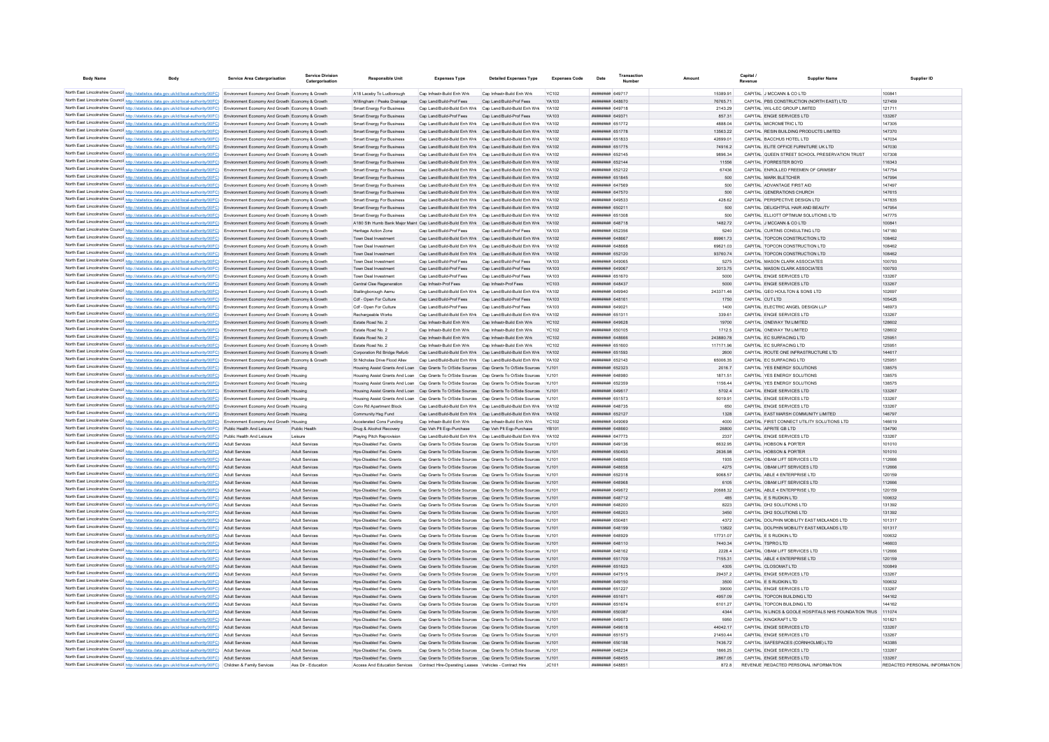| Body Name | Body | Service Area Catergorisation | Service Division Catergorisation | Responsible Unit | Expenses Type | Detailed Expenses Type | Expenses Code | Date | Transaction Number | Amount | Capital / Revenue | Supplier Name | Supplier ID |
|---|---|---|---|---|---|---|---|---|---|---|---|---|---|
| North East Lincolnshire Council | http://statistics.data.gov.uk/id/local-authority/00FC) | Environment Economy And Growth | Economy & Growth | A18 Laceby To Ludborough | Cap Infrastr-Build Enh Wrk | Cap Infrastr-Build Enh Wrk | YC102 | ######## | 649717 | 15389.91 | CAPITAL | J MCCANN & CO LTD | 100841 |
| North East Lincolnshire Council | http://statistics.data.gov.uk/id/local-authority/00FC) | Environment Economy And Growth | Economy & Growth | Willingham / Peaks Drainage | Cap Land/Build-Prof Fees | Cap Land/Build-Prof Fees | YA103 | ######## | 648670 | 76765.71 | CAPITAL | PBS CONSTRUCTION (NORTH EAST) LTD | 127459 |
| North East Lincolnshire Council | http://statistics.data.gov.uk/id/local-authority/00FC) | Environment Economy And Growth | Economy & Growth | Smart Energy For Business | Cap Land/Build-Build Enh Wrk | Cap Land/Build-Build Enh Wrk | YA102 | ######## | 649718 | 2143.29 | CAPITAL | WIL-LEC GROUP LIMITED | 121711 |
| North East Lincolnshire Council | http://statistics.data.gov.uk/id/local-authority/00FC) | Environment Economy And Growth | Economy & Growth | Smart Energy For Business | Cap Land/Build-Prof Fees | Cap Land/Build-Prof Fees | YA103 | ######## | 649371 | 857.31 | CAPITAL | ENGIE SERVICES LTD | 133267 |
| North East Lincolnshire Council | http://statistics.data.gov.uk/id/local-authority/00FC) | Environment Economy And Growth | Economy & Growth | Smart Energy For Business | Cap Land/Build-Build Enh Wrk | Cap Land/Build-Build Enh Wrk | YA102 | ######## | 651772 | 4888.04 | CAPITAL | MICROMETRIC LTD | 147305 |
| North East Lincolnshire Council | http://statistics.data.gov.uk/id/local-authority/00FC) | Environment Economy And Growth | Economy & Growth | Smart Energy For Business | Cap Land/Build-Build Enh Wrk | Cap Land/Build-Build Enh Wrk | YA102 | ######## | 651778 | 13563.22 | CAPITAL | RESIN BUILDING PRODUCTS LIMITED | 147370 |
| North East Lincolnshire Council | http://statistics.data.gov.uk/id/local-authority/00FC) | Environment Economy And Growth | Economy & Growth | Smart Energy For Business | Cap Land/Build-Build Enh Wrk | Cap Land/Build-Build Enh Wrk | YA102 | ######## | 651833 | 42699.01 | CAPITAL | BACCHUS HOTEL LTD | 147034 |
| North East Lincolnshire Council | http://statistics.data.gov.uk/id/local-authority/00FC) | Environment Economy And Growth | Economy & Growth | Smart Energy For Business | Cap Land/Build-Build Enh Wrk | Cap Land/Build-Build Enh Wrk | YA102 | ######## | 651775 | 74916.2 | CAPITAL | ELITE OFFICE FURNITURE UK LTD | 147030 |
| North East Lincolnshire Council | http://statistics.data.gov.uk/id/local-authority/00FC) | Environment Economy And Growth | Economy & Growth | Smart Energy For Business | Cap Land/Build-Build Enh Wrk | Cap Land/Build-Build Enh Wrk | YA102 | ######## | 652145 | 9896.34 | CAPITAL | QUEEN STREET SCHOOL PRESERVATION TRUST | 107308 |
| North East Lincolnshire Council | http://statistics.data.gov.uk/id/local-authority/00FC) | Environment Economy And Growth | Economy & Growth | Smart Energy For Business | Cap Land/Build-Build Enh Wrk | Cap Land/Build-Build Enh Wrk | YA102 | ######## | 652144 | 11556 | CAPITAL | FORRESTER BOYD | 116343 |
| North East Lincolnshire Council | http://statistics.data.gov.uk/id/local-authority/00FC) | Environment Economy And Growth | Economy & Growth | Smart Energy For Business | Cap Land/Build-Build Enh Wrk | Cap Land/Build-Build Enh Wrk | YA102 | ######## | 652122 | 67436 | CAPITAL | ENROLLED FREEMEN OF GRIMSBY | 147754 |
| North East Lincolnshire Council | http://statistics.data.gov.uk/id/local-authority/00FC) | Environment Economy And Growth | Economy & Growth | Smart Energy For Business | Cap Land/Build-Build Enh Wrk | Cap Land/Build-Build Enh Wrk | YA102 | ######## | 651845 | 500 | CAPITAL | MARK BLETCHER | 147994 |
| North East Lincolnshire Council | http://statistics.data.gov.uk/id/local-authority/00FC) | Environment Economy And Growth | Economy & Growth | Smart Energy For Business | Cap Land/Build-Build Enh Wrk | Cap Land/Build-Build Enh Wrk | YA102 | ######## | 647569 | 500 | CAPITAL | ADVANTAGE FIRST AID | 147497 |
| North East Lincolnshire Council | http://statistics.data.gov.uk/id/local-authority/00FC) | Environment Economy And Growth | Economy & Growth | Smart Energy For Business | Cap Land/Build-Build Enh Wrk | Cap Land/Build-Build Enh Wrk | YA102 | ######## | 647570 | 500 | CAPITAL | GENERATIONS CHURCH | 147615 |
| North East Lincolnshire Council | http://statistics.data.gov.uk/id/local-authority/00FC) | Environment Economy And Growth | Economy & Growth | Smart Energy For Business | Cap Land/Build-Build Enh Wrk | Cap Land/Build-Build Enh Wrk | YA102 | ######## | 649533 | 428.62 | CAPITAL | PERSPECTIVE DESIGN LTD | 147835 |
| North East Lincolnshire Council | http://statistics.data.gov.uk/id/local-authority/00FC) | Environment Economy And Growth | Economy & Growth | Smart Energy For Business | Cap Land/Build-Build Enh Wrk | Cap Land/Build-Build Enh Wrk | YA102 | ######## | 650211 | 500 | CAPITAL | DELIGHTFUL HAIR AND BEAUTY | 147954 |
| North East Lincolnshire Council | http://statistics.data.gov.uk/id/local-authority/00FC) | Environment Economy And Growth | Economy & Growth | Smart Energy For Business | Cap Land/Build-Build Enh Wrk | Cap Land/Build-Build Enh Wrk | YA102 | ######## | 651308 | 500 | CAPITAL | ELLIOTT OPTIMUM SOLUTIONS LTD | 147775 |
| North East Lincolnshire Council | http://statistics.data.gov.uk/id/local-authority/00FC) | Environment Economy And Growth | Economy & Growth | A180 Sth Humb Bank Major Maint | Cap Land/Build-Build Enh Wrk | Cap Land/Build-Build Enh Wrk | YA102 | ######## | 648718 | 1482.72 | CAPITAL | J MCCANN & CO LTD | 100841 |
| North East Lincolnshire Council | http://statistics.data.gov.uk/id/local-authority/00FC) | Environment Economy And Growth | Economy & Growth | Heritage Action Zone | Cap Land/Build-Prof Fees | Cap Land/Build-Prof Fees | YA103 | ######## | 652356 | 5240 | CAPITAL | CURTINS CONSULTING LTD | 147180 |
| North East Lincolnshire Council | http://statistics.data.gov.uk/id/local-authority/00FC) | Environment Economy And Growth | Economy & Growth | Town Deal Investment | Cap Land/Build-Build Enh Wrk | Cap Land/Build-Build Enh Wrk | YA102 | ######## | 648667 | 89961.73 | CAPITAL | TOPCON CONSTRUCTION LTD | 108462 |
| North East Lincolnshire Council | http://statistics.data.gov.uk/id/local-authority/00FC) | Environment Economy And Growth | Economy & Growth | Town Deal Investment | Cap Land/Build-Build Enh Wrk | Cap Land/Build-Build Enh Wrk | YA102 | ######## | 648668 | 69621.03 | CAPITAL | TOPCON CONSTRUCTION LTD | 108462 |
| North East Lincolnshire Council | http://statistics.data.gov.uk/id/local-authority/00FC) | Environment Economy And Growth | Economy & Growth | Town Deal Investment | Cap Land/Build-Build Enh Wrk | Cap Land/Build-Build Enh Wrk | YA102 | ######## | 652120 | 93760.74 | CAPITAL | TOPCON CONSTRUCTION LTD | 108462 |
| North East Lincolnshire Council | http://statistics.data.gov.uk/id/local-authority/00FC) | Environment Economy And Growth | Economy & Growth | Town Deal Investment | Cap Land/Build-Prof Fees | Cap Land/Build-Prof Fees | YA103 | ######## | 649065 | 5275 | CAPITAL | MASON CLARK ASSOCIATES | 100793 |
| North East Lincolnshire Council | http://statistics.data.gov.uk/id/local-authority/00FC) | Environment Economy And Growth | Economy & Growth | Town Deal Investment | Cap Land/Build-Prof Fees | Cap Land/Build-Prof Fees | YA103 | ######## | 649067 | 3013.75 | CAPITAL | MASON CLARK ASSOCIATES | 100793 |
| North East Lincolnshire Council | http://statistics.data.gov.uk/id/local-authority/00FC) | Environment Economy And Growth | Economy & Growth | Town Deal Investment | Cap Land/Build-Prof Fees | Cap Land/Build-Prof Fees | YA103 | ######## | 651870 | 5000 | CAPITAL | ENGIE SERVICES LTD | 133267 |
| North East Lincolnshire Council | http://statistics.data.gov.uk/id/local-authority/00FC) | Environment Economy And Growth | Economy & Growth | Central Clee Regeneration | Cap Infrastr-Prof Fees | Cap Infrastr-Prof Fees | YC103 | ######## | 648437 | 5000 | CAPITAL | ENGIE SERVICES LTD | 133267 |
| North East Lincolnshire Council | http://statistics.data.gov.uk/id/local-authority/00FC) | Environment Economy And Growth | Economy & Growth | Stallingborough Aemu | Cap Land/Build-Build Enh Wrk | Cap Land/Build-Build Enh Wrk | YA102 | ######## | 648940 | 243371.46 | CAPITAL | GEO HOULTON & SONS LTD | 102697 |
| North East Lincolnshire Council | http://statistics.data.gov.uk/id/local-authority/00FC) | Environment Economy And Growth | Economy & Growth | Cdf - Open For Culture | Cap Land/Build-Prof Fees | Cap Land/Build-Prof Fees | YA103 | ######## | 648161 | 1750 | CAPITAL | CUT LTD | 105425 |
| North East Lincolnshire Council | http://statistics.data.gov.uk/id/local-authority/00FC) | Environment Economy And Growth | Economy & Growth | Cdf - Open For Culture | Cap Land/Build-Prof Fees | Cap Land/Build-Prof Fees | YA103 | ######## | 649021 | 1400 | CAPITAL | ELECTRIC ANGEL DESIGN LLP | 146973 |
| North East Lincolnshire Council | http://statistics.data.gov.uk/id/local-authority/00FC) | Environment Economy And Growth | Economy & Growth | Rechargeable Works | Cap Land/Build-Build Enh Wrk | Cap Land/Build-Build Enh Wrk | YA102 | ######## | 651311 | 339.61 | CAPITAL | ENGIE SERVICES LTD | 133267 |
| North East Lincolnshire Council | http://statistics.data.gov.uk/id/local-authority/00FC) | Environment Economy And Growth | Economy & Growth | Estate Road No. 2 | Cap Infrastr-Build Enh Wrk | Cap Infrastr-Build Enh Wrk | YC102 | ######## | 649628 | 19700 | CAPITAL | ONEWAY TM LIMITED | 128602 |
| North East Lincolnshire Council | http://statistics.data.gov.uk/id/local-authority/00FC) | Environment Economy And Growth | Economy & Growth | Estate Road No. 2 | Cap Infrastr-Build Enh Wrk | Cap Infrastr-Build Enh Wrk | YC102 | ######## | 650105 | 1712.5 | CAPITAL | ONEWAY TM LIMITED | 128602 |
| North East Lincolnshire Council | http://statistics.data.gov.uk/id/local-authority/00FC) | Environment Economy And Growth | Economy & Growth | Estate Road No. 2 | Cap Infrastr-Build Enh Wrk | Cap Infrastr-Build Enh Wrk | YC102 | ######## | 648666 | 243880.78 | CAPITAL | EC SURFACING LTD | 125951 |
| North East Lincolnshire Council | http://statistics.data.gov.uk/id/local-authority/00FC) | Environment Economy And Growth | Economy & Growth | Estate Road No. 2 | Cap Infrastr-Build Enh Wrk | Cap Infrastr-Build Enh Wrk | YC102 | ######## | 651600 | 117171.96 | CAPITAL | EC SURFACING LTD | 125951 |
| North East Lincolnshire Council | http://statistics.data.gov.uk/id/local-authority/00FC) | Environment Economy And Growth | Economy & Growth | Corporation Rd Bridge Refurb | Cap Land/Build-Build Enh Wrk | Cap Land/Build-Build Enh Wrk | YA102 | ######## | 651593 | 2600 | CAPITAL | ROUTE ONE INFRASTRUCTURE LTD | 144617 |
| North East Lincolnshire Council | http://statistics.data.gov.uk/id/local-authority/00FC) | Environment Economy And Growth | Economy & Growth | St Nicholas Drive Flood Allev | Cap Land/Build-Build Enh Wrk | Cap Land/Build-Build Enh Wrk | YA102 | ######## | 652143 | 65006.35 | CAPITAL | EC SURFACING LTD | 125951 |
| North East Lincolnshire Council | http://statistics.data.gov.uk/id/local-authority/00FC) | Environment Economy And Growth | Housing | Housing Assist Grants And Loan | Cap Grants To O/Side Sources | Cap Grants To O/Side Sources | YJ101 | ######## | 652323 | 2016.7 | CAPITAL | YES ENERGY SOLUTIONS | 138575 |
| North East Lincolnshire Council | http://statistics.data.gov.uk/id/local-authority/00FC) | Environment Economy And Growth | Housing | Housing Assist Grants And Loan | Cap Grants To O/Side Sources | Cap Grants To O/Side Sources | YJ101 | ######## | 648980 | 1871.51 | CAPITAL | YES ENERGY SOLUTIONS | 138575 |
| North East Lincolnshire Council | http://statistics.data.gov.uk/id/local-authority/00FC) | Environment Economy And Growth | Housing | Housing Assist Grants And Loan | Cap Grants To O/Side Sources | Cap Grants To O/Side Sources | YJ101 | ######## | 652359 | 1156.44 | CAPITAL | YES ENERGY SOLUTIONS | 138575 |
| North East Lincolnshire Council | http://statistics.data.gov.uk/id/local-authority/00FC) | Environment Economy And Growth | Housing | Housing Assist Grants And Loan | Cap Grants To O/Side Sources | Cap Grants To O/Side Sources | YJ101 | ######## | 649617 | 5702.4 | CAPITAL | ENGIE SERVICES LTD | 133267 |
| North East Lincolnshire Council | http://statistics.data.gov.uk/id/local-authority/00FC) | Environment Economy And Growth | Housing | Housing Assist Grants And Loan | Cap Grants To O/Side Sources | Cap Grants To O/Side Sources | YJ101 | ######## | 651573 | 5019.91 | CAPITAL | ENGIE SERVICES LTD | 133267 |
| North East Lincolnshire Council | http://statistics.data.gov.uk/id/local-authority/00FC) | Environment Economy And Growth | Housing | Conv Rd Apartment Block | Cap Land/Build-Build Enh Wrk | Cap Land/Build-Build Enh Wrk | YA102 | ######## | 648735 | 650 | CAPITAL | ENGIE SERVICES LTD | 133267 |
| North East Lincolnshire Council | http://statistics.data.gov.uk/id/local-authority/00FC) | Environment Economy And Growth | Housing | Community Hsg Fund | Cap Land/Build-Build Enh Wrk | Cap Land/Build-Build Enh Wrk | YA102 | ######## | 652127 | 1328 | CAPITAL | EAST MARSH COMMUNITY LIMITED | 146797 |
| North East Lincolnshire Council | http://statistics.data.gov.uk/id/local-authority/00FC) | Environment Economy And Growth | Housing | Accelerated Cons Funding | Cap Infrastr-Build Enh Wrk | Cap Infrastr-Build Enh Wrk | YC102 | ######## | 649069 | 4000 | CAPITAL | FIRST CONNECT UTILITY SOLUTIONS LTD | 146619 |
| North East Lincolnshire Council | http://statistics.data.gov.uk/id/local-authority/00FC) | Public Health And Leisure | Public Health | Drug & Alcohol Recovery | Cap Veh Plt Eqp-Purchase | Cap Veh Plt Eqp-Purchase | YB101 | ######## | 648660 | 26800 | CAPITAL | APRITE GB LTD | 134790 |
| North East Lincolnshire Council | http://statistics.data.gov.uk/id/local-authority/00FC) | Public Health And Leisure | Leisure | Playing Pitch Reprovision | Cap Land/Build-Build Enh Wrk | Cap Land/Build-Build Enh Wrk | YA102 | ######## | 647773 | 2337 | CAPITAL | ENGIE SERVICES LTD | 133267 |
| North East Lincolnshire Council | http://statistics.data.gov.uk/id/local-authority/00FC) | Adult Services | Adult Services | Hps-Disabled Fac. Grants | Cap Grants To O/Side Sources | Cap Grants To O/Side Sources | YJ101 | ######## | 649136 | 6632.95 | CAPITAL | HOBSON & PORTER | 101010 |
| North East Lincolnshire Council | http://statistics.data.gov.uk/id/local-authority/00FC) | Adult Services | Adult Services | Hps-Disabled Fac. Grants | Cap Grants To O/Side Sources | Cap Grants To O/Side Sources | YJ101 | ######## | 650493 | 2636.98 | CAPITAL | HOBSON & PORTER | 101010 |
| North East Lincolnshire Council | http://statistics.data.gov.uk/id/local-authority/00FC) | Adult Services | Adult Services | Hps-Disabled Fac. Grants | Cap Grants To O/Side Sources | Cap Grants To O/Side Sources | YJ101 | ######## | 648656 | 1935 | CAPITAL | OBAM LIFT SERVICES LTD | 112666 |
| North East Lincolnshire Council | http://statistics.data.gov.uk/id/local-authority/00FC) | Adult Services | Adult Services | Hps-Disabled Fac. Grants | Cap Grants To O/Side Sources | Cap Grants To O/Side Sources | YJ101 | ######## | 648658 | 4275 | CAPITAL | OBAM LIFT SERVICES LTD | 112666 |
| North East Lincolnshire Council | http://statistics.data.gov.uk/id/local-authority/00FC) | Adult Services | Adult Services | Hps-Disabled Fac. Grants | Cap Grants To O/Side Sources | Cap Grants To O/Side Sources | YJ101 | ######## | 652318 | 9068.57 | CAPITAL | ABLE 4 ENTERPRISE LTD | 120159 |
| North East Lincolnshire Council | http://statistics.data.gov.uk/id/local-authority/00FC) | Adult Services | Adult Services | Hps-Disabled Fac. Grants | Cap Grants To O/Side Sources | Cap Grants To O/Side Sources | YJ101 | ######## | 648968 | 6105 | CAPITAL | OBAM LIFT SERVICES LTD | 112666 |
| North East Lincolnshire Council | http://statistics.data.gov.uk/id/local-authority/00FC) | Adult Services | Adult Services | Hps-Disabled Fac. Grants | Cap Grants To O/Side Sources | Cap Grants To O/Side Sources | YJ101 | ######## | 649672 | 20686.32 | CAPITAL | ABLE 4 ENTERPRISE LTD | 120159 |
| North East Lincolnshire Council | http://statistics.data.gov.uk/id/local-authority/00FC) | Adult Services | Adult Services | Hps-Disabled Fac. Grants | Cap Grants To O/Side Sources | Cap Grants To O/Side Sources | YJ101 | ######## | 648712 | 485 | CAPITAL | E S RUDKIN LTD | 100632 |
| North East Lincolnshire Council | http://statistics.data.gov.uk/id/local-authority/00FC) | Adult Services | Adult Services | Hps-Disabled Fac. Grants | Cap Grants To O/Side Sources | Cap Grants To O/Side Sources | YJ101 | ######## | 648200 | 8223 | CAPITAL | DH2 SOLUTIONS LTD | 131392 |
| North East Lincolnshire Council | http://statistics.data.gov.uk/id/local-authority/00FC) | Adult Services | Adult Services | Hps-Disabled Fac. Grants | Cap Grants To O/Side Sources | Cap Grants To O/Side Sources | YJ101 | ######## | 648203 | 3450 | CAPITAL | DH2 SOLUTIONS LTD | 131392 |
| North East Lincolnshire Council | http://statistics.data.gov.uk/id/local-authority/00FC) | Adult Services | Adult Services | Hps-Disabled Fac. Grants | Cap Grants To O/Side Sources | Cap Grants To O/Side Sources | YJ101 | ######## | 650481 | 4372 | CAPITAL | DOLPHIN MOBILITY EAST MIDLANDS LTD | 101317 |
| North East Lincolnshire Council | http://statistics.data.gov.uk/id/local-authority/00FC) | Adult Services | Adult Services | Hps-Disabled Fac. Grants | Cap Grants To O/Side Sources | Cap Grants To O/Side Sources | YJ101 | ######## | 648199 | 13822 | CAPITAL | DOLPHIN MOBILITY EAST MIDLANDS LTD | 101317 |
| North East Lincolnshire Council | http://statistics.data.gov.uk/id/local-authority/00FC) | Adult Services | Adult Services | Hps-Disabled Fac. Grants | Cap Grants To O/Side Sources | Cap Grants To O/Side Sources | YJ101 | ######## | 648929 | 17731.07 | CAPITAL | E S RUDKIN LTD | 100632 |
| North East Lincolnshire Council | http://statistics.data.gov.uk/id/local-authority/00FC) | Adult Services | Adult Services | Hps-Disabled Fac. Grants | Cap Grants To O/Side Sources | Cap Grants To O/Side Sources | YJ101 | ######## | 648110 | 7440.34 | CAPITAL | TSPRO LTD | 146603 |
| North East Lincolnshire Council | http://statistics.data.gov.uk/id/local-authority/00FC) | Adult Services | Adult Services | Hps-Disabled Fac. Grants | Cap Grants To O/Side Sources | Cap Grants To O/Side Sources | YJ101 | ######## | 648162 | 2228.4 | CAPITAL | OBAM LIFT SERVICES LTD | 112666 |
| North East Lincolnshire Council | http://statistics.data.gov.uk/id/local-authority/00FC) | Adult Services | Adult Services | Hps-Disabled Fac. Grants | Cap Grants To O/Side Sources | Cap Grants To O/Side Sources | YJ101 | ######## | 651709 | 7155.31 | CAPITAL | ABLE 4 ENTERPRISE LTD | 120159 |
| North East Lincolnshire Council | http://statistics.data.gov.uk/id/local-authority/00FC) | Adult Services | Adult Services | Hps-Disabled Fac. Grants | Cap Grants To O/Side Sources | Cap Grants To O/Side Sources | YJ101 | ######## | 651623 | 4305 | CAPITAL | CLOSOMAT LTD | 100849 |
| North East Lincolnshire Council | http://statistics.data.gov.uk/id/local-authority/00FC) | Adult Services | Adult Services | Hps-Disabled Fac. Grants | Cap Grants To O/Side Sources | Cap Grants To O/Side Sources | YJ101 | ######## | 647515 | 29437.2 | CAPITAL | ENGIE SERVICES LTD | 133267 |
| North East Lincolnshire Council | http://statistics.data.gov.uk/id/local-authority/00FC) | Adult Services | Adult Services | Hps-Disabled Fac. Grants | Cap Grants To O/Side Sources | Cap Grants To O/Side Sources | YJ101 | ######## | 649150 | 3500 | CAPITAL | E S RUDKIN LTD | 100632 |
| North East Lincolnshire Council | http://statistics.data.gov.uk/id/local-authority/00FC) | Adult Services | Adult Services | Hps-Disabled Fac. Grants | Cap Grants To O/Side Sources | Cap Grants To O/Side Sources | YJ101 | ######## | 651227 | 39000 | CAPITAL | ENGIE SERVICES LTD | 133267 |
| North East Lincolnshire Council | http://statistics.data.gov.uk/id/local-authority/00FC) | Adult Services | Adult Services | Hps-Disabled Fac. Grants | Cap Grants To O/Side Sources | Cap Grants To O/Side Sources | YJ101 | ######## | 651671 | 4957.09 | CAPITAL | TOPCON BUILDING LTD | 144162 |
| North East Lincolnshire Council | http://statistics.data.gov.uk/id/local-authority/00FC) | Adult Services | Adult Services | Hps-Disabled Fac. Grants | Cap Grants To O/Side Sources | Cap Grants To O/Side Sources | YJ101 | ######## | 651674 | 6101.27 | CAPITAL | TOPCON BUILDING LTD | 144162 |
| North East Lincolnshire Council | http://statistics.data.gov.uk/id/local-authority/00FC) | Adult Services | Adult Services | Hps-Disabled Fac. Grants | Cap Grants To O/Side Sources | Cap Grants To O/Side Sources | YJ101 | ######## | 650087 | 4344 | CAPITAL | N LINCS & GOOLE HOSPITALS NHS FOUNDATION TRUS | 111074 |
| North East Lincolnshire Council | http://statistics.data.gov.uk/id/local-authority/00FC) | Adult Services | Adult Services | Hps-Disabled Fac. Grants | Cap Grants To O/Side Sources | Cap Grants To O/Side Sources | YJ101 | ######## | 649673 | 5950 | CAPITAL | KINGKRAFT LTD | 101821 |
| North East Lincolnshire Council | http://statistics.data.gov.uk/id/local-authority/00FC) | Adult Services | Adult Services | Hps-Disabled Fac. Grants | Cap Grants To O/Side Sources | Cap Grants To O/Side Sources | YJ101 | ######## | 649618 | 44042.17 | CAPITAL | ENGIE SERVICES LTD | 133267 |
| North East Lincolnshire Council | http://statistics.data.gov.uk/id/local-authority/00FC) | Adult Services | Adult Services | Hps-Disabled Fac. Grants | Cap Grants To O/Side Sources | Cap Grants To O/Side Sources | YJ101 | ######## | 651575 | 21450.44 | CAPITAL | ENGIE SERVICES LTD | 133267 |
| North East Lincolnshire Council | http://statistics.data.gov.uk/id/local-authority/00FC) | Adult Services | Adult Services | Hps-Disabled Fac. Grants | Cap Grants To O/Side Sources | Cap Grants To O/Side Sources | YJ101 | ######## | 650188 | 7436.72 | CAPITAL | SAFESPACES (CORNHOLME) LTD | 143385 |
| North East Lincolnshire Council | http://statistics.data.gov.uk/id/local-authority/00FC) | Adult Services | Adult Services | Hps-Disabled Fac. Grants | Cap Grants To O/Side Sources | Cap Grants To O/Side Sources | YJ101 | ######## | 648234 | 1866.25 | CAPITAL | ENGIE SERVICES LTD | 133267 |
| North East Lincolnshire Council | http://statistics.data.gov.uk/id/local-authority/00FC) | Adult Services | Adult Services | Hps-Disabled Fac. Grants | Cap Grants To O/Side Sources | Cap Grants To O/Side Sources | YJ101 | ######## | 648455 | 2867.05 | CAPITAL | ENGIE SERVICES LTD | 133267 |
| North East Lincolnshire Council | http://statistics.data.gov.uk/id/local-authority/00FC) | Children & Family Services | Ass Dir - Education | Access And Education Services | Contract Hire-Operating Leases | Vehicles - Contract Hire | JC101 | ######## | 648851 | 872.8 | REVENUE | REDACTED PERSONAL INFORMATION | REDACTED PERSONAL INFORMATION |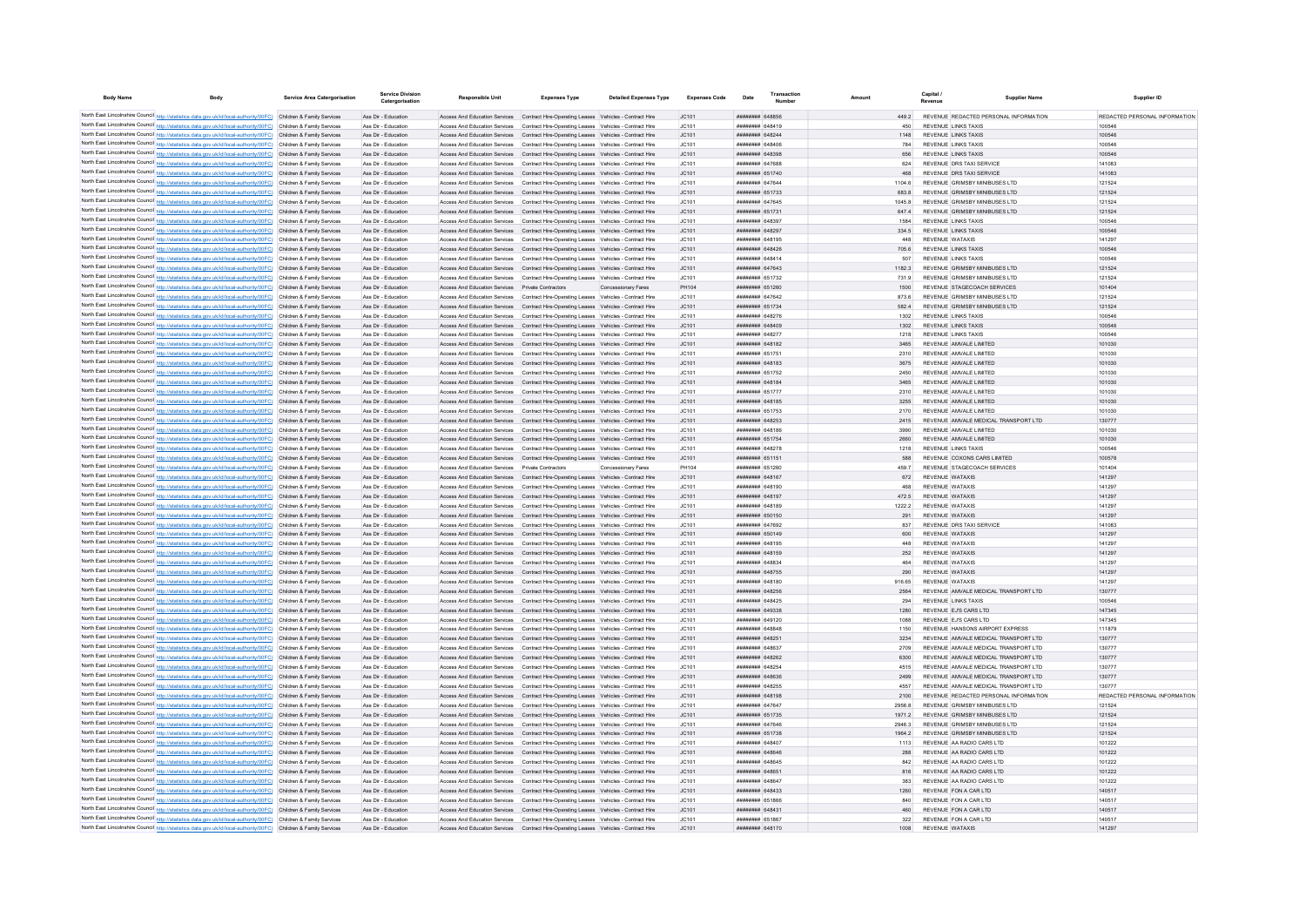| Body Name | Body | Service Area Catergorisation | Service Division Catergorisation | Responsible Unit | Expenses Type | Detailed Expenses Type | Expenses Code | Date | Transaction Number | Amount | Capital / Revenue | Supplier Name | Supplier ID |
|---|---|---|---|---|---|---|---|---|---|---|---|---|---|
| North East Lincolnshire Council | http://statistics.data.gov.uk/id/local-authority/00FC | Children & Family Services | Ass Dir - Education | Access And Education Services | Contract Hire-Operating Leases | Vehicles - Contract Hire | JC101 | ######## | 648856 | 449.2 | REVENUE | REDACTED PERSONAL INFORMATION | REDACTED PERSONAL INFORMATION |
| North East Lincolnshire Council | http://statistics.data.gov.uk/id/local-authority/00FC | Children & Family Services | Ass Dir - Education | Access And Education Services | Contract Hire-Operating Leases | Vehicles - Contract Hire | JC101 | ######## | 648419 | 450 | REVENUE | LINKS TAXIS | 100546 |
| North East Lincolnshire Council | http://statistics.data.gov.uk/id/local-authority/00FC | Children & Family Services | Ass Dir - Education | Access And Education Services | Contract Hire-Operating Leases | Vehicles - Contract Hire | JC101 | ######## | 648244 | 1148 | REVENUE | LINKS TAXIS | 100546 |
| North East Lincolnshire Council | http://statistics.data.gov.uk/id/local-authority/00FC | Children & Family Services | Ass Dir - Education | Access And Education Services | Contract Hire-Operating Leases | Vehicles - Contract Hire | JC101 | ######## | 648406 | 784 | REVENUE | LINKS TAXIS | 100546 |
| North East Lincolnshire Council | http://statistics.data.gov.uk/id/local-authority/00FC | Children & Family Services | Ass Dir - Education | Access And Education Services | Contract Hire-Operating Leases | Vehicles - Contract Hire | JC101 | ######## | 648398 | 656 | REVENUE | LINKS TAXIS | 100546 |
| North East Lincolnshire Council | http://statistics.data.gov.uk/id/local-authority/00FC | Children & Family Services | Ass Dir - Education | Access And Education Services | Contract Hire-Operating Leases | Vehicles - Contract Hire | JC101 | ######## | 647688 | 624 | REVENUE | DRS TAXI SERVICE | 141083 |
| North East Lincolnshire Council | http://statistics.data.gov.uk/id/local-authority/00FC | Children & Family Services | Ass Dir - Education | Access And Education Services | Contract Hire-Operating Leases | Vehicles - Contract Hire | JC101 | ######## | 651740 | 468 | REVENUE | DRS TAXI SERVICE | 141083 |
| North East Lincolnshire Council | http://statistics.data.gov.uk/id/local-authority/00FC | Children & Family Services | Ass Dir - Education | Access And Education Services | Contract Hire-Operating Leases | Vehicles - Contract Hire | JC101 | ######## | 647644 | 1104.6 | REVENUE | GRIMSBY MINIBUSES LTD | 121524 |
| North East Lincolnshire Council | http://statistics.data.gov.uk/id/local-authority/00FC | Children & Family Services | Ass Dir - Education | Access And Education Services | Contract Hire-Operating Leases | Vehicles - Contract Hire | JC101 | ######## | 651733 | 683.8 | REVENUE | GRIMSBY MINIBUSES LTD | 121524 |
| North East Lincolnshire Council | http://statistics.data.gov.uk/id/local-authority/00FC | Children & Family Services | Ass Dir - Education | Access And Education Services | Contract Hire-Operating Leases | Vehicles - Contract Hire | JC101 | ######## | 647645 | 1045.8 | REVENUE | GRIMSBY MINIBUSES LTD | 121524 |
| North East Lincolnshire Council | http://statistics.data.gov.uk/id/local-authority/00FC | Children & Family Services | Ass Dir - Education | Access And Education Services | Contract Hire-Operating Leases | Vehicles - Contract Hire | JC101 | ######## | 651731 | 647.4 | REVENUE | GRIMSBY MINIBUSES LTD | 121524 |
| North East Lincolnshire Council | http://statistics.data.gov.uk/id/local-authority/00FC | Children & Family Services | Ass Dir - Education | Access And Education Services | Contract Hire-Operating Leases | Vehicles - Contract Hire | JC101 | ######## | 648397 | 1584 | REVENUE | LINKS TAXIS | 100546 |
| North East Lincolnshire Council | http://statistics.data.gov.uk/id/local-authority/00FC | Children & Family Services | Ass Dir - Education | Access And Education Services | Contract Hire-Operating Leases | Vehicles - Contract Hire | JC101 | ######## | 648297 | 334.5 | REVENUE | LINKS TAXIS | 100546 |
| North East Lincolnshire Council | http://statistics.data.gov.uk/id/local-authority/00FC | Children & Family Services | Ass Dir - Education | Access And Education Services | Contract Hire-Operating Leases | Vehicles - Contract Hire | JC101 | ######## | 648195 | 448 | REVENUE | WATAXIS | 141297 |
| North East Lincolnshire Council | http://statistics.data.gov.uk/id/local-authority/00FC | Children & Family Services | Ass Dir - Education | Access And Education Services | Contract Hire-Operating Leases | Vehicles - Contract Hire | JC101 | ######## | 648426 | 705.6 | REVENUE | LINKS TAXIS | 100546 |
| North East Lincolnshire Council | http://statistics.data.gov.uk/id/local-authority/00FC | Children & Family Services | Ass Dir - Education | Access And Education Services | Contract Hire-Operating Leases | Vehicles - Contract Hire | JC101 | ######## | 648414 | 507 | REVENUE | LINKS TAXIS | 100546 |
| North East Lincolnshire Council | http://statistics.data.gov.uk/id/local-authority/00FC | Children & Family Services | Ass Dir - Education | Access And Education Services | Contract Hire-Operating Leases | Vehicles - Contract Hire | JC101 | ######## | 647643 | 1182.3 | REVENUE | GRIMSBY MINIBUSES LTD | 121524 |
| North East Lincolnshire Council | http://statistics.data.gov.uk/id/local-authority/00FC | Children & Family Services | Ass Dir - Education | Access And Education Services | Contract Hire-Operating Leases | Vehicles - Contract Hire | JC101 | ######## | 651732 | 731.9 | REVENUE | GRIMSBY MINIBUSES LTD | 121524 |
| North East Lincolnshire Council | http://statistics.data.gov.uk/id/local-authority/00FC | Children & Family Services | Ass Dir - Education | Access And Education Services | Private Contractors | Concessionary Fares | PH104 | ######## | 651260 | 1500 | REVENUE | STAGECOACH SERVICES | 101404 |
| North East Lincolnshire Council | http://statistics.data.gov.uk/id/local-authority/00FC | Children & Family Services | Ass Dir - Education | Access And Education Services | Contract Hire-Operating Leases | Vehicles - Contract Hire | JC101 | ######## | 647642 | 873.6 | REVENUE | GRIMSBY MINIBUSES LTD | 121524 |
| North East Lincolnshire Council | http://statistics.data.gov.uk/id/local-authority/00FC | Children & Family Services | Ass Dir - Education | Access And Education Services | Contract Hire-Operating Leases | Vehicles - Contract Hire | JC101 | ######## | 651734 | 582.4 | REVENUE | GRIMSBY MINIBUSES LTD | 121524 |
| North East Lincolnshire Council | http://statistics.data.gov.uk/id/local-authority/00FC | Children & Family Services | Ass Dir - Education | Access And Education Services | Contract Hire-Operating Leases | Vehicles - Contract Hire | JC101 | ######## | 648276 | 1302 | REVENUE | LINKS TAXIS | 100546 |
| North East Lincolnshire Council | http://statistics.data.gov.uk/id/local-authority/00FC | Children & Family Services | Ass Dir - Education | Access And Education Services | Contract Hire-Operating Leases | Vehicles - Contract Hire | JC101 | ######## | 648409 | 1302 | REVENUE | LINKS TAXIS | 100546 |
| North East Lincolnshire Council | http://statistics.data.gov.uk/id/local-authority/00FC | Children & Family Services | Ass Dir - Education | Access And Education Services | Contract Hire-Operating Leases | Vehicles - Contract Hire | JC101 | ######## | 648277 | 1218 | REVENUE | LINKS TAXIS | 100546 |
| North East Lincolnshire Council | http://statistics.data.gov.uk/id/local-authority/00FC | Children & Family Services | Ass Dir - Education | Access And Education Services | Contract Hire-Operating Leases | Vehicles - Contract Hire | JC101 | ######## | 648182 | 3465 | REVENUE | AMVALE LIMITED | 101030 |
| North East Lincolnshire Council | http://statistics.data.gov.uk/id/local-authority/00FC | Children & Family Services | Ass Dir - Education | Access And Education Services | Contract Hire-Operating Leases | Vehicles - Contract Hire | JC101 | ######## | 651751 | 2310 | REVENUE | AMVALE LIMITED | 101030 |
| North East Lincolnshire Council | http://statistics.data.gov.uk/id/local-authority/00FC | Children & Family Services | Ass Dir - Education | Access And Education Services | Contract Hire-Operating Leases | Vehicles - Contract Hire | JC101 | ######## | 648183 | 3675 | REVENUE | AMVALE LIMITED | 101030 |
| North East Lincolnshire Council | http://statistics.data.gov.uk/id/local-authority/00FC | Children & Family Services | Ass Dir - Education | Access And Education Services | Contract Hire-Operating Leases | Vehicles - Contract Hire | JC101 | ######## | 651752 | 2450 | REVENUE | AMVALE LIMITED | 101030 |
| North East Lincolnshire Council | http://statistics.data.gov.uk/id/local-authority/00FC | Children & Family Services | Ass Dir - Education | Access And Education Services | Contract Hire-Operating Leases | Vehicles - Contract Hire | JC101 | ######## | 648184 | 3465 | REVENUE | AMVALE LIMITED | 101030 |
| North East Lincolnshire Council | http://statistics.data.gov.uk/id/local-authority/00FC | Children & Family Services | Ass Dir - Education | Access And Education Services | Contract Hire-Operating Leases | Vehicles - Contract Hire | JC101 | ######## | 651777 | 2310 | REVENUE | AMVALE LIMITED | 101030 |
| North East Lincolnshire Council | http://statistics.data.gov.uk/id/local-authority/00FC | Children & Family Services | Ass Dir - Education | Access And Education Services | Contract Hire-Operating Leases | Vehicles - Contract Hire | JC101 | ######## | 648185 | 3255 | REVENUE | AMVALE LIMITED | 101030 |
| North East Lincolnshire Council | http://statistics.data.gov.uk/id/local-authority/00FC | Children & Family Services | Ass Dir - Education | Access And Education Services | Contract Hire-Operating Leases | Vehicles - Contract Hire | JC101 | ######## | 651753 | 2170 | REVENUE | AMVALE LIMITED | 101030 |
| North East Lincolnshire Council | http://statistics.data.gov.uk/id/local-authority/00FC | Children & Family Services | Ass Dir - Education | Access And Education Services | Contract Hire-Operating Leases | Vehicles - Contract Hire | JC101 | ######## | 648253 | 2415 | REVENUE | AMVALE MEDICAL TRANSPORT LTD | 130777 |
| North East Lincolnshire Council | http://statistics.data.gov.uk/id/local-authority/00FC | Children & Family Services | Ass Dir - Education | Access And Education Services | Contract Hire-Operating Leases | Vehicles - Contract Hire | JC101 | ######## | 648186 | 3990 | REVENUE | AMVALE LIMITED | 101030 |
| North East Lincolnshire Council | http://statistics.data.gov.uk/id/local-authority/00FC | Children & Family Services | Ass Dir - Education | Access And Education Services | Contract Hire-Operating Leases | Vehicles - Contract Hire | JC101 | ######## | 651754 | 2660 | REVENUE | AMVALE LIMITED | 101030 |
| North East Lincolnshire Council | http://statistics.data.gov.uk/id/local-authority/00FC | Children & Family Services | Ass Dir - Education | Access And Education Services | Contract Hire-Operating Leases | Vehicles - Contract Hire | JC101 | ######## | 648278 | 1218 | REVENUE | LINKS TAXIS | 100546 |
| North East Lincolnshire Council | http://statistics.data.gov.uk/id/local-authority/00FC | Children & Family Services | Ass Dir - Education | Access And Education Services | Contract Hire-Operating Leases | Vehicles - Contract Hire | JC101 | ######## | 651151 | 588 | REVENUE | COXONS CARS LIMITED | 100578 |
| North East Lincolnshire Council | http://statistics.data.gov.uk/id/local-authority/00FC | Children & Family Services | Ass Dir - Education | Access And Education Services | Private Contractors | Concessionary Fares | PH104 | ######## | 651260 | 459.7 | REVENUE | STAGECOACH SERVICES | 101404 |
| North East Lincolnshire Council | http://statistics.data.gov.uk/id/local-authority/00FC | Children & Family Services | Ass Dir - Education | Access And Education Services | Contract Hire-Operating Leases | Vehicles - Contract Hire | JC101 | ######## | 648167 | 672 | REVENUE | WATAXIS | 141297 |
| North East Lincolnshire Council | http://statistics.data.gov.uk/id/local-authority/00FC | Children & Family Services | Ass Dir - Education | Access And Education Services | Contract Hire-Operating Leases | Vehicles - Contract Hire | JC101 | ######## | 648190 | 468 | REVENUE | WATAXIS | 141297 |
| North East Lincolnshire Council | http://statistics.data.gov.uk/id/local-authority/00FC | Children & Family Services | Ass Dir - Education | Access And Education Services | Contract Hire-Operating Leases | Vehicles - Contract Hire | JC101 | ######## | 648197 | 472.5 | REVENUE | WATAXIS | 141297 |
| North East Lincolnshire Council | http://statistics.data.gov.uk/id/local-authority/00FC | Children & Family Services | Ass Dir - Education | Access And Education Services | Contract Hire-Operating Leases | Vehicles - Contract Hire | JC101 | ######## | 648189 | 1222.2 | REVENUE | WATAXIS | 141297 |
| North East Lincolnshire Council | http://statistics.data.gov.uk/id/local-authority/00FC | Children & Family Services | Ass Dir - Education | Access And Education Services | Contract Hire-Operating Leases | Vehicles - Contract Hire | JC101 | ######## | 650150 | 291 | REVENUE | WATAXIS | 141297 |
| North East Lincolnshire Council | http://statistics.data.gov.uk/id/local-authority/00FC | Children & Family Services | Ass Dir - Education | Access And Education Services | Contract Hire-Operating Leases | Vehicles - Contract Hire | JC101 | ######## | 647692 | 837 | REVENUE | DRS TAXI SERVICE | 141083 |
| North East Lincolnshire Council | http://statistics.data.gov.uk/id/local-authority/00FC | Children & Family Services | Ass Dir - Education | Access And Education Services | Contract Hire-Operating Leases | Vehicles - Contract Hire | JC101 | ######## | 650149 | 600 | REVENUE | WATAXIS | 141297 |
| North East Lincolnshire Council | http://statistics.data.gov.uk/id/local-authority/00FC | Children & Family Services | Ass Dir - Education | Access And Education Services | Contract Hire-Operating Leases | Vehicles - Contract Hire | JC101 | ######## | 648195 | 448 | REVENUE | WATAXIS | 141297 |
| North East Lincolnshire Council | http://statistics.data.gov.uk/id/local-authority/00FC | Children & Family Services | Ass Dir - Education | Access And Education Services | Contract Hire-Operating Leases | Vehicles - Contract Hire | JC101 | ######## | 648159 | 252 | REVENUE | WATAXIS | 141297 |
| North East Lincolnshire Council | http://statistics.data.gov.uk/id/local-authority/00FC | Children & Family Services | Ass Dir - Education | Access And Education Services | Contract Hire-Operating Leases | Vehicles - Contract Hire | JC101 | ######## | 648834 | 464 | REVENUE | WATAXIS | 141297 |
| North East Lincolnshire Council | http://statistics.data.gov.uk/id/local-authority/00FC | Children & Family Services | Ass Dir - Education | Access And Education Services | Contract Hire-Operating Leases | Vehicles - Contract Hire | JC101 | ######## | 648755 | 290 | REVENUE | WATAXIS | 141297 |
| North East Lincolnshire Council | http://statistics.data.gov.uk/id/local-authority/00FC | Children & Family Services | Ass Dir - Education | Access And Education Services | Contract Hire-Operating Leases | Vehicles - Contract Hire | JC101 | ######## | 648180 | 916.65 | REVENUE | WATAXIS | 141297 |
| North East Lincolnshire Council | http://statistics.data.gov.uk/id/local-authority/00FC | Children & Family Services | Ass Dir - Education | Access And Education Services | Contract Hire-Operating Leases | Vehicles - Contract Hire | JC101 | ######## | 648256 | 2564 | REVENUE | AMVALE MEDICAL TRANSPORT LTD | 130777 |
| North East Lincolnshire Council | http://statistics.data.gov.uk/id/local-authority/00FC | Children & Family Services | Ass Dir - Education | Access And Education Services | Contract Hire-Operating Leases | Vehicles - Contract Hire | JC101 | ######## | 648425 | 294 | REVENUE | LINKS TAXIS | 100546 |
| North East Lincolnshire Council | http://statistics.data.gov.uk/id/local-authority/00FC | Children & Family Services | Ass Dir - Education | Access And Education Services | Contract Hire-Operating Leases | Vehicles - Contract Hire | JC101 | ######## | 649338 | 1280 | REVENUE | E.J'S CARS LTD | 147345 |
| North East Lincolnshire Council | http://statistics.data.gov.uk/id/local-authority/00FC | Children & Family Services | Ass Dir - Education | Access And Education Services | Contract Hire-Operating Leases | Vehicles - Contract Hire | JC101 | ######## | 649120 | 1088 | REVENUE | E.J'S CARS LTD | 147345 |
| North East Lincolnshire Council | http://statistics.data.gov.uk/id/local-authority/00FC | Children & Family Services | Ass Dir - Education | Access And Education Services | Contract Hire-Operating Leases | Vehicles - Contract Hire | JC101 | ######## | 648848 | 1150 | REVENUE | HANSONS AIRPORT EXPRESS | 111879 |
| North East Lincolnshire Council | http://statistics.data.gov.uk/id/local-authority/00FC | Children & Family Services | Ass Dir - Education | Access And Education Services | Contract Hire-Operating Leases | Vehicles - Contract Hire | JC101 | ######## | 648251 | 3234 | REVENUE | AMVALE MEDICAL TRANSPORT LTD | 130777 |
| North East Lincolnshire Council | http://statistics.data.gov.uk/id/local-authority/00FC | Children & Family Services | Ass Dir - Education | Access And Education Services | Contract Hire-Operating Leases | Vehicles - Contract Hire | JC101 | ######## | 648637 | 2709 | REVENUE | AMVALE MEDICAL TRANSPORT LTD | 130777 |
| North East Lincolnshire Council | http://statistics.data.gov.uk/id/local-authority/00FC | Children & Family Services | Ass Dir - Education | Access And Education Services | Contract Hire-Operating Leases | Vehicles - Contract Hire | JC101 | ######## | 648252 | 6300 | REVENUE | AMVALE MEDICAL TRANSPORT LTD | 130777 |
| North East Lincolnshire Council | http://statistics.data.gov.uk/id/local-authority/00FC | Children & Family Services | Ass Dir - Education | Access And Education Services | Contract Hire-Operating Leases | Vehicles - Contract Hire | JC101 | ######## | 648254 | 4515 | REVENUE | AMVALE MEDICAL TRANSPORT LTD | 130777 |
| North East Lincolnshire Council | http://statistics.data.gov.uk/id/local-authority/00FC | Children & Family Services | Ass Dir - Education | Access And Education Services | Contract Hire-Operating Leases | Vehicles - Contract Hire | JC101 | ######## | 648636 | 2499 | REVENUE | AMVALE MEDICAL TRANSPORT LTD | 130777 |
| North East Lincolnshire Council | http://statistics.data.gov.uk/id/local-authority/00FC | Children & Family Services | Ass Dir - Education | Access And Education Services | Contract Hire-Operating Leases | Vehicles - Contract Hire | JC101 | ######## | 648255 | 4557 | REVENUE | AMVALE MEDICAL TRANSPORT LTD | 130777 |
| North East Lincolnshire Council | http://statistics.data.gov.uk/id/local-authority/00FC | Children & Family Services | Ass Dir - Education | Access And Education Services | Contract Hire-Operating Leases | Vehicles - Contract Hire | JC101 | ######## | 648198 | 2100 | REVENUE | REDACTED PERSONAL INFORMATION | REDACTED PERSONAL INFORMATION |
| North East Lincolnshire Council | http://statistics.data.gov.uk/id/local-authority/00FC | Children & Family Services | Ass Dir - Education | Access And Education Services | Contract Hire-Operating Leases | Vehicles - Contract Hire | JC101 | ######## | 647647 | 2956.8 | REVENUE | GRIMSBY MINIBUSES LTD | 121524 |
| North East Lincolnshire Council | http://statistics.data.gov.uk/id/local-authority/00FC | Children & Family Services | Ass Dir - Education | Access And Education Services | Contract Hire-Operating Leases | Vehicles - Contract Hire | JC101 | ######## | 651735 | 1971.2 | REVENUE | GRIMSBY MINIBUSES LTD | 121524 |
| North East Lincolnshire Council | http://statistics.data.gov.uk/id/local-authority/00FC | Children & Family Services | Ass Dir - Education | Access And Education Services | Contract Hire-Operating Leases | Vehicles - Contract Hire | JC101 | ######## | 647646 | 2946.3 | REVENUE | GRIMSBY MINIBUSES LTD | 121524 |
| North East Lincolnshire Council | http://statistics.data.gov.uk/id/local-authority/00FC | Children & Family Services | Ass Dir - Education | Access And Education Services | Contract Hire-Operating Leases | Vehicles - Contract Hire | JC101 | ######## | 651738 | 1964.2 | REVENUE | GRIMSBY MINIBUSES LTD | 121524 |
| North East Lincolnshire Council | http://statistics.data.gov.uk/id/local-authority/00FC | Children & Family Services | Ass Dir - Education | Access And Education Services | Contract Hire-Operating Leases | Vehicles - Contract Hire | JC101 | ######## | 648407 | 1113 | REVENUE | AA RADIO CARS LTD | 101222 |
| North East Lincolnshire Council | http://statistics.data.gov.uk/id/local-authority/00FC | Children & Family Services | Ass Dir - Education | Access And Education Services | Contract Hire-Operating Leases | Vehicles - Contract Hire | JC101 | ######## | 648646 | 288 | REVENUE | AA RADIO CARS LTD | 101222 |
| North East Lincolnshire Council | http://statistics.data.gov.uk/id/local-authority/00FC | Children & Family Services | Ass Dir - Education | Access And Education Services | Contract Hire-Operating Leases | Vehicles - Contract Hire | JC101 | ######## | 648645 | 842 | REVENUE | AA RADIO CARS LTD | 101222 |
| North East Lincolnshire Council | http://statistics.data.gov.uk/id/local-authority/00FC | Children & Family Services | Ass Dir - Education | Access And Education Services | Contract Hire-Operating Leases | Vehicles - Contract Hire | JC101 | ######## | 648651 | 816 | REVENUE | AA RADIO CARS LTD | 101222 |
| North East Lincolnshire Council | http://statistics.data.gov.uk/id/local-authority/00FC | Children & Family Services | Ass Dir - Education | Access And Education Services | Contract Hire-Operating Leases | Vehicles - Contract Hire | JC101 | ######## | 648647 | 383 | REVENUE | AA RADIO CARS LTD | 101222 |
| North East Lincolnshire Council | http://statistics.data.gov.uk/id/local-authority/00FC | Children & Family Services | Ass Dir - Education | Access And Education Services | Contract Hire-Operating Leases | Vehicles - Contract Hire | JC101 | ######## | 648433 | 1260 | REVENUE | FON A CAR LTD | 140517 |
| North East Lincolnshire Council | http://statistics.data.gov.uk/id/local-authority/00FC | Children & Family Services | Ass Dir - Education | Access And Education Services | Contract Hire-Operating Leases | Vehicles - Contract Hire | JC101 | ######## | 651866 | 840 | REVENUE | FON A CAR LTD | 140517 |
| North East Lincolnshire Council | http://statistics.data.gov.uk/id/local-authority/00FC | Children & Family Services | Ass Dir - Education | Access And Education Services | Contract Hire-Operating Leases | Vehicles - Contract Hire | JC101 | ######## | 648431 | 460 | REVENUE | FON A CAR LTD | 140517 |
| North East Lincolnshire Council | http://statistics.data.gov.uk/id/local-authority/00FC | Children & Family Services | Ass Dir - Education | Access And Education Services | Contract Hire-Operating Leases | Vehicles - Contract Hire | JC101 | ######## | 651867 | 322 | REVENUE | FON A CAR LTD | 140517 |
| North East Lincolnshire Council | http://statistics.data.gov.uk/id/local-authority/00FC | Children & Family Services | Ass Dir - Education | Access And Education Services | Contract Hire-Operating Leases | Vehicles - Contract Hire | JC101 | ######## | 648170 | 1008 | REVENUE | WATAXIS | 141297 |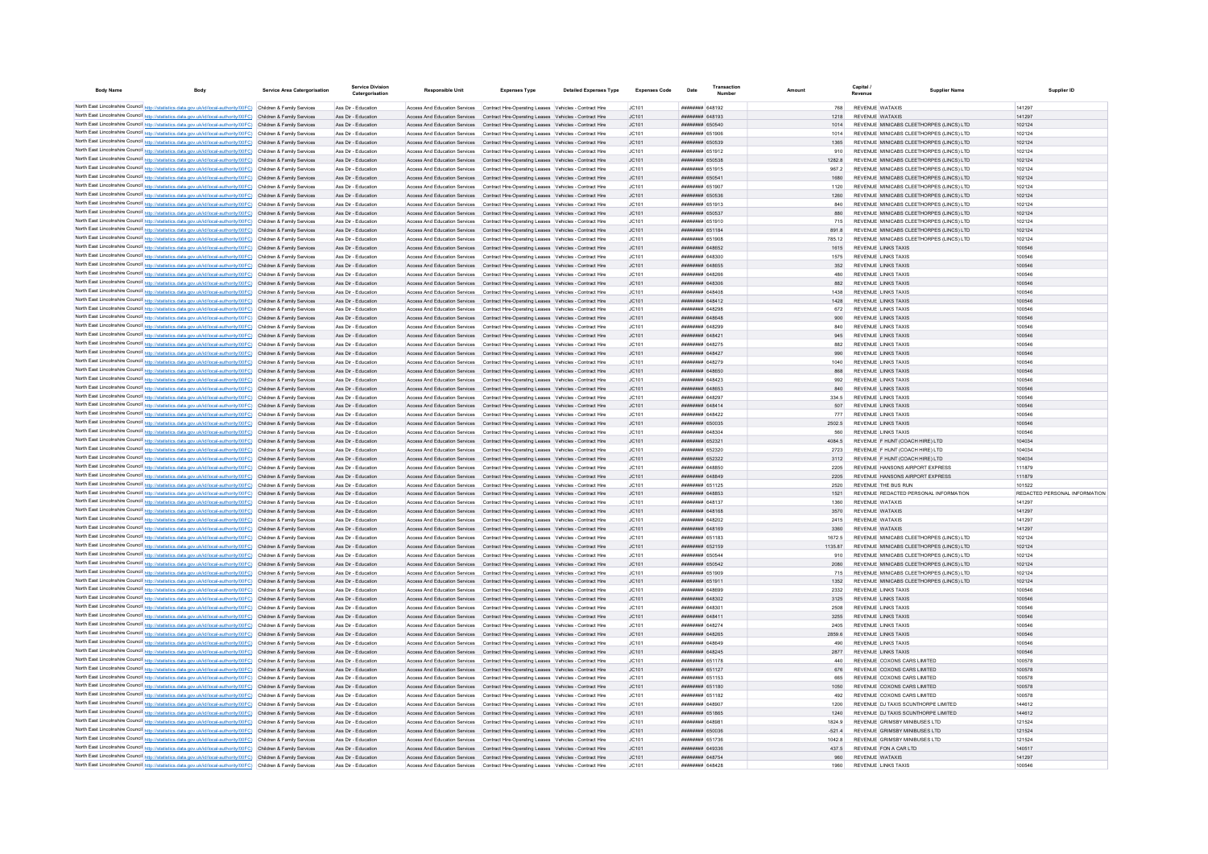| Body Name | Body | Service Area Catergorisation | Service Division Catergorisation | Responsible Unit | Expenses Type | Detailed Expenses Type | Expenses Code | Date | Transaction Number | Amount | Capital / Revenue | Supplier Name | Supplier ID |
|---|---|---|---|---|---|---|---|---|---|---|---|---|---|
| North East Lincolnshire Council | http://statistics.data.gov.uk/id/local-authority/00FC) | Children & Family Services | Ass Dir - Education | Access And Education Services | Contract Hire-Operating Leases | Vehicles - Contract Hire | JC101 | ######## | 648192 | 768 | REVENUE | WATAXIS | 141297 |
| North East Lincolnshire Council | http://statistics.data.gov.uk/id/local-authority/00FC) | Children & Family Services | Ass Dir - Education | Access And Education Services | Contract Hire-Operating Leases | Vehicles - Contract Hire | JC101 | ######## | 648193 | 1218 | REVENUE | WATAXIS | 141297 |
| North East Lincolnshire Council | http://statistics.data.gov.uk/id/local-authority/00FC) | Children & Family Services | Ass Dir - Education | Access And Education Services | Contract Hire-Operating Leases | Vehicles - Contract Hire | JC101 | ######## | 650540 | 1014 | REVENUE | MINICABS CLEETHORPES (LINCS) LTD | 102124 |
| North East Lincolnshire Council | http://statistics.data.gov.uk/id/local-authority/00FC) | Children & Family Services | Ass Dir - Education | Access And Education Services | Contract Hire-Operating Leases | Vehicles - Contract Hire | JC101 | ######## | 651906 | 1014 | REVENUE | MINICABS CLEETHORPES (LINCS) LTD | 102124 |
| North East Lincolnshire Council | http://statistics.data.gov.uk/id/local-authority/00FC) | Children & Family Services | Ass Dir - Education | Access And Education Services | Contract Hire-Operating Leases | Vehicles - Contract Hire | JC101 | ######## | 650539 | 1365 | REVENUE | MINICABS CLEETHORPES (LINCS) LTD | 102124 |
| North East Lincolnshire Council | http://statistics.data.gov.uk/id/local-authority/00FC) | Children & Family Services | Ass Dir - Education | Access And Education Services | Contract Hire-Operating Leases | Vehicles - Contract Hire | JC101 | ######## | 651912 | 910 | REVENUE | MINICABS CLEETHORPES (LINCS) LTD | 102124 |
| North East Lincolnshire Council | http://statistics.data.gov.uk/id/local-authority/00FC) | Children & Family Services | Ass Dir - Education | Access And Education Services | Contract Hire-Operating Leases | Vehicles - Contract Hire | JC101 | ######## | 650538 | 1282.8 | REVENUE | MINICABS CLEETHORPES (LINCS) LTD | 102124 |
| North East Lincolnshire Council | http://statistics.data.gov.uk/id/local-authority/00FC) | Children & Family Services | Ass Dir - Education | Access And Education Services | Contract Hire-Operating Leases | Vehicles - Contract Hire | JC101 | ######## | 651915 | 967.2 | REVENUE | MINICABS CLEETHORPES (LINCS) LTD | 102124 |
| North East Lincolnshire Council | http://statistics.data.gov.uk/id/local-authority/00FC) | Children & Family Services | Ass Dir - Education | Access And Education Services | Contract Hire-Operating Leases | Vehicles - Contract Hire | JC101 | ######## | 650541 | 1680 | REVENUE | MINICABS CLEETHORPES (LINCS) LTD | 102124 |
| North East Lincolnshire Council | http://statistics.data.gov.uk/id/local-authority/00FC) | Children & Family Services | Ass Dir - Education | Access And Education Services | Contract Hire-Operating Leases | Vehicles - Contract Hire | JC101 | ######## | 651907 | 1120 | REVENUE | MINICABS CLEETHORPES (LINCS) LTD | 102124 |
| North East Lincolnshire Council | http://statistics.data.gov.uk/id/local-authority/00FC) | Children & Family Services | Ass Dir - Education | Access And Education Services | Contract Hire-Operating Leases | Vehicles - Contract Hire | JC101 | ######## | 650536 | 1260 | REVENUE | MINICABS CLEETHORPES (LINCS) LTD | 102124 |
| North East Lincolnshire Council | http://statistics.data.gov.uk/id/local-authority/00FC) | Children & Family Services | Ass Dir - Education | Access And Education Services | Contract Hire-Operating Leases | Vehicles - Contract Hire | JC101 | ######## | 651913 | 840 | REVENUE | MINICABS CLEETHORPES (LINCS) LTD | 102124 |
| North East Lincolnshire Council | http://statistics.data.gov.uk/id/local-authority/00FC) | Children & Family Services | Ass Dir - Education | Access And Education Services | Contract Hire-Operating Leases | Vehicles - Contract Hire | JC101 | ######## | 650537 | 880 | REVENUE | MINICABS CLEETHORPES (LINCS) LTD | 102124 |
| North East Lincolnshire Council | http://statistics.data.gov.uk/id/local-authority/00FC) | Children & Family Services | Ass Dir - Education | Access And Education Services | Contract Hire-Operating Leases | Vehicles - Contract Hire | JC101 | ######## | 651910 | 715 | REVENUE | MINICABS CLEETHORPES (LINCS) LTD | 102124 |
| North East Lincolnshire Council | http://statistics.data.gov.uk/id/local-authority/00FC) | Children & Family Services | Ass Dir - Education | Access And Education Services | Contract Hire-Operating Leases | Vehicles - Contract Hire | JC101 | ######## | 651184 | 891.8 | REVENUE | MINICABS CLEETHORPES (LINCS) LTD | 102124 |
| North East Lincolnshire Council | http://statistics.data.gov.uk/id/local-authority/00FC) | Children & Family Services | Ass Dir - Education | Access And Education Services | Contract Hire-Operating Leases | Vehicles - Contract Hire | JC101 | ######## | 651908 | 785.12 | REVENUE | MINICABS CLEETHORPES (LINCS) LTD | 102124 |
| North East Lincolnshire Council | http://statistics.data.gov.uk/id/local-authority/00FC) | Children & Family Services | Ass Dir - Education | Access And Education Services | Contract Hire-Operating Leases | Vehicles - Contract Hire | JC101 | ######## | 648652 | 1615 | REVENUE | LINKS TAXIS | 100546 |
| North East Lincolnshire Council | http://statistics.data.gov.uk/id/local-authority/00FC) | Children & Family Services | Ass Dir - Education | Access And Education Services | Contract Hire-Operating Leases | Vehicles - Contract Hire | JC101 | ######## | 648300 | 1575 | REVENUE | LINKS TAXIS | 100546 |
| North East Lincolnshire Council | http://statistics.data.gov.uk/id/local-authority/00FC) | Children & Family Services | Ass Dir - Education | Access And Education Services | Contract Hire-Operating Leases | Vehicles - Contract Hire | JC101 | ######## | 648655 | 352 | REVENUE | LINKS TAXIS | 100546 |
| North East Lincolnshire Council | http://statistics.data.gov.uk/id/local-authority/00FC) | Children & Family Services | Ass Dir - Education | Access And Education Services | Contract Hire-Operating Leases | Vehicles - Contract Hire | JC101 | ######## | 648266 | 480 | REVENUE | LINKS TAXIS | 100546 |
| North East Lincolnshire Council | http://statistics.data.gov.uk/id/local-authority/00FC) | Children & Family Services | Ass Dir - Education | Access And Education Services | Contract Hire-Operating Leases | Vehicles - Contract Hire | JC101 | ######## | 648306 | 882 | REVENUE | LINKS TAXIS | 100546 |
| North East Lincolnshire Council | http://statistics.data.gov.uk/id/local-authority/00FC) | Children & Family Services | Ass Dir - Education | Access And Education Services | Contract Hire-Operating Leases | Vehicles - Contract Hire | JC101 | ######## | 648408 | 1438 | REVENUE | LINKS TAXIS | 100546 |
| North East Lincolnshire Council | http://statistics.data.gov.uk/id/local-authority/00FC) | Children & Family Services | Ass Dir - Education | Access And Education Services | Contract Hire-Operating Leases | Vehicles - Contract Hire | JC101 | ######## | 648412 | 1428 | REVENUE | LINKS TAXIS | 100546 |
| North East Lincolnshire Council | http://statistics.data.gov.uk/id/local-authority/00FC) | Children & Family Services | Ass Dir - Education | Access And Education Services | Contract Hire-Operating Leases | Vehicles - Contract Hire | JC101 | ######## | 648298 | 672 | REVENUE | LINKS TAXIS | 100546 |
| North East Lincolnshire Council | http://statistics.data.gov.uk/id/local-authority/00FC) | Children & Family Services | Ass Dir - Education | Access And Education Services | Contract Hire-Operating Leases | Vehicles - Contract Hire | JC101 | ######## | 648648 | 900 | REVENUE | LINKS TAXIS | 100546 |
| North East Lincolnshire Council | http://statistics.data.gov.uk/id/local-authority/00FC) | Children & Family Services | Ass Dir - Education | Access And Education Services | Contract Hire-Operating Leases | Vehicles - Contract Hire | JC101 | ######## | 648299 | 840 | REVENUE | LINKS TAXIS | 100546 |
| North East Lincolnshire Council | http://statistics.data.gov.uk/id/local-authority/00FC) | Children & Family Services | Ass Dir - Education | Access And Education Services | Contract Hire-Operating Leases | Vehicles - Contract Hire | JC101 | ######## | 648421 | 945 | REVENUE | LINKS TAXIS | 100546 |
| North East Lincolnshire Council | http://statistics.data.gov.uk/id/local-authority/00FC) | Children & Family Services | Ass Dir - Education | Access And Education Services | Contract Hire-Operating Leases | Vehicles - Contract Hire | JC101 | ######## | 648275 | 882 | REVENUE | LINKS TAXIS | 100546 |
| North East Lincolnshire Council | http://statistics.data.gov.uk/id/local-authority/00FC) | Children & Family Services | Ass Dir - Education | Access And Education Services | Contract Hire-Operating Leases | Vehicles - Contract Hire | JC101 | ######## | 648427 | 990 | REVENUE | LINKS TAXIS | 100546 |
| North East Lincolnshire Council | http://statistics.data.gov.uk/id/local-authority/00FC) | Children & Family Services | Ass Dir - Education | Access And Education Services | Contract Hire-Operating Leases | Vehicles - Contract Hire | JC101 | ######## | 648279 | 1040 | REVENUE | LINKS TAXIS | 100546 |
| North East Lincolnshire Council | http://statistics.data.gov.uk/id/local-authority/00FC) | Children & Family Services | Ass Dir - Education | Access And Education Services | Contract Hire-Operating Leases | Vehicles - Contract Hire | JC101 | ######## | 648650 | 868 | REVENUE | LINKS TAXIS | 100546 |
| North East Lincolnshire Council | http://statistics.data.gov.uk/id/local-authority/00FC) | Children & Family Services | Ass Dir - Education | Access And Education Services | Contract Hire-Operating Leases | Vehicles - Contract Hire | JC101 | ######## | 648423 | 992 | REVENUE | LINKS TAXIS | 100546 |
| North East Lincolnshire Council | http://statistics.data.gov.uk/id/local-authority/00FC) | Children & Family Services | Ass Dir - Education | Access And Education Services | Contract Hire-Operating Leases | Vehicles - Contract Hire | JC101 | ######## | 648653 | 840 | REVENUE | LINKS TAXIS | 100546 |
| North East Lincolnshire Council | http://statistics.data.gov.uk/id/local-authority/00FC) | Children & Family Services | Ass Dir - Education | Access And Education Services | Contract Hire-Operating Leases | Vehicles - Contract Hire | JC101 | ######## | 648297 | 334.5 | REVENUE | LINKS TAXIS | 100546 |
| North East Lincolnshire Council | http://statistics.data.gov.uk/id/local-authority/00FC) | Children & Family Services | Ass Dir - Education | Access And Education Services | Contract Hire-Operating Leases | Vehicles - Contract Hire | JC101 | ######## | 648414 | 507 | REVENUE | LINKS TAXIS | 100546 |
| North East Lincolnshire Council | http://statistics.data.gov.uk/id/local-authority/00FC) | Children & Family Services | Ass Dir - Education | Access And Education Services | Contract Hire-Operating Leases | Vehicles - Contract Hire | JC101 | ######## | 648422 | 777 | REVENUE | LINKS TAXIS | 100546 |
| North East Lincolnshire Council | http://statistics.data.gov.uk/id/local-authority/00FC) | Children & Family Services | Ass Dir - Education | Access And Education Services | Contract Hire-Operating Leases | Vehicles - Contract Hire | JC101 | ######## | 650035 | 2502.5 | REVENUE | LINKS TAXIS | 100546 |
| North East Lincolnshire Council | http://statistics.data.gov.uk/id/local-authority/00FC) | Children & Family Services | Ass Dir - Education | Access And Education Services | Contract Hire-Operating Leases | Vehicles - Contract Hire | JC101 | ######## | 648304 | 560 | REVENUE | LINKS TAXIS | 100546 |
| North East Lincolnshire Council | http://statistics.data.gov.uk/id/local-authority/00FC) | Children & Family Services | Ass Dir - Education | Access And Education Services | Contract Hire-Operating Leases | Vehicles - Contract Hire | JC101 | ######## | 652321 | 4084.5 | REVENUE | F HUNT (COACH HIRE) LTD | 104034 |
| North East Lincolnshire Council | http://statistics.data.gov.uk/id/local-authority/00FC) | Children & Family Services | Ass Dir - Education | Access And Education Services | Contract Hire-Operating Leases | Vehicles - Contract Hire | JC101 | ######## | 652320 | 2723 | REVENUE | F HUNT (COACH HIRE) LTD | 104034 |
| North East Lincolnshire Council | http://statistics.data.gov.uk/id/local-authority/00FC) | Children & Family Services | Ass Dir - Education | Access And Education Services | Contract Hire-Operating Leases | Vehicles - Contract Hire | JC101 | ######## | 652322 | 3112 | REVENUE | F HUNT (COACH HIRE) LTD | 104034 |
| North East Lincolnshire Council | http://statistics.data.gov.uk/id/local-authority/00FC) | Children & Family Services | Ass Dir - Education | Access And Education Services | Contract Hire-Operating Leases | Vehicles - Contract Hire | JC101 | ######## | 648850 | 2205 | REVENUE | HANSONS AIRPORT EXPRESS | 111879 |
| North East Lincolnshire Council | http://statistics.data.gov.uk/id/local-authority/00FC) | Children & Family Services | Ass Dir - Education | Access And Education Services | Contract Hire-Operating Leases | Vehicles - Contract Hire | JC101 | ######## | 648849 | 2205 | REVENUE | HANSONS AIRPORT EXPRESS | 111879 |
| North East Lincolnshire Council | http://statistics.data.gov.uk/id/local-authority/00FC) | Children & Family Services | Ass Dir - Education | Access And Education Services | Contract Hire-Operating Leases | Vehicles - Contract Hire | JC101 | ######## | 651125 | 2520 | REVENUE | THE BUS RUN | 101522 |
| North East Lincolnshire Council | http://statistics.data.gov.uk/id/local-authority/00FC) | Children & Family Services | Ass Dir - Education | Access And Education Services | Contract Hire-Operating Leases | Vehicles - Contract Hire | JC101 | ######## | 648853 | 1521 | REVENUE | REDACTED PERSONAL INFORMATION | REDACTED PERSONAL INFORMATION |
| North East Lincolnshire Council | http://statistics.data.gov.uk/id/local-authority/00FC) | Children & Family Services | Ass Dir - Education | Access And Education Services | Contract Hire-Operating Leases | Vehicles - Contract Hire | JC101 | ######## | 648137 | 1360 | REVENUE | WATAXIS | 141297 |
| North East Lincolnshire Council | http://statistics.data.gov.uk/id/local-authority/00FC) | Children & Family Services | Ass Dir - Education | Access And Education Services | Contract Hire-Operating Leases | Vehicles - Contract Hire | JC101 | ######## | 648168 | 3570 | REVENUE | WATAXIS | 141297 |
| North East Lincolnshire Council | http://statistics.data.gov.uk/id/local-authority/00FC) | Children & Family Services | Ass Dir - Education | Access And Education Services | Contract Hire-Operating Leases | Vehicles - Contract Hire | JC101 | ######## | 648202 | 2415 | REVENUE | WATAXIS | 141297 |
| North East Lincolnshire Council | http://statistics.data.gov.uk/id/local-authority/00FC) | Children & Family Services | Ass Dir - Education | Access And Education Services | Contract Hire-Operating Leases | Vehicles - Contract Hire | JC101 | ######## | 648169 | 3360 | REVENUE | WATAXIS | 141297 |
| North East Lincolnshire Council | http://statistics.data.gov.uk/id/local-authority/00FC) | Children & Family Services | Ass Dir - Education | Access And Education Services | Contract Hire-Operating Leases | Vehicles - Contract Hire | JC101 | ######## | 651183 | 1672.5 | REVENUE | MINICABS CLEETHORPES (LINCS) LTD | 102124 |
| North East Lincolnshire Council | http://statistics.data.gov.uk/id/local-authority/00FC) | Children & Family Services | Ass Dir - Education | Access And Education Services | Contract Hire-Operating Leases | Vehicles - Contract Hire | JC101 | ######## | 652159 | 1135.87 | REVENUE | MINICABS CLEETHORPES (LINCS) LTD | 102124 |
| North East Lincolnshire Council | http://statistics.data.gov.uk/id/local-authority/00FC) | Children & Family Services | Ass Dir - Education | Access And Education Services | Contract Hire-Operating Leases | Vehicles - Contract Hire | JC101 | ######## | 650544 | 910 | REVENUE | MINICABS CLEETHORPES (LINCS) LTD | 102124 |
| North East Lincolnshire Council | http://statistics.data.gov.uk/id/local-authority/00FC) | Children & Family Services | Ass Dir - Education | Access And Education Services | Contract Hire-Operating Leases | Vehicles - Contract Hire | JC101 | ######## | 650542 | 2080 | REVENUE | MINICABS CLEETHORPES (LINCS) LTD | 102124 |
| North East Lincolnshire Council | http://statistics.data.gov.uk/id/local-authority/00FC) | Children & Family Services | Ass Dir - Education | Access And Education Services | Contract Hire-Operating Leases | Vehicles - Contract Hire | JC101 | ######## | 651909 | 715 | REVENUE | MINICABS CLEETHORPES (LINCS) LTD | 102124 |
| North East Lincolnshire Council | http://statistics.data.gov.uk/id/local-authority/00FC) | Children & Family Services | Ass Dir - Education | Access And Education Services | Contract Hire-Operating Leases | Vehicles - Contract Hire | JC101 | ######## | 651911 | 1352 | REVENUE | MINICABS CLEETHORPES (LINCS) LTD | 102124 |
| North East Lincolnshire Council | http://statistics.data.gov.uk/id/local-authority/00FC) | Children & Family Services | Ass Dir - Education | Access And Education Services | Contract Hire-Operating Leases | Vehicles - Contract Hire | JC101 | ######## | 648699 | 2332 | REVENUE | LINKS TAXIS | 100546 |
| North East Lincolnshire Council | http://statistics.data.gov.uk/id/local-authority/00FC) | Children & Family Services | Ass Dir - Education | Access And Education Services | Contract Hire-Operating Leases | Vehicles - Contract Hire | JC101 | ######## | 648302 | 3125 | REVENUE | LINKS TAXIS | 100546 |
| North East Lincolnshire Council | http://statistics.data.gov.uk/id/local-authority/00FC) | Children & Family Services | Ass Dir - Education | Access And Education Services | Contract Hire-Operating Leases | Vehicles - Contract Hire | JC101 | ######## | 648301 | 2508 | REVENUE | LINKS TAXIS | 100546 |
| North East Lincolnshire Council | http://statistics.data.gov.uk/id/local-authority/00FC) | Children & Family Services | Ass Dir - Education | Access And Education Services | Contract Hire-Operating Leases | Vehicles - Contract Hire | JC101 | ######## | 648411 | 3255 | REVENUE | LINKS TAXIS | 100546 |
| North East Lincolnshire Council | http://statistics.data.gov.uk/id/local-authority/00FC) | Children & Family Services | Ass Dir - Education | Access And Education Services | Contract Hire-Operating Leases | Vehicles - Contract Hire | JC101 | ######## | 648274 | 2405 | REVENUE | LINKS TAXIS | 100546 |
| North East Lincolnshire Council | http://statistics.data.gov.uk/id/local-authority/00FC) | Children & Family Services | Ass Dir - Education | Access And Education Services | Contract Hire-Operating Leases | Vehicles - Contract Hire | JC101 | ######## | 648265 | 2859.6 | REVENUE | LINKS TAXIS | 100546 |
| North East Lincolnshire Council | http://statistics.data.gov.uk/id/local-authority/00FC) | Children & Family Services | Ass Dir - Education | Access And Education Services | Contract Hire-Operating Leases | Vehicles - Contract Hire | JC101 | ######## | 648649 | 490 | REVENUE | LINKS TAXIS | 100546 |
| North East Lincolnshire Council | http://statistics.data.gov.uk/id/local-authority/00FC) | Children & Family Services | Ass Dir - Education | Access And Education Services | Contract Hire-Operating Leases | Vehicles - Contract Hire | JC101 | ######## | 648245 | 2877 | REVENUE | LINKS TAXIS | 100546 |
| North East Lincolnshire Council | http://statistics.data.gov.uk/id/local-authority/00FC) | Children & Family Services | Ass Dir - Education | Access And Education Services | Contract Hire-Operating Leases | Vehicles - Contract Hire | JC101 | ######## | 651178 | 440 | REVENUE | COXONS CARS LIMITED | 100578 |
| North East Lincolnshire Council | http://statistics.data.gov.uk/id/local-authority/00FC) | Children & Family Services | Ass Dir - Education | Access And Education Services | Contract Hire-Operating Leases | Vehicles - Contract Hire | JC101 | ######## | 651127 | 676 | REVENUE | COXONS CARS LIMITED | 100578 |
| North East Lincolnshire Council | http://statistics.data.gov.uk/id/local-authority/00FC) | Children & Family Services | Ass Dir - Education | Access And Education Services | Contract Hire-Operating Leases | Vehicles - Contract Hire | JC101 | ######## | 651153 | 665 | REVENUE | COXONS CARS LIMITED | 100578 |
| North East Lincolnshire Council | http://statistics.data.gov.uk/id/local-authority/00FC) | Children & Family Services | Ass Dir - Education | Access And Education Services | Contract Hire-Operating Leases | Vehicles - Contract Hire | JC101 | ######## | 651180 | 1050 | REVENUE | COXONS CARS LIMITED | 100578 |
| North East Lincolnshire Council | http://statistics.data.gov.uk/id/local-authority/00FC) | Children & Family Services | Ass Dir - Education | Access And Education Services | Contract Hire-Operating Leases | Vehicles - Contract Hire | JC101 | ######## | 651182 | 492 | REVENUE | COXONS CARS LIMITED | 100578 |
| North East Lincolnshire Council | http://statistics.data.gov.uk/id/local-authority/00FC) | Children & Family Services | Ass Dir - Education | Access And Education Services | Contract Hire-Operating Leases | Vehicles - Contract Hire | JC101 | ######## | 648907 | 1200 | REVENUE | DJ TAXIS SCUNTHORPE LIMITED | 144612 |
| North East Lincolnshire Council | http://statistics.data.gov.uk/id/local-authority/00FC) | Children & Family Services | Ass Dir - Education | Access And Education Services | Contract Hire-Operating Leases | Vehicles - Contract Hire | JC101 | ######## | 651865 | 1240 | REVENUE | DJ TAXIS SCUNTHORPE LIMITED | 144612 |
| North East Lincolnshire Council | http://statistics.data.gov.uk/id/local-authority/00FC) | Children & Family Services | Ass Dir - Education | Access And Education Services | Contract Hire-Operating Leases | Vehicles - Contract Hire | JC101 | ######## | 648981 | 1824.9 | REVENUE | GRIMSBY MINIBUSES LTD | 121524 |
| North East Lincolnshire Council | http://statistics.data.gov.uk/id/local-authority/00FC) | Children & Family Services | Ass Dir - Education | Access And Education Services | Contract Hire-Operating Leases | Vehicles - Contract Hire | JC101 | ######## | 650036 | -521.4 | REVENUE | GRIMSBY MINIBUSES LTD | 121524 |
| North East Lincolnshire Council | http://statistics.data.gov.uk/id/local-authority/00FC) | Children & Family Services | Ass Dir - Education | Access And Education Services | Contract Hire-Operating Leases | Vehicles - Contract Hire | JC101 | ######## | 651736 | 1042.8 | REVENUE | GRIMSBY MINIBUSES LTD | 121524 |
| North East Lincolnshire Council | http://statistics.data.gov.uk/id/local-authority/00FC) | Children & Family Services | Ass Dir - Education | Access And Education Services | Contract Hire-Operating Leases | Vehicles - Contract Hire | JC101 | ######## | 649336 | 437.5 | REVENUE | FON A CAR LTD | 140517 |
| North East Lincolnshire Council | http://statistics.data.gov.uk/id/local-authority/00FC) | Children & Family Services | Ass Dir - Education | Access And Education Services | Contract Hire-Operating Leases | Vehicles - Contract Hire | JC101 | ######## | 648754 | 960 | REVENUE | WATAXIS | 141297 |
| North East Lincolnshire Council | http://statistics.data.gov.uk/id/local-authority/00FC) | Children & Family Services | Ass Dir - Education | Access And Education Services | Contract Hire-Operating Leases | Vehicles - Contract Hire | JC101 | ######## | 648428 | 1960 | REVENUE | LINKS TAXIS | 100546 |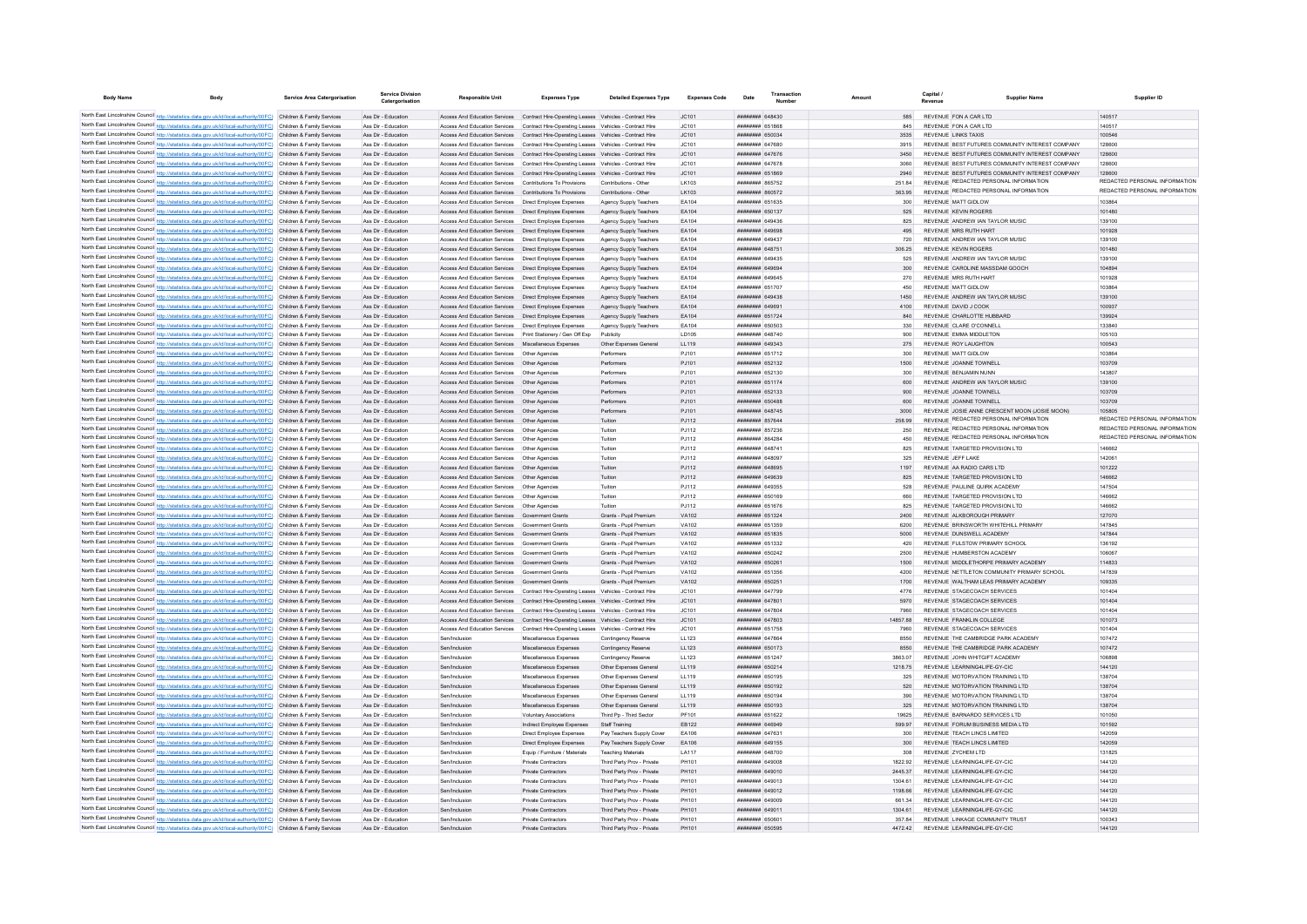| Body Name | Body | Service Area Catergorisation | Service Division Catergorisation | Responsible Unit | Expenses Type | Detailed Expenses Type | Expenses Code | Date | Transaction Number | Amount | Capital / Revenue | Supplier Name | Supplier ID |
|---|---|---|---|---|---|---|---|---|---|---|---|---|---|
| North East Lincolnshire Council | http://statistics.data.gov.uk/id/local-authority/00FC | Children & Family Services | Ass Dir - Education | Access And Education Services | Contract Hire-Operating Leases | Vehicles - Contract Hire | JC101 | ######## | 648430 | 585 | REVENUE | FON A CAR LTD | 140517 |
| North East Lincolnshire Council | http://statistics.data.gov.uk/id/local-authority/00FC | Children & Family Services | Ass Dir - Education | Access And Education Services | Contract Hire-Operating Leases | Vehicles - Contract Hire | JC101 | ######## | 651868 | 845 | REVENUE | FON A CAR LTD | 140517 |
| North East Lincolnshire Council | http://statistics.data.gov.uk/id/local-authority/00FC | Children & Family Services | Ass Dir - Education | Access And Education Services | Contract Hire-Operating Leases | Vehicles - Contract Hire | JC101 | ######## | 650034 | 3535 | REVENUE | LINKS TAXIS | 100546 |
| North East Lincolnshire Council | http://statistics.data.gov.uk/id/local-authority/00FC | Children & Family Services | Ass Dir - Education | Access And Education Services | Contract Hire-Operating Leases | Vehicles - Contract Hire | JC101 | ######## | 647680 | 3915 | REVENUE | BEST FUTURES COMMUNITY INTEREST COMPANY | 128600 |
| North East Lincolnshire Council | http://statistics.data.gov.uk/id/local-authority/00FC | Children & Family Services | Ass Dir - Education | Access And Education Services | Contract Hire-Operating Leases | Vehicles - Contract Hire | JC101 | ######## | 647676 | 3450 | REVENUE | BEST FUTURES COMMUNITY INTEREST COMPANY | 128600 |
| North East Lincolnshire Council | http://statistics.data.gov.uk/id/local-authority/00FC | Children & Family Services | Ass Dir - Education | Access And Education Services | Contract Hire-Operating Leases | Vehicles - Contract Hire | JC101 | ######## | 647678 | 3060 | REVENUE | BEST FUTURES COMMUNITY INTEREST COMPANY | 128600 |
| North East Lincolnshire Council | http://statistics.data.gov.uk/id/local-authority/00FC | Children & Family Services | Ass Dir - Education | Access And Education Services | Contract Hire-Operating Leases | Vehicles - Contract Hire | JC101 | ######## | 651869 | 2940 | REVENUE | BEST FUTURES COMMUNITY INTEREST COMPANY | 128600 |
| North East Lincolnshire Council | http://statistics.data.gov.uk/id/local-authority/00FC | Children & Family Services | Ass Dir - Education | Access And Education Services | Contributions To Provisions | Contributions - Other | LK103 | ######## | 865752 | 251.84 | REVENUE | REDACTED PERSONAL INFORMATION | REDACTED PERSONAL INFORMATION |
| North East Lincolnshire Council | http://statistics.data.gov.uk/id/local-authority/00FC | Children & Family Services | Ass Dir - Education | Access And Education Services | Contributions To Provisions | Contributions - Other | LK103 | ######## | 865572 | 363.95 | REVENUE | REDACTED PERSONAL INFORMATION | REDACTED PERSONAL INFORMATION |
| North East Lincolnshire Council | http://statistics.data.gov.uk/id/local-authority/00FC | Children & Family Services | Ass Dir - Education | Access And Education Services | Direct Employee Expenses | Agency Supply Teachers | EA104 | ######## | 651635 | 300 | REVENUE | MATT GIDLOW | 103864 |
| North East Lincolnshire Council | http://statistics.data.gov.uk/id/local-authority/00FC | Children & Family Services | Ass Dir - Education | Access And Education Services | Direct Employee Expenses | Agency Supply Teachers | EA104 | ######## | 650137 | 525 | REVENUE | KEVIN ROGERS | 101480 |
| North East Lincolnshire Council | http://statistics.data.gov.uk/id/local-authority/00FC | Children & Family Services | Ass Dir - Education | Access And Education Services | Direct Employee Expenses | Agency Supply Teachers | EA104 | ######## | 649436 | 825 | REVENUE | ANDREW IAN TAYLOR MUSIC | 139100 |
| North East Lincolnshire Council | http://statistics.data.gov.uk/id/local-authority/00FC | Children & Family Services | Ass Dir - Education | Access And Education Services | Direct Employee Expenses | Agency Supply Teachers | EA104 | ######## | 649698 | 495 | REVENUE | MRS RUTH HART | 101928 |
| North East Lincolnshire Council | http://statistics.data.gov.uk/id/local-authority/00FC | Children & Family Services | Ass Dir - Education | Access And Education Services | Direct Employee Expenses | Agency Supply Teachers | EA104 | ######## | 649437 | 720 | REVENUE | ANDREW IAN TAYLOR MUSIC | 139100 |
| North East Lincolnshire Council | http://statistics.data.gov.uk/id/local-authority/00FC | Children & Family Services | Ass Dir - Education | Access And Education Services | Direct Employee Expenses | Agency Supply Teachers | EA104 | ######## | 648751 | 306.25 | REVENUE | KEVIN ROGERS | 101480 |
| North East Lincolnshire Council | http://statistics.data.gov.uk/id/local-authority/00FC | Children & Family Services | Ass Dir - Education | Access And Education Services | Direct Employee Expenses | Agency Supply Teachers | EA104 | ######## | 649435 | 525 | REVENUE | ANDREW IAN TAYLOR MUSIC | 139100 |
| North East Lincolnshire Council | http://statistics.data.gov.uk/id/local-authority/00FC | Children & Family Services | Ass Dir - Education | Access And Education Services | Direct Employee Expenses | Agency Supply Teachers | EA104 | ######## | 649694 | 300 | REVENUE | CAROLINE MASSDAM GOOCH | 104894 |
| North East Lincolnshire Council | http://statistics.data.gov.uk/id/local-authority/00FC | Children & Family Services | Ass Dir - Education | Access And Education Services | Direct Employee Expenses | Agency Supply Teachers | EA104 | ######## | 649645 | 270 | REVENUE | MRS RUTH HART | 101928 |
| North East Lincolnshire Council | http://statistics.data.gov.uk/id/local-authority/00FC | Children & Family Services | Ass Dir - Education | Access And Education Services | Direct Employee Expenses | Agency Supply Teachers | EA104 | ######## | 651707 | 450 | REVENUE | MATT GIDLOW | 103864 |
| North East Lincolnshire Council | http://statistics.data.gov.uk/id/local-authority/00FC | Children & Family Services | Ass Dir - Education | Access And Education Services | Direct Employee Expenses | Agency Supply Teachers | EA104 | ######## | 649438 | 1450 | REVENUE | ANDREW IAN TAYLOR MUSIC | 139100 |
| North East Lincolnshire Council | http://statistics.data.gov.uk/id/local-authority/00FC | Children & Family Services | Ass Dir - Education | Access And Education Services | Direct Employee Expenses | Agency Supply Teachers | EA104 | ######## | 649691 | 4100 | REVENUE | DAVID J COOK | 100937 |
| North East Lincolnshire Council | http://statistics.data.gov.uk/id/local-authority/00FC | Children & Family Services | Ass Dir - Education | Access And Education Services | Direct Employee Expenses | Agency Supply Teachers | EA104 | ######## | 651724 | 840 | REVENUE | CHARLOTTE HUBBARD | 139924 |
| North East Lincolnshire Council | http://statistics.data.gov.uk/id/local-authority/00FC | Children & Family Services | Ass Dir - Education | Access And Education Services | Direct Employee Expenses | Agency Supply Teachers | EA104 | ######## | 650503 | 330 | REVENUE | CLARE O'CONNELL | 133840 |
| North East Lincolnshire Council | http://statistics.data.gov.uk/id/local-authority/00FC | Children & Family Services | Ass Dir - Education | Access And Education Services | Print Stationery / Gen Off Exp | Publicity | LD105 | ######## | 648740 | 900 | REVENUE | EMMA MIDDLETON | 105103 |
| North East Lincolnshire Council | http://statistics.data.gov.uk/id/local-authority/00FC | Children & Family Services | Ass Dir - Education | Access And Education Services | Miscellaneous Expenses | Other Expenses General | LL119 | ######## | 649343 | 275 | REVENUE | ROY LAUGHTON | 100543 |
| North East Lincolnshire Council | http://statistics.data.gov.uk/id/local-authority/00FC | Children & Family Services | Ass Dir - Education | Access And Education Services | Other Agencies | Performers | PJ101 | ######## | 651712 | 300 | REVENUE | MATT GIDLOW | 103864 |
| North East Lincolnshire Council | http://statistics.data.gov.uk/id/local-authority/00FC | Children & Family Services | Ass Dir - Education | Access And Education Services | Other Agencies | Performers | PJ101 | ######## | 652132 | 1500 | REVENUE | JOANNE TOWNELL | 103709 |
| North East Lincolnshire Council | http://statistics.data.gov.uk/id/local-authority/00FC | Children & Family Services | Ass Dir - Education | Access And Education Services | Other Agencies | Performers | PJ101 | ######## | 652130 | 300 | REVENUE | BENJAMIN NUNN | 143807 |
| North East Lincolnshire Council | http://statistics.data.gov.uk/id/local-authority/00FC | Children & Family Services | Ass Dir - Education | Access And Education Services | Other Agencies | Performers | PJ101 | ######## | 651174 | 600 | REVENUE | ANDREW IAN TAYLOR MUSIC | 139100 |
| North East Lincolnshire Council | http://statistics.data.gov.uk/id/local-authority/00FC | Children & Family Services | Ass Dir - Education | Access And Education Services | Other Agencies | Performers | PJ101 | ######## | 652133 | 900 | REVENUE | JOANNE TOWNELL | 103709 |
| North East Lincolnshire Council | http://statistics.data.gov.uk/id/local-authority/00FC | Children & Family Services | Ass Dir - Education | Access And Education Services | Other Agencies | Performers | PJ101 | ######## | 650488 | 600 | REVENUE | JOANNE TOWNELL | 103709 |
| North East Lincolnshire Council | http://statistics.data.gov.uk/id/local-authority/00FC | Children & Family Services | Ass Dir - Education | Access And Education Services | Other Agencies | Performers | PJ101 | ######## | 648745 | 3000 | REVENUE | JOSIE ANNE CRESCENT MOON (JOSIE MOON) | 105805 |
| North East Lincolnshire Council | http://statistics.data.gov.uk/id/local-authority/00FC | Children & Family Services | Ass Dir - Education | Access And Education Services | Other Agencies | Tuition | PJ112 | ######## | 857644 | 258.99 | REVENUE | REDACTED PERSONAL INFORMATION | REDACTED PERSONAL INFORMATION |
| North East Lincolnshire Council | http://statistics.data.gov.uk/id/local-authority/00FC | Children & Family Services | Ass Dir - Education | Access And Education Services | Other Agencies | Tuition | PJ112 | ######## | 857236 | 250 | REVENUE | REDACTED PERSONAL INFORMATION | REDACTED PERSONAL INFORMATION |
| North East Lincolnshire Council | http://statistics.data.gov.uk/id/local-authority/00FC | Children & Family Services | Ass Dir - Education | Access And Education Services | Other Agencies | Tuition | PJ112 | ######## | 864284 | 450 | REVENUE | REDACTED PERSONAL INFORMATION | REDACTED PERSONAL INFORMATION |
| North East Lincolnshire Council | http://statistics.data.gov.uk/id/local-authority/00FC | Children & Family Services | Ass Dir - Education | Access And Education Services | Other Agencies | Tuition | PJ112 | ######## | 648741 | 825 | REVENUE | TARGETED PROVISION LTD | 146662 |
| North East Lincolnshire Council | http://statistics.data.gov.uk/id/local-authority/00FC | Children & Family Services | Ass Dir - Education | Access And Education Services | Other Agencies | Tuition | PJ112 | ######## | 648097 | 325 | REVENUE | JEFF LAKE | 142061 |
| North East Lincolnshire Council | http://statistics.data.gov.uk/id/local-authority/00FC | Children & Family Services | Ass Dir - Education | Access And Education Services | Other Agencies | Tuition | PJ112 | ######## | 648695 | 1197 | REVENUE | AA RADIO CARS LTD | 101222 |
| North East Lincolnshire Council | http://statistics.data.gov.uk/id/local-authority/00FC | Children & Family Services | Ass Dir - Education | Access And Education Services | Other Agencies | Tuition | PJ112 | ######## | 649639 | 825 | REVENUE | TARGETED PROVISION LTD | 146662 |
| North East Lincolnshire Council | http://statistics.data.gov.uk/id/local-authority/00FC | Children & Family Services | Ass Dir - Education | Access And Education Services | Other Agencies | Tuition | PJ112 | ######## | 649355 | 528 | REVENUE | PAULINE QUIRK ACADEMY | 147504 |
| North East Lincolnshire Council | http://statistics.data.gov.uk/id/local-authority/00FC | Children & Family Services | Ass Dir - Education | Access And Education Services | Other Agencies | Tuition | PJ112 | ######## | 650169 | 660 | REVENUE | TARGETED PROVISION LTD | 146662 |
| North East Lincolnshire Council | http://statistics.data.gov.uk/id/local-authority/00FC | Children & Family Services | Ass Dir - Education | Access And Education Services | Other Agencies | Tuition | PJ112 | ######## | 651676 | 825 | REVENUE | TARGETED PROVISION LTD | 146662 |
| North East Lincolnshire Council | http://statistics.data.gov.uk/id/local-authority/00FC | Children & Family Services | Ass Dir - Education | Access And Education Services | Government Grants | Grants - Pupil Premium | VA102 | ######## | 651324 | 2400 | REVENUE | ALKBOROUGH PRIMARY | 127070 |
| North East Lincolnshire Council | http://statistics.data.gov.uk/id/local-authority/00FC | Children & Family Services | Ass Dir - Education | Access And Education Services | Government Grants | Grants - Pupil Premium | VA102 | ######## | 651359 | 6200 | REVENUE | BRINSWORTH WHITEHILL PRIMARY | 147845 |
| North East Lincolnshire Council | http://statistics.data.gov.uk/id/local-authority/00FC | Children & Family Services | Ass Dir - Education | Access And Education Services | Government Grants | Grants - Pupil Premium | VA102 | ######## | 651835 | 5000 | REVENUE | DUNSWELL ACADEMY | 147844 |
| North East Lincolnshire Council | http://statistics.data.gov.uk/id/local-authority/00FC | Children & Family Services | Ass Dir - Education | Access And Education Services | Government Grants | Grants - Pupil Premium | VA102 | ######## | 651332 | 420 | REVENUE | FULSTOW PRIMARY SCHOOL | 136192 |
| North East Lincolnshire Council | http://statistics.data.gov.uk/id/local-authority/00FC | Children & Family Services | Ass Dir - Education | Access And Education Services | Government Grants | Grants - Pupil Premium | VA102 | ######## | 650242 | 2500 | REVENUE | HUMBERSTON ACADEMY | 106067 |
| North East Lincolnshire Council | http://statistics.data.gov.uk/id/local-authority/00FC | Children & Family Services | Ass Dir - Education | Access And Education Services | Government Grants | Grants - Pupil Premium | VA102 | ######## | 650261 | 1500 | REVENUE | MIDDLETHORPE PRIMARY ACADEMY | 114833 |
| North East Lincolnshire Council | http://statistics.data.gov.uk/id/local-authority/00FC | Children & Family Services | Ass Dir - Education | Access And Education Services | Government Grants | Grants - Pupil Premium | VA102 | ######## | 651356 | 4200 | REVENUE | NETTLETON COMMUNITY PRIMARY SCHOOL | 147839 |
| North East Lincolnshire Council | http://statistics.data.gov.uk/id/local-authority/00FC | Children & Family Services | Ass Dir - Education | Access And Education Services | Government Grants | Grants - Pupil Premium | VA102 | ######## | 650251 | 1700 | REVENUE | WALTHAM LEAS PRIMARY ACADEMY | 109335 |
| North East Lincolnshire Council | http://statistics.data.gov.uk/id/local-authority/00FC | Children & Family Services | Ass Dir - Education | Access And Education Services | Contract Hire-Operating Leases | Vehicles - Contract Hire | JC101 | ######## | 647799 | 4776 | REVENUE | STAGECOACH SERVICES | 101404 |
| North East Lincolnshire Council | http://statistics.data.gov.uk/id/local-authority/00FC | Children & Family Services | Ass Dir - Education | Access And Education Services | Contract Hire-Operating Leases | Vehicles - Contract Hire | JC101 | ######## | 647801 | 5970 | REVENUE | STAGECOACH SERVICES | 101404 |
| North East Lincolnshire Council | http://statistics.data.gov.uk/id/local-authority/00FC | Children & Family Services | Ass Dir - Education | Access And Education Services | Contract Hire-Operating Leases | Vehicles - Contract Hire | JC101 | ######## | 647804 | 7960 | REVENUE | STAGECOACH SERVICES | 101404 |
| North East Lincolnshire Council | http://statistics.data.gov.uk/id/local-authority/00FC | Children & Family Services | Ass Dir - Education | Access And Education Services | Contract Hire-Operating Leases | Vehicles - Contract Hire | JC101 | ######## | 647803 | 14857.88 | REVENUE | FRANKLIN COLLEGE | 101073 |
| North East Lincolnshire Council | http://statistics.data.gov.uk/id/local-authority/00FC | Children & Family Services | Ass Dir - Education | Access And Education Services | Contract Hire-Operating Leases | Vehicles - Contract Hire | JC101 | ######## | 651758 | 7960 | REVENUE | STAGECOACH SERVICES | 101404 |
| North East Lincolnshire Council | http://statistics.data.gov.uk/id/local-authority/00FC | Children & Family Services | Ass Dir - Education | Sen/Inclusion | Miscellaneous Expenses | Contingency Reserve | LL123 | ######## | 647864 | 8550 | REVENUE | THE CAMBRIDGE PARK ACADEMY | 107472 |
| North East Lincolnshire Council | http://statistics.data.gov.uk/id/local-authority/00FC | Children & Family Services | Ass Dir - Education | Sen/Inclusion | Miscellaneous Expenses | Contingency Reserve | LL123 | ######## | 650173 | 8550 | REVENUE | THE CAMBRIDGE PARK ACADEMY | 107472 |
| North East Lincolnshire Council | http://statistics.data.gov.uk/id/local-authority/00FC | Children & Family Services | Ass Dir - Education | Sen/Inclusion | Miscellaneous Expenses | Contingency Reserve | LL123 | ######## | 651247 | 3863.07 | REVENUE | JOHN WHITGIFT ACADEMY | 106898 |
| North East Lincolnshire Council | http://statistics.data.gov.uk/id/local-authority/00FC | Children & Family Services | Ass Dir - Education | Sen/Inclusion | Miscellaneous Expenses | Other Expenses General | LL119 | ######## | 650214 | 1218.75 | REVENUE | LEARNING4LIFE-GY-CIC | 144120 |
| North East Lincolnshire Council | http://statistics.data.gov.uk/id/local-authority/00FC | Children & Family Services | Ass Dir - Education | Sen/Inclusion | Miscellaneous Expenses | Other Expenses General | LL119 | ######## | 650195 | 325 | REVENUE | MOTORVATION TRAINING LTD | 138704 |
| North East Lincolnshire Council | http://statistics.data.gov.uk/id/local-authority/00FC | Children & Family Services | Ass Dir - Education | Sen/Inclusion | Miscellaneous Expenses | Other Expenses General | LL119 | ######## | 650192 | 520 | REVENUE | MOTORVATION TRAINING LTD | 138704 |
| North East Lincolnshire Council | http://statistics.data.gov.uk/id/local-authority/00FC | Children & Family Services | Ass Dir - Education | Sen/Inclusion | Miscellaneous Expenses | Other Expenses General | LL119 | ######## | 650194 | 390 | REVENUE | MOTORVATION TRAINING LTD | 138704 |
| North East Lincolnshire Council | http://statistics.data.gov.uk/id/local-authority/00FC | Children & Family Services | Ass Dir - Education | Sen/Inclusion | Miscellaneous Expenses | Other Expenses General | LL119 | ######## | 650193 | 325 | REVENUE | MOTORVATION TRAINING LTD | 138704 |
| North East Lincolnshire Council | http://statistics.data.gov.uk/id/local-authority/00FC | Children & Family Services | Ass Dir - Education | Sen/Inclusion | Voluntary Associations | Third Pp - Third Sector | PF101 | ######## | 651622 | 19625 | REVENUE | BARNARDO SERVICES LTD | 101050 |
| North East Lincolnshire Council | http://statistics.data.gov.uk/id/local-authority/00FC | Children & Family Services | Ass Dir - Education | Sen/Inclusion | Indirect Employee Expenses | Staff Training | EB122 | ######## | 646949 | 599.97 | REVENUE | FORUM BUSINESS MEDIA LTD | 101592 |
| North East Lincolnshire Council | http://statistics.data.gov.uk/id/local-authority/00FC | Children & Family Services | Ass Dir - Education | Sen/Inclusion | Direct Employee Expenses | Pay Teachers Supply Cover | EA106 | ######## | 647631 | 300 | REVENUE | TEACH LINCS LIMITED | 142059 |
| North East Lincolnshire Council | http://statistics.data.gov.uk/id/local-authority/00FC | Children & Family Services | Ass Dir - Education | Sen/Inclusion | Direct Employee Expenses | Pay Teachers Supply Cover | EA106 | ######## | 649155 | 300 | REVENUE | TEACH LINCS LIMITED | 142059 |
| North East Lincolnshire Council | http://statistics.data.gov.uk/id/local-authority/00FC | Children & Family Services | Ass Dir - Education | Sen/Inclusion | Equip / Furniture / Materials | Teaching Materials | LA117 | ######## | 648700 | 308 | REVENUE | ZYCHEM LTD | 131825 |
| North East Lincolnshire Council | http://statistics.data.gov.uk/id/local-authority/00FC | Children & Family Services | Ass Dir - Education | Sen/Inclusion | Private Contractors | Third Party Prov - Private | PH101 | ######## | 649008 | 1822.92 | REVENUE | LEARNING4LIFE-GY-CIC | 144120 |
| North East Lincolnshire Council | http://statistics.data.gov.uk/id/local-authority/00FC | Children & Family Services | Ass Dir - Education | Sen/Inclusion | Private Contractors | Third Party Prov - Private | PH101 | ######## | 649010 | 2445.37 | REVENUE | LEARNING4LIFE-GY-CIC | 144120 |
| North East Lincolnshire Council | http://statistics.data.gov.uk/id/local-authority/00FC | Children & Family Services | Ass Dir - Education | Sen/Inclusion | Private Contractors | Third Party Prov - Private | PH101 | ######## | 649013 | 1304.61 | REVENUE | LEARNING4LIFE-GY-CIC | 144120 |
| North East Lincolnshire Council | http://statistics.data.gov.uk/id/local-authority/00FC | Children & Family Services | Ass Dir - Education | Sen/Inclusion | Private Contractors | Third Party Prov - Private | PH101 | ######## | 649012 | 1198.66 | REVENUE | LEARNING4LIFE-GY-CIC | 144120 |
| North East Lincolnshire Council | http://statistics.data.gov.uk/id/local-authority/00FC | Children & Family Services | Ass Dir - Education | Sen/Inclusion | Private Contractors | Third Party Prov - Private | PH101 | ######## | 649009 | 661.34 | REVENUE | LEARNING4LIFE-GY-CIC | 144120 |
| North East Lincolnshire Council | http://statistics.data.gov.uk/id/local-authority/00FC | Children & Family Services | Ass Dir - Education | Sen/Inclusion | Private Contractors | Third Party Prov - Private | PH101 | ######## | 649011 | 1304.61 | REVENUE | LEARNING4LIFE-GY-CIC | 144120 |
| North East Lincolnshire Council | http://statistics.data.gov.uk/id/local-authority/00FC | Children & Family Services | Ass Dir - Education | Sen/Inclusion | Private Contractors | Third Party Prov - Private | PH101 | ######## | 650601 | 357.84 | REVENUE | LINKAGE COMMUNITY TRUST | 100343 |
| North East Lincolnshire Council | http://statistics.data.gov.uk/id/local-authority/00FC | Children & Family Services | Ass Dir - Education | Sen/Inclusion | Private Contractors | Third Party Prov - Private | PH101 | ######## | 650595 | 4472.42 | REVENUE | LEARNING4LIFE-GY-CIC | 144120 |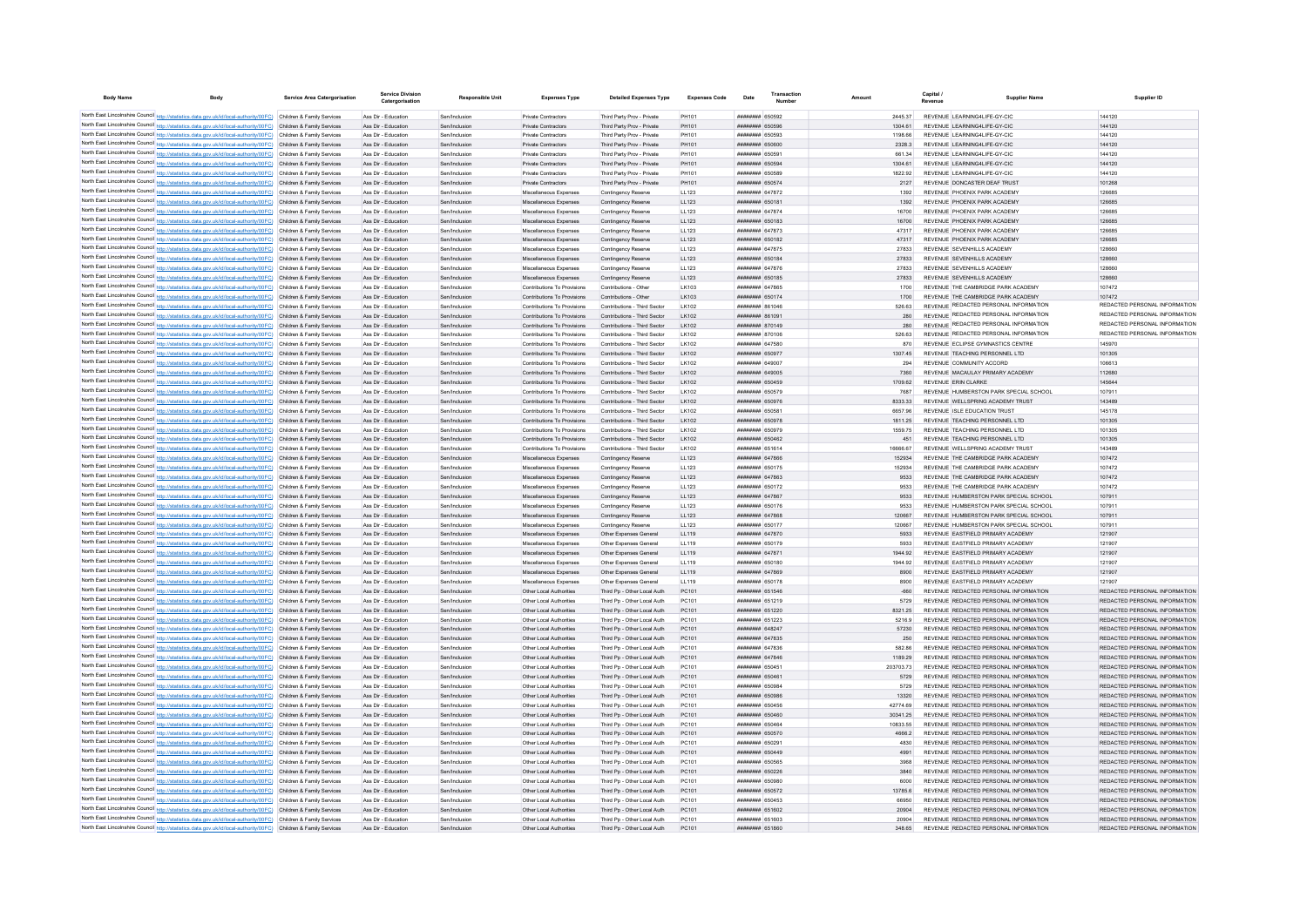| Body Name | Body | Service Area Catergorisation | Service Division Catergorisation | Responsible Unit | Expenses Type | Detailed Expenses Type | Expenses Code | Date | Transaction Number | Amount | Capital / Revenue | Supplier Name | Supplier ID |
|---|---|---|---|---|---|---|---|---|---|---|---|---|---|
| North East Lincolnshire Council | http://statistics.data.gov.uk/id/local-authority/00FC) | Children & Family Services | Ass Dir - Education | Sen/Inclusion | Private Contractors | Third Party Prov - Private | PH101 | ######## | 650592 | 2445.37 | REVENUE | LEARNING4LIFE-GY-CIC | 144120 |
| North East Lincolnshire Council | http://statistics.data.gov.uk/id/local-authority/00FC) | Children & Family Services | Ass Dir - Education | Sen/Inclusion | Private Contractors | Third Party Prov - Private | PH101 | ######## | 650596 | 1304.61 | REVENUE | LEARNING4LIFE-GY-CIC | 144120 |
| North East Lincolnshire Council | http://statistics.data.gov.uk/id/local-authority/00FC) | Children & Family Services | Ass Dir - Education | Sen/Inclusion | Private Contractors | Third Party Prov - Private | PH101 | ######## | 650593 | 1198.66 | REVENUE | LEARNING4LIFE-GY-CIC | 144120 |
| North East Lincolnshire Council | http://statistics.data.gov.uk/id/local-authority/00FC) | Children & Family Services | Ass Dir - Education | Sen/Inclusion | Private Contractors | Third Party Prov - Private | PH101 | ######## | 650600 | 2328.3 | REVENUE | LEARNING4LIFE-GY-CIC | 144120 |
| North East Lincolnshire Council | http://statistics.data.gov.uk/id/local-authority/00FC) | Children & Family Services | Ass Dir - Education | Sen/Inclusion | Private Contractors | Third Party Prov - Private | PH101 | ######## | 650591 | 661.34 | REVENUE | LEARNING4LIFE-GY-CIC | 144120 |
| North East Lincolnshire Council | http://statistics.data.gov.uk/id/local-authority/00FC) | Children & Family Services | Ass Dir - Education | Sen/Inclusion | Private Contractors | Third Party Prov - Private | PH101 | ######## | 650594 | 1304.61 | REVENUE | LEARNING4LIFE-GY-CIC | 144120 |
| North East Lincolnshire Council | http://statistics.data.gov.uk/id/local-authority/00FC) | Children & Family Services | Ass Dir - Education | Sen/Inclusion | Private Contractors | Third Party Prov - Private | PH101 | ######## | 650589 | 1822.92 | REVENUE | LEARNING4LIFE-GY-CIC | 144120 |
| North East Lincolnshire Council | http://statistics.data.gov.uk/id/local-authority/00FC) | Children & Family Services | Ass Dir - Education | Sen/Inclusion | Private Contractors | Third Party Prov - Private | PH101 | ######## | 650574 | 2127 | REVENUE | DONCASTER DEAF TRUST | 101268 |
| North East Lincolnshire Council | http://statistics.data.gov.uk/id/local-authority/00FC) | Children & Family Services | Ass Dir - Education | Sen/Inclusion | Miscellaneous Expenses | Contingency Reserve | LL123 | ######## | 647872 | 1392 | REVENUE | PHOENIX PARK ACADEMY | 126685 |
| North East Lincolnshire Council | http://statistics.data.gov.uk/id/local-authority/00FC) | Children & Family Services | Ass Dir - Education | Sen/Inclusion | Miscellaneous Expenses | Contingency Reserve | LL123 | ######## | 650181 | 1392 | REVENUE | PHOENIX PARK ACADEMY | 126685 |
| North East Lincolnshire Council | http://statistics.data.gov.uk/id/local-authority/00FC) | Children & Family Services | Ass Dir - Education | Sen/Inclusion | Miscellaneous Expenses | Contingency Reserve | LL123 | ######## | 647874 | 16700 | REVENUE | PHOENIX PARK ACADEMY | 126685 |
| North East Lincolnshire Council | http://statistics.data.gov.uk/id/local-authority/00FC) | Children & Family Services | Ass Dir - Education | Sen/Inclusion | Miscellaneous Expenses | Contingency Reserve | LL123 | ######## | 650183 | 16700 | REVENUE | PHOENIX PARK ACADEMY | 126685 |
| North East Lincolnshire Council | http://statistics.data.gov.uk/id/local-authority/00FC) | Children & Family Services | Ass Dir - Education | Sen/Inclusion | Miscellaneous Expenses | Contingency Reserve | LL123 | ######## | 647873 | 47317 | REVENUE | PHOENIX PARK ACADEMY | 126685 |
| North East Lincolnshire Council | http://statistics.data.gov.uk/id/local-authority/00FC) | Children & Family Services | Ass Dir - Education | Sen/Inclusion | Miscellaneous Expenses | Contingency Reserve | LL123 | ######## | 650182 | 47317 | REVENUE | PHOENIX PARK ACADEMY | 126685 |
| North East Lincolnshire Council | http://statistics.data.gov.uk/id/local-authority/00FC) | Children & Family Services | Ass Dir - Education | Sen/Inclusion | Miscellaneous Expenses | Contingency Reserve | LL123 | ######## | 647875 | 27833 | REVENUE | SEVENHILLS ACADEMY | 128660 |
| North East Lincolnshire Council | http://statistics.data.gov.uk/id/local-authority/00FC) | Children & Family Services | Ass Dir - Education | Sen/Inclusion | Miscellaneous Expenses | Contingency Reserve | LL123 | ######## | 650184 | 27833 | REVENUE | SEVENHILLS ACADEMY | 128660 |
| North East Lincolnshire Council | http://statistics.data.gov.uk/id/local-authority/00FC) | Children & Family Services | Ass Dir - Education | Sen/Inclusion | Miscellaneous Expenses | Contingency Reserve | LL123 | ######## | 647876 | 27833 | REVENUE | SEVENHILLS ACADEMY | 128660 |
| North East Lincolnshire Council | http://statistics.data.gov.uk/id/local-authority/00FC) | Children & Family Services | Ass Dir - Education | Sen/Inclusion | Miscellaneous Expenses | Contingency Reserve | LL123 | ######## | 650185 | 27833 | REVENUE | SEVENHILLS ACADEMY | 128660 |
| North East Lincolnshire Council | http://statistics.data.gov.uk/id/local-authority/00FC) | Children & Family Services | Ass Dir - Education | Sen/Inclusion | Contributions To Provisions | Contributions - Other | LK103 | ######## | 647865 | 1700 | REVENUE | THE CAMBRIDGE PARK ACADEMY | 107472 |
| North East Lincolnshire Council | http://statistics.data.gov.uk/id/local-authority/00FC) | Children & Family Services | Ass Dir - Education | Sen/Inclusion | Contributions To Provisions | Contributions - Other | LK103 | ######## | 650174 | 1700 | REVENUE | THE CAMBRIDGE PARK ACADEMY | 107472 |
| North East Lincolnshire Council | http://statistics.data.gov.uk/id/local-authority/00FC) | Children & Family Services | Ass Dir - Education | Sen/Inclusion | Contributions To Provisions | Contributions - Third Sector | LK102 | ######## | 861046 | 526.63 | REVENUE | REDACTED PERSONAL INFORMATION | REDACTED PERSONAL INFORMATION |
| North East Lincolnshire Council | http://statistics.data.gov.uk/id/local-authority/00FC) | Children & Family Services | Ass Dir - Education | Sen/Inclusion | Contributions To Provisions | Contributions - Third Sector | LK102 | ######## | 861091 | 280 | REVENUE | REDACTED PERSONAL INFORMATION | REDACTED PERSONAL INFORMATION |
| North East Lincolnshire Council | http://statistics.data.gov.uk/id/local-authority/00FC) | Children & Family Services | Ass Dir - Education | Sen/Inclusion | Contributions To Provisions | Contributions - Third Sector | LK102 | ######## | 870149 | 280 | REVENUE | REDACTED PERSONAL INFORMATION | REDACTED PERSONAL INFORMATION |
| North East Lincolnshire Council | http://statistics.data.gov.uk/id/local-authority/00FC) | Children & Family Services | Ass Dir - Education | Sen/Inclusion | Contributions To Provisions | Contributions - Third Sector | LK102 | ######## | 870106 | 526.63 | REVENUE | REDACTED PERSONAL INFORMATION | REDACTED PERSONAL INFORMATION |
| North East Lincolnshire Council | http://statistics.data.gov.uk/id/local-authority/00FC) | Children & Family Services | Ass Dir - Education | Sen/Inclusion | Contributions To Provisions | Contributions - Third Sector | LK102 | ######## | 647580 | 870 | REVENUE | ECLIPSE GYMNASTICS CENTRE | 145970 |
| North East Lincolnshire Council | http://statistics.data.gov.uk/id/local-authority/00FC) | Children & Family Services | Ass Dir - Education | Sen/Inclusion | Contributions To Provisions | Contributions - Third Sector | LK102 | ######## | 650977 | 1307.45 | REVENUE | TEACHING PERSONNEL LTD | 101305 |
| North East Lincolnshire Council | http://statistics.data.gov.uk/id/local-authority/00FC) | Children & Family Services | Ass Dir - Education | Sen/Inclusion | Contributions To Provisions | Contributions - Third Sector | LK102 | ######## | 649007 | 294 | REVENUE | COMMUNITY ACCORD | 106613 |
| North East Lincolnshire Council | http://statistics.data.gov.uk/id/local-authority/00FC) | Children & Family Services | Ass Dir - Education | Sen/Inclusion | Contributions To Provisions | Contributions - Third Sector | LK102 | ######## | 649005 | 7360 | REVENUE | MACAULAY PRIMARY ACADEMY | 112680 |
| North East Lincolnshire Council | http://statistics.data.gov.uk/id/local-authority/00FC) | Children & Family Services | Ass Dir - Education | Sen/Inclusion | Contributions To Provisions | Contributions - Third Sector | LK102 | ######## | 650459 | 1709.62 | REVENUE | ERIN CLARKE | 145644 |
| North East Lincolnshire Council | http://statistics.data.gov.uk/id/local-authority/00FC) | Children & Family Services | Ass Dir - Education | Sen/Inclusion | Contributions To Provisions | Contributions - Third Sector | LK102 | ######## | 650579 | 7687 | REVENUE | HUMBERSTON PARK SPECIAL SCHOOL | 107911 |
| North East Lincolnshire Council | http://statistics.data.gov.uk/id/local-authority/00FC) | Children & Family Services | Ass Dir - Education | Sen/Inclusion | Contributions To Provisions | Contributions - Third Sector | LK102 | ######## | 650976 | 8333.33 | REVENUE | WELLSPRING ACADEMY TRUST | 143489 |
| North East Lincolnshire Council | http://statistics.data.gov.uk/id/local-authority/00FC) | Children & Family Services | Ass Dir - Education | Sen/Inclusion | Contributions To Provisions | Contributions - Third Sector | LK102 | ######## | 650581 | 6657.96 | REVENUE | ISLE EDUCATION TRUST | 145178 |
| North East Lincolnshire Council | http://statistics.data.gov.uk/id/local-authority/00FC) | Children & Family Services | Ass Dir - Education | Sen/Inclusion | Contributions To Provisions | Contributions - Third Sector | LK102 | ######## | 650978 | 1811.25 | REVENUE | TEACHING PERSONNEL LTD | 101305 |
| North East Lincolnshire Council | http://statistics.data.gov.uk/id/local-authority/00FC) | Children & Family Services | Ass Dir - Education | Sen/Inclusion | Contributions To Provisions | Contributions - Third Sector | LK102 | ######## | 650979 | 1559.75 | REVENUE | TEACHING PERSONNEL LTD | 101305 |
| North East Lincolnshire Council | http://statistics.data.gov.uk/id/local-authority/00FC) | Children & Family Services | Ass Dir - Education | Sen/Inclusion | Contributions To Provisions | Contributions - Third Sector | LK102 | ######## | 650462 | 451 | REVENUE | TEACHING PERSONNEL LTD | 101305 |
| North East Lincolnshire Council | http://statistics.data.gov.uk/id/local-authority/00FC) | Children & Family Services | Ass Dir - Education | Sen/Inclusion | Contributions To Provisions | Contributions - Third Sector | LK102 | ######## | 651614 | 16666.67 | REVENUE | WELLSPRING ACADEMY TRUST | 143489 |
| North East Lincolnshire Council | http://statistics.data.gov.uk/id/local-authority/00FC) | Children & Family Services | Ass Dir - Education | Sen/Inclusion | Miscellaneous Expenses | Contingency Reserve | LL123 | ######## | 647866 | 152934 | REVENUE | THE CAMBRIDGE PARK ACADEMY | 107472 |
| North East Lincolnshire Council | http://statistics.data.gov.uk/id/local-authority/00FC) | Children & Family Services | Ass Dir - Education | Sen/Inclusion | Miscellaneous Expenses | Contingency Reserve | LL123 | ######## | 650175 | 152934 | REVENUE | THE CAMBRIDGE PARK ACADEMY | 107472 |
| North East Lincolnshire Council | http://statistics.data.gov.uk/id/local-authority/00FC) | Children & Family Services | Ass Dir - Education | Sen/Inclusion | Miscellaneous Expenses | Contingency Reserve | LL123 | ######## | 647863 | 9533 | REVENUE | THE CAMBRIDGE PARK ACADEMY | 107472 |
| North East Lincolnshire Council | http://statistics.data.gov.uk/id/local-authority/00FC) | Children & Family Services | Ass Dir - Education | Sen/Inclusion | Miscellaneous Expenses | Contingency Reserve | LL123 | ######## | 650172 | 9533 | REVENUE | THE CAMBRIDGE PARK ACADEMY | 107472 |
| North East Lincolnshire Council | http://statistics.data.gov.uk/id/local-authority/00FC) | Children & Family Services | Ass Dir - Education | Sen/Inclusion | Miscellaneous Expenses | Contingency Reserve | LL123 | ######## | 647867 | 9533 | REVENUE | HUMBERSTON PARK SPECIAL SCHOOL | 107911 |
| North East Lincolnshire Council | http://statistics.data.gov.uk/id/local-authority/00FC) | Children & Family Services | Ass Dir - Education | Sen/Inclusion | Miscellaneous Expenses | Contingency Reserve | LL123 | ######## | 650176 | 9533 | REVENUE | HUMBERSTON PARK SPECIAL SCHOOL | 107911 |
| North East Lincolnshire Council | http://statistics.data.gov.uk/id/local-authority/00FC) | Children & Family Services | Ass Dir - Education | Sen/Inclusion | Miscellaneous Expenses | Contingency Reserve | LL123 | ######## | 647868 | 120667 | REVENUE | HUMBERSTON PARK SPECIAL SCHOOL | 107911 |
| North East Lincolnshire Council | http://statistics.data.gov.uk/id/local-authority/00FC) | Children & Family Services | Ass Dir - Education | Sen/Inclusion | Miscellaneous Expenses | Contingency Reserve | LL123 | ######## | 650177 | 120667 | REVENUE | HUMBERSTON PARK SPECIAL SCHOOL | 107911 |
| North East Lincolnshire Council | http://statistics.data.gov.uk/id/local-authority/00FC) | Children & Family Services | Ass Dir - Education | Sen/Inclusion | Miscellaneous Expenses | Other Expenses General | LL119 | ######## | 647870 | 5933 | REVENUE | EASTFIELD PRIMARY ACADEMY | 121907 |
| North East Lincolnshire Council | http://statistics.data.gov.uk/id/local-authority/00FC) | Children & Family Services | Ass Dir - Education | Sen/Inclusion | Miscellaneous Expenses | Other Expenses General | LL119 | ######## | 650179 | 5933 | REVENUE | EASTFIELD PRIMARY ACADEMY | 121907 |
| North East Lincolnshire Council | http://statistics.data.gov.uk/id/local-authority/00FC) | Children & Family Services | Ass Dir - Education | Sen/Inclusion | Miscellaneous Expenses | Other Expenses General | LL119 | ######## | 647871 | 1944.92 | REVENUE | EASTFIELD PRIMARY ACADEMY | 121907 |
| North East Lincolnshire Council | http://statistics.data.gov.uk/id/local-authority/00FC) | Children & Family Services | Ass Dir - Education | Sen/Inclusion | Miscellaneous Expenses | Other Expenses General | LL119 | ######## | 650180 | 1944.92 | REVENUE | EASTFIELD PRIMARY ACADEMY | 121907 |
| North East Lincolnshire Council | http://statistics.data.gov.uk/id/local-authority/00FC) | Children & Family Services | Ass Dir - Education | Sen/Inclusion | Miscellaneous Expenses | Other Expenses General | LL119 | ######## | 647869 | 8900 | REVENUE | EASTFIELD PRIMARY ACADEMY | 121907 |
| North East Lincolnshire Council | http://statistics.data.gov.uk/id/local-authority/00FC) | Children & Family Services | Ass Dir - Education | Sen/Inclusion | Miscellaneous Expenses | Other Expenses General | LL119 | ######## | 650178 | 8900 | REVENUE | EASTFIELD PRIMARY ACADEMY | 121907 |
| North East Lincolnshire Council | http://statistics.data.gov.uk/id/local-authority/00FC) | Children & Family Services | Ass Dir - Education | Sen/Inclusion | Other Local Authorities | Third Pp - Other Local Auth | PC101 | ######## | 651546 | -660 | REVENUE | REDACTED PERSONAL INFORMATION | REDACTED PERSONAL INFORMATION |
| North East Lincolnshire Council | http://statistics.data.gov.uk/id/local-authority/00FC) | Children & Family Services | Ass Dir - Education | Sen/Inclusion | Other Local Authorities | Third Pp - Other Local Auth | PC101 | ######## | 651219 | 5729 | REVENUE | REDACTED PERSONAL INFORMATION | REDACTED PERSONAL INFORMATION |
| North East Lincolnshire Council | http://statistics.data.gov.uk/id/local-authority/00FC) | Children & Family Services | Ass Dir - Education | Sen/Inclusion | Other Local Authorities | Third Pp - Other Local Auth | PC101 | ######## | 651220 | 8321.25 | REVENUE | REDACTED PERSONAL INFORMATION | REDACTED PERSONAL INFORMATION |
| North East Lincolnshire Council | http://statistics.data.gov.uk/id/local-authority/00FC) | Children & Family Services | Ass Dir - Education | Sen/Inclusion | Other Local Authorities | Third Pp - Other Local Auth | PC101 | ######## | 651223 | 5216.9 | REVENUE | REDACTED PERSONAL INFORMATION | REDACTED PERSONAL INFORMATION |
| North East Lincolnshire Council | http://statistics.data.gov.uk/id/local-authority/00FC) | Children & Family Services | Ass Dir - Education | Sen/Inclusion | Other Local Authorities | Third Pp - Other Local Auth | PC101 | ######## | 648247 | 57230 | REVENUE | REDACTED PERSONAL INFORMATION | REDACTED PERSONAL INFORMATION |
| North East Lincolnshire Council | http://statistics.data.gov.uk/id/local-authority/00FC) | Children & Family Services | Ass Dir - Education | Sen/Inclusion | Other Local Authorities | Third Pp - Other Local Auth | PC101 | ######## | 647835 | 250 | REVENUE | REDACTED PERSONAL INFORMATION | REDACTED PERSONAL INFORMATION |
| North East Lincolnshire Council | http://statistics.data.gov.uk/id/local-authority/00FC) | Children & Family Services | Ass Dir - Education | Sen/Inclusion | Other Local Authorities | Third Pp - Other Local Auth | PC101 | ######## | 647836 | 582.86 | REVENUE | REDACTED PERSONAL INFORMATION | REDACTED PERSONAL INFORMATION |
| North East Lincolnshire Council | http://statistics.data.gov.uk/id/local-authority/00FC) | Children & Family Services | Ass Dir - Education | Sen/Inclusion | Other Local Authorities | Third Pp - Other Local Auth | PC101 | ######## | 647846 | 1189.29 | REVENUE | REDACTED PERSONAL INFORMATION | REDACTED PERSONAL INFORMATION |
| North East Lincolnshire Council | http://statistics.data.gov.uk/id/local-authority/00FC) | Children & Family Services | Ass Dir - Education | Sen/Inclusion | Other Local Authorities | Third Pp - Other Local Auth | PC101 | ######## | 650451 | 203703.73 | REVENUE | REDACTED PERSONAL INFORMATION | REDACTED PERSONAL INFORMATION |
| North East Lincolnshire Council | http://statistics.data.gov.uk/id/local-authority/00FC) | Children & Family Services | Ass Dir - Education | Sen/Inclusion | Other Local Authorities | Third Pp - Other Local Auth | PC101 | ######## | 650461 | 5729 | REVENUE | REDACTED PERSONAL INFORMATION | REDACTED PERSONAL INFORMATION |
| North East Lincolnshire Council | http://statistics.data.gov.uk/id/local-authority/00FC) | Children & Family Services | Ass Dir - Education | Sen/Inclusion | Other Local Authorities | Third Pp - Other Local Auth | PC101 | ######## | 650984 | 5729 | REVENUE | REDACTED PERSONAL INFORMATION | REDACTED PERSONAL INFORMATION |
| North East Lincolnshire Council | http://statistics.data.gov.uk/id/local-authority/00FC) | Children & Family Services | Ass Dir - Education | Sen/Inclusion | Other Local Authorities | Third Pp - Other Local Auth | PC101 | ######## | 650986 | 13320 | REVENUE | REDACTED PERSONAL INFORMATION | REDACTED PERSONAL INFORMATION |
| North East Lincolnshire Council | http://statistics.data.gov.uk/id/local-authority/00FC) | Children & Family Services | Ass Dir - Education | Sen/Inclusion | Other Local Authorities | Third Pp - Other Local Auth | PC101 | ######## | 650458 | 42774.69 | REVENUE | REDACTED PERSONAL INFORMATION | REDACTED PERSONAL INFORMATION |
| North East Lincolnshire Council | http://statistics.data.gov.uk/id/local-authority/00FC) | Children & Family Services | Ass Dir - Education | Sen/Inclusion | Other Local Authorities | Third Pp - Other Local Auth | PC101 | ######## | 650460 | 30341.25 | REVENUE | REDACTED PERSONAL INFORMATION | REDACTED PERSONAL INFORMATION |
| North East Lincolnshire Council | http://statistics.data.gov.uk/id/local-authority/00FC) | Children & Family Services | Ass Dir - Education | Sen/Inclusion | Other Local Authorities | Third Pp - Other Local Auth | PC101 | ######## | 650464 | 10833.55 | REVENUE | REDACTED PERSONAL INFORMATION | REDACTED PERSONAL INFORMATION |
| North East Lincolnshire Council | http://statistics.data.gov.uk/id/local-authority/00FC) | Children & Family Services | Ass Dir - Education | Sen/Inclusion | Other Local Authorities | Third Pp - Other Local Auth | PC101 | ######## | 650570 | 4666.2 | REVENUE | REDACTED PERSONAL INFORMATION | REDACTED PERSONAL INFORMATION |
| North East Lincolnshire Council | http://statistics.data.gov.uk/id/local-authority/00FC) | Children & Family Services | Ass Dir - Education | Sen/Inclusion | Other Local Authorities | Third Pp - Other Local Auth | PC101 | ######## | 650291 | 4830 | REVENUE | REDACTED PERSONAL INFORMATION | REDACTED PERSONAL INFORMATION |
| North East Lincolnshire Council | http://statistics.data.gov.uk/id/local-authority/00FC) | Children & Family Services | Ass Dir - Education | Sen/Inclusion | Other Local Authorities | Third Pp - Other Local Auth | PC101 | ######## | 650449 | 4991 | REVENUE | REDACTED PERSONAL INFORMATION | REDACTED PERSONAL INFORMATION |
| North East Lincolnshire Council | http://statistics.data.gov.uk/id/local-authority/00FC) | Children & Family Services | Ass Dir - Education | Sen/Inclusion | Other Local Authorities | Third Pp - Other Local Auth | PC101 | ######## | 650565 | 3988 | REVENUE | REDACTED PERSONAL INFORMATION | REDACTED PERSONAL INFORMATION |
| North East Lincolnshire Council | http://statistics.data.gov.uk/id/local-authority/00FC) | Children & Family Services | Ass Dir - Education | Sen/Inclusion | Other Local Authorities | Third Pp - Other Local Auth | PC101 | ######## | 650226 | 3840 | REVENUE | REDACTED PERSONAL INFORMATION | REDACTED PERSONAL INFORMATION |
| North East Lincolnshire Council | http://statistics.data.gov.uk/id/local-authority/00FC) | Children & Family Services | Ass Dir - Education | Sen/Inclusion | Other Local Authorities | Third Pp - Other Local Auth | PC101 | ######## | 650980 | 8000 | REVENUE | REDACTED PERSONAL INFORMATION | REDACTED PERSONAL INFORMATION |
| North East Lincolnshire Council | http://statistics.data.gov.uk/id/local-authority/00FC) | Children & Family Services | Ass Dir - Education | Sen/Inclusion | Other Local Authorities | Third Pp - Other Local Auth | PC101 | ######## | 650572 | 13785.6 | REVENUE | REDACTED PERSONAL INFORMATION | REDACTED PERSONAL INFORMATION |
| North East Lincolnshire Council | http://statistics.data.gov.uk/id/local-authority/00FC) | Children & Family Services | Ass Dir - Education | Sen/Inclusion | Other Local Authorities | Third Pp - Other Local Auth | PC101 | ######## | 650453 | 66950 | REVENUE | REDACTED PERSONAL INFORMATION | REDACTED PERSONAL INFORMATION |
| North East Lincolnshire Council | http://statistics.data.gov.uk/id/local-authority/00FC) | Children & Family Services | Ass Dir - Education | Sen/Inclusion | Other Local Authorities | Third Pp - Other Local Auth | PC101 | ######## | 651602 | 20904 | REVENUE | REDACTED PERSONAL INFORMATION | REDACTED PERSONAL INFORMATION |
| North East Lincolnshire Council | http://statistics.data.gov.uk/id/local-authority/00FC) | Children & Family Services | Ass Dir - Education | Sen/Inclusion | Other Local Authorities | Third Pp - Other Local Auth | PC101 | ######## | 651603 | 20904 | REVENUE | REDACTED PERSONAL INFORMATION | REDACTED PERSONAL INFORMATION |
| North East Lincolnshire Council | http://statistics.data.gov.uk/id/local-authority/00FC) | Children & Family Services | Ass Dir - Education | Sen/Inclusion | Other Local Authorities | Third Pp - Other Local Auth | PC101 | ######## | 651860 | 348.65 | REVENUE | REDACTED PERSONAL INFORMATION | REDACTED PERSONAL INFORMATION |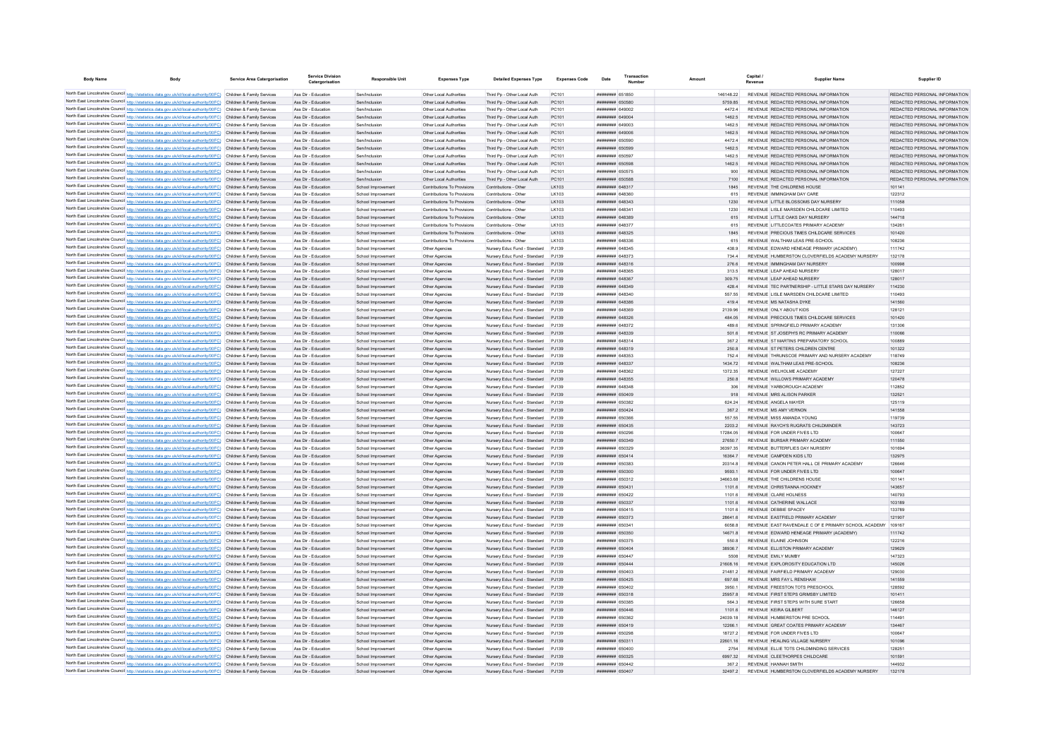| Body Name | Body | Service Area Catergorisation | Service Division Catergorisation | Responsible Unit | Expenses Type | Detailed Expenses Type | Expenses Code | Date | Transaction Number | Amount | Capital / Revenue | Supplier Name | Supplier ID |
|---|---|---|---|---|---|---|---|---|---|---|---|---|---|
| North East Lincolnshire Council | http://statistics.data.gov.uk/id/local-authority/00FC | Children & Family Services | Ass Dir - Education | Sen/Inclusion | Other Local Authorities | Third Pp - Other Local Auth | PC101 | ######## | 651850 | 146148.22 | REVENUE | REDACTED PERSONAL INFORMATION | REDACTED PERSONAL INFORMATION |
| North East Lincolnshire Council | http://statistics.data.gov.uk/id/local-authority/00FC | Children & Family Services | Ass Dir - Education | Sen/Inclusion | Other Local Authorities | Third Pp - Other Local Auth | PC101 | ######## | 650580 | 5759.85 | REVENUE | REDACTED PERSONAL INFORMATION | REDACTED PERSONAL INFORMATION |
| North East Lincolnshire Council | http://statistics.data.gov.uk/id/local-authority/00FC | Children & Family Services | Ass Dir - Education | Sen/Inclusion | Other Local Authorities | Third Pp - Other Local Auth | PC101 | ######## | 649002 | 4472.4 | REVENUE | REDACTED PERSONAL INFORMATION | REDACTED PERSONAL INFORMATION |
| North East Lincolnshire Council | http://statistics.data.gov.uk/id/local-authority/00FC | Children & Family Services | Ass Dir - Education | Sen/Inclusion | Other Local Authorities | Third Pp - Other Local Auth | PC101 | ######## | 649004 | 1462.5 | REVENUE | REDACTED PERSONAL INFORMATION | REDACTED PERSONAL INFORMATION |
| North East Lincolnshire Council | http://statistics.data.gov.uk/id/local-authority/00FC | Children & Family Services | Ass Dir - Education | Sen/Inclusion | Other Local Authorities | Third Pp - Other Local Auth | PC101 | ######## | 649003 | 1462.5 | REVENUE | REDACTED PERSONAL INFORMATION | REDACTED PERSONAL INFORMATION |
| North East Lincolnshire Council | http://statistics.data.gov.uk/id/local-authority/00FC | Children & Family Services | Ass Dir - Education | Sen/Inclusion | Other Local Authorities | Third Pp - Other Local Auth | PC101 | ######## | 649008 | 1462.5 | REVENUE | REDACTED PERSONAL INFORMATION | REDACTED PERSONAL INFORMATION |
| North East Lincolnshire Council | http://statistics.data.gov.uk/id/local-authority/00FC | Children & Family Services | Ass Dir - Education | Sen/Inclusion | Other Local Authorities | Third Pp - Other Local Auth | PC101 | ######## | 650590 | 4472.4 | REVENUE | REDACTED PERSONAL INFORMATION | REDACTED PERSONAL INFORMATION |
| North East Lincolnshire Council | http://statistics.data.gov.uk/id/local-authority/00FC | Children & Family Services | Ass Dir - Education | Sen/Inclusion | Other Local Authorities | Third Pp - Other Local Auth | PC101 | ######## | 650599 | 1462.5 | REVENUE | REDACTED PERSONAL INFORMATION | REDACTED PERSONAL INFORMATION |
| North East Lincolnshire Council | http://statistics.data.gov.uk/id/local-authority/00FC | Children & Family Services | Ass Dir - Education | Sen/Inclusion | Other Local Authorities | Third Pp - Other Local Auth | PC101 | ######## | 650597 | 1462.5 | REVENUE | REDACTED PERSONAL INFORMATION | REDACTED PERSONAL INFORMATION |
| North East Lincolnshire Council | http://statistics.data.gov.uk/id/local-authority/00FC | Children & Family Services | Ass Dir - Education | Sen/Inclusion | Other Local Authorities | Third Pp - Other Local Auth | PC101 | ######## | 650598 | 1462.5 | REVENUE | REDACTED PERSONAL INFORMATION | REDACTED PERSONAL INFORMATION |
| North East Lincolnshire Council | http://statistics.data.gov.uk/id/local-authority/00FC | Children & Family Services | Ass Dir - Education | Sen/Inclusion | Other Local Authorities | Third Pp - Other Local Auth | PC101 | ######## | 650575 | 900 | REVENUE | REDACTED PERSONAL INFORMATION | REDACTED PERSONAL INFORMATION |
| North East Lincolnshire Council | http://statistics.data.gov.uk/id/local-authority/00FC | Children & Family Services | Ass Dir - Education | Sen/Inclusion | Other Local Authorities | Third Pp - Other Local Auth | PC101 | ######## | 650588 | 7100 | REVENUE | REDACTED PERSONAL INFORMATION | REDACTED PERSONAL INFORMATION |
| North East Lincolnshire Council | http://statistics.data.gov.uk/id/local-authority/00FC | Children & Family Services | Ass Dir - Education | School Improvement | Contributions To Provisions | Contributions - Other | LK103 | ######## | 648317 | 1845 | REVENUE | THE CHILDRENS HOUSE | 101141 |
| North East Lincolnshire Council | http://statistics.data.gov.uk/id/local-authority/00FC | Children & Family Services | Ass Dir - Education | School Improvement | Contributions To Provisions | Contributions - Other | LK103 | ######## | 648360 | 615 | REVENUE | IMMINGHAM DAY CARE | 122312 |
| North East Lincolnshire Council | http://statistics.data.gov.uk/id/local-authority/00FC | Children & Family Services | Ass Dir - Education | School Improvement | Contributions To Provisions | Contributions - Other | LK103 | ######## | 648343 | 1230 | REVENUE | LITTLE BLOSSOMS DAY NURSERY | 111058 |
| North East Lincolnshire Council | http://statistics.data.gov.uk/id/local-authority/00FC | Children & Family Services | Ass Dir - Education | School Improvement | Contributions To Provisions | Contributions - Other | LK103 | ######## | 648341 | 1230 | REVENUE | LISLE MARSDEN CHILDCARE LIMITED | 110493 |
| North East Lincolnshire Council | http://statistics.data.gov.uk/id/local-authority/00FC | Children & Family Services | Ass Dir - Education | School Improvement | Contributions To Provisions | Contributions - Other | LK103 | ######## | 648389 | 615 | REVENUE | LITTLE OAKS DAY NURSERY | 144718 |
| North East Lincolnshire Council | http://statistics.data.gov.uk/id/local-authority/00FC | Children & Family Services | Ass Dir - Education | School Improvement | Contributions To Provisions | Contributions - Other | LK103 | ######## | 648377 | 615 | REVENUE | LITTLECOATES PRIMARY ACADEMY | 134261 |
| North East Lincolnshire Council | http://statistics.data.gov.uk/id/local-authority/00FC | Children & Family Services | Ass Dir - Education | School Improvement | Contributions To Provisions | Contributions - Other | LK103 | ######## | 648325 | 1845 | REVENUE | PRECIOUS TIMES CHILDCARE SERVICES | 101420 |
| North East Lincolnshire Council | http://statistics.data.gov.uk/id/local-authority/00FC | Children & Family Services | Ass Dir - Education | School Improvement | Contributions To Provisions | Contributions - Other | LK103 | ######## | 648336 | 615 | REVENUE | WALTHAM LEAS PRE-SCHOOL | 108236 |
| North East Lincolnshire Council | http://statistics.data.gov.uk/id/local-authority/00FC | Children & Family Services | Ass Dir - Education | School Improvement | Other Agencies | Nursery Educ Fund - Standard | PJ139 | ######## | 648345 | 438.9 | REVENUE | EDWARD HENEAGE PRIMARY (ACADEMY) | 111742 |
| North East Lincolnshire Council | http://statistics.data.gov.uk/id/local-authority/00FC | Children & Family Services | Ass Dir - Education | School Improvement | Other Agencies | Nursery Educ Fund - Standard | PJ139 | ######## | 648373 | 734.4 | REVENUE | HUMBERSTON CLOVERFIELDS ACADEMY NURSERY | 132178 |
| North East Lincolnshire Council | http://statistics.data.gov.uk/id/local-authority/00FC | Children & Family Services | Ass Dir - Education | School Improvement | Other Agencies | Nursery Educ Fund - Standard | PJ139 | ######## | 648316 | 276.6 | REVENUE | IMMINGHAM DAY NURSERY | 100998 |
| North East Lincolnshire Council | http://statistics.data.gov.uk/id/local-authority/00FC | Children & Family Services | Ass Dir - Education | School Improvement | Other Agencies | Nursery Educ Fund - Standard | PJ139 | ######## | 648365 | 313.5 | REVENUE | LEAP AHEAD NURSERY | 128017 |
| North East Lincolnshire Council | http://statistics.data.gov.uk/id/local-authority/00FC | Children & Family Services | Ass Dir - Education | School Improvement | Other Agencies | Nursery Educ Fund - Standard | PJ139 | ######## | 648367 | 309.75 | REVENUE | LEAP AHEAD NURSERY | 128017 |
| North East Lincolnshire Council | http://statistics.data.gov.uk/id/local-authority/00FC | Children & Family Services | Ass Dir - Education | School Improvement | Other Agencies | Nursery Educ Fund - Standard | PJ139 | ######## | 648349 | 428.4 | REVENUE | TEC PARTNERSHIP - LITTLE STARS DAY NURSERY | 114230 |
| North East Lincolnshire Council | http://statistics.data.gov.uk/id/local-authority/00FC | Children & Family Services | Ass Dir - Education | School Improvement | Other Agencies | Nursery Educ Fund - Standard | PJ139 | ######## | 648340 | 557.55 | REVENUE | LISLE MARSDEN CHILDCARE LIMITED | 110493 |
| North East Lincolnshire Council | http://statistics.data.gov.uk/id/local-authority/00FC | Children & Family Services | Ass Dir - Education | School Improvement | Other Agencies | Nursery Educ Fund - Standard | PJ139 | ######## | 648388 | 419.4 | REVENUE | MS NATASHA DYKE | 141560 |
| North East Lincolnshire Council | http://statistics.data.gov.uk/id/local-authority/00FC | Children & Family Services | Ass Dir - Education | School Improvement | Other Agencies | Nursery Educ Fund - Standard | PJ139 | ######## | 648369 | 2139.96 | REVENUE | ONLY ABOUT KIDS | 128121 |
| North East Lincolnshire Council | http://statistics.data.gov.uk/id/local-authority/00FC | Children & Family Services | Ass Dir - Education | School Improvement | Other Agencies | Nursery Educ Fund - Standard | PJ139 | ######## | 648326 | 484.05 | REVENUE | PRECIOUS TIMES CHILDCARE SERVICES | 101420 |
| North East Lincolnshire Council | http://statistics.data.gov.uk/id/local-authority/00FC | Children & Family Services | Ass Dir - Education | School Improvement | Other Agencies | Nursery Educ Fund - Standard | PJ139 | ######## | 648372 | 489.6 | REVENUE | SPRINGFIELD PRIMARY ACADEMY | 131306 |
| North East Lincolnshire Council | http://statistics.data.gov.uk/id/local-authority/00FC | Children & Family Services | Ass Dir - Education | School Improvement | Other Agencies | Nursery Educ Fund - Standard | PJ139 | ######## | 648339 | 501.6 | REVENUE | ST JOSEPH'S RC PRIMARY ACADEMY | 110086 |
| North East Lincolnshire Council | http://statistics.data.gov.uk/id/local-authority/00FC | Children & Family Services | Ass Dir - Education | School Improvement | Other Agencies | Nursery Educ Fund - Standard | PJ139 | ######## | 648314 | 367.2 | REVENUE | ST MARTINS PREPARATORY SCHOOL | 100889 |
| North East Lincolnshire Council | http://statistics.data.gov.uk/id/local-authority/00FC | Children & Family Services | Ass Dir - Education | School Improvement | Other Agencies | Nursery Educ Fund - Standard | PJ139 | ######## | 648319 | 250.8 | REVENUE | ST PETERS CHILDREN CENTRE | 101322 |
| North East Lincolnshire Council | http://statistics.data.gov.uk/id/local-authority/00FC | Children & Family Services | Ass Dir - Education | School Improvement | Other Agencies | Nursery Educ Fund - Standard | PJ139 | ######## | 648353 | 752.4 | REVENUE | THRUNSCOE PRIMARY AND NURSERY ACADEMY | 118749 |
| North East Lincolnshire Council | http://statistics.data.gov.uk/id/local-authority/00FC | Children & Family Services | Ass Dir - Education | School Improvement | Other Agencies | Nursery Educ Fund - Standard | PJ139 | ######## | 648337 | 1434.72 | REVENUE | WALTHAM LEAS PRE-SCHOOL | 108236 |
| North East Lincolnshire Council | http://statistics.data.gov.uk/id/local-authority/00FC | Children & Family Services | Ass Dir - Education | School Improvement | Other Agencies | Nursery Educ Fund - Standard | PJ139 | ######## | 648362 | 1372.35 | REVENUE | WELHOLME ACADEMY | 127227 |
| North East Lincolnshire Council | http://statistics.data.gov.uk/id/local-authority/00FC | Children & Family Services | Ass Dir - Education | School Improvement | Other Agencies | Nursery Educ Fund - Standard | PJ139 | ######## | 648355 | 250.8 | REVENUE | WILLOWS PRIMARY ACADEMY | 120478 |
| North East Lincolnshire Council | http://statistics.data.gov.uk/id/local-authority/00FC | Children & Family Services | Ass Dir - Education | School Improvement | Other Agencies | Nursery Educ Fund - Standard | PJ139 | ######## | 648348 | 306 | REVENUE | YARBOROUGH ACADEMY | 112852 |
| North East Lincolnshire Council | http://statistics.data.gov.uk/id/local-authority/00FC | Children & Family Services | Ass Dir - Education | School Improvement | Other Agencies | Nursery Educ Fund - Standard | PJ139 | ######## | 650409 | 918 | REVENUE | MRS ALISON PARKER | 132521 |
| North East Lincolnshire Council | http://statistics.data.gov.uk/id/local-authority/00FC | Children & Family Services | Ass Dir - Education | School Improvement | Other Agencies | Nursery Educ Fund - Standard | PJ139 | ######## | 650382 | 624.24 | REVENUE | ANGELA MAYER | 125119 |
| North East Lincolnshire Council | http://statistics.data.gov.uk/id/local-authority/00FC | Children & Family Services | Ass Dir - Education | School Improvement | Other Agencies | Nursery Educ Fund - Standard | PJ139 | ######## | 650424 | 367.2 | REVENUE | MS AMY VERNON | 141558 |
| North East Lincolnshire Council | http://statistics.data.gov.uk/id/local-authority/00FC | Children & Family Services | Ass Dir - Education | School Improvement | Other Agencies | Nursery Educ Fund - Standard | PJ139 | ######## | 650366 | 557.55 | REVENUE | MISS AMANDA YOUNG | 119739 |
| North East Lincolnshire Council | http://statistics.data.gov.uk/id/local-authority/00FC | Children & Family Services | Ass Dir - Education | School Improvement | Other Agencies | Nursery Educ Fund - Standard | PJ139 | ######## | 650435 | 2203.2 | REVENUE | RAYCH'S RUGRATS CHILDMINDER | 143723 |
| North East Lincolnshire Council | http://statistics.data.gov.uk/id/local-authority/00FC | Children & Family Services | Ass Dir - Education | School Improvement | Other Agencies | Nursery Educ Fund - Standard | PJ139 | ######## | 650298 | 17284.05 | REVENUE | FOR UNDER FIVES LTD | 100647 |
| North East Lincolnshire Council | http://statistics.data.gov.uk/id/local-authority/00FC | Children & Family Services | Ass Dir - Education | School Improvement | Other Agencies | Nursery Educ Fund - Standard | PJ139 | ######## | 650349 | 27650.7 | REVENUE | BURSAR PRIMARY ACADEMY | 111550 |
| North East Lincolnshire Council | http://statistics.data.gov.uk/id/local-authority/00FC | Children & Family Services | Ass Dir - Education | School Improvement | Other Agencies | Nursery Educ Fund - Standard | PJ139 | ######## | 650329 | 36397.35 | REVENUE | BUTTERFLIES DAY NURSERY | 101694 |
| North East Lincolnshire Council | http://statistics.data.gov.uk/id/local-authority/00FC | Children & Family Services | Ass Dir - Education | School Improvement | Other Agencies | Nursery Educ Fund - Standard | PJ139 | ######## | 650414 | 16364.7 | REVENUE | CAMPDEN KIDS LTD | 132975 |
| North East Lincolnshire Council | http://statistics.data.gov.uk/id/local-authority/00FC | Children & Family Services | Ass Dir - Education | School Improvement | Other Agencies | Nursery Educ Fund - Standard | PJ139 | ######## | 650383 | 20314.8 | REVENUE | CANON PETER HALL CE PRIMARY ACADEMY | 126646 |
| North East Lincolnshire Council | http://statistics.data.gov.uk/id/local-authority/00FC | Children & Family Services | Ass Dir - Education | School Improvement | Other Agencies | Nursery Educ Fund - Standard | PJ139 | ######## | 650300 | 9593.1 | REVENUE | FOR UNDER FIVES LTD | 100647 |
| North East Lincolnshire Council | http://statistics.data.gov.uk/id/local-authority/00FC | Children & Family Services | Ass Dir - Education | School Improvement | Other Agencies | Nursery Educ Fund - Standard | PJ139 | ######## | 650312 | 34663.68 | REVENUE | THE CHILDRENS HOUSE | 101141 |
| North East Lincolnshire Council | http://statistics.data.gov.uk/id/local-authority/00FC | Children & Family Services | Ass Dir - Education | School Improvement | Other Agencies | Nursery Educ Fund - Standard | PJ139 | ######## | 650431 | 1101.6 | REVENUE | CHRISTIANNA HOCKNEY | 143657 |
| North East Lincolnshire Council | http://statistics.data.gov.uk/id/local-authority/00FC | Children & Family Services | Ass Dir - Education | School Improvement | Other Agencies | Nursery Educ Fund - Standard | PJ139 | ######## | 650422 | 1101.6 | REVENUE | CLARE HOLNESS | 140793 |
| North East Lincolnshire Council | http://statistics.data.gov.uk/id/local-authority/00FC | Children & Family Services | Ass Dir - Education | School Improvement | Other Agencies | Nursery Educ Fund - Standard | PJ139 | ######## | 650337 | 1101.6 | REVENUE | CATHERINE WALLACE | 103189 |
| North East Lincolnshire Council | http://statistics.data.gov.uk/id/local-authority/00FC | Children & Family Services | Ass Dir - Education | School Improvement | Other Agencies | Nursery Educ Fund - Standard | PJ139 | ######## | 650415 | 1101.6 | REVENUE | DEBBIE SPACEY | 133789 |
| North East Lincolnshire Council | http://statistics.data.gov.uk/id/local-authority/00FC | Children & Family Services | Ass Dir - Education | School Improvement | Other Agencies | Nursery Educ Fund - Standard | PJ139 | ######## | 650373 | 28641.6 | REVENUE | EASTFIELD PRIMARY ACADEMY | 121907 |
| North East Lincolnshire Council | http://statistics.data.gov.uk/id/local-authority/00FC | Children & Family Services | Ass Dir - Education | School Improvement | Other Agencies | Nursery Educ Fund - Standard | PJ139 | ######## | 650341 | 6058.8 | REVENUE | EAST RAVENDALE C OF E PRIMARY SCHOOL ACADEMY | 109167 |
| North East Lincolnshire Council | http://statistics.data.gov.uk/id/local-authority/00FC | Children & Family Services | Ass Dir - Education | School Improvement | Other Agencies | Nursery Educ Fund - Standard | PJ139 | ######## | 650350 | 14671.8 | REVENUE | EDWARD HENEAGE PRIMARY (ACADEMY) | 111742 |
| North East Lincolnshire Council | http://statistics.data.gov.uk/id/local-authority/00FC | Children & Family Services | Ass Dir - Education | School Improvement | Other Agencies | Nursery Educ Fund - Standard | PJ139 | ######## | 650375 | 550.8 | REVENUE | ELAINE JOHNSON | 122216 |
| North East Lincolnshire Council | http://statistics.data.gov.uk/id/local-authority/00FC | Children & Family Services | Ass Dir - Education | School Improvement | Other Agencies | Nursery Educ Fund - Standard | PJ139 | ######## | 650404 | 38936.7 | REVENUE | ELLISTON PRIMARY ACADEMY | 129629 |
| North East Lincolnshire Council | http://statistics.data.gov.uk/id/local-authority/00FC | Children & Family Services | Ass Dir - Education | School Improvement | Other Agencies | Nursery Educ Fund - Standard | PJ139 | ######## | 650447 | 5508 | REVENUE | EMILY MUMBY | 147323 |
| North East Lincolnshire Council | http://statistics.data.gov.uk/id/local-authority/00FC | Children & Family Services | Ass Dir - Education | School Improvement | Other Agencies | Nursery Educ Fund - Standard | PJ139 | ######## | 650444 | 21608.16 | REVENUE | EXPLOROSITY EDUCATION LTD | 145026 |
| North East Lincolnshire Council | http://statistics.data.gov.uk/id/local-authority/00FC | Children & Family Services | Ass Dir - Education | School Improvement | Other Agencies | Nursery Educ Fund - Standard | PJ139 | ######## | 650403 | 21481.2 | REVENUE | FAIRFIELD PRIMARY ACADEMY | 129030 |
| North East Lincolnshire Council | http://statistics.data.gov.uk/id/local-authority/00FC | Children & Family Services | Ass Dir - Education | School Improvement | Other Agencies | Nursery Educ Fund - Standard | PJ139 | ######## | 650425 | 697.68 | REVENUE | MRS FAY L RENSHAW | 141559 |
| North East Lincolnshire Council | http://statistics.data.gov.uk/id/local-authority/00FC | Children & Family Services | Ass Dir - Education | School Improvement | Other Agencies | Nursery Educ Fund - Standard | PJ139 | ######## | 650402 | 3950.1 | REVENUE | FREESTON TOTS PRESCHOOL | 128592 |
| North East Lincolnshire Council | http://statistics.data.gov.uk/id/local-authority/00FC | Children & Family Services | Ass Dir - Education | School Improvement | Other Agencies | Nursery Educ Fund - Standard | PJ139 | ######## | 650318 | 25957.8 | REVENUE | FIRST STEPS GRIMSBY LIMITED | 101411 |
| North East Lincolnshire Council | http://statistics.data.gov.uk/id/local-authority/00FC | Children & Family Services | Ass Dir - Education | School Improvement | Other Agencies | Nursery Educ Fund - Standard | PJ139 | ######## | 650385 | 564.3 | REVENUE | FIRST STEPS WITH SURE START | 126658 |
| North East Lincolnshire Council | http://statistics.data.gov.uk/id/local-authority/00FC | Children & Family Services | Ass Dir - Education | School Improvement | Other Agencies | Nursery Educ Fund - Standard | PJ139 | ######## | 650446 | 1101.6 | REVENUE | KEIRA GILBERT | 146127 |
| North East Lincolnshire Council | http://statistics.data.gov.uk/id/local-authority/00FC | Children & Family Services | Ass Dir - Education | School Improvement | Other Agencies | Nursery Educ Fund - Standard | PJ139 | ######## | 650362 | 24039.18 | REVENUE | HUMBERSTON PRE SCHOOL | 114491 |
| North East Lincolnshire Council | http://statistics.data.gov.uk/id/local-authority/00FC | Children & Family Services | Ass Dir - Education | School Improvement | Other Agencies | Nursery Educ Fund - Standard | PJ139 | ######## | 650419 | 12266.1 | REVENUE | GREAT COATES PRIMARY ACADEMY | 134467 |
| North East Lincolnshire Council | http://statistics.data.gov.uk/id/local-authority/00FC | Children & Family Services | Ass Dir - Education | School Improvement | Other Agencies | Nursery Educ Fund - Standard | PJ139 | ######## | 650296 | 18727.2 | REVENUE | FOR UNDER FIVES LTD | 100647 |
| North East Lincolnshire Council | http://statistics.data.gov.uk/id/local-authority/00FC | Children & Family Services | Ass Dir - Education | School Improvement | Other Agencies | Nursery Educ Fund - Standard | PJ139 | ######## | 650311 | 22601.16 | REVENUE | HEALING VILLAGE NURSERY | 101096 |
| North East Lincolnshire Council | http://statistics.data.gov.uk/id/local-authority/00FC | Children & Family Services | Ass Dir - Education | School Improvement | Other Agencies | Nursery Educ Fund - Standard | PJ139 | ######## | 650400 | 2754 | REVENUE | ELLIE TOTS CHILDMINDING SERVICES | 128251 |
| North East Lincolnshire Council | http://statistics.data.gov.uk/id/local-authority/00FC | Children & Family Services | Ass Dir - Education | School Improvement | Other Agencies | Nursery Educ Fund - Standard | PJ139 | ######## | 650325 | 6997.32 | REVENUE | CLEETHORPES CHILDCARE | 101591 |
| North East Lincolnshire Council | http://statistics.data.gov.uk/id/local-authority/00FC | Children & Family Services | Ass Dir - Education | School Improvement | Other Agencies | Nursery Educ Fund - Standard | PJ139 | ######## | 650442 | 367.2 | REVENUE | HANNAH SMITH | 144932 |
| North East Lincolnshire Council | http://statistics.data.gov.uk/id/local-authority/00FC | Children & Family Services | Ass Dir - Education | School Improvement | Other Agencies | Nursery Educ Fund - Standard | PJ139 | ######## | 650407 | 32497.2 | REVENUE | HUMBERSTON CLOVERFIELDS ACADEMY NURSERY | 132178 |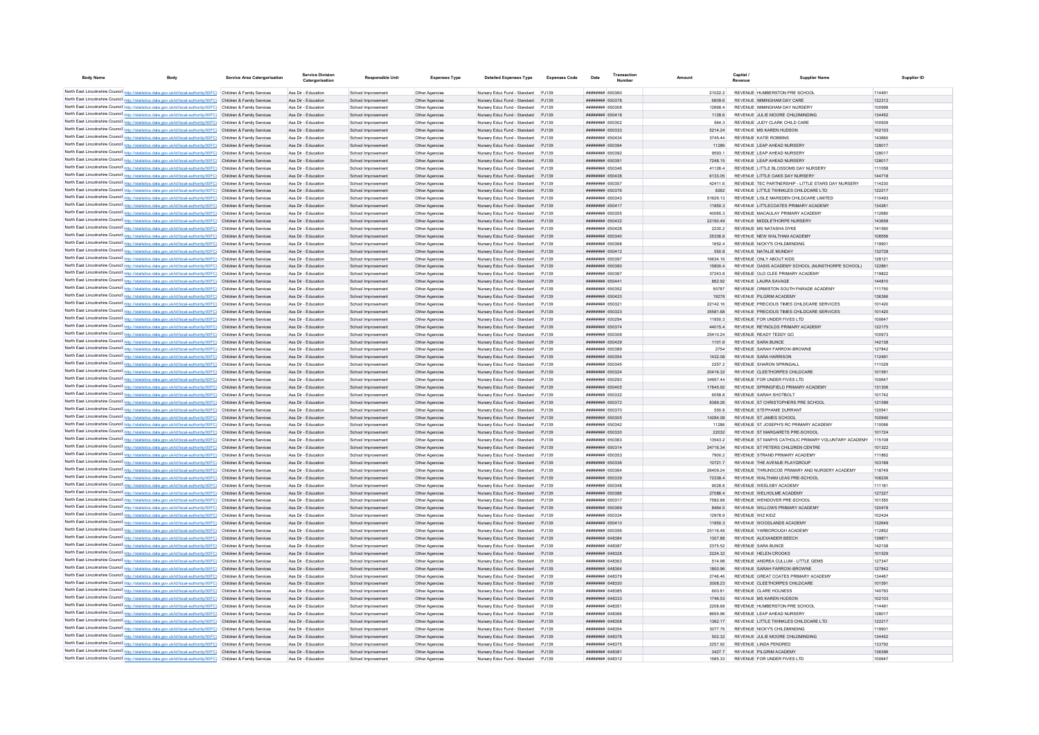| Body Name | Body | Service Area Catergorisation | Service Division Catergorisation | Responsible Unit | Expenses Type | Detailed Expenses Type | Expenses Code | Date | Transaction Number | Amount | Capital / Revenue | Supplier Name | Supplier ID |
|---|---|---|---|---|---|---|---|---|---|---|---|---|---|
| North East Lincolnshire Council | http://statistics.data.gov.uk/id/local-authority/00FC | Children & Family Services | Ass Dir - Education | School Improvement | Other Agencies | Nursery Educ Fund - Standard | PJ139 | ######## | 650360 | 21022.2 | REVENUE | HUMBERSTON PRE SCHOOL | 114491 |
| North East Lincolnshire Council | http://statistics.data.gov.uk/id/local-authority/00FC | Children & Family Services | Ass Dir - Education | School Improvement | Other Agencies | Nursery Educ Fund - Standard | PJ139 | ######## | 650378 | 6609.6 | REVENUE | IMMINGHAM DAY CARE | 122312 |
| North East Lincolnshire Council | http://statistics.data.gov.uk/id/local-authority/00FC | Children & Family Services | Ass Dir - Education | School Improvement | Other Agencies | Nursery Educ Fund - Standard | PJ139 | ######## | 650308 | 12668.4 | REVENUE | IMMINGHAM DAY NURSERY | 100998 |
| North East Lincolnshire Council | http://statistics.data.gov.uk/id/local-authority/00FC | Children & Family Services | Ass Dir - Education | School Improvement | Other Agencies | Nursery Educ Fund - Standard | PJ139 | ######## | 650418 | 1128.6 | REVENUE | JULIE MOORE CHILDMINDING | 134452 |
| North East Lincolnshire Council | http://statistics.data.gov.uk/id/local-authority/00FC | Children & Family Services | Ass Dir - Education | School Improvement | Other Agencies | Nursery Educ Fund - Standard | PJ139 | ######## | 650302 | 564.3 | REVENUE | JUDY CLARK CHILD CARE | 100939 |
| North East Lincolnshire Council | http://statistics.data.gov.uk/id/local-authority/00FC | Children & Family Services | Ass Dir - Education | School Improvement | Other Agencies | Nursery Educ Fund - Standard | PJ139 | ######## | 650333 | 5214.24 | REVENUE | MS KAREN HUDSON | 102103 |
| North East Lincolnshire Council | http://statistics.data.gov.uk/id/local-authority/00FC | Children & Family Services | Ass Dir - Education | School Improvement | Other Agencies | Nursery Educ Fund - Standard | PJ139 | ######## | 650434 | 3745.44 | REVENUE | KATIE ROBBINS | 143660 |
| North East Lincolnshire Council | http://statistics.data.gov.uk/id/local-authority/00FC | Children & Family Services | Ass Dir - Education | School Improvement | Other Agencies | Nursery Educ Fund - Standard | PJ139 | ######## | 650394 | 11286 | REVENUE | LEAP AHEAD NURSERY | 128017 |
| North East Lincolnshire Council | http://statistics.data.gov.uk/id/local-authority/00FC | Children & Family Services | Ass Dir - Education | School Improvement | Other Agencies | Nursery Educ Fund - Standard | PJ139 | ######## | 650392 | 9593.1 | REVENUE | LEAP AHEAD NURSERY | 128017 |
| North East Lincolnshire Council | http://statistics.data.gov.uk/id/local-authority/00FC | Children & Family Services | Ass Dir - Education | School Improvement | Other Agencies | Nursery Educ Fund - Standard | PJ139 | ######## | 650391 | 7248.15 | REVENUE | LEAP AHEAD NURSERY | 128017 |
| North East Lincolnshire Council | http://statistics.data.gov.uk/id/local-authority/00FC | Children & Family Services | Ass Dir - Education | School Improvement | Other Agencies | Nursery Educ Fund - Standard | PJ139 | ######## | 650346 | 41126.4 | REVENUE | LITTLE BLOSSOMS DAY NURSERY | 111058 |
| North East Lincolnshire Council | http://statistics.data.gov.uk/id/local-authority/00FC | Children & Family Services | Ass Dir - Education | School Improvement | Other Agencies | Nursery Educ Fund - Standard | PJ139 | ######## | 650438 | 6133.05 | REVENUE | LITTLE OAKS DAY NURSERY | 144718 |
| North East Lincolnshire Council | http://statistics.data.gov.uk/id/local-authority/00FC | Children & Family Services | Ass Dir - Education | School Improvement | Other Agencies | Nursery Educ Fund - Standard | PJ139 | ######## | 650357 | 42411.6 | REVENUE | TEC PARTNERSHIP - LITTLE STARS DAY NURSERY | 114230 |
| North East Lincolnshire Council | http://statistics.data.gov.uk/id/local-authority/00FC | Children & Family Services | Ass Dir - Education | School Improvement | Other Agencies | Nursery Educ Fund - Standard | PJ139 | ######## | 650376 | 8262 | REVENUE | LITTLE TWINKLES CHILDCARE LTD | 122217 |
| North East Lincolnshire Council | http://statistics.data.gov.uk/id/local-authority/00FC | Children & Family Services | Ass Dir - Education | School Improvement | Other Agencies | Nursery Educ Fund - Standard | PJ139 | ######## | 650343 | 51629.13 | REVENUE | LISLE MARSDEN CHILDCARE LIMITED | 110493 |
| North East Lincolnshire Council | http://statistics.data.gov.uk/id/local-authority/00FC | Children & Family Services | Ass Dir - Education | School Improvement | Other Agencies | Nursery Educ Fund - Standard | PJ139 | ######## | 650417 | 11850.3 | REVENUE | LITTLECOATES PRIMARY ACADEMY | 134261 |
| North East Lincolnshire Council | http://statistics.data.gov.uk/id/local-authority/00FC | Children & Family Services | Ass Dir - Education | School Improvement | Other Agencies | Nursery Educ Fund - Standard | PJ139 | ######## | 650355 | 40065.3 | REVENUE | MACAULAY PRIMARY ACADEMY | 112680 |
| North East Lincolnshire Council | http://statistics.data.gov.uk/id/local-authority/00FC | Children & Family Services | Ass Dir - Education | School Improvement | Other Agencies | Nursery Educ Fund - Standard | PJ139 | ######## | 650432 | 22190.49 | REVENUE | MIDDLETHORPE NURSERY | 143658 |
| North East Lincolnshire Council | http://statistics.data.gov.uk/id/local-authority/00FC | Children & Family Services | Ass Dir - Education | School Improvement | Other Agencies | Nursery Educ Fund - Standard | PJ139 | ######## | 650428 | 2230.2 | REVENUE | MS NATASHA DYKE | 141560 |
| North East Lincolnshire Council | http://statistics.data.gov.uk/id/local-authority/00FC | Children & Family Services | Ass Dir - Education | School Improvement | Other Agencies | Nursery Educ Fund - Standard | PJ139 | ######## | 650340 | 25336.8 | REVENUE | NEW WALTHAM ACADEMY | 108556 |
| North East Lincolnshire Council | http://statistics.data.gov.uk/id/local-authority/00FC | Children & Family Services | Ass Dir - Education | School Improvement | Other Agencies | Nursery Educ Fund - Standard | PJ139 | ######## | 650366 | 1652.4 | REVENUE | NICKY'S CHILDMINDING | 119901 |
| North East Lincolnshire Council | http://statistics.data.gov.uk/id/local-authority/00FC | Children & Family Services | Ass Dir - Education | School Improvement | Other Agencies | Nursery Educ Fund - Standard | PJ139 | ######## | 650412 | 550.8 | REVENUE | NATALIE MUNDAY | 132728 |
| North East Lincolnshire Council | http://statistics.data.gov.uk/id/local-authority/00FC | Children & Family Services | Ass Dir - Education | School Improvement | Other Agencies | Nursery Educ Fund - Standard | PJ139 | ######## | 650397 | 18634.16 | REVENUE | ONLY ABOUT KIDS | 128121 |
| North East Lincolnshire Council | http://statistics.data.gov.uk/id/local-authority/00FC | Children & Family Services | Ass Dir - Education | School Improvement | Other Agencies | Nursery Educ Fund - Standard | PJ139 | ######## | 650380 | 15800.4 | REVENUE | OASIS ACADEMY SCHOOL (NUNSTHORPE SCHOOL) | 122861 |
| North East Lincolnshire Council | http://statistics.data.gov.uk/id/local-authority/00FC | Children & Family Services | Ass Dir - Education | School Improvement | Other Agencies | Nursery Educ Fund - Standard | PJ139 | ######## | 650367 | 37243.8 | REVENUE | OLD CLEE PRIMARY ACADEMY | 119822 |
| North East Lincolnshire Council | http://statistics.data.gov.uk/id/local-authority/00FC | Children & Family Services | Ass Dir - Education | School Improvement | Other Agencies | Nursery Educ Fund - Standard | PJ139 | ######## | 650441 | 862.92 | REVENUE | LAURA SAVAGE | 144810 |
| North East Lincolnshire Council | http://statistics.data.gov.uk/id/local-authority/00FC | Children & Family Services | Ass Dir - Education | School Improvement | Other Agencies | Nursery Educ Fund - Standard | PJ139 | ######## | 650352 | 50787 | REVENUE | ORMISTON SOUTH PARADE ACADEMY | 111750 |
| North East Lincolnshire Council | http://statistics.data.gov.uk/id/local-authority/00FC | Children & Family Services | Ass Dir - Education | School Improvement | Other Agencies | Nursery Educ Fund - Standard | PJ139 | ######## | 650420 | 19278 | REVENUE | PILGRIM ACADEMY | 136366 |
| North East Lincolnshire Council | http://statistics.data.gov.uk/id/local-authority/00FC | Children & Family Services | Ass Dir - Education | School Improvement | Other Agencies | Nursery Educ Fund - Standard | PJ139 | ######## | 650321 | 22142.16 | REVENUE | PRECIOUS TIMES CHILDCARE SERVICES | 101420 |
| North East Lincolnshire Council | http://statistics.data.gov.uk/id/local-authority/00FC | Children & Family Services | Ass Dir - Education | School Improvement | Other Agencies | Nursery Educ Fund - Standard | PJ139 | ######## | 650323 | 35581.68 | REVENUE | PRECIOUS TIMES CHILDCARE SERVICES | 101420 |
| North East Lincolnshire Council | http://statistics.data.gov.uk/id/local-authority/00FC | Children & Family Services | Ass Dir - Education | School Improvement | Other Agencies | Nursery Educ Fund - Standard | PJ139 | ######## | 650294 | 11850.3 | REVENUE | FOR UNDER FIVES LTD | 100647 |
| North East Lincolnshire Council | http://statistics.data.gov.uk/id/local-authority/00FC | Children & Family Services | Ass Dir - Education | School Improvement | Other Agencies | Nursery Educ Fund - Standard | PJ139 | ######## | 650374 | 44015.4 | REVENUE | REYNOLDS PRIMARY ACADEMY | 122175 |
| North East Lincolnshire Council | http://statistics.data.gov.uk/id/local-authority/00FC | Children & Family Services | Ass Dir - Education | School Improvement | Other Agencies | Nursery Educ Fund - Standard | PJ139 | ######## | 650306 | 25410.24 | REVENUE | READY TEDDY GO | 100973 |
| North East Lincolnshire Council | http://statistics.data.gov.uk/id/local-authority/00FC | Children & Family Services | Ass Dir - Education | School Improvement | Other Agencies | Nursery Educ Fund - Standard | PJ139 | ######## | 650429 | 1101.6 | REVENUE | SARA BUNCE | 142138 |
| North East Lincolnshire Council | http://statistics.data.gov.uk/id/local-authority/00FC | Children & Family Services | Ass Dir - Education | School Improvement | Other Agencies | Nursery Educ Fund - Standard | PJ139 | ######## | 650389 | 2754 | REVENUE | SARAH FARROW-BROWNE | 127842 |
| North East Lincolnshire Council | http://statistics.data.gov.uk/id/local-authority/00FC | Children & Family Services | Ass Dir - Education | School Improvement | Other Agencies | Nursery Educ Fund - Standard | PJ139 | ######## | 650354 | 1432.08 | REVENUE | SARA HARRISON | 112491 |
| North East Lincolnshire Council | http://statistics.data.gov.uk/id/local-authority/00FC | Children & Family Services | Ass Dir - Education | School Improvement | Other Agencies | Nursery Educ Fund - Standard | PJ139 | ######## | 650345 | 2257.2 | REVENUE | SHARON SPRINGALL | 111029 |
| North East Lincolnshire Council | http://statistics.data.gov.uk/id/local-authority/00FC | Children & Family Services | Ass Dir - Education | School Improvement | Other Agencies | Nursery Educ Fund - Standard | PJ139 | ######## | 650324 | 20416.32 | REVENUE | CLEETHORPES CHILDCARE | 101591 |
| North East Lincolnshire Council | http://statistics.data.gov.uk/id/local-authority/00FC | Children & Family Services | Ass Dir - Education | School Improvement | Other Agencies | Nursery Educ Fund - Standard | PJ139 | ######## | 650293 | 34957.44 | REVENUE | FOR UNDER FIVES LTD | 100647 |
| North East Lincolnshire Council | http://statistics.data.gov.uk/id/local-authority/00FC | Children & Family Services | Ass Dir - Education | School Improvement | Other Agencies | Nursery Educ Fund - Standard | PJ139 | ######## | 650405 | 17645.92 | REVENUE | SPRINGFIELD PRIMARY ACADEMY | 131306 |
| North East Lincolnshire Council | http://statistics.data.gov.uk/id/local-authority/00FC | Children & Family Services | Ass Dir - Education | School Improvement | Other Agencies | Nursery Educ Fund - Standard | PJ139 | ######## | 650332 | 6058.8 | REVENUE | SARAH SHOTBOLT | 101742 |
| North East Lincolnshire Council | http://statistics.data.gov.uk/id/local-authority/00FC | Children & Family Services | Ass Dir - Education | School Improvement | Other Agencies | Nursery Educ Fund - Standard | PJ139 | ######## | 650372 | 8389.26 | REVENUE | ST CHRISTOPHERS PRE SCHOOL | 121589 |
| North East Lincolnshire Council | http://statistics.data.gov.uk/id/local-authority/00FC | Children & Family Services | Ass Dir - Education | School Improvement | Other Agencies | Nursery Educ Fund - Standard | PJ139 | ######## | 650370 | 550.8 | REVENUE | STEPHANIE DURRANT | 120541 |
| North East Lincolnshire Council | http://statistics.data.gov.uk/id/local-authority/00FC | Children & Family Services | Ass Dir - Education | School Improvement | Other Agencies | Nursery Educ Fund - Standard | PJ139 | ######## | 650305 | 14284.08 | REVENUE | ST JAMES SCHOOL | 100940 |
| North East Lincolnshire Council | http://statistics.data.gov.uk/id/local-authority/00FC | Children & Family Services | Ass Dir - Education | School Improvement | Other Agencies | Nursery Educ Fund - Standard | PJ139 | ######## | 650342 | 11286 | REVENUE | ST JOSEPH'S RC PRIMARY ACADEMY | 110086 |
| North East Lincolnshire Council | http://statistics.data.gov.uk/id/local-authority/00FC | Children & Family Services | Ass Dir - Education | School Improvement | Other Agencies | Nursery Educ Fund - Standard | PJ139 | ######## | 650330 | 22032 | REVENUE | ST MARGARETS PRE-SCHOOL | 101724 |
| North East Lincolnshire Council | http://statistics.data.gov.uk/id/local-authority/00FC | Children & Family Services | Ass Dir - Education | School Improvement | Other Agencies | Nursery Educ Fund - Standard | PJ139 | ######## | 650363 | 13543.2 | REVENUE | ST MARYS CATHOLIC PRIMARY VOLUNTARY ACADEMY | 115108 |
| North East Lincolnshire Council | http://statistics.data.gov.uk/id/local-authority/00FC | Children & Family Services | Ass Dir - Education | School Improvement | Other Agencies | Nursery Educ Fund - Standard | PJ139 | ######## | 650314 | 24716.34 | REVENUE | ST PETERS CHILDREN CENTRE | 101322 |
| North East Lincolnshire Council | http://statistics.data.gov.uk/id/local-authority/00FC | Children & Family Services | Ass Dir - Education | School Improvement | Other Agencies | Nursery Educ Fund - Standard | PJ139 | ######## | 650353 | 7900.2 | REVENUE | STRAND PRIMARY ACADEMY | 111862 |
| North East Lincolnshire Council | http://statistics.data.gov.uk/id/local-authority/00FC | Children & Family Services | Ass Dir - Education | School Improvement | Other Agencies | Nursery Educ Fund - Standard | PJ139 | ######## | 650336 | 10721.7 | REVENUE | THE AVENUE PLAYGROUP | 103168 |
| North East Lincolnshire Council | http://statistics.data.gov.uk/id/local-authority/00FC | Children & Family Services | Ass Dir - Education | School Improvement | Other Agencies | Nursery Educ Fund - Standard | PJ139 | ######## | 650364 | 26409.24 | REVENUE | THRUNSCOE PRIMARY AND NURSERY ACADEMY | 118749 |
| North East Lincolnshire Council | http://statistics.data.gov.uk/id/local-authority/00FC | Children & Family Services | Ass Dir - Education | School Improvement | Other Agencies | Nursery Educ Fund - Standard | PJ139 | ######## | 650339 | 72338.4 | REVENUE | WALTHAM LEAS PRE-SCHOOL | 108236 |
| North East Lincolnshire Council | http://statistics.data.gov.uk/id/local-authority/00FC | Children & Family Services | Ass Dir - Education | School Improvement | Other Agencies | Nursery Educ Fund - Standard | PJ139 | ######## | 650348 | 9028.8 | REVENUE | WEELSBY ACADEMY | 111161 |
| North East Lincolnshire Council | http://statistics.data.gov.uk/id/local-authority/00FC | Children & Family Services | Ass Dir - Education | School Improvement | Other Agencies | Nursery Educ Fund - Standard | PJ139 | ######## | 650386 | 27086.4 | REVENUE | WELHOLME ACADEMY | 127227 |
| North East Lincolnshire Council | http://statistics.data.gov.uk/id/local-authority/00FC | Children & Family Services | Ass Dir - Education | School Improvement | Other Agencies | Nursery Educ Fund - Standard | PJ139 | ######## | 650317 | 7582.68 | REVENUE | WENDOVER PRE-SCHOOL | 101350 |
| North East Lincolnshire Council | http://statistics.data.gov.uk/id/local-authority/00FC | Children & Family Services | Ass Dir - Education | School Improvement | Other Agencies | Nursery Educ Fund - Standard | PJ139 | ######## | 650369 | 8464.5 | REVENUE | WILLOWS PRIMARY ACADEMY | 120478 |
| North East Lincolnshire Council | http://statistics.data.gov.uk/id/local-authority/00FC | Children & Family Services | Ass Dir - Education | School Improvement | Other Agencies | Nursery Educ Fund - Standard | PJ139 | ######## | 650334 | 12978.9 | REVENUE | WIZ KIDZ | 102424 |
| North East Lincolnshire Council | http://statistics.data.gov.uk/id/local-authority/00FC | Children & Family Services | Ass Dir - Education | School Improvement | Other Agencies | Nursery Educ Fund - Standard | PJ139 | ######## | 650410 | 11850.3 | REVENUE | WOODLANDS ACADEMY | 132649 |
| North East Lincolnshire Council | http://statistics.data.gov.uk/id/local-authority/00FC | Children & Family Services | Ass Dir - Education | School Improvement | Other Agencies | Nursery Educ Fund - Standard | PJ139 | ######## | 650356 | 25116.48 | REVENUE | YARBOROUGH ACADEMY | 112852 |
| North East Lincolnshire Council | http://statistics.data.gov.uk/id/local-authority/00FC | Children & Family Services | Ass Dir - Education | School Improvement | Other Agencies | Nursery Educ Fund - Standard | PJ139 | ######## | 648384 | 1307.88 | REVENUE | ALEXANDER BEECH | 139871 |
| North East Lincolnshire Council | http://statistics.data.gov.uk/id/local-authority/00FC | Children & Family Services | Ass Dir - Education | School Improvement | Other Agencies | Nursery Educ Fund - Standard | PJ139 | ######## | 648387 | 2375.52 | REVENUE | SARA BUNCE | 142138 |
| North East Lincolnshire Council | http://statistics.data.gov.uk/id/local-authority/00FC | Children & Family Services | Ass Dir - Education | School Improvement | Other Agencies | Nursery Educ Fund - Standard | PJ139 | ######## | 648328 | 2224.32 | REVENUE | HELEN CROOKS | 101529 |
| North East Lincolnshire Council | http://statistics.data.gov.uk/id/local-authority/00FC | Children & Family Services | Ass Dir - Education | School Improvement | Other Agencies | Nursery Educ Fund - Standard | PJ139 | ######## | 648363 | 514.98 | REVENUE | ANDREA CULLUM - LITTLE GEMS | 127347 |
| North East Lincolnshire Council | http://statistics.data.gov.uk/id/local-authority/00FC | Children & Family Services | Ass Dir - Education | School Improvement | Other Agencies | Nursery Educ Fund - Standard | PJ139 | ######## | 648364 | 1800.96 | REVENUE | SARAH FARROW-BROWNE | 127842 |
| North East Lincolnshire Council | http://statistics.data.gov.uk/id/local-authority/00FC | Children & Family Services | Ass Dir - Education | School Improvement | Other Agencies | Nursery Educ Fund - Standard | PJ139 | ######## | 648379 | 2746.46 | REVENUE | GREAT COATES PRIMARY ACADEMY | 134467 |
| North East Lincolnshire Council | http://statistics.data.gov.uk/id/local-authority/00FC | Children & Family Services | Ass Dir - Education | School Improvement | Other Agencies | Nursery Educ Fund - Standard | PJ139 | ######## | 648330 | 3008.23 | REVENUE | CLEETHORPES CHILDCARE | 101591 |
| North East Lincolnshire Council | http://statistics.data.gov.uk/id/local-authority/00FC | Children & Family Services | Ass Dir - Education | School Improvement | Other Agencies | Nursery Educ Fund - Standard | PJ139 | ######## | 648385 | 600.61 | REVENUE | CLARE HOLNESS | 140793 |
| North East Lincolnshire Council | http://statistics.data.gov.uk/id/local-authority/00FC | Children & Family Services | Ass Dir - Education | School Improvement | Other Agencies | Nursery Educ Fund - Standard | PJ139 | ######## | 648333 | 1746.53 | REVENUE | MS KAREN HUDSON | 102103 |
| North East Lincolnshire Council | http://statistics.data.gov.uk/id/local-authority/00FC | Children & Family Services | Ass Dir - Education | School Improvement | Other Agencies | Nursery Educ Fund - Standard | PJ139 | ######## | 648351 | 2208.68 | REVENUE | HUMBERSTON PRE SCHOOL | 114491 |
| North East Lincolnshire Council | http://statistics.data.gov.uk/id/local-authority/00FC | Children & Family Services | Ass Dir - Education | School Improvement | Other Agencies | Nursery Educ Fund - Standard | PJ139 | ######## | 648366 | 8655.96 | REVENUE | LEAP AHEAD NURSERY | 128017 |
| North East Lincolnshire Council | http://statistics.data.gov.uk/id/local-authority/00FC | Children & Family Services | Ass Dir - Education | School Improvement | Other Agencies | Nursery Educ Fund - Standard | PJ139 | ######## | 648358 | 1362.17 | REVENUE | LITTLE TWINKLES CHILDCARE LTD | 122217 |
| North East Lincolnshire Council | http://statistics.data.gov.uk/id/local-authority/00FC | Children & Family Services | Ass Dir - Education | School Improvement | Other Agencies | Nursery Educ Fund - Standard | PJ139 | ######## | 648354 | 3077.76 | REVENUE | NICKY'S CHILDMINDING | 119901 |
| North East Lincolnshire Council | http://statistics.data.gov.uk/id/local-authority/00FC | Children & Family Services | Ass Dir - Education | School Improvement | Other Agencies | Nursery Educ Fund - Standard | PJ139 | ######## | 648378 | 502.32 | REVENUE | JULIE MOORE CHILDMINDING | 134452 |
| North East Lincolnshire Council | http://statistics.data.gov.uk/id/local-authority/00FC | Children & Family Services | Ass Dir - Education | School Improvement | Other Agencies | Nursery Educ Fund - Standard | PJ139 | ######## | 648375 | 2257.92 | REVENUE | LINDA PENDRED | 133792 |
| North East Lincolnshire Council | http://statistics.data.gov.uk/id/local-authority/00FC | Children & Family Services | Ass Dir - Education | School Improvement | Other Agencies | Nursery Educ Fund - Standard | PJ139 | ######## | 648381 | 3427.7 | REVENUE | PILGRIM ACADEMY | 136366 |
| North East Lincolnshire Council | http://statistics.data.gov.uk/id/local-authority/00FC | Children & Family Services | Ass Dir - Education | School Improvement | Other Agencies | Nursery Educ Fund - Standard | PJ139 | ######## | 648312 | 1585.33 | REVENUE | FOR UNDER FIVES LTD | 100647 |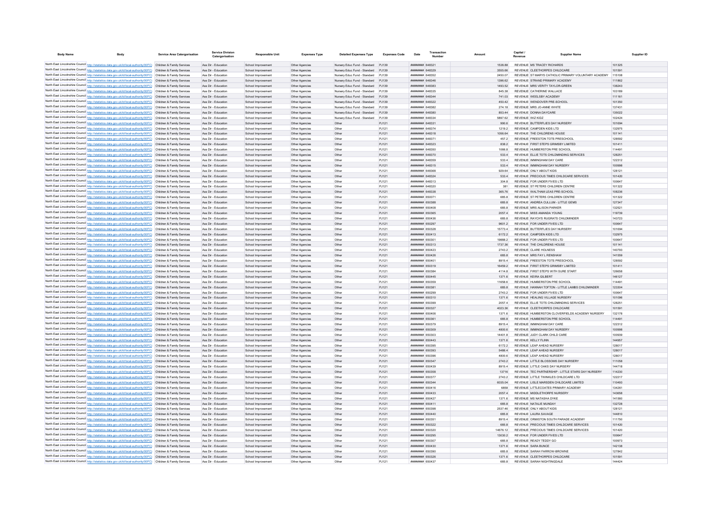| Body Name | Body | Service Area Catergorisation | Service Division Catergorisation | Responsible Unit | Expenses Type | Detailed Expenses Type | Expenses Code | Date | Transaction Number | Amount | Capital / Revenue | Supplier Name | Supplier ID |
|---|---|---|---|---|---|---|---|---|---|---|---|---|---|
| North East Lincolnshire Council | http://statistics.data.gov.uk/id/local-authority/00FC | Children & Family Services | Ass Dir - Education | School Improvement | Other Agencies | Nursery Educ Fund - Standard | PJ139 | ######## | 648321 | 1538.88 | REVENUE | MS TRACEY RICHARDS | 101325 |
| North East Lincolnshire Council | http://statistics.data.gov.uk/id/local-authority/00FC | Children & Family Services | Ass Dir - Education | School Improvement | Other Agencies | Nursery Educ Fund - Standard | PJ139 | ######## | 648329 | 3555.66 | REVENUE | CLEETHORPES CHILDCARE | 101591 |
| North East Lincolnshire Council | http://statistics.data.gov.uk/id/local-authority/00FC | Children & Family Services | Ass Dir - Education | School Improvement | Other Agencies | Nursery Educ Fund - Standard | PJ139 | ######## | 648352 | 2450.07 | REVENUE | ST MARYS CATHOLIC PRIMARY VOLUNTARY ACADEMY | 115108 |
| North East Lincolnshire Council | http://statistics.data.gov.uk/id/local-authority/00FC | Children & Family Services | Ass Dir - Education | School Improvement | Other Agencies | Nursery Educ Fund - Standard | PJ139 | ######## | 648346 | 1396.62 | REVENUE | STRAND PRIMARY ACADEMY | 111862 |
| North East Lincolnshire Council | http://statistics.data.gov.uk/id/local-authority/00FC | Children & Family Services | Ass Dir - Education | School Improvement | Other Agencies | Nursery Educ Fund - Standard | PJ139 | ######## | 648383 | 1493.52 | REVENUE | MRS VERITY TAYLOR-GREEN | 138243 |
| North East Lincolnshire Council | http://statistics.data.gov.uk/id/local-authority/00FC | Children & Family Services | Ass Dir - Education | School Improvement | Other Agencies | Nursery Educ Fund - Standard | PJ139 | ######## | 648335 | 845.38 | REVENUE | CATHERINE WALLACE | 103189 |
| North East Lincolnshire Council | http://statistics.data.gov.uk/id/local-authority/00FC | Children & Family Services | Ass Dir - Education | School Improvement | Other Agencies | Nursery Educ Fund - Standard | PJ139 | ######## | 648344 | 741.03 | REVENUE | WEELSBY ACADEMY | 111161 |
| North East Lincolnshire Council | http://statistics.data.gov.uk/id/local-authority/00FC | Children & Family Services | Ass Dir - Education | School Improvement | Other Agencies | Nursery Educ Fund - Standard | PJ139 | ######## | 648322 | 450.42 | REVENUE | WENDOVER PRE-SCHOOL | 101350 |
| North East Lincolnshire Council | http://statistics.data.gov.uk/id/local-authority/00FC | Children & Family Services | Ass Dir - Education | School Improvement | Other Agencies | Nursery Educ Fund - Standard | PJ139 | ######## | 648382 | 274.18 | REVENUE | MRS JO-ANNE WHITE | 137431 |
| North East Lincolnshire Council | http://statistics.data.gov.uk/id/local-authority/00FC | Children & Family Services | Ass Dir - Education | School Improvement | Other Agencies | Nursery Educ Fund - Standard | PJ139 | ######## | 648380 | 853.44 | REVENUE | DONNA DAYCARE | 135022 |
| North East Lincolnshire Council | http://statistics.data.gov.uk/id/local-authority/00FC | Children & Family Services | Ass Dir - Education | School Improvement | Other Agencies | Nursery Educ Fund - Standard | PJ139 | ######## | 648334 | 5897.62 | REVENUE | WIZ KIDZ | 102424 |
| North East Lincolnshire Council | http://statistics.data.gov.uk/id/local-authority/00FC | Children & Family Services | Ass Dir - Education | School Improvement | Other Agencies | Other | PJ121 | ######## | 648331 | 990.6 | REVENUE | BUTTERFLIES DAY NURSERY | 101694 |
| North East Lincolnshire Council | http://statistics.data.gov.uk/id/local-authority/00FC | Children & Family Services | Ass Dir - Education | School Improvement | Other Agencies | Other | PJ121 | ######## | 648374 | 1219.2 | REVENUE | CAMPDEN KIDS LTD | 132975 |
| North East Lincolnshire Council | http://statistics.data.gov.uk/id/local-authority/00FC | Children & Family Services | Ass Dir - Education | School Improvement | Other Agencies | Other | PJ121 | ######## | 648318 | 1056.64 | REVENUE | THE CHILDRENS HOUSE | 101141 |
| North East Lincolnshire Council | http://statistics.data.gov.uk/id/local-authority/00FC | Children & Family Services | Ass Dir - Education | School Improvement | Other Agencies | Other | PJ121 | ######## | 648371 | 457.2 | REVENUE | FREESTON TOTS PRESCHOOL | 128592 |
| North East Lincolnshire Council | http://statistics.data.gov.uk/id/local-authority/00FC | Children & Family Services | Ass Dir - Education | School Improvement | Other Agencies | Other | PJ121 | ######## | 648323 | 838.2 | REVENUE | FIRST STEPS GRIMSBY LIMITED | 101411 |
| North East Lincolnshire Council | http://statistics.data.gov.uk/id/local-authority/00FC | Children & Family Services | Ass Dir - Education | School Improvement | Other Agencies | Other | PJ121 | ######## | 648350 | 1066.8 | REVENUE | HUMBERSTON PRE SCHOOL | 114491 |
| North East Lincolnshire Council | http://statistics.data.gov.uk/id/local-authority/00FC | Children & Family Services | Ass Dir - Education | School Improvement | Other Agencies | Other | PJ121 | ######## | 648370 | 533.4 | REVENUE | ELLIE TOTS CHILDMINDING SERVICES | 128251 |
| North East Lincolnshire Council | http://statistics.data.gov.uk/id/local-authority/00FC | Children & Family Services | Ass Dir - Education | School Improvement | Other Agencies | Other | PJ121 | ######## | 648359 | 533.4 | REVENUE | IMMINGHAM DAY CARE | 122312 |
| North East Lincolnshire Council | http://statistics.data.gov.uk/id/local-authority/00FC | Children & Family Services | Ass Dir - Education | School Improvement | Other Agencies | Other | PJ121 | ######## | 648315 | 533.4 | REVENUE | IMMINGHAM DAY NURSERY | 100998 |
| North East Lincolnshire Council | http://statistics.data.gov.uk/id/local-authority/00FC | Children & Family Services | Ass Dir - Education | School Improvement | Other Agencies | Other | PJ121 | ######## | 648368 | 929.64 | REVENUE | ONLY ABOUT KIDS | 128121 |
| North East Lincolnshire Council | http://statistics.data.gov.uk/id/local-authority/00FC | Children & Family Services | Ass Dir - Education | School Improvement | Other Agencies | Other | PJ121 | ######## | 648324 | 533.4 | REVENUE | PRECIOUS TIMES CHILDCARE SERVICES | 101420 |
| North East Lincolnshire Council | http://statistics.data.gov.uk/id/local-authority/00FC | Children & Family Services | Ass Dir - Education | School Improvement | Other Agencies | Other | PJ121 | ######## | 648313 | 304.8 | REVENUE | FOR UNDER FIVES LTD | 100647 |
| North East Lincolnshire Council | http://statistics.data.gov.uk/id/local-authority/00FC | Children & Family Services | Ass Dir - Education | School Improvement | Other Agencies | Other | PJ121 | ######## | 648320 | 381 | REVENUE | ST PETERS CHILDREN CENTRE | 101322 |
| North East Lincolnshire Council | http://statistics.data.gov.uk/id/local-authority/00FC | Children & Family Services | Ass Dir - Education | School Improvement | Other Agencies | Other | PJ121 | ######## | 648338 | 365.76 | REVENUE | WALTHAM LEAS PRE-SCHOOL | 108236 |
| North East Lincolnshire Council | http://statistics.data.gov.uk/id/local-authority/00FC | Children & Family Services | Ass Dir - Education | School Improvement | Other Agencies | Other | PJ121 | ######## | 650071 | 685.8 | REVENUE | ST PETERS CHILDREN CENTRE | 101322 |
| North East Lincolnshire Council | http://statistics.data.gov.uk/id/local-authority/00FC | Children & Family Services | Ass Dir - Education | School Improvement | Other Agencies | Other | PJ121 | ######## | 650388 | 685.8 | REVENUE | ANDREA CULLUM - LITTLE GEMS | 127347 |
| North East Lincolnshire Council | http://statistics.data.gov.uk/id/local-authority/00FC | Children & Family Services | Ass Dir - Education | School Improvement | Other Agencies | Other | PJ121 | ######## | 650408 | 685.8 | REVENUE | MRS ALISON PARKER | 132521 |
| North East Lincolnshire Council | http://statistics.data.gov.uk/id/local-authority/00FC | Children & Family Services | Ass Dir - Education | School Improvement | Other Agencies | Other | PJ121 | ######## | 650365 | 2057.4 | REVENUE | MISS AMANDA YOUNG | 119739 |
| North East Lincolnshire Council | http://statistics.data.gov.uk/id/local-authority/00FC | Children & Family Services | Ass Dir - Education | School Improvement | Other Agencies | Other | PJ121 | ######## | 650436 | 685.8 | REVENUE | RAYCH'S RUGRATS CHILDMINDER | 143723 |
| North East Lincolnshire Council | http://statistics.data.gov.uk/id/local-authority/00FC | Children & Family Services | Ass Dir - Education | School Improvement | Other Agencies | Other | PJ121 | ######## | 650297 | 9601.2 | REVENUE | FOR UNDER FIVES LTD | 100647 |
| North East Lincolnshire Council | http://statistics.data.gov.uk/id/local-authority/00FC | Children & Family Services | Ass Dir - Education | School Improvement | Other Agencies | Other | PJ121 | ######## | 650328 | 15773.4 | REVENUE | BUTTERFLIES DAY NURSERY | 101694 |
| North East Lincolnshire Council | http://statistics.data.gov.uk/id/local-authority/00FC | Children & Family Services | Ass Dir - Education | School Improvement | Other Agencies | Other | PJ121 | ######## | 650413 | 6172.2 | REVENUE | CAMPDEN KIDS LTD | 132975 |
| North East Lincolnshire Council | http://statistics.data.gov.uk/id/local-authority/00FC | Children & Family Services | Ass Dir - Education | School Improvement | Other Agencies | Other | PJ121 | ######## | 650301 | 19888.2 | REVENUE | FOR UNDER FIVES LTD | 100647 |
| North East Lincolnshire Council | http://statistics.data.gov.uk/id/local-authority/00FC | Children & Family Services | Ass Dir - Education | School Improvement | Other Agencies | Other | PJ121 | ######## | 650313 | 1737.36 | REVENUE | THE CHILDRENS HOUSE | 101141 |
| North East Lincolnshire Council | http://statistics.data.gov.uk/id/local-authority/00FC | Children & Family Services | Ass Dir - Education | School Improvement | Other Agencies | Other | PJ121 | ######## | 650423 | 2743.2 | REVENUE | CLARE HOLNESS | 140793 |
| North East Lincolnshire Council | http://statistics.data.gov.uk/id/local-authority/00FC | Children & Family Services | Ass Dir - Education | School Improvement | Other Agencies | Other | PJ121 | ######## | 650426 | 685.8 | REVENUE | MRS FAY L RENSHAW | 141559 |
| North East Lincolnshire Council | http://statistics.data.gov.uk/id/local-authority/00FC | Children & Family Services | Ass Dir - Education | School Improvement | Other Agencies | Other | PJ121 | ######## | 650401 | 8915.4 | REVENUE | FREESTON TOTS PRESCHOOL | 128592 |
| North East Lincolnshire Council | http://statistics.data.gov.uk/id/local-authority/00FC | Children & Family Services | Ass Dir - Education | School Improvement | Other Agencies | Other | PJ121 | ######## | 650319 | 16459.2 | REVENUE | FIRST STEPS GRIMSBY LIMITED | 101411 |
| North East Lincolnshire Council | http://statistics.data.gov.uk/id/local-authority/00FC | Children & Family Services | Ass Dir - Education | School Improvement | Other Agencies | Other | PJ121 | ######## | 650384 | 4114.8 | REVENUE | FIRST STEPS WITH SURE START | 126658 |
| North East Lincolnshire Council | http://statistics.data.gov.uk/id/local-authority/00FC | Children & Family Services | Ass Dir - Education | School Improvement | Other Agencies | Other | PJ121 | ######## | 650445 | 1371.6 | REVENUE | KEIRA GILBERT | 146127 |
| North East Lincolnshire Council | http://statistics.data.gov.uk/id/local-authority/00FC | Children & Family Services | Ass Dir - Education | School Improvement | Other Agencies | Other | PJ121 | ######## | 650359 | 11658.6 | REVENUE | HUMBERSTON PRE SCHOOL | 114491 |
| North East Lincolnshire Council | http://statistics.data.gov.uk/id/local-authority/00FC | Children & Family Services | Ass Dir - Education | School Improvement | Other Agencies | Other | PJ121 | ######## | 650381 | 685.8 | REVENUE | HANNAH TOFTON - LITTLE LAMBS CHILDMINDER | 123304 |
| North East Lincolnshire Council | http://statistics.data.gov.uk/id/local-authority/00FC | Children & Family Services | Ass Dir - Education | School Improvement | Other Agencies | Other | PJ121 | ######## | 650299 | 2743.2 | REVENUE | FOR UNDER FIVES LTD | 100647 |
| North East Lincolnshire Council | http://statistics.data.gov.uk/id/local-authority/00FC | Children & Family Services | Ass Dir - Education | School Improvement | Other Agencies | Other | PJ121 | ######## | 650310 | 1371.6 | REVENUE | HEALING VILLAGE NURSERY | 101096 |
| North East Lincolnshire Council | http://statistics.data.gov.uk/id/local-authority/00FC | Children & Family Services | Ass Dir - Education | School Improvement | Other Agencies | Other | PJ121 | ######## | 650399 | 2057.4 | REVENUE | ELLIE TOTS CHILDMINDING SERVICES | 128251 |
| North East Lincolnshire Council | http://statistics.data.gov.uk/id/local-authority/00FC | Children & Family Services | Ass Dir - Education | School Improvement | Other Agencies | Other | PJ121 | ######## | 650327 | 4023.36 | REVENUE | CLEETHORPES CHILDCARE | 101591 |
| North East Lincolnshire Council | http://statistics.data.gov.uk/id/local-authority/00FC | Children & Family Services | Ass Dir - Education | School Improvement | Other Agencies | Other | PJ121 | ######## | 650406 | 1371.6 | REVENUE | HUMBERSTON CLOVERFIELDS ACADEMY NURSERY | 132178 |
| North East Lincolnshire Council | http://statistics.data.gov.uk/id/local-authority/00FC | Children & Family Services | Ass Dir - Education | School Improvement | Other Agencies | Other | PJ121 | ######## | 650361 | 685.8 | REVENUE | HUMBERSTON PRE SCHOOL | 114491 |
| North East Lincolnshire Council | http://statistics.data.gov.uk/id/local-authority/00FC | Children & Family Services | Ass Dir - Education | School Improvement | Other Agencies | Other | PJ121 | ######## | 650379 | 8915.4 | REVENUE | IMMINGHAM DAY CARE | 122312 |
| North East Lincolnshire Council | http://statistics.data.gov.uk/id/local-authority/00FC | Children & Family Services | Ass Dir - Education | School Improvement | Other Agencies | Other | PJ121 | ######## | 650309 | 4800.6 | REVENUE | IMMINGHAM DAY NURSERY | 100998 |
| North East Lincolnshire Council | http://statistics.data.gov.uk/id/local-authority/00FC | Children & Family Services | Ass Dir - Education | School Improvement | Other Agencies | Other | PJ121 | ######## | 650303 | 14401.8 | REVENUE | JUDY CLARK CHILD CARE | 100939 |
| North East Lincolnshire Council | http://statistics.data.gov.uk/id/local-authority/00FC | Children & Family Services | Ass Dir - Education | School Improvement | Other Agencies | Other | PJ121 | ######## | 650443 | 1371.6 | REVENUE | KELLY FLINN | 144957 |
| North East Lincolnshire Council | http://statistics.data.gov.uk/id/local-authority/00FC | Children & Family Services | Ass Dir - Education | School Improvement | Other Agencies | Other | PJ121 | ######## | 650395 | 6172.2 | REVENUE | LEAP AHEAD NURSERY | 128017 |
| North East Lincolnshire Council | http://statistics.data.gov.uk/id/local-authority/00FC | Children & Family Services | Ass Dir - Education | School Improvement | Other Agencies | Other | PJ121 | ######## | 650393 | 5486.4 | REVENUE | LEAP AHEAD NURSERY | 128017 |
| North East Lincolnshire Council | http://statistics.data.gov.uk/id/local-authority/00FC | Children & Family Services | Ass Dir - Education | School Improvement | Other Agencies | Other | PJ121 | ######## | 650396 | 4800.6 | REVENUE | LEAP AHEAD NURSERY | 128017 |
| North East Lincolnshire Council | http://statistics.data.gov.uk/id/local-authority/00FC | Children & Family Services | Ass Dir - Education | School Improvement | Other Agencies | Other | PJ121 | ######## | 650347 | 2743.2 | REVENUE | LITTLE BLOSSOMS DAY NURSERY | 111058 |
| North East Lincolnshire Council | http://statistics.data.gov.uk/id/local-authority/00FC | Children & Family Services | Ass Dir - Education | School Improvement | Other Agencies | Other | PJ121 | ######## | 650439 | 8915.4 | REVENUE | LITTLE OAKS DAY NURSERY | 144718 |
| North East Lincolnshire Council | http://statistics.data.gov.uk/id/local-authority/00FC | Children & Family Services | Ass Dir - Education | School Improvement | Other Agencies | Other | PJ121 | ######## | 650358 | 13716 | REVENUE | TEC PARTNERSHIP - LITTLE STARS DAY NURSERY | 114230 |
| North East Lincolnshire Council | http://statistics.data.gov.uk/id/local-authority/00FC | Children & Family Services | Ass Dir - Education | School Improvement | Other Agencies | Other | PJ121 | ######## | 650377 | 2743.2 | REVENUE | LITTLE TWINKLES CHILDCARE LTD | 122217 |
| North East Lincolnshire Council | http://statistics.data.gov.uk/id/local-authority/00FC | Children & Family Services | Ass Dir - Education | School Improvement | Other Agencies | Other | PJ121 | ######## | 650344 | 6035.04 | REVENUE | LISLE MARSDEN CHILDCARE LIMITED | 110493 |
| North East Lincolnshire Council | http://statistics.data.gov.uk/id/local-authority/00FC | Children & Family Services | Ass Dir - Education | School Improvement | Other Agencies | Other | PJ121 | ######## | 650416 | 6858 | REVENUE | LITTLECOATES PRIMARY ACADEMY | 134261 |
| North East Lincolnshire Council | http://statistics.data.gov.uk/id/local-authority/00FC | Children & Family Services | Ass Dir - Education | School Improvement | Other Agencies | Other | PJ121 | ######## | 650433 | 2057.4 | REVENUE | MIDDLETHORPE NURSERY | 143658 |
| North East Lincolnshire Council | http://statistics.data.gov.uk/id/local-authority/00FC | Children & Family Services | Ass Dir - Education | School Improvement | Other Agencies | Other | PJ121 | ######## | 650427 | 1371.6 | REVENUE | MS NATASHA DYKE | 141560 |
| North East Lincolnshire Council | http://statistics.data.gov.uk/id/local-authority/00FC | Children & Family Services | Ass Dir - Education | School Improvement | Other Agencies | Other | PJ121 | ######## | 650411 | 685.8 | REVENUE | NATALIE MUNDAY | 132728 |
| North East Lincolnshire Council | http://statistics.data.gov.uk/id/local-authority/00FC | Children & Family Services | Ass Dir - Education | School Improvement | Other Agencies | Other | PJ121 | ######## | 650398 | 2537.46 | REVENUE | ONLY ABOUT KIDS | 128121 |
| North East Lincolnshire Council | http://statistics.data.gov.uk/id/local-authority/00FC | Children & Family Services | Ass Dir - Education | School Improvement | Other Agencies | Other | PJ121 | ######## | 650440 | 685.8 | REVENUE | LAURA SAVAGE | 144810 |
| North East Lincolnshire Council | http://statistics.data.gov.uk/id/local-authority/00FC | Children & Family Services | Ass Dir - Education | School Improvement | Other Agencies | Other | PJ121 | ######## | 650351 | 8915.4 | REVENUE | ORMISTON SOUTH PARADE ACADEMY | 111750 |
| North East Lincolnshire Council | http://statistics.data.gov.uk/id/local-authority/00FC | Children & Family Services | Ass Dir - Education | School Improvement | Other Agencies | Other | PJ121 | ######## | 650322 | 685.8 | REVENUE | PRECIOUS TIMES CHILDCARE SERVICES | 101420 |
| North East Lincolnshire Council | http://statistics.data.gov.uk/id/local-authority/00FC | Children & Family Services | Ass Dir - Education | School Improvement | Other Agencies | Other | PJ121 | ######## | 650320 | 14676.12 | REVENUE | PRECIOUS TIMES CHILDCARE SERVICES | 101420 |
| North East Lincolnshire Council | http://statistics.data.gov.uk/id/local-authority/00FC | Children & Family Services | Ass Dir - Education | School Improvement | Other Agencies | Other | PJ121 | ######## | 650295 | 13030.2 | REVENUE | FOR UNDER FIVES LTD | 100647 |
| North East Lincolnshire Council | http://statistics.data.gov.uk/id/local-authority/00FC | Children & Family Services | Ass Dir - Education | School Improvement | Other Agencies | Other | PJ121 | ######## | 650307 | 685.8 | REVENUE | READY TEDDY GO | 100973 |
| North East Lincolnshire Council | http://statistics.data.gov.uk/id/local-authority/00FC | Children & Family Services | Ass Dir - Education | School Improvement | Other Agencies | Other | PJ121 | ######## | 650430 | 1371.6 | REVENUE | SARA BUNCE | 142138 |
| North East Lincolnshire Council | http://statistics.data.gov.uk/id/local-authority/00FC | Children & Family Services | Ass Dir - Education | School Improvement | Other Agencies | Other | PJ121 | ######## | 650390 | 685.8 | REVENUE | SARAH FARROW-BROWNE | 127842 |
| North East Lincolnshire Council | http://statistics.data.gov.uk/id/local-authority/00FC | Children & Family Services | Ass Dir - Education | School Improvement | Other Agencies | Other | PJ121 | ######## | 650326 | 1371.6 | REVENUE | CLEETHORPES CHILDCARE | 101591 |
| North East Lincolnshire Council | http://statistics.data.gov.uk/id/local-authority/00FC | Children & Family Services | Ass Dir - Education | School Improvement | Other Agencies | Other | PJ121 | ######## | 650437 | 685.8 | REVENUE | SARAH NIGHTINGDALE | 144424 |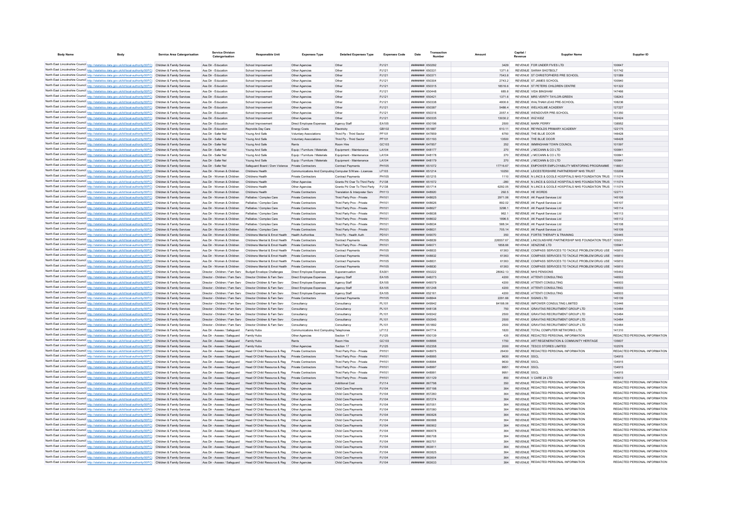| Body Name | Body | Service Area Catergorisation | Service Division Catergorisation | Responsible Unit | Expenses Type | Detailed Expenses Type | Expenses Code | Date | Transaction Number | Amount | Capital / Revenue | Supplier Name | Supplier ID |
|---|---|---|---|---|---|---|---|---|---|---|---|---|---|
| North East Lincolnshire Council | http://statistics.data.gov.uk/id/local-authority/00FC | Children & Family Services | Ass Dir - Education | School Improvement | Other Agencies | Other | PJ121 | ######## | 650292 | 3429 | REVENUE | FOR UNDER FIVES LTD | 100647 |
| North East Lincolnshire Council | http://statistics.data.gov.uk/id/local-authority/00FC | Children & Family Services | Ass Dir - Education | School Improvement | Other Agencies | Other | PJ121 | ######## | 650331 | 1371.6 | REVENUE | SARAH SHOTBOLT | 101742 |
| North East Lincolnshire Council | http://statistics.data.gov.uk/id/local-authority/00FC | Children & Family Services | Ass Dir - Education | School Improvement | Other Agencies | Other | PJ121 | ######## | 650371 | 7543.8 | REVENUE | ST CHRISTOPHERS PRE SCHOOL | 121589 |
| North East Lincolnshire Council | http://statistics.data.gov.uk/id/local-authority/00FC | Children & Family Services | Ass Dir - Education | School Improvement | Other Agencies | Other | PJ121 | ######## | 650304 | 2743.2 | REVENUE | ST JAMES SCHOOL | 100940 |
| North East Lincolnshire Council | http://statistics.data.gov.uk/id/local-authority/00FC | Children & Family Services | Ass Dir - Education | School Improvement | Other Agencies | Other | PJ121 | ######## | 650315 | 18516.6 | REVENUE | ST PETERS CHILDREN CENTRE | 101322 |
| North East Lincolnshire Council | http://statistics.data.gov.uk/id/local-authority/00FC | Children & Family Services | Ass Dir - Education | School Improvement | Other Agencies | Other | PJ121 | ######## | 650448 | 685.8 | REVENUE | VIDA BINGHAM | 147466 |
| North East Lincolnshire Council | http://statistics.data.gov.uk/id/local-authority/00FC | Children & Family Services | Ass Dir - Education | School Improvement | Other Agencies | Other | PJ121 | ######## | 650421 | 1371.6 | REVENUE | MRS VERITY TAYLOR-GREEN | 138243 |
| North East Lincolnshire Council | http://statistics.data.gov.uk/id/local-authority/00FC | Children & Family Services | Ass Dir - Education | School Improvement | Other Agencies | Other | PJ121 | ######## | 650338 | 4800.6 | REVENUE | WALTHAM LEAS PRE-SCHOOL | 108236 |
| North East Lincolnshire Council | http://statistics.data.gov.uk/id/local-authority/00FC | Children & Family Services | Ass Dir - Education | School Improvement | Other Agencies | Other | PJ121 | ######## | 650387 | 5486.4 | REVENUE | WELHOLME ACADEMY | 127227 |
| North East Lincolnshire Council | http://statistics.data.gov.uk/id/local-authority/00FC | Children & Family Services | Ass Dir - Education | School Improvement | Other Agencies | Other | PJ121 | ######## | 650316 | 2057.4 | REVENUE | WENDOVER PRE-SCHOOL | 101350 |
| North East Lincolnshire Council | http://statistics.data.gov.uk/id/local-authority/00FC | Children & Family Services | Ass Dir - Education | School Improvement | Other Agencies | Other | PJ121 | ######## | 650335 | 13030.2 | REVENUE | WIZ KIDZ | 102424 |
| North East Lincolnshire Council | http://statistics.data.gov.uk/id/local-authority/00FC | Children & Family Services | Ass Dir - Education | School Improvement | Direct Employee Expenses | Agency Staff | EA105 | ######## | 650196 | 2500 | REVENUE | MARK PERRY | 138952 |
| North East Lincolnshire Council | http://statistics.data.gov.uk/id/local-authority/00FC | Children & Family Services | Ass Dir - Education | Reynolds Day Care | Energy Costs | Electricity | GB102 | ######## | 651887 | 610.11 | REVENUE | REYNOLDS PRIMARY ACADEMY | 122175 |
| North East Lincolnshire Council | http://statistics.data.gov.uk/id/local-authority/00FC | Children & Family Services | Ass Dir - Safer Nel | Young And Safe | Voluntary Associations | Third Pp - Third Sector | PF101 | ######## | 647859 | 6750 | REVENUE | THE BLUE DOOR | 146428 |
| North East Lincolnshire Council | http://statistics.data.gov.uk/id/local-authority/00FC | Children & Family Services | Ass Dir - Safer Nel | Young And Safe | Voluntary Associations | Third Pp - Third Sector | PF101 | ######## | 651193 | 13500 | REVENUE | THE BLUE DOOR | 146428 |
| North East Lincolnshire Council | http://statistics.data.gov.uk/id/local-authority/00FC | Children & Family Services | Ass Dir - Safer Nel | Young And Safe | Rents | Room Hire | GC103 | ######## | 647857 | 252 | REVENUE | IMMINGHAM TOWN COUNCIL | 101597 |
| North East Lincolnshire Council | http://statistics.data.gov.uk/id/local-authority/00FC | Children & Family Services | Ass Dir - Safer Nel | Young And Safe | Equip / Furniture / Materials | Equipment - Maintenance | LA104 | ######## | 648177 | 270 | REVENUE | J MCCANN & CO LTD | 100841 |
| North East Lincolnshire Council | http://statistics.data.gov.uk/id/local-authority/00FC | Children & Family Services | Ass Dir - Safer Nel | Young And Safe | Equip / Furniture / Materials | Equipment - Maintenance | LA104 | ######## | 648178 | 270 | REVENUE | J MCCANN & CO LTD | 100841 |
| North East Lincolnshire Council | http://statistics.data.gov.uk/id/local-authority/00FC | Children & Family Services | Ass Dir - Safer Nel | Young And Safe | Equip / Furniture / Materials | Equipment - Maintenance | LA104 | ######## | 648179 | 270 | REVENUE | J MCCANN & CO LTD | 100841 |
| North East Lincolnshire Council | http://statistics.data.gov.uk/id/local-authority/00FC | Children & Family Services | Ass Dir - Safer Nel | Safeguard Board / Dom Violence | Private Contractors | Contract Payments | PH105 | ######## | 651072 | 17716.67 | REVENUE | EMPOWER EMPLOYABILITY MENTORING PROGRAMME | 118831 |
| North East Lincolnshire Council | http://statistics.data.gov.uk/id/local-authority/00FC | Children & Family Services | Ass Dir - Women & Children | Childrens Health | Communications And Computing | Computer S/Ware - Licences | LF103 | ######## | 651214 | 10250 | REVENUE | LEICESTERSHIRE PARTNERSHIP NHS TRUST | 133208 |
| North East Lincolnshire Council | http://statistics.data.gov.uk/id/local-authority/00FC | Children & Family Services | Ass Dir - Women & Children | Childrens Health | Private Contractors | Contract Payments | PH105 | ######## | 651215 | 1110 | REVENUE | N LINCS & GOOLE HOSPITALS NHS FOUNDATION TRUS | 111074 |
| North East Lincolnshire Council | http://statistics.data.gov.uk/id/local-authority/00FC | Children & Family Services | Ass Dir - Women & Children | Childrens Health | Other Agencies | Grants Pd Over To Third Party | PJ138 | ######## | 651572 | -280 | REVENUE | N LINCS & GOOLE HOSPITALS NHS FOUNDATION TRUS | 111074 |
| North East Lincolnshire Council | http://statistics.data.gov.uk/id/local-authority/00FC | Children & Family Services | Ass Dir - Women & Children | Childrens Health | Other Agencies | Grants Pd Over To Third Party | PJ138 | ######## | 651714 | 6292.05 | REVENUE | N LINCS & GOOLE HOSPITALS NHS FOUNDATION TRUS | 111074 |
| North East Lincolnshire Council | http://statistics.data.gov.uk/id/local-authority/00FC | Children & Family Services | Ass Dir - Women & Children | Childrens Health | Private Contractors | Translation & Interpreter Serv | PH113 | ######## | 648920 | 292.5 | REVENUE | HE WORDS | 122711 |
| North East Lincolnshire Council | http://statistics.data.gov.uk/id/local-authority/00FC | Children & Family Services | Ass Dir - Women & Children | Palliative / Complex Care | Private Contractors | Third Party Prov - Private | PH101 | ######## | 648625 | 2971.06 | REVENUE | AK Payroll Services Ltd | 145106 |
| North East Lincolnshire Council | http://statistics.data.gov.uk/id/local-authority/00FC | Children & Family Services | Ass Dir - Women & Children | Palliative / Complex Care | Private Contractors | Third Party Prov - Private | PH101 | ######## | 648626 | 892.02 | REVENUE | AK Payroll Services Ltd | 145107 |
| North East Lincolnshire Council | http://statistics.data.gov.uk/id/local-authority/00FC | Children & Family Services | Ass Dir - Women & Children | Palliative / Complex Care | Private Contractors | Third Party Prov - Private | PH101 | ######## | 648627 | 3298.1 | REVENUE | AK Payroll Services Ltd | 145114 |
| North East Lincolnshire Council | http://statistics.data.gov.uk/id/local-authority/00FC | Children & Family Services | Ass Dir - Women & Children | Palliative / Complex Care | Private Contractors | Third Party Prov - Private | PH101 | ######## | 648638 | 962.1 | REVENUE | AK Payroll Services Ltd | 145113 |
| North East Lincolnshire Council | http://statistics.data.gov.uk/id/local-authority/00FC | Children & Family Services | Ass Dir - Women & Children | Palliative / Complex Care | Private Contractors | Third Party Prov - Private | PH101 | ######## | 648632 | 1896.5 | REVENUE | AK Payroll Services Ltd | 145112 |
| North East Lincolnshire Council | http://statistics.data.gov.uk/id/local-authority/00FC | Children & Family Services | Ass Dir - Women & Children | Palliative / Complex Care | Private Contractors | Third Party Prov - Private | PH101 | ######## | 648634 | 586.34 | REVENUE | AK Payroll Services Ltd | 145108 |
| North East Lincolnshire Council | http://statistics.data.gov.uk/id/local-authority/00FC | Children & Family Services | Ass Dir - Women & Children | Palliative / Complex Care | Private Contractors | Third Party Prov - Private | PH101 | ######## | 648631 | 705.14 | REVENUE | AK Payroll Services Ltd | 145109 |
| North East Lincolnshire Council | http://statistics.data.gov.uk/id/local-authority/00FC | Children & Family Services | Ass Dir - Women & Children | Childrens Mental & Emot Health | Health Authorities | Third Pp - Health Auth | PD101 | ######## | 649070 | 350 | REVENUE | FORTIS THERAPY & TRAINING | 120445 |
| North East Lincolnshire Council | http://statistics.data.gov.uk/id/local-authority/00FC | Children & Family Services | Ass Dir - Women & Children | Childrens Mental & Emot Health | Private Contractors | Contract Payments | PH105 | ######## | 648839 | 226557.67 | REVENUE | LINCOLNSHIRE PARTNERSHIP NHS FOUNDATION TRUST | 105021 |
| North East Lincolnshire Council | http://statistics.data.gov.uk/id/local-authority/00FC | Children & Family Services | Ass Dir - Women & Children | Childrens Mental & Emot Health | Private Contractors | Third Party Prov - Private | PH101 | ######## | 649071 | 1858.66 | REVENUE | XENZONE LTD | 135941 |
| North East Lincolnshire Council | http://statistics.data.gov.uk/id/local-authority/00FC | Children & Family Services | Ass Dir - Women & Children | Childrens Mental & Emot Health | Private Contractors | Contract Payments | PH105 | ######## | 648833 | 61363 | REVENUE | COMPASS SERVICES TO TACKLE PROBLEM DRUG USE | 145810 |
| North East Lincolnshire Council | http://statistics.data.gov.uk/id/local-authority/00FC | Children & Family Services | Ass Dir - Women & Children | Childrens Mental & Emot Health | Private Contractors | Contract Payments | PH105 | ######## | 648832 | 61363 | REVENUE | COMPASS SERVICES TO TACKLE PROBLEM DRUG USE | 145810 |
| North East Lincolnshire Council | http://statistics.data.gov.uk/id/local-authority/00FC | Children & Family Services | Ass Dir - Women & Children | Childrens Mental & Emot Health | Private Contractors | Contract Payments | PH105 | ######## | 648831 | 61363 | REVENUE | COMPASS SERVICES TO TACKLE PROBLEM DRUG USE | 145810 |
| North East Lincolnshire Council | http://statistics.data.gov.uk/id/local-authority/00FC | Children & Family Services | Ass Dir - Women & Children | Childrens Mental & Emot Health | Private Contractors | Contract Payments | PH105 | ######## | 648830 | 61363 | REVENUE | COMPASS SERVICES TO TACKLE PROBLEM DRUG USE | 145810 |
| North East Lincolnshire Council | http://statistics.data.gov.uk/id/local-authority/00FC | Children & Family Services | Director - Children / Fam Serv | Budget Envelope Challenges | Direct Employee Expenses | Superannuation | EA301 | ######## | 650222 | 28062.13 | REVENUE | NHS PENSIONS | 145442 |
| North East Lincolnshire Council | http://statistics.data.gov.uk/id/local-authority/00FC | Children & Family Services | Director - Children / Fam Serv | Director Children & Fam Serv | Direct Employee Expenses | Agency Staff | EA105 | ######## | 648273 | 4200 | REVENUE | ATTENTI CONSULTING | 146503 |
| North East Lincolnshire Council | http://statistics.data.gov.uk/id/local-authority/00FC | Children & Family Services | Director - Children / Fam Serv | Director Children & Fam Serv | Direct Employee Expenses | Agency Staff | EA105 | ######## | 649579 | 4200 | REVENUE | ATTENTI CONSULTING | 146503 |
| North East Lincolnshire Council | http://statistics.data.gov.uk/id/local-authority/00FC | Children & Family Services | Director - Children / Fam Serv | Director Children & Fam Serv | Direct Employee Expenses | Agency Staff | EA105 | ######## | 651248 | 4200 | REVENUE | ATTENTI CONSULTING | 146503 |
| North East Lincolnshire Council | http://statistics.data.gov.uk/id/local-authority/00FC | Children & Family Services | Director - Children / Fam Serv | Director Children & Fam Serv | Direct Employee Expenses | Agency Staff | EA105 | ######## | 652161 | 4200 | REVENUE | ATTENTI CONSULTING | 146503 |
| North East Lincolnshire Council | http://statistics.data.gov.uk/id/local-authority/00FC | Children & Family Services | Director - Children / Fam Serv | Director Children & Fam Serv | Private Contractors | Contract Payments | PH105 | ######## | 648844 | 2291.66 | REVENUE | SIGNIS LTD | 145139 |
| North East Lincolnshire Council | http://statistics.data.gov.uk/id/local-authority/00FC | Children & Family Services | Director - Children / Fam Serv | Director Children & Fam Serv | Consultancy | Consultancy | PL101 | ######## | 649942 | 84188.06 | REVENUE | IMPOWER CONSULTING LIMITED | 133446 |
| North East Lincolnshire Council | http://statistics.data.gov.uk/id/local-authority/00FC | Children & Family Services | Director - Children / Fam Serv | Director Children & Fam Serv | Consultancy | Consultancy | PL101 | ######## | 648138 | 750 | REVENUE | GRAVITAS RECRUITMENT GROUP LTD | 143484 |
| North East Lincolnshire Council | http://statistics.data.gov.uk/id/local-authority/00FC | Children & Family Services | Director - Children / Fam Serv | Director Children & Fam Serv | Consultancy | Consultancy | PL101 | ######## | 649342 | 2500 | REVENUE | GRAVITAS RECRUITMENT GROUP LTD | 143484 |
| North East Lincolnshire Council | http://statistics.data.gov.uk/id/local-authority/00FC | Children & Family Services | Director - Children / Fam Serv | Director Children & Fam Serv | Consultancy | Consultancy | PL101 | ######## | 650545 | 2500 | REVENUE | GRAVITAS RECRUITMENT GROUP LTD | 143484 |
| North East Lincolnshire Council | http://statistics.data.gov.uk/id/local-authority/00FC | Children & Family Services | Director - Children / Fam Serv | Director Children & Fam Serv | Consultancy | Consultancy | PL101 | ######## | 651892 | 2500 | REVENUE | GRAVITAS RECRUITMENT GROUP LTD | 143484 |
| North East Lincolnshire Council | http://statistics.data.gov.uk/id/local-authority/00FC | Children & Family Services | Ass Dir - Assess / Safeguard | Family Hubs | Communications And Computing | Telephones | LF112 | ######## | 647714 | 1820 | REVENUE | TOTAL COMPUTER NETWORKS LTD | 141310 |
| North East Lincolnshire Council | http://statistics.data.gov.uk/id/local-authority/00FC | Children & Family Services | Ass Dir - Assess / Safeguard | Family Hubs | Other Agencies | Section 17 | PJ125 | ######## | 650139 | 435 | REVENUE | REDACTED PERSONAL INFORMATION | REDACTED PERSONAL INFORMATION |
| North East Lincolnshire Council | http://statistics.data.gov.uk/id/local-authority/00FC | Children & Family Services | Ass Dir - Assess / Safeguard | Family Hubs | Rents | Room Hire | GC103 | ######## | 648896 | 1750 | REVENUE | ART REGENERATION & COMMUNITY HERITAGE | 135607 |
| North East Lincolnshire Council | http://statistics.data.gov.uk/id/local-authority/00FC | Children & Family Services | Ass Dir - Assess / Safeguard | Family Hubs | Other Agencies | Section 17 | PJ125 | ######## | 652358 | 2000 | REVENUE | TESCO STORES LIMITED | 102576 |
| North East Lincolnshire Council | http://statistics.data.gov.uk/id/local-authority/00FC | Children & Family Services | Ass Dir - Assess / Safeguard | Head Of Child Resource & Reg | Private Contractors | Third Party Prov - Private | PH101 | ######## | 648975 | 26430 | REVENUE | REDACTED PERSONAL INFORMATION | REDACTED PERSONAL INFORMATION |
| North East Lincolnshire Council | http://statistics.data.gov.uk/id/local-authority/00FC | Children & Family Services | Ass Dir - Assess / Safeguard | Head Of Child Resource & Reg | Private Contractors | Third Party Prov - Private | PH101 | ######## | 648995 | 9630 | REVENUE | SSCL | 134915 |
| North East Lincolnshire Council | http://statistics.data.gov.uk/id/local-authority/00FC | Children & Family Services | Ass Dir - Assess / Safeguard | Head Of Child Resource & Reg | Private Contractors | Third Party Prov - Private | PH101 | ######## | 648994 | 9630 | REVENUE | SSCL | 134915 |
| North East Lincolnshire Council | http://statistics.data.gov.uk/id/local-authority/00FC | Children & Family Services | Ass Dir - Assess / Safeguard | Head Of Child Resource & Reg | Private Contractors | Third Party Prov - Private | PH101 | ######## | 648997 | 9951 | REVENUE | SSCL | 134915 |
| North East Lincolnshire Council | http://statistics.data.gov.uk/id/local-authority/00FC | Children & Family Services | Ass Dir - Assess / Safeguard | Head Of Child Resource & Reg | Private Contractors | Third Party Prov - Private | PH101 | ######## | 648991 | 9951 | REVENUE | SSCL | 134915 |
| North East Lincolnshire Council | http://statistics.data.gov.uk/id/local-authority/00FC | Children & Family Services | Ass Dir - Assess / Safeguard | Head Of Child Resource & Reg | Private Contractors | Third Party Prov - Private | PH101 | ######## | 651129 | 850 | REVENUE | V CARE 24 LTD | 145613 |
| North East Lincolnshire Council | http://statistics.data.gov.uk/id/local-authority/00FC | Children & Family Services | Ass Dir - Assess / Safeguard | Head Of Child Resource & Reg | Other Agencies | Additional Cost | PJ114 | ######## | 857798 | 350 | REVENUE | REDACTED PERSONAL INFORMATION | REDACTED PERSONAL INFORMATION |
| North East Lincolnshire Council | http://statistics.data.gov.uk/id/local-authority/00FC | Children & Family Services | Ass Dir - Assess / Safeguard | Head Of Child Resource & Reg | Other Agencies | Child Care Payments | PJ104 | ######## | 857198 | 364 | REVENUE | REDACTED PERSONAL INFORMATION | REDACTED PERSONAL INFORMATION |
| North East Lincolnshire Council | http://statistics.data.gov.uk/id/local-authority/00FC | Children & Family Services | Ass Dir - Assess / Safeguard | Head Of Child Resource & Reg | Other Agencies | Child Care Payments | PJ104 | ######## | 857260 | 364 | REVENUE | REDACTED PERSONAL INFORMATION | REDACTED PERSONAL INFORMATION |
| North East Lincolnshire Council | http://statistics.data.gov.uk/id/local-authority/00FC | Children & Family Services | Ass Dir - Assess / Safeguard | Head Of Child Resource & Reg | Other Agencies | Child Care Payments | PJ104 | ######## | 857274 | 364 | REVENUE | REDACTED PERSONAL INFORMATION | REDACTED PERSONAL INFORMATION |
| North East Lincolnshire Council | http://statistics.data.gov.uk/id/local-authority/00FC | Children & Family Services | Ass Dir - Assess / Safeguard | Head Of Child Resource & Reg | Other Agencies | Child Care Payments | PJ104 | ######## | 857051 | 364 | REVENUE | REDACTED PERSONAL INFORMATION | REDACTED PERSONAL INFORMATION |
| North East Lincolnshire Council | http://statistics.data.gov.uk/id/local-authority/00FC | Children & Family Services | Ass Dir - Assess / Safeguard | Head Of Child Resource & Reg | Other Agencies | Child Care Payments | PJ104 | ######## | 857080 | 364 | REVENUE | REDACTED PERSONAL INFORMATION | REDACTED PERSONAL INFORMATION |
| North East Lincolnshire Council | http://statistics.data.gov.uk/id/local-authority/00FC | Children & Family Services | Ass Dir - Assess / Safeguard | Head Of Child Resource & Reg | Other Agencies | Child Care Payments | PJ104 | ######## | 860828 | 364 | REVENUE | REDACTED PERSONAL INFORMATION | REDACTED PERSONAL INFORMATION |
| North East Lincolnshire Council | http://statistics.data.gov.uk/id/local-authority/00FC | Children & Family Services | Ass Dir - Assess / Safeguard | Head Of Child Resource & Reg | Other Agencies | Child Care Payments | PJ104 | ######## | 860888 | 364 | REVENUE | REDACTED PERSONAL INFORMATION | REDACTED PERSONAL INFORMATION |
| North East Lincolnshire Council | http://statistics.data.gov.uk/id/local-authority/00FC | Children & Family Services | Ass Dir - Assess / Safeguard | Head Of Child Resource & Reg | Other Agencies | Child Care Payments | PJ104 | ######## | 860902 | 364 | REVENUE | REDACTED PERSONAL INFORMATION | REDACTED PERSONAL INFORMATION |
| North East Lincolnshire Council | http://statistics.data.gov.uk/id/local-authority/00FC | Children & Family Services | Ass Dir - Assess / Safeguard | Head Of Child Resource & Reg | Other Agencies | Child Care Payments | PJ104 | ######## | 860678 | 364 | REVENUE | REDACTED PERSONAL INFORMATION | REDACTED PERSONAL INFORMATION |
| North East Lincolnshire Council | http://statistics.data.gov.uk/id/local-authority/00FC | Children & Family Services | Ass Dir - Assess / Safeguard | Head Of Child Resource & Reg | Other Agencies | Child Care Payments | PJ104 | ######## | 860708 | 364 | REVENUE | REDACTED PERSONAL INFORMATION | REDACTED PERSONAL INFORMATION |
| North East Lincolnshire Council | http://statistics.data.gov.uk/id/local-authority/00FC | Children & Family Services | Ass Dir - Assess / Safeguard | Head Of Child Resource & Reg | Other Agencies | Child Care Payments | PJ104 | ######## | 863751 | 364 | REVENUE | REDACTED PERSONAL INFORMATION | REDACTED PERSONAL INFORMATION |
| North East Lincolnshire Council | http://statistics.data.gov.uk/id/local-authority/00FC | Children & Family Services | Ass Dir - Assess / Safeguard | Head Of Child Resource & Reg | Other Agencies | Child Care Payments | PJ104 | ######## | 863811 | 364 | REVENUE | REDACTED PERSONAL INFORMATION | REDACTED PERSONAL INFORMATION |
| North East Lincolnshire Council | http://statistics.data.gov.uk/id/local-authority/00FC | Children & Family Services | Ass Dir - Assess / Safeguard | Head Of Child Resource & Reg | Other Agencies | Child Care Payments | PJ104 | ######## | 863825 | 364 | REVENUE | REDACTED PERSONAL INFORMATION | REDACTED PERSONAL INFORMATION |
| North East Lincolnshire Council | http://statistics.data.gov.uk/id/local-authority/00FC | Children & Family Services | Ass Dir - Assess / Safeguard | Head Of Child Resource & Reg | Other Agencies | Child Care Payments | PJ104 | ######## | 863604 | 364 | REVENUE | REDACTED PERSONAL INFORMATION | REDACTED PERSONAL INFORMATION |
| North East Lincolnshire Council | http://statistics.data.gov.uk/id/local-authority/00FC | Children & Family Services | Ass Dir - Assess / Safeguard | Head Of Child Resource & Reg | Other Agencies | Child Care Payments | PJ104 | ######## | 863633 | 364 | REVENUE | REDACTED PERSONAL INFORMATION | REDACTED PERSONAL INFORMATION |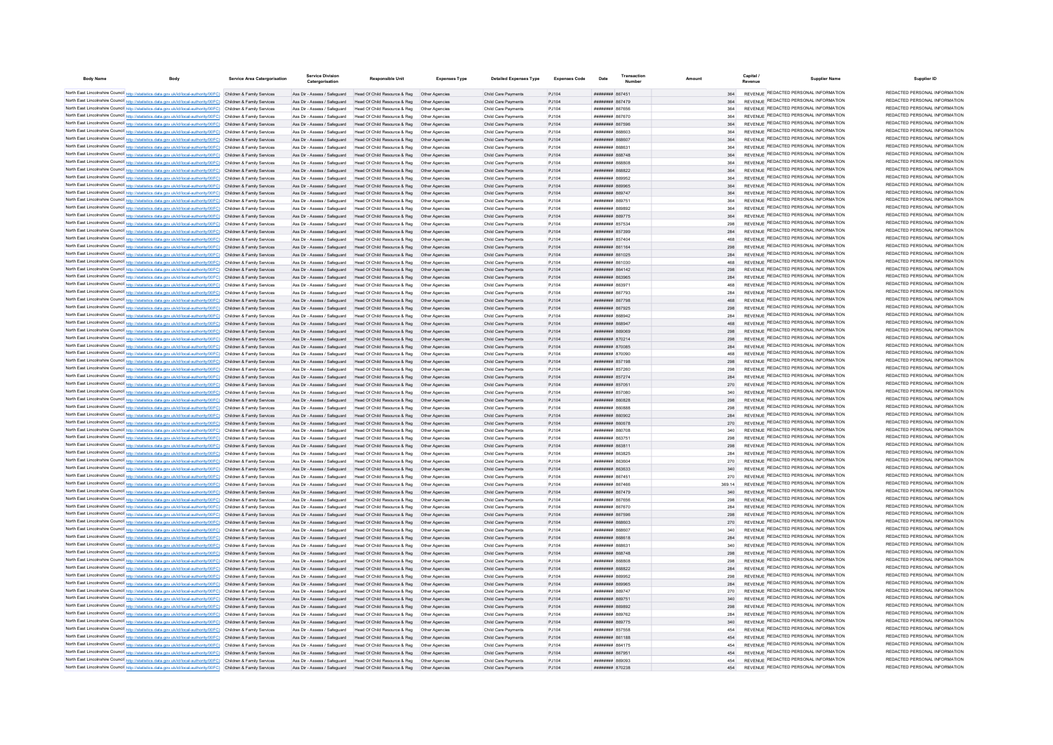| Body Name | Body | Service Area Catergorisation | Service Division Catergorisation | Responsible Unit | Expenses Type | Detailed Expenses Type | Expenses Code | Date | Transaction Number | Amount | Capital / Revenue | Supplier Name | Supplier ID |
|---|---|---|---|---|---|---|---|---|---|---|---|---|---|
| North East Lincolnshire Council | http://statistics.data.gov.uk/id/local-authority/00FC) | Children & Family Services | Ass Dir - Assess / Safeguard | Head Of Child Resource & Reg | Other Agencies | Child Care Payments | PJ104 | ######## | 867451 | 364 | REVENUE | REDACTED PERSONAL INFORMATION | REDACTED PERSONAL INFORMATION |
| North East Lincolnshire Council | http://statistics.data.gov.uk/id/local-authority/00FC) | Children & Family Services | Ass Dir - Assess / Safeguard | Head Of Child Resource & Reg | Other Agencies | Child Care Payments | PJ104 | ######## | 867479 | 364 | REVENUE | REDACTED PERSONAL INFORMATION | REDACTED PERSONAL INFORMATION |
| North East Lincolnshire Council | http://statistics.data.gov.uk/id/local-authority/00FC) | Children & Family Services | Ass Dir - Assess / Safeguard | Head Of Child Resource & Reg | Other Agencies | Child Care Payments | PJ104 | ######## | 867656 | 364 | REVENUE | REDACTED PERSONAL INFORMATION | REDACTED PERSONAL INFORMATION |
| North East Lincolnshire Council | http://statistics.data.gov.uk/id/local-authority/00FC) | Children & Family Services | Ass Dir - Assess / Safeguard | Head Of Child Resource & Reg | Other Agencies | Child Care Payments | PJ104 | ######## | 867670 | 364 | REVENUE | REDACTED PERSONAL INFORMATION | REDACTED PERSONAL INFORMATION |
| North East Lincolnshire Council | http://statistics.data.gov.uk/id/local-authority/00FC) | Children & Family Services | Ass Dir - Assess / Safeguard | Head Of Child Resource & Reg | Other Agencies | Child Care Payments | PJ104 | ######## | 867596 | 364 | REVENUE | REDACTED PERSONAL INFORMATION | REDACTED PERSONAL INFORMATION |
| North East Lincolnshire Council | http://statistics.data.gov.uk/id/local-authority/00FC) | Children & Family Services | Ass Dir - Assess / Safeguard | Head Of Child Resource & Reg | Other Agencies | Child Care Payments | PJ104 | ######## | 868603 | 364 | REVENUE | REDACTED PERSONAL INFORMATION | REDACTED PERSONAL INFORMATION |
| North East Lincolnshire Council | http://statistics.data.gov.uk/id/local-authority/00FC) | Children & Family Services | Ass Dir - Assess / Safeguard | Head Of Child Resource & Reg | Other Agencies | Child Care Payments | PJ104 | ######## | 868607 | 364 | REVENUE | REDACTED PERSONAL INFORMATION | REDACTED PERSONAL INFORMATION |
| North East Lincolnshire Council | http://statistics.data.gov.uk/id/local-authority/00FC) | Children & Family Services | Ass Dir - Assess / Safeguard | Head Of Child Resource & Reg | Other Agencies | Child Care Payments | PJ104 | ######## | 868631 | 364 | REVENUE | REDACTED PERSONAL INFORMATION | REDACTED PERSONAL INFORMATION |
| North East Lincolnshire Council | http://statistics.data.gov.uk/id/local-authority/00FC) | Children & Family Services | Ass Dir - Assess / Safeguard | Head Of Child Resource & Reg | Other Agencies | Child Care Payments | PJ104 | ######## | 868748 | 364 | REVENUE | REDACTED PERSONAL INFORMATION | REDACTED PERSONAL INFORMATION |
| North East Lincolnshire Council | http://statistics.data.gov.uk/id/local-authority/00FC) | Children & Family Services | Ass Dir - Assess / Safeguard | Head Of Child Resource & Reg | Other Agencies | Child Care Payments | PJ104 | ######## | 868808 | 364 | REVENUE | REDACTED PERSONAL INFORMATION | REDACTED PERSONAL INFORMATION |
| North East Lincolnshire Council | http://statistics.data.gov.uk/id/local-authority/00FC) | Children & Family Services | Ass Dir - Assess / Safeguard | Head Of Child Resource & Reg | Other Agencies | Child Care Payments | PJ104 | ######## | 868822 | 364 | REVENUE | REDACTED PERSONAL INFORMATION | REDACTED PERSONAL INFORMATION |
| North East Lincolnshire Council | http://statistics.data.gov.uk/id/local-authority/00FC) | Children & Family Services | Ass Dir - Assess / Safeguard | Head Of Child Resource & Reg | Other Agencies | Child Care Payments | PJ104 | ######## | 869952 | 364 | REVENUE | REDACTED PERSONAL INFORMATION | REDACTED PERSONAL INFORMATION |
| North East Lincolnshire Council | http://statistics.data.gov.uk/id/local-authority/00FC) | Children & Family Services | Ass Dir - Assess / Safeguard | Head Of Child Resource & Reg | Other Agencies | Child Care Payments | PJ104 | ######## | 869965 | 364 | REVENUE | REDACTED PERSONAL INFORMATION | REDACTED PERSONAL INFORMATION |
| North East Lincolnshire Council | http://statistics.data.gov.uk/id/local-authority/00FC) | Children & Family Services | Ass Dir - Assess / Safeguard | Head Of Child Resource & Reg | Other Agencies | Child Care Payments | PJ104 | ######## | 869747 | 364 | REVENUE | REDACTED PERSONAL INFORMATION | REDACTED PERSONAL INFORMATION |
| North East Lincolnshire Council | http://statistics.data.gov.uk/id/local-authority/00FC) | Children & Family Services | Ass Dir - Assess / Safeguard | Head Of Child Resource & Reg | Other Agencies | Child Care Payments | PJ104 | ######## | 869751 | 364 | REVENUE | REDACTED PERSONAL INFORMATION | REDACTED PERSONAL INFORMATION |
| North East Lincolnshire Council | http://statistics.data.gov.uk/id/local-authority/00FC) | Children & Family Services | Ass Dir - Assess / Safeguard | Head Of Child Resource & Reg | Other Agencies | Child Care Payments | PJ104 | ######## | 869892 | 364 | REVENUE | REDACTED PERSONAL INFORMATION | REDACTED PERSONAL INFORMATION |
| North East Lincolnshire Council | http://statistics.data.gov.uk/id/local-authority/00FC) | Children & Family Services | Ass Dir - Assess / Safeguard | Head Of Child Resource & Reg | Other Agencies | Child Care Payments | PJ104 | ######## | 869775 | 364 | REVENUE | REDACTED PERSONAL INFORMATION | REDACTED PERSONAL INFORMATION |
| North East Lincolnshire Council | http://statistics.data.gov.uk/id/local-authority/00FC) | Children & Family Services | Ass Dir - Assess / Safeguard | Head Of Child Resource & Reg | Other Agencies | Child Care Payments | PJ104 | ######## | 857534 | 298 | REVENUE | REDACTED PERSONAL INFORMATION | REDACTED PERSONAL INFORMATION |
| North East Lincolnshire Council | http://statistics.data.gov.uk/id/local-authority/00FC) | Children & Family Services | Ass Dir - Assess / Safeguard | Head Of Child Resource & Reg | Other Agencies | Child Care Payments | PJ104 | ######## | 857399 | 284 | REVENUE | REDACTED PERSONAL INFORMATION | REDACTED PERSONAL INFORMATION |
| North East Lincolnshire Council | http://statistics.data.gov.uk/id/local-authority/00FC) | Children & Family Services | Ass Dir - Assess / Safeguard | Head Of Child Resource & Reg | Other Agencies | Child Care Payments | PJ104 | ######## | 857404 | 468 | REVENUE | REDACTED PERSONAL INFORMATION | REDACTED PERSONAL INFORMATION |
| North East Lincolnshire Council | http://statistics.data.gov.uk/id/local-authority/00FC) | Children & Family Services | Ass Dir - Assess / Safeguard | Head Of Child Resource & Reg | Other Agencies | Child Care Payments | PJ104 | ######## | 861164 | 298 | REVENUE | REDACTED PERSONAL INFORMATION | REDACTED PERSONAL INFORMATION |
| North East Lincolnshire Council | http://statistics.data.gov.uk/id/local-authority/00FC) | Children & Family Services | Ass Dir - Assess / Safeguard | Head Of Child Resource & Reg | Other Agencies | Child Care Payments | PJ104 | ######## | 861025 | 284 | REVENUE | REDACTED PERSONAL INFORMATION | REDACTED PERSONAL INFORMATION |
| North East Lincolnshire Council | http://statistics.data.gov.uk/id/local-authority/00FC) | Children & Family Services | Ass Dir - Assess / Safeguard | Head Of Child Resource & Reg | Other Agencies | Child Care Payments | PJ104 | ######## | 861030 | 468 | REVENUE | REDACTED PERSONAL INFORMATION | REDACTED PERSONAL INFORMATION |
| North East Lincolnshire Council | http://statistics.data.gov.uk/id/local-authority/00FC) | Children & Family Services | Ass Dir - Assess / Safeguard | Head Of Child Resource & Reg | Other Agencies | Child Care Payments | PJ104 | ######## | 864142 | 298 | REVENUE | REDACTED PERSONAL INFORMATION | REDACTED PERSONAL INFORMATION |
| North East Lincolnshire Council | http://statistics.data.gov.uk/id/local-authority/00FC) | Children & Family Services | Ass Dir - Assess / Safeguard | Head Of Child Resource & Reg | Other Agencies | Child Care Payments | PJ104 | ######## | 863965 | 284 | REVENUE | REDACTED PERSONAL INFORMATION | REDACTED PERSONAL INFORMATION |
| North East Lincolnshire Council | http://statistics.data.gov.uk/id/local-authority/00FC) | Children & Family Services | Ass Dir - Assess / Safeguard | Head Of Child Resource & Reg | Other Agencies | Child Care Payments | PJ104 | ######## | 863971 | 468 | REVENUE | REDACTED PERSONAL INFORMATION | REDACTED PERSONAL INFORMATION |
| North East Lincolnshire Council | http://statistics.data.gov.uk/id/local-authority/00FC) | Children & Family Services | Ass Dir - Assess / Safeguard | Head Of Child Resource & Reg | Other Agencies | Child Care Payments | PJ104 | ######## | 867793 | 284 | REVENUE | REDACTED PERSONAL INFORMATION | REDACTED PERSONAL INFORMATION |
| North East Lincolnshire Council | http://statistics.data.gov.uk/id/local-authority/00FC) | Children & Family Services | Ass Dir - Assess / Safeguard | Head Of Child Resource & Reg | Other Agencies | Child Care Payments | PJ104 | ######## | 867798 | 468 | REVENUE | REDACTED PERSONAL INFORMATION | REDACTED PERSONAL INFORMATION |
| North East Lincolnshire Council | http://statistics.data.gov.uk/id/local-authority/00FC) | Children & Family Services | Ass Dir - Assess / Safeguard | Head Of Child Resource & Reg | Other Agencies | Child Care Payments | PJ104 | ######## | 867925 | 298 | REVENUE | REDACTED PERSONAL INFORMATION | REDACTED PERSONAL INFORMATION |
| North East Lincolnshire Council | http://statistics.data.gov.uk/id/local-authority/00FC) | Children & Family Services | Ass Dir - Assess / Safeguard | Head Of Child Resource & Reg | Other Agencies | Child Care Payments | PJ104 | ######## | 868942 | 284 | REVENUE | REDACTED PERSONAL INFORMATION | REDACTED PERSONAL INFORMATION |
| North East Lincolnshire Council | http://statistics.data.gov.uk/id/local-authority/00FC) | Children & Family Services | Ass Dir - Assess / Safeguard | Head Of Child Resource & Reg | Other Agencies | Child Care Payments | PJ104 | ######## | 868947 | 468 | REVENUE | REDACTED PERSONAL INFORMATION | REDACTED PERSONAL INFORMATION |
| North East Lincolnshire Council | http://statistics.data.gov.uk/id/local-authority/00FC) | Children & Family Services | Ass Dir - Assess / Safeguard | Head Of Child Resource & Reg | Other Agencies | Child Care Payments | PJ104 | ######## | 869069 | 298 | REVENUE | REDACTED PERSONAL INFORMATION | REDACTED PERSONAL INFORMATION |
| North East Lincolnshire Council | http://statistics.data.gov.uk/id/local-authority/00FC) | Children & Family Services | Ass Dir - Assess / Safeguard | Head Of Child Resource & Reg | Other Agencies | Child Care Payments | PJ104 | ######## | 870214 | 298 | REVENUE | REDACTED PERSONAL INFORMATION | REDACTED PERSONAL INFORMATION |
| North East Lincolnshire Council | http://statistics.data.gov.uk/id/local-authority/00FC) | Children & Family Services | Ass Dir - Assess / Safeguard | Head Of Child Resource & Reg | Other Agencies | Child Care Payments | PJ104 | ######## | 870085 | 284 | REVENUE | REDACTED PERSONAL INFORMATION | REDACTED PERSONAL INFORMATION |
| North East Lincolnshire Council | http://statistics.data.gov.uk/id/local-authority/00FC) | Children & Family Services | Ass Dir - Assess / Safeguard | Head Of Child Resource & Reg | Other Agencies | Child Care Payments | PJ104 | ######## | 870090 | 468 | REVENUE | REDACTED PERSONAL INFORMATION | REDACTED PERSONAL INFORMATION |
| North East Lincolnshire Council | http://statistics.data.gov.uk/id/local-authority/00FC) | Children & Family Services | Ass Dir - Assess / Safeguard | Head Of Child Resource & Reg | Other Agencies | Child Care Payments | PJ104 | ######## | 857198 | 298 | REVENUE | REDACTED PERSONAL INFORMATION | REDACTED PERSONAL INFORMATION |
| North East Lincolnshire Council | http://statistics.data.gov.uk/id/local-authority/00FC) | Children & Family Services | Ass Dir - Assess / Safeguard | Head Of Child Resource & Reg | Other Agencies | Child Care Payments | PJ104 | ######## | 857260 | 298 | REVENUE | REDACTED PERSONAL INFORMATION | REDACTED PERSONAL INFORMATION |
| North East Lincolnshire Council | http://statistics.data.gov.uk/id/local-authority/00FC) | Children & Family Services | Ass Dir - Assess / Safeguard | Head Of Child Resource & Reg | Other Agencies | Child Care Payments | PJ104 | ######## | 857274 | 284 | REVENUE | REDACTED PERSONAL INFORMATION | REDACTED PERSONAL INFORMATION |
| North East Lincolnshire Council | http://statistics.data.gov.uk/id/local-authority/00FC) | Children & Family Services | Ass Dir - Assess / Safeguard | Head Of Child Resource & Reg | Other Agencies | Child Care Payments | PJ104 | ######## | 857051 | 270 | REVENUE | REDACTED PERSONAL INFORMATION | REDACTED PERSONAL INFORMATION |
| North East Lincolnshire Council | http://statistics.data.gov.uk/id/local-authority/00FC) | Children & Family Services | Ass Dir - Assess / Safeguard | Head Of Child Resource & Reg | Other Agencies | Child Care Payments | PJ104 | ######## | 857080 | 340 | REVENUE | REDACTED PERSONAL INFORMATION | REDACTED PERSONAL INFORMATION |
| North East Lincolnshire Council | http://statistics.data.gov.uk/id/local-authority/00FC) | Children & Family Services | Ass Dir - Assess / Safeguard | Head Of Child Resource & Reg | Other Agencies | Child Care Payments | PJ104 | ######## | 860828 | 298 | REVENUE | REDACTED PERSONAL INFORMATION | REDACTED PERSONAL INFORMATION |
| North East Lincolnshire Council | http://statistics.data.gov.uk/id/local-authority/00FC) | Children & Family Services | Ass Dir - Assess / Safeguard | Head Of Child Resource & Reg | Other Agencies | Child Care Payments | PJ104 | ######## | 860888 | 298 | REVENUE | REDACTED PERSONAL INFORMATION | REDACTED PERSONAL INFORMATION |
| North East Lincolnshire Council | http://statistics.data.gov.uk/id/local-authority/00FC) | Children & Family Services | Ass Dir - Assess / Safeguard | Head Of Child Resource & Reg | Other Agencies | Child Care Payments | PJ104 | ######## | 860902 | 284 | REVENUE | REDACTED PERSONAL INFORMATION | REDACTED PERSONAL INFORMATION |
| North East Lincolnshire Council | http://statistics.data.gov.uk/id/local-authority/00FC) | Children & Family Services | Ass Dir - Assess / Safeguard | Head Of Child Resource & Reg | Other Agencies | Child Care Payments | PJ104 | ######## | 860678 | 270 | REVENUE | REDACTED PERSONAL INFORMATION | REDACTED PERSONAL INFORMATION |
| North East Lincolnshire Council | http://statistics.data.gov.uk/id/local-authority/00FC) | Children & Family Services | Ass Dir - Assess / Safeguard | Head Of Child Resource & Reg | Other Agencies | Child Care Payments | PJ104 | ######## | 860708 | 340 | REVENUE | REDACTED PERSONAL INFORMATION | REDACTED PERSONAL INFORMATION |
| North East Lincolnshire Council | http://statistics.data.gov.uk/id/local-authority/00FC) | Children & Family Services | Ass Dir - Assess / Safeguard | Head Of Child Resource & Reg | Other Agencies | Child Care Payments | PJ104 | ######## | 863751 | 298 | REVENUE | REDACTED PERSONAL INFORMATION | REDACTED PERSONAL INFORMATION |
| North East Lincolnshire Council | http://statistics.data.gov.uk/id/local-authority/00FC) | Children & Family Services | Ass Dir - Assess / Safeguard | Head Of Child Resource & Reg | Other Agencies | Child Care Payments | PJ104 | ######## | 863811 | 298 | REVENUE | REDACTED PERSONAL INFORMATION | REDACTED PERSONAL INFORMATION |
| North East Lincolnshire Council | http://statistics.data.gov.uk/id/local-authority/00FC) | Children & Family Services | Ass Dir - Assess / Safeguard | Head Of Child Resource & Reg | Other Agencies | Child Care Payments | PJ104 | ######## | 863825 | 284 | REVENUE | REDACTED PERSONAL INFORMATION | REDACTED PERSONAL INFORMATION |
| North East Lincolnshire Council | http://statistics.data.gov.uk/id/local-authority/00FC) | Children & Family Services | Ass Dir - Assess / Safeguard | Head Of Child Resource & Reg | Other Agencies | Child Care Payments | PJ104 | ######## | 863604 | 270 | REVENUE | REDACTED PERSONAL INFORMATION | REDACTED PERSONAL INFORMATION |
| North East Lincolnshire Council | http://statistics.data.gov.uk/id/local-authority/00FC) | Children & Family Services | Ass Dir - Assess / Safeguard | Head Of Child Resource & Reg | Other Agencies | Child Care Payments | PJ104 | ######## | 863633 | 340 | REVENUE | REDACTED PERSONAL INFORMATION | REDACTED PERSONAL INFORMATION |
| North East Lincolnshire Council | http://statistics.data.gov.uk/id/local-authority/00FC) | Children & Family Services | Ass Dir - Assess / Safeguard | Head Of Child Resource & Reg | Other Agencies | Child Care Payments | PJ104 | ######## | 867451 | 270 | REVENUE | REDACTED PERSONAL INFORMATION | REDACTED PERSONAL INFORMATION |
| North East Lincolnshire Council | http://statistics.data.gov.uk/id/local-authority/00FC) | Children & Family Services | Ass Dir - Assess / Safeguard | Head Of Child Resource & Reg | Other Agencies | Child Care Payments | PJ104 | ######## | 867466 | 369.14 | REVENUE | REDACTED PERSONAL INFORMATION | REDACTED PERSONAL INFORMATION |
| North East Lincolnshire Council | http://statistics.data.gov.uk/id/local-authority/00FC) | Children & Family Services | Ass Dir - Assess / Safeguard | Head Of Child Resource & Reg | Other Agencies | Child Care Payments | PJ104 | ######## | 867479 | 340 | REVENUE | REDACTED PERSONAL INFORMATION | REDACTED PERSONAL INFORMATION |
| North East Lincolnshire Council | http://statistics.data.gov.uk/id/local-authority/00FC) | Children & Family Services | Ass Dir - Assess / Safeguard | Head Of Child Resource & Reg | Other Agencies | Child Care Payments | PJ104 | ######## | 867656 | 298 | REVENUE | REDACTED PERSONAL INFORMATION | REDACTED PERSONAL INFORMATION |
| North East Lincolnshire Council | http://statistics.data.gov.uk/id/local-authority/00FC) | Children & Family Services | Ass Dir - Assess / Safeguard | Head Of Child Resource & Reg | Other Agencies | Child Care Payments | PJ104 | ######## | 867670 | 284 | REVENUE | REDACTED PERSONAL INFORMATION | REDACTED PERSONAL INFORMATION |
| North East Lincolnshire Council | http://statistics.data.gov.uk/id/local-authority/00FC) | Children & Family Services | Ass Dir - Assess / Safeguard | Head Of Child Resource & Reg | Other Agencies | Child Care Payments | PJ104 | ######## | 867596 | 298 | REVENUE | REDACTED PERSONAL INFORMATION | REDACTED PERSONAL INFORMATION |
| North East Lincolnshire Council | http://statistics.data.gov.uk/id/local-authority/00FC) | Children & Family Services | Ass Dir - Assess / Safeguard | Head Of Child Resource & Reg | Other Agencies | Child Care Payments | PJ104 | ######## | 868603 | 270 | REVENUE | REDACTED PERSONAL INFORMATION | REDACTED PERSONAL INFORMATION |
| North East Lincolnshire Council | http://statistics.data.gov.uk/id/local-authority/00FC) | Children & Family Services | Ass Dir - Assess / Safeguard | Head Of Child Resource & Reg | Other Agencies | Child Care Payments | PJ104 | ######## | 868607 | 340 | REVENUE | REDACTED PERSONAL INFORMATION | REDACTED PERSONAL INFORMATION |
| North East Lincolnshire Council | http://statistics.data.gov.uk/id/local-authority/00FC) | Children & Family Services | Ass Dir - Assess / Safeguard | Head Of Child Resource & Reg | Other Agencies | Child Care Payments | PJ104 | ######## | 868618 | 284 | REVENUE | REDACTED PERSONAL INFORMATION | REDACTED PERSONAL INFORMATION |
| North East Lincolnshire Council | http://statistics.data.gov.uk/id/local-authority/00FC) | Children & Family Services | Ass Dir - Assess / Safeguard | Head Of Child Resource & Reg | Other Agencies | Child Care Payments | PJ104 | ######## | 868631 | 340 | REVENUE | REDACTED PERSONAL INFORMATION | REDACTED PERSONAL INFORMATION |
| North East Lincolnshire Council | http://statistics.data.gov.uk/id/local-authority/00FC) | Children & Family Services | Ass Dir - Assess / Safeguard | Head Of Child Resource & Reg | Other Agencies | Child Care Payments | PJ104 | ######## | 868748 | 298 | REVENUE | REDACTED PERSONAL INFORMATION | REDACTED PERSONAL INFORMATION |
| North East Lincolnshire Council | http://statistics.data.gov.uk/id/local-authority/00FC) | Children & Family Services | Ass Dir - Assess / Safeguard | Head Of Child Resource & Reg | Other Agencies | Child Care Payments | PJ104 | ######## | 868808 | 298 | REVENUE | REDACTED PERSONAL INFORMATION | REDACTED PERSONAL INFORMATION |
| North East Lincolnshire Council | http://statistics.data.gov.uk/id/local-authority/00FC) | Children & Family Services | Ass Dir - Assess / Safeguard | Head Of Child Resource & Reg | Other Agencies | Child Care Payments | PJ104 | ######## | 868822 | 284 | REVENUE | REDACTED PERSONAL INFORMATION | REDACTED PERSONAL INFORMATION |
| North East Lincolnshire Council | http://statistics.data.gov.uk/id/local-authority/00FC) | Children & Family Services | Ass Dir - Assess / Safeguard | Head Of Child Resource & Reg | Other Agencies | Child Care Payments | PJ104 | ######## | 869952 | 298 | REVENUE | REDACTED PERSONAL INFORMATION | REDACTED PERSONAL INFORMATION |
| North East Lincolnshire Council | http://statistics.data.gov.uk/id/local-authority/00FC) | Children & Family Services | Ass Dir - Assess / Safeguard | Head Of Child Resource & Reg | Other Agencies | Child Care Payments | PJ104 | ######## | 869965 | 284 | REVENUE | REDACTED PERSONAL INFORMATION | REDACTED PERSONAL INFORMATION |
| North East Lincolnshire Council | http://statistics.data.gov.uk/id/local-authority/00FC) | Children & Family Services | Ass Dir - Assess / Safeguard | Head Of Child Resource & Reg | Other Agencies | Child Care Payments | PJ104 | ######## | 869747 | 270 | REVENUE | REDACTED PERSONAL INFORMATION | REDACTED PERSONAL INFORMATION |
| North East Lincolnshire Council | http://statistics.data.gov.uk/id/local-authority/00FC) | Children & Family Services | Ass Dir - Assess / Safeguard | Head Of Child Resource & Reg | Other Agencies | Child Care Payments | PJ104 | ######## | 869751 | 340 | REVENUE | REDACTED PERSONAL INFORMATION | REDACTED PERSONAL INFORMATION |
| North East Lincolnshire Council | http://statistics.data.gov.uk/id/local-authority/00FC) | Children & Family Services | Ass Dir - Assess / Safeguard | Head Of Child Resource & Reg | Other Agencies | Child Care Payments | PJ104 | ######## | 869892 | 298 | REVENUE | REDACTED PERSONAL INFORMATION | REDACTED PERSONAL INFORMATION |
| North East Lincolnshire Council | http://statistics.data.gov.uk/id/local-authority/00FC) | Children & Family Services | Ass Dir - Assess / Safeguard | Head Of Child Resource & Reg | Other Agencies | Child Care Payments | PJ104 | ######## | 869762 | 284 | REVENUE | REDACTED PERSONAL INFORMATION | REDACTED PERSONAL INFORMATION |
| North East Lincolnshire Council | http://statistics.data.gov.uk/id/local-authority/00FC) | Children & Family Services | Ass Dir - Assess / Safeguard | Head Of Child Resource & Reg | Other Agencies | Child Care Payments | PJ104 | ######## | 869775 | 340 | REVENUE | REDACTED PERSONAL INFORMATION | REDACTED PERSONAL INFORMATION |
| North East Lincolnshire Council | http://statistics.data.gov.uk/id/local-authority/00FC) | Children & Family Services | Ass Dir - Assess / Safeguard | Head Of Child Resource & Reg | Other Agencies | Child Care Payments | PJ104 | ######## | 857558 | 454 | REVENUE | REDACTED PERSONAL INFORMATION | REDACTED PERSONAL INFORMATION |
| North East Lincolnshire Council | http://statistics.data.gov.uk/id/local-authority/00FC) | Children & Family Services | Ass Dir - Assess / Safeguard | Head Of Child Resource & Reg | Other Agencies | Child Care Payments | PJ104 | ######## | 861188 | 454 | REVENUE | REDACTED PERSONAL INFORMATION | REDACTED PERSONAL INFORMATION |
| North East Lincolnshire Council | http://statistics.data.gov.uk/id/local-authority/00FC) | Children & Family Services | Ass Dir - Assess / Safeguard | Head Of Child Resource & Reg | Other Agencies | Child Care Payments | PJ104 | ######## | 864175 | 454 | REVENUE | REDACTED PERSONAL INFORMATION | REDACTED PERSONAL INFORMATION |
| North East Lincolnshire Council | http://statistics.data.gov.uk/id/local-authority/00FC) | Children & Family Services | Ass Dir - Assess / Safeguard | Head Of Child Resource & Reg | Other Agencies | Child Care Payments | PJ104 | ######## | 867951 | 454 | REVENUE | REDACTED PERSONAL INFORMATION | REDACTED PERSONAL INFORMATION |
| North East Lincolnshire Council | http://statistics.data.gov.uk/id/local-authority/00FC) | Children & Family Services | Ass Dir - Assess / Safeguard | Head Of Child Resource & Reg | Other Agencies | Child Care Payments | PJ104 | ######## | 869093 | 454 | REVENUE | REDACTED PERSONAL INFORMATION | REDACTED PERSONAL INFORMATION |
| North East Lincolnshire Council | http://statistics.data.gov.uk/id/local-authority/00FC) | Children & Family Services | Ass Dir - Assess / Safeguard | Head Of Child Resource & Reg | Other Agencies | Child Care Payments | PJ104 | ######## | 870238 | 454 | REVENUE | REDACTED PERSONAL INFORMATION | REDACTED PERSONAL INFORMATION |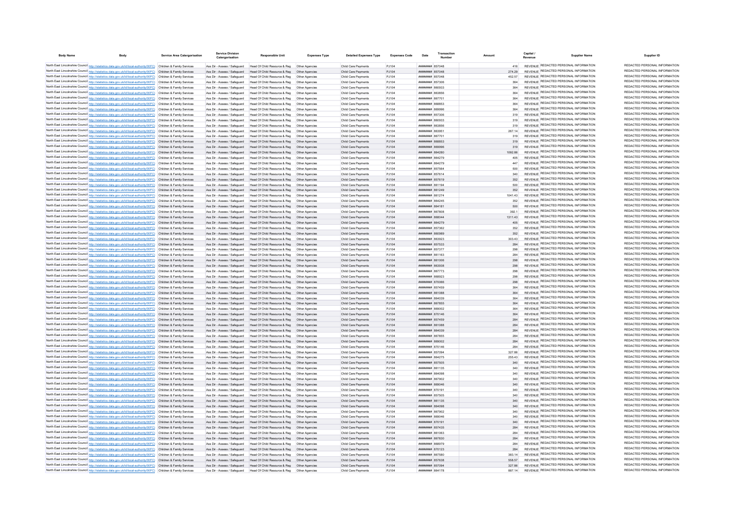| Body Name | Body | Service Area Catergorisation | Service Division Catergorisation | Responsible Unit | Expenses Type | Detailed Expenses Type | Expenses Code | Date | Transaction Number | Amount | Capital / Revenue | Supplier Name | Supplier ID |
|---|---|---|---|---|---|---|---|---|---|---|---|---|---|
| North East Lincolnshire Council | http://statistics.data.gov.uk/id/local-authority/00FC | Children & Family Services | Ass Dir - Assess / Safeguard | Head Of Child Resource & Reg | Other Agencies | Child Care Payments | PJ104 | ######## | 857048 | 416 | REVENUE | REDACTED PERSONAL INFORMATION | REDACTED PERSONAL INFORMATION |
| North East Lincolnshire Council | http://statistics.data.gov.uk/id/local-authority/00FC | Children & Family Services | Ass Dir - Assess / Safeguard | Head Of Child Resource & Reg | Other Agencies | Child Care Payments | PJ104 | ######## | 857048 | 274.29 | REVENUE | REDACTED PERSONAL INFORMATION | REDACTED PERSONAL INFORMATION |
| North East Lincolnshire Council | http://statistics.data.gov.uk/id/local-authority/00FC | Children & Family Services | Ass Dir - Assess / Safeguard | Head Of Child Resource & Reg | Other Agencies | Child Care Payments | PJ104 | ######## | 857048 | 452.57 | REVENUE | REDACTED PERSONAL INFORMATION | REDACTED PERSONAL INFORMATION |
| North East Lincolnshire Council | http://statistics.data.gov.uk/id/local-authority/00FC | Children & Family Services | Ass Dir - Assess / Safeguard | Head Of Child Resource & Reg | Other Agencies | Child Care Payments | PJ104 | ######## | 857306 | 364 | REVENUE | REDACTED PERSONAL INFORMATION | REDACTED PERSONAL INFORMATION |
| North East Lincolnshire Council | http://statistics.data.gov.uk/id/local-authority/00FC | Children & Family Services | Ass Dir - Assess / Safeguard | Head Of Child Resource & Reg | Other Agencies | Child Care Payments | PJ104 | ######## | 860933 | 364 | REVENUE | REDACTED PERSONAL INFORMATION | REDACTED PERSONAL INFORMATION |
| North East Lincolnshire Council | http://statistics.data.gov.uk/id/local-authority/00FC | Children & Family Services | Ass Dir - Assess / Safeguard | Head Of Child Resource & Reg | Other Agencies | Child Care Payments | PJ104 | ######## | 863856 | 364 | REVENUE | REDACTED PERSONAL INFORMATION | REDACTED PERSONAL INFORMATION |
| North East Lincolnshire Council | http://statistics.data.gov.uk/id/local-authority/00FC | Children & Family Services | Ass Dir - Assess / Safeguard | Head Of Child Resource & Reg | Other Agencies | Child Care Payments | PJ104 | ######## | 867701 | 364 | REVENUE | REDACTED PERSONAL INFORMATION | REDACTED PERSONAL INFORMATION |
| North East Lincolnshire Council | http://statistics.data.gov.uk/id/local-authority/00FC | Children & Family Services | Ass Dir - Assess / Safeguard | Head Of Child Resource & Reg | Other Agencies | Child Care Payments | PJ104 | ######## | 868853 | 364 | REVENUE | REDACTED PERSONAL INFORMATION | REDACTED PERSONAL INFORMATION |
| North East Lincolnshire Council | http://statistics.data.gov.uk/id/local-authority/00FC | Children & Family Services | Ass Dir - Assess / Safeguard | Head Of Child Resource & Reg | Other Agencies | Child Care Payments | PJ104 | ######## | 869996 | 364 | REVENUE | REDACTED PERSONAL INFORMATION | REDACTED PERSONAL INFORMATION |
| North East Lincolnshire Council | http://statistics.data.gov.uk/id/local-authority/00FC | Children & Family Services | Ass Dir - Assess / Safeguard | Head Of Child Resource & Reg | Other Agencies | Child Care Payments | PJ104 | ######## | 857306 | 319 | REVENUE | REDACTED PERSONAL INFORMATION | REDACTED PERSONAL INFORMATION |
| North East Lincolnshire Council | http://statistics.data.gov.uk/id/local-authority/00FC | Children & Family Services | Ass Dir - Assess / Safeguard | Head Of Child Resource & Reg | Other Agencies | Child Care Payments | PJ104 | ######## | 860933 | 319 | REVENUE | REDACTED PERSONAL INFORMATION | REDACTED PERSONAL INFORMATION |
| North East Lincolnshire Council | http://statistics.data.gov.uk/id/local-authority/00FC | Children & Family Services | Ass Dir - Assess / Safeguard | Head Of Child Resource & Reg | Other Agencies | Child Care Payments | PJ104 | ######## | 863856 | 319 | REVENUE | REDACTED PERSONAL INFORMATION | REDACTED PERSONAL INFORMATION |
| North East Lincolnshire Council | http://statistics.data.gov.uk/id/local-authority/00FC | Children & Family Services | Ass Dir - Assess / Safeguard | Head Of Child Resource & Reg | Other Agencies | Child Care Payments | PJ104 | ######## | 863951 | 267.14 | REVENUE | REDACTED PERSONAL INFORMATION | REDACTED PERSONAL INFORMATION |
| North East Lincolnshire Council | http://statistics.data.gov.uk/id/local-authority/00FC | Children & Family Services | Ass Dir - Assess / Safeguard | Head Of Child Resource & Reg | Other Agencies | Child Care Payments | PJ104 | ######## | 867701 | 319 | REVENUE | REDACTED PERSONAL INFORMATION | REDACTED PERSONAL INFORMATION |
| North East Lincolnshire Council | http://statistics.data.gov.uk/id/local-authority/00FC | Children & Family Services | Ass Dir - Assess / Safeguard | Head Of Child Resource & Reg | Other Agencies | Child Care Payments | PJ104 | ######## | 868853 | 319 | REVENUE | REDACTED PERSONAL INFORMATION | REDACTED PERSONAL INFORMATION |
| North East Lincolnshire Council | http://statistics.data.gov.uk/id/local-authority/00FC | Children & Family Services | Ass Dir - Assess / Safeguard | Head Of Child Resource & Reg | Other Agencies | Child Care Payments | PJ104 | ######## | 869996 | 319 | REVENUE | REDACTED PERSONAL INFORMATION | REDACTED PERSONAL INFORMATION |
| North East Lincolnshire Council | http://statistics.data.gov.uk/id/local-authority/00FC | Children & Family Services | Ass Dir - Assess / Safeguard | Head Of Child Resource & Reg | Other Agencies | Child Care Payments | PJ104 | ######## | 864280 | 1092.86 | REVENUE | REDACTED PERSONAL INFORMATION | REDACTED PERSONAL INFORMATION |
| North East Lincolnshire Council | http://statistics.data.gov.uk/id/local-authority/00FC | Children & Family Services | Ass Dir - Assess / Safeguard | Head Of Child Resource & Reg | Other Agencies | Child Care Payments | PJ104 | ######## | 864279 | 405 | REVENUE | REDACTED PERSONAL INFORMATION | REDACTED PERSONAL INFORMATION |
| North East Lincolnshire Council | http://statistics.data.gov.uk/id/local-authority/00FC | Children & Family Services | Ass Dir - Assess / Safeguard | Head Of Child Resource & Reg | Other Agencies | Child Care Payments | PJ104 | ######## | 864279 | 447 | REVENUE | REDACTED PERSONAL INFORMATION | REDACTED PERSONAL INFORMATION |
| North East Lincolnshire Council | http://statistics.data.gov.uk/id/local-authority/00FC | Children & Family Services | Ass Dir - Assess / Safeguard | Head Of Child Resource & Reg | Other Agencies | Child Care Payments | PJ104 | ######## | 857564 | 500 | REVENUE | REDACTED PERSONAL INFORMATION | REDACTED PERSONAL INFORMATION |
| North East Lincolnshire Council | http://statistics.data.gov.uk/id/local-authority/00FC | Children & Family Services | Ass Dir - Assess / Safeguard | Head Of Child Resource & Reg | Other Agencies | Child Care Payments | PJ104 | ######## | 857614 | 340 | REVENUE | REDACTED PERSONAL INFORMATION | REDACTED PERSONAL INFORMATION |
| North East Lincolnshire Council | http://statistics.data.gov.uk/id/local-authority/00FC | Children & Family Services | Ass Dir - Assess / Safeguard | Head Of Child Resource & Reg | Other Agencies | Child Care Payments | PJ104 | ######## | 857619 | 352 | REVENUE | REDACTED PERSONAL INFORMATION | REDACTED PERSONAL INFORMATION |
| North East Lincolnshire Council | http://statistics.data.gov.uk/id/local-authority/00FC | Children & Family Services | Ass Dir - Assess / Safeguard | Head Of Child Resource & Reg | Other Agencies | Child Care Payments | PJ104 | ######## | 861194 | 500 | REVENUE | REDACTED PERSONAL INFORMATION | REDACTED PERSONAL INFORMATION |
| North East Lincolnshire Council | http://statistics.data.gov.uk/id/local-authority/00FC | Children & Family Services | Ass Dir - Assess / Safeguard | Head Of Child Resource & Reg | Other Agencies | Child Care Payments | PJ104 | ######## | 861249 | 352 | REVENUE | REDACTED PERSONAL INFORMATION | REDACTED PERSONAL INFORMATION |
| North East Lincolnshire Council | http://statistics.data.gov.uk/id/local-authority/00FC | Children & Family Services | Ass Dir - Assess / Safeguard | Head Of Child Resource & Reg | Other Agencies | Child Care Payments | PJ104 | ######## | 861274 | 1041.43 | REVENUE | REDACTED PERSONAL INFORMATION | REDACTED PERSONAL INFORMATION |
| North East Lincolnshire Council | http://statistics.data.gov.uk/id/local-authority/00FC | Children & Family Services | Ass Dir - Assess / Safeguard | Head Of Child Resource & Reg | Other Agencies | Child Care Payments | PJ104 | ######## | 864245 | 352 | REVENUE | REDACTED PERSONAL INFORMATION | REDACTED PERSONAL INFORMATION |
| North East Lincolnshire Council | http://statistics.data.gov.uk/id/local-authority/00FC | Children & Family Services | Ass Dir - Assess / Safeguard | Head Of Child Resource & Reg | Other Agencies | Child Care Payments | PJ104 | ######## | 864181 | 500 | REVENUE | REDACTED PERSONAL INFORMATION | REDACTED PERSONAL INFORMATION |
| North East Lincolnshire Council | http://statistics.data.gov.uk/id/local-authority/00FC | Children & Family Services | Ass Dir - Assess / Safeguard | Head Of Child Resource & Reg | Other Agencies | Child Care Payments | PJ104 | ######## | 867808 | 392.1 | REVENUE | REDACTED PERSONAL INFORMATION | REDACTED PERSONAL INFORMATION |
| North East Lincolnshire Council | http://statistics.data.gov.uk/id/local-authority/00FC | Children & Family Services | Ass Dir - Assess / Safeguard | Head Of Child Resource & Reg | Other Agencies | Child Care Payments | PJ104 | ######## | 868044 | 1311.43 | REVENUE | REDACTED PERSONAL INFORMATION | REDACTED PERSONAL INFORMATION |
| North East Lincolnshire Council | http://statistics.data.gov.uk/id/local-authority/00FC | Children & Family Services | Ass Dir - Assess / Safeguard | Head Of Child Resource & Reg | Other Agencies | Child Care Payments | PJ104 | ######## | 864279 | 405 | REVENUE | REDACTED PERSONAL INFORMATION | REDACTED PERSONAL INFORMATION |
| North East Lincolnshire Council | http://statistics.data.gov.uk/id/local-authority/00FC | Children & Family Services | Ass Dir - Assess / Safeguard | Head Of Child Resource & Reg | Other Agencies | Child Care Payments | PJ104 | ######## | 857362 | 352 | REVENUE | REDACTED PERSONAL INFORMATION | REDACTED PERSONAL INFORMATION |
| North East Lincolnshire Council | http://statistics.data.gov.uk/id/local-authority/00FC | Children & Family Services | Ass Dir - Assess / Safeguard | Head Of Child Resource & Reg | Other Agencies | Child Care Payments | PJ104 | ######## | 860989 | 352 | REVENUE | REDACTED PERSONAL INFORMATION | REDACTED PERSONAL INFORMATION |
| North East Lincolnshire Council | http://statistics.data.gov.uk/id/local-authority/00FC | Children & Family Services | Ass Dir - Assess / Safeguard | Head Of Child Resource & Reg | Other Agencies | Child Care Payments | PJ104 | ######## | 863923 | 303.43 | REVENUE | REDACTED PERSONAL INFORMATION | REDACTED PERSONAL INFORMATION |
| North East Lincolnshire Council | http://statistics.data.gov.uk/id/local-authority/00FC | Children & Family Services | Ass Dir - Assess / Safeguard | Head Of Child Resource & Reg | Other Agencies | Child Care Payments | PJ104 | ######## | 857533 | 284 | REVENUE | REDACTED PERSONAL INFORMATION | REDACTED PERSONAL INFORMATION |
| North East Lincolnshire Council | http://statistics.data.gov.uk/id/local-authority/00FC | Children & Family Services | Ass Dir - Assess / Safeguard | Head Of Child Resource & Reg | Other Agencies | Child Care Payments | PJ104 | ######## | 857377 | 298 | REVENUE | REDACTED PERSONAL INFORMATION | REDACTED PERSONAL INFORMATION |
| North East Lincolnshire Council | http://statistics.data.gov.uk/id/local-authority/00FC | Children & Family Services | Ass Dir - Assess / Safeguard | Head Of Child Resource & Reg | Other Agencies | Child Care Payments | PJ104 | ######## | 861163 | 284 | REVENUE | REDACTED PERSONAL INFORMATION | REDACTED PERSONAL INFORMATION |
| North East Lincolnshire Council | http://statistics.data.gov.uk/id/local-authority/00FC | Children & Family Services | Ass Dir - Assess / Safeguard | Head Of Child Resource & Reg | Other Agencies | Child Care Payments | PJ104 | ######## | 861006 | 298 | REVENUE | REDACTED PERSONAL INFORMATION | REDACTED PERSONAL INFORMATION |
| North East Lincolnshire Council | http://statistics.data.gov.uk/id/local-authority/00FC | Children & Family Services | Ass Dir - Assess / Safeguard | Head Of Child Resource & Reg | Other Agencies | Child Care Payments | PJ104 | ######## | 863938 | 298 | REVENUE | REDACTED PERSONAL INFORMATION | REDACTED PERSONAL INFORMATION |
| North East Lincolnshire Council | http://statistics.data.gov.uk/id/local-authority/00FC | Children & Family Services | Ass Dir - Assess / Safeguard | Head Of Child Resource & Reg | Other Agencies | Child Care Payments | PJ104 | ######## | 867773 | 298 | REVENUE | REDACTED PERSONAL INFORMATION | REDACTED PERSONAL INFORMATION |
| North East Lincolnshire Council | http://statistics.data.gov.uk/id/local-authority/00FC | Children & Family Services | Ass Dir - Assess / Safeguard | Head Of Child Resource & Reg | Other Agencies | Child Care Payments | PJ104 | ######## | 868923 | 298 | REVENUE | REDACTED PERSONAL INFORMATION | REDACTED PERSONAL INFORMATION |
| North East Lincolnshire Council | http://statistics.data.gov.uk/id/local-authority/00FC | Children & Family Services | Ass Dir - Assess / Safeguard | Head Of Child Resource & Reg | Other Agencies | Child Care Payments | PJ104 | ######## | 870066 | 298 | REVENUE | REDACTED PERSONAL INFORMATION | REDACTED PERSONAL INFORMATION |
| North East Lincolnshire Council | http://statistics.data.gov.uk/id/local-authority/00FC | Children & Family Services | Ass Dir - Assess / Safeguard | Head Of Child Resource & Reg | Other Agencies | Child Care Payments | PJ104 | ######## | 857459 | 364 | REVENUE | REDACTED PERSONAL INFORMATION | REDACTED PERSONAL INFORMATION |
| North East Lincolnshire Council | http://statistics.data.gov.uk/id/local-authority/00FC | Children & Family Services | Ass Dir - Assess / Safeguard | Head Of Child Resource & Reg | Other Agencies | Child Care Payments | PJ104 | ######## | 861088 | 364 | REVENUE | REDACTED PERSONAL INFORMATION | REDACTED PERSONAL INFORMATION |
| North East Lincolnshire Council | http://statistics.data.gov.uk/id/local-authority/00FC | Children & Family Services | Ass Dir - Assess / Safeguard | Head Of Child Resource & Reg | Other Agencies | Child Care Payments | PJ104 | ######## | 864039 | 364 | REVENUE | REDACTED PERSONAL INFORMATION | REDACTED PERSONAL INFORMATION |
| North East Lincolnshire Council | http://statistics.data.gov.uk/id/local-authority/00FC | Children & Family Services | Ass Dir - Assess / Safeguard | Head Of Child Resource & Reg | Other Agencies | Child Care Payments | PJ104 | ######## | 867855 | 364 | REVENUE | REDACTED PERSONAL INFORMATION | REDACTED PERSONAL INFORMATION |
| North East Lincolnshire Council | http://statistics.data.gov.uk/id/local-authority/00FC | Children & Family Services | Ass Dir - Assess / Safeguard | Head Of Child Resource & Reg | Other Agencies | Child Care Payments | PJ104 | ######## | 869002 | 364 | REVENUE | REDACTED PERSONAL INFORMATION | REDACTED PERSONAL INFORMATION |
| North East Lincolnshire Council | http://statistics.data.gov.uk/id/local-authority/00FC | Children & Family Services | Ass Dir - Assess / Safeguard | Head Of Child Resource & Reg | Other Agencies | Child Care Payments | PJ104 | ######## | 870146 | 364 | REVENUE | REDACTED PERSONAL INFORMATION | REDACTED PERSONAL INFORMATION |
| North East Lincolnshire Council | http://statistics.data.gov.uk/id/local-authority/00FC | Children & Family Services | Ass Dir - Assess / Safeguard | Head Of Child Resource & Reg | Other Agencies | Child Care Payments | PJ104 | ######## | 857459 | 284 | REVENUE | REDACTED PERSONAL INFORMATION | REDACTED PERSONAL INFORMATION |
| North East Lincolnshire Council | http://statistics.data.gov.uk/id/local-authority/00FC | Children & Family Services | Ass Dir - Assess / Safeguard | Head Of Child Resource & Reg | Other Agencies | Child Care Payments | PJ104 | ######## | 861088 | 284 | REVENUE | REDACTED PERSONAL INFORMATION | REDACTED PERSONAL INFORMATION |
| North East Lincolnshire Council | http://statistics.data.gov.uk/id/local-authority/00FC | Children & Family Services | Ass Dir - Assess / Safeguard | Head Of Child Resource & Reg | Other Agencies | Child Care Payments | PJ104 | ######## | 864039 | 284 | REVENUE | REDACTED PERSONAL INFORMATION | REDACTED PERSONAL INFORMATION |
| North East Lincolnshire Council | http://statistics.data.gov.uk/id/local-authority/00FC | Children & Family Services | Ass Dir - Assess / Safeguard | Head Of Child Resource & Reg | Other Agencies | Child Care Payments | PJ104 | ######## | 867855 | 284 | REVENUE | REDACTED PERSONAL INFORMATION | REDACTED PERSONAL INFORMATION |
| North East Lincolnshire Council | http://statistics.data.gov.uk/id/local-authority/00FC | Children & Family Services | Ass Dir - Assess / Safeguard | Head Of Child Resource & Reg | Other Agencies | Child Care Payments | PJ104 | ######## | 869002 | 284 | REVENUE | REDACTED PERSONAL INFORMATION | REDACTED PERSONAL INFORMATION |
| North East Lincolnshire Council | http://statistics.data.gov.uk/id/local-authority/00FC | Children & Family Services | Ass Dir - Assess / Safeguard | Head Of Child Resource & Reg | Other Agencies | Child Care Payments | PJ104 | ######## | 870146 | 284 | REVENUE | REDACTED PERSONAL INFORMATION | REDACTED PERSONAL INFORMATION |
| North East Lincolnshire Council | http://statistics.data.gov.uk/id/local-authority/00FC | Children & Family Services | Ass Dir - Assess / Safeguard | Head Of Child Resource & Reg | Other Agencies | Child Care Payments | PJ104 | ######## | 857094 | 327.86 | REVENUE | REDACTED PERSONAL INFORMATION | REDACTED PERSONAL INFORMATION |
| North East Lincolnshire Council | http://statistics.data.gov.uk/id/local-authority/00FC | Children & Family Services | Ass Dir - Assess / Safeguard | Head Of Child Resource & Reg | Other Agencies | Child Care Payments | PJ104 | ######## | 864275 | 255.43 | REVENUE | REDACTED PERSONAL INFORMATION | REDACTED PERSONAL INFORMATION |
| North East Lincolnshire Council | http://statistics.data.gov.uk/id/local-authority/00FC | Children & Family Services | Ass Dir - Assess / Safeguard | Head Of Child Resource & Reg | Other Agencies | Child Care Payments | PJ104 | ######## | 857505 | 340 | REVENUE | REDACTED PERSONAL INFORMATION | REDACTED PERSONAL INFORMATION |
| North East Lincolnshire Council | http://statistics.data.gov.uk/id/local-authority/00FC | Children & Family Services | Ass Dir - Assess / Safeguard | Head Of Child Resource & Reg | Other Agencies | Child Care Payments | PJ104 | ######## | 861135 | 340 | REVENUE | REDACTED PERSONAL INFORMATION | REDACTED PERSONAL INFORMATION |
| North East Lincolnshire Council | http://statistics.data.gov.uk/id/local-authority/00FC | Children & Family Services | Ass Dir - Assess / Safeguard | Head Of Child Resource & Reg | Other Agencies | Child Care Payments | PJ104 | ######## | 864098 | 340 | REVENUE | REDACTED PERSONAL INFORMATION | REDACTED PERSONAL INFORMATION |
| North East Lincolnshire Council | http://statistics.data.gov.uk/id/local-authority/00FC | Children & Family Services | Ass Dir - Assess / Safeguard | Head Of Child Resource & Reg | Other Agencies | Child Care Payments | PJ104 | ######## | 867902 | 340 | REVENUE | REDACTED PERSONAL INFORMATION | REDACTED PERSONAL INFORMATION |
| North East Lincolnshire Council | http://statistics.data.gov.uk/id/local-authority/00FC | Children & Family Services | Ass Dir - Assess / Safeguard | Head Of Child Resource & Reg | Other Agencies | Child Care Payments | PJ104 | ######## | 869046 | 340 | REVENUE | REDACTED PERSONAL INFORMATION | REDACTED PERSONAL INFORMATION |
| North East Lincolnshire Council | http://statistics.data.gov.uk/id/local-authority/00FC | Children & Family Services | Ass Dir - Assess / Safeguard | Head Of Child Resource & Reg | Other Agencies | Child Care Payments | PJ104 | ######## | 870191 | 340 | REVENUE | REDACTED PERSONAL INFORMATION | REDACTED PERSONAL INFORMATION |
| North East Lincolnshire Council | http://statistics.data.gov.uk/id/local-authority/00FC | Children & Family Services | Ass Dir - Assess / Safeguard | Head Of Child Resource & Reg | Other Agencies | Child Care Payments | PJ104 | ######## | 857505 | 340 | REVENUE | REDACTED PERSONAL INFORMATION | REDACTED PERSONAL INFORMATION |
| North East Lincolnshire Council | http://statistics.data.gov.uk/id/local-authority/00FC | Children & Family Services | Ass Dir - Assess / Safeguard | Head Of Child Resource & Reg | Other Agencies | Child Care Payments | PJ104 | ######## | 861135 | 340 | REVENUE | REDACTED PERSONAL INFORMATION | REDACTED PERSONAL INFORMATION |
| North East Lincolnshire Council | http://statistics.data.gov.uk/id/local-authority/00FC | Children & Family Services | Ass Dir - Assess / Safeguard | Head Of Child Resource & Reg | Other Agencies | Child Care Payments | PJ104 | ######## | 864098 | 340 | REVENUE | REDACTED PERSONAL INFORMATION | REDACTED PERSONAL INFORMATION |
| North East Lincolnshire Council | http://statistics.data.gov.uk/id/local-authority/00FC | Children & Family Services | Ass Dir - Assess / Safeguard | Head Of Child Resource & Reg | Other Agencies | Child Care Payments | PJ104 | ######## | 867902 | 340 | REVENUE | REDACTED PERSONAL INFORMATION | REDACTED PERSONAL INFORMATION |
| North East Lincolnshire Council | http://statistics.data.gov.uk/id/local-authority/00FC | Children & Family Services | Ass Dir - Assess / Safeguard | Head Of Child Resource & Reg | Other Agencies | Child Care Payments | PJ104 | ######## | 869046 | 340 | REVENUE | REDACTED PERSONAL INFORMATION | REDACTED PERSONAL INFORMATION |
| North East Lincolnshire Council | http://statistics.data.gov.uk/id/local-authority/00FC | Children & Family Services | Ass Dir - Assess / Safeguard | Head Of Child Resource & Reg | Other Agencies | Child Care Payments | PJ104 | ######## | 870191 | 340 | REVENUE | REDACTED PERSONAL INFORMATION | REDACTED PERSONAL INFORMATION |
| North East Lincolnshire Council | http://statistics.data.gov.uk/id/local-authority/00FC | Children & Family Services | Ass Dir - Assess / Safeguard | Head Of Child Resource & Reg | Other Agencies | Child Care Payments | PJ104 | ######## | 857435 | 284 | REVENUE | REDACTED PERSONAL INFORMATION | REDACTED PERSONAL INFORMATION |
| North East Lincolnshire Council | http://statistics.data.gov.uk/id/local-authority/00FC | Children & Family Services | Ass Dir - Assess / Safeguard | Head Of Child Resource & Reg | Other Agencies | Child Care Payments | PJ104 | ######## | 861063 | 284 | REVENUE | REDACTED PERSONAL INFORMATION | REDACTED PERSONAL INFORMATION |
| North East Lincolnshire Council | http://statistics.data.gov.uk/id/local-authority/00FC | Children & Family Services | Ass Dir - Assess / Safeguard | Head Of Child Resource & Reg | Other Agencies | Child Care Payments | PJ104 | ######## | 867830 | 284 | REVENUE | REDACTED PERSONAL INFORMATION | REDACTED PERSONAL INFORMATION |
| North East Lincolnshire Council | http://statistics.data.gov.uk/id/local-authority/00FC | Children & Family Services | Ass Dir - Assess / Safeguard | Head Of Child Resource & Reg | Other Agencies | Child Care Payments | PJ104 | ######## | 868979 | 284 | REVENUE | REDACTED PERSONAL INFORMATION | REDACTED PERSONAL INFORMATION |
| North East Lincolnshire Council | http://statistics.data.gov.uk/id/local-authority/00FC | Children & Family Services | Ass Dir - Assess / Safeguard | Head Of Child Resource & Reg | Other Agencies | Child Care Payments | PJ104 | ######## | 870123 | 284 | REVENUE | REDACTED PERSONAL INFORMATION | REDACTED PERSONAL INFORMATION |
| North East Lincolnshire Council | http://statistics.data.gov.uk/id/local-authority/00FC | Children & Family Services | Ass Dir - Assess / Safeguard | Head Of Child Resource & Reg | Other Agencies | Child Care Payments | PJ104 | ######## | 867580 | 383.14 | REVENUE | REDACTED PERSONAL INFORMATION | REDACTED PERSONAL INFORMATION |
| North East Lincolnshire Council | http://statistics.data.gov.uk/id/local-authority/00FC | Children & Family Services | Ass Dir - Assess / Safeguard | Head Of Child Resource & Reg | Other Agencies | Child Care Payments | PJ104 | ######## | 857638 | 558.57 | REVENUE | REDACTED PERSONAL INFORMATION | REDACTED PERSONAL INFORMATION |
| North East Lincolnshire Council | http://statistics.data.gov.uk/id/local-authority/00FC | Children & Family Services | Ass Dir - Assess / Safeguard | Head Of Child Resource & Reg | Other Agencies | Child Care Payments | PJ104 | ######## | 857094 | 327.86 | REVENUE | REDACTED PERSONAL INFORMATION | REDACTED PERSONAL INFORMATION |
| North East Lincolnshire Council | http://statistics.data.gov.uk/id/local-authority/00FC | Children & Family Services | Ass Dir - Assess / Safeguard | Head Of Child Resource & Reg | Other Agencies | Child Care Payments | PJ104 | ######## | 864178 | 887.14 | REVENUE | REDACTED PERSONAL INFORMATION | REDACTED PERSONAL INFORMATION |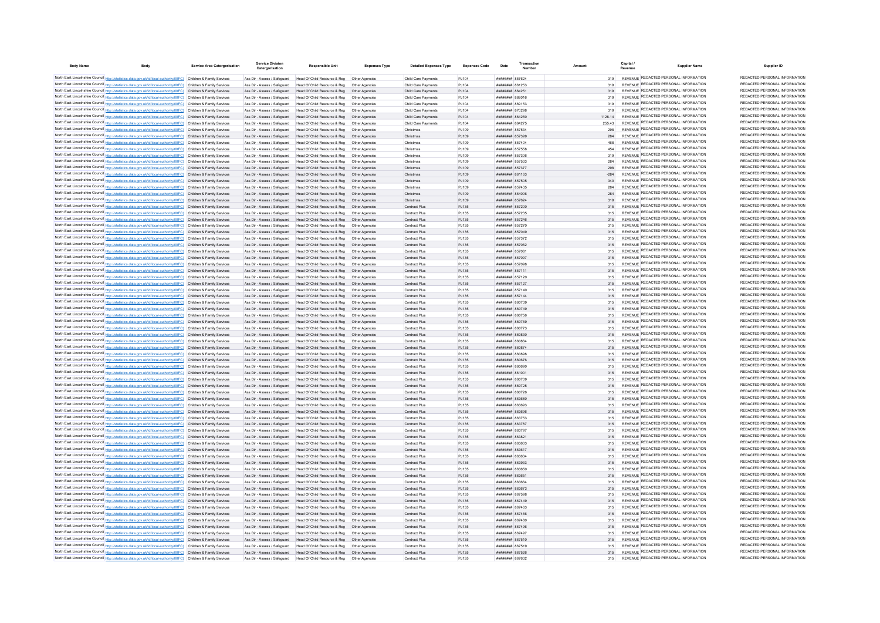| Body Name | Body | Service Area Catergorisation | Service Division Catergorisation | Responsible Unit | Expenses Type | Detailed Expenses Type | Expenses Code | Date | Transaction Number | Amount | Capital / Revenue | Supplier Name | Supplier ID |
|---|---|---|---|---|---|---|---|---|---|---|---|---|---|
| North East Lincolnshire Council | http://statistics.data.gov.uk/id/local-authority/00FC) | Children & Family Services | Ass Dir - Assess / Safeguard | Head Of Child Resource & Reg | Other Agencies | Child Care Payments | PJ104 | ######## | 857624 | 319 | REVENUE | REDACTED PERSONAL INFORMATION | REDACTED PERSONAL INFORMATION |
| North East Lincolnshire Council | http://statistics.data.gov.uk/id/local-authority/00FC) | Children & Family Services | Ass Dir - Assess / Safeguard | Head Of Child Resource & Reg | Other Agencies | Child Care Payments | PJ104 | ######## | 861253 | 319 | REVENUE | REDACTED PERSONAL INFORMATION | REDACTED PERSONAL INFORMATION |
| North East Lincolnshire Council | http://statistics.data.gov.uk/id/local-authority/00FC) | Children & Family Services | Ass Dir - Assess / Safeguard | Head Of Child Resource & Reg | Other Agencies | Child Care Payments | PJ104 | ######## | 864251 | 319 | REVENUE | REDACTED PERSONAL INFORMATION | REDACTED PERSONAL INFORMATION |
| North East Lincolnshire Council | http://statistics.data.gov.uk/id/local-authority/00FC) | Children & Family Services | Ass Dir - Assess / Safeguard | Head Of Child Resource & Reg | Other Agencies | Child Care Payments | PJ104 | ######## | 868018 | 319 | REVENUE | REDACTED PERSONAL INFORMATION | REDACTED PERSONAL INFORMATION |
| North East Lincolnshire Council | http://statistics.data.gov.uk/id/local-authority/00FC) | Children & Family Services | Ass Dir - Assess / Safeguard | Head Of Child Resource & Reg | Other Agencies | Child Care Payments | PJ104 | ######## | 869153 | 319 | REVENUE | REDACTED PERSONAL INFORMATION | REDACTED PERSONAL INFORMATION |
| North East Lincolnshire Council | http://statistics.data.gov.uk/id/local-authority/00FC) | Children & Family Services | Ass Dir - Assess / Safeguard | Head Of Child Resource & Reg | Other Agencies | Child Care Payments | PJ104 | ######## | 870298 | 319 | REVENUE | REDACTED PERSONAL INFORMATION | REDACTED PERSONAL INFORMATION |
| North East Lincolnshire Council | http://statistics.data.gov.uk/id/local-authority/00FC) | Children & Family Services | Ass Dir - Assess / Safeguard | Head Of Child Resource & Reg | Other Agencies | Child Care Payments | PJ104 | ######## | 864250 | 1128.14 | REVENUE | REDACTED PERSONAL INFORMATION | REDACTED PERSONAL INFORMATION |
| North East Lincolnshire Council | http://statistics.data.gov.uk/id/local-authority/00FC) | Children & Family Services | Ass Dir - Assess / Safeguard | Head Of Child Resource & Reg | Other Agencies | Child Care Payments | PJ104 | ######## | 864275 | 255.43 | REVENUE | REDACTED PERSONAL INFORMATION | REDACTED PERSONAL INFORMATION |
| North East Lincolnshire Council | http://statistics.data.gov.uk/id/local-authority/00FC) | Children & Family Services | Ass Dir - Assess / Safeguard | Head Of Child Resource & Reg | Other Agencies | Christmas | PJ109 | ######## | 857534 | 298 | REVENUE | REDACTED PERSONAL INFORMATION | REDACTED PERSONAL INFORMATION |
| North East Lincolnshire Council | http://statistics.data.gov.uk/id/local-authority/00FC) | Children & Family Services | Ass Dir - Assess / Safeguard | Head Of Child Resource & Reg | Other Agencies | Christmas | PJ109 | ######## | 857399 | 284 | REVENUE | REDACTED PERSONAL INFORMATION | REDACTED PERSONAL INFORMATION |
| North East Lincolnshire Council | http://statistics.data.gov.uk/id/local-authority/00FC) | Children & Family Services | Ass Dir - Assess / Safeguard | Head Of Child Resource & Reg | Other Agencies | Christmas | PJ109 | ######## | 857404 | 468 | REVENUE | REDACTED PERSONAL INFORMATION | REDACTED PERSONAL INFORMATION |
| North East Lincolnshire Council | http://statistics.data.gov.uk/id/local-authority/00FC) | Children & Family Services | Ass Dir - Assess / Safeguard | Head Of Child Resource & Reg | Other Agencies | Christmas | PJ109 | ######## | 857558 | 454 | REVENUE | REDACTED PERSONAL INFORMATION | REDACTED PERSONAL INFORMATION |
| North East Lincolnshire Council | http://statistics.data.gov.uk/id/local-authority/00FC) | Children & Family Services | Ass Dir - Assess / Safeguard | Head Of Child Resource & Reg | Other Agencies | Christmas | PJ109 | ######## | 857305 | 319 | REVENUE | REDACTED PERSONAL INFORMATION | REDACTED PERSONAL INFORMATION |
| North East Lincolnshire Council | http://statistics.data.gov.uk/id/local-authority/00FC) | Children & Family Services | Ass Dir - Assess / Safeguard | Head Of Child Resource & Reg | Other Agencies | Christmas | PJ109 | ######## | 857533 | 284 | REVENUE | REDACTED PERSONAL INFORMATION | REDACTED PERSONAL INFORMATION |
| North East Lincolnshire Council | http://statistics.data.gov.uk/id/local-authority/00FC) | Children & Family Services | Ass Dir - Assess / Safeguard | Head Of Child Resource & Reg | Other Agencies | Christmas | PJ109 | ######## | 857377 | 298 | REVENUE | REDACTED PERSONAL INFORMATION | REDACTED PERSONAL INFORMATION |
| North East Lincolnshire Council | http://statistics.data.gov.uk/id/local-authority/00FC) | Children & Family Services | Ass Dir - Assess / Safeguard | Head Of Child Resource & Reg | Other Agencies | Christmas | PJ109 | ######## | 861163 | -284 | REVENUE | REDACTED PERSONAL INFORMATION | REDACTED PERSONAL INFORMATION |
| North East Lincolnshire Council | http://statistics.data.gov.uk/id/local-authority/00FC) | Children & Family Services | Ass Dir - Assess / Safeguard | Head Of Child Resource & Reg | Other Agencies | Christmas | PJ109 | ######## | 857505 | 340 | REVENUE | REDACTED PERSONAL INFORMATION | REDACTED PERSONAL INFORMATION |
| North East Lincolnshire Council | http://statistics.data.gov.uk/id/local-authority/00FC) | Children & Family Services | Ass Dir - Assess / Safeguard | Head Of Child Resource & Reg | Other Agencies | Christmas | PJ109 | ######## | 857435 | 284 | REVENUE | REDACTED PERSONAL INFORMATION | REDACTED PERSONAL INFORMATION |
| North East Lincolnshire Council | http://statistics.data.gov.uk/id/local-authority/00FC) | Children & Family Services | Ass Dir - Assess / Safeguard | Head Of Child Resource & Reg | Other Agencies | Christmas | PJ109 | ######## | 864006 | 284 | REVENUE | REDACTED PERSONAL INFORMATION | REDACTED PERSONAL INFORMATION |
| North East Lincolnshire Council | http://statistics.data.gov.uk/id/local-authority/00FC) | Children & Family Services | Ass Dir - Assess / Safeguard | Head Of Child Resource & Reg | Other Agencies | Christmas | PJ109 | ######## | 857624 | 319 | REVENUE | REDACTED PERSONAL INFORMATION | REDACTED PERSONAL INFORMATION |
| North East Lincolnshire Council | http://statistics.data.gov.uk/id/local-authority/00FC) | Children & Family Services | Ass Dir - Assess / Safeguard | Head Of Child Resource & Reg | Other Agencies | Contract Plus | PJ135 | ######## | 857200 | 315 | REVENUE | REDACTED PERSONAL INFORMATION | REDACTED PERSONAL INFORMATION |
| North East Lincolnshire Council | http://statistics.data.gov.uk/id/local-authority/00FC) | Children & Family Services | Ass Dir - Assess / Safeguard | Head Of Child Resource & Reg | Other Agencies | Contract Plus | PJ135 | ######## | 857235 | 315 | REVENUE | REDACTED PERSONAL INFORMATION | REDACTED PERSONAL INFORMATION |
| North East Lincolnshire Council | http://statistics.data.gov.uk/id/local-authority/00FC) | Children & Family Services | Ass Dir - Assess / Safeguard | Head Of Child Resource & Reg | Other Agencies | Contract Plus | PJ135 | ######## | 857246 | 315 | REVENUE | REDACTED PERSONAL INFORMATION | REDACTED PERSONAL INFORMATION |
| North East Lincolnshire Council | http://statistics.data.gov.uk/id/local-authority/00FC) | Children & Family Services | Ass Dir - Assess / Safeguard | Head Of Child Resource & Reg | Other Agencies | Contract Plus | PJ135 | ######## | 857270 | 315 | REVENUE | REDACTED PERSONAL INFORMATION | REDACTED PERSONAL INFORMATION |
| North East Lincolnshire Council | http://statistics.data.gov.uk/id/local-authority/00FC) | Children & Family Services | Ass Dir - Assess / Safeguard | Head Of Child Resource & Reg | Other Agencies | Contract Plus | PJ135 | ######## | 857049 | 315 | REVENUE | REDACTED PERSONAL INFORMATION | REDACTED PERSONAL INFORMATION |
| North East Lincolnshire Council | http://statistics.data.gov.uk/id/local-authority/00FC) | Children & Family Services | Ass Dir - Assess / Safeguard | Head Of Child Resource & Reg | Other Agencies | Contract Plus | PJ135 | ######## | 857372 | 315 | REVENUE | REDACTED PERSONAL INFORMATION | REDACTED PERSONAL INFORMATION |
| North East Lincolnshire Council | http://statistics.data.gov.uk/id/local-authority/00FC) | Children & Family Services | Ass Dir - Assess / Safeguard | Head Of Child Resource & Reg | Other Agencies | Contract Plus | PJ135 | ######## | 857062 | 315 | REVENUE | REDACTED PERSONAL INFORMATION | REDACTED PERSONAL INFORMATION |
| North East Lincolnshire Council | http://statistics.data.gov.uk/id/local-authority/00FC) | Children & Family Services | Ass Dir - Assess / Safeguard | Head Of Child Resource & Reg | Other Agencies | Contract Plus | PJ135 | ######## | 857081 | 315 | REVENUE | REDACTED PERSONAL INFORMATION | REDACTED PERSONAL INFORMATION |
| North East Lincolnshire Council | http://statistics.data.gov.uk/id/local-authority/00FC) | Children & Family Services | Ass Dir - Assess / Safeguard | Head Of Child Resource & Reg | Other Agencies | Contract Plus | PJ135 | ######## | 857097 | 315 | REVENUE | REDACTED PERSONAL INFORMATION | REDACTED PERSONAL INFORMATION |
| North East Lincolnshire Council | http://statistics.data.gov.uk/id/local-authority/00FC) | Children & Family Services | Ass Dir - Assess / Safeguard | Head Of Child Resource & Reg | Other Agencies | Contract Plus | PJ135 | ######## | 857098 | 315 | REVENUE | REDACTED PERSONAL INFORMATION | REDACTED PERSONAL INFORMATION |
| North East Lincolnshire Council | http://statistics.data.gov.uk/id/local-authority/00FC) | Children & Family Services | Ass Dir - Assess / Safeguard | Head Of Child Resource & Reg | Other Agencies | Contract Plus | PJ135 | ######## | 857111 | 315 | REVENUE | REDACTED PERSONAL INFORMATION | REDACTED PERSONAL INFORMATION |
| North East Lincolnshire Council | http://statistics.data.gov.uk/id/local-authority/00FC) | Children & Family Services | Ass Dir - Assess / Safeguard | Head Of Child Resource & Reg | Other Agencies | Contract Plus | PJ135 | ######## | 857120 | 315 | REVENUE | REDACTED PERSONAL INFORMATION | REDACTED PERSONAL INFORMATION |
| North East Lincolnshire Council | http://statistics.data.gov.uk/id/local-authority/00FC) | Children & Family Services | Ass Dir - Assess / Safeguard | Head Of Child Resource & Reg | Other Agencies | Contract Plus | PJ135 | ######## | 857127 | 315 | REVENUE | REDACTED PERSONAL INFORMATION | REDACTED PERSONAL INFORMATION |
| North East Lincolnshire Council | http://statistics.data.gov.uk/id/local-authority/00FC) | Children & Family Services | Ass Dir - Assess / Safeguard | Head Of Child Resource & Reg | Other Agencies | Contract Plus | PJ135 | ######## | 857140 | 315 | REVENUE | REDACTED PERSONAL INFORMATION | REDACTED PERSONAL INFORMATION |
| North East Lincolnshire Council | http://statistics.data.gov.uk/id/local-authority/00FC) | Children & Family Services | Ass Dir - Assess / Safeguard | Head Of Child Resource & Reg | Other Agencies | Contract Plus | PJ135 | ######## | 857144 | 315 | REVENUE | REDACTED PERSONAL INFORMATION | REDACTED PERSONAL INFORMATION |
| North East Lincolnshire Council | http://statistics.data.gov.uk/id/local-authority/00FC) | Children & Family Services | Ass Dir - Assess / Safeguard | Head Of Child Resource & Reg | Other Agencies | Contract Plus | PJ135 | ######## | 860739 | 315 | REVENUE | REDACTED PERSONAL INFORMATION | REDACTED PERSONAL INFORMATION |
| North East Lincolnshire Council | http://statistics.data.gov.uk/id/local-authority/00FC) | Children & Family Services | Ass Dir - Assess / Safeguard | Head Of Child Resource & Reg | Other Agencies | Contract Plus | PJ135 | ######## | 860749 | 315 | REVENUE | REDACTED PERSONAL INFORMATION | REDACTED PERSONAL INFORMATION |
| North East Lincolnshire Council | http://statistics.data.gov.uk/id/local-authority/00FC) | Children & Family Services | Ass Dir - Assess / Safeguard | Head Of Child Resource & Reg | Other Agencies | Contract Plus | PJ135 | ######## | 860756 | 315 | REVENUE | REDACTED PERSONAL INFORMATION | REDACTED PERSONAL INFORMATION |
| North East Lincolnshire Council | http://statistics.data.gov.uk/id/local-authority/00FC) | Children & Family Services | Ass Dir - Assess / Safeguard | Head Of Child Resource & Reg | Other Agencies | Contract Plus | PJ135 | ######## | 860769 | 315 | REVENUE | REDACTED PERSONAL INFORMATION | REDACTED PERSONAL INFORMATION |
| North East Lincolnshire Council | http://statistics.data.gov.uk/id/local-authority/00FC) | Children & Family Services | Ass Dir - Assess / Safeguard | Head Of Child Resource & Reg | Other Agencies | Contract Plus | PJ135 | ######## | 860773 | 315 | REVENUE | REDACTED PERSONAL INFORMATION | REDACTED PERSONAL INFORMATION |
| North East Lincolnshire Council | http://statistics.data.gov.uk/id/local-authority/00FC) | Children & Family Services | Ass Dir - Assess / Safeguard | Head Of Child Resource & Reg | Other Agencies | Contract Plus | PJ135 | ######## | 860830 | 315 | REVENUE | REDACTED PERSONAL INFORMATION | REDACTED PERSONAL INFORMATION |
| North East Lincolnshire Council | http://statistics.data.gov.uk/id/local-authority/00FC) | Children & Family Services | Ass Dir - Assess / Safeguard | Head Of Child Resource & Reg | Other Agencies | Contract Plus | PJ135 | ######## | 860864 | 315 | REVENUE | REDACTED PERSONAL INFORMATION | REDACTED PERSONAL INFORMATION |
| North East Lincolnshire Council | http://statistics.data.gov.uk/id/local-authority/00FC) | Children & Family Services | Ass Dir - Assess / Safeguard | Head Of Child Resource & Reg | Other Agencies | Contract Plus | PJ135 | ######## | 860874 | 315 | REVENUE | REDACTED PERSONAL INFORMATION | REDACTED PERSONAL INFORMATION |
| North East Lincolnshire Council | http://statistics.data.gov.uk/id/local-authority/00FC) | Children & Family Services | Ass Dir - Assess / Safeguard | Head Of Child Resource & Reg | Other Agencies | Contract Plus | PJ135 | ######## | 860898 | 315 | REVENUE | REDACTED PERSONAL INFORMATION | REDACTED PERSONAL INFORMATION |
| North East Lincolnshire Council | http://statistics.data.gov.uk/id/local-authority/00FC) | Children & Family Services | Ass Dir - Assess / Safeguard | Head Of Child Resource & Reg | Other Agencies | Contract Plus | PJ135 | ######## | 860676 | 315 | REVENUE | REDACTED PERSONAL INFORMATION | REDACTED PERSONAL INFORMATION |
| North East Lincolnshire Council | http://statistics.data.gov.uk/id/local-authority/00FC) | Children & Family Services | Ass Dir - Assess / Safeguard | Head Of Child Resource & Reg | Other Agencies | Contract Plus | PJ135 | ######## | 860690 | 315 | REVENUE | REDACTED PERSONAL INFORMATION | REDACTED PERSONAL INFORMATION |
| North East Lincolnshire Council | http://statistics.data.gov.uk/id/local-authority/00FC) | Children & Family Services | Ass Dir - Assess / Safeguard | Head Of Child Resource & Reg | Other Agencies | Contract Plus | PJ135 | ######## | 861001 | 315 | REVENUE | REDACTED PERSONAL INFORMATION | REDACTED PERSONAL INFORMATION |
| North East Lincolnshire Council | http://statistics.data.gov.uk/id/local-authority/00FC) | Children & Family Services | Ass Dir - Assess / Safeguard | Head Of Child Resource & Reg | Other Agencies | Contract Plus | PJ135 | ######## | 860709 | 315 | REVENUE | REDACTED PERSONAL INFORMATION | REDACTED PERSONAL INFORMATION |
| North East Lincolnshire Council | http://statistics.data.gov.uk/id/local-authority/00FC) | Children & Family Services | Ass Dir - Assess / Safeguard | Head Of Child Resource & Reg | Other Agencies | Contract Plus | PJ135 | ######## | 860725 | 315 | REVENUE | REDACTED PERSONAL INFORMATION | REDACTED PERSONAL INFORMATION |
| North East Lincolnshire Council | http://statistics.data.gov.uk/id/local-authority/00FC) | Children & Family Services | Ass Dir - Assess / Safeguard | Head Of Child Resource & Reg | Other Agencies | Contract Plus | PJ135 | ######## | 860726 | 315 | REVENUE | REDACTED PERSONAL INFORMATION | REDACTED PERSONAL INFORMATION |
| North East Lincolnshire Council | http://statistics.data.gov.uk/id/local-authority/00FC) | Children & Family Services | Ass Dir - Assess / Safeguard | Head Of Child Resource & Reg | Other Agencies | Contract Plus | PJ135 | ######## | 863680 | 315 | REVENUE | REDACTED PERSONAL INFORMATION | REDACTED PERSONAL INFORMATION |
| North East Lincolnshire Council | http://statistics.data.gov.uk/id/local-authority/00FC) | Children & Family Services | Ass Dir - Assess / Safeguard | Head Of Child Resource & Reg | Other Agencies | Contract Plus | PJ135 | ######## | 863693 | 315 | REVENUE | REDACTED PERSONAL INFORMATION | REDACTED PERSONAL INFORMATION |
| North East Lincolnshire Council | http://statistics.data.gov.uk/id/local-authority/00FC) | Children & Family Services | Ass Dir - Assess / Safeguard | Head Of Child Resource & Reg | Other Agencies | Contract Plus | PJ135 | ######## | 863696 | 315 | REVENUE | REDACTED PERSONAL INFORMATION | REDACTED PERSONAL INFORMATION |
| North East Lincolnshire Council | http://statistics.data.gov.uk/id/local-authority/00FC) | Children & Family Services | Ass Dir - Assess / Safeguard | Head Of Child Resource & Reg | Other Agencies | Contract Plus | PJ135 | ######## | 863753 | 315 | REVENUE | REDACTED PERSONAL INFORMATION | REDACTED PERSONAL INFORMATION |
| North East Lincolnshire Council | http://statistics.data.gov.uk/id/local-authority/00FC) | Children & Family Services | Ass Dir - Assess / Safeguard | Head Of Child Resource & Reg | Other Agencies | Contract Plus | PJ135 | ######## | 863787 | 315 | REVENUE | REDACTED PERSONAL INFORMATION | REDACTED PERSONAL INFORMATION |
| North East Lincolnshire Council | http://statistics.data.gov.uk/id/local-authority/00FC) | Children & Family Services | Ass Dir - Assess / Safeguard | Head Of Child Resource & Reg | Other Agencies | Contract Plus | PJ135 | ######## | 863797 | 315 | REVENUE | REDACTED PERSONAL INFORMATION | REDACTED PERSONAL INFORMATION |
| North East Lincolnshire Council | http://statistics.data.gov.uk/id/local-authority/00FC) | Children & Family Services | Ass Dir - Assess / Safeguard | Head Of Child Resource & Reg | Other Agencies | Contract Plus | PJ135 | ######## | 863821 | 315 | REVENUE | REDACTED PERSONAL INFORMATION | REDACTED PERSONAL INFORMATION |
| North East Lincolnshire Council | http://statistics.data.gov.uk/id/local-authority/00FC) | Children & Family Services | Ass Dir - Assess / Safeguard | Head Of Child Resource & Reg | Other Agencies | Contract Plus | PJ135 | ######## | 863603 | 315 | REVENUE | REDACTED PERSONAL INFORMATION | REDACTED PERSONAL INFORMATION |
| North East Lincolnshire Council | http://statistics.data.gov.uk/id/local-authority/00FC) | Children & Family Services | Ass Dir - Assess / Safeguard | Head Of Child Resource & Reg | Other Agencies | Contract Plus | PJ135 | ######## | 863617 | 315 | REVENUE | REDACTED PERSONAL INFORMATION | REDACTED PERSONAL INFORMATION |
| North East Lincolnshire Council | http://statistics.data.gov.uk/id/local-authority/00FC) | Children & Family Services | Ass Dir - Assess / Safeguard | Head Of Child Resource & Reg | Other Agencies | Contract Plus | PJ135 | ######## | 863634 | 315 | REVENUE | REDACTED PERSONAL INFORMATION | REDACTED PERSONAL INFORMATION |
| North East Lincolnshire Council | http://statistics.data.gov.uk/id/local-authority/00FC) | Children & Family Services | Ass Dir - Assess / Safeguard | Head Of Child Resource & Reg | Other Agencies | Contract Plus | PJ135 | ######## | 863933 | 315 | REVENUE | REDACTED PERSONAL INFORMATION | REDACTED PERSONAL INFORMATION |
| North East Lincolnshire Council | http://statistics.data.gov.uk/id/local-authority/00FC) | Children & Family Services | Ass Dir - Assess / Safeguard | Head Of Child Resource & Reg | Other Agencies | Contract Plus | PJ135 | ######## | 863650 | 315 | REVENUE | REDACTED PERSONAL INFORMATION | REDACTED PERSONAL INFORMATION |
| North East Lincolnshire Council | http://statistics.data.gov.uk/id/local-authority/00FC) | Children & Family Services | Ass Dir - Assess / Safeguard | Head Of Child Resource & Reg | Other Agencies | Contract Plus | PJ135 | ######## | 863651 | 315 | REVENUE | REDACTED PERSONAL INFORMATION | REDACTED PERSONAL INFORMATION |
| North East Lincolnshire Council | http://statistics.data.gov.uk/id/local-authority/00FC) | Children & Family Services | Ass Dir - Assess / Safeguard | Head Of Child Resource & Reg | Other Agencies | Contract Plus | PJ135 | ######## | 863664 | 315 | REVENUE | REDACTED PERSONAL INFORMATION | REDACTED PERSONAL INFORMATION |
| North East Lincolnshire Council | http://statistics.data.gov.uk/id/local-authority/00FC) | Children & Family Services | Ass Dir - Assess / Safeguard | Head Of Child Resource & Reg | Other Agencies | Contract Plus | PJ135 | ######## | 863673 | 315 | REVENUE | REDACTED PERSONAL INFORMATION | REDACTED PERSONAL INFORMATION |
| North East Lincolnshire Council | http://statistics.data.gov.uk/id/local-authority/00FC) | Children & Family Services | Ass Dir - Assess / Safeguard | Head Of Child Resource & Reg | Other Agencies | Contract Plus | PJ135 | ######## | 867598 | 315 | REVENUE | REDACTED PERSONAL INFORMATION | REDACTED PERSONAL INFORMATION |
| North East Lincolnshire Council | http://statistics.data.gov.uk/id/local-authority/00FC) | Children & Family Services | Ass Dir - Assess / Safeguard | Head Of Child Resource & Reg | Other Agencies | Contract Plus | PJ135 | ######## | 867449 | 315 | REVENUE | REDACTED PERSONAL INFORMATION | REDACTED PERSONAL INFORMATION |
| North East Lincolnshire Council | http://statistics.data.gov.uk/id/local-authority/00FC) | Children & Family Services | Ass Dir - Assess / Safeguard | Head Of Child Resource & Reg | Other Agencies | Contract Plus | PJ135 | ######## | 867463 | 315 | REVENUE | REDACTED PERSONAL INFORMATION | REDACTED PERSONAL INFORMATION |
| North East Lincolnshire Council | http://statistics.data.gov.uk/id/local-authority/00FC) | Children & Family Services | Ass Dir - Assess / Safeguard | Head Of Child Resource & Reg | Other Agencies | Contract Plus | PJ135 | ######## | 867466 | 315 | REVENUE | REDACTED PERSONAL INFORMATION | REDACTED PERSONAL INFORMATION |
| North East Lincolnshire Council | http://statistics.data.gov.uk/id/local-authority/00FC) | Children & Family Services | Ass Dir - Assess / Safeguard | Head Of Child Resource & Reg | Other Agencies | Contract Plus | PJ135 | ######## | 867480 | 315 | REVENUE | REDACTED PERSONAL INFORMATION | REDACTED PERSONAL INFORMATION |
| North East Lincolnshire Council | http://statistics.data.gov.uk/id/local-authority/00FC) | Children & Family Services | Ass Dir - Assess / Safeguard | Head Of Child Resource & Reg | Other Agencies | Contract Plus | PJ135 | ######## | 867496 | 315 | REVENUE | REDACTED PERSONAL INFORMATION | REDACTED PERSONAL INFORMATION |
| North East Lincolnshire Council | http://statistics.data.gov.uk/id/local-authority/00FC) | Children & Family Services | Ass Dir - Assess / Safeguard | Head Of Child Resource & Reg | Other Agencies | Contract Plus | PJ135 | ######## | 867497 | 315 | REVENUE | REDACTED PERSONAL INFORMATION | REDACTED PERSONAL INFORMATION |
| North East Lincolnshire Council | http://statistics.data.gov.uk/id/local-authority/00FC) | Children & Family Services | Ass Dir - Assess / Safeguard | Head Of Child Resource & Reg | Other Agencies | Contract Plus | PJ135 | ######## | 867510 | 315 | REVENUE | REDACTED PERSONAL INFORMATION | REDACTED PERSONAL INFORMATION |
| North East Lincolnshire Council | http://statistics.data.gov.uk/id/local-authority/00FC) | Children & Family Services | Ass Dir - Assess / Safeguard | Head Of Child Resource & Reg | Other Agencies | Contract Plus | PJ135 | ######## | 867519 | 315 | REVENUE | REDACTED PERSONAL INFORMATION | REDACTED PERSONAL INFORMATION |
| North East Lincolnshire Council | http://statistics.data.gov.uk/id/local-authority/00FC) | Children & Family Services | Ass Dir - Assess / Safeguard | Head Of Child Resource & Reg | Other Agencies | Contract Plus | PJ135 | ######## | 867526 | 315 | REVENUE | REDACTED PERSONAL INFORMATION | REDACTED PERSONAL INFORMATION |
| North East Lincolnshire Council | http://statistics.data.gov.uk/id/local-authority/00FC) | Children & Family Services | Ass Dir - Assess / Safeguard | Head Of Child Resource & Reg | Other Agencies | Contract Plus | PJ135 | ######## | 867632 | 315 | REVENUE | REDACTED PERSONAL INFORMATION | REDACTED PERSONAL INFORMATION |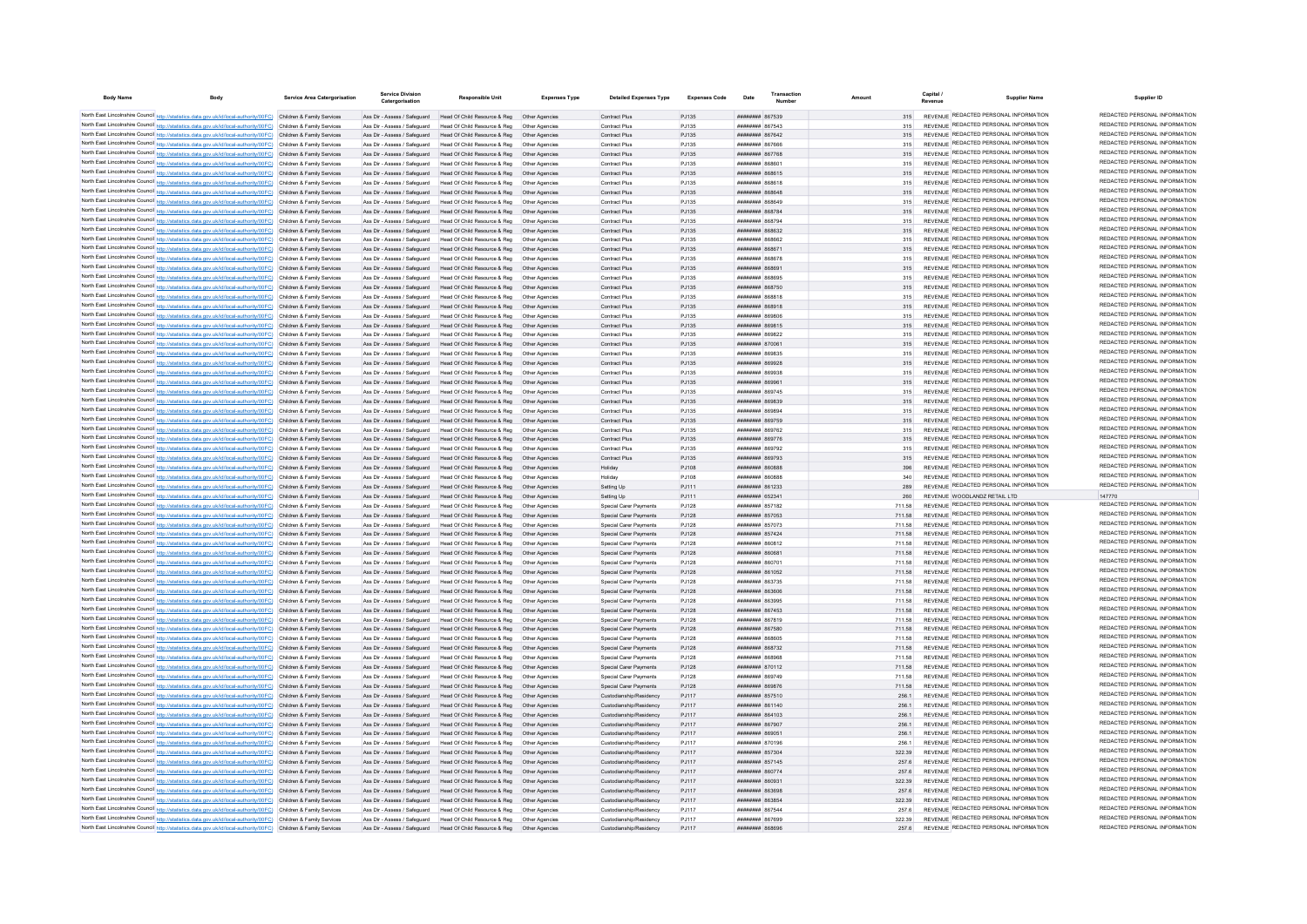| Body Name | Body | Service Area Catergorisation | Service Division Catergorisation | Responsible Unit | Expenses Type | Detailed Expenses Type | Expenses Code | Date | Transaction Number | Amount | Capital / Revenue | Supplier Name | Supplier ID |
|---|---|---|---|---|---|---|---|---|---|---|---|---|---|
| North East Lincolnshire Council | http://statistics.data.gov.uk/id/local-authority/00FC | Children & Family Services | Ass Dir - Assess / Safeguard | Head Of Child Resource & Reg | Other Agencies | Contract Plus | PJ135 | ######## | 867539 | 315 | REVENUE | REDACTED PERSONAL INFORMATION | REDACTED PERSONAL INFORMATION |
| North East Lincolnshire Council | http://statistics.data.gov.uk/id/local-authority/00FC | Children & Family Services | Ass Dir - Assess / Safeguard | Head Of Child Resource & Reg | Other Agencies | Contract Plus | PJ135 | ######## | 867543 | 315 | REVENUE | REDACTED PERSONAL INFORMATION | REDACTED PERSONAL INFORMATION |
| North East Lincolnshire Council | http://statistics.data.gov.uk/id/local-authority/00FC | Children & Family Services | Ass Dir - Assess / Safeguard | Head Of Child Resource & Reg | Other Agencies | Contract Plus | PJ135 | ######## | 867642 | 315 | REVENUE | REDACTED PERSONAL INFORMATION | REDACTED PERSONAL INFORMATION |
| North East Lincolnshire Council | http://statistics.data.gov.uk/id/local-authority/00FC | Children & Family Services | Ass Dir - Assess / Safeguard | Head Of Child Resource & Reg | Other Agencies | Contract Plus | PJ135 | ######## | 867666 | 315 | REVENUE | REDACTED PERSONAL INFORMATION | REDACTED PERSONAL INFORMATION |
| North East Lincolnshire Council | http://statistics.data.gov.uk/id/local-authority/00FC | Children & Family Services | Ass Dir - Assess / Safeguard | Head Of Child Resource & Reg | Other Agencies | Contract Plus | PJ135 | ######## | 867768 | 315 | REVENUE | REDACTED PERSONAL INFORMATION | REDACTED PERSONAL INFORMATION |
| North East Lincolnshire Council | http://statistics.data.gov.uk/id/local-authority/00FC | Children & Family Services | Ass Dir - Assess / Safeguard | Head Of Child Resource & Reg | Other Agencies | Contract Plus | PJ135 | ######## | 868601 | 315 | REVENUE | REDACTED PERSONAL INFORMATION | REDACTED PERSONAL INFORMATION |
| North East Lincolnshire Council | http://statistics.data.gov.uk/id/local-authority/00FC | Children & Family Services | Ass Dir - Assess / Safeguard | Head Of Child Resource & Reg | Other Agencies | Contract Plus | PJ135 | ######## | 868615 | 315 | REVENUE | REDACTED PERSONAL INFORMATION | REDACTED PERSONAL INFORMATION |
| North East Lincolnshire Council | http://statistics.data.gov.uk/id/local-authority/00FC | Children & Family Services | Ass Dir - Assess / Safeguard | Head Of Child Resource & Reg | Other Agencies | Contract Plus | PJ135 | ######## | 868618 | 315 | REVENUE | REDACTED PERSONAL INFORMATION | REDACTED PERSONAL INFORMATION |
| North East Lincolnshire Council | http://statistics.data.gov.uk/id/local-authority/00FC | Children & Family Services | Ass Dir - Assess / Safeguard | Head Of Child Resource & Reg | Other Agencies | Contract Plus | PJ135 | ######## | 868648 | 315 | REVENUE | REDACTED PERSONAL INFORMATION | REDACTED PERSONAL INFORMATION |
| North East Lincolnshire Council | http://statistics.data.gov.uk/id/local-authority/00FC | Children & Family Services | Ass Dir - Assess / Safeguard | Head Of Child Resource & Reg | Other Agencies | Contract Plus | PJ135 | ######## | 868649 | 315 | REVENUE | REDACTED PERSONAL INFORMATION | REDACTED PERSONAL INFORMATION |
| North East Lincolnshire Council | http://statistics.data.gov.uk/id/local-authority/00FC | Children & Family Services | Ass Dir - Assess / Safeguard | Head Of Child Resource & Reg | Other Agencies | Contract Plus | PJ135 | ######## | 868784 | 315 | REVENUE | REDACTED PERSONAL INFORMATION | REDACTED PERSONAL INFORMATION |
| North East Lincolnshire Council | http://statistics.data.gov.uk/id/local-authority/00FC | Children & Family Services | Ass Dir - Assess / Safeguard | Head Of Child Resource & Reg | Other Agencies | Contract Plus | PJ135 | ######## | 868794 | 315 | REVENUE | REDACTED PERSONAL INFORMATION | REDACTED PERSONAL INFORMATION |
| North East Lincolnshire Council | http://statistics.data.gov.uk/id/local-authority/00FC | Children & Family Services | Ass Dir - Assess / Safeguard | Head Of Child Resource & Reg | Other Agencies | Contract Plus | PJ135 | ######## | 868632 | 315 | REVENUE | REDACTED PERSONAL INFORMATION | REDACTED PERSONAL INFORMATION |
| North East Lincolnshire Council | http://statistics.data.gov.uk/id/local-authority/00FC | Children & Family Services | Ass Dir - Assess / Safeguard | Head Of Child Resource & Reg | Other Agencies | Contract Plus | PJ135 | ######## | 868662 | 315 | REVENUE | REDACTED PERSONAL INFORMATION | REDACTED PERSONAL INFORMATION |
| North East Lincolnshire Council | http://statistics.data.gov.uk/id/local-authority/00FC | Children & Family Services | Ass Dir - Assess / Safeguard | Head Of Child Resource & Reg | Other Agencies | Contract Plus | PJ135 | ######## | 868671 | 315 | REVENUE | REDACTED PERSONAL INFORMATION | REDACTED PERSONAL INFORMATION |
| North East Lincolnshire Council | http://statistics.data.gov.uk/id/local-authority/00FC | Children & Family Services | Ass Dir - Assess / Safeguard | Head Of Child Resource & Reg | Other Agencies | Contract Plus | PJ135 | ######## | 868678 | 315 | REVENUE | REDACTED PERSONAL INFORMATION | REDACTED PERSONAL INFORMATION |
| North East Lincolnshire Council | http://statistics.data.gov.uk/id/local-authority/00FC | Children & Family Services | Ass Dir - Assess / Safeguard | Head Of Child Resource & Reg | Other Agencies | Contract Plus | PJ135 | ######## | 868691 | 315 | REVENUE | REDACTED PERSONAL INFORMATION | REDACTED PERSONAL INFORMATION |
| North East Lincolnshire Council | http://statistics.data.gov.uk/id/local-authority/00FC | Children & Family Services | Ass Dir - Assess / Safeguard | Head Of Child Resource & Reg | Other Agencies | Contract Plus | PJ135 | ######## | 868695 | 315 | REVENUE | REDACTED PERSONAL INFORMATION | REDACTED PERSONAL INFORMATION |
| North East Lincolnshire Council | http://statistics.data.gov.uk/id/local-authority/00FC | Children & Family Services | Ass Dir - Assess / Safeguard | Head Of Child Resource & Reg | Other Agencies | Contract Plus | PJ135 | ######## | 868750 | 315 | REVENUE | REDACTED PERSONAL INFORMATION | REDACTED PERSONAL INFORMATION |
| North East Lincolnshire Council | http://statistics.data.gov.uk/id/local-authority/00FC | Children & Family Services | Ass Dir - Assess / Safeguard | Head Of Child Resource & Reg | Other Agencies | Contract Plus | PJ135 | ######## | 868818 | 315 | REVENUE | REDACTED PERSONAL INFORMATION | REDACTED PERSONAL INFORMATION |
| North East Lincolnshire Council | http://statistics.data.gov.uk/id/local-authority/00FC | Children & Family Services | Ass Dir - Assess / Safeguard | Head Of Child Resource & Reg | Other Agencies | Contract Plus | PJ135 | ######## | 868918 | 315 | REVENUE | REDACTED PERSONAL INFORMATION | REDACTED PERSONAL INFORMATION |
| North East Lincolnshire Council | http://statistics.data.gov.uk/id/local-authority/00FC | Children & Family Services | Ass Dir - Assess / Safeguard | Head Of Child Resource & Reg | Other Agencies | Contract Plus | PJ135 | ######## | 869806 | 315 | REVENUE | REDACTED PERSONAL INFORMATION | REDACTED PERSONAL INFORMATION |
| North East Lincolnshire Council | http://statistics.data.gov.uk/id/local-authority/00FC | Children & Family Services | Ass Dir - Assess / Safeguard | Head Of Child Resource & Reg | Other Agencies | Contract Plus | PJ135 | ######## | 869815 | 315 | REVENUE | REDACTED PERSONAL INFORMATION | REDACTED PERSONAL INFORMATION |
| North East Lincolnshire Council | http://statistics.data.gov.uk/id/local-authority/00FC | Children & Family Services | Ass Dir - Assess / Safeguard | Head Of Child Resource & Reg | Other Agencies | Contract Plus | PJ135 | ######## | 869822 | 315 | REVENUE | REDACTED PERSONAL INFORMATION | REDACTED PERSONAL INFORMATION |
| North East Lincolnshire Council | http://statistics.data.gov.uk/id/local-authority/00FC | Children & Family Services | Ass Dir - Assess / Safeguard | Head Of Child Resource & Reg | Other Agencies | Contract Plus | PJ135 | ######## | 870061 | 315 | REVENUE | REDACTED PERSONAL INFORMATION | REDACTED PERSONAL INFORMATION |
| North East Lincolnshire Council | http://statistics.data.gov.uk/id/local-authority/00FC | Children & Family Services | Ass Dir - Assess / Safeguard | Head Of Child Resource & Reg | Other Agencies | Contract Plus | PJ135 | ######## | 869835 | 315 | REVENUE | REDACTED PERSONAL INFORMATION | REDACTED PERSONAL INFORMATION |
| North East Lincolnshire Council | http://statistics.data.gov.uk/id/local-authority/00FC | Children & Family Services | Ass Dir - Assess / Safeguard | Head Of Child Resource & Reg | Other Agencies | Contract Plus | PJ135 | ######## | 869928 | 315 | REVENUE | REDACTED PERSONAL INFORMATION | REDACTED PERSONAL INFORMATION |
| North East Lincolnshire Council | http://statistics.data.gov.uk/id/local-authority/00FC | Children & Family Services | Ass Dir - Assess / Safeguard | Head Of Child Resource & Reg | Other Agencies | Contract Plus | PJ135 | ######## | 869938 | 315 | REVENUE | REDACTED PERSONAL INFORMATION | REDACTED PERSONAL INFORMATION |
| North East Lincolnshire Council | http://statistics.data.gov.uk/id/local-authority/00FC | Children & Family Services | Ass Dir - Assess / Safeguard | Head Of Child Resource & Reg | Other Agencies | Contract Plus | PJ135 | ######## | 869961 | 315 | REVENUE | REDACTED PERSONAL INFORMATION | REDACTED PERSONAL INFORMATION |
| North East Lincolnshire Council | http://statistics.data.gov.uk/id/local-authority/00FC | Children & Family Services | Ass Dir - Assess / Safeguard | Head Of Child Resource & Reg | Other Agencies | Contract Plus | PJ135 | ######## | 869745 | 315 | REVENUE | REDACTED PERSONAL INFORMATION | REDACTED PERSONAL INFORMATION |
| North East Lincolnshire Council | http://statistics.data.gov.uk/id/local-authority/00FC | Children & Family Services | Ass Dir - Assess / Safeguard | Head Of Child Resource & Reg | Other Agencies | Contract Plus | PJ135 | ######## | 869839 | 315 | REVENUE | REDACTED PERSONAL INFORMATION | REDACTED PERSONAL INFORMATION |
| North East Lincolnshire Council | http://statistics.data.gov.uk/id/local-authority/00FC | Children & Family Services | Ass Dir - Assess / Safeguard | Head Of Child Resource & Reg | Other Agencies | Contract Plus | PJ135 | ######## | 869894 | 315 | REVENUE | REDACTED PERSONAL INFORMATION | REDACTED PERSONAL INFORMATION |
| North East Lincolnshire Council | http://statistics.data.gov.uk/id/local-authority/00FC | Children & Family Services | Ass Dir - Assess / Safeguard | Head Of Child Resource & Reg | Other Agencies | Contract Plus | PJ135 | ######## | 869759 | 315 | REVENUE | REDACTED PERSONAL INFORMATION | REDACTED PERSONAL INFORMATION |
| North East Lincolnshire Council | http://statistics.data.gov.uk/id/local-authority/00FC | Children & Family Services | Ass Dir - Assess / Safeguard | Head Of Child Resource & Reg | Other Agencies | Contract Plus | PJ135 | ######## | 869762 | 315 | REVENUE | REDACTED PERSONAL INFORMATION | REDACTED PERSONAL INFORMATION |
| North East Lincolnshire Council | http://statistics.data.gov.uk/id/local-authority/00FC | Children & Family Services | Ass Dir - Assess / Safeguard | Head Of Child Resource & Reg | Other Agencies | Contract Plus | PJ135 | ######## | 869776 | 315 | REVENUE | REDACTED PERSONAL INFORMATION | REDACTED PERSONAL INFORMATION |
| North East Lincolnshire Council | http://statistics.data.gov.uk/id/local-authority/00FC | Children & Family Services | Ass Dir - Assess / Safeguard | Head Of Child Resource & Reg | Other Agencies | Contract Plus | PJ135 | ######## | 869792 | 315 | REVENUE | REDACTED PERSONAL INFORMATION | REDACTED PERSONAL INFORMATION |
| North East Lincolnshire Council | http://statistics.data.gov.uk/id/local-authority/00FC | Children & Family Services | Ass Dir - Assess / Safeguard | Head Of Child Resource & Reg | Other Agencies | Contract Plus | PJ135 | ######## | 869793 | 315 | REVENUE | REDACTED PERSONAL INFORMATION | REDACTED PERSONAL INFORMATION |
| North East Lincolnshire Council | http://statistics.data.gov.uk/id/local-authority/00FC | Children & Family Services | Ass Dir - Assess / Safeguard | Head Of Child Resource & Reg | Other Agencies | Holiday | PJ108 | ######## | 860888 | 396 | REVENUE | REDACTED PERSONAL INFORMATION | REDACTED PERSONAL INFORMATION |
| North East Lincolnshire Council | http://statistics.data.gov.uk/id/local-authority/00FC | Children & Family Services | Ass Dir - Assess / Safeguard | Head Of Child Resource & Reg | Other Agencies | Holiday | PJ108 | ######## | 860888 | 340 | REVENUE | REDACTED PERSONAL INFORMATION | REDACTED PERSONAL INFORMATION |
| North East Lincolnshire Council | http://statistics.data.gov.uk/id/local-authority/00FC | Children & Family Services | Ass Dir - Assess / Safeguard | Head Of Child Resource & Reg | Other Agencies | Setting Up | PJ111 | ######## | 861233 | 289 | REVENUE | REDACTED PERSONAL INFORMATION | REDACTED PERSONAL INFORMATION |
| North East Lincolnshire Council | http://statistics.data.gov.uk/id/local-authority/00FC | Children & Family Services | Ass Dir - Assess / Safeguard | Head Of Child Resource & Reg | Other Agencies | Setting Up | PJ111 | ######## | 652341 | 260 | REVENUE | WOODLANDZ RETAIL LTD | 147770 |
| North East Lincolnshire Council | http://statistics.data.gov.uk/id/local-authority/00FC | Children & Family Services | Ass Dir - Assess / Safeguard | Head Of Child Resource & Reg | Other Agencies | Special Carer Payments | PJ128 | ######## | 857182 | 711.58 | REVENUE | REDACTED PERSONAL INFORMATION | REDACTED PERSONAL INFORMATION |
| North East Lincolnshire Council | http://statistics.data.gov.uk/id/local-authority/00FC | Children & Family Services | Ass Dir - Assess / Safeguard | Head Of Child Resource & Reg | Other Agencies | Special Carer Payments | PJ128 | ######## | 857053 | 711.58 | REVENUE | REDACTED PERSONAL INFORMATION | REDACTED PERSONAL INFORMATION |
| North East Lincolnshire Council | http://statistics.data.gov.uk/id/local-authority/00FC | Children & Family Services | Ass Dir - Assess / Safeguard | Head Of Child Resource & Reg | Other Agencies | Special Carer Payments | PJ128 | ######## | 857073 | 711.58 | REVENUE | REDACTED PERSONAL INFORMATION | REDACTED PERSONAL INFORMATION |
| North East Lincolnshire Council | http://statistics.data.gov.uk/id/local-authority/00FC | Children & Family Services | Ass Dir - Assess / Safeguard | Head Of Child Resource & Reg | Other Agencies | Special Carer Payments | PJ128 | ######## | 857424 | 711.58 | REVENUE | REDACTED PERSONAL INFORMATION | REDACTED PERSONAL INFORMATION |
| North East Lincolnshire Council | http://statistics.data.gov.uk/id/local-authority/00FC | Children & Family Services | Ass Dir - Assess / Safeguard | Head Of Child Resource & Reg | Other Agencies | Special Carer Payments | PJ128 | ######## | 860812 | 711.58 | REVENUE | REDACTED PERSONAL INFORMATION | REDACTED PERSONAL INFORMATION |
| North East Lincolnshire Council | http://statistics.data.gov.uk/id/local-authority/00FC | Children & Family Services | Ass Dir - Assess / Safeguard | Head Of Child Resource & Reg | Other Agencies | Special Carer Payments | PJ128 | ######## | 860681 | 711.58 | REVENUE | REDACTED PERSONAL INFORMATION | REDACTED PERSONAL INFORMATION |
| North East Lincolnshire Council | http://statistics.data.gov.uk/id/local-authority/00FC | Children & Family Services | Ass Dir - Assess / Safeguard | Head Of Child Resource & Reg | Other Agencies | Special Carer Payments | PJ128 | ######## | 860701 | 711.58 | REVENUE | REDACTED PERSONAL INFORMATION | REDACTED PERSONAL INFORMATION |
| North East Lincolnshire Council | http://statistics.data.gov.uk/id/local-authority/00FC | Children & Family Services | Ass Dir - Assess / Safeguard | Head Of Child Resource & Reg | Other Agencies | Special Carer Payments | PJ128 | ######## | 861052 | 711.58 | REVENUE | REDACTED PERSONAL INFORMATION | REDACTED PERSONAL INFORMATION |
| North East Lincolnshire Council | http://statistics.data.gov.uk/id/local-authority/00FC | Children & Family Services | Ass Dir - Assess / Safeguard | Head Of Child Resource & Reg | Other Agencies | Special Carer Payments | PJ128 | ######## | 863735 | 711.58 | REVENUE | REDACTED PERSONAL INFORMATION | REDACTED PERSONAL INFORMATION |
| North East Lincolnshire Council | http://statistics.data.gov.uk/id/local-authority/00FC | Children & Family Services | Ass Dir - Assess / Safeguard | Head Of Child Resource & Reg | Other Agencies | Special Carer Payments | PJ128 | ######## | 863606 | 711.58 | REVENUE | REDACTED PERSONAL INFORMATION | REDACTED PERSONAL INFORMATION |
| North East Lincolnshire Council | http://statistics.data.gov.uk/id/local-authority/00FC | Children & Family Services | Ass Dir - Assess / Safeguard | Head Of Child Resource & Reg | Other Agencies | Special Carer Payments | PJ128 | ######## | 863995 | 711.58 | REVENUE | REDACTED PERSONAL INFORMATION | REDACTED PERSONAL INFORMATION |
| North East Lincolnshire Council | http://statistics.data.gov.uk/id/local-authority/00FC | Children & Family Services | Ass Dir - Assess / Safeguard | Head Of Child Resource & Reg | Other Agencies | Special Carer Payments | PJ128 | ######## | 867453 | 711.58 | REVENUE | REDACTED PERSONAL INFORMATION | REDACTED PERSONAL INFORMATION |
| North East Lincolnshire Council | http://statistics.data.gov.uk/id/local-authority/00FC | Children & Family Services | Ass Dir - Assess / Safeguard | Head Of Child Resource & Reg | Other Agencies | Special Carer Payments | PJ128 | ######## | 867819 | 711.58 | REVENUE | REDACTED PERSONAL INFORMATION | REDACTED PERSONAL INFORMATION |
| North East Lincolnshire Council | http://statistics.data.gov.uk/id/local-authority/00FC | Children & Family Services | Ass Dir - Assess / Safeguard | Head Of Child Resource & Reg | Other Agencies | Special Carer Payments | PJ128 | ######## | 867580 | 711.58 | REVENUE | REDACTED PERSONAL INFORMATION | REDACTED PERSONAL INFORMATION |
| North East Lincolnshire Council | http://statistics.data.gov.uk/id/local-authority/00FC | Children & Family Services | Ass Dir - Assess / Safeguard | Head Of Child Resource & Reg | Other Agencies | Special Carer Payments | PJ128 | ######## | 868605 | 711.58 | REVENUE | REDACTED PERSONAL INFORMATION | REDACTED PERSONAL INFORMATION |
| North East Lincolnshire Council | http://statistics.data.gov.uk/id/local-authority/00FC | Children & Family Services | Ass Dir - Assess / Safeguard | Head Of Child Resource & Reg | Other Agencies | Special Carer Payments | PJ128 | ######## | 868732 | 711.58 | REVENUE | REDACTED PERSONAL INFORMATION | REDACTED PERSONAL INFORMATION |
| North East Lincolnshire Council | http://statistics.data.gov.uk/id/local-authority/00FC | Children & Family Services | Ass Dir - Assess / Safeguard | Head Of Child Resource & Reg | Other Agencies | Special Carer Payments | PJ128 | ######## | 868988 | 711.58 | REVENUE | REDACTED PERSONAL INFORMATION | REDACTED PERSONAL INFORMATION |
| North East Lincolnshire Council | http://statistics.data.gov.uk/id/local-authority/00FC | Children & Family Services | Ass Dir - Assess / Safeguard | Head Of Child Resource & Reg | Other Agencies | Special Carer Payments | PJ128 | ######## | 870112 | 711.58 | REVENUE | REDACTED PERSONAL INFORMATION | REDACTED PERSONAL INFORMATION |
| North East Lincolnshire Council | http://statistics.data.gov.uk/id/local-authority/00FC | Children & Family Services | Ass Dir - Assess / Safeguard | Head Of Child Resource & Reg | Other Agencies | Special Carer Payments | PJ128 | ######## | 869749 | 711.58 | REVENUE | REDACTED PERSONAL INFORMATION | REDACTED PERSONAL INFORMATION |
| North East Lincolnshire Council | http://statistics.data.gov.uk/id/local-authority/00FC | Children & Family Services | Ass Dir - Assess / Safeguard | Head Of Child Resource & Reg | Other Agencies | Special Carer Payments | PJ128 | ######## | 869876 | 711.58 | REVENUE | REDACTED PERSONAL INFORMATION | REDACTED PERSONAL INFORMATION |
| North East Lincolnshire Council | http://statistics.data.gov.uk/id/local-authority/00FC | Children & Family Services | Ass Dir - Assess / Safeguard | Head Of Child Resource & Reg | Other Agencies | Custodianship/Residency | PJ117 | ######## | 857510 | 256.1 | REVENUE | REDACTED PERSONAL INFORMATION | REDACTED PERSONAL INFORMATION |
| North East Lincolnshire Council | http://statistics.data.gov.uk/id/local-authority/00FC | Children & Family Services | Ass Dir - Assess / Safeguard | Head Of Child Resource & Reg | Other Agencies | Custodianship/Residency | PJ117 | ######## | 861140 | 256.1 | REVENUE | REDACTED PERSONAL INFORMATION | REDACTED PERSONAL INFORMATION |
| North East Lincolnshire Council | http://statistics.data.gov.uk/id/local-authority/00FC | Children & Family Services | Ass Dir - Assess / Safeguard | Head Of Child Resource & Reg | Other Agencies | Custodianship/Residency | PJ117 | ######## | 864103 | 256.1 | REVENUE | REDACTED PERSONAL INFORMATION | REDACTED PERSONAL INFORMATION |
| North East Lincolnshire Council | http://statistics.data.gov.uk/id/local-authority/00FC | Children & Family Services | Ass Dir - Assess / Safeguard | Head Of Child Resource & Reg | Other Agencies | Custodianship/Residency | PJ117 | ######## | 867907 | 256.1 | REVENUE | REDACTED PERSONAL INFORMATION | REDACTED PERSONAL INFORMATION |
| North East Lincolnshire Council | http://statistics.data.gov.uk/id/local-authority/00FC | Children & Family Services | Ass Dir - Assess / Safeguard | Head Of Child Resource & Reg | Other Agencies | Custodianship/Residency | PJ117 | ######## | 869051 | 256.1 | REVENUE | REDACTED PERSONAL INFORMATION | REDACTED PERSONAL INFORMATION |
| North East Lincolnshire Council | http://statistics.data.gov.uk/id/local-authority/00FC | Children & Family Services | Ass Dir - Assess / Safeguard | Head Of Child Resource & Reg | Other Agencies | Custodianship/Residency | PJ117 | ######## | 870196 | 256.1 | REVENUE | REDACTED PERSONAL INFORMATION | REDACTED PERSONAL INFORMATION |
| North East Lincolnshire Council | http://statistics.data.gov.uk/id/local-authority/00FC | Children & Family Services | Ass Dir - Assess / Safeguard | Head Of Child Resource & Reg | Other Agencies | Custodianship/Residency | PJ117 | ######## | 857304 | 322.39 | REVENUE | REDACTED PERSONAL INFORMATION | REDACTED PERSONAL INFORMATION |
| North East Lincolnshire Council | http://statistics.data.gov.uk/id/local-authority/00FC | Children & Family Services | Ass Dir - Assess / Safeguard | Head Of Child Resource & Reg | Other Agencies | Custodianship/Residency | PJ117 | ######## | 857145 | 257.6 | REVENUE | REDACTED PERSONAL INFORMATION | REDACTED PERSONAL INFORMATION |
| North East Lincolnshire Council | http://statistics.data.gov.uk/id/local-authority/00FC | Children & Family Services | Ass Dir - Assess / Safeguard | Head Of Child Resource & Reg | Other Agencies | Custodianship/Residency | PJ117 | ######## | 860774 | 257.6 | REVENUE | REDACTED PERSONAL INFORMATION | REDACTED PERSONAL INFORMATION |
| North East Lincolnshire Council | http://statistics.data.gov.uk/id/local-authority/00FC | Children & Family Services | Ass Dir - Assess / Safeguard | Head Of Child Resource & Reg | Other Agencies | Custodianship/Residency | PJ117 | ######## | 860931 | 322.39 | REVENUE | REDACTED PERSONAL INFORMATION | REDACTED PERSONAL INFORMATION |
| North East Lincolnshire Council | http://statistics.data.gov.uk/id/local-authority/00FC | Children & Family Services | Ass Dir - Assess / Safeguard | Head Of Child Resource & Reg | Other Agencies | Custodianship/Residency | PJ117 | ######## | 863698 | 257.6 | REVENUE | REDACTED PERSONAL INFORMATION | REDACTED PERSONAL INFORMATION |
| North East Lincolnshire Council | http://statistics.data.gov.uk/id/local-authority/00FC | Children & Family Services | Ass Dir - Assess / Safeguard | Head Of Child Resource & Reg | Other Agencies | Custodianship/Residency | PJ117 | ######## | 863854 | 322.39 | REVENUE | REDACTED PERSONAL INFORMATION | REDACTED PERSONAL INFORMATION |
| North East Lincolnshire Council | http://statistics.data.gov.uk/id/local-authority/00FC | Children & Family Services | Ass Dir - Assess / Safeguard | Head Of Child Resource & Reg | Other Agencies | Custodianship/Residency | PJ117 | ######## | 867544 | 257.6 | REVENUE | REDACTED PERSONAL INFORMATION | REDACTED PERSONAL INFORMATION |
| North East Lincolnshire Council | http://statistics.data.gov.uk/id/local-authority/00FC | Children & Family Services | Ass Dir - Assess / Safeguard | Head Of Child Resource & Reg | Other Agencies | Custodianship/Residency | PJ117 | ######## | 867699 | 322.39 | REVENUE | REDACTED PERSONAL INFORMATION | REDACTED PERSONAL INFORMATION |
| North East Lincolnshire Council | http://statistics.data.gov.uk/id/local-authority/00FC | Children & Family Services | Ass Dir - Assess / Safeguard | Head Of Child Resource & Reg | Other Agencies | Custodianship/Residency | PJ117 | ######## | 868696 | 257.6 | REVENUE | REDACTED PERSONAL INFORMATION | REDACTED PERSONAL INFORMATION |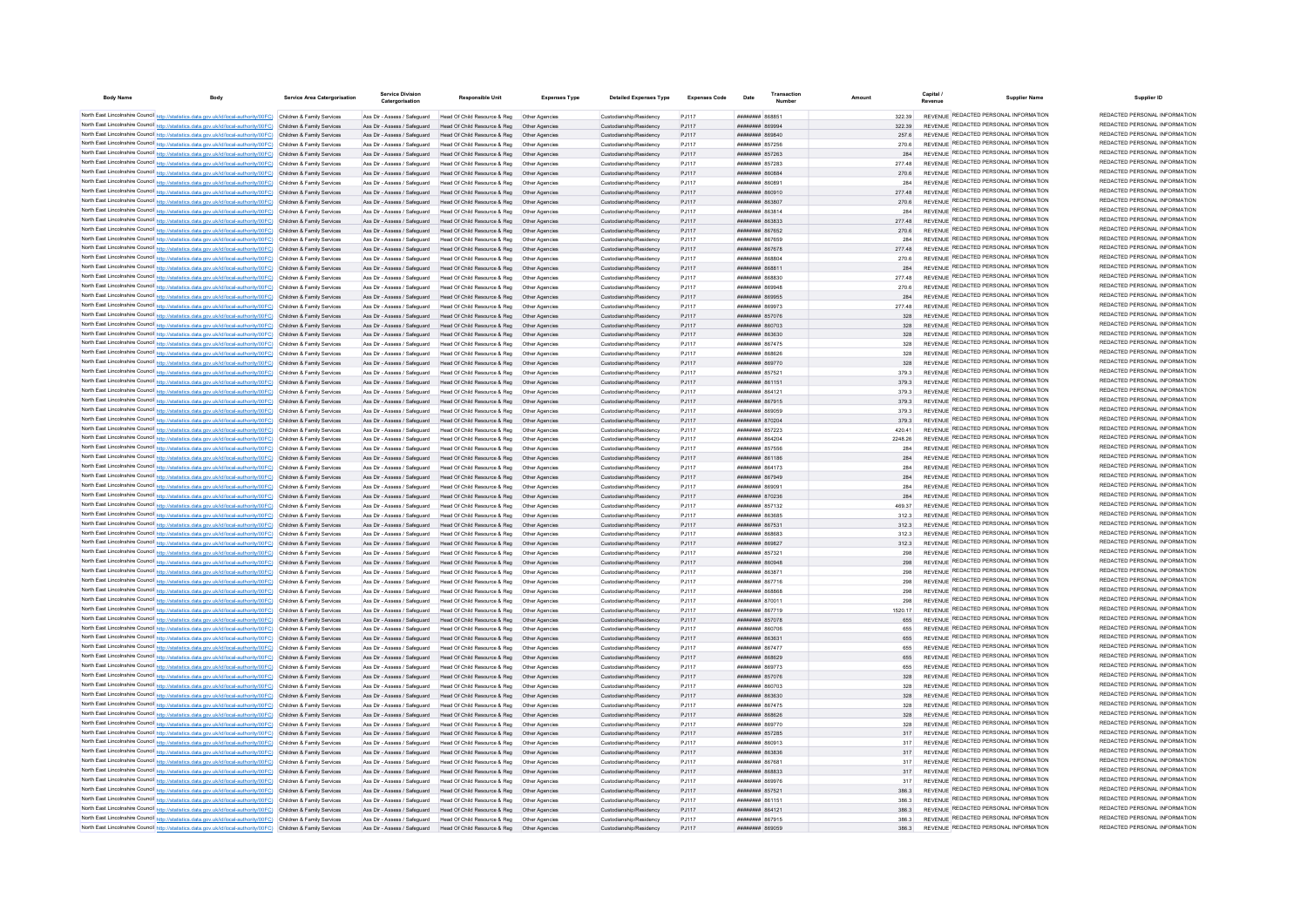| Body Name | Body | Service Area Catergorisation | Service Division Catergorisation | Responsible Unit | Expenses Type | Detailed Expenses Type | Expenses Code | Date | Transaction Number | Amount | Capital / Revenue | Supplier Name | Supplier ID |
|---|---|---|---|---|---|---|---|---|---|---|---|---|---|
| North East Lincolnshire Council | http://statistics.data.gov.uk/id/local-authority/00FC) | Children & Family Services | Ass Dir - Assess / Safeguard | Head Of Child Resource & Reg | Other Agencies | Custodianship/Residency | PJ117 | ######## | 868851 | 322.39 | REVENUE | REDACTED PERSONAL INFORMATION | REDACTED PERSONAL INFORMATION |
| North East Lincolnshire Council | http://statistics.data.gov.uk/id/local-authority/00FC) | Children & Family Services | Ass Dir - Assess / Safeguard | Head Of Child Resource & Reg | Other Agencies | Custodianship/Residency | PJ117 | ######## | 869994 | 322.39 | REVENUE | REDACTED PERSONAL INFORMATION | REDACTED PERSONAL INFORMATION |
| North East Lincolnshire Council | http://statistics.data.gov.uk/id/local-authority/00FC) | Children & Family Services | Ass Dir - Assess / Safeguard | Head Of Child Resource & Reg | Other Agencies | Custodianship/Residency | PJ117 | ######## | 869840 | 257.6 | REVENUE | REDACTED PERSONAL INFORMATION | REDACTED PERSONAL INFORMATION |
| North East Lincolnshire Council | http://statistics.data.gov.uk/id/local-authority/00FC) | Children & Family Services | Ass Dir - Assess / Safeguard | Head Of Child Resource & Reg | Other Agencies | Custodianship/Residency | PJ117 | ######## | 857256 | 270.6 | REVENUE | REDACTED PERSONAL INFORMATION | REDACTED PERSONAL INFORMATION |
| North East Lincolnshire Council | http://statistics.data.gov.uk/id/local-authority/00FC) | Children & Family Services | Ass Dir - Assess / Safeguard | Head Of Child Resource & Reg | Other Agencies | Custodianship/Residency | PJ117 | ######## | 857263 | 284 | REVENUE | REDACTED PERSONAL INFORMATION | REDACTED PERSONAL INFORMATION |
| North East Lincolnshire Council | http://statistics.data.gov.uk/id/local-authority/00FC) | Children & Family Services | Ass Dir - Assess / Safeguard | Head Of Child Resource & Reg | Other Agencies | Custodianship/Residency | PJ117 | ######## | 857283 | 277.48 | REVENUE | REDACTED PERSONAL INFORMATION | REDACTED PERSONAL INFORMATION |
| North East Lincolnshire Council | http://statistics.data.gov.uk/id/local-authority/00FC) | Children & Family Services | Ass Dir - Assess / Safeguard | Head Of Child Resource & Reg | Other Agencies | Custodianship/Residency | PJ117 | ######## | 860884 | 270.6 | REVENUE | REDACTED PERSONAL INFORMATION | REDACTED PERSONAL INFORMATION |
| North East Lincolnshire Council | http://statistics.data.gov.uk/id/local-authority/00FC) | Children & Family Services | Ass Dir - Assess / Safeguard | Head Of Child Resource & Reg | Other Agencies | Custodianship/Residency | PJ117 | ######## | 860891 | 284 | REVENUE | REDACTED PERSONAL INFORMATION | REDACTED PERSONAL INFORMATION |
| North East Lincolnshire Council | http://statistics.data.gov.uk/id/local-authority/00FC) | Children & Family Services | Ass Dir - Assess / Safeguard | Head Of Child Resource & Reg | Other Agencies | Custodianship/Residency | PJ117 | ######## | 860910 | 277.48 | REVENUE | REDACTED PERSONAL INFORMATION | REDACTED PERSONAL INFORMATION |
| North East Lincolnshire Council | http://statistics.data.gov.uk/id/local-authority/00FC) | Children & Family Services | Ass Dir - Assess / Safeguard | Head Of Child Resource & Reg | Other Agencies | Custodianship/Residency | PJ117 | ######## | 863807 | 270.6 | REVENUE | REDACTED PERSONAL INFORMATION | REDACTED PERSONAL INFORMATION |
| North East Lincolnshire Council | http://statistics.data.gov.uk/id/local-authority/00FC) | Children & Family Services | Ass Dir - Assess / Safeguard | Head Of Child Resource & Reg | Other Agencies | Custodianship/Residency | PJ117 | ######## | 863814 | 284 | REVENUE | REDACTED PERSONAL INFORMATION | REDACTED PERSONAL INFORMATION |
| North East Lincolnshire Council | http://statistics.data.gov.uk/id/local-authority/00FC) | Children & Family Services | Ass Dir - Assess / Safeguard | Head Of Child Resource & Reg | Other Agencies | Custodianship/Residency | PJ117 | ######## | 863833 | 277.48 | REVENUE | REDACTED PERSONAL INFORMATION | REDACTED PERSONAL INFORMATION |
| North East Lincolnshire Council | http://statistics.data.gov.uk/id/local-authority/00FC) | Children & Family Services | Ass Dir - Assess / Safeguard | Head Of Child Resource & Reg | Other Agencies | Custodianship/Residency | PJ117 | ######## | 867652 | 270.6 | REVENUE | REDACTED PERSONAL INFORMATION | REDACTED PERSONAL INFORMATION |
| North East Lincolnshire Council | http://statistics.data.gov.uk/id/local-authority/00FC) | Children & Family Services | Ass Dir - Assess / Safeguard | Head Of Child Resource & Reg | Other Agencies | Custodianship/Residency | PJ117 | ######## | 867659 | 284 | REVENUE | REDACTED PERSONAL INFORMATION | REDACTED PERSONAL INFORMATION |
| North East Lincolnshire Council | http://statistics.data.gov.uk/id/local-authority/00FC) | Children & Family Services | Ass Dir - Assess / Safeguard | Head Of Child Resource & Reg | Other Agencies | Custodianship/Residency | PJ117 | ######## | 867678 | 277.48 | REVENUE | REDACTED PERSONAL INFORMATION | REDACTED PERSONAL INFORMATION |
| North East Lincolnshire Council | http://statistics.data.gov.uk/id/local-authority/00FC) | Children & Family Services | Ass Dir - Assess / Safeguard | Head Of Child Resource & Reg | Other Agencies | Custodianship/Residency | PJ117 | ######## | 868804 | 270.6 | REVENUE | REDACTED PERSONAL INFORMATION | REDACTED PERSONAL INFORMATION |
| North East Lincolnshire Council | http://statistics.data.gov.uk/id/local-authority/00FC) | Children & Family Services | Ass Dir - Assess / Safeguard | Head Of Child Resource & Reg | Other Agencies | Custodianship/Residency | PJ117 | ######## | 868811 | 284 | REVENUE | REDACTED PERSONAL INFORMATION | REDACTED PERSONAL INFORMATION |
| North East Lincolnshire Council | http://statistics.data.gov.uk/id/local-authority/00FC) | Children & Family Services | Ass Dir - Assess / Safeguard | Head Of Child Resource & Reg | Other Agencies | Custodianship/Residency | PJ117 | ######## | 868830 | 277.48 | REVENUE | REDACTED PERSONAL INFORMATION | REDACTED PERSONAL INFORMATION |
| North East Lincolnshire Council | http://statistics.data.gov.uk/id/local-authority/00FC) | Children & Family Services | Ass Dir - Assess / Safeguard | Head Of Child Resource & Reg | Other Agencies | Custodianship/Residency | PJ117 | ######## | 869948 | 270.6 | REVENUE | REDACTED PERSONAL INFORMATION | REDACTED PERSONAL INFORMATION |
| North East Lincolnshire Council | http://statistics.data.gov.uk/id/local-authority/00FC) | Children & Family Services | Ass Dir - Assess / Safeguard | Head Of Child Resource & Reg | Other Agencies | Custodianship/Residency | PJ117 | ######## | 869955 | 284 | REVENUE | REDACTED PERSONAL INFORMATION | REDACTED PERSONAL INFORMATION |
| North East Lincolnshire Council | http://statistics.data.gov.uk/id/local-authority/00FC) | Children & Family Services | Ass Dir - Assess / Safeguard | Head Of Child Resource & Reg | Other Agencies | Custodianship/Residency | PJ117 | ######## | 869973 | 277.48 | REVENUE | REDACTED PERSONAL INFORMATION | REDACTED PERSONAL INFORMATION |
| North East Lincolnshire Council | http://statistics.data.gov.uk/id/local-authority/00FC) | Children & Family Services | Ass Dir - Assess / Safeguard | Head Of Child Resource & Reg | Other Agencies | Custodianship/Residency | PJ117 | ######## | 857076 | 328 | REVENUE | REDACTED PERSONAL INFORMATION | REDACTED PERSONAL INFORMATION |
| North East Lincolnshire Council | http://statistics.data.gov.uk/id/local-authority/00FC) | Children & Family Services | Ass Dir - Assess / Safeguard | Head Of Child Resource & Reg | Other Agencies | Custodianship/Residency | PJ117 | ######## | 860703 | 328 | REVENUE | REDACTED PERSONAL INFORMATION | REDACTED PERSONAL INFORMATION |
| North East Lincolnshire Council | http://statistics.data.gov.uk/id/local-authority/00FC) | Children & Family Services | Ass Dir - Assess / Safeguard | Head Of Child Resource & Reg | Other Agencies | Custodianship/Residency | PJ117 | ######## | 863630 | 328 | REVENUE | REDACTED PERSONAL INFORMATION | REDACTED PERSONAL INFORMATION |
| North East Lincolnshire Council | http://statistics.data.gov.uk/id/local-authority/00FC) | Children & Family Services | Ass Dir - Assess / Safeguard | Head Of Child Resource & Reg | Other Agencies | Custodianship/Residency | PJ117 | ######## | 867475 | 328 | REVENUE | REDACTED PERSONAL INFORMATION | REDACTED PERSONAL INFORMATION |
| North East Lincolnshire Council | http://statistics.data.gov.uk/id/local-authority/00FC) | Children & Family Services | Ass Dir - Assess / Safeguard | Head Of Child Resource & Reg | Other Agencies | Custodianship/Residency | PJ117 | ######## | 868626 | 328 | REVENUE | REDACTED PERSONAL INFORMATION | REDACTED PERSONAL INFORMATION |
| North East Lincolnshire Council | http://statistics.data.gov.uk/id/local-authority/00FC) | Children & Family Services | Ass Dir - Assess / Safeguard | Head Of Child Resource & Reg | Other Agencies | Custodianship/Residency | PJ117 | ######## | 869770 | 328 | REVENUE | REDACTED PERSONAL INFORMATION | REDACTED PERSONAL INFORMATION |
| North East Lincolnshire Council | http://statistics.data.gov.uk/id/local-authority/00FC) | Children & Family Services | Ass Dir - Assess / Safeguard | Head Of Child Resource & Reg | Other Agencies | Custodianship/Residency | PJ117 | ######## | 857521 | 379.3 | REVENUE | REDACTED PERSONAL INFORMATION | REDACTED PERSONAL INFORMATION |
| North East Lincolnshire Council | http://statistics.data.gov.uk/id/local-authority/00FC) | Children & Family Services | Ass Dir - Assess / Safeguard | Head Of Child Resource & Reg | Other Agencies | Custodianship/Residency | PJ117 | ######## | 861151 | 379.3 | REVENUE | REDACTED PERSONAL INFORMATION | REDACTED PERSONAL INFORMATION |
| North East Lincolnshire Council | http://statistics.data.gov.uk/id/local-authority/00FC) | Children & Family Services | Ass Dir - Assess / Safeguard | Head Of Child Resource & Reg | Other Agencies | Custodianship/Residency | PJ117 | ######## | 864121 | 379.3 | REVENUE | REDACTED PERSONAL INFORMATION | REDACTED PERSONAL INFORMATION |
| North East Lincolnshire Council | http://statistics.data.gov.uk/id/local-authority/00FC) | Children & Family Services | Ass Dir - Assess / Safeguard | Head Of Child Resource & Reg | Other Agencies | Custodianship/Residency | PJ117 | ######## | 867915 | 379.3 | REVENUE | REDACTED PERSONAL INFORMATION | REDACTED PERSONAL INFORMATION |
| North East Lincolnshire Council | http://statistics.data.gov.uk/id/local-authority/00FC) | Children & Family Services | Ass Dir - Assess / Safeguard | Head Of Child Resource & Reg | Other Agencies | Custodianship/Residency | PJ117 | ######## | 869059 | 379.3 | REVENUE | REDACTED PERSONAL INFORMATION | REDACTED PERSONAL INFORMATION |
| North East Lincolnshire Council | http://statistics.data.gov.uk/id/local-authority/00FC) | Children & Family Services | Ass Dir - Assess / Safeguard | Head Of Child Resource & Reg | Other Agencies | Custodianship/Residency | PJ117 | ######## | 870204 | 379.3 | REVENUE | REDACTED PERSONAL INFORMATION | REDACTED PERSONAL INFORMATION |
| North East Lincolnshire Council | http://statistics.data.gov.uk/id/local-authority/00FC) | Children & Family Services | Ass Dir - Assess / Safeguard | Head Of Child Resource & Reg | Other Agencies | Custodianship/Residency | PJ117 | ######## | 857223 | 420.41 | REVENUE | REDACTED PERSONAL INFORMATION | REDACTED PERSONAL INFORMATION |
| North East Lincolnshire Council | http://statistics.data.gov.uk/id/local-authority/00FC) | Children & Family Services | Ass Dir - Assess / Safeguard | Head Of Child Resource & Reg | Other Agencies | Custodianship/Residency | PJ117 | ######## | 864204 | 2248.26 | REVENUE | REDACTED PERSONAL INFORMATION | REDACTED PERSONAL INFORMATION |
| North East Lincolnshire Council | http://statistics.data.gov.uk/id/local-authority/00FC) | Children & Family Services | Ass Dir - Assess / Safeguard | Head Of Child Resource & Reg | Other Agencies | Custodianship/Residency | PJ117 | ######## | 857556 | 284 | REVENUE | REDACTED PERSONAL INFORMATION | REDACTED PERSONAL INFORMATION |
| North East Lincolnshire Council | http://statistics.data.gov.uk/id/local-authority/00FC) | Children & Family Services | Ass Dir - Assess / Safeguard | Head Of Child Resource & Reg | Other Agencies | Custodianship/Residency | PJ117 | ######## | 861186 | 284 | REVENUE | REDACTED PERSONAL INFORMATION | REDACTED PERSONAL INFORMATION |
| North East Lincolnshire Council | http://statistics.data.gov.uk/id/local-authority/00FC) | Children & Family Services | Ass Dir - Assess / Safeguard | Head Of Child Resource & Reg | Other Agencies | Custodianship/Residency | PJ117 | ######## | 864173 | 284 | REVENUE | REDACTED PERSONAL INFORMATION | REDACTED PERSONAL INFORMATION |
| North East Lincolnshire Council | http://statistics.data.gov.uk/id/local-authority/00FC) | Children & Family Services | Ass Dir - Assess / Safeguard | Head Of Child Resource & Reg | Other Agencies | Custodianship/Residency | PJ117 | ######## | 867949 | 284 | REVENUE | REDACTED PERSONAL INFORMATION | REDACTED PERSONAL INFORMATION |
| North East Lincolnshire Council | http://statistics.data.gov.uk/id/local-authority/00FC) | Children & Family Services | Ass Dir - Assess / Safeguard | Head Of Child Resource & Reg | Other Agencies | Custodianship/Residency | PJ117 | ######## | 869091 | 284 | REVENUE | REDACTED PERSONAL INFORMATION | REDACTED PERSONAL INFORMATION |
| North East Lincolnshire Council | http://statistics.data.gov.uk/id/local-authority/00FC) | Children & Family Services | Ass Dir - Assess / Safeguard | Head Of Child Resource & Reg | Other Agencies | Custodianship/Residency | PJ117 | ######## | 870236 | 284 | REVENUE | REDACTED PERSONAL INFORMATION | REDACTED PERSONAL INFORMATION |
| North East Lincolnshire Council | http://statistics.data.gov.uk/id/local-authority/00FC) | Children & Family Services | Ass Dir - Assess / Safeguard | Head Of Child Resource & Reg | Other Agencies | Custodianship/Residency | PJ117 | ######## | 857132 | 469.37 | REVENUE | REDACTED PERSONAL INFORMATION | REDACTED PERSONAL INFORMATION |
| North East Lincolnshire Council | http://statistics.data.gov.uk/id/local-authority/00FC) | Children & Family Services | Ass Dir - Assess / Safeguard | Head Of Child Resource & Reg | Other Agencies | Custodianship/Residency | PJ117 | ######## | 863685 | 312.3 | REVENUE | REDACTED PERSONAL INFORMATION | REDACTED PERSONAL INFORMATION |
| North East Lincolnshire Council | http://statistics.data.gov.uk/id/local-authority/00FC) | Children & Family Services | Ass Dir - Assess / Safeguard | Head Of Child Resource & Reg | Other Agencies | Custodianship/Residency | PJ117 | ######## | 867531 | 312.3 | REVENUE | REDACTED PERSONAL INFORMATION | REDACTED PERSONAL INFORMATION |
| North East Lincolnshire Council | http://statistics.data.gov.uk/id/local-authority/00FC) | Children & Family Services | Ass Dir - Assess / Safeguard | Head Of Child Resource & Reg | Other Agencies | Custodianship/Residency | PJ117 | ######## | 868683 | 312.3 | REVENUE | REDACTED PERSONAL INFORMATION | REDACTED PERSONAL INFORMATION |
| North East Lincolnshire Council | http://statistics.data.gov.uk/id/local-authority/00FC) | Children & Family Services | Ass Dir - Assess / Safeguard | Head Of Child Resource & Reg | Other Agencies | Custodianship/Residency | PJ117 | ######## | 869827 | 312.3 | REVENUE | REDACTED PERSONAL INFORMATION | REDACTED PERSONAL INFORMATION |
| North East Lincolnshire Council | http://statistics.data.gov.uk/id/local-authority/00FC) | Children & Family Services | Ass Dir - Assess / Safeguard | Head Of Child Resource & Reg | Other Agencies | Custodianship/Residency | PJ117 | ######## | 857321 | 298 | REVENUE | REDACTED PERSONAL INFORMATION | REDACTED PERSONAL INFORMATION |
| North East Lincolnshire Council | http://statistics.data.gov.uk/id/local-authority/00FC) | Children & Family Services | Ass Dir - Assess / Safeguard | Head Of Child Resource & Reg | Other Agencies | Custodianship/Residency | PJ117 | ######## | 860948 | 298 | REVENUE | REDACTED PERSONAL INFORMATION | REDACTED PERSONAL INFORMATION |
| North East Lincolnshire Council | http://statistics.data.gov.uk/id/local-authority/00FC) | Children & Family Services | Ass Dir - Assess / Safeguard | Head Of Child Resource & Reg | Other Agencies | Custodianship/Residency | PJ117 | ######## | 863871 | 298 | REVENUE | REDACTED PERSONAL INFORMATION | REDACTED PERSONAL INFORMATION |
| North East Lincolnshire Council | http://statistics.data.gov.uk/id/local-authority/00FC) | Children & Family Services | Ass Dir - Assess / Safeguard | Head Of Child Resource & Reg | Other Agencies | Custodianship/Residency | PJ117 | ######## | 867716 | 298 | REVENUE | REDACTED PERSONAL INFORMATION | REDACTED PERSONAL INFORMATION |
| North East Lincolnshire Council | http://statistics.data.gov.uk/id/local-authority/00FC) | Children & Family Services | Ass Dir - Assess / Safeguard | Head Of Child Resource & Reg | Other Agencies | Custodianship/Residency | PJ117 | ######## | 868868 | 298 | REVENUE | REDACTED PERSONAL INFORMATION | REDACTED PERSONAL INFORMATION |
| North East Lincolnshire Council | http://statistics.data.gov.uk/id/local-authority/00FC) | Children & Family Services | Ass Dir - Assess / Safeguard | Head Of Child Resource & Reg | Other Agencies | Custodianship/Residency | PJ117 | ######## | 870011 | 298 | REVENUE | REDACTED PERSONAL INFORMATION | REDACTED PERSONAL INFORMATION |
| North East Lincolnshire Council | http://statistics.data.gov.uk/id/local-authority/00FC) | Children & Family Services | Ass Dir - Assess / Safeguard | Head Of Child Resource & Reg | Other Agencies | Custodianship/Residency | PJ117 | ######## | 867719 | 1520.17 | REVENUE | REDACTED PERSONAL INFORMATION | REDACTED PERSONAL INFORMATION |
| North East Lincolnshire Council | http://statistics.data.gov.uk/id/local-authority/00FC) | Children & Family Services | Ass Dir - Assess / Safeguard | Head Of Child Resource & Reg | Other Agencies | Custodianship/Residency | PJ117 | ######## | 857078 | 655 | REVENUE | REDACTED PERSONAL INFORMATION | REDACTED PERSONAL INFORMATION |
| North East Lincolnshire Council | http://statistics.data.gov.uk/id/local-authority/00FC) | Children & Family Services | Ass Dir - Assess / Safeguard | Head Of Child Resource & Reg | Other Agencies | Custodianship/Residency | PJ117 | ######## | 860706 | 655 | REVENUE | REDACTED PERSONAL INFORMATION | REDACTED PERSONAL INFORMATION |
| North East Lincolnshire Council | http://statistics.data.gov.uk/id/local-authority/00FC) | Children & Family Services | Ass Dir - Assess / Safeguard | Head Of Child Resource & Reg | Other Agencies | Custodianship/Residency | PJ117 | ######## | 863631 | 655 | REVENUE | REDACTED PERSONAL INFORMATION | REDACTED PERSONAL INFORMATION |
| North East Lincolnshire Council | http://statistics.data.gov.uk/id/local-authority/00FC) | Children & Family Services | Ass Dir - Assess / Safeguard | Head Of Child Resource & Reg | Other Agencies | Custodianship/Residency | PJ117 | ######## | 867477 | 655 | REVENUE | REDACTED PERSONAL INFORMATION | REDACTED PERSONAL INFORMATION |
| North East Lincolnshire Council | http://statistics.data.gov.uk/id/local-authority/00FC) | Children & Family Services | Ass Dir - Assess / Safeguard | Head Of Child Resource & Reg | Other Agencies | Custodianship/Residency | PJ117 | ######## | 868629 | 655 | REVENUE | REDACTED PERSONAL INFORMATION | REDACTED PERSONAL INFORMATION |
| North East Lincolnshire Council | http://statistics.data.gov.uk/id/local-authority/00FC) | Children & Family Services | Ass Dir - Assess / Safeguard | Head Of Child Resource & Reg | Other Agencies | Custodianship/Residency | PJ117 | ######## | 869773 | 655 | REVENUE | REDACTED PERSONAL INFORMATION | REDACTED PERSONAL INFORMATION |
| North East Lincolnshire Council | http://statistics.data.gov.uk/id/local-authority/00FC) | Children & Family Services | Ass Dir - Assess / Safeguard | Head Of Child Resource & Reg | Other Agencies | Custodianship/Residency | PJ117 | ######## | 857076 | 328 | REVENUE | REDACTED PERSONAL INFORMATION | REDACTED PERSONAL INFORMATION |
| North East Lincolnshire Council | http://statistics.data.gov.uk/id/local-authority/00FC) | Children & Family Services | Ass Dir - Assess / Safeguard | Head Of Child Resource & Reg | Other Agencies | Custodianship/Residency | PJ117 | ######## | 860703 | 328 | REVENUE | REDACTED PERSONAL INFORMATION | REDACTED PERSONAL INFORMATION |
| North East Lincolnshire Council | http://statistics.data.gov.uk/id/local-authority/00FC) | Children & Family Services | Ass Dir - Assess / Safeguard | Head Of Child Resource & Reg | Other Agencies | Custodianship/Residency | PJ117 | ######## | 863630 | 328 | REVENUE | REDACTED PERSONAL INFORMATION | REDACTED PERSONAL INFORMATION |
| North East Lincolnshire Council | http://statistics.data.gov.uk/id/local-authority/00FC) | Children & Family Services | Ass Dir - Assess / Safeguard | Head Of Child Resource & Reg | Other Agencies | Custodianship/Residency | PJ117 | ######## | 867475 | 328 | REVENUE | REDACTED PERSONAL INFORMATION | REDACTED PERSONAL INFORMATION |
| North East Lincolnshire Council | http://statistics.data.gov.uk/id/local-authority/00FC) | Children & Family Services | Ass Dir - Assess / Safeguard | Head Of Child Resource & Reg | Other Agencies | Custodianship/Residency | PJ117 | ######## | 868626 | 328 | REVENUE | REDACTED PERSONAL INFORMATION | REDACTED PERSONAL INFORMATION |
| North East Lincolnshire Council | http://statistics.data.gov.uk/id/local-authority/00FC) | Children & Family Services | Ass Dir - Assess / Safeguard | Head Of Child Resource & Reg | Other Agencies | Custodianship/Residency | PJ117 | ######## | 869770 | 328 | REVENUE | REDACTED PERSONAL INFORMATION | REDACTED PERSONAL INFORMATION |
| North East Lincolnshire Council | http://statistics.data.gov.uk/id/local-authority/00FC) | Children & Family Services | Ass Dir - Assess / Safeguard | Head Of Child Resource & Reg | Other Agencies | Custodianship/Residency | PJ117 | ######## | 857285 | 317 | REVENUE | REDACTED PERSONAL INFORMATION | REDACTED PERSONAL INFORMATION |
| North East Lincolnshire Council | http://statistics.data.gov.uk/id/local-authority/00FC) | Children & Family Services | Ass Dir - Assess / Safeguard | Head Of Child Resource & Reg | Other Agencies | Custodianship/Residency | PJ117 | ######## | 860913 | 317 | REVENUE | REDACTED PERSONAL INFORMATION | REDACTED PERSONAL INFORMATION |
| North East Lincolnshire Council | http://statistics.data.gov.uk/id/local-authority/00FC) | Children & Family Services | Ass Dir - Assess / Safeguard | Head Of Child Resource & Reg | Other Agencies | Custodianship/Residency | PJ117 | ######## | 863836 | 317 | REVENUE | REDACTED PERSONAL INFORMATION | REDACTED PERSONAL INFORMATION |
| North East Lincolnshire Council | http://statistics.data.gov.uk/id/local-authority/00FC) | Children & Family Services | Ass Dir - Assess / Safeguard | Head Of Child Resource & Reg | Other Agencies | Custodianship/Residency | PJ117 | ######## | 867681 | 317 | REVENUE | REDACTED PERSONAL INFORMATION | REDACTED PERSONAL INFORMATION |
| North East Lincolnshire Council | http://statistics.data.gov.uk/id/local-authority/00FC) | Children & Family Services | Ass Dir - Assess / Safeguard | Head Of Child Resource & Reg | Other Agencies | Custodianship/Residency | PJ117 | ######## | 868833 | 317 | REVENUE | REDACTED PERSONAL INFORMATION | REDACTED PERSONAL INFORMATION |
| North East Lincolnshire Council | http://statistics.data.gov.uk/id/local-authority/00FC) | Children & Family Services | Ass Dir - Assess / Safeguard | Head Of Child Resource & Reg | Other Agencies | Custodianship/Residency | PJ117 | ######## | 869976 | 317 | REVENUE | REDACTED PERSONAL INFORMATION | REDACTED PERSONAL INFORMATION |
| North East Lincolnshire Council | http://statistics.data.gov.uk/id/local-authority/00FC) | Children & Family Services | Ass Dir - Assess / Safeguard | Head Of Child Resource & Reg | Other Agencies | Custodianship/Residency | PJ117 | ######## | 857521 | 386.3 | REVENUE | REDACTED PERSONAL INFORMATION | REDACTED PERSONAL INFORMATION |
| North East Lincolnshire Council | http://statistics.data.gov.uk/id/local-authority/00FC) | Children & Family Services | Ass Dir - Assess / Safeguard | Head Of Child Resource & Reg | Other Agencies | Custodianship/Residency | PJ117 | ######## | 861151 | 386.3 | REVENUE | REDACTED PERSONAL INFORMATION | REDACTED PERSONAL INFORMATION |
| North East Lincolnshire Council | http://statistics.data.gov.uk/id/local-authority/00FC) | Children & Family Services | Ass Dir - Assess / Safeguard | Head Of Child Resource & Reg | Other Agencies | Custodianship/Residency | PJ117 | ######## | 864121 | 386.3 | REVENUE | REDACTED PERSONAL INFORMATION | REDACTED PERSONAL INFORMATION |
| North East Lincolnshire Council | http://statistics.data.gov.uk/id/local-authority/00FC) | Children & Family Services | Ass Dir - Assess / Safeguard | Head Of Child Resource & Reg | Other Agencies | Custodianship/Residency | PJ117 | ######## | 867915 | 386.3 | REVENUE | REDACTED PERSONAL INFORMATION | REDACTED PERSONAL INFORMATION |
| North East Lincolnshire Council | http://statistics.data.gov.uk/id/local-authority/00FC) | Children & Family Services | Ass Dir - Assess / Safeguard | Head Of Child Resource & Reg | Other Agencies | Custodianship/Residency | PJ117 | ######## | 869059 | 386.3 | REVENUE | REDACTED PERSONAL INFORMATION | REDACTED PERSONAL INFORMATION |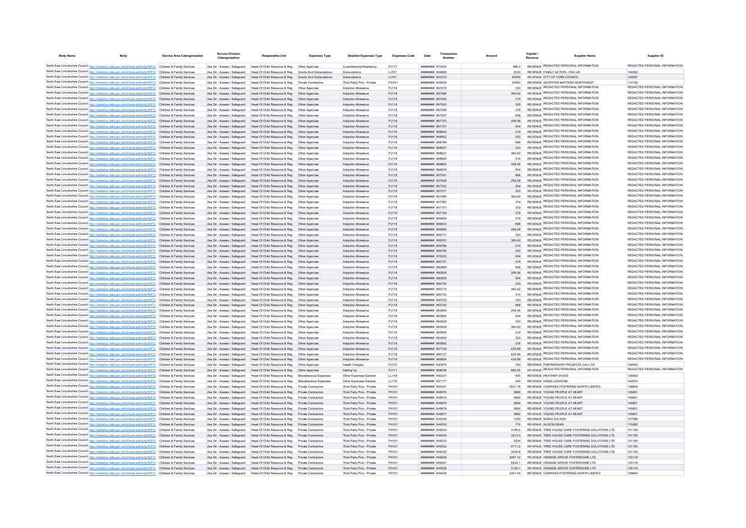| Body Name | Body | Service Area Catergorisation | Service Division Catergorisation | Responsible Unit | Expenses Type | Detailed Expenses Type | Expenses Code | Date | Transaction Number | Amount | Capital / Revenue | Supplier Name | Supplier ID |
|---|---|---|---|---|---|---|---|---|---|---|---|---|---|
| North East Lincolnshire Council | http://statistics.data.gov.uk/id/local-authority/00FC | Children & Family Services | Ass Dir - Assess / Safeguard | Head Of Child Resource & Reg | Other Agencies | Custodianship/Residency | PJ117 | ######## | 870204 | 386.3 | REVENUE | REDACTED PERSONAL INFORMATION | REDACTED PERSONAL INFORMATION |
| North East Lincolnshire Council | http://statistics.data.gov.uk/id/local-authority/00FC | Children & Family Services | Ass Dir - Assess / Safeguard | Head Of Child Resource & Reg | Grants And Subscriptions | Subscriptions | LJ101 | ######## | 649685 | 2030 | REVENUE | FAMILY ACTION - PAC-UK | 144362 |
| North East Lincolnshire Council | http://statistics.data.gov.uk/id/local-authority/00FC | Children & Family Services | Ass Dir - Assess / Safeguard | Head Of Child Resource & Reg | Grants And Subscriptions | Subscriptions | LJ101 | ######## | 652123 | 40000 | REVENUE | CITY OF YORK COUNCIL | 120597 |
| North East Lincolnshire Council | http://statistics.data.gov.uk/id/local-authority/00FC | Children & Family Services | Ass Dir - Assess / Safeguard | Head Of Child Resource & Reg | Private Contractors | Third Party Prov - Private | PH101 | ######## | 649532 | 32063 | REVENUE | ADOPTION MATTERS NORTHWEST | 112108 |
| North East Lincolnshire Council | http://statistics.data.gov.uk/id/local-authority/00FC | Children & Family Services | Ass Dir - Assess / Safeguard | Head Of Child Resource & Reg | Other Agencies | Adoption Allowance | PJ118 | ######## | 867476 | 333 | REVENUE | REDACTED PERSONAL INFORMATION | REDACTED PERSONAL INFORMATION |
| North East Lincolnshire Council | http://statistics.data.gov.uk/id/local-authority/00FC | Children & Family Services | Ass Dir - Assess / Safeguard | Head Of Child Resource & Reg | Other Agencies | Adoption Allowance | PJ118 | ######## | 867485 | 360.42 | REVENUE | REDACTED PERSONAL INFORMATION | REDACTED PERSONAL INFORMATION |
| North East Lincolnshire Council | http://statistics.data.gov.uk/id/local-authority/00FC | Children & Family Services | Ass Dir - Assess / Safeguard | Head Of Child Resource & Reg | Other Agencies | Adoption Allowance | PJ118 | ######## | 867490 | 314 | REVENUE | REDACTED PERSONAL INFORMATION | REDACTED PERSONAL INFORMATION |
| North East Lincolnshire Council | http://statistics.data.gov.uk/id/local-authority/00FC | Children & Family Services | Ass Dir - Assess / Safeguard | Head Of Child Resource & Reg | Other Agencies | Adoption Allowance | PJ118 | ######## | 867500 | 333 | REVENUE | REDACTED PERSONAL INFORMATION | REDACTED PERSONAL INFORMATION |
| North East Lincolnshire Council | http://statistics.data.gov.uk/id/local-authority/00FC | Children & Family Services | Ass Dir - Assess / Safeguard | Head Of Child Resource & Reg | Other Agencies | Adoption Allowance | PJ118 | ######## | 867508 | 319 | REVENUE | REDACTED PERSONAL INFORMATION | REDACTED PERSONAL INFORMATION |
| North East Lincolnshire Council | http://statistics.data.gov.uk/id/local-authority/00FC | Children & Family Services | Ass Dir - Assess / Safeguard | Head Of Child Resource & Reg | Other Agencies | Adoption Allowance | PJ118 | ######## | 867637 | 668 | REVENUE | REDACTED PERSONAL INFORMATION | REDACTED PERSONAL INFORMATION |
| North East Lincolnshire Council | http://statistics.data.gov.uk/id/local-authority/00FC | Children & Family Services | Ass Dir - Assess / Safeguard | Head Of Child Resource & Reg | Other Agencies | Adoption Allowance | PJ118 | ######## | 867703 | 258.36 | REVENUE | REDACTED PERSONAL INFORMATION | REDACTED PERSONAL INFORMATION |
| North East Lincolnshire Council | http://statistics.data.gov.uk/id/local-authority/00FC | Children & Family Services | Ass Dir - Assess / Safeguard | Head Of Child Resource & Reg | Other Agencies | Adoption Allowance | PJ118 | ######## | 867727 | 504 | REVENUE | REDACTED PERSONAL INFORMATION | REDACTED PERSONAL INFORMATION |
| North East Lincolnshire Council | http://statistics.data.gov.uk/id/local-authority/00FC | Children & Family Services | Ass Dir - Assess / Safeguard | Head Of Child Resource & Reg | Other Agencies | Adoption Allowance | PJ118 | ######## | 868642 | 314 | REVENUE | REDACTED PERSONAL INFORMATION | REDACTED PERSONAL INFORMATION |
| North East Lincolnshire Council | http://statistics.data.gov.uk/id/local-authority/00FC | Children & Family Services | Ass Dir - Assess / Safeguard | Head Of Child Resource & Reg | Other Agencies | Adoption Allowance | PJ118 | ######## | 868652 | 333 | REVENUE | REDACTED PERSONAL INFORMATION | REDACTED PERSONAL INFORMATION |
| North East Lincolnshire Council | http://statistics.data.gov.uk/id/local-authority/00FC | Children & Family Services | Ass Dir - Assess / Safeguard | Head Of Child Resource & Reg | Other Agencies | Adoption Allowance | PJ118 | ######## | 868789 | 668 | REVENUE | REDACTED PERSONAL INFORMATION | REDACTED PERSONAL INFORMATION |
| North East Lincolnshire Council | http://statistics.data.gov.uk/id/local-authority/00FC | Children & Family Services | Ass Dir - Assess / Safeguard | Head Of Child Resource & Reg | Other Agencies | Adoption Allowance | PJ118 | ######## | 868627 | 333 | REVENUE | REDACTED PERSONAL INFORMATION | REDACTED PERSONAL INFORMATION |
| North East Lincolnshire Council | http://statistics.data.gov.uk/id/local-authority/00FC | Children & Family Services | Ass Dir - Assess / Safeguard | Head Of Child Resource & Reg | Other Agencies | Adoption Allowance | PJ118 | ######## | 868637 | 360.42 | REVENUE | REDACTED PERSONAL INFORMATION | REDACTED PERSONAL INFORMATION |
| North East Lincolnshire Council | http://statistics.data.gov.uk/id/local-authority/00FC | Children & Family Services | Ass Dir - Assess / Safeguard | Head Of Child Resource & Reg | Other Agencies | Adoption Allowance | PJ118 | ######## | 868660 | 319 | REVENUE | REDACTED PERSONAL INFORMATION | REDACTED PERSONAL INFORMATION |
| North East Lincolnshire Council | http://statistics.data.gov.uk/id/local-authority/00FC | Children & Family Services | Ass Dir - Assess / Safeguard | Head Of Child Resource & Reg | Other Agencies | Adoption Allowance | PJ118 | ######## | 868855 | 258.36 | REVENUE | REDACTED PERSONAL INFORMATION | REDACTED PERSONAL INFORMATION |
| North East Lincolnshire Council | http://statistics.data.gov.uk/id/local-authority/00FC | Children & Family Services | Ass Dir - Assess / Safeguard | Head Of Child Resource & Reg | Other Agencies | Adoption Allowance | PJ118 | ######## | 868879 | 504 | REVENUE | REDACTED PERSONAL INFORMATION | REDACTED PERSONAL INFORMATION |
| North East Lincolnshire Council | http://statistics.data.gov.uk/id/local-authority/00FC | Children & Family Services | Ass Dir - Assess / Safeguard | Head Of Child Resource & Reg | Other Agencies | Adoption Allowance | PJ118 | ######## | 857241 | 668 | REVENUE | REDACTED PERSONAL INFORMATION | REDACTED PERSONAL INFORMATION |
| North East Lincolnshire Council | http://statistics.data.gov.uk/id/local-authority/00FC | Children & Family Services | Ass Dir - Assess / Safeguard | Head Of Child Resource & Reg | Other Agencies | Adoption Allowance | PJ118 | ######## | 857308 | 258.36 | REVENUE | REDACTED PERSONAL INFORMATION | REDACTED PERSONAL INFORMATION |
| North East Lincolnshire Council | http://statistics.data.gov.uk/id/local-authority/00FC | Children & Family Services | Ass Dir - Assess / Safeguard | Head Of Child Resource & Reg | Other Agencies | Adoption Allowance | PJ118 | ######## | 857332 | 504 | REVENUE | REDACTED PERSONAL INFORMATION | REDACTED PERSONAL INFORMATION |
| North East Lincolnshire Council | http://statistics.data.gov.uk/id/local-authority/00FC | Children & Family Services | Ass Dir - Assess / Safeguard | Head Of Child Resource & Reg | Other Agencies | Adoption Allowance | PJ118 | ######## | 857077 | 333 | REVENUE | REDACTED PERSONAL INFORMATION | REDACTED PERSONAL INFORMATION |
| North East Lincolnshire Council | http://statistics.data.gov.uk/id/local-authority/00FC | Children & Family Services | Ass Dir - Assess / Safeguard | Head Of Child Resource & Reg | Other Agencies | Adoption Allowance | PJ118 | ######## | 857086 | 360.42 | REVENUE | REDACTED PERSONAL INFORMATION | REDACTED PERSONAL INFORMATION |
| North East Lincolnshire Council | http://statistics.data.gov.uk/id/local-authority/00FC | Children & Family Services | Ass Dir - Assess / Safeguard | Head Of Child Resource & Reg | Other Agencies | Adoption Allowance | PJ118 | ######## | 857092 | 314 | REVENUE | REDACTED PERSONAL INFORMATION | REDACTED PERSONAL INFORMATION |
| North East Lincolnshire Council | http://statistics.data.gov.uk/id/local-authority/00FC | Children & Family Services | Ass Dir - Assess / Safeguard | Head Of Child Resource & Reg | Other Agencies | Adoption Allowance | PJ118 | ######## | 857101 | 333 | REVENUE | REDACTED PERSONAL INFORMATION | REDACTED PERSONAL INFORMATION |
| North East Lincolnshire Council | http://statistics.data.gov.uk/id/local-authority/00FC | Children & Family Services | Ass Dir - Assess / Safeguard | Head Of Child Resource & Reg | Other Agencies | Adoption Allowance | PJ118 | ######## | 857109 | 319 | REVENUE | REDACTED PERSONAL INFORMATION | REDACTED PERSONAL INFORMATION |
| North East Lincolnshire Council | http://statistics.data.gov.uk/id/local-authority/00FC | Children & Family Services | Ass Dir - Assess / Safeguard | Head Of Child Resource & Reg | Other Agencies | Adoption Allowance | PJ118 | ######## | 869804 | 319 | REVENUE | REDACTED PERSONAL INFORMATION | REDACTED PERSONAL INFORMATION |
| North East Lincolnshire Council | http://statistics.data.gov.uk/id/local-authority/00FC | Children & Family Services | Ass Dir - Assess / Safeguard | Head Of Child Resource & Reg | Other Agencies | Adoption Allowance | PJ118 | ######## | 869933 | 668 | REVENUE | REDACTED PERSONAL INFORMATION | REDACTED PERSONAL INFORMATION |
| North East Lincolnshire Council | http://statistics.data.gov.uk/id/local-authority/00FC | Children & Family Services | Ass Dir - Assess / Safeguard | Head Of Child Resource & Reg | Other Agencies | Adoption Allowance | PJ118 | ######## | 869998 | 258.36 | REVENUE | REDACTED PERSONAL INFORMATION | REDACTED PERSONAL INFORMATION |
| North East Lincolnshire Council | http://statistics.data.gov.uk/id/local-authority/00FC | Children & Family Services | Ass Dir - Assess / Safeguard | Head Of Child Resource & Reg | Other Agencies | Adoption Allowance | PJ118 | ######## | 869771 | 333 | REVENUE | REDACTED PERSONAL INFORMATION | REDACTED PERSONAL INFORMATION |
| North East Lincolnshire Council | http://statistics.data.gov.uk/id/local-authority/00FC | Children & Family Services | Ass Dir - Assess / Safeguard | Head Of Child Resource & Reg | Other Agencies | Adoption Allowance | PJ118 | ######## | 869781 | 360.42 | REVENUE | REDACTED PERSONAL INFORMATION | REDACTED PERSONAL INFORMATION |
| North East Lincolnshire Council | http://statistics.data.gov.uk/id/local-authority/00FC | Children & Family Services | Ass Dir - Assess / Safeguard | Head Of Child Resource & Reg | Other Agencies | Adoption Allowance | PJ118 | ######## | 869786 | 314 | REVENUE | REDACTED PERSONAL INFORMATION | REDACTED PERSONAL INFORMATION |
| North East Lincolnshire Council | http://statistics.data.gov.uk/id/local-authority/00FC | Children & Family Services | Ass Dir - Assess / Safeguard | Head Of Child Resource & Reg | Other Agencies | Adoption Allowance | PJ118 | ######## | 869796 | 333 | REVENUE | REDACTED PERSONAL INFORMATION | REDACTED PERSONAL INFORMATION |
| North East Lincolnshire Council | http://statistics.data.gov.uk/id/local-authority/00FC | Children & Family Services | Ass Dir - Assess / Safeguard | Head Of Child Resource & Reg | Other Agencies | Adoption Allowance | PJ118 | ######## | 870022 | 504 | REVENUE | REDACTED PERSONAL INFORMATION | REDACTED PERSONAL INFORMATION |
| North East Lincolnshire Council | http://statistics.data.gov.uk/id/local-authority/00FC | Children & Family Services | Ass Dir - Assess / Safeguard | Head Of Child Resource & Reg | Other Agencies | Adoption Allowance | PJ118 | ######## | 860737 | 319 | REVENUE | REDACTED PERSONAL INFORMATION | REDACTED PERSONAL INFORMATION |
| North East Lincolnshire Council | http://statistics.data.gov.uk/id/local-authority/00FC | Children & Family Services | Ass Dir - Assess / Safeguard | Head Of Child Resource & Reg | Other Agencies | Adoption Allowance | PJ118 | ######## | 860869 | 668 | REVENUE | REDACTED PERSONAL INFORMATION | REDACTED PERSONAL INFORMATION |
| North East Lincolnshire Council | http://statistics.data.gov.uk/id/local-authority/00FC | Children & Family Services | Ass Dir - Assess / Safeguard | Head Of Child Resource & Reg | Other Agencies | Adoption Allowance | PJ118 | ######## | 860935 | 258.36 | REVENUE | REDACTED PERSONAL INFORMATION | REDACTED PERSONAL INFORMATION |
| North East Lincolnshire Council | http://statistics.data.gov.uk/id/local-authority/00FC | Children & Family Services | Ass Dir - Assess / Safeguard | Head Of Child Resource & Reg | Other Agencies | Adoption Allowance | PJ118 | ######## | 860959 | 504 | REVENUE | REDACTED PERSONAL INFORMATION | REDACTED PERSONAL INFORMATION |
| North East Lincolnshire Council | http://statistics.data.gov.uk/id/local-authority/00FC | Children & Family Services | Ass Dir - Assess / Safeguard | Head Of Child Resource & Reg | Other Agencies | Adoption Allowance | PJ118 | ######## | 860704 | 333 | REVENUE | REDACTED PERSONAL INFORMATION | REDACTED PERSONAL INFORMATION |
| North East Lincolnshire Council | http://statistics.data.gov.uk/id/local-authority/00FC | Children & Family Services | Ass Dir - Assess / Safeguard | Head Of Child Resource & Reg | Other Agencies | Adoption Allowance | PJ118 | ######## | 860714 | 360.42 | REVENUE | REDACTED PERSONAL INFORMATION | REDACTED PERSONAL INFORMATION |
| North East Lincolnshire Council | http://statistics.data.gov.uk/id/local-authority/00FC | Children & Family Services | Ass Dir - Assess / Safeguard | Head Of Child Resource & Reg | Other Agencies | Adoption Allowance | PJ118 | ######## | 860720 | 314 | REVENUE | REDACTED PERSONAL INFORMATION | REDACTED PERSONAL INFORMATION |
| North East Lincolnshire Council | http://statistics.data.gov.uk/id/local-authority/00FC | Children & Family Services | Ass Dir - Assess / Safeguard | Head Of Child Resource & Reg | Other Agencies | Adoption Allowance | PJ118 | ######## | 860729 | 333 | REVENUE | REDACTED PERSONAL INFORMATION | REDACTED PERSONAL INFORMATION |
| North East Lincolnshire Council | http://statistics.data.gov.uk/id/local-authority/00FC | Children & Family Services | Ass Dir - Assess / Safeguard | Head Of Child Resource & Reg | Other Agencies | Adoption Allowance | PJ118 | ######## | 863792 | 668 | REVENUE | REDACTED PERSONAL INFORMATION | REDACTED PERSONAL INFORMATION |
| North East Lincolnshire Council | http://statistics.data.gov.uk/id/local-authority/00FC | Children & Family Services | Ass Dir - Assess / Safeguard | Head Of Child Resource & Reg | Other Agencies | Adoption Allowance | PJ118 | ######## | 863858 | 258.36 | REVENUE | REDACTED PERSONAL INFORMATION | REDACTED PERSONAL INFORMATION |
| North East Lincolnshire Council | http://statistics.data.gov.uk/id/local-authority/00FC | Children & Family Services | Ass Dir - Assess / Safeguard | Head Of Child Resource & Reg | Other Agencies | Adoption Allowance | PJ118 | ######## | 863882 | 504 | REVENUE | REDACTED PERSONAL INFORMATION | REDACTED PERSONAL INFORMATION |
| North East Lincolnshire Council | http://statistics.data.gov.uk/id/local-authority/00FC | Children & Family Services | Ass Dir - Assess / Safeguard | Head Of Child Resource & Reg | Other Agencies | Adoption Allowance | PJ118 | ######## | 863629 | 333 | REVENUE | REDACTED PERSONAL INFORMATION | REDACTED PERSONAL INFORMATION |
| North East Lincolnshire Council | http://statistics.data.gov.uk/id/local-authority/00FC | Children & Family Services | Ass Dir - Assess / Safeguard | Head Of Child Resource & Reg | Other Agencies | Adoption Allowance | PJ118 | ######## | 863639 | 360.42 | REVENUE | REDACTED PERSONAL INFORMATION | REDACTED PERSONAL INFORMATION |
| North East Lincolnshire Council | http://statistics.data.gov.uk/id/local-authority/00FC | Children & Family Services | Ass Dir - Assess / Safeguard | Head Of Child Resource & Reg | Other Agencies | Adoption Allowance | PJ118 | ######## | 863645 | 314 | REVENUE | REDACTED PERSONAL INFORMATION | REDACTED PERSONAL INFORMATION |
| North East Lincolnshire Council | http://statistics.data.gov.uk/id/local-authority/00FC | Children & Family Services | Ass Dir - Assess / Safeguard | Head Of Child Resource & Reg | Other Agencies | Adoption Allowance | PJ118 | ######## | 863654 | 333 | REVENUE | REDACTED PERSONAL INFORMATION | REDACTED PERSONAL INFORMATION |
| North East Lincolnshire Council | http://statistics.data.gov.uk/id/local-authority/00FC | Children & Family Services | Ass Dir - Assess / Safeguard | Head Of Child Resource & Reg | Other Agencies | Adoption Allowance | PJ118 | ######## | 863662 | 319 | REVENUE | REDACTED PERSONAL INFORMATION | REDACTED PERSONAL INFORMATION |
| North East Lincolnshire Council | http://statistics.data.gov.uk/id/local-authority/00FC | Children & Family Services | Ass Dir - Assess / Safeguard | Head Of Child Resource & Reg | Other Agencies | Adoption Allowance | PJ118 | ######## | 857109 | 435.69 | REVENUE | REDACTED PERSONAL INFORMATION | REDACTED PERSONAL INFORMATION |
| North East Lincolnshire Council | http://statistics.data.gov.uk/id/local-authority/00FC | Children & Family Services | Ass Dir - Assess / Safeguard | Head Of Child Resource & Reg | Other Agencies | Adoption Allowance | PJ118 | ######## | 860737 | 435.69 | REVENUE | REDACTED PERSONAL INFORMATION | REDACTED PERSONAL INFORMATION |
| North East Lincolnshire Council | http://statistics.data.gov.uk/id/local-authority/00FC | Children & Family Services | Ass Dir - Assess / Safeguard | Head Of Child Resource & Reg | Other Agencies | Adoption Allowance | PJ118 | ######## | 869804 | 435.69 | REVENUE | REDACTED PERSONAL INFORMATION | REDACTED PERSONAL INFORMATION |
| North East Lincolnshire Council | http://statistics.data.gov.uk/id/local-authority/00FC | Children & Family Services | Ass Dir - Assess / Safeguard | Head Of Child Resource & Reg | Other Agencies | Health Charges | PJ131 | ######## | 650974 | 330 | REVENUE | PARTNERSHIP PROJECTS (UK) LTD | 146563 |
| North East Lincolnshire Council | http://statistics.data.gov.uk/id/local-authority/00FC | Children & Family Services | Ass Dir - Assess / Safeguard | Head Of Child Resource & Reg | Other Agencies | Setting Up | PJ111 | ######## | 868038 | 685.25 | REVENUE | REDACTED PERSONAL INFORMATION | REDACTED PERSONAL INFORMATION |
| North East Lincolnshire Council | http://statistics.data.gov.uk/id/local-authority/00FC | Children & Family Services | Ass Dir - Assess / Safeguard | Head Of Child Resource & Reg | Miscellaneous Expenses | Other Expenses General | LL119 | ######## | 650231 | 500 | REVENUE | HEATHER WOOD | 128562 |
| North East Lincolnshire Council | http://statistics.data.gov.uk/id/local-authority/00FC | Children & Family Services | Ass Dir - Assess / Safeguard | Head Of Child Resource & Reg | Miscellaneous Expenses | Other Expenses General | LL119 | ######## | 651177 | 250 | REVENUE | DIANA LESHONE | 104972 |
| North East Lincolnshire Council | http://statistics.data.gov.uk/id/local-authority/00FC | Children & Family Services | Ass Dir - Assess / Safeguard | Head Of Child Resource & Reg | Private Contractors | Third Party Prov - Private | PH101 | ######## | 650037 | -1621.76 | REVENUE | COMPASS FOSTERING NORTH LIMITED | 128844 |
| North East Lincolnshire Council | http://statistics.data.gov.uk/id/local-authority/00FC | Children & Family Services | Ass Dir - Assess / Safeguard | Head Of Child Resource & Reg | Private Contractors | Third Party Prov - Private | PH101 | ######## | 648976 | 3660 | REVENUE | YOUNG PEOPLE AT HEART | 145801 |
| North East Lincolnshire Council | http://statistics.data.gov.uk/id/local-authority/00FC | Children & Family Services | Ass Dir - Assess / Safeguard | Head Of Child Resource & Reg | Private Contractors | Third Party Prov - Private | PH101 | ######## | 648974 | 3660 | REVENUE | YOUNG PEOPLE AT HEART | 145801 |
| North East Lincolnshire Council | http://statistics.data.gov.uk/id/local-authority/00FC | Children & Family Services | Ass Dir - Assess / Safeguard | Head Of Child Resource & Reg | Private Contractors | Third Party Prov - Private | PH101 | ######## | 648979 | 3660 | REVENUE | YOUNG PEOPLE AT HEART | 145801 |
| North East Lincolnshire Council | http://statistics.data.gov.uk/id/local-authority/00FC | Children & Family Services | Ass Dir - Assess / Safeguard | Head Of Child Resource & Reg | Private Contractors | Third Party Prov - Private | PH101 | ######## | 648978 | 3660 | REVENUE | YOUNG PEOPLE AT HEART | 145801 |
| North East Lincolnshire Council | http://statistics.data.gov.uk/id/local-authority/00FC | Children & Family Services | Ass Dir - Assess / Safeguard | Head Of Child Resource & Reg | Private Contractors | Third Party Prov - Private | PH101 | ######## | 648977 | 3660 | REVENUE | YOUNG PEOPLE AT HEART | 145801 |
| North East Lincolnshire Council | http://statistics.data.gov.uk/id/local-authority/00FC | Children & Family Services | Ass Dir - Assess / Safeguard | Head Of Child Resource & Reg | Private Contractors | Third Party Prov - Private | PH101 | ######## | 649708 | 1200 | REVENUE | MARIA WILSON | 147586 |
| North East Lincolnshire Council | http://statistics.data.gov.uk/id/local-authority/00FC | Children & Family Services | Ass Dir - Assess / Safeguard | Head Of Child Resource & Reg | Private Contractors | Third Party Prov - Private | PH101 | ######## | 649700 | 770 | REVENUE | ALISON DEAR | 115282 |
| North East Lincolnshire Council | http://statistics.data.gov.uk/id/local-authority/00FC | Children & Family Services | Ass Dir - Assess / Safeguard | Head Of Child Resource & Reg | Private Contractors | Third Party Prov - Private | PH101 | ######## | 649034 | 3169.5 | REVENUE | TREE HOUSE CARE FOSTERING SOLUTIONS LTD | 101150 |
| North East Lincolnshire Council | http://statistics.data.gov.uk/id/local-authority/00FC | Children & Family Services | Ass Dir - Assess / Safeguard | Head Of Child Resource & Reg | Private Contractors | Third Party Prov - Private | PH101 | ######## | 649034 | 3213.3 | REVENUE | TREE HOUSE CARE FOSTERING SOLUTIONS LTD | 101150 |
| North East Lincolnshire Council | http://statistics.data.gov.uk/id/local-authority/00FC | Children & Family Services | Ass Dir - Assess / Safeguard | Head Of Child Resource & Reg | Private Contractors | Third Party Prov - Private | PH101 | ######## | 649033 | 3234 | REVENUE | TREE HOUSE CARE FOSTERING SOLUTIONS LTD | 101150 |
| North East Lincolnshire Council | http://statistics.data.gov.uk/id/local-authority/00FC | Children & Family Services | Ass Dir - Assess / Safeguard | Head Of Child Resource & Reg | Private Contractors | Third Party Prov - Private | PH101 | ######## | 649032 | 4711.2 | REVENUE | TREE HOUSE CARE FOSTERING SOLUTIONS LTD | 101150 |
| North East Lincolnshire Council | http://statistics.data.gov.uk/id/local-authority/00FC | Children & Family Services | Ass Dir - Assess / Safeguard | Head Of Child Resource & Reg | Private Contractors | Third Party Prov - Private | PH101 | ######## | 649030 | 3435.6 | REVENUE | TREE HOUSE CARE FOSTERING SOLUTIONS LTD | 101150 |
| North East Lincolnshire Council | http://statistics.data.gov.uk/id/local-authority/00FC | Children & Family Services | Ass Dir - Assess / Safeguard | Head Of Child Resource & Reg | Private Contractors | Third Party Prov - Private | PH101 | ######## | 649029 | 3097.12 | REVENUE | ORANGE GROVE FOSTERCARE LTD | 135118 |
| North East Lincolnshire Council | http://statistics.data.gov.uk/id/local-authority/00FC | Children & Family Services | Ass Dir - Assess / Safeguard | Head Of Child Resource & Reg | Private Contractors | Third Party Prov - Private | PH101 | ######## | 649027 | 5252.1 | REVENUE | ORANGE GROVE FOSTERCARE LTD | 135118 |
| North East Lincolnshire Council | http://statistics.data.gov.uk/id/local-authority/00FC | Children & Family Services | Ass Dir - Assess / Safeguard | Head Of Child Resource & Reg | Private Contractors | Third Party Prov - Private | PH101 | ######## | 649028 | 3155.1 | REVENUE | ORANGE GROVE FOSTERCARE LTD | 135118 |
| North East Lincolnshire Council | http://statistics.data.gov.uk/id/local-authority/00FC | Children & Family Services | Ass Dir - Assess / Safeguard | Head Of Child Resource & Reg | Private Contractors | Third Party Prov - Private | PH101 | ######## | 649026 | 3301.44 | REVENUE | COMPASS FOSTERING NORTH LIMITED | 128844 |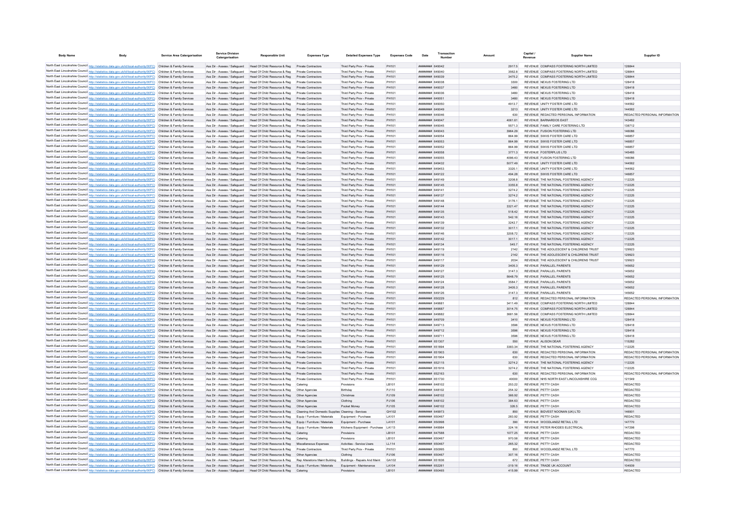| Body Name | Body | Service Area Catergorisation | Service Division Catergorisation | Responsible Unit | Expenses Type | Detailed Expenses Type | Expenses Code | Date | Transaction Number | Amount | Capital / Revenue | Supplier Name | Supplier ID |
|---|---|---|---|---|---|---|---|---|---|---|---|---|---|
| North East Lincolnshire Council | http://statistics.data.gov.uk/id/local-authority/00FC) | Children & Family Services | Ass Dir - Assess / Safeguard | Head Of Child Resource & Reg | Private Contractors | Third Party Prov - Private | PH101 | ######## | 649042 | 2917.5 | REVENUE | COMPASS FOSTERING NORTH LIMITED | 128844 |
| North East Lincolnshire Council | http://statistics.data.gov.uk/id/local-authority/00FC) | Children & Family Services | Ass Dir - Assess / Safeguard | Head Of Child Resource & Reg | Private Contractors | Third Party Prov - Private | PH101 | ######## | 649040 | 3562.8 | REVENUE | COMPASS FOSTERING NORTH LIMITED | 128844 |
| North East Lincolnshire Council | http://statistics.data.gov.uk/id/local-authority/00FC) | Children & Family Services | Ass Dir - Assess / Safeguard | Head Of Child Resource & Reg | Private Contractors | Third Party Prov - Private | PH101 | ######## | 649039 | 3475.2 | REVENUE | COMPASS FOSTERING NORTH LIMITED | 128844 |
| North East Lincolnshire Council | http://statistics.data.gov.uk/id/local-authority/00FC) | Children & Family Services | Ass Dir - Assess / Safeguard | Head Of Child Resource & Reg | Private Contractors | Third Party Prov - Private | PH101 | ######## | 649038 | 3300 | REVENUE | NEXUS FOSTERING LTD | 128418 |
| North East Lincolnshire Council | http://statistics.data.gov.uk/id/local-authority/00FC) | Children & Family Services | Ass Dir - Assess / Safeguard | Head Of Child Resource & Reg | Private Contractors | Third Party Prov - Private | PH101 | ######## | 649037 | 3480 | REVENUE | NEXUS FOSTERING LTD | 128418 |
| North East Lincolnshire Council | http://statistics.data.gov.uk/id/local-authority/00FC) | Children & Family Services | Ass Dir - Assess / Safeguard | Head Of Child Resource & Reg | Private Contractors | Third Party Prov - Private | PH101 | ######## | 649036 | 3480 | REVENUE | NEXUS FOSTERING LTD | 128418 |
| North East Lincolnshire Council | http://statistics.data.gov.uk/id/local-authority/00FC) | Children & Family Services | Ass Dir - Assess / Safeguard | Head Of Child Resource & Reg | Private Contractors | Third Party Prov - Private | PH101 | ######## | 649051 | 3480 | REVENUE | NEXUS FOSTERING LTD | 128418 |
| North East Lincolnshire Council | http://statistics.data.gov.uk/id/local-authority/00FC) | Children & Family Services | Ass Dir - Assess / Safeguard | Head Of Child Resource & Reg | Private Contractors | Third Party Prov - Private | PH101 | ######## | 649050 | 4913.7 | REVENUE | UNITY FOSTER CARE LTD | 144562 |
| North East Lincolnshire Council | http://statistics.data.gov.uk/id/local-authority/00FC) | Children & Family Services | Ass Dir - Assess / Safeguard | Head Of Child Resource & Reg | Private Contractors | Third Party Prov - Private | PH101 | ######## | 649049 | 3213 | REVENUE | UNITY FOSTER CARE LTD | 144562 |
| North East Lincolnshire Council | http://statistics.data.gov.uk/id/local-authority/00FC) | Children & Family Services | Ass Dir - Assess / Safeguard | Head Of Child Resource & Reg | Private Contractors | Third Party Prov - Private | PH101 | ######## | 649046 | 630 | REVENUE | REDACTED PERSONAL INFORMATION | REDACTED PERSONAL INFORMATION |
| North East Lincolnshire Council | http://statistics.data.gov.uk/id/local-authority/00FC) | Children & Family Services | Ass Dir - Assess / Safeguard | Head Of Child Resource & Reg | Private Contractors | Third Party Prov - Private | PH101 | ######## | 649047 | 4061.61 | REVENUE | BARNARDOS EAST | 143482 |
| North East Lincolnshire Council | http://statistics.data.gov.uk/id/local-authority/00FC) | Children & Family Services | Ass Dir - Assess / Safeguard | Head Of Child Resource & Reg | Private Contractors | Third Party Prov - Private | PH101 | ######## | 649045 | 5571.3 | REVENUE | FAMILY CARE FOSTERING LTD | 138712 |
| North East Lincolnshire Council | http://statistics.data.gov.uk/id/local-authority/00FC) | Children & Family Services | Ass Dir - Assess / Safeguard | Head Of Child Resource & Reg | Private Contractors | Third Party Prov - Private | PH101 | ######## | 649043 | 3964.29 | REVENUE | FUSION FOSTERING LTD | 146086 |
| North East Lincolnshire Council | http://statistics.data.gov.uk/id/local-authority/00FC) | Children & Family Services | Ass Dir - Assess / Safeguard | Head Of Child Resource & Reg | Private Contractors | Third Party Prov - Private | PH101 | ######## | 649054 | 864.99 | REVENUE | SWIIS FOSTER CARE LTD | 146857 |
| North East Lincolnshire Council | http://statistics.data.gov.uk/id/local-authority/00FC) | Children & Family Services | Ass Dir - Assess / Safeguard | Head Of Child Resource & Reg | Private Contractors | Third Party Prov - Private | PH101 | ######## | 649053 | 864.99 | REVENUE | SWIIS FOSTER CARE LTD | 146857 |
| North East Lincolnshire Council | http://statistics.data.gov.uk/id/local-authority/00FC) | Children & Family Services | Ass Dir - Assess / Safeguard | Head Of Child Resource & Reg | Private Contractors | Third Party Prov - Private | PH101 | ######## | 649052 | 864.99 | REVENUE | SWIIS FOSTER CARE LTD | 146857 |
| North East Lincolnshire Council | http://statistics.data.gov.uk/id/local-authority/00FC) | Children & Family Services | Ass Dir - Assess / Safeguard | Head Of Child Resource & Reg | Private Contractors | Third Party Prov - Private | PH101 | ######## | 649058 | 3771.3 | REVENUE | FOSTERPLUS LTD | 145485 |
| North East Lincolnshire Council | http://statistics.data.gov.uk/id/local-authority/00FC) | Children & Family Services | Ass Dir - Assess / Safeguard | Head Of Child Resource & Reg | Private Contractors | Third Party Prov - Private | PH101 | ######## | 649055 | 4096.43 | REVENUE | FUSION FOSTERING LTD | 146086 |
| North East Lincolnshire Council | http://statistics.data.gov.uk/id/local-authority/00FC) | Children & Family Services | Ass Dir - Assess / Safeguard | Head Of Child Resource & Reg | Private Contractors | Third Party Prov - Private | PH101 | ######## | 649432 | 5077.49 | REVENUE | UNITY FOSTER CARE LTD | 144562 |
| North East Lincolnshire Council | http://statistics.data.gov.uk/id/local-authority/00FC) | Children & Family Services | Ass Dir - Assess / Safeguard | Head Of Child Resource & Reg | Private Contractors | Third Party Prov - Private | PH101 | ######## | 649453 | 3320.1 | REVENUE | UNITY FOSTER CARE LTD | 144562 |
| North East Lincolnshire Council | http://statistics.data.gov.uk/id/local-authority/00FC) | Children & Family Services | Ass Dir - Assess / Safeguard | Head Of Child Resource & Reg | Private Contractors | Third Party Prov - Private | PH101 | ######## | 649122 | 494.28 | REVENUE | SWIIS FOSTER CARE LTD | 146857 |
| North East Lincolnshire Council | http://statistics.data.gov.uk/id/local-authority/00FC) | Children & Family Services | Ass Dir - Assess / Safeguard | Head Of Child Resource & Reg | Private Contractors | Third Party Prov - Private | PH101 | ######## | 649149 | 3208.8 | REVENUE | THE NATIONAL FOSTERING AGENCY | 112225 |
| North East Lincolnshire Council | http://statistics.data.gov.uk/id/local-authority/00FC) | Children & Family Services | Ass Dir - Assess / Safeguard | Head Of Child Resource & Reg | Private Contractors | Third Party Prov - Private | PH101 | ######## | 649145 | 3355.8 | REVENUE | THE NATIONAL FOSTERING AGENCY | 112225 |
| North East Lincolnshire Council | http://statistics.data.gov.uk/id/local-authority/00FC) | Children & Family Services | Ass Dir - Assess / Safeguard | Head Of Child Resource & Reg | Private Contractors | Third Party Prov - Private | PH101 | ######## | 649141 | 3274.2 | REVENUE | THE NATIONAL FOSTERING AGENCY | 112225 |
| North East Lincolnshire Council | http://statistics.data.gov.uk/id/local-authority/00FC) | Children & Family Services | Ass Dir - Assess / Safeguard | Head Of Child Resource & Reg | Private Contractors | Third Party Prov - Private | PH101 | ######## | 649137 | 3274.2 | REVENUE | THE NATIONAL FOSTERING AGENCY | 112225 |
| North East Lincolnshire Council | http://statistics.data.gov.uk/id/local-authority/00FC) | Children & Family Services | Ass Dir - Assess / Safeguard | Head Of Child Resource & Reg | Private Contractors | Third Party Prov - Private | PH101 | ######## | 649148 | 3176.1 | REVENUE | THE NATIONAL FOSTERING AGENCY | 112225 |
| North East Lincolnshire Council | http://statistics.data.gov.uk/id/local-authority/00FC) | Children & Family Services | Ass Dir - Assess / Safeguard | Head Of Child Resource & Reg | Private Contractors | Third Party Prov - Private | PH101 | ######## | 649144 | 3321.47 | REVENUE | THE NATIONAL FOSTERING AGENCY | 112225 |
| North East Lincolnshire Council | http://statistics.data.gov.uk/id/local-authority/00FC) | Children & Family Services | Ass Dir - Assess / Safeguard | Head Of Child Resource & Reg | Private Contractors | Third Party Prov - Private | PH101 | ######## | 649135 | 518.42 | REVENUE | THE NATIONAL FOSTERING AGENCY | 112225 |
| North East Lincolnshire Council | http://statistics.data.gov.uk/id/local-authority/00FC) | Children & Family Services | Ass Dir - Assess / Safeguard | Head Of Child Resource & Reg | Private Contractors | Third Party Prov - Private | PH101 | ######## | 649143 | 542.16 | REVENUE | THE NATIONAL FOSTERING AGENCY | 112225 |
| North East Lincolnshire Council | http://statistics.data.gov.uk/id/local-authority/00FC) | Children & Family Services | Ass Dir - Assess / Safeguard | Head Of Child Resource & Reg | Private Contractors | Third Party Prov - Private | PH101 | ######## | 649139 | 3242.7 | REVENUE | THE NATIONAL FOSTERING AGENCY | 112225 |
| North East Lincolnshire Council | http://statistics.data.gov.uk/id/local-authority/00FC) | Children & Family Services | Ass Dir - Assess / Safeguard | Head Of Child Resource & Reg | Private Contractors | Third Party Prov - Private | PH101 | ######## | 649132 | 3017.1 | REVENUE | THE NATIONAL FOSTERING AGENCY | 112225 |
| North East Lincolnshire Council | http://statistics.data.gov.uk/id/local-authority/00FC) | Children & Family Services | Ass Dir - Assess / Safeguard | Head Of Child Resource & Reg | Private Contractors | Third Party Prov - Private | PH101 | ######## | 649146 | 3208.72 | REVENUE | THE NATIONAL FOSTERING AGENCY | 112225 |
| North East Lincolnshire Council | http://statistics.data.gov.uk/id/local-authority/00FC) | Children & Family Services | Ass Dir - Assess / Safeguard | Head Of Child Resource & Reg | Private Contractors | Third Party Prov - Private | PH101 | ######## | 649142 | 3017.1 | REVENUE | THE NATIONAL FOSTERING AGENCY | 112225 |
| North East Lincolnshire Council | http://statistics.data.gov.uk/id/local-authority/00FC) | Children & Family Services | Ass Dir - Assess / Safeguard | Head Of Child Resource & Reg | Private Contractors | Third Party Prov - Private | PH101 | ######## | 649134 | 545.7 | REVENUE | THE NATIONAL FOSTERING AGENCY | 112225 |
| North East Lincolnshire Council | http://statistics.data.gov.uk/id/local-authority/00FC) | Children & Family Services | Ass Dir - Assess / Safeguard | Head Of Child Resource & Reg | Private Contractors | Third Party Prov - Private | PH101 | ######## | 649119 | 2142 | REVENUE | THE ADOLESCENT & CHILDRENS TRUST | 129923 |
| North East Lincolnshire Council | http://statistics.data.gov.uk/id/local-authority/00FC) | Children & Family Services | Ass Dir - Assess / Safeguard | Head Of Child Resource & Reg | Private Contractors | Third Party Prov - Private | PH101 | ######## | 649116 | 2142 | REVENUE | THE ADOLESCENT & CHILDRENS TRUST | 129923 |
| North East Lincolnshire Council | http://statistics.data.gov.uk/id/local-authority/00FC) | Children & Family Services | Ass Dir - Assess / Safeguard | Head Of Child Resource & Reg | Private Contractors | Third Party Prov - Private | PH101 | ######## | 649117 | 2034 | REVENUE | THE ADOLESCENT & CHILDRENS TRUST | 129923 |
| North East Lincolnshire Council | http://statistics.data.gov.uk/id/local-authority/00FC) | Children & Family Services | Ass Dir - Assess / Safeguard | Head Of Child Resource & Reg | Private Contractors | Third Party Prov - Private | PH101 | ######## | 649129 | 3405.3 | REVENUE | PARALLEL PARENTS | 145652 |
| North East Lincolnshire Council | http://statistics.data.gov.uk/id/local-authority/00FC) | Children & Family Services | Ass Dir - Assess / Safeguard | Head Of Child Resource & Reg | Private Contractors | Third Party Prov - Private | PH101 | ######## | 649127 | 3147.3 | REVENUE | PARALLEL PARENTS | 145652 |
| North East Lincolnshire Council | http://statistics.data.gov.uk/id/local-authority/00FC) | Children & Family Services | Ass Dir - Assess / Safeguard | Head Of Child Resource & Reg | Private Contractors | Third Party Prov - Private | PH101 | ######## | 649125 | 5648.79 | REVENUE | PARALLEL PARENTS | 145652 |
| North East Lincolnshire Council | http://statistics.data.gov.uk/id/local-authority/00FC) | Children & Family Services | Ass Dir - Assess / Safeguard | Head Of Child Resource & Reg | Private Contractors | Third Party Prov - Private | PH101 | ######## | 649124 | 3584.7 | REVENUE | PARALLEL PARENTS | 145652 |
| North East Lincolnshire Council | http://statistics.data.gov.uk/id/local-authority/00FC) | Children & Family Services | Ass Dir - Assess / Safeguard | Head Of Child Resource & Reg | Private Contractors | Third Party Prov - Private | PH101 | ######## | 649128 | 3405.3 | REVENUE | PARALLEL PARENTS | 145652 |
| North East Lincolnshire Council | http://statistics.data.gov.uk/id/local-authority/00FC) | Children & Family Services | Ass Dir - Assess / Safeguard | Head Of Child Resource & Reg | Private Contractors | Third Party Prov - Private | PH101 | ######## | 649126 | 3147.3 | REVENUE | PARALLEL PARENTS | 145652 |
| North East Lincolnshire Council | http://statistics.data.gov.uk/id/local-authority/00FC) | Children & Family Services | Ass Dir - Assess / Safeguard | Head Of Child Resource & Reg | Private Contractors | Third Party Prov - Private | PH101 | ######## | 650229 | 812 | REVENUE | REDACTED PERSONAL INFORMATION | REDACTED PERSONAL INFORMATION |
| North East Lincolnshire Council | http://statistics.data.gov.uk/id/local-authority/00FC) | Children & Family Services | Ass Dir - Assess / Safeguard | Head Of Child Resource & Reg | Private Contractors | Third Party Prov - Private | PH101 | ######## | 649681 | 3411.49 | REVENUE | COMPASS FOSTERING NORTH LIMITED | 128844 |
| North East Lincolnshire Council | http://statistics.data.gov.uk/id/local-authority/00FC) | Children & Family Services | Ass Dir - Assess / Safeguard | Head Of Child Resource & Reg | Private Contractors | Third Party Prov - Private | PH101 | ######## | 649687 | 3014.75 | REVENUE | COMPASS FOSTERING NORTH LIMITED | 128844 |
| North East Lincolnshire Council | http://statistics.data.gov.uk/id/local-authority/00FC) | Children & Family Services | Ass Dir - Assess / Safeguard | Head Of Child Resource & Reg | Private Contractors | Third Party Prov - Private | PH101 | ######## | 649682 | 3681.56 | REVENUE | COMPASS FOSTERING NORTH LIMITED | 128844 |
| North East Lincolnshire Council | http://statistics.data.gov.uk/id/local-authority/00FC) | Children & Family Services | Ass Dir - Assess / Safeguard | Head Of Child Resource & Reg | Private Contractors | Third Party Prov - Private | PH101 | ######## | 649709 | 3410 | REVENUE | NEXUS FOSTERING LTD | 128418 |
| North East Lincolnshire Council | http://statistics.data.gov.uk/id/local-authority/00FC) | Children & Family Services | Ass Dir - Assess / Safeguard | Head Of Child Resource & Reg | Private Contractors | Third Party Prov - Private | PH101 | ######## | 649713 | 3596 | REVENUE | NEXUS FOSTERING LTD | 128418 |
| North East Lincolnshire Council | http://statistics.data.gov.uk/id/local-authority/00FC) | Children & Family Services | Ass Dir - Assess / Safeguard | Head Of Child Resource & Reg | Private Contractors | Third Party Prov - Private | PH101 | ######## | 649712 | 3596 | REVENUE | NEXUS FOSTERING LTD | 128418 |
| North East Lincolnshire Council | http://statistics.data.gov.uk/id/local-authority/00FC) | Children & Family Services | Ass Dir - Assess / Safeguard | Head Of Child Resource & Reg | Private Contractors | Third Party Prov - Private | PH101 | ######## | 649711 | 3596 | REVENUE | NEXUS FOSTERING LTD | 128418 |
| North East Lincolnshire Council | http://statistics.data.gov.uk/id/local-authority/00FC) | Children & Family Services | Ass Dir - Assess / Safeguard | Head Of Child Resource & Reg | Private Contractors | Third Party Prov - Private | PH101 | ######## | 651307 | 550 | REVENUE | ALISON DEAR | 115282 |
| North East Lincolnshire Council | http://statistics.data.gov.uk/id/local-authority/00FC) | Children & Family Services | Ass Dir - Assess / Safeguard | Head Of Child Resource & Reg | Private Contractors | Third Party Prov - Private | PH101 | ######## | 651894 | 3383.34 | REVENUE | THE NATIONAL FOSTERING AGENCY | 112225 |
| North East Lincolnshire Council | http://statistics.data.gov.uk/id/local-authority/00FC) | Children & Family Services | Ass Dir - Assess / Safeguard | Head Of Child Resource & Reg | Private Contractors | Third Party Prov - Private | PH101 | ######## | 651903 | 630 | REVENUE | REDACTED PERSONAL INFORMATION | REDACTED PERSONAL INFORMATION |
| North East Lincolnshire Council | http://statistics.data.gov.uk/id/local-authority/00FC) | Children & Family Services | Ass Dir - Assess / Safeguard | Head Of Child Resource & Reg | Private Contractors | Third Party Prov - Private | PH101 | ######## | 651904 | 630 | REVENUE | REDACTED PERSONAL INFORMATION | REDACTED PERSONAL INFORMATION |
| North East Lincolnshire Council | http://statistics.data.gov.uk/id/local-authority/00FC) | Children & Family Services | Ass Dir - Assess / Safeguard | Head Of Child Resource & Reg | Private Contractors | Third Party Prov - Private | PH101 | ######## | 652115 | 3274.2 | REVENUE | THE NATIONAL FOSTERING AGENCY | 112225 |
| North East Lincolnshire Council | http://statistics.data.gov.uk/id/local-authority/00FC) | Children & Family Services | Ass Dir - Assess / Safeguard | Head Of Child Resource & Reg | Private Contractors | Third Party Prov - Private | PH101 | ######## | 651916 | 3274.2 | REVENUE | THE NATIONAL FOSTERING AGENCY | 112225 |
| North East Lincolnshire Council | http://statistics.data.gov.uk/id/local-authority/00FC) | Children & Family Services | Ass Dir - Assess / Safeguard | Head Of Child Resource & Reg | Private Contractors | Third Party Prov - Private | PH101 | ######## | 652163 | 630 | REVENUE | REDACTED PERSONAL INFORMATION | REDACTED PERSONAL INFORMATION |
| North East Lincolnshire Council | http://statistics.data.gov.uk/id/local-authority/00FC) | Children & Family Services | Ass Dir - Assess / Safeguard | Head Of Child Resource & Reg | Private Contractors | Third Party Prov - Private | PH101 | ######## | 651730 | 40000 | REVENUE | NHS NORTH EAST LINCOLNSHIRE CCG | 121549 |
| North East Lincolnshire Council | http://statistics.data.gov.uk/id/local-authority/00FC) | Children & Family Services | Ass Dir - Assess / Safeguard | Head Of Child Resource & Reg | Catering | Provisions | LB101 | ######## | 648102 | 253.22 | REVENUE | PETTY CASH | REDACTED |
| North East Lincolnshire Council | http://statistics.data.gov.uk/id/local-authority/00FC) | Children & Family Services | Ass Dir - Assess / Safeguard | Head Of Child Resource & Reg | Other Agencies | Birthday | PJ110 | ######## | 648102 | 254.32 | REVENUE | PETTY CASH | REDACTED |
| North East Lincolnshire Council | http://statistics.data.gov.uk/id/local-authority/00FC) | Children & Family Services | Ass Dir - Assess / Safeguard | Head Of Child Resource & Reg | Other Agencies | Christmas | PJ109 | ######## | 648102 | 366.92 | REVENUE | PETTY CASH | REDACTED |
| North East Lincolnshire Council | http://statistics.data.gov.uk/id/local-authority/00FC) | Children & Family Services | Ass Dir - Assess / Safeguard | Head Of Child Resource & Reg | Other Agencies | Clothing | PJ106 | ######## | 648102 | 384.63 | REVENUE | PETTY CASH | REDACTED |
| North East Lincolnshire Council | http://statistics.data.gov.uk/id/local-authority/00FC) | Children & Family Services | Ass Dir - Assess / Safeguard | Head Of Child Resource & Reg | Other Agencies | Pocket Money | PJ105 | ######## | 648102 | 326.5 | REVENUE | PETTY CASH | REDACTED |
| North East Lincolnshire Council | http://statistics.data.gov.uk/id/local-authority/00FC) | Children & Family Services | Ass Dir - Assess / Safeguard | Head Of Child Resource & Reg | Cleaning And Domestic Supplies | Cleaning - Services | GH102 | ######## | 649973 | 850 | REVENUE | BIDVEST NOONAN (UK) LTD | 146901 |
| North East Lincolnshire Council | http://statistics.data.gov.uk/id/local-authority/00FC) | Children & Family Services | Ass Dir - Assess / Safeguard | Head Of Child Resource & Reg | Equip / Furniture / Materials | Equipment - Purchase | LA101 | ######## | 650467 | 283.92 | REVENUE | PETTY CASH | REDACTED |
| North East Lincolnshire Council | http://statistics.data.gov.uk/id/local-authority/00FC) | Children & Family Services | Ass Dir - Assess / Safeguard | Head Of Child Resource & Reg | Equip / Furniture / Materials | Equipment - Purchase | LA101 | ######## | 650998 | 390 | REVENUE | WOODLANDZ RETAIL LTD | 147770 |
| North East Lincolnshire Council | http://statistics.data.gov.uk/id/local-authority/00FC) | Children & Family Services | Ass Dir - Assess / Safeguard | Head Of Child Resource & Reg | Equip / Furniture / Materials | Kitchens Equipment - Purchase | LA113 | ######## | 649984 | 324.16 | REVENUE | PETER RHODES ELECTRICAL | 147298 |
| North East Lincolnshire Council | http://statistics.data.gov.uk/id/local-authority/00FC) | Children & Family Services | Ass Dir - Assess / Safeguard | Head Of Child Resource & Reg | Catering | Provisions | LB101 | ######## | 647588 | 1077.25 | REVENUE | PETTY CASH | REDACTED |
| North East Lincolnshire Council | http://statistics.data.gov.uk/id/local-authority/00FC) | Children & Family Services | Ass Dir - Assess / Safeguard | Head Of Child Resource & Reg | Catering | Provisions | LB101 | ######## | 650467 | 970.58 | REVENUE | PETTY CASH | REDACTED |
| North East Lincolnshire Council | http://statistics.data.gov.uk/id/local-authority/00FC) | Children & Family Services | Ass Dir - Assess / Safeguard | Head Of Child Resource & Reg | Miscellaneous Expenses | Activities - Service Users | LL114 | ######## | 650467 | 265.32 | REVENUE | PETTY CASH | REDACTED |
| North East Lincolnshire Council | http://statistics.data.gov.uk/id/local-authority/00FC) | Children & Family Services | Ass Dir - Assess / Safeguard | Head Of Child Resource & Reg | Private Contractors | Third Party Prov - Private | PH101 | ######## | 650995 | 850 | REVENUE | WOODLANDZ RETAIL LTD | 147770 |
| North East Lincolnshire Council | http://statistics.data.gov.uk/id/local-authority/00FC) | Children & Family Services | Ass Dir - Assess / Safeguard | Head Of Child Resource & Reg | Other Agencies | Clothing | PJ106 | ######## | 650467 | 307.16 | REVENUE | PETTY CASH | REDACTED |
| North East Lincolnshire Council | http://statistics.data.gov.uk/id/local-authority/00FC) | Children & Family Services | Ass Dir - Assess / Safeguard | Head Of Child Resource & Reg | Rep Alterations Maint Building | Buildings - Repairs And Maint | GA102 | ######## | 651836 | 672 | REVENUE | PETTY CASH | REDACTED |
| North East Lincolnshire Council | http://statistics.data.gov.uk/id/local-authority/00FC) | Children & Family Services | Ass Dir - Assess / Safeguard | Head Of Child Resource & Reg | Equip / Furniture / Materials | Equipment - Maintenance | LA104 | ######## | 652261 | -319.16 | REVENUE | TRADE UK ACCOUNT | 104939 |
| North East Lincolnshire Council | http://statistics.data.gov.uk/id/local-authority/00FC) | Children & Family Services | Ass Dir - Assess / Safeguard | Head Of Child Resource & Reg | Catering | Provisions | LB101 | ######## | 650465 | 415.99 | REVENUE | PETTY CASH | REDACTED |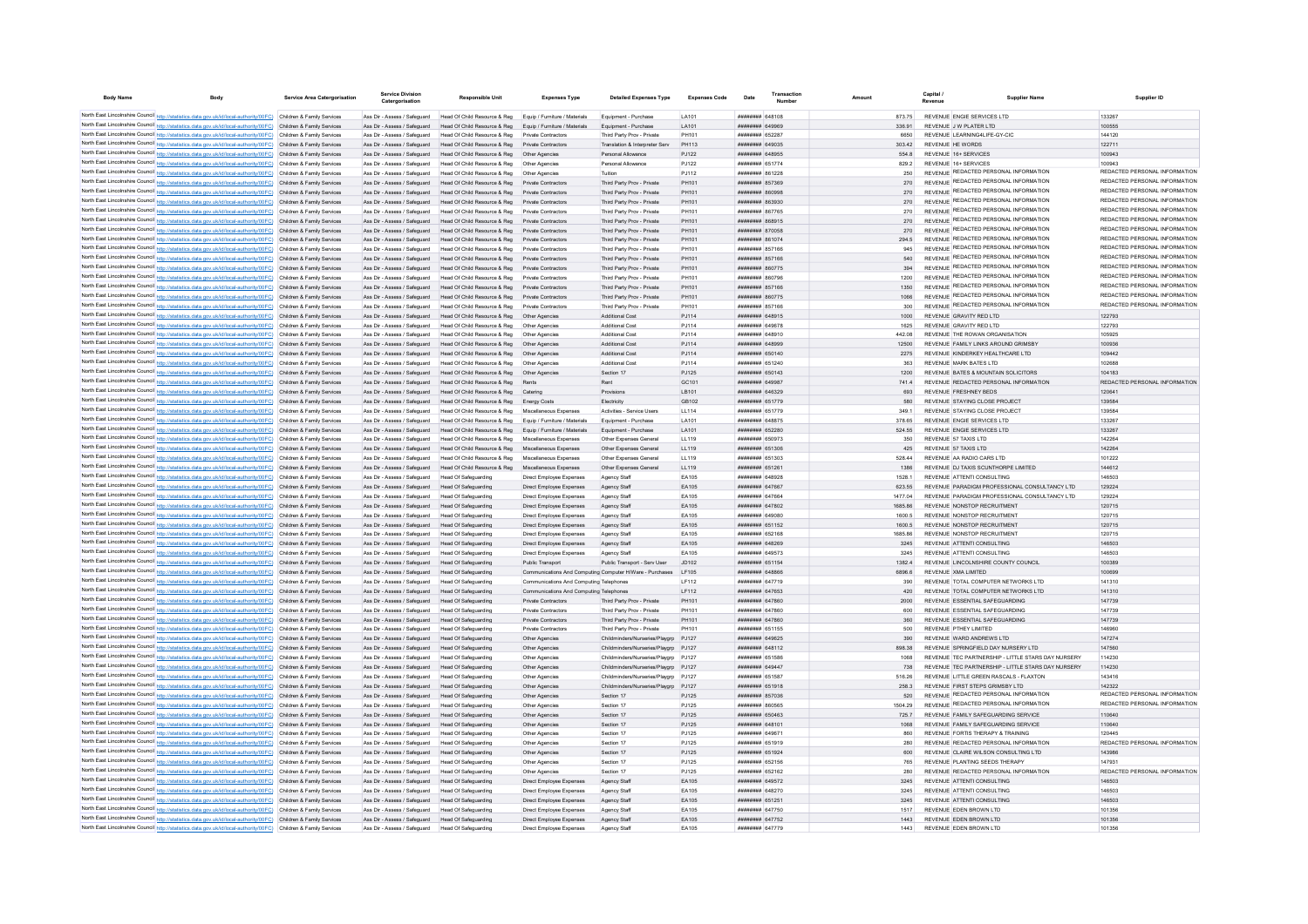| Body Name | Body | Service Area Catergorisation | Service Division Catergorisation | Responsible Unit | Expenses Type | Detailed Expenses Type | Expenses Code | Date | Transaction Number | Amount | Capital / Revenue | Supplier Name | Supplier ID |
|---|---|---|---|---|---|---|---|---|---|---|---|---|---|
| North East Lincolnshire Council | http://statistics.data.gov.uk/id/local-authority/00FC | Children & Family Services | Ass Dir - Assess / Safeguard | Head Of Child Resource & Reg | Equip / Furniture / Materials | Equipment - Purchase | LA101 | ######## | 648108 | 873.75 | REVENUE | ENGIE SERVICES LTD | 133267 |
| North East Lincolnshire Council | http://statistics.data.gov.uk/id/local-authority/00FC | Children & Family Services | Ass Dir - Assess / Safeguard | Head Of Child Resource & Reg | Equip / Furniture / Materials | Equipment - Purchase | LA101 | ######## | 649969 | 336.91 | REVENUE | J W PLATER LTD | 100555 |
| North East Lincolnshire Council | http://statistics.data.gov.uk/id/local-authority/00FC | Children & Family Services | Ass Dir - Assess / Safeguard | Head Of Child Resource & Reg | Private Contractors | Third Party Prov - Private | PH101 | ######## | 652287 | 6650 | REVENUE | LEARNING4LIFE-GY-CIC | 144120 |
| North East Lincolnshire Council | http://statistics.data.gov.uk/id/local-authority/00FC | Children & Family Services | Ass Dir - Assess / Safeguard | Head Of Child Resource & Reg | Private Contractors | Translation & Interpreter Serv | PH113 | ######## | 649035 | 303.42 | REVENUE | HE WORDS | 122711 |
| North East Lincolnshire Council | http://statistics.data.gov.uk/id/local-authority/00FC | Children & Family Services | Ass Dir - Assess / Safeguard | Head Of Child Resource & Reg | Other Agencies | Personal Allowance | PJ122 | ######## | 648955 | 554.8 | REVENUE | 16+ SERVICES | 100943 |
| North East Lincolnshire Council | http://statistics.data.gov.uk/id/local-authority/00FC | Children & Family Services | Ass Dir - Assess / Safeguard | Head Of Child Resource & Reg | Other Agencies | Personal Allowance | PJ122 | ######## | 651774 | 829.2 | REVENUE | 16+ SERVICES | 100943 |
| North East Lincolnshire Council | http://statistics.data.gov.uk/id/local-authority/00FC | Children & Family Services | Ass Dir - Assess / Safeguard | Head Of Child Resource & Reg | Other Agencies | Tuition | PJ112 | ######## | 861228 | 250 | REVENUE | REDACTED PERSONAL INFORMATION | REDACTED PERSONAL INFORMATION |
| North East Lincolnshire Council | http://statistics.data.gov.uk/id/local-authority/00FC | Children & Family Services | Ass Dir - Assess / Safeguard | Head Of Child Resource & Reg | Private Contractors | Third Party Prov - Private | PH101 | ######## | 857369 | 270 | REVENUE | REDACTED PERSONAL INFORMATION | REDACTED PERSONAL INFORMATION |
| North East Lincolnshire Council | http://statistics.data.gov.uk/id/local-authority/00FC | Children & Family Services | Ass Dir - Assess / Safeguard | Head Of Child Resource & Reg | Private Contractors | Third Party Prov - Private | PH101 | ######## | 860998 | 270 | REVENUE | REDACTED PERSONAL INFORMATION | REDACTED PERSONAL INFORMATION |
| North East Lincolnshire Council | http://statistics.data.gov.uk/id/local-authority/00FC | Children & Family Services | Ass Dir - Assess / Safeguard | Head Of Child Resource & Reg | Private Contractors | Third Party Prov - Private | PH101 | ######## | 863930 | 270 | REVENUE | REDACTED PERSONAL INFORMATION | REDACTED PERSONAL INFORMATION |
| North East Lincolnshire Council | http://statistics.data.gov.uk/id/local-authority/00FC | Children & Family Services | Ass Dir - Assess / Safeguard | Head Of Child Resource & Reg | Private Contractors | Third Party Prov - Private | PH101 | ######## | 867765 | 270 | REVENUE | REDACTED PERSONAL INFORMATION | REDACTED PERSONAL INFORMATION |
| North East Lincolnshire Council | http://statistics.data.gov.uk/id/local-authority/00FC | Children & Family Services | Ass Dir - Assess / Safeguard | Head Of Child Resource & Reg | Private Contractors | Third Party Prov - Private | PH101 | ######## | 868915 | 270 | REVENUE | REDACTED PERSONAL INFORMATION | REDACTED PERSONAL INFORMATION |
| North East Lincolnshire Council | http://statistics.data.gov.uk/id/local-authority/00FC | Children & Family Services | Ass Dir - Assess / Safeguard | Head Of Child Resource & Reg | Private Contractors | Third Party Prov - Private | PH101 | ######## | 870058 | 270 | REVENUE | REDACTED PERSONAL INFORMATION | REDACTED PERSONAL INFORMATION |
| North East Lincolnshire Council | http://statistics.data.gov.uk/id/local-authority/00FC | Children & Family Services | Ass Dir - Assess / Safeguard | Head Of Child Resource & Reg | Private Contractors | Third Party Prov - Private | PH101 | ######## | 861074 | 294.5 | REVENUE | REDACTED PERSONAL INFORMATION | REDACTED PERSONAL INFORMATION |
| North East Lincolnshire Council | http://statistics.data.gov.uk/id/local-authority/00FC | Children & Family Services | Ass Dir - Assess / Safeguard | Head Of Child Resource & Reg | Private Contractors | Third Party Prov - Private | PH101 | ######## | 857166 | 945 | REVENUE | REDACTED PERSONAL INFORMATION | REDACTED PERSONAL INFORMATION |
| North East Lincolnshire Council | http://statistics.data.gov.uk/id/local-authority/00FC | Children & Family Services | Ass Dir - Assess / Safeguard | Head Of Child Resource & Reg | Private Contractors | Third Party Prov - Private | PH101 | ######## | 857166 | 540 | REVENUE | REDACTED PERSONAL INFORMATION | REDACTED PERSONAL INFORMATION |
| North East Lincolnshire Council | http://statistics.data.gov.uk/id/local-authority/00FC | Children & Family Services | Ass Dir - Assess / Safeguard | Head Of Child Resource & Reg | Private Contractors | Third Party Prov - Private | PH101 | ######## | 860775 | 394 | REVENUE | REDACTED PERSONAL INFORMATION | REDACTED PERSONAL INFORMATION |
| North East Lincolnshire Council | http://statistics.data.gov.uk/id/local-authority/00FC | Children & Family Services | Ass Dir - Assess / Safeguard | Head Of Child Resource & Reg | Private Contractors | Third Party Prov - Private | PH101 | ######## | 860796 | 1200 | REVENUE | REDACTED PERSONAL INFORMATION | REDACTED PERSONAL INFORMATION |
| North East Lincolnshire Council | http://statistics.data.gov.uk/id/local-authority/00FC | Children & Family Services | Ass Dir - Assess / Safeguard | Head Of Child Resource & Reg | Private Contractors | Third Party Prov - Private | PH101 | ######## | 857166 | 1350 | REVENUE | REDACTED PERSONAL INFORMATION | REDACTED PERSONAL INFORMATION |
| North East Lincolnshire Council | http://statistics.data.gov.uk/id/local-authority/00FC | Children & Family Services | Ass Dir - Assess / Safeguard | Head Of Child Resource & Reg | Private Contractors | Third Party Prov - Private | PH101 | ######## | 860775 | 1066 | REVENUE | REDACTED PERSONAL INFORMATION | REDACTED PERSONAL INFORMATION |
| North East Lincolnshire Council | http://statistics.data.gov.uk/id/local-authority/00FC | Children & Family Services | Ass Dir - Assess / Safeguard | Head Of Child Resource & Reg | Private Contractors | Third Party Prov - Private | PH101 | ######## | 857166 | 300 | REVENUE | REDACTED PERSONAL INFORMATION | REDACTED PERSONAL INFORMATION |
| North East Lincolnshire Council | http://statistics.data.gov.uk/id/local-authority/00FC | Children & Family Services | Ass Dir - Assess / Safeguard | Head Of Child Resource & Reg | Other Agencies | Additional Cost | PJ114 | ######## | 648915 | 1000 | REVENUE | GRAVITY RED LTD | 122793 |
| North East Lincolnshire Council | http://statistics.data.gov.uk/id/local-authority/00FC | Children & Family Services | Ass Dir - Assess / Safeguard | Head Of Child Resource & Reg | Other Agencies | Additional Cost | PJ114 | ######## | 649878 | 1625 | REVENUE | GRAVITY RED LTD | 122793 |
| North East Lincolnshire Council | http://statistics.data.gov.uk/id/local-authority/00FC | Children & Family Services | Ass Dir - Assess / Safeguard | Head Of Child Resource & Reg | Other Agencies | Additional Cost | PJ114 | ######## | 648910 | 442.08 | REVENUE | THE ROWAN ORGANISATION | 105925 |
| North East Lincolnshire Council | http://statistics.data.gov.uk/id/local-authority/00FC | Children & Family Services | Ass Dir - Assess / Safeguard | Head Of Child Resource & Reg | Other Agencies | Additional Cost | PJ114 | ######## | 648999 | 12500 | REVENUE | FAMILY LINKS AROUND GRIMSBY | 100936 |
| North East Lincolnshire Council | http://statistics.data.gov.uk/id/local-authority/00FC | Children & Family Services | Ass Dir - Assess / Safeguard | Head Of Child Resource & Reg | Other Agencies | Additional Cost | PJ114 | ######## | 650140 | 2275 | REVENUE | KINDERKEY HEALTHCARE LTD | 109442 |
| North East Lincolnshire Council | http://statistics.data.gov.uk/id/local-authority/00FC | Children & Family Services | Ass Dir - Assess / Safeguard | Head Of Child Resource & Reg | Other Agencies | Additional Cost | PJ114 | ######## | 651240 | 363 | REVENUE | MARK BATES LTD | 102688 |
| North East Lincolnshire Council | http://statistics.data.gov.uk/id/local-authority/00FC | Children & Family Services | Ass Dir - Assess / Safeguard | Head Of Child Resource & Reg | Other Agencies | Section 17 | PJ125 | ######## | 650143 | 1200 | REVENUE | BATES & MOUNTAIN SOLICITORS | 104183 |
| North East Lincolnshire Council | http://statistics.data.gov.uk/id/local-authority/00FC | Children & Family Services | Ass Dir - Assess / Safeguard | Head Of Child Resource & Reg | Rents | Rent | GC101 | ######## | 649987 | 741.4 | REVENUE | REDACTED PERSONAL INFORMATION | REDACTED PERSONAL INFORMATION |
| North East Lincolnshire Council | http://statistics.data.gov.uk/id/local-authority/00FC | Children & Family Services | Ass Dir - Assess / Safeguard | Head Of Child Resource & Reg | Catering | Provisions | LB101 | ######## | 646329 | 693 | REVENUE | FRESHNEY BEDS | 120641 |
| North East Lincolnshire Council | http://statistics.data.gov.uk/id/local-authority/00FC | Children & Family Services | Ass Dir - Assess / Safeguard | Head Of Child Resource & Reg | Energy Costs | Electricity | GB102 | ######## | 651779 | 580 | REVENUE | STAYING CLOSE PROJECT | 139584 |
| North East Lincolnshire Council | http://statistics.data.gov.uk/id/local-authority/00FC | Children & Family Services | Ass Dir - Assess / Safeguard | Head Of Child Resource & Reg | Miscellaneous Expenses | Activities - Service Users | LL114 | ######## | 651779 | 349.1 | REVENUE | STAYING CLOSE PROJECT | 139584 |
| North East Lincolnshire Council | http://statistics.data.gov.uk/id/local-authority/00FC | Children & Family Services | Ass Dir - Assess / Safeguard | Head Of Child Resource & Reg | Equip / Furniture / Materials | Equipment - Purchase | LA101 | ######## | 648875 | 378.65 | REVENUE | ENGIE SERVICES LTD | 133267 |
| North East Lincolnshire Council | http://statistics.data.gov.uk/id/local-authority/00FC | Children & Family Services | Ass Dir - Assess / Safeguard | Head Of Child Resource & Reg | Equip / Furniture / Materials | Equipment - Purchase | LA101 | ######## | 652280 | 524.55 | REVENUE | ENGIE SERVICES LTD | 133267 |
| North East Lincolnshire Council | http://statistics.data.gov.uk/id/local-authority/00FC | Children & Family Services | Ass Dir - Assess / Safeguard | Head Of Child Resource & Reg | Miscellaneous Expenses | Other Expenses General | LL119 | ######## | 650973 | 350 | REVENUE | 57 TAXIS LTD | 142264 |
| North East Lincolnshire Council | http://statistics.data.gov.uk/id/local-authority/00FC | Children & Family Services | Ass Dir - Assess / Safeguard | Head Of Child Resource & Reg | Miscellaneous Expenses | Other Expenses General | LL119 | ######## | 651306 | 425 | REVENUE | 57 TAXIS LTD | 142264 |
| North East Lincolnshire Council | http://statistics.data.gov.uk/id/local-authority/00FC | Children & Family Services | Ass Dir - Assess / Safeguard | Head Of Child Resource & Reg | Miscellaneous Expenses | Other Expenses General | LL119 | ######## | 651303 | 528.44 | REVENUE | AA RADIO CARS LTD | 101222 |
| North East Lincolnshire Council | http://statistics.data.gov.uk/id/local-authority/00FC | Children & Family Services | Ass Dir - Assess / Safeguard | Head Of Child Resource & Reg | Miscellaneous Expenses | Other Expenses General | LL119 | ######## | 651261 | 1386 | REVENUE | DJ TAXIS SCUNTHORPE LIMITED | 144612 |
| North East Lincolnshire Council | http://statistics.data.gov.uk/id/local-authority/00FC | Children & Family Services | Ass Dir - Assess / Safeguard | Head Of Safeguarding | Direct Employee Expenses | Agency Staff | EA105 | ######## | 648928 | 1528.1 | REVENUE | ATTENTI CONSULTING | 146503 |
| North East Lincolnshire Council | http://statistics.data.gov.uk/id/local-authority/00FC | Children & Family Services | Ass Dir - Assess / Safeguard | Head Of Safeguarding | Direct Employee Expenses | Agency Staff | EA105 | ######## | 647667 | 623.55 | REVENUE | PARADIGM PROFESSIONAL CONSULTANCY LTD | 129224 |
| North East Lincolnshire Council | http://statistics.data.gov.uk/id/local-authority/00FC | Children & Family Services | Ass Dir - Assess / Safeguard | Head Of Safeguarding | Direct Employee Expenses | Agency Staff | EA105 | ######## | 647664 | 1477.04 | REVENUE | PARADIGM PROFESSIONAL CONSULTANCY LTD | 129224 |
| North East Lincolnshire Council | http://statistics.data.gov.uk/id/local-authority/00FC | Children & Family Services | Ass Dir - Assess / Safeguard | Head Of Safeguarding | Direct Employee Expenses | Agency Staff | EA105 | ######## | 647802 | 1685.86 | REVENUE | NONSTOP RECRUITMENT | 120715 |
| North East Lincolnshire Council | http://statistics.data.gov.uk/id/local-authority/00FC | Children & Family Services | Ass Dir - Assess / Safeguard | Head Of Safeguarding | Direct Employee Expenses | Agency Staff | EA105 | ######## | 649080 | 1600.5 | REVENUE | NONSTOP RECRUITMENT | 120715 |
| North East Lincolnshire Council | http://statistics.data.gov.uk/id/local-authority/00FC | Children & Family Services | Ass Dir - Assess / Safeguard | Head Of Safeguarding | Direct Employee Expenses | Agency Staff | EA105 | ######## | 651152 | 1600.5 | REVENUE | NONSTOP RECRUITMENT | 120715 |
| North East Lincolnshire Council | http://statistics.data.gov.uk/id/local-authority/00FC | Children & Family Services | Ass Dir - Assess / Safeguard | Head Of Safeguarding | Direct Employee Expenses | Agency Staff | EA105 | ######## | 652168 | 1685.86 | REVENUE | NONSTOP RECRUITMENT | 120715 |
| North East Lincolnshire Council | http://statistics.data.gov.uk/id/local-authority/00FC | Children & Family Services | Ass Dir - Assess / Safeguard | Head Of Safeguarding | Direct Employee Expenses | Agency Staff | EA105 | ######## | 648269 | 3245 | REVENUE | ATTENTI CONSULTING | 146503 |
| North East Lincolnshire Council | http://statistics.data.gov.uk/id/local-authority/00FC | Children & Family Services | Ass Dir - Assess / Safeguard | Head Of Safeguarding | Direct Employee Expenses | Agency Staff | EA105 | ######## | 649573 | 3245 | REVENUE | ATTENTI CONSULTING | 146503 |
| North East Lincolnshire Council | http://statistics.data.gov.uk/id/local-authority/00FC | Children & Family Services | Ass Dir - Assess / Safeguard | Head Of Safeguarding | Public Transport | Public Transport - Serv User | JD102 | ######## | 651154 | 1382.4 | REVENUE | LINCOLNSHIRE COUNTY COUNCIL | 100389 |
| North East Lincolnshire Council | http://statistics.data.gov.uk/id/local-authority/00FC | Children & Family Services | Ass Dir - Assess / Safeguard | Head Of Safeguarding | Communications And Computing | Computer H/Ware - Purchases | LF105 | ######## | 648866 | 6896.6 | REVENUE | XMA LIMITED | 100699 |
| North East Lincolnshire Council | http://statistics.data.gov.uk/id/local-authority/00FC | Children & Family Services | Ass Dir - Assess / Safeguard | Head Of Safeguarding | Communications And Computing | Telephones | LF112 | ######## | 647719 | 390 | REVENUE | TOTAL COMPUTER NETWORKS LTD | 141310 |
| North East Lincolnshire Council | http://statistics.data.gov.uk/id/local-authority/00FC | Children & Family Services | Ass Dir - Assess / Safeguard | Head Of Safeguarding | Communications And Computing | Telephones | LF112 | ######## | 647653 | 420 | REVENUE | TOTAL COMPUTER NETWORKS LTD | 141310 |
| North East Lincolnshire Council | http://statistics.data.gov.uk/id/local-authority/00FC | Children & Family Services | Ass Dir - Assess / Safeguard | Head Of Safeguarding | Private Contractors | Third Party Prov - Private | PH101 | ######## | 647860 | 2000 | REVENUE | ESSENTIAL SAFEGUARDING | 147739 |
| North East Lincolnshire Council | http://statistics.data.gov.uk/id/local-authority/00FC | Children & Family Services | Ass Dir - Assess / Safeguard | Head Of Safeguarding | Private Contractors | Third Party Prov - Private | PH101 | ######## | 647860 | 600 | REVENUE | ESSENTIAL SAFEGUARDING | 147739 |
| North East Lincolnshire Council | http://statistics.data.gov.uk/id/local-authority/00FC | Children & Family Services | Ass Dir - Assess / Safeguard | Head Of Safeguarding | Private Contractors | Third Party Prov - Private | PH101 | ######## | 647860 | 360 | REVENUE | ESSENTIAL SAFEGUARDING | 147739 |
| North East Lincolnshire Council | http://statistics.data.gov.uk/id/local-authority/00FC | Children & Family Services | Ass Dir - Assess / Safeguard | Head Of Safeguarding | Private Contractors | Third Party Prov - Private | PH101 | ######## | 651155 | 500 | REVENUE | PTHEY LIMITED | 146960 |
| North East Lincolnshire Council | http://statistics.data.gov.uk/id/local-authority/00FC | Children & Family Services | Ass Dir - Assess / Safeguard | Head Of Safeguarding | Other Agencies | Childminders/Nurseries/Playgrp | PJ127 | ######## | 649625 | 390 | REVENUE | WARD ANDREWS LTD | 147274 |
| North East Lincolnshire Council | http://statistics.data.gov.uk/id/local-authority/00FC | Children & Family Services | Ass Dir - Assess / Safeguard | Head Of Safeguarding | Other Agencies | Childminders/Nurseries/Playgrp | PJ127 | ######## | 648112 | 898.38 | REVENUE | SPRINGFIELD DAY NURSERY LTD | 147560 |
| North East Lincolnshire Council | http://statistics.data.gov.uk/id/local-authority/00FC | Children & Family Services | Ass Dir - Assess / Safeguard | Head Of Safeguarding | Other Agencies | Childminders/Nurseries/Playgrp | PJ127 | ######## | 651586 | 1068 | REVENUE | TEC PARTNERSHIP - LITTLE STARS DAY NURSERY | 114230 |
| North East Lincolnshire Council | http://statistics.data.gov.uk/id/local-authority/00FC | Children & Family Services | Ass Dir - Assess / Safeguard | Head Of Safeguarding | Other Agencies | Childminders/Nurseries/Playgrp | PJ127 | ######## | 649447 | 738 | REVENUE | TEC PARTNERSHIP - LITTLE STARS DAY NURSERY | 114230 |
| North East Lincolnshire Council | http://statistics.data.gov.uk/id/local-authority/00FC | Children & Family Services | Ass Dir - Assess / Safeguard | Head Of Safeguarding | Other Agencies | Childminders/Nurseries/Playgrp | PJ127 | ######## | 651587 | 516.26 | REVENUE | LITTLE GREEN RASCALS - FLAXTON | 143416 |
| North East Lincolnshire Council | http://statistics.data.gov.uk/id/local-authority/00FC | Children & Family Services | Ass Dir - Assess / Safeguard | Head Of Safeguarding | Other Agencies | Childminders/Nurseries/Playgrp | PJ127 | ######## | 651918 | 258.3 | REVENUE | FIRST STEPS GRIMSBY LTD | 142322 |
| North East Lincolnshire Council | http://statistics.data.gov.uk/id/local-authority/00FC | Children & Family Services | Ass Dir - Assess / Safeguard | Head Of Safeguarding | Other Agencies | Section 17 | PJ125 | ######## | 857036 | 520 | REVENUE | REDACTED PERSONAL INFORMATION | REDACTED PERSONAL INFORMATION |
| North East Lincolnshire Council | http://statistics.data.gov.uk/id/local-authority/00FC | Children & Family Services | Ass Dir - Assess / Safeguard | Head Of Safeguarding | Other Agencies | Section 17 | PJ125 | ######## | 860565 | 1504.29 | REVENUE | REDACTED PERSONAL INFORMATION | REDACTED PERSONAL INFORMATION |
| North East Lincolnshire Council | http://statistics.data.gov.uk/id/local-authority/00FC | Children & Family Services | Ass Dir - Assess / Safeguard | Head Of Safeguarding | Other Agencies | Section 17 | PJ125 | ######## | 650463 | 725.7 | REVENUE | FAMILY SAFEGUARDING SERVICE | 110640 |
| North East Lincolnshire Council | http://statistics.data.gov.uk/id/local-authority/00FC | Children & Family Services | Ass Dir - Assess / Safeguard | Head Of Safeguarding | Other Agencies | Section 17 | PJ125 | ######## | 648101 | 1068 | REVENUE | FAMILY SAFEGUARDING SERVICE | 110640 |
| North East Lincolnshire Council | http://statistics.data.gov.uk/id/local-authority/00FC | Children & Family Services | Ass Dir - Assess / Safeguard | Head Of Safeguarding | Other Agencies | Section 17 | PJ125 | ######## | 649671 | 860 | REVENUE | FORTIS THERAPY & TRAINING | 120445 |
| North East Lincolnshire Council | http://statistics.data.gov.uk/id/local-authority/00FC | Children & Family Services | Ass Dir - Assess / Safeguard | Head Of Safeguarding | Other Agencies | Section 17 | PJ125 | ######## | 651919 | 280 | REVENUE | REDACTED PERSONAL INFORMATION | REDACTED PERSONAL INFORMATION |
| North East Lincolnshire Council | http://statistics.data.gov.uk/id/local-authority/00FC | Children & Family Services | Ass Dir - Assess / Safeguard | Head Of Safeguarding | Other Agencies | Section 17 | PJ125 | ######## | 651924 | 600 | REVENUE | CLAIRE WILSON CONSULTING LTD | 143986 |
| North East Lincolnshire Council | http://statistics.data.gov.uk/id/local-authority/00FC | Children & Family Services | Ass Dir - Assess / Safeguard | Head Of Safeguarding | Other Agencies | Section 17 | PJ125 | ######## | 652156 | 765 | REVENUE | PLANTING SEEDS THERAPY | 147931 |
| North East Lincolnshire Council | http://statistics.data.gov.uk/id/local-authority/00FC | Children & Family Services | Ass Dir - Assess / Safeguard | Head Of Safeguarding | Other Agencies | Section 17 | PJ125 | ######## | 652162 | 280 | REVENUE | REDACTED PERSONAL INFORMATION | REDACTED PERSONAL INFORMATION |
| North East Lincolnshire Council | http://statistics.data.gov.uk/id/local-authority/00FC | Children & Family Services | Ass Dir - Assess / Safeguard | Head Of Safeguarding | Direct Employee Expenses | Agency Staff | EA105 | ######## | 649572 | 3245 | REVENUE | ATTENTI CONSULTING | 146503 |
| North East Lincolnshire Council | http://statistics.data.gov.uk/id/local-authority/00FC | Children & Family Services | Ass Dir - Assess / Safeguard | Head Of Safeguarding | Direct Employee Expenses | Agency Staff | EA105 | ######## | 648270 | 3245 | REVENUE | ATTENTI CONSULTING | 146503 |
| North East Lincolnshire Council | http://statistics.data.gov.uk/id/local-authority/00FC | Children & Family Services | Ass Dir - Assess / Safeguard | Head Of Safeguarding | Direct Employee Expenses | Agency Staff | EA105 | ######## | 651251 | 3245 | REVENUE | ATTENTI CONSULTING | 146503 |
| North East Lincolnshire Council | http://statistics.data.gov.uk/id/local-authority/00FC | Children & Family Services | Ass Dir - Assess / Safeguard | Head Of Safeguarding | Direct Employee Expenses | Agency Staff | EA105 | ######## | 647750 | 1517 | REVENUE | EDEN BROWN LTD | 101356 |
| North East Lincolnshire Council | http://statistics.data.gov.uk/id/local-authority/00FC | Children & Family Services | Ass Dir - Assess / Safeguard | Head Of Safeguarding | Direct Employee Expenses | Agency Staff | EA105 | ######## | 647752 | 1443 | REVENUE | EDEN BROWN LTD | 101356 |
| North East Lincolnshire Council | http://statistics.data.gov.uk/id/local-authority/00FC | Children & Family Services | Ass Dir - Assess / Safeguard | Head Of Safeguarding | Direct Employee Expenses | Agency Staff | EA105 | ######## | 647779 | 1443 | REVENUE | EDEN BROWN LTD | 101356 |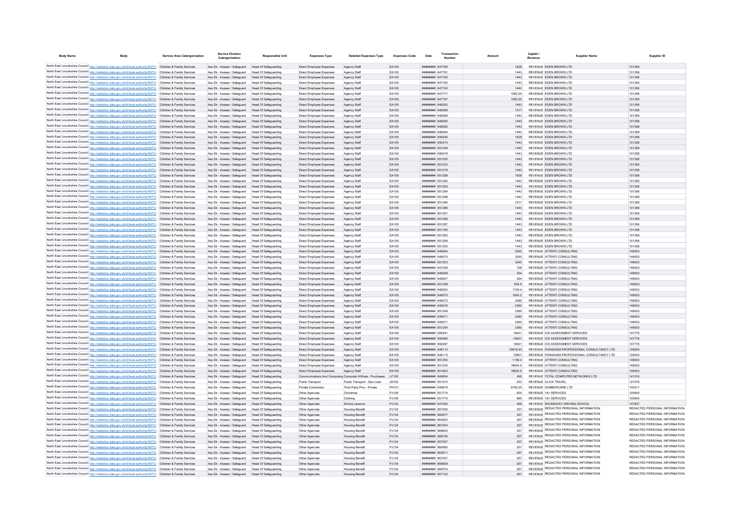| Body Name | Body | Service Area Catergorisation | Service Division Catergorisation | Responsible Unit | Expenses Type | Detailed Expenses Type | Expenses Code | Date | Transaction Number | Amount | Capital / Revenue | Supplier Name | Supplier ID |
|---|---|---|---|---|---|---|---|---|---|---|---|---|---|
| North East Lincolnshire Council | http://statistics.data.gov.uk/id/local-authority/00FC | Children & Family Services | Ass Dir - Assess / Safeguard | Head Of Safeguarding | Direct Employee Expenses | Agency Staff | EA105 | ######## | 647780 | 1628 | REVENUE | EDEN BROWN LTD | 101356 |
| North East Lincolnshire Council | http://statistics.data.gov.uk/id/local-authority/00FC | Children & Family Services | Ass Dir - Assess / Safeguard | Head Of Safeguarding | Direct Employee Expenses | Agency Staff | EA105 | ######## | 647781 | 1443 | REVENUE | EDEN BROWN LTD | 101356 |
| North East Lincolnshire Council | http://statistics.data.gov.uk/id/local-authority/00FC | Children & Family Services | Ass Dir - Assess / Safeguard | Head Of Safeguarding | Direct Employee Expenses | Agency Staff | EA105 | ######## | 647782 | 1443 | REVENUE | EDEN BROWN LTD | 101356 |
| North East Lincolnshire Council | http://statistics.data.gov.uk/id/local-authority/00FC | Children & Family Services | Ass Dir - Assess / Safeguard | Head Of Safeguarding | Direct Employee Expenses | Agency Staff | EA105 | ######## | 647783 | 1443 | REVENUE | EDEN BROWN LTD | 101356 |
| North East Lincolnshire Council | http://statistics.data.gov.uk/id/local-authority/00FC | Children & Family Services | Ass Dir - Assess / Safeguard | Head Of Safeguarding | Direct Employee Expenses | Agency Staff | EA105 | ######## | 647742 | 1443 | REVENUE | EDEN BROWN LTD | 101356 |
| North East Lincolnshire Council | http://statistics.data.gov.uk/id/local-authority/00FC | Children & Family Services | Ass Dir - Assess / Safeguard | Head Of Safeguarding | Direct Employee Expenses | Agency Staff | EA105 | ######## | 647777 | 1082.25 | REVENUE | EDEN BROWN LTD | 101356 |
| North East Lincolnshire Council | http://statistics.data.gov.uk/id/local-authority/00FC | Children & Family Services | Ass Dir - Assess / Safeguard | Head Of Safeguarding | Direct Employee Expenses | Agency Staff | EA105 | ######## | 647797 | 1082.25 | REVENUE | EDEN BROWN LTD | 101356 |
| North East Lincolnshire Council | http://statistics.data.gov.uk/id/local-authority/00FC | Children & Family Services | Ass Dir - Assess / Safeguard | Head Of Safeguarding | Direct Employee Expenses | Agency Staff | EA105 | ######## | 648293 | 1443 | REVENUE | EDEN BROWN LTD | 101356 |
| North East Lincolnshire Council | http://statistics.data.gov.uk/id/local-authority/00FC | Children & Family Services | Ass Dir - Assess / Safeguard | Head Of Safeguarding | Direct Employee Expenses | Agency Staff | EA105 | ######## | 648288 | 1517 | REVENUE | EDEN BROWN LTD | 101356 |
| North East Lincolnshire Council | http://statistics.data.gov.uk/id/local-authority/00FC | Children & Family Services | Ass Dir - Assess / Safeguard | Head Of Safeguarding | Direct Employee Expenses | Agency Staff | EA105 | ######## | 648289 | 1443 | REVENUE | EDEN BROWN LTD | 101356 |
| North East Lincolnshire Council | http://statistics.data.gov.uk/id/local-authority/00FC | Children & Family Services | Ass Dir - Assess / Safeguard | Head Of Safeguarding | Direct Employee Expenses | Agency Staff | EA105 | ######## | 648290 | 1443 | REVENUE | EDEN BROWN LTD | 101356 |
| North East Lincolnshire Council | http://statistics.data.gov.uk/id/local-authority/00FC | Children & Family Services | Ass Dir - Assess / Safeguard | Head Of Safeguarding | Direct Employee Expenses | Agency Staff | EA105 | ######## | 648292 | 1443 | REVENUE | EDEN BROWN LTD | 101356 |
| North East Lincolnshire Council | http://statistics.data.gov.uk/id/local-authority/00FC | Children & Family Services | Ass Dir - Assess / Safeguard | Head Of Safeguarding | Direct Employee Expenses | Agency Staff | EA105 | ######## | 648294 | 1443 | REVENUE | EDEN BROWN LTD | 101356 |
| North East Lincolnshire Council | http://statistics.data.gov.uk/id/local-authority/00FC | Children & Family Services | Ass Dir - Assess / Safeguard | Head Of Safeguarding | Direct Employee Expenses | Agency Staff | EA105 | ######## | 648295 | 1628 | REVENUE | EDEN BROWN LTD | 101356 |
| North East Lincolnshire Council | http://statistics.data.gov.uk/id/local-authority/00FC | Children & Family Services | Ass Dir - Assess / Safeguard | Head Of Safeguarding | Direct Employee Expenses | Agency Staff | EA105 | ######## | 650475 | 1443 | REVENUE | EDEN BROWN LTD | 101356 |
| North East Lincolnshire Council | http://statistics.data.gov.uk/id/local-authority/00FC | Children & Family Services | Ass Dir - Assess / Safeguard | Head Of Safeguarding | Direct Employee Expenses | Agency Staff | EA105 | ######## | 651029 | 1443 | REVENUE | EDEN BROWN LTD | 101356 |
| North East Lincolnshire Council | http://statistics.data.gov.uk/id/local-authority/00FC | Children & Family Services | Ass Dir - Assess / Safeguard | Head Of Safeguarding | Direct Employee Expenses | Agency Staff | EA105 | ######## | 650476 | 1443 | REVENUE | EDEN BROWN LTD | 101356 |
| North East Lincolnshire Council | http://statistics.data.gov.uk/id/local-authority/00FC | Children & Family Services | Ass Dir - Assess / Safeguard | Head Of Safeguarding | Direct Employee Expenses | Agency Staff | EA105 | ######## | 651020 | 1443 | REVENUE | EDEN BROWN LTD | 101356 |
| North East Lincolnshire Council | http://statistics.data.gov.uk/id/local-authority/00FC | Children & Family Services | Ass Dir - Assess / Safeguard | Head Of Safeguarding | Direct Employee Expenses | Agency Staff | EA105 | ######## | 651023 | 1443 | REVENUE | EDEN BROWN LTD | 101356 |
| North East Lincolnshire Council | http://statistics.data.gov.uk/id/local-authority/00FC | Children & Family Services | Ass Dir - Assess / Safeguard | Head Of Safeguarding | Direct Employee Expenses | Agency Staff | EA105 | ######## | 651278 | 1443 | REVENUE | EDEN BROWN LTD | 101356 |
| North East Lincolnshire Council | http://statistics.data.gov.uk/id/local-authority/00FC | Children & Family Services | Ass Dir - Assess / Safeguard | Head Of Safeguarding | Direct Employee Expenses | Agency Staff | EA105 | ######## | 651289 | 1628 | REVENUE | EDEN BROWN LTD | 101356 |
| North East Lincolnshire Council | http://statistics.data.gov.uk/id/local-authority/00FC | Children & Family Services | Ass Dir - Assess / Safeguard | Head Of Safeguarding | Direct Employee Expenses | Agency Staff | EA105 | ######## | 651290 | 1443 | REVENUE | EDEN BROWN LTD | 101356 |
| North East Lincolnshire Council | http://statistics.data.gov.uk/id/local-authority/00FC | Children & Family Services | Ass Dir - Assess / Safeguard | Head Of Safeguarding | Direct Employee Expenses | Agency Staff | EA105 | ######## | 651293 | 1443 | REVENUE | EDEN BROWN LTD | 101356 |
| North East Lincolnshire Council | http://statistics.data.gov.uk/id/local-authority/00FC | Children & Family Services | Ass Dir - Assess / Safeguard | Head Of Safeguarding | Direct Employee Expenses | Agency Staff | EA105 | ######## | 651294 | 1443 | REVENUE | EDEN BROWN LTD | 101356 |
| North East Lincolnshire Council | http://statistics.data.gov.uk/id/local-authority/00FC | Children & Family Services | Ass Dir - Assess / Safeguard | Head Of Safeguarding | Direct Employee Expenses | Agency Staff | EA105 | ######## | 651298 | 1443 | REVENUE | EDEN BROWN LTD | 101356 |
| North East Lincolnshire Council | http://statistics.data.gov.uk/id/local-authority/00FC | Children & Family Services | Ass Dir - Assess / Safeguard | Head Of Safeguarding | Direct Employee Expenses | Agency Staff | EA105 | ######## | 651284 | 1517 | REVENUE | EDEN BROWN LTD | 101356 |
| North East Lincolnshire Council | http://statistics.data.gov.uk/id/local-authority/00FC | Children & Family Services | Ass Dir - Assess / Safeguard | Head Of Safeguarding | Direct Employee Expenses | Agency Staff | EA105 | ######## | 651286 | 1443 | REVENUE | EDEN BROWN LTD | 101356 |
| North East Lincolnshire Council | http://statistics.data.gov.uk/id/local-authority/00FC | Children & Family Services | Ass Dir - Assess / Safeguard | Head Of Safeguarding | Direct Employee Expenses | Agency Staff | EA105 | ######## | 651291 | 1443 | REVENUE | EDEN BROWN LTD | 101356 |
| North East Lincolnshire Council | http://statistics.data.gov.uk/id/local-authority/00FC | Children & Family Services | Ass Dir - Assess / Safeguard | Head Of Safeguarding | Direct Employee Expenses | Agency Staff | EA105 | ######## | 651296 | 1443 | REVENUE | EDEN BROWN LTD | 101356 |
| North East Lincolnshire Council | http://statistics.data.gov.uk/id/local-authority/00FC | Children & Family Services | Ass Dir - Assess / Safeguard | Head Of Safeguarding | Direct Employee Expenses | Agency Staff | EA105 | ######## | 651297 | 1443 | REVENUE | EDEN BROWN LTD | 101356 |
| North East Lincolnshire Council | http://statistics.data.gov.uk/id/local-authority/00FC | Children & Family Services | Ass Dir - Assess / Safeguard | Head Of Safeguarding | Direct Employee Expenses | Agency Staff | EA105 | ######## | 651165 | 1443 | REVENUE | EDEN BROWN LTD | 101356 |
| North East Lincolnshire Council | http://statistics.data.gov.uk/id/local-authority/00FC | Children & Family Services | Ass Dir - Assess / Safeguard | Head Of Safeguarding | Direct Employee Expenses | Agency Staff | EA105 | ######## | 651283 | 1443 | REVENUE | EDEN BROWN LTD | 101356 |
| North East Lincolnshire Council | http://statistics.data.gov.uk/id/local-authority/00FC | Children & Family Services | Ass Dir - Assess / Safeguard | Head Of Safeguarding | Direct Employee Expenses | Agency Staff | EA105 | ######## | 651299 | 1443 | REVENUE | EDEN BROWN LTD | 101356 |
| North East Lincolnshire Council | http://statistics.data.gov.uk/id/local-authority/00FC | Children & Family Services | Ass Dir - Assess / Safeguard | Head Of Safeguarding | Direct Employee Expenses | Agency Staff | EA105 | ######## | 651302 | 1443 | REVENUE | EDEN BROWN LTD | 101356 |
| North East Lincolnshire Council | http://statistics.data.gov.uk/id/local-authority/00FC | Children & Family Services | Ass Dir - Assess / Safeguard | Head Of Safeguarding | Direct Employee Expenses | Agency Staff | EA105 | ######## | 648264 | 3245 | REVENUE | ATTENTI CONSULTING | 146503 |
| North East Lincolnshire Council | http://statistics.data.gov.uk/id/local-authority/00FC | Children & Family Services | Ass Dir - Assess / Safeguard | Head Of Safeguarding | Direct Employee Expenses | Agency Staff | EA105 | ######## | 649570 | 3245 | REVENUE | ATTENTI CONSULTING | 146503 |
| North East Lincolnshire Council | http://statistics.data.gov.uk/id/local-authority/00FC | Children & Family Services | Ass Dir - Assess / Safeguard | Head Of Safeguarding | Direct Employee Expenses | Agency Staff | EA105 | ######## | 651253 | 3245 | REVENUE | ATTENTI CONSULTING | 146503 |
| North East Lincolnshire Council | http://statistics.data.gov.uk/id/local-authority/00FC | Children & Family Services | Ass Dir - Assess / Safeguard | Head Of Safeguarding | Direct Employee Expenses | Agency Staff | EA105 | ######## | 647326 | 708 | REVENUE | ATTENTI CONSULTING | 146503 |
| North East Lincolnshire Council | http://statistics.data.gov.uk/id/local-authority/00FC | Children & Family Services | Ass Dir - Assess / Safeguard | Head Of Safeguarding | Direct Employee Expenses | Agency Staff | EA105 | ######## | 648268 | 354 | REVENUE | ATTENTI CONSULTING | 146503 |
| North East Lincolnshire Council | http://statistics.data.gov.uk/id/local-authority/00FC | Children & Family Services | Ass Dir - Assess / Safeguard | Head Of Safeguarding | Direct Employee Expenses | Agency Staff | EA105 | ######## | 649627 | 354 | REVENUE | ATTENTI CONSULTING | 146503 |
| North East Lincolnshire Council | http://statistics.data.gov.uk/id/local-authority/00FC | Children & Family Services | Ass Dir - Assess / Safeguard | Head Of Safeguarding | Direct Employee Expenses | Agency Staff | EA105 | ######## | 651258 | 554.6 | REVENUE | ATTENTI CONSULTING | 146503 |
| North East Lincolnshire Council | http://statistics.data.gov.uk/id/local-authority/00FC | Children & Family Services | Ass Dir - Assess / Safeguard | Head Of Safeguarding | Direct Employee Expenses | Agency Staff | EA105 | ######## | 648263 | 1746.4 | REVENUE | ATTENTI CONSULTING | 146503 |
| North East Lincolnshire Council | http://statistics.data.gov.uk/id/local-authority/00FC | Children & Family Services | Ass Dir - Assess / Safeguard | Head Of Safeguarding | Direct Employee Expenses | Agency Staff | EA105 | ######## | 649575 | 1640.2 | REVENUE | ATTENTI CONSULTING | 146503 |
| North East Lincolnshire Council | http://statistics.data.gov.uk/id/local-authority/00FC | Children & Family Services | Ass Dir - Assess / Safeguard | Head Of Safeguarding | Direct Employee Expenses | Agency Staff | EA105 | ######## | 648272 | 2360 | REVENUE | ATTENTI CONSULTING | 146503 |
| North East Lincolnshire Council | http://statistics.data.gov.uk/id/local-authority/00FC | Children & Family Services | Ass Dir - Assess / Safeguard | Head Of Safeguarding | Direct Employee Expenses | Agency Staff | EA105 | ######## | 649576 | 2360 | REVENUE | ATTENTI CONSULTING | 146503 |
| North East Lincolnshire Council | http://statistics.data.gov.uk/id/local-authority/00FC | Children & Family Services | Ass Dir - Assess / Safeguard | Head Of Safeguarding | Direct Employee Expenses | Agency Staff | EA105 | ######## | 651249 | 2360 | REVENUE | ATTENTI CONSULTING | 146503 |
| North East Lincolnshire Council | http://statistics.data.gov.uk/id/local-authority/00FC | Children & Family Services | Ass Dir - Assess / Safeguard | Head Of Safeguarding | Direct Employee Expenses | Agency Staff | EA105 | ######## | 648271 | 2360 | REVENUE | ATTENTI CONSULTING | 146503 |
| North East Lincolnshire Council | http://statistics.data.gov.uk/id/local-authority/00FC | Children & Family Services | Ass Dir - Assess / Safeguard | Head Of Safeguarding | Direct Employee Expenses | Agency Staff | EA105 | ######## | 649571 | 2360 | REVENUE | ATTENTI CONSULTING | 146503 |
| North East Lincolnshire Council | http://statistics.data.gov.uk/id/local-authority/00FC | Children & Family Services | Ass Dir - Assess / Safeguard | Head Of Safeguarding | Direct Employee Expenses | Agency Staff | EA105 | ######## | 651254 | 2360 | REVENUE | ATTENTI CONSULTING | 146503 |
| North East Lincolnshire Council | http://statistics.data.gov.uk/id/local-authority/00FC | Children & Family Services | Ass Dir - Assess / Safeguard | Head Of Safeguarding | Direct Employee Expenses | Agency Staff | EA105 | ######## | 650491 | 18401 | REVENUE | ICS ASSESSMENT SERVICES | 147776 |
| North East Lincolnshire Council | http://statistics.data.gov.uk/id/local-authority/00FC | Children & Family Services | Ass Dir - Assess / Safeguard | Head Of Safeguarding | Direct Employee Expenses | Agency Staff | EA105 | ######## | 650564 | -18401 | REVENUE | ICS ASSESSMENT SERVICES | 147776 |
| North East Lincolnshire Council | http://statistics.data.gov.uk/id/local-authority/00FC | Children & Family Services | Ass Dir - Assess / Safeguard | Head Of Safeguarding | Direct Employee Expenses | Agency Staff | EA105 | ######## | 650497 | 18401 | REVENUE | ICS ASSESSMENT SERVICES | 147776 |
| North East Lincolnshire Council | http://statistics.data.gov.uk/id/local-authority/00FC | Children & Family Services | Ass Dir - Assess / Safeguard | Head Of Safeguarding | Direct Employee Expenses | Agency Staff | EA105 | ######## | 648114 | 79619.44 | REVENUE | PARADIGM PROFESSIONAL CONSULTANCY LTD | 129224 |
| North East Lincolnshire Council | http://statistics.data.gov.uk/id/local-authority/00FC | Children & Family Services | Ass Dir - Assess / Safeguard | Head Of Safeguarding | Direct Employee Expenses | Agency Staff | EA105 | ######## | 648115 | 79801 | REVENUE | PARADIGM PROFESSIONAL CONSULTANCY LTD | 129224 |
| North East Lincolnshire Council | http://statistics.data.gov.uk/id/local-authority/00FC | Children & Family Services | Ass Dir - Assess / Safeguard | Head Of Safeguarding | Direct Employee Expenses | Agency Staff | EA105 | ######## | 651250 | 1156.4 | REVENUE | ATTENTI CONSULTING | 146503 |
| North East Lincolnshire Council | http://statistics.data.gov.uk/id/local-authority/00FC | Children & Family Services | Ass Dir - Assess / Safeguard | Head Of Safeguarding | Direct Employee Expenses | Agency Staff | EA105 | ######## | 651030 | 18604.5 | REVENUE | ATTENTI CONSULTING | 146503 |
| North East Lincolnshire Council | http://statistics.data.gov.uk/id/local-authority/00FC | Children & Family Services | Ass Dir - Assess / Safeguard | Head Of Safeguarding | Direct Employee Expenses | Agency Staff | EA105 | ######## | 651802 | 18604.5 | REVENUE | ATTENTI CONSULTING | 146503 |
| North East Lincolnshire Council | http://statistics.data.gov.uk/id/local-authority/00FC | Children & Family Services | Ass Dir - Assess / Safeguard | Head Of Safeguarding | Communications And Computing | Computer H/Ware - Purchases | LF105 | ######## | 648654 | 495 | REVENUE | TOTAL COMPUTER NETWORKS LTD | 141310 |
| North East Lincolnshire Council | http://statistics.data.gov.uk/id/local-authority/00FC | Children & Family Services | Ass Dir - Assess / Safeguard | Head Of Safeguarding | Public Transport | Public Transport - Serv User | JD102 | ######## | 651374 | 253 | REVENUE | CLICK TRAVEL | 127476 |
| North East Lincolnshire Council | http://statistics.data.gov.uk/id/local-authority/00FC | Children & Family Services | Ass Dir - Assess / Safeguard | Head Of Safeguarding | Private Contractors | Third Party Prov - Private | PH101 | ######## | 648918 | 5795.25 | REVENUE | HUMBERCARE LTD | 100311 |
| North East Lincolnshire Council | http://statistics.data.gov.uk/id/local-authority/00FC | Children & Family Services | Ass Dir - Assess / Safeguard | Head Of Safeguarding | Other Agencies | Christmas | PJ109 | ######## | 651774 | 600 | REVENUE | 16+ SERVICES | 100943 |
| North East Lincolnshire Council | http://statistics.data.gov.uk/id/local-authority/00FC | Children & Family Services | Ass Dir - Assess / Safeguard | Head Of Safeguarding | Other Agencies | Clothing | PJ106 | ######## | 651774 | 665 | REVENUE | 16+ SERVICES | 100943 |
| North East Lincolnshire Council | http://statistics.data.gov.uk/id/local-authority/00FC | Children & Family Services | Ass Dir - Assess / Safeguard | Head Of Safeguarding | Other Agencies | Driving Lessons | PJ132 | ######## | 647493 | 469 | REVENUE | ROUNDWAY DRIVING SCHOOL | 147827 |
| North East Lincolnshire Council | http://statistics.data.gov.uk/id/local-authority/00FC | Children & Family Services | Ass Dir - Assess / Safeguard | Head Of Safeguarding | Other Agencies | Housing Benefit | PJ134 | ######## | 857050 | 257 | REVENUE | REDACTED PERSONAL INFORMATION | REDACTED PERSONAL INFORMATION |
| North East Lincolnshire Council | http://statistics.data.gov.uk/id/local-authority/00FC | Children & Family Services | Ass Dir - Assess / Safeguard | Head Of Safeguarding | Other Agencies | Housing Benefit | PJ134 | ######## | 860677 | 257 | REVENUE | REDACTED PERSONAL INFORMATION | REDACTED PERSONAL INFORMATION |
| North East Lincolnshire Council | http://statistics.data.gov.uk/id/local-authority/00FC | Children & Family Services | Ass Dir - Assess / Safeguard | Head Of Safeguarding | Other Agencies | Housing Benefit | PJ134 | ######## | 863602 | 257 | REVENUE | REDACTED PERSONAL INFORMATION | REDACTED PERSONAL INFORMATION |
| North East Lincolnshire Council | http://statistics.data.gov.uk/id/local-authority/00FC | Children & Family Services | Ass Dir - Assess / Safeguard | Head Of Safeguarding | Other Agencies | Housing Benefit | PJ134 | ######## | 867450 | 257 | REVENUE | REDACTED PERSONAL INFORMATION | REDACTED PERSONAL INFORMATION |
| North East Lincolnshire Council | http://statistics.data.gov.uk/id/local-authority/00FC | Children & Family Services | Ass Dir - Assess / Safeguard | Head Of Safeguarding | Other Agencies | Housing Benefit | PJ134 | ######## | 868602 | 257 | REVENUE | REDACTED PERSONAL INFORMATION | REDACTED PERSONAL INFORMATION |
| North East Lincolnshire Council | http://statistics.data.gov.uk/id/local-authority/00FC | Children & Family Services | Ass Dir - Assess / Safeguard | Head Of Safeguarding | Other Agencies | Housing Benefit | PJ134 | ######## | 869746 | 257 | REVENUE | REDACTED PERSONAL INFORMATION | REDACTED PERSONAL INFORMATION |
| North East Lincolnshire Council | http://statistics.data.gov.uk/id/local-authority/00FC | Children & Family Services | Ass Dir - Assess / Safeguard | Head Of Safeguarding | Other Agencies | Housing Benefit | PJ134 | ######## | 857057 | 257 | REVENUE | REDACTED PERSONAL INFORMATION | REDACTED PERSONAL INFORMATION |
| North East Lincolnshire Council | http://statistics.data.gov.uk/id/local-authority/00FC | Children & Family Services | Ass Dir - Assess / Safeguard | Head Of Safeguarding | Other Agencies | Housing Benefit | PJ134 | ######## | 860685 | 257 | REVENUE | REDACTED PERSONAL INFORMATION | REDACTED PERSONAL INFORMATION |
| North East Lincolnshire Council | http://statistics.data.gov.uk/id/local-authority/00FC | Children & Family Services | Ass Dir - Assess / Safeguard | Head Of Safeguarding | Other Agencies | Housing Benefit | PJ134 | ######## | 863611 | 257 | REVENUE | REDACTED PERSONAL INFORMATION | REDACTED PERSONAL INFORMATION |
| North East Lincolnshire Council | http://statistics.data.gov.uk/id/local-authority/00FC | Children & Family Services | Ass Dir - Assess / Safeguard | Head Of Safeguarding | Other Agencies | Housing Benefit | PJ134 | ######## | 867457 | 257 | REVENUE | REDACTED PERSONAL INFORMATION | REDACTED PERSONAL INFORMATION |
| North East Lincolnshire Council | http://statistics.data.gov.uk/id/local-authority/00FC | Children & Family Services | Ass Dir - Assess / Safeguard | Head Of Safeguarding | Other Agencies | Housing Benefit | PJ134 | ######## | 868609 | 257 | REVENUE | REDACTED PERSONAL INFORMATION | REDACTED PERSONAL INFORMATION |
| North East Lincolnshire Council | http://statistics.data.gov.uk/id/local-authority/00FC | Children & Family Services | Ass Dir - Assess / Safeguard | Head Of Safeguarding | Other Agencies | Housing Benefit | PJ134 | ######## | 869753 | 257 | REVENUE | REDACTED PERSONAL INFORMATION | REDACTED PERSONAL INFORMATION |
| North East Lincolnshire Council | http://statistics.data.gov.uk/id/local-authority/00FC | Children & Family Services | Ass Dir - Assess / Safeguard | Head Of Safeguarding | Other Agencies | Housing Benefit | PJ134 | ######## | 857102 | 257 | REVENUE | REDACTED PERSONAL INFORMATION | REDACTED PERSONAL INFORMATION |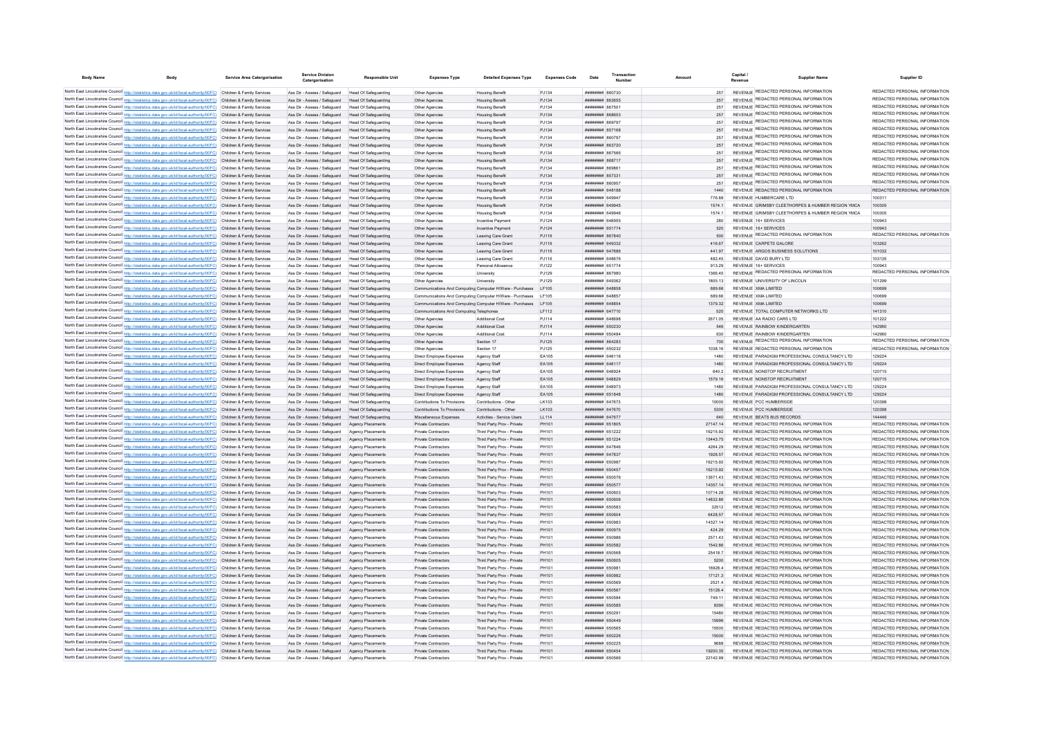| Body Name | Body | Service Area Catergorisation | Service Division Catergorisation | Responsible Unit | Expenses Type | Detailed Expenses Type | Expenses Code | Date | Transaction Number | Amount | Capital / Revenue | Supplier Name | Supplier ID |
|---|---|---|---|---|---|---|---|---|---|---|---|---|---|
| North East Lincolnshire Council | http://statistics.data.gov.uk/id/local-authority/00FC | Children & Family Services | Ass Dir - Assess / Safeguard | Head Of Safeguarding | Other Agencies | Housing Benefit | PJ134 | ######## | 860730 | 257 | REVENUE | REDACTED PERSONAL INFORMATION | REDACTED PERSONAL INFORMATION |
| North East Lincolnshire Council | http://statistics.data.gov.uk/id/local-authority/00FC | Children & Family Services | Ass Dir - Assess / Safeguard | Head Of Safeguarding | Other Agencies | Housing Benefit | PJ134 | ######## | 863655 | 257 | REVENUE | REDACTED PERSONAL INFORMATION | REDACTED PERSONAL INFORMATION |
| North East Lincolnshire Council | http://statistics.data.gov.uk/id/local-authority/00FC | Children & Family Services | Ass Dir - Assess / Safeguard | Head Of Safeguarding | Other Agencies | Housing Benefit | PJ134 | ######## | 867501 | 257 | REVENUE | REDACTED PERSONAL INFORMATION | REDACTED PERSONAL INFORMATION |
| North East Lincolnshire Council | http://statistics.data.gov.uk/id/local-authority/00FC | Children & Family Services | Ass Dir - Assess / Safeguard | Head Of Safeguarding | Other Agencies | Housing Benefit | PJ134 | ######## | 868653 | 257 | REVENUE | REDACTED PERSONAL INFORMATION | REDACTED PERSONAL INFORMATION |
| North East Lincolnshire Council | http://statistics.data.gov.uk/id/local-authority/00FC | Children & Family Services | Ass Dir - Assess / Safeguard | Head Of Safeguarding | Other Agencies | Housing Benefit | PJ134 | ######## | 869797 | 257 | REVENUE | REDACTED PERSONAL INFORMATION | REDACTED PERSONAL INFORMATION |
| North East Lincolnshire Council | http://statistics.data.gov.uk/id/local-authority/00FC | Children & Family Services | Ass Dir - Assess / Safeguard | Head Of Safeguarding | Other Agencies | Housing Benefit | PJ134 | ######## | 857168 | 257 | REVENUE | REDACTED PERSONAL INFORMATION | REDACTED PERSONAL INFORMATION |
| North East Lincolnshire Council | http://statistics.data.gov.uk/id/local-authority/00FC | Children & Family Services | Ass Dir - Assess / Safeguard | Head Of Safeguarding | Other Agencies | Housing Benefit | PJ134 | ######## | 860797 | 257 | REVENUE | REDACTED PERSONAL INFORMATION | REDACTED PERSONAL INFORMATION |
| North East Lincolnshire Council | http://statistics.data.gov.uk/id/local-authority/00FC | Children & Family Services | Ass Dir - Assess / Safeguard | Head Of Safeguarding | Other Agencies | Housing Benefit | PJ134 | ######## | 863720 | 257 | REVENUE | REDACTED PERSONAL INFORMATION | REDACTED PERSONAL INFORMATION |
| North East Lincolnshire Council | http://statistics.data.gov.uk/id/local-authority/00FC | Children & Family Services | Ass Dir - Assess / Safeguard | Head Of Safeguarding | Other Agencies | Housing Benefit | PJ134 | ######## | 867566 | 257 | REVENUE | REDACTED PERSONAL INFORMATION | REDACTED PERSONAL INFORMATION |
| North East Lincolnshire Council | http://statistics.data.gov.uk/id/local-authority/00FC | Children & Family Services | Ass Dir - Assess / Safeguard | Head Of Safeguarding | Other Agencies | Housing Benefit | PJ134 | ######## | 868717 | 257 | REVENUE | REDACTED PERSONAL INFORMATION | REDACTED PERSONAL INFORMATION |
| North East Lincolnshire Council | http://statistics.data.gov.uk/id/local-authority/00FC | Children & Family Services | Ass Dir - Assess / Safeguard | Head Of Safeguarding | Other Agencies | Housing Benefit | PJ134 | ######## | 869861 | 257 | REVENUE | REDACTED PERSONAL INFORMATION | REDACTED PERSONAL INFORMATION |
| North East Lincolnshire Council | http://statistics.data.gov.uk/id/local-authority/00FC | Children & Family Services | Ass Dir - Assess / Safeguard | Head Of Safeguarding | Other Agencies | Housing Benefit | PJ134 | ######## | 857331 | 257 | REVENUE | REDACTED PERSONAL INFORMATION | REDACTED PERSONAL INFORMATION |
| North East Lincolnshire Council | http://statistics.data.gov.uk/id/local-authority/00FC | Children & Family Services | Ass Dir - Assess / Safeguard | Head Of Safeguarding | Other Agencies | Housing Benefit | PJ134 | ######## | 860957 | 257 | REVENUE | REDACTED PERSONAL INFORMATION | REDACTED PERSONAL INFORMATION |
| North East Lincolnshire Council | http://statistics.data.gov.uk/id/local-authority/00FC | Children & Family Services | Ass Dir - Assess / Safeguard | Head Of Safeguarding | Other Agencies | Housing Benefit | PJ134 | ######## | 648188 | 1440 | REVENUE | REDACTED PERSONAL INFORMATION | REDACTED PERSONAL INFORMATION |
| North East Lincolnshire Council | http://statistics.data.gov.uk/id/local-authority/00FC | Children & Family Services | Ass Dir - Assess / Safeguard | Head Of Safeguarding | Other Agencies | Housing Benefit | PJ134 | ######## | 649947 | 776.88 | REVENUE | HUMBERCARE LTD | 100311 |
| North East Lincolnshire Council | http://statistics.data.gov.uk/id/local-authority/00FC | Children & Family Services | Ass Dir - Assess / Safeguard | Head Of Safeguarding | Other Agencies | Housing Benefit | PJ134 | ######## | 649945 | 1574.1 | REVENUE | GRIMSBY CLEETHORPES & HUMBER REGION YMCA | 100305 |
| North East Lincolnshire Council | http://statistics.data.gov.uk/id/local-authority/00FC | Children & Family Services | Ass Dir - Assess / Safeguard | Head Of Safeguarding | Other Agencies | Housing Benefit | PJ134 | ######## | 649946 | 1574.1 | REVENUE | GRIMSBY CLEETHORPES & HUMBER REGION YMCA | 100305 |
| North East Lincolnshire Council | http://statistics.data.gov.uk/id/local-authority/00FC | Children & Family Services | Ass Dir - Assess / Safeguard | Head Of Safeguarding | Other Agencies | Incentive Payment | PJ124 | ######## | 648955 | 280 | REVENUE | 16+ SERVICES | 100943 |
| North East Lincolnshire Council | http://statistics.data.gov.uk/id/local-authority/00FC | Children & Family Services | Ass Dir - Assess / Safeguard | Head Of Safeguarding | Other Agencies | Incentive Payment | PJ124 | ######## | 651774 | 520 | REVENUE | 16+ SERVICES | 100943 |
| North East Lincolnshire Council | http://statistics.data.gov.uk/id/local-authority/00FC | Children & Family Services | Ass Dir - Assess / Safeguard | Head Of Safeguarding | Other Agencies | Leaving Care Grant | PJ116 | ######## | 867840 | 500 | REVENUE | REDACTED PERSONAL INFORMATION | REDACTED PERSONAL INFORMATION |
| North East Lincolnshire Council | http://statistics.data.gov.uk/id/local-authority/00FC | Children & Family Services | Ass Dir - Assess / Safeguard | Head Of Safeguarding | Other Agencies | Leaving Care Grant | PJ116 | ######## | 649332 | 416.67 | REVENUE | CARPETS GALORE | 103262 |
| North East Lincolnshire Council | http://statistics.data.gov.uk/id/local-authority/00FC | Children & Family Services | Ass Dir - Assess / Safeguard | Head Of Safeguarding | Other Agencies | Leaving Care Grant | PJ116 | ######## | 647686 | 441.97 | REVENUE | ARGOS BUSINESS SOLUTIONS | 101032 |
| North East Lincolnshire Council | http://statistics.data.gov.uk/id/local-authority/00FC | Children & Family Services | Ass Dir - Assess / Safeguard | Head Of Safeguarding | Other Agencies | Leaving Care Grant | PJ116 | ######## | 648676 | 482.45 | REVENUE | DAVID BURY LTD | 103135 |
| North East Lincolnshire Council | http://statistics.data.gov.uk/id/local-authority/00FC | Children & Family Services | Ass Dir - Assess / Safeguard | Head Of Safeguarding | Other Agencies | Personal Allowance | PJ122 | ######## | 651774 | 913.29 | REVENUE | 16+ SERVICES | 100943 |
| North East Lincolnshire Council | http://statistics.data.gov.uk/id/local-authority/00FC | Children & Family Services | Ass Dir - Assess / Safeguard | Head Of Safeguarding | Other Agencies | University | PJ129 | ######## | 867080 | 1366.45 | REVENUE | REDACTED PERSONAL INFORMATION | REDACTED PERSONAL INFORMATION |
| North East Lincolnshire Council | http://statistics.data.gov.uk/id/local-authority/00FC | Children & Family Services | Ass Dir - Assess / Safeguard | Head Of Safeguarding | Other Agencies | University | PJ129 | ######## | 649362 | 1605.13 | REVENUE | UNIVERSITY OF LINCOLN | 101299 |
| North East Lincolnshire Council | http://statistics.data.gov.uk/id/local-authority/00FC | Children & Family Services | Ass Dir - Assess / Safeguard | Head Of Safeguarding | Communications And Computing | Computer H/Ware - Purchases | LF105 | ######## | 648858 | 689.66 | REVENUE | XMA LIMITED | 100699 |
| North East Lincolnshire Council | http://statistics.data.gov.uk/id/local-authority/00FC | Children & Family Services | Ass Dir - Assess / Safeguard | Head Of Safeguarding | Communications And Computing | Computer H/Ware - Purchases | LF105 | ######## | 648857 | 689.66 | REVENUE | XMA LIMITED | 100699 |
| North East Lincolnshire Council | http://statistics.data.gov.uk/id/local-authority/00FC | Children & Family Services | Ass Dir - Assess / Safeguard | Head Of Safeguarding | Communications And Computing | Computer H/Ware - Purchases | LF105 | ######## | 648854 | 1379.32 | REVENUE | XMA LIMITED | 100699 |
| North East Lincolnshire Council | http://statistics.data.gov.uk/id/local-authority/00FC | Children & Family Services | Ass Dir - Assess / Safeguard | Head Of Safeguarding | Communications And Computing | Telephones | LF112 | ######## | 647710 | 520 | REVENUE | TOTAL COMPUTER NETWORKS LTD | 141310 |
| North East Lincolnshire Council | http://statistics.data.gov.uk/id/local-authority/00FC | Children & Family Services | Ass Dir - Assess / Safeguard | Head Of Safeguarding | Other Agencies | Additional Cost | PJ114 | ######## | 648698 | 2671.05 | REVENUE | AA RADIO CARS LTD | 101222 |
| North East Lincolnshire Council | http://statistics.data.gov.uk/id/local-authority/00FC | Children & Family Services | Ass Dir - Assess / Safeguard | Head Of Safeguarding | Other Agencies | Additional Cost | PJ114 | ######## | 650230 | 546 | REVENUE | RAINBOW KINDERGARTEN | 142960 |
| North East Lincolnshire Council | http://statistics.data.gov.uk/id/local-authority/00FC | Children & Family Services | Ass Dir - Assess / Safeguard | Head Of Safeguarding | Other Agencies | Additional Cost | PJ114 | ######## | 650484 | 630 | REVENUE | RAINBOW KINDERGARTEN | 142960 |
| North East Lincolnshire Council | http://statistics.data.gov.uk/id/local-authority/00FC | Children & Family Services | Ass Dir - Assess / Safeguard | Head Of Safeguarding | Other Agencies | Section 17 | PJ125 | ######## | 864283 | 700 | REVENUE | REDACTED PERSONAL INFORMATION | REDACTED PERSONAL INFORMATION |
| North East Lincolnshire Council | http://statistics.data.gov.uk/id/local-authority/00FC | Children & Family Services | Ass Dir - Assess / Safeguard | Head Of Safeguarding | Other Agencies | Section 17 | PJ125 | ######## | 650232 | 1036.16 | REVENUE | REDACTED PERSONAL INFORMATION | REDACTED PERSONAL INFORMATION |
| North East Lincolnshire Council | http://statistics.data.gov.uk/id/local-authority/00FC | Children & Family Services | Ass Dir - Assess / Safeguard | Head Of Safeguarding | Direct Employee Expenses | Agency Staff | EA105 | ######## | 648116 | 1480 | REVENUE | PARADIGM PROFESSIONAL CONSULTANCY LTD | 129224 |
| North East Lincolnshire Council | http://statistics.data.gov.uk/id/local-authority/00FC | Children & Family Services | Ass Dir - Assess / Safeguard | Head Of Safeguarding | Direct Employee Expenses | Agency Staff | EA105 | ######## | 648117 | 1480 | REVENUE | PARADIGM PROFESSIONAL CONSULTANCY LTD | 129224 |
| North East Lincolnshire Council | http://statistics.data.gov.uk/id/local-authority/00FC | Children & Family Services | Ass Dir - Assess / Safeguard | Head Of Safeguarding | Direct Employee Expenses | Agency Staff | EA105 | ######## | 648924 | 640.2 | REVENUE | NONSTOP RECRUITMENT | 120715 |
| North East Lincolnshire Council | http://statistics.data.gov.uk/id/local-authority/00FC | Children & Family Services | Ass Dir - Assess / Safeguard | Head Of Safeguarding | Direct Employee Expenses | Agency Staff | EA105 | ######## | 648829 | 1579.16 | REVENUE | NONSTOP RECRUITMENT | 120715 |
| North East Lincolnshire Council | http://statistics.data.gov.uk/id/local-authority/00FC | Children & Family Services | Ass Dir - Assess / Safeguard | Head Of Safeguarding | Direct Employee Expenses | Agency Staff | EA105 | ######## | 648973 | 1480 | REVENUE | PARADIGM PROFESSIONAL CONSULTANCY LTD | 129224 |
| North East Lincolnshire Council | http://statistics.data.gov.uk/id/local-authority/00FC | Children & Family Services | Ass Dir - Assess / Safeguard | Head Of Safeguarding | Direct Employee Expenses | Agency Staff | EA105 | ######## | 651848 | 1480 | REVENUE | PARADIGM PROFESSIONAL CONSULTANCY LTD | 129224 |
| North East Lincolnshire Council | http://statistics.data.gov.uk/id/local-authority/00FC | Children & Family Services | Ass Dir - Assess / Safeguard | Head Of Safeguarding | Contributions To Provisions | Contributions - Other | LK103 | ######## | 647673 | 10000 | REVENUE | PCC HUMBERSIDE | 120398 |
| North East Lincolnshire Council | http://statistics.data.gov.uk/id/local-authority/00FC | Children & Family Services | Ass Dir - Assess / Safeguard | Head Of Safeguarding | Contributions To Provisions | Contributions - Other | LK103 | ######## | 647670 | 5300 | REVENUE | PCC HUMBERSIDE | 120398 |
| North East Lincolnshire Council | http://statistics.data.gov.uk/id/local-authority/00FC | Children & Family Services | Ass Dir - Assess / Safeguard | Head Of Safeguarding | Miscellaneous Expenses | Activities - Service Users | LL114 | ######## | 647677 | 640 | REVENUE | BEATS BUS RECORDS | 144446 |
| North East Lincolnshire Council | http://statistics.data.gov.uk/id/local-authority/00FC | Children & Family Services | Ass Dir - Assess / Safeguard | Agency Placements | Private Contractors | Third Party Prov - Private | PH101 | ######## | 651805 | 27147.14 | REVENUE | REDACTED PERSONAL INFORMATION | REDACTED PERSONAL INFORMATION |
| North East Lincolnshire Council | http://statistics.data.gov.uk/id/local-authority/00FC | Children & Family Services | Ass Dir - Assess / Safeguard | Agency Placements | Private Contractors | Third Party Prov - Private | PH101 | ######## | 651222 | 16215.92 | REVENUE | REDACTED PERSONAL INFORMATION | REDACTED PERSONAL INFORMATION |
| North East Lincolnshire Council | http://statistics.data.gov.uk/id/local-authority/00FC | Children & Family Services | Ass Dir - Assess / Safeguard | Agency Placements | Private Contractors | Third Party Prov - Private | PH101 | ######## | 651224 | 15443.75 | REVENUE | REDACTED PERSONAL INFORMATION | REDACTED PERSONAL INFORMATION |
| North East Lincolnshire Council | http://statistics.data.gov.uk/id/local-authority/00FC | Children & Family Services | Ass Dir - Assess / Safeguard | Agency Placements | Private Contractors | Third Party Prov - Private | PH101 | ######## | 647846 | 4264.29 | REVENUE | REDACTED PERSONAL INFORMATION | REDACTED PERSONAL INFORMATION |
| North East Lincolnshire Council | http://statistics.data.gov.uk/id/local-authority/00FC | Children & Family Services | Ass Dir - Assess / Safeguard | Agency Placements | Private Contractors | Third Party Prov - Private | PH101 | ######## | 647837 | 1928.57 | REVENUE | REDACTED PERSONAL INFORMATION | REDACTED PERSONAL INFORMATION |
| North East Lincolnshire Council | http://statistics.data.gov.uk/id/local-authority/00FC | Children & Family Services | Ass Dir - Assess / Safeguard | Agency Placements | Private Contractors | Third Party Prov - Private | PH101 | ######## | 650987 | 16215.92 | REVENUE | REDACTED PERSONAL INFORMATION | REDACTED PERSONAL INFORMATION |
| North East Lincolnshire Council | http://statistics.data.gov.uk/id/local-authority/00FC | Children & Family Services | Ass Dir - Assess / Safeguard | Agency Placements | Private Contractors | Third Party Prov - Private | PH101 | ######## | 650457 | 16215.92 | REVENUE | REDACTED PERSONAL INFORMATION | REDACTED PERSONAL INFORMATION |
| North East Lincolnshire Council | http://statistics.data.gov.uk/id/local-authority/00FC | Children & Family Services | Ass Dir - Assess / Safeguard | Agency Placements | Private Contractors | Third Party Prov - Private | PH101 | ######## | 650576 | 13671.43 | REVENUE | REDACTED PERSONAL INFORMATION | REDACTED PERSONAL INFORMATION |
| North East Lincolnshire Council | http://statistics.data.gov.uk/id/local-authority/00FC | Children & Family Services | Ass Dir - Assess / Safeguard | Agency Placements | Private Contractors | Third Party Prov - Private | PH101 | ######## | 650577 | 14357.14 | REVENUE | REDACTED PERSONAL INFORMATION | REDACTED PERSONAL INFORMATION |
| North East Lincolnshire Council | http://statistics.data.gov.uk/id/local-authority/00FC | Children & Family Services | Ass Dir - Assess / Safeguard | Agency Placements | Private Contractors | Third Party Prov - Private | PH101 | ######## | 650603 | 10714.28 | REVENUE | REDACTED PERSONAL INFORMATION | REDACTED PERSONAL INFORMATION |
| North East Lincolnshire Council | http://statistics.data.gov.uk/id/local-authority/00FC | Children & Family Services | Ass Dir - Assess / Safeguard | Agency Placements | Private Contractors | Third Party Prov - Private | PH101 | ######## | 650606 | 14832.86 | REVENUE | REDACTED PERSONAL INFORMATION | REDACTED PERSONAL INFORMATION |
| North East Lincolnshire Council | http://statistics.data.gov.uk/id/local-authority/00FC | Children & Family Services | Ass Dir - Assess / Safeguard | Agency Placements | Private Contractors | Third Party Prov - Private | PH101 | ######## | 650583 | 32512 | REVENUE | REDACTED PERSONAL INFORMATION | REDACTED PERSONAL INFORMATION |
| North East Lincolnshire Council | http://statistics.data.gov.uk/id/local-authority/00FC | Children & Family Services | Ass Dir - Assess / Safeguard | Agency Placements | Private Contractors | Third Party Prov - Private | PH101 | ######## | 650604 | 6428.57 | REVENUE | REDACTED PERSONAL INFORMATION | REDACTED PERSONAL INFORMATION |
| North East Lincolnshire Council | http://statistics.data.gov.uk/id/local-authority/00FC | Children & Family Services | Ass Dir - Assess / Safeguard | Agency Placements | Private Contractors | Third Party Prov - Private | PH101 | ######## | 650983 | 14327.14 | REVENUE | REDACTED PERSONAL INFORMATION | REDACTED PERSONAL INFORMATION |
| North East Lincolnshire Council | http://statistics.data.gov.uk/id/local-authority/00FC | Children & Family Services | Ass Dir - Assess / Safeguard | Agency Placements | Private Contractors | Third Party Prov - Private | PH101 | ######## | 650975 | 424.29 | REVENUE | REDACTED PERSONAL INFORMATION | REDACTED PERSONAL INFORMATION |
| North East Lincolnshire Council | http://statistics.data.gov.uk/id/local-authority/00FC | Children & Family Services | Ass Dir - Assess / Safeguard | Agency Placements | Private Contractors | Third Party Prov - Private | PH101 | ######## | 650986 | 2571.43 | REVENUE | REDACTED PERSONAL INFORMATION | REDACTED PERSONAL INFORMATION |
| North East Lincolnshire Council | http://statistics.data.gov.uk/id/local-authority/00FC | Children & Family Services | Ass Dir - Assess / Safeguard | Agency Placements | Private Contractors | Third Party Prov - Private | PH101 | ######## | 650582 | 1542.86 | REVENUE | REDACTED PERSONAL INFORMATION | REDACTED PERSONAL INFORMATION |
| North East Lincolnshire Council | http://statistics.data.gov.uk/id/local-authority/00FC | Children & Family Services | Ass Dir - Assess / Safeguard | Agency Placements | Private Contractors | Third Party Prov - Private | PH101 | ######## | 650568 | 25418.7 | REVENUE | REDACTED PERSONAL INFORMATION | REDACTED PERSONAL INFORMATION |
| North East Lincolnshire Council | http://statistics.data.gov.uk/id/local-authority/00FC | Children & Family Services | Ass Dir - Assess / Safeguard | Agency Placements | Private Contractors | Third Party Prov - Private | PH101 | ######## | 650605 | 5200 | REVENUE | REDACTED PERSONAL INFORMATION | REDACTED PERSONAL INFORMATION |
| North East Lincolnshire Council | http://statistics.data.gov.uk/id/local-authority/00FC | Children & Family Services | Ass Dir - Assess / Safeguard | Agency Placements | Private Contractors | Third Party Prov - Private | PH101 | ######## | 650981 | 16928.4 | REVENUE | REDACTED PERSONAL INFORMATION | REDACTED PERSONAL INFORMATION |
| North East Lincolnshire Council | http://statistics.data.gov.uk/id/local-authority/00FC | Children & Family Services | Ass Dir - Assess / Safeguard | Agency Placements | Private Contractors | Third Party Prov - Private | PH101 | ######## | 650982 | 17121.3 | REVENUE | REDACTED PERSONAL INFORMATION | REDACTED PERSONAL INFORMATION |
| North East Lincolnshire Council | http://statistics.data.gov.uk/id/local-authority/00FC | Children & Family Services | Ass Dir - Assess / Safeguard | Agency Placements | Private Contractors | Third Party Prov - Private | PH101 | ######## | 650569 | 2521.4 | REVENUE | REDACTED PERSONAL INFORMATION | REDACTED PERSONAL INFORMATION |
| North East Lincolnshire Council | http://statistics.data.gov.uk/id/local-authority/00FC | Children & Family Services | Ass Dir - Assess / Safeguard | Agency Placements | Private Contractors | Third Party Prov - Private | PH101 | ######## | 650567 | 15128.4 | REVENUE | REDACTED PERSONAL INFORMATION | REDACTED PERSONAL INFORMATION |
| North East Lincolnshire Council | http://statistics.data.gov.uk/id/local-authority/00FC | Children & Family Services | Ass Dir - Assess / Safeguard | Agency Placements | Private Contractors | Third Party Prov - Private | PH101 | ######## | 650584 | 749.11 | REVENUE | REDACTED PERSONAL INFORMATION | REDACTED PERSONAL INFORMATION |
| North East Lincolnshire Council | http://statistics.data.gov.uk/id/local-authority/00FC | Children & Family Services | Ass Dir - Assess / Safeguard | Agency Placements | Private Contractors | Third Party Prov - Private | PH101 | ######## | 650585 | 8390 | REVENUE | REDACTED PERSONAL INFORMATION | REDACTED PERSONAL INFORMATION |
| North East Lincolnshire Council | http://statistics.data.gov.uk/id/local-authority/00FC | Children & Family Services | Ass Dir - Assess / Safeguard | Agency Placements | Private Contractors | Third Party Prov - Private | PH101 | ######## | 650291 | 15480 | REVENUE | REDACTED PERSONAL INFORMATION | REDACTED PERSONAL INFORMATION |
| North East Lincolnshire Council | http://statistics.data.gov.uk/id/local-authority/00FC | Children & Family Services | Ass Dir - Assess / Safeguard | Agency Placements | Private Contractors | Third Party Prov - Private | PH101 | ######## | 650449 | 15996 | REVENUE | REDACTED PERSONAL INFORMATION | REDACTED PERSONAL INFORMATION |
| North East Lincolnshire Council | http://statistics.data.gov.uk/id/local-authority/00FC | Children & Family Services | Ass Dir - Assess / Safeguard | Agency Placements | Private Contractors | Third Party Prov - Private | PH101 | ######## | 650565 | 15500 | REVENUE | REDACTED PERSONAL INFORMATION | REDACTED PERSONAL INFORMATION |
| North East Lincolnshire Council | http://statistics.data.gov.uk/id/local-authority/00FC | Children & Family Services | Ass Dir - Assess / Safeguard | Agency Placements | Private Contractors | Third Party Prov - Private | PH101 | ######## | 650226 | 15000 | REVENUE | REDACTED PERSONAL INFORMATION | REDACTED PERSONAL INFORMATION |
| North East Lincolnshire Council | http://statistics.data.gov.uk/id/local-authority/00FC | Children & Family Services | Ass Dir - Assess / Safeguard | Agency Placements | Private Contractors | Third Party Prov - Private | PH101 | ######## | 650225 | 9688 | REVENUE | REDACTED PERSONAL INFORMATION | REDACTED PERSONAL INFORMATION |
| North East Lincolnshire Council | http://statistics.data.gov.uk/id/local-authority/00FC | Children & Family Services | Ass Dir - Assess / Safeguard | Agency Placements | Private Contractors | Third Party Prov - Private | PH101 | ######## | 650454 | 19200.35 | REVENUE | REDACTED PERSONAL INFORMATION | REDACTED PERSONAL INFORMATION |
| North East Lincolnshire Council | http://statistics.data.gov.uk/id/local-authority/00FC | Children & Family Services | Ass Dir - Assess / Safeguard | Agency Placements | Private Contractors | Third Party Prov - Private | PH101 | ######## | 650566 | 22142.99 | REVENUE | REDACTED PERSONAL INFORMATION | REDACTED PERSONAL INFORMATION |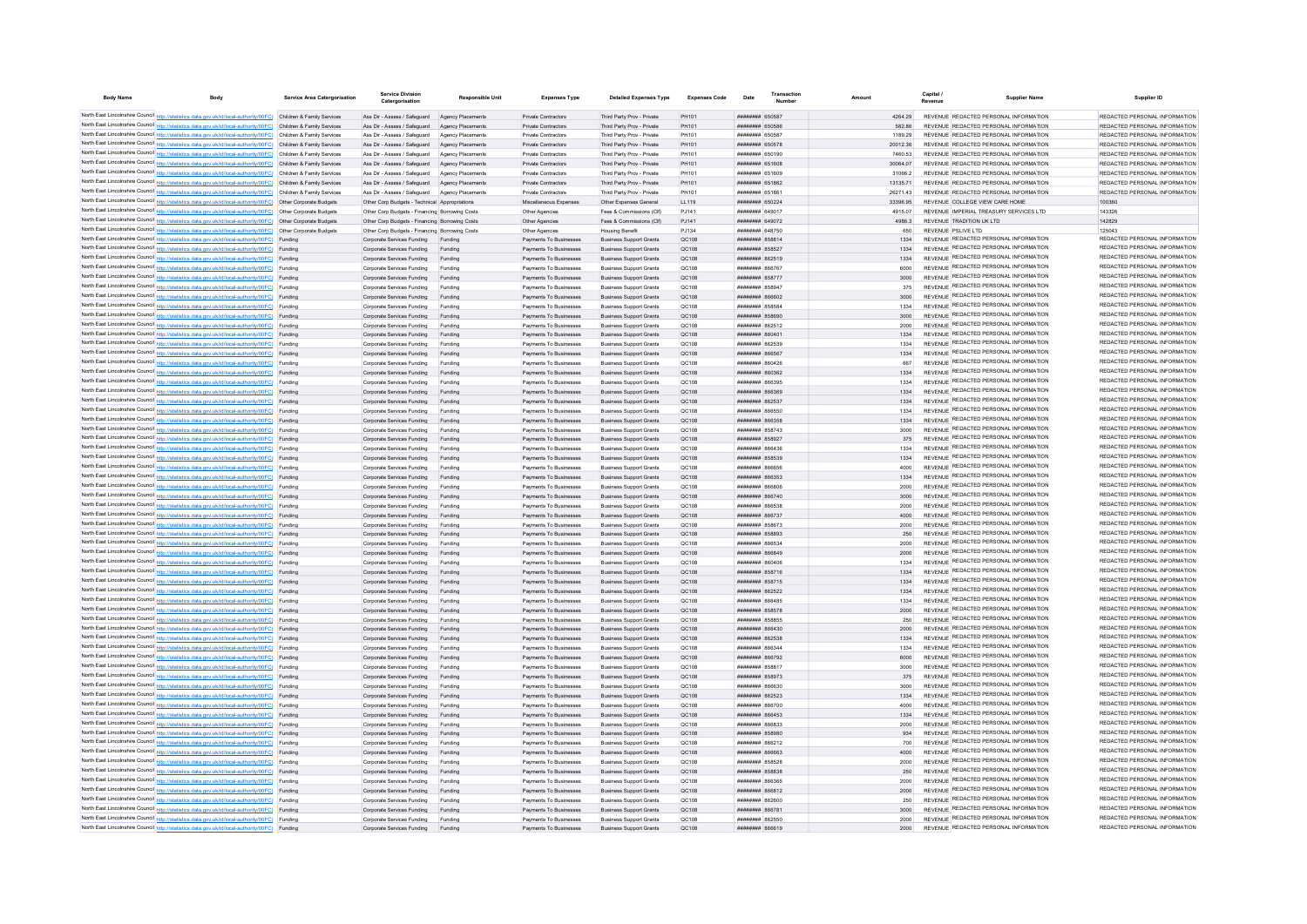| Body Name | Body | Service Area Catergorisation | Service Division Catergorisation | Responsible Unit | Expenses Type | Detailed Expenses Type | Expenses Code | Date | Transaction Number | Amount | Capital / Revenue | Supplier Name | Supplier ID |
|---|---|---|---|---|---|---|---|---|---|---|---|---|---|
| North East Lincolnshire Council | http://statistics.data.gov.uk/id/local-authority/00FC | Children & Family Services | Ass Dir - Assess / Safeguard | Agency Placements | Private Contractors | Third Party Prov - Private | PH101 | ######## | 650587 | 4264.29 | REVENUE | REDACTED PERSONAL INFORMATION | REDACTED PERSONAL INFORMATION |
| North East Lincolnshire Council | http://statistics.data.gov.uk/id/local-authority/00FC | Children & Family Services | Ass Dir - Assess / Safeguard | Agency Placements | Private Contractors | Third Party Prov - Private | PH101 | ######## | 650586 | 582.86 | REVENUE | REDACTED PERSONAL INFORMATION | REDACTED PERSONAL INFORMATION |
| North East Lincolnshire Council | http://statistics.data.gov.uk/id/local-authority/00FC | Children & Family Services | Ass Dir - Assess / Safeguard | Agency Placements | Private Contractors | Third Party Prov - Private | PH101 | ######## | 650587 | 1189.29 | REVENUE | REDACTED PERSONAL INFORMATION | REDACTED PERSONAL INFORMATION |
| North East Lincolnshire Council | http://statistics.data.gov.uk/id/local-authority/00FC | Children & Family Services | Ass Dir - Assess / Safeguard | Agency Placements | Private Contractors | Third Party Prov - Private | PH101 | ######## | 650578 | 20012.36 | REVENUE | REDACTED PERSONAL INFORMATION | REDACTED PERSONAL INFORMATION |
| North East Lincolnshire Council | http://statistics.data.gov.uk/id/local-authority/00FC | Children & Family Services | Ass Dir - Assess / Safeguard | Agency Placements | Private Contractors | Third Party Prov - Private | PH101 | ######## | 650190 | 7460.53 | REVENUE | REDACTED PERSONAL INFORMATION | REDACTED PERSONAL INFORMATION |
| North East Lincolnshire Council | http://statistics.data.gov.uk/id/local-authority/00FC | Children & Family Services | Ass Dir - Assess / Safeguard | Agency Placements | Private Contractors | Third Party Prov - Private | PH101 | ######## | 651608 | 30064.07 | REVENUE | REDACTED PERSONAL INFORMATION | REDACTED PERSONAL INFORMATION |
| North East Lincolnshire Council | http://statistics.data.gov.uk/id/local-authority/00FC | Children & Family Services | Ass Dir - Assess / Safeguard | Agency Placements | Private Contractors | Third Party Prov - Private | PH101 | ######## | 651609 | 31066.2 | REVENUE | REDACTED PERSONAL INFORMATION | REDACTED PERSONAL INFORMATION |
| North East Lincolnshire Council | http://statistics.data.gov.uk/id/local-authority/00FC | Children & Family Services | Ass Dir - Assess / Safeguard | Agency Placements | Private Contractors | Third Party Prov - Private | PH101 | ######## | 651862 | 13135.71 | REVENUE | REDACTED PERSONAL INFORMATION | REDACTED PERSONAL INFORMATION |
| North East Lincolnshire Council | http://statistics.data.gov.uk/id/local-authority/00FC | Children & Family Services | Ass Dir - Assess / Safeguard | Agency Placements | Private Contractors | Third Party Prov - Private | PH101 | ######## | 651861 | 26271.43 | REVENUE | REDACTED PERSONAL INFORMATION | REDACTED PERSONAL INFORMATION |
| North East Lincolnshire Council | http://statistics.data.gov.uk/id/local-authority/00FC | Other Corporate Budgets | Other Corp Budgets - Technical | Appropriations | Miscellaneous Expenses | Other Expenses General | LL119 | ######## | 650224 | 33396.95 | REVENUE | COLLEGE VIEW CARE HOME | 100360 |
| North East Lincolnshire Council | http://statistics.data.gov.uk/id/local-authority/00FC | Other Corporate Budgets | Other Corp Budgets - Financing | Borrowing Costs | Other Agencies | Fees & Commissions (Cf) | PJ141 | ######## | 649017 | 4915.07 | REVENUE | IMPERIAL TREASURY SERVICES LTD | 143326 |
| North East Lincolnshire Council | http://statistics.data.gov.uk/id/local-authority/00FC | Other Corporate Budgets | Other Corp Budgets - Financing | Borrowing Costs | Other Agencies | Fees & Commissions (Cf) | PJ141 | ######## | 649072 | 4986.3 | REVENUE | TRADITION UK LTD | 142829 |
| North East Lincolnshire Council | http://statistics.data.gov.uk/id/local-authority/00FC | Other Corporate Budgets | Other Corp Budgets - Financing | Borrowing Costs | Other Agencies | Housing Benefit | PJ134 | ######## | 648750 | 650 | REVENUE | PSLIVE LTD | 125043 |
| North East Lincolnshire Council | http://statistics.data.gov.uk/id/local-authority/00FC | Funding | Corporate Services Funding | Funding | Payments To Businesses | Business Support Grants | QC108 | ######## | 858814 | 1334 | REVENUE | REDACTED PERSONAL INFORMATION | REDACTED PERSONAL INFORMATION |
| North East Lincolnshire Council | http://statistics.data.gov.uk/id/local-authority/00FC | Funding | Corporate Services Funding | Funding | Payments To Businesses | Business Support Grants | QC108 | ######## | 858527 | 1334 | REVENUE | REDACTED PERSONAL INFORMATION | REDACTED PERSONAL INFORMATION |
| North East Lincolnshire Council | http://statistics.data.gov.uk/id/local-authority/00FC | Funding | Corporate Services Funding | Funding | Payments To Businesses | Business Support Grants | QC108 | ######## | 862519 | 1334 | REVENUE | REDACTED PERSONAL INFORMATION | REDACTED PERSONAL INFORMATION |
| North East Lincolnshire Council | http://statistics.data.gov.uk/id/local-authority/00FC | Funding | Corporate Services Funding | Funding | Payments To Businesses | Business Support Grants | QC108 | ######## | 866767 | 6000 | REVENUE | REDACTED PERSONAL INFORMATION | REDACTED PERSONAL INFORMATION |
| North East Lincolnshire Council | http://statistics.data.gov.uk/id/local-authority/00FC | Funding | Corporate Services Funding | Funding | Payments To Businesses | Business Support Grants | QC108 | ######## | 858777 | 3000 | REVENUE | REDACTED PERSONAL INFORMATION | REDACTED PERSONAL INFORMATION |
| North East Lincolnshire Council | http://statistics.data.gov.uk/id/local-authority/00FC | Funding | Corporate Services Funding | Funding | Payments To Businesses | Business Support Grants | QC108 | ######## | 858947 | 375 | REVENUE | REDACTED PERSONAL INFORMATION | REDACTED PERSONAL INFORMATION |
| North East Lincolnshire Council | http://statistics.data.gov.uk/id/local-authority/00FC | Funding | Corporate Services Funding | Funding | Payments To Businesses | Business Support Grants | QC108 | ######## | 866602 | 3000 | REVENUE | REDACTED PERSONAL INFORMATION | REDACTED PERSONAL INFORMATION |
| North East Lincolnshire Council | http://statistics.data.gov.uk/id/local-authority/00FC | Funding | Corporate Services Funding | Funding | Payments To Businesses | Business Support Grants | QC108 | ######## | 858584 | 1334 | REVENUE | REDACTED PERSONAL INFORMATION | REDACTED PERSONAL INFORMATION |
| North East Lincolnshire Council | http://statistics.data.gov.uk/id/local-authority/00FC | Funding | Corporate Services Funding | Funding | Payments To Businesses | Business Support Grants | QC108 | ######## | 858690 | 3000 | REVENUE | REDACTED PERSONAL INFORMATION | REDACTED PERSONAL INFORMATION |
| North East Lincolnshire Council | http://statistics.data.gov.uk/id/local-authority/00FC | Funding | Corporate Services Funding | Funding | Payments To Businesses | Business Support Grants | QC108 | ######## | 862512 | 2000 | REVENUE | REDACTED PERSONAL INFORMATION | REDACTED PERSONAL INFORMATION |
| North East Lincolnshire Council | http://statistics.data.gov.uk/id/local-authority/00FC | Funding | Corporate Services Funding | Funding | Payments To Businesses | Business Support Grants | QC108 | ######## | 860401 | 1334 | REVENUE | REDACTED PERSONAL INFORMATION | REDACTED PERSONAL INFORMATION |
| North East Lincolnshire Council | http://statistics.data.gov.uk/id/local-authority/00FC | Funding | Corporate Services Funding | Funding | Payments To Businesses | Business Support Grants | QC108 | ######## | 862539 | 1334 | REVENUE | REDACTED PERSONAL INFORMATION | REDACTED PERSONAL INFORMATION |
| North East Lincolnshire Council | http://statistics.data.gov.uk/id/local-authority/00FC | Funding | Corporate Services Funding | Funding | Payments To Businesses | Business Support Grants | QC108 | ######## | 866567 | 1334 | REVENUE | REDACTED PERSONAL INFORMATION | REDACTED PERSONAL INFORMATION |
| North East Lincolnshire Council | http://statistics.data.gov.uk/id/local-authority/00FC | Funding | Corporate Services Funding | Funding | Payments To Businesses | Business Support Grants | QC108 | ######## | 860426 | 667 | REVENUE | REDACTED PERSONAL INFORMATION | REDACTED PERSONAL INFORMATION |
| North East Lincolnshire Council | http://statistics.data.gov.uk/id/local-authority/00FC | Funding | Corporate Services Funding | Funding | Payments To Businesses | Business Support Grants | QC108 | ######## | 860362 | 1334 | REVENUE | REDACTED PERSONAL INFORMATION | REDACTED PERSONAL INFORMATION |
| North East Lincolnshire Council | http://statistics.data.gov.uk/id/local-authority/00FC | Funding | Corporate Services Funding | Funding | Payments To Businesses | Business Support Grants | QC108 | ######## | 866395 | 1334 | REVENUE | REDACTED PERSONAL INFORMATION | REDACTED PERSONAL INFORMATION |
| North East Lincolnshire Council | http://statistics.data.gov.uk/id/local-authority/00FC | Funding | Corporate Services Funding | Funding | Payments To Businesses | Business Support Grants | QC108 | ######## | 866369 | 1334 | REVENUE | REDACTED PERSONAL INFORMATION | REDACTED PERSONAL INFORMATION |
| North East Lincolnshire Council | http://statistics.data.gov.uk/id/local-authority/00FC | Funding | Corporate Services Funding | Funding | Payments To Businesses | Business Support Grants | QC108 | ######## | 862537 | 1334 | REVENUE | REDACTED PERSONAL INFORMATION | REDACTED PERSONAL INFORMATION |
| North East Lincolnshire Council | http://statistics.data.gov.uk/id/local-authority/00FC | Funding | Corporate Services Funding | Funding | Payments To Businesses | Business Support Grants | QC108 | ######## | 866550 | 1334 | REVENUE | REDACTED PERSONAL INFORMATION | REDACTED PERSONAL INFORMATION |
| North East Lincolnshire Council | http://statistics.data.gov.uk/id/local-authority/00FC | Funding | Corporate Services Funding | Funding | Payments To Businesses | Business Support Grants | QC108 | ######## | 866358 | 1334 | REVENUE | REDACTED PERSONAL INFORMATION | REDACTED PERSONAL INFORMATION |
| North East Lincolnshire Council | http://statistics.data.gov.uk/id/local-authority/00FC | Funding | Corporate Services Funding | Funding | Payments To Businesses | Business Support Grants | QC108 | ######## | 858743 | 3000 | REVENUE | REDACTED PERSONAL INFORMATION | REDACTED PERSONAL INFORMATION |
| North East Lincolnshire Council | http://statistics.data.gov.uk/id/local-authority/00FC | Funding | Corporate Services Funding | Funding | Payments To Businesses | Business Support Grants | QC108 | ######## | 858927 | 375 | REVENUE | REDACTED PERSONAL INFORMATION | REDACTED PERSONAL INFORMATION |
| North East Lincolnshire Council | http://statistics.data.gov.uk/id/local-authority/00FC | Funding | Corporate Services Funding | Funding | Payments To Businesses | Business Support Grants | QC108 | ######## | 866436 | 1334 | REVENUE | REDACTED PERSONAL INFORMATION | REDACTED PERSONAL INFORMATION |
| North East Lincolnshire Council | http://statistics.data.gov.uk/id/local-authority/00FC | Funding | Corporate Services Funding | Funding | Payments To Businesses | Business Support Grants | QC108 | ######## | 858539 | 1334 | REVENUE | REDACTED PERSONAL INFORMATION | REDACTED PERSONAL INFORMATION |
| North East Lincolnshire Council | http://statistics.data.gov.uk/id/local-authority/00FC | Funding | Corporate Services Funding | Funding | Payments To Businesses | Business Support Grants | QC108 | ######## | 866656 | 4000 | REVENUE | REDACTED PERSONAL INFORMATION | REDACTED PERSONAL INFORMATION |
| North East Lincolnshire Council | http://statistics.data.gov.uk/id/local-authority/00FC | Funding | Corporate Services Funding | Funding | Payments To Businesses | Business Support Grants | QC108 | ######## | 866353 | 1334 | REVENUE | REDACTED PERSONAL INFORMATION | REDACTED PERSONAL INFORMATION |
| North East Lincolnshire Council | http://statistics.data.gov.uk/id/local-authority/00FC | Funding | Corporate Services Funding | Funding | Payments To Businesses | Business Support Grants | QC108 | ######## | 866806 | 2000 | REVENUE | REDACTED PERSONAL INFORMATION | REDACTED PERSONAL INFORMATION |
| North East Lincolnshire Council | http://statistics.data.gov.uk/id/local-authority/00FC | Funding | Corporate Services Funding | Funding | Payments To Businesses | Business Support Grants | QC108 | ######## | 866740 | 3000 | REVENUE | REDACTED PERSONAL INFORMATION | REDACTED PERSONAL INFORMATION |
| North East Lincolnshire Council | http://statistics.data.gov.uk/id/local-authority/00FC | Funding | Corporate Services Funding | Funding | Payments To Businesses | Business Support Grants | QC108 | ######## | 866538 | 2000 | REVENUE | REDACTED PERSONAL INFORMATION | REDACTED PERSONAL INFORMATION |
| North East Lincolnshire Council | http://statistics.data.gov.uk/id/local-authority/00FC | Funding | Corporate Services Funding | Funding | Payments To Businesses | Business Support Grants | QC108 | ######## | 866737 | 4000 | REVENUE | REDACTED PERSONAL INFORMATION | REDACTED PERSONAL INFORMATION |
| North East Lincolnshire Council | http://statistics.data.gov.uk/id/local-authority/00FC | Funding | Corporate Services Funding | Funding | Payments To Businesses | Business Support Grants | QC108 | ######## | 858673 | 2000 | REVENUE | REDACTED PERSONAL INFORMATION | REDACTED PERSONAL INFORMATION |
| North East Lincolnshire Council | http://statistics.data.gov.uk/id/local-authority/00FC | Funding | Corporate Services Funding | Funding | Payments To Businesses | Business Support Grants | QC108 | ######## | 858893 | 250 | REVENUE | REDACTED PERSONAL INFORMATION | REDACTED PERSONAL INFORMATION |
| North East Lincolnshire Council | http://statistics.data.gov.uk/id/local-authority/00FC | Funding | Corporate Services Funding | Funding | Payments To Businesses | Business Support Grants | QC108 | ######## | 866534 | 2000 | REVENUE | REDACTED PERSONAL INFORMATION | REDACTED PERSONAL INFORMATION |
| North East Lincolnshire Council | http://statistics.data.gov.uk/id/local-authority/00FC | Funding | Corporate Services Funding | Funding | Payments To Businesses | Business Support Grants | QC108 | ######## | 866849 | 2000 | REVENUE | REDACTED PERSONAL INFORMATION | REDACTED PERSONAL INFORMATION |
| North East Lincolnshire Council | http://statistics.data.gov.uk/id/local-authority/00FC | Funding | Corporate Services Funding | Funding | Payments To Businesses | Business Support Grants | QC108 | ######## | 860406 | 1334 | REVENUE | REDACTED PERSONAL INFORMATION | REDACTED PERSONAL INFORMATION |
| North East Lincolnshire Council | http://statistics.data.gov.uk/id/local-authority/00FC | Funding | Corporate Services Funding | Funding | Payments To Businesses | Business Support Grants | QC108 | ######## | 858716 | 1334 | REVENUE | REDACTED PERSONAL INFORMATION | REDACTED PERSONAL INFORMATION |
| North East Lincolnshire Council | http://statistics.data.gov.uk/id/local-authority/00FC | Funding | Corporate Services Funding | Funding | Payments To Businesses | Business Support Grants | QC108 | ######## | 858715 | 1334 | REVENUE | REDACTED PERSONAL INFORMATION | REDACTED PERSONAL INFORMATION |
| North East Lincolnshire Council | http://statistics.data.gov.uk/id/local-authority/00FC | Funding | Corporate Services Funding | Funding | Payments To Businesses | Business Support Grants | QC108 | ######## | 862522 | 1334 | REVENUE | REDACTED PERSONAL INFORMATION | REDACTED PERSONAL INFORMATION |
| North East Lincolnshire Council | http://statistics.data.gov.uk/id/local-authority/00FC | Funding | Corporate Services Funding | Funding | Payments To Businesses | Business Support Grants | QC108 | ######## | 866485 | 1334 | REVENUE | REDACTED PERSONAL INFORMATION | REDACTED PERSONAL INFORMATION |
| North East Lincolnshire Council | http://statistics.data.gov.uk/id/local-authority/00FC | Funding | Corporate Services Funding | Funding | Payments To Businesses | Business Support Grants | QC108 | ######## | 858578 | 2000 | REVENUE | REDACTED PERSONAL INFORMATION | REDACTED PERSONAL INFORMATION |
| North East Lincolnshire Council | http://statistics.data.gov.uk/id/local-authority/00FC | Funding | Corporate Services Funding | Funding | Payments To Businesses | Business Support Grants | QC108 | ######## | 858855 | 250 | REVENUE | REDACTED PERSONAL INFORMATION | REDACTED PERSONAL INFORMATION |
| North East Lincolnshire Council | http://statistics.data.gov.uk/id/local-authority/00FC | Funding | Corporate Services Funding | Funding | Payments To Businesses | Business Support Grants | QC108 | ######## | 866430 | 2000 | REVENUE | REDACTED PERSONAL INFORMATION | REDACTED PERSONAL INFORMATION |
| North East Lincolnshire Council | http://statistics.data.gov.uk/id/local-authority/00FC | Funding | Corporate Services Funding | Funding | Payments To Businesses | Business Support Grants | QC108 | ######## | 862538 | 1334 | REVENUE | REDACTED PERSONAL INFORMATION | REDACTED PERSONAL INFORMATION |
| North East Lincolnshire Council | http://statistics.data.gov.uk/id/local-authority/00FC | Funding | Corporate Services Funding | Funding | Payments To Businesses | Business Support Grants | QC108 | ######## | 866344 | 1334 | REVENUE | REDACTED PERSONAL INFORMATION | REDACTED PERSONAL INFORMATION |
| North East Lincolnshire Council | http://statistics.data.gov.uk/id/local-authority/00FC | Funding | Corporate Services Funding | Funding | Payments To Businesses | Business Support Grants | QC108 | ######## | 866792 | 6000 | REVENUE | REDACTED PERSONAL INFORMATION | REDACTED PERSONAL INFORMATION |
| North East Lincolnshire Council | http://statistics.data.gov.uk/id/local-authority/00FC | Funding | Corporate Services Funding | Funding | Payments To Businesses | Business Support Grants | QC108 | ######## | 858817 | 3000 | REVENUE | REDACTED PERSONAL INFORMATION | REDACTED PERSONAL INFORMATION |
| North East Lincolnshire Council | http://statistics.data.gov.uk/id/local-authority/00FC | Funding | Corporate Services Funding | Funding | Payments To Businesses | Business Support Grants | QC108 | ######## | 858973 | 375 | REVENUE | REDACTED PERSONAL INFORMATION | REDACTED PERSONAL INFORMATION |
| North East Lincolnshire Council | http://statistics.data.gov.uk/id/local-authority/00FC | Funding | Corporate Services Funding | Funding | Payments To Businesses | Business Support Grants | QC108 | ######## | 866630 | 3000 | REVENUE | REDACTED PERSONAL INFORMATION | REDACTED PERSONAL INFORMATION |
| North East Lincolnshire Council | http://statistics.data.gov.uk/id/local-authority/00FC | Funding | Corporate Services Funding | Funding | Payments To Businesses | Business Support Grants | QC108 | ######## | 862523 | 1334 | REVENUE | REDACTED PERSONAL INFORMATION | REDACTED PERSONAL INFORMATION |
| North East Lincolnshire Council | http://statistics.data.gov.uk/id/local-authority/00FC | Funding | Corporate Services Funding | Funding | Payments To Businesses | Business Support Grants | QC108 | ######## | 866700 | 4000 | REVENUE | REDACTED PERSONAL INFORMATION | REDACTED PERSONAL INFORMATION |
| North East Lincolnshire Council | http://statistics.data.gov.uk/id/local-authority/00FC | Funding | Corporate Services Funding | Funding | Payments To Businesses | Business Support Grants | QC108 | ######## | 866453 | 1334 | REVENUE | REDACTED PERSONAL INFORMATION | REDACTED PERSONAL INFORMATION |
| North East Lincolnshire Council | http://statistics.data.gov.uk/id/local-authority/00FC | Funding | Corporate Services Funding | Funding | Payments To Businesses | Business Support Grants | QC108 | ######## | 866833 | 2000 | REVENUE | REDACTED PERSONAL INFORMATION | REDACTED PERSONAL INFORMATION |
| North East Lincolnshire Council | http://statistics.data.gov.uk/id/local-authority/00FC | Funding | Corporate Services Funding | Funding | Payments To Businesses | Business Support Grants | QC108 | ######## | 858980 | 934 | REVENUE | REDACTED PERSONAL INFORMATION | REDACTED PERSONAL INFORMATION |
| North East Lincolnshire Council | http://statistics.data.gov.uk/id/local-authority/00FC | Funding | Corporate Services Funding | Funding | Payments To Businesses | Business Support Grants | QC108 | ######## | 866212 | 700 | REVENUE | REDACTED PERSONAL INFORMATION | REDACTED PERSONAL INFORMATION |
| North East Lincolnshire Council | http://statistics.data.gov.uk/id/local-authority/00FC | Funding | Corporate Services Funding | Funding | Payments To Businesses | Business Support Grants | QC108 | ######## | 866663 | 4000 | REVENUE | REDACTED PERSONAL INFORMATION | REDACTED PERSONAL INFORMATION |
| North East Lincolnshire Council | http://statistics.data.gov.uk/id/local-authority/00FC | Funding | Corporate Services Funding | Funding | Payments To Businesses | Business Support Grants | QC108 | ######## | 858528 | 2000 | REVENUE | REDACTED PERSONAL INFORMATION | REDACTED PERSONAL INFORMATION |
| North East Lincolnshire Council | http://statistics.data.gov.uk/id/local-authority/00FC | Funding | Corporate Services Funding | Funding | Payments To Businesses | Business Support Grants | QC108 | ######## | 858838 | 250 | REVENUE | REDACTED PERSONAL INFORMATION | REDACTED PERSONAL INFORMATION |
| North East Lincolnshire Council | http://statistics.data.gov.uk/id/local-authority/00FC | Funding | Corporate Services Funding | Funding | Payments To Businesses | Business Support Grants | QC108 | ######## | 866365 | 2000 | REVENUE | REDACTED PERSONAL INFORMATION | REDACTED PERSONAL INFORMATION |
| North East Lincolnshire Council | http://statistics.data.gov.uk/id/local-authority/00FC | Funding | Corporate Services Funding | Funding | Payments To Businesses | Business Support Grants | QC108 | ######## | 866812 | 2000 | REVENUE | REDACTED PERSONAL INFORMATION | REDACTED PERSONAL INFORMATION |
| North East Lincolnshire Council | http://statistics.data.gov.uk/id/local-authority/00FC | Funding | Corporate Services Funding | Funding | Payments To Businesses | Business Support Grants | QC108 | ######## | 862600 | 250 | REVENUE | REDACTED PERSONAL INFORMATION | REDACTED PERSONAL INFORMATION |
| North East Lincolnshire Council | http://statistics.data.gov.uk/id/local-authority/00FC | Funding | Corporate Services Funding | Funding | Payments To Businesses | Business Support Grants | QC108 | ######## | 866781 | 3000 | REVENUE | REDACTED PERSONAL INFORMATION | REDACTED PERSONAL INFORMATION |
| North East Lincolnshire Council | http://statistics.data.gov.uk/id/local-authority/00FC | Funding | Corporate Services Funding | Funding | Payments To Businesses | Business Support Grants | QC108 | ######## | 862550 | 2000 | REVENUE | REDACTED PERSONAL INFORMATION | REDACTED PERSONAL INFORMATION |
| North East Lincolnshire Council | http://statistics.data.gov.uk/id/local-authority/00FC | Funding | Corporate Services Funding | Funding | Payments To Businesses | Business Support Grants | QC108 | ######## | 866619 | 2000 | REVENUE | REDACTED PERSONAL INFORMATION | REDACTED PERSONAL INFORMATION |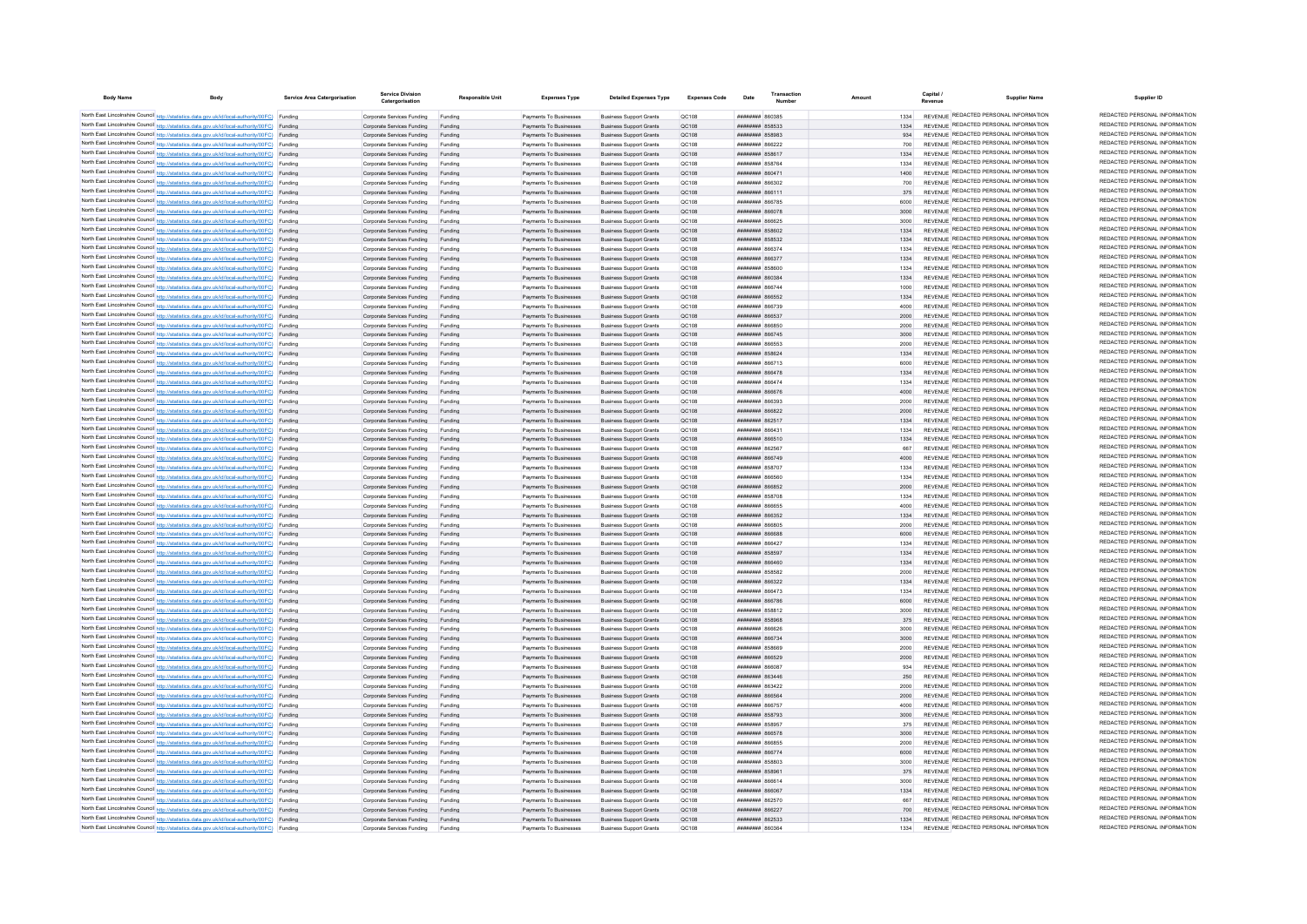| Body Name | Body | Service Area Catergorisation | Service Division Catergorisation | Responsible Unit | Expenses Type | Detailed Expenses Type | Expenses Code | Date | Transaction Number | Amount | Capital / Revenue | Supplier Name | Supplier ID |
|---|---|---|---|---|---|---|---|---|---|---|---|---|---|
| North East Lincolnshire Council | http://statistics.data.gov.uk/id/local-authority/00FC) | Funding | Corporate Services Funding | Funding | Payments To Businesses | Business Support Grants | QC108 | ######## | 860385 | 1334 | REVENUE | REDACTED PERSONAL INFORMATION | REDACTED PERSONAL INFORMATION |
| North East Lincolnshire Council | http://statistics.data.gov.uk/id/local-authority/00FC) | Funding | Corporate Services Funding | Funding | Payments To Businesses | Business Support Grants | QC108 | ######## | 858533 | 1334 | REVENUE | REDACTED PERSONAL INFORMATION | REDACTED PERSONAL INFORMATION |
| North East Lincolnshire Council | http://statistics.data.gov.uk/id/local-authority/00FC) | Funding | Corporate Services Funding | Funding | Payments To Businesses | Business Support Grants | QC108 | ######## | 858983 | 934 | REVENUE | REDACTED PERSONAL INFORMATION | REDACTED PERSONAL INFORMATION |
| North East Lincolnshire Council | http://statistics.data.gov.uk/id/local-authority/00FC) | Funding | Corporate Services Funding | Funding | Payments To Businesses | Business Support Grants | QC108 | ######## | 866222 | 700 | REVENUE | REDACTED PERSONAL INFORMATION | REDACTED PERSONAL INFORMATION |
| North East Lincolnshire Council | http://statistics.data.gov.uk/id/local-authority/00FC) | Funding | Corporate Services Funding | Funding | Payments To Businesses | Business Support Grants | QC108 | ######## | 858617 | 1334 | REVENUE | REDACTED PERSONAL INFORMATION | REDACTED PERSONAL INFORMATION |
| North East Lincolnshire Council | http://statistics.data.gov.uk/id/local-authority/00FC) | Funding | Corporate Services Funding | Funding | Payments To Businesses | Business Support Grants | QC108 | ######## | 858784 | 1334 | REVENUE | REDACTED PERSONAL INFORMATION | REDACTED PERSONAL INFORMATION |
| North East Lincolnshire Council | http://statistics.data.gov.uk/id/local-authority/00FC) | Funding | Corporate Services Funding | Funding | Payments To Businesses | Business Support Grants | QC108 | ######## | 860471 | 1400 | REVENUE | REDACTED PERSONAL INFORMATION | REDACTED PERSONAL INFORMATION |
| North East Lincolnshire Council | http://statistics.data.gov.uk/id/local-authority/00FC) | Funding | Corporate Services Funding | Funding | Payments To Businesses | Business Support Grants | QC108 | ######## | 866302 | 700 | REVENUE | REDACTED PERSONAL INFORMATION | REDACTED PERSONAL INFORMATION |
| North East Lincolnshire Council | http://statistics.data.gov.uk/id/local-authority/00FC) | Funding | Corporate Services Funding | Funding | Payments To Businesses | Business Support Grants | QC108 | ######## | 866111 | 375 | REVENUE | REDACTED PERSONAL INFORMATION | REDACTED PERSONAL INFORMATION |
| North East Lincolnshire Council | http://statistics.data.gov.uk/id/local-authority/00FC) | Funding | Corporate Services Funding | Funding | Payments To Businesses | Business Support Grants | QC108 | ######## | 866785 | 6000 | REVENUE | REDACTED PERSONAL INFORMATION | REDACTED PERSONAL INFORMATION |
| North East Lincolnshire Council | http://statistics.data.gov.uk/id/local-authority/00FC) | Funding | Corporate Services Funding | Funding | Payments To Businesses | Business Support Grants | QC108 | ######## | 866078 | 3000 | REVENUE | REDACTED PERSONAL INFORMATION | REDACTED PERSONAL INFORMATION |
| North East Lincolnshire Council | http://statistics.data.gov.uk/id/local-authority/00FC) | Funding | Corporate Services Funding | Funding | Payments To Businesses | Business Support Grants | QC108 | ######## | 866625 | 3000 | REVENUE | REDACTED PERSONAL INFORMATION | REDACTED PERSONAL INFORMATION |
| North East Lincolnshire Council | http://statistics.data.gov.uk/id/local-authority/00FC) | Funding | Corporate Services Funding | Funding | Payments To Businesses | Business Support Grants | QC108 | ######## | 858602 | 1334 | REVENUE | REDACTED PERSONAL INFORMATION | REDACTED PERSONAL INFORMATION |
| North East Lincolnshire Council | http://statistics.data.gov.uk/id/local-authority/00FC) | Funding | Corporate Services Funding | Funding | Payments To Businesses | Business Support Grants | QC108 | ######## | 858532 | 1334 | REVENUE | REDACTED PERSONAL INFORMATION | REDACTED PERSONAL INFORMATION |
| North East Lincolnshire Council | http://statistics.data.gov.uk/id/local-authority/00FC) | Funding | Corporate Services Funding | Funding | Payments To Businesses | Business Support Grants | QC108 | ######## | 866374 | 1334 | REVENUE | REDACTED PERSONAL INFORMATION | REDACTED PERSONAL INFORMATION |
| North East Lincolnshire Council | http://statistics.data.gov.uk/id/local-authority/00FC) | Funding | Corporate Services Funding | Funding | Payments To Businesses | Business Support Grants | QC108 | ######## | 866377 | 1334 | REVENUE | REDACTED PERSONAL INFORMATION | REDACTED PERSONAL INFORMATION |
| North East Lincolnshire Council | http://statistics.data.gov.uk/id/local-authority/00FC) | Funding | Corporate Services Funding | Funding | Payments To Businesses | Business Support Grants | QC108 | ######## | 858600 | 1334 | REVENUE | REDACTED PERSONAL INFORMATION | REDACTED PERSONAL INFORMATION |
| North East Lincolnshire Council | http://statistics.data.gov.uk/id/local-authority/00FC) | Funding | Corporate Services Funding | Funding | Payments To Businesses | Business Support Grants | QC108 | ######## | 860384 | 1334 | REVENUE | REDACTED PERSONAL INFORMATION | REDACTED PERSONAL INFORMATION |
| North East Lincolnshire Council | http://statistics.data.gov.uk/id/local-authority/00FC) | Funding | Corporate Services Funding | Funding | Payments To Businesses | Business Support Grants | QC108 | ######## | 866744 | 1000 | REVENUE | REDACTED PERSONAL INFORMATION | REDACTED PERSONAL INFORMATION |
| North East Lincolnshire Council | http://statistics.data.gov.uk/id/local-authority/00FC) | Funding | Corporate Services Funding | Funding | Payments To Businesses | Business Support Grants | QC108 | ######## | 866552 | 1334 | REVENUE | REDACTED PERSONAL INFORMATION | REDACTED PERSONAL INFORMATION |
| North East Lincolnshire Council | http://statistics.data.gov.uk/id/local-authority/00FC) | Funding | Corporate Services Funding | Funding | Payments To Businesses | Business Support Grants | QC108 | ######## | 866739 | 4000 | REVENUE | REDACTED PERSONAL INFORMATION | REDACTED PERSONAL INFORMATION |
| North East Lincolnshire Council | http://statistics.data.gov.uk/id/local-authority/00FC) | Funding | Corporate Services Funding | Funding | Payments To Businesses | Business Support Grants | QC108 | ######## | 866537 | 2000 | REVENUE | REDACTED PERSONAL INFORMATION | REDACTED PERSONAL INFORMATION |
| North East Lincolnshire Council | http://statistics.data.gov.uk/id/local-authority/00FC) | Funding | Corporate Services Funding | Funding | Payments To Businesses | Business Support Grants | QC108 | ######## | 866850 | 2000 | REVENUE | REDACTED PERSONAL INFORMATION | REDACTED PERSONAL INFORMATION |
| North East Lincolnshire Council | http://statistics.data.gov.uk/id/local-authority/00FC) | Funding | Corporate Services Funding | Funding | Payments To Businesses | Business Support Grants | QC108 | ######## | 866745 | 3000 | REVENUE | REDACTED PERSONAL INFORMATION | REDACTED PERSONAL INFORMATION |
| North East Lincolnshire Council | http://statistics.data.gov.uk/id/local-authority/00FC) | Funding | Corporate Services Funding | Funding | Payments To Businesses | Business Support Grants | QC108 | ######## | 866553 | 2000 | REVENUE | REDACTED PERSONAL INFORMATION | REDACTED PERSONAL INFORMATION |
| North East Lincolnshire Council | http://statistics.data.gov.uk/id/local-authority/00FC) | Funding | Corporate Services Funding | Funding | Payments To Businesses | Business Support Grants | QC108 | ######## | 858624 | 1334 | REVENUE | REDACTED PERSONAL INFORMATION | REDACTED PERSONAL INFORMATION |
| North East Lincolnshire Council | http://statistics.data.gov.uk/id/local-authority/00FC) | Funding | Corporate Services Funding | Funding | Payments To Businesses | Business Support Grants | QC108 | ######## | 866713 | 6000 | REVENUE | REDACTED PERSONAL INFORMATION | REDACTED PERSONAL INFORMATION |
| North East Lincolnshire Council | http://statistics.data.gov.uk/id/local-authority/00FC) | Funding | Corporate Services Funding | Funding | Payments To Businesses | Business Support Grants | QC108 | ######## | 866478 | 1334 | REVENUE | REDACTED PERSONAL INFORMATION | REDACTED PERSONAL INFORMATION |
| North East Lincolnshire Council | http://statistics.data.gov.uk/id/local-authority/00FC) | Funding | Corporate Services Funding | Funding | Payments To Businesses | Business Support Grants | QC108 | ######## | 866474 | 1334 | REVENUE | REDACTED PERSONAL INFORMATION | REDACTED PERSONAL INFORMATION |
| North East Lincolnshire Council | http://statistics.data.gov.uk/id/local-authority/00FC) | Funding | Corporate Services Funding | Funding | Payments To Businesses | Business Support Grants | QC108 | ######## | 866678 | 4000 | REVENUE | REDACTED PERSONAL INFORMATION | REDACTED PERSONAL INFORMATION |
| North East Lincolnshire Council | http://statistics.data.gov.uk/id/local-authority/00FC) | Funding | Corporate Services Funding | Funding | Payments To Businesses | Business Support Grants | QC108 | ######## | 866393 | 2000 | REVENUE | REDACTED PERSONAL INFORMATION | REDACTED PERSONAL INFORMATION |
| North East Lincolnshire Council | http://statistics.data.gov.uk/id/local-authority/00FC) | Funding | Corporate Services Funding | Funding | Payments To Businesses | Business Support Grants | QC108 | ######## | 866822 | 2000 | REVENUE | REDACTED PERSONAL INFORMATION | REDACTED PERSONAL INFORMATION |
| North East Lincolnshire Council | http://statistics.data.gov.uk/id/local-authority/00FC) | Funding | Corporate Services Funding | Funding | Payments To Businesses | Business Support Grants | QC108 | ######## | 862517 | 1334 | REVENUE | REDACTED PERSONAL INFORMATION | REDACTED PERSONAL INFORMATION |
| North East Lincolnshire Council | http://statistics.data.gov.uk/id/local-authority/00FC) | Funding | Corporate Services Funding | Funding | Payments To Businesses | Business Support Grants | QC108 | ######## | 866431 | 1334 | REVENUE | REDACTED PERSONAL INFORMATION | REDACTED PERSONAL INFORMATION |
| North East Lincolnshire Council | http://statistics.data.gov.uk/id/local-authority/00FC) | Funding | Corporate Services Funding | Funding | Payments To Businesses | Business Support Grants | QC108 | ######## | 866510 | 1334 | REVENUE | REDACTED PERSONAL INFORMATION | REDACTED PERSONAL INFORMATION |
| North East Lincolnshire Council | http://statistics.data.gov.uk/id/local-authority/00FC) | Funding | Corporate Services Funding | Funding | Payments To Businesses | Business Support Grants | QC108 | ######## | 862567 | 667 | REVENUE | REDACTED PERSONAL INFORMATION | REDACTED PERSONAL INFORMATION |
| North East Lincolnshire Council | http://statistics.data.gov.uk/id/local-authority/00FC) | Funding | Corporate Services Funding | Funding | Payments To Businesses | Business Support Grants | QC108 | ######## | 866749 | 4000 | REVENUE | REDACTED PERSONAL INFORMATION | REDACTED PERSONAL INFORMATION |
| North East Lincolnshire Council | http://statistics.data.gov.uk/id/local-authority/00FC) | Funding | Corporate Services Funding | Funding | Payments To Businesses | Business Support Grants | QC108 | ######## | 858707 | 1334 | REVENUE | REDACTED PERSONAL INFORMATION | REDACTED PERSONAL INFORMATION |
| North East Lincolnshire Council | http://statistics.data.gov.uk/id/local-authority/00FC) | Funding | Corporate Services Funding | Funding | Payments To Businesses | Business Support Grants | QC108 | ######## | 866560 | 1334 | REVENUE | REDACTED PERSONAL INFORMATION | REDACTED PERSONAL INFORMATION |
| North East Lincolnshire Council | http://statistics.data.gov.uk/id/local-authority/00FC) | Funding | Corporate Services Funding | Funding | Payments To Businesses | Business Support Grants | QC108 | ######## | 866852 | 2000 | REVENUE | REDACTED PERSONAL INFORMATION | REDACTED PERSONAL INFORMATION |
| North East Lincolnshire Council | http://statistics.data.gov.uk/id/local-authority/00FC) | Funding | Corporate Services Funding | Funding | Payments To Businesses | Business Support Grants | QC108 | ######## | 858708 | 1334 | REVENUE | REDACTED PERSONAL INFORMATION | REDACTED PERSONAL INFORMATION |
| North East Lincolnshire Council | http://statistics.data.gov.uk/id/local-authority/00FC) | Funding | Corporate Services Funding | Funding | Payments To Businesses | Business Support Grants | QC108 | ######## | 866655 | 4000 | REVENUE | REDACTED PERSONAL INFORMATION | REDACTED PERSONAL INFORMATION |
| North East Lincolnshire Council | http://statistics.data.gov.uk/id/local-authority/00FC) | Funding | Corporate Services Funding | Funding | Payments To Businesses | Business Support Grants | QC108 | ######## | 866352 | 1334 | REVENUE | REDACTED PERSONAL INFORMATION | REDACTED PERSONAL INFORMATION |
| North East Lincolnshire Council | http://statistics.data.gov.uk/id/local-authority/00FC) | Funding | Corporate Services Funding | Funding | Payments To Businesses | Business Support Grants | QC108 | ######## | 866805 | 2000 | REVENUE | REDACTED PERSONAL INFORMATION | REDACTED PERSONAL INFORMATION |
| North East Lincolnshire Council | http://statistics.data.gov.uk/id/local-authority/00FC) | Funding | Corporate Services Funding | Funding | Payments To Businesses | Business Support Grants | QC108 | ######## | 866688 | 6000 | REVENUE | REDACTED PERSONAL INFORMATION | REDACTED PERSONAL INFORMATION |
| North East Lincolnshire Council | http://statistics.data.gov.uk/id/local-authority/00FC) | Funding | Corporate Services Funding | Funding | Payments To Businesses | Business Support Grants | QC108 | ######## | 866427 | 1334 | REVENUE | REDACTED PERSONAL INFORMATION | REDACTED PERSONAL INFORMATION |
| North East Lincolnshire Council | http://statistics.data.gov.uk/id/local-authority/00FC) | Funding | Corporate Services Funding | Funding | Payments To Businesses | Business Support Grants | QC108 | ######## | 858597 | 1334 | REVENUE | REDACTED PERSONAL INFORMATION | REDACTED PERSONAL INFORMATION |
| North East Lincolnshire Council | http://statistics.data.gov.uk/id/local-authority/00FC) | Funding | Corporate Services Funding | Funding | Payments To Businesses | Business Support Grants | QC108 | ######## | 866460 | 1334 | REVENUE | REDACTED PERSONAL INFORMATION | REDACTED PERSONAL INFORMATION |
| North East Lincolnshire Council | http://statistics.data.gov.uk/id/local-authority/00FC) | Funding | Corporate Services Funding | Funding | Payments To Businesses | Business Support Grants | QC108 | ######## | 858582 | 2000 | REVENUE | REDACTED PERSONAL INFORMATION | REDACTED PERSONAL INFORMATION |
| North East Lincolnshire Council | http://statistics.data.gov.uk/id/local-authority/00FC) | Funding | Corporate Services Funding | Funding | Payments To Businesses | Business Support Grants | QC108 | ######## | 866322 | 1334 | REVENUE | REDACTED PERSONAL INFORMATION | REDACTED PERSONAL INFORMATION |
| North East Lincolnshire Council | http://statistics.data.gov.uk/id/local-authority/00FC) | Funding | Corporate Services Funding | Funding | Payments To Businesses | Business Support Grants | QC108 | ######## | 866473 | 1334 | REVENUE | REDACTED PERSONAL INFORMATION | REDACTED PERSONAL INFORMATION |
| North East Lincolnshire Council | http://statistics.data.gov.uk/id/local-authority/00FC) | Funding | Corporate Services Funding | Funding | Payments To Businesses | Business Support Grants | QC108 | ######## | 866786 | 6000 | REVENUE | REDACTED PERSONAL INFORMATION | REDACTED PERSONAL INFORMATION |
| North East Lincolnshire Council | http://statistics.data.gov.uk/id/local-authority/00FC) | Funding | Corporate Services Funding | Funding | Payments To Businesses | Business Support Grants | QC108 | ######## | 858812 | 3000 | REVENUE | REDACTED PERSONAL INFORMATION | REDACTED PERSONAL INFORMATION |
| North East Lincolnshire Council | http://statistics.data.gov.uk/id/local-authority/00FC) | Funding | Corporate Services Funding | Funding | Payments To Businesses | Business Support Grants | QC108 | ######## | 858965 | 375 | REVENUE | REDACTED PERSONAL INFORMATION | REDACTED PERSONAL INFORMATION |
| North East Lincolnshire Council | http://statistics.data.gov.uk/id/local-authority/00FC) | Funding | Corporate Services Funding | Funding | Payments To Businesses | Business Support Grants | QC108 | ######## | 866626 | 3000 | REVENUE | REDACTED PERSONAL INFORMATION | REDACTED PERSONAL INFORMATION |
| North East Lincolnshire Council | http://statistics.data.gov.uk/id/local-authority/00FC) | Funding | Corporate Services Funding | Funding | Payments To Businesses | Business Support Grants | QC108 | ######## | 866734 | 3000 | REVENUE | REDACTED PERSONAL INFORMATION | REDACTED PERSONAL INFORMATION |
| North East Lincolnshire Council | http://statistics.data.gov.uk/id/local-authority/00FC) | Funding | Corporate Services Funding | Funding | Payments To Businesses | Business Support Grants | QC108 | ######## | 858669 | 2000 | REVENUE | REDACTED PERSONAL INFORMATION | REDACTED PERSONAL INFORMATION |
| North East Lincolnshire Council | http://statistics.data.gov.uk/id/local-authority/00FC) | Funding | Corporate Services Funding | Funding | Payments To Businesses | Business Support Grants | QC108 | ######## | 866529 | 2000 | REVENUE | REDACTED PERSONAL INFORMATION | REDACTED PERSONAL INFORMATION |
| North East Lincolnshire Council | http://statistics.data.gov.uk/id/local-authority/00FC) | Funding | Corporate Services Funding | Funding | Payments To Businesses | Business Support Grants | QC108 | ######## | 866087 | 934 | REVENUE | REDACTED PERSONAL INFORMATION | REDACTED PERSONAL INFORMATION |
| North East Lincolnshire Council | http://statistics.data.gov.uk/id/local-authority/00FC) | Funding | Corporate Services Funding | Funding | Payments To Businesses | Business Support Grants | QC108 | ######## | 863446 | 250 | REVENUE | REDACTED PERSONAL INFORMATION | REDACTED PERSONAL INFORMATION |
| North East Lincolnshire Council | http://statistics.data.gov.uk/id/local-authority/00FC) | Funding | Corporate Services Funding | Funding | Payments To Businesses | Business Support Grants | QC108 | ######## | 863422 | 2000 | REVENUE | REDACTED PERSONAL INFORMATION | REDACTED PERSONAL INFORMATION |
| North East Lincolnshire Council | http://statistics.data.gov.uk/id/local-authority/00FC) | Funding | Corporate Services Funding | Funding | Payments To Businesses | Business Support Grants | QC108 | ######## | 866564 | 2000 | REVENUE | REDACTED PERSONAL INFORMATION | REDACTED PERSONAL INFORMATION |
| North East Lincolnshire Council | http://statistics.data.gov.uk/id/local-authority/00FC) | Funding | Corporate Services Funding | Funding | Payments To Businesses | Business Support Grants | QC108 | ######## | 866757 | 4000 | REVENUE | REDACTED PERSONAL INFORMATION | REDACTED PERSONAL INFORMATION |
| North East Lincolnshire Council | http://statistics.data.gov.uk/id/local-authority/00FC) | Funding | Corporate Services Funding | Funding | Payments To Businesses | Business Support Grants | QC108 | ######## | 858793 | 3000 | REVENUE | REDACTED PERSONAL INFORMATION | REDACTED PERSONAL INFORMATION |
| North East Lincolnshire Council | http://statistics.data.gov.uk/id/local-authority/00FC) | Funding | Corporate Services Funding | Funding | Payments To Businesses | Business Support Grants | QC108 | ######## | 858957 | 375 | REVENUE | REDACTED PERSONAL INFORMATION | REDACTED PERSONAL INFORMATION |
| North East Lincolnshire Council | http://statistics.data.gov.uk/id/local-authority/00FC) | Funding | Corporate Services Funding | Funding | Payments To Businesses | Business Support Grants | QC108 | ######## | 866578 | 3000 | REVENUE | REDACTED PERSONAL INFORMATION | REDACTED PERSONAL INFORMATION |
| North East Lincolnshire Council | http://statistics.data.gov.uk/id/local-authority/00FC) | Funding | Corporate Services Funding | Funding | Payments To Businesses | Business Support Grants | QC108 | ######## | 866855 | 2000 | REVENUE | REDACTED PERSONAL INFORMATION | REDACTED PERSONAL INFORMATION |
| North East Lincolnshire Council | http://statistics.data.gov.uk/id/local-authority/00FC) | Funding | Corporate Services Funding | Funding | Payments To Businesses | Business Support Grants | QC108 | ######## | 866774 | 6000 | REVENUE | REDACTED PERSONAL INFORMATION | REDACTED PERSONAL INFORMATION |
| North East Lincolnshire Council | http://statistics.data.gov.uk/id/local-authority/00FC) | Funding | Corporate Services Funding | Funding | Payments To Businesses | Business Support Grants | QC108 | ######## | 858803 | 3000 | REVENUE | REDACTED PERSONAL INFORMATION | REDACTED PERSONAL INFORMATION |
| North East Lincolnshire Council | http://statistics.data.gov.uk/id/local-authority/00FC) | Funding | Corporate Services Funding | Funding | Payments To Businesses | Business Support Grants | QC108 | ######## | 858961 | 375 | REVENUE | REDACTED PERSONAL INFORMATION | REDACTED PERSONAL INFORMATION |
| North East Lincolnshire Council | http://statistics.data.gov.uk/id/local-authority/00FC) | Funding | Corporate Services Funding | Funding | Payments To Businesses | Business Support Grants | QC108 | ######## | 866614 | 3000 | REVENUE | REDACTED PERSONAL INFORMATION | REDACTED PERSONAL INFORMATION |
| North East Lincolnshire Council | http://statistics.data.gov.uk/id/local-authority/00FC) | Funding | Corporate Services Funding | Funding | Payments To Businesses | Business Support Grants | QC108 | ######## | 866067 | 1334 | REVENUE | REDACTED PERSONAL INFORMATION | REDACTED PERSONAL INFORMATION |
| North East Lincolnshire Council | http://statistics.data.gov.uk/id/local-authority/00FC) | Funding | Corporate Services Funding | Funding | Payments To Businesses | Business Support Grants | QC108 | ######## | 862570 | 667 | REVENUE | REDACTED PERSONAL INFORMATION | REDACTED PERSONAL INFORMATION |
| North East Lincolnshire Council | http://statistics.data.gov.uk/id/local-authority/00FC) | Funding | Corporate Services Funding | Funding | Payments To Businesses | Business Support Grants | QC108 | ######## | 866227 | 700 | REVENUE | REDACTED PERSONAL INFORMATION | REDACTED PERSONAL INFORMATION |
| North East Lincolnshire Council | http://statistics.data.gov.uk/id/local-authority/00FC) | Funding | Corporate Services Funding | Funding | Payments To Businesses | Business Support Grants | QC108 | ######## | 862533 | 1334 | REVENUE | REDACTED PERSONAL INFORMATION | REDACTED PERSONAL INFORMATION |
| North East Lincolnshire Council | http://statistics.data.gov.uk/id/local-authority/00FC) | Funding | Corporate Services Funding | Funding | Payments To Businesses | Business Support Grants | QC108 | ######## | 860364 | 1334 | REVENUE | REDACTED PERSONAL INFORMATION | REDACTED PERSONAL INFORMATION |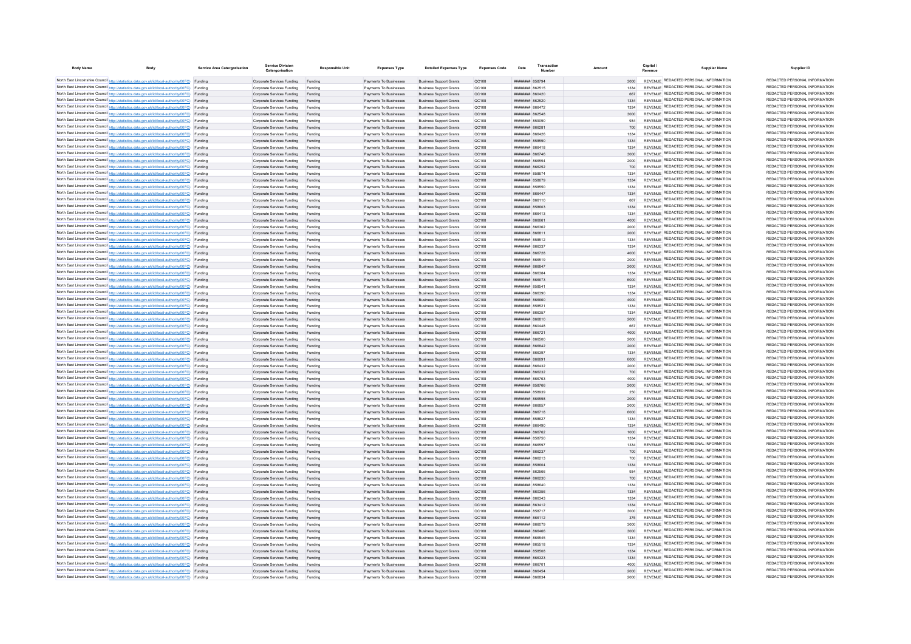| Body Name | Body | Service Area Catergorisation | Service Division Catergorisation | Responsible Unit | Expenses Type | Detailed Expenses Type | Expenses Code | Date | Transaction Number | Amount | Capital / Revenue | Supplier Name | Supplier ID |
|---|---|---|---|---|---|---|---|---|---|---|---|---|---|
| North East Lincolnshire Council | http://statistics.data.gov.uk/id/local-authority/00FC) | Funding | Corporate Services Funding | Funding | Payments To Businesses | Business Support Grants | QC108 | ######## | 858794 | 3000 | REVENUE | REDACTED PERSONAL INFORMATION | REDACTED PERSONAL INFORMATION |
| North East Lincolnshire Council | http://statistics.data.gov.uk/id/local-authority/00FC) | Funding | Corporate Services Funding | Funding | Payments To Businesses | Business Support Grants | QC108 | ######## | 862515 | 1334 | REVENUE | REDACTED PERSONAL INFORMATION | REDACTED PERSONAL INFORMATION |
| North East Lincolnshire Council | http://statistics.data.gov.uk/id/local-authority/00FC) | Funding | Corporate Services Funding | Funding | Payments To Businesses | Business Support Grants | QC108 | ######## | 860420 | 667 | REVENUE | REDACTED PERSONAL INFORMATION | REDACTED PERSONAL INFORMATION |
| North East Lincolnshire Council | http://statistics.data.gov.uk/id/local-authority/00FC) | Funding | Corporate Services Funding | Funding | Payments To Businesses | Business Support Grants | QC108 | ######## | 862520 | 1334 | REVENUE | REDACTED PERSONAL INFORMATION | REDACTED PERSONAL INFORMATION |
| North East Lincolnshire Council | http://statistics.data.gov.uk/id/local-authority/00FC) | Funding | Corporate Services Funding | Funding | Payments To Businesses | Business Support Grants | QC108 | ######## | 866472 | 1334 | REVENUE | REDACTED PERSONAL INFORMATION | REDACTED PERSONAL INFORMATION |
| North East Lincolnshire Council | http://statistics.data.gov.uk/id/local-authority/00FC) | Funding | Corporate Services Funding | Funding | Payments To Businesses | Business Support Grants | QC108 | ######## | 862548 | 3000 | REVENUE | REDACTED PERSONAL INFORMATION | REDACTED PERSONAL INFORMATION |
| North East Lincolnshire Council | http://statistics.data.gov.uk/id/local-authority/00FC) | Funding | Corporate Services Funding | Funding | Payments To Businesses | Business Support Grants | QC108 | ######## | 859090 | 934 | REVENUE | REDACTED PERSONAL INFORMATION | REDACTED PERSONAL INFORMATION |
| North East Lincolnshire Council | http://statistics.data.gov.uk/id/local-authority/00FC) | Funding | Corporate Services Funding | Funding | Payments To Businesses | Business Support Grants | QC108 | ######## | 866281 | 700 | REVENUE | REDACTED PERSONAL INFORMATION | REDACTED PERSONAL INFORMATION |
| North East Lincolnshire Council | http://statistics.data.gov.uk/id/local-authority/00FC) | Funding | Corporate Services Funding | Funding | Payments To Businesses | Business Support Grants | QC108 | ######## | 866426 | 1334 | REVENUE | REDACTED PERSONAL INFORMATION | REDACTED PERSONAL INFORMATION |
| North East Lincolnshire Council | http://statistics.data.gov.uk/id/local-authority/00FC) | Funding | Corporate Services Funding | Funding | Payments To Businesses | Business Support Grants | QC108 | ######## | 858590 | 1334 | REVENUE | REDACTED PERSONAL INFORMATION | REDACTED PERSONAL INFORMATION |
| North East Lincolnshire Council | http://statistics.data.gov.uk/id/local-authority/00FC) | Funding | Corporate Services Funding | Funding | Payments To Businesses | Business Support Grants | QC108 | ######## | 866418 | 1334 | REVENUE | REDACTED PERSONAL INFORMATION | REDACTED PERSONAL INFORMATION |
| North East Lincolnshire Council | http://statistics.data.gov.uk/id/local-authority/00FC) | Funding | Corporate Services Funding | Funding | Payments To Businesses | Business Support Grants | QC108 | ######## | 866746 | 3000 | REVENUE | REDACTED PERSONAL INFORMATION | REDACTED PERSONAL INFORMATION |
| North East Lincolnshire Council | http://statistics.data.gov.uk/id/local-authority/00FC) | Funding | Corporate Services Funding | Funding | Payments To Businesses | Business Support Grants | QC108 | ######## | 866554 | 2000 | REVENUE | REDACTED PERSONAL INFORMATION | REDACTED PERSONAL INFORMATION |
| North East Lincolnshire Council | http://statistics.data.gov.uk/id/local-authority/00FC) | Funding | Corporate Services Funding | Funding | Payments To Businesses | Business Support Grants | QC108 | ######## | 866252 | 700 | REVENUE | REDACTED PERSONAL INFORMATION | REDACTED PERSONAL INFORMATION |
| North East Lincolnshire Council | http://statistics.data.gov.uk/id/local-authority/00FC) | Funding | Corporate Services Funding | Funding | Payments To Businesses | Business Support Grants | QC108 | ######## | 858674 | 1334 | REVENUE | REDACTED PERSONAL INFORMATION | REDACTED PERSONAL INFORMATION |
| North East Lincolnshire Council | http://statistics.data.gov.uk/id/local-authority/00FC) | Funding | Corporate Services Funding | Funding | Payments To Businesses | Business Support Grants | QC108 | ######## | 858679 | 1334 | REVENUE | REDACTED PERSONAL INFORMATION | REDACTED PERSONAL INFORMATION |
| North East Lincolnshire Council | http://statistics.data.gov.uk/id/local-authority/00FC) | Funding | Corporate Services Funding | Funding | Payments To Businesses | Business Support Grants | QC108 | ######## | 858550 | 1334 | REVENUE | REDACTED PERSONAL INFORMATION | REDACTED PERSONAL INFORMATION |
| North East Lincolnshire Council | http://statistics.data.gov.uk/id/local-authority/00FC) | Funding | Corporate Services Funding | Funding | Payments To Businesses | Business Support Grants | QC108 | ######## | 866447 | 1334 | REVENUE | REDACTED PERSONAL INFORMATION | REDACTED PERSONAL INFORMATION |
| North East Lincolnshire Council | http://statistics.data.gov.uk/id/local-authority/00FC) | Funding | Corporate Services Funding | Funding | Payments To Businesses | Business Support Grants | QC108 | ######## | 866110 | 667 | REVENUE | REDACTED PERSONAL INFORMATION | REDACTED PERSONAL INFORMATION |
| North East Lincolnshire Council | http://statistics.data.gov.uk/id/local-authority/00FC) | Funding | Corporate Services Funding | Funding | Payments To Businesses | Business Support Grants | QC108 | ######## | 858603 | 1334 | REVENUE | REDACTED PERSONAL INFORMATION | REDACTED PERSONAL INFORMATION |
| North East Lincolnshire Council | http://statistics.data.gov.uk/id/local-authority/00FC) | Funding | Corporate Services Funding | Funding | Payments To Businesses | Business Support Grants | QC108 | ######## | 866413 | 1334 | REVENUE | REDACTED PERSONAL INFORMATION | REDACTED PERSONAL INFORMATION |
| North East Lincolnshire Council | http://statistics.data.gov.uk/id/local-authority/00FC) | Funding | Corporate Services Funding | Funding | Payments To Businesses | Business Support Grants | QC108 | ######## | 866661 | 4000 | REVENUE | REDACTED PERSONAL INFORMATION | REDACTED PERSONAL INFORMATION |
| North East Lincolnshire Council | http://statistics.data.gov.uk/id/local-authority/00FC) | Funding | Corporate Services Funding | Funding | Payments To Businesses | Business Support Grants | QC108 | ######## | 866362 | 2000 | REVENUE | REDACTED PERSONAL INFORMATION | REDACTED PERSONAL INFORMATION |
| North East Lincolnshire Council | http://statistics.data.gov.uk/id/local-authority/00FC) | Funding | Corporate Services Funding | Funding | Payments To Businesses | Business Support Grants | QC108 | ######## | 866811 | 2000 | REVENUE | REDACTED PERSONAL INFORMATION | REDACTED PERSONAL INFORMATION |
| North East Lincolnshire Council | http://statistics.data.gov.uk/id/local-authority/00FC) | Funding | Corporate Services Funding | Funding | Payments To Businesses | Business Support Grants | QC108 | ######## | 858512 | 1334 | REVENUE | REDACTED PERSONAL INFORMATION | REDACTED PERSONAL INFORMATION |
| North East Lincolnshire Council | http://statistics.data.gov.uk/id/local-authority/00FC) | Funding | Corporate Services Funding | Funding | Payments To Businesses | Business Support Grants | QC108 | ######## | 866337 | 1334 | REVENUE | REDACTED PERSONAL INFORMATION | REDACTED PERSONAL INFORMATION |
| North East Lincolnshire Council | http://statistics.data.gov.uk/id/local-authority/00FC) | Funding | Corporate Services Funding | Funding | Payments To Businesses | Business Support Grants | QC108 | ######## | 866728 | 4000 | REVENUE | REDACTED PERSONAL INFORMATION | REDACTED PERSONAL INFORMATION |
| North East Lincolnshire Council | http://statistics.data.gov.uk/id/local-authority/00FC) | Funding | Corporate Services Funding | Funding | Payments To Businesses | Business Support Grants | QC108 | ######## | 866519 | 2000 | REVENUE | REDACTED PERSONAL INFORMATION | REDACTED PERSONAL INFORMATION |
| North East Lincolnshire Council | http://statistics.data.gov.uk/id/local-authority/00FC) | Funding | Corporate Services Funding | Funding | Payments To Businesses | Business Support Grants | QC108 | ######## | 866847 | 2000 | REVENUE | REDACTED PERSONAL INFORMATION | REDACTED PERSONAL INFORMATION |
| North East Lincolnshire Council | http://statistics.data.gov.uk/id/local-authority/00FC) | Funding | Corporate Services Funding | Funding | Payments To Businesses | Business Support Grants | QC108 | ######## | 866384 | 1334 | REVENUE | REDACTED PERSONAL INFORMATION | REDACTED PERSONAL INFORMATION |
| North East Lincolnshire Council | http://statistics.data.gov.uk/id/local-authority/00FC) | Funding | Corporate Services Funding | Funding | Payments To Businesses | Business Support Grants | QC108 | ######## | 866673 | 6000 | REVENUE | REDACTED PERSONAL INFORMATION | REDACTED PERSONAL INFORMATION |
| North East Lincolnshire Council | http://statistics.data.gov.uk/id/local-authority/00FC) | Funding | Corporate Services Funding | Funding | Payments To Businesses | Business Support Grants | QC108 | ######## | 858541 | 1334 | REVENUE | REDACTED PERSONAL INFORMATION | REDACTED PERSONAL INFORMATION |
| North East Lincolnshire Council | http://statistics.data.gov.uk/id/local-authority/00FC) | Funding | Corporate Services Funding | Funding | Payments To Businesses | Business Support Grants | QC108 | ######## | 866390 | 1334 | REVENUE | REDACTED PERSONAL INFORMATION | REDACTED PERSONAL INFORMATION |
| North East Lincolnshire Council | http://statistics.data.gov.uk/id/local-authority/00FC) | Funding | Corporate Services Funding | Funding | Payments To Businesses | Business Support Grants | QC108 | ######## | 866660 | 4000 | REVENUE | REDACTED PERSONAL INFORMATION | REDACTED PERSONAL INFORMATION |
| North East Lincolnshire Council | http://statistics.data.gov.uk/id/local-authority/00FC) | Funding | Corporate Services Funding | Funding | Payments To Businesses | Business Support Grants | QC108 | ######## | 858521 | 1334 | REVENUE | REDACTED PERSONAL INFORMATION | REDACTED PERSONAL INFORMATION |
| North East Lincolnshire Council | http://statistics.data.gov.uk/id/local-authority/00FC) | Funding | Corporate Services Funding | Funding | Payments To Businesses | Business Support Grants | QC108 | ######## | 866357 | 1334 | REVENUE | REDACTED PERSONAL INFORMATION | REDACTED PERSONAL INFORMATION |
| North East Lincolnshire Council | http://statistics.data.gov.uk/id/local-authority/00FC) | Funding | Corporate Services Funding | Funding | Payments To Businesses | Business Support Grants | QC108 | ######## | 866810 | 2000 | REVENUE | REDACTED PERSONAL INFORMATION | REDACTED PERSONAL INFORMATION |
| North East Lincolnshire Council | http://statistics.data.gov.uk/id/local-authority/00FC) | Funding | Corporate Services Funding | Funding | Payments To Businesses | Business Support Grants | QC108 | ######## | 860448 | 667 | REVENUE | REDACTED PERSONAL INFORMATION | REDACTED PERSONAL INFORMATION |
| North East Lincolnshire Council | http://statistics.data.gov.uk/id/local-authority/00FC) | Funding | Corporate Services Funding | Funding | Payments To Businesses | Business Support Grants | QC108 | ######## | 866721 | 4000 | REVENUE | REDACTED PERSONAL INFORMATION | REDACTED PERSONAL INFORMATION |
| North East Lincolnshire Council | http://statistics.data.gov.uk/id/local-authority/00FC) | Funding | Corporate Services Funding | Funding | Payments To Businesses | Business Support Grants | QC108 | ######## | 866500 | 2000 | REVENUE | REDACTED PERSONAL INFORMATION | REDACTED PERSONAL INFORMATION |
| North East Lincolnshire Council | http://statistics.data.gov.uk/id/local-authority/00FC) | Funding | Corporate Services Funding | Funding | Payments To Businesses | Business Support Grants | QC108 | ######## | 866842 | 2000 | REVENUE | REDACTED PERSONAL INFORMATION | REDACTED PERSONAL INFORMATION |
| North East Lincolnshire Council | http://statistics.data.gov.uk/id/local-authority/00FC) | Funding | Corporate Services Funding | Funding | Payments To Businesses | Business Support Grants | QC108 | ######## | 866397 | 1334 | REVENUE | REDACTED PERSONAL INFORMATION | REDACTED PERSONAL INFORMATION |
| North East Lincolnshire Council | http://statistics.data.gov.uk/id/local-authority/00FC) | Funding | Corporate Services Funding | Funding | Payments To Businesses | Business Support Grants | QC108 | ######## | 866691 | 6000 | REVENUE | REDACTED PERSONAL INFORMATION | REDACTED PERSONAL INFORMATION |
| North East Lincolnshire Council | http://statistics.data.gov.uk/id/local-authority/00FC) | Funding | Corporate Services Funding | Funding | Payments To Businesses | Business Support Grants | QC108 | ######## | 866432 | 2000 | REVENUE | REDACTED PERSONAL INFORMATION | REDACTED PERSONAL INFORMATION |
| North East Lincolnshire Council | http://statistics.data.gov.uk/id/local-authority/00FC) | Funding | Corporate Services Funding | Funding | Payments To Businesses | Business Support Grants | QC108 | ######## | 866232 | 700 | REVENUE | REDACTED PERSONAL INFORMATION | REDACTED PERSONAL INFORMATION |
| North East Lincolnshire Council | http://statistics.data.gov.uk/id/local-authority/00FC) | Funding | Corporate Services Funding | Funding | Payments To Businesses | Business Support Grants | QC108 | ######## | 866763 | 4000 | REVENUE | REDACTED PERSONAL INFORMATION | REDACTED PERSONAL INFORMATION |
| North East Lincolnshire Council | http://statistics.data.gov.uk/id/local-authority/00FC) | Funding | Corporate Services Funding | Funding | Payments To Businesses | Business Support Grants | QC108 | ######## | 858766 | 2000 | REVENUE | REDACTED PERSONAL INFORMATION | REDACTED PERSONAL INFORMATION |
| North East Lincolnshire Council | http://statistics.data.gov.uk/id/local-authority/00FC) | Funding | Corporate Services Funding | Funding | Payments To Businesses | Business Support Grants | QC108 | ######## | 858939 | 250 | REVENUE | REDACTED PERSONAL INFORMATION | REDACTED PERSONAL INFORMATION |
| North East Lincolnshire Council | http://statistics.data.gov.uk/id/local-authority/00FC) | Funding | Corporate Services Funding | Funding | Payments To Businesses | Business Support Grants | QC108 | ######## | 866598 | 2000 | REVENUE | REDACTED PERSONAL INFORMATION | REDACTED PERSONAL INFORMATION |
| North East Lincolnshire Council | http://statistics.data.gov.uk/id/local-authority/00FC) | Funding | Corporate Services Funding | Funding | Payments To Businesses | Business Support Grants | QC108 | ######## | 866857 | 2000 | REVENUE | REDACTED PERSONAL INFORMATION | REDACTED PERSONAL INFORMATION |
| North East Lincolnshire Council | http://statistics.data.gov.uk/id/local-authority/00FC) | Funding | Corporate Services Funding | Funding | Payments To Businesses | Business Support Grants | QC108 | ######## | 866718 | 6000 | REVENUE | REDACTED PERSONAL INFORMATION | REDACTED PERSONAL INFORMATION |
| North East Lincolnshire Council | http://statistics.data.gov.uk/id/local-authority/00FC) | Funding | Corporate Services Funding | Funding | Payments To Businesses | Business Support Grants | QC108 | ######## | 858627 | 1334 | REVENUE | REDACTED PERSONAL INFORMATION | REDACTED PERSONAL INFORMATION |
| North East Lincolnshire Council | http://statistics.data.gov.uk/id/local-authority/00FC) | Funding | Corporate Services Funding | Funding | Payments To Businesses | Business Support Grants | QC108 | ######## | 866490 | 1334 | REVENUE | REDACTED PERSONAL INFORMATION | REDACTED PERSONAL INFORMATION |
| North East Lincolnshire Council | http://statistics.data.gov.uk/id/local-authority/00FC) | Funding | Corporate Services Funding | Funding | Payments To Businesses | Business Support Grants | QC108 | ######## | 866762 | 1000 | REVENUE | REDACTED PERSONAL INFORMATION | REDACTED PERSONAL INFORMATION |
| North East Lincolnshire Council | http://statistics.data.gov.uk/id/local-authority/00FC) | Funding | Corporate Services Funding | Funding | Payments To Businesses | Business Support Grants | QC108 | ######## | 858750 | 1334 | REVENUE | REDACTED PERSONAL INFORMATION | REDACTED PERSONAL INFORMATION |
| North East Lincolnshire Council | http://statistics.data.gov.uk/id/local-authority/00FC) | Funding | Corporate Services Funding | Funding | Payments To Businesses | Business Support Grants | QC108 | ######## | 866597 | 1334 | REVENUE | REDACTED PERSONAL INFORMATION | REDACTED PERSONAL INFORMATION |
| North East Lincolnshire Council | http://statistics.data.gov.uk/id/local-authority/00FC) | Funding | Corporate Services Funding | Funding | Payments To Businesses | Business Support Grants | QC108 | ######## | 866237 | 700 | REVENUE | REDACTED PERSONAL INFORMATION | REDACTED PERSONAL INFORMATION |
| North East Lincolnshire Council | http://statistics.data.gov.uk/id/local-authority/00FC) | Funding | Corporate Services Funding | Funding | Payments To Businesses | Business Support Grants | QC108 | ######## | 866213 | 700 | REVENUE | REDACTED PERSONAL INFORMATION | REDACTED PERSONAL INFORMATION |
| North East Lincolnshire Council | http://statistics.data.gov.uk/id/local-authority/00FC) | Funding | Corporate Services Funding | Funding | Payments To Businesses | Business Support Grants | QC108 | ######## | 858604 | 1334 | REVENUE | REDACTED PERSONAL INFORMATION | REDACTED PERSONAL INFORMATION |
| North East Lincolnshire Council | http://statistics.data.gov.uk/id/local-authority/00FC) | Funding | Corporate Services Funding | Funding | Payments To Businesses | Business Support Grants | QC108 | ######## | 862566 | 934 | REVENUE | REDACTED PERSONAL INFORMATION | REDACTED PERSONAL INFORMATION |
| North East Lincolnshire Council | http://statistics.data.gov.uk/id/local-authority/00FC) | Funding | Corporate Services Funding | Funding | Payments To Businesses | Business Support Grants | QC108 | ######## | 866230 | 700 | REVENUE | REDACTED PERSONAL INFORMATION | REDACTED PERSONAL INFORMATION |
| North East Lincolnshire Council | http://statistics.data.gov.uk/id/local-authority/00FC) | Funding | Corporate Services Funding | Funding | Payments To Businesses | Business Support Grants | QC108 | ######## | 858640 | 1334 | REVENUE | REDACTED PERSONAL INFORMATION | REDACTED PERSONAL INFORMATION |
| North East Lincolnshire Council | http://statistics.data.gov.uk/id/local-authority/00FC) | Funding | Corporate Services Funding | Funding | Payments To Businesses | Business Support Grants | QC108 | ######## | 860356 | 1334 | REVENUE | REDACTED PERSONAL INFORMATION | REDACTED PERSONAL INFORMATION |
| North East Lincolnshire Council | http://statistics.data.gov.uk/id/local-authority/00FC) | Funding | Corporate Services Funding | Funding | Payments To Businesses | Business Support Grants | QC108 | ######## | 866343 | 1334 | REVENUE | REDACTED PERSONAL INFORMATION | REDACTED PERSONAL INFORMATION |
| North East Lincolnshire Council | http://statistics.data.gov.uk/id/local-authority/00FC) | Funding | Corporate Services Funding | Funding | Payments To Businesses | Business Support Grants | QC108 | ######## | 863412 | 1334 | REVENUE | REDACTED PERSONAL INFORMATION | REDACTED PERSONAL INFORMATION |
| North East Lincolnshire Council | http://statistics.data.gov.uk/id/local-authority/00FC) | Funding | Corporate Services Funding | Funding | Payments To Businesses | Business Support Grants | QC108 | ######## | 858717 | 3000 | REVENUE | REDACTED PERSONAL INFORMATION | REDACTED PERSONAL INFORMATION |
| North East Lincolnshire Council | http://statistics.data.gov.uk/id/local-authority/00FC) | Funding | Corporate Services Funding | Funding | Payments To Businesses | Business Support Grants | QC108 | ######## | 866112 | 375 | REVENUE | REDACTED PERSONAL INFORMATION | REDACTED PERSONAL INFORMATION |
| North East Lincolnshire Council | http://statistics.data.gov.uk/id/local-authority/00FC) | Funding | Corporate Services Funding | Funding | Payments To Businesses | Business Support Grants | QC108 | ######## | 866079 | 3000 | REVENUE | REDACTED PERSONAL INFORMATION | REDACTED PERSONAL INFORMATION |
| North East Lincolnshire Council | http://statistics.data.gov.uk/id/local-authority/00FC) | Funding | Corporate Services Funding | Funding | Payments To Businesses | Business Support Grants | QC108 | ######## | 866466 | 3000 | REVENUE | REDACTED PERSONAL INFORMATION | REDACTED PERSONAL INFORMATION |
| North East Lincolnshire Council | http://statistics.data.gov.uk/id/local-authority/00FC) | Funding | Corporate Services Funding | Funding | Payments To Businesses | Business Support Grants | QC108 | ######## | 866545 | 1334 | REVENUE | REDACTED PERSONAL INFORMATION | REDACTED PERSONAL INFORMATION |
| North East Lincolnshire Council | http://statistics.data.gov.uk/id/local-authority/00FC) | Funding | Corporate Services Funding | Funding | Payments To Businesses | Business Support Grants | QC108 | ######## | 865518 | 1334 | REVENUE | REDACTED PERSONAL INFORMATION | REDACTED PERSONAL INFORMATION |
| North East Lincolnshire Council | http://statistics.data.gov.uk/id/local-authority/00FC) | Funding | Corporate Services Funding | Funding | Payments To Businesses | Business Support Grants | QC108 | ######## | 858508 | 1334 | REVENUE | REDACTED PERSONAL INFORMATION | REDACTED PERSONAL INFORMATION |
| North East Lincolnshire Council | http://statistics.data.gov.uk/id/local-authority/00FC) | Funding | Corporate Services Funding | Funding | Payments To Businesses | Business Support Grants | QC108 | ######## | 866323 | 1334 | REVENUE | REDACTED PERSONAL INFORMATION | REDACTED PERSONAL INFORMATION |
| North East Lincolnshire Council | http://statistics.data.gov.uk/id/local-authority/00FC) | Funding | Corporate Services Funding | Funding | Payments To Businesses | Business Support Grants | QC108 | ######## | 866701 | 4000 | REVENUE | REDACTED PERSONAL INFORMATION | REDACTED PERSONAL INFORMATION |
| North East Lincolnshire Council | http://statistics.data.gov.uk/id/local-authority/00FC) | Funding | Corporate Services Funding | Funding | Payments To Businesses | Business Support Grants | QC108 | ######## | 866454 | 2000 | REVENUE | REDACTED PERSONAL INFORMATION | REDACTED PERSONAL INFORMATION |
| North East Lincolnshire Council | http://statistics.data.gov.uk/id/local-authority/00FC) | Funding | Corporate Services Funding | Funding | Payments To Businesses | Business Support Grants | QC108 | ######## | 866834 | 2000 | REVENUE | REDACTED PERSONAL INFORMATION | REDACTED PERSONAL INFORMATION |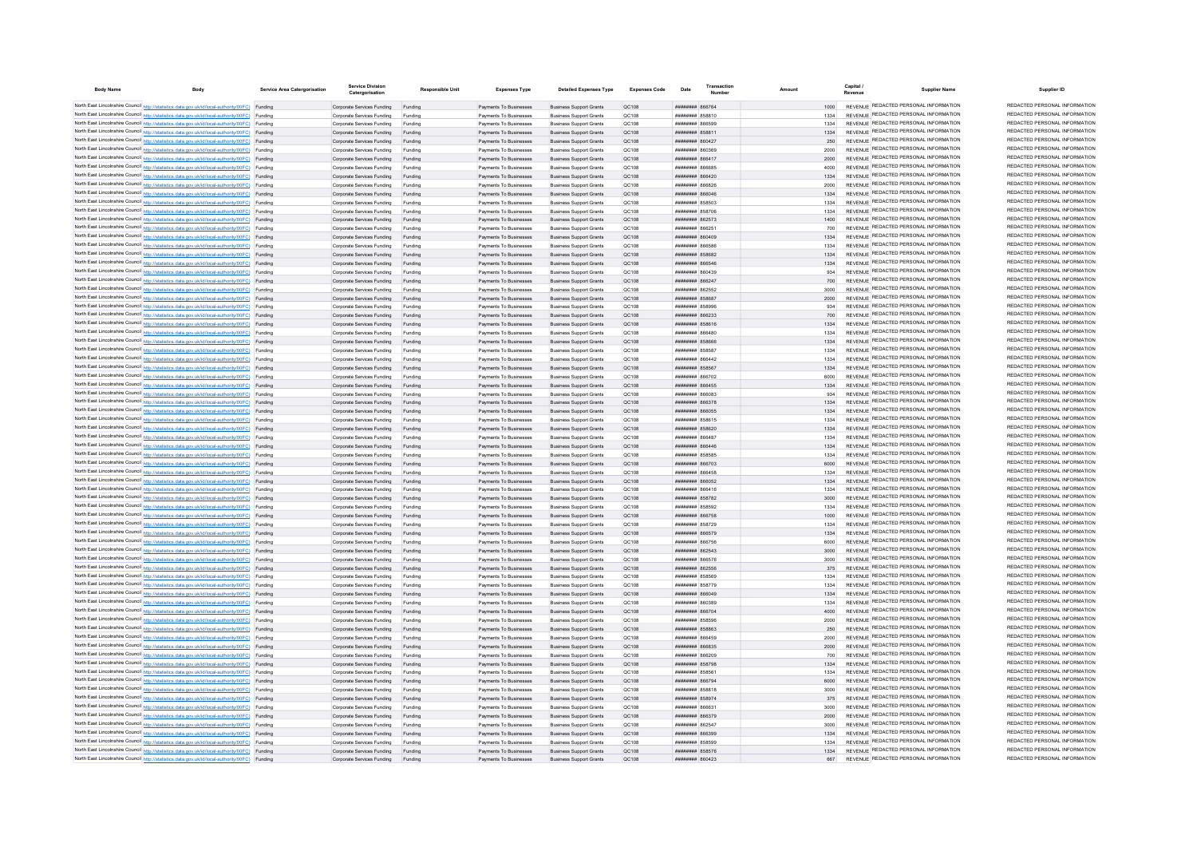| Body Name | Body | Service Area Catergorisation | Service Division Catergorisation | Responsible Unit | Expenses Type | Detailed Expenses Type | Expenses Code | Date | Transaction Number | Amount | Capital / Revenue | Supplier Name | Supplier ID |
|---|---|---|---|---|---|---|---|---|---|---|---|---|---|
| North East Lincolnshire Council | http://statistics.data.gov.uk/id/local-authority/00FC) | Funding | Corporate Services Funding | Funding | Payments To Businesses | Business Support Grants | QC108 | ######## | 866764 | 1000 | REVENUE | REDACTED PERSONAL INFORMATION | REDACTED PERSONAL INFORMATION |
| North East Lincolnshire Council | http://statistics.data.gov.uk/id/local-authority/00FC) | Funding | Corporate Services Funding | Funding | Payments To Businesses | Business Support Grants | QC108 | ######## | 858810 | 1334 | REVENUE | REDACTED PERSONAL INFORMATION | REDACTED PERSONAL INFORMATION |
| North East Lincolnshire Council | http://statistics.data.gov.uk/id/local-authority/00FC) | Funding | Corporate Services Funding | Funding | Payments To Businesses | Business Support Grants | QC108 | ######## | 866599 | 1334 | REVENUE | REDACTED PERSONAL INFORMATION | REDACTED PERSONAL INFORMATION |
| North East Lincolnshire Council | http://statistics.data.gov.uk/id/local-authority/00FC) | Funding | Corporate Services Funding | Funding | Payments To Businesses | Business Support Grants | QC108 | ######## | 858811 | 1334 | REVENUE | REDACTED PERSONAL INFORMATION | REDACTED PERSONAL INFORMATION |
| North East Lincolnshire Council | http://statistics.data.gov.uk/id/local-authority/00FC) | Funding | Corporate Services Funding | Funding | Payments To Businesses | Business Support Grants | QC108 | ######## | 860427 | 250 | REVENUE | REDACTED PERSONAL INFORMATION | REDACTED PERSONAL INFORMATION |
| North East Lincolnshire Council | http://statistics.data.gov.uk/id/local-authority/00FC) | Funding | Corporate Services Funding | Funding | Payments To Businesses | Business Support Grants | QC108 | ######## | 860369 | 2000 | REVENUE | REDACTED PERSONAL INFORMATION | REDACTED PERSONAL INFORMATION |
| North East Lincolnshire Council | http://statistics.data.gov.uk/id/local-authority/00FC) | Funding | Corporate Services Funding | Funding | Payments To Businesses | Business Support Grants | QC108 | ######## | 866417 | 2000 | REVENUE | REDACTED PERSONAL INFORMATION | REDACTED PERSONAL INFORMATION |
| North East Lincolnshire Council | http://statistics.data.gov.uk/id/local-authority/00FC) | Funding | Corporate Services Funding | Funding | Payments To Businesses | Business Support Grants | QC108 | ######## | 866685 | 4000 | REVENUE | REDACTED PERSONAL INFORMATION | REDACTED PERSONAL INFORMATION |
| North East Lincolnshire Council | http://statistics.data.gov.uk/id/local-authority/00FC) | Funding | Corporate Services Funding | Funding | Payments To Businesses | Business Support Grants | QC108 | ######## | 866420 | 1334 | REVENUE | REDACTED PERSONAL INFORMATION | REDACTED PERSONAL INFORMATION |
| North East Lincolnshire Council | http://statistics.data.gov.uk/id/local-authority/00FC) | Funding | Corporate Services Funding | Funding | Payments To Businesses | Business Support Grants | QC108 | ######## | 866826 | 2000 | REVENUE | REDACTED PERSONAL INFORMATION | REDACTED PERSONAL INFORMATION |
| North East Lincolnshire Council | http://statistics.data.gov.uk/id/local-authority/00FC) | Funding | Corporate Services Funding | Funding | Payments To Businesses | Business Support Grants | QC108 | ######## | 866046 | 1334 | REVENUE | REDACTED PERSONAL INFORMATION | REDACTED PERSONAL INFORMATION |
| North East Lincolnshire Council | http://statistics.data.gov.uk/id/local-authority/00FC) | Funding | Corporate Services Funding | Funding | Payments To Businesses | Business Support Grants | QC108 | ######## | 858503 | 1334 | REVENUE | REDACTED PERSONAL INFORMATION | REDACTED PERSONAL INFORMATION |
| North East Lincolnshire Council | http://statistics.data.gov.uk/id/local-authority/00FC) | Funding | Corporate Services Funding | Funding | Payments To Businesses | Business Support Grants | QC108 | ######## | 858706 | 1334 | REVENUE | REDACTED PERSONAL INFORMATION | REDACTED PERSONAL INFORMATION |
| North East Lincolnshire Council | http://statistics.data.gov.uk/id/local-authority/00FC) | Funding | Corporate Services Funding | Funding | Payments To Businesses | Business Support Grants | QC108 | ######## | 862573 | 1400 | REVENUE | REDACTED PERSONAL INFORMATION | REDACTED PERSONAL INFORMATION |
| North East Lincolnshire Council | http://statistics.data.gov.uk/id/local-authority/00FC) | Funding | Corporate Services Funding | Funding | Payments To Businesses | Business Support Grants | QC108 | ######## | 866251 | 700 | REVENUE | REDACTED PERSONAL INFORMATION | REDACTED PERSONAL INFORMATION |
| North East Lincolnshire Council | http://statistics.data.gov.uk/id/local-authority/00FC) | Funding | Corporate Services Funding | Funding | Payments To Businesses | Business Support Grants | QC108 | ######## | 860409 | 1334 | REVENUE | REDACTED PERSONAL INFORMATION | REDACTED PERSONAL INFORMATION |
| North East Lincolnshire Council | http://statistics.data.gov.uk/id/local-authority/00FC) | Funding | Corporate Services Funding | Funding | Payments To Businesses | Business Support Grants | QC108 | ######## | 866586 | 1334 | REVENUE | REDACTED PERSONAL INFORMATION | REDACTED PERSONAL INFORMATION |
| North East Lincolnshire Council | http://statistics.data.gov.uk/id/local-authority/00FC) | Funding | Corporate Services Funding | Funding | Payments To Businesses | Business Support Grants | QC108 | ######## | 858682 | 1334 | REVENUE | REDACTED PERSONAL INFORMATION | REDACTED PERSONAL INFORMATION |
| North East Lincolnshire Council | http://statistics.data.gov.uk/id/local-authority/00FC) | Funding | Corporate Services Funding | Funding | Payments To Businesses | Business Support Grants | QC108 | ######## | 866546 | 1334 | REVENUE | REDACTED PERSONAL INFORMATION | REDACTED PERSONAL INFORMATION |
| North East Lincolnshire Council | http://statistics.data.gov.uk/id/local-authority/00FC) | Funding | Corporate Services Funding | Funding | Payments To Businesses | Business Support Grants | QC108 | ######## | 860439 | 934 | REVENUE | REDACTED PERSONAL INFORMATION | REDACTED PERSONAL INFORMATION |
| North East Lincolnshire Council | http://statistics.data.gov.uk/id/local-authority/00FC) | Funding | Corporate Services Funding | Funding | Payments To Businesses | Business Support Grants | QC108 | ######## | 866247 | 700 | REVENUE | REDACTED PERSONAL INFORMATION | REDACTED PERSONAL INFORMATION |
| North East Lincolnshire Council | http://statistics.data.gov.uk/id/local-authority/00FC) | Funding | Corporate Services Funding | Funding | Payments To Businesses | Business Support Grants | QC108 | ######## | 862552 | 3000 | REVENUE | REDACTED PERSONAL INFORMATION | REDACTED PERSONAL INFORMATION |
| North East Lincolnshire Council | http://statistics.data.gov.uk/id/local-authority/00FC) | Funding | Corporate Services Funding | Funding | Payments To Businesses | Business Support Grants | QC108 | ######## | 858687 | 2000 | REVENUE | REDACTED PERSONAL INFORMATION | REDACTED PERSONAL INFORMATION |
| North East Lincolnshire Council | http://statistics.data.gov.uk/id/local-authority/00FC) | Funding | Corporate Services Funding | Funding | Payments To Businesses | Business Support Grants | QC108 | ######## | 858996 | 934 | REVENUE | REDACTED PERSONAL INFORMATION | REDACTED PERSONAL INFORMATION |
| North East Lincolnshire Council | http://statistics.data.gov.uk/id/local-authority/00FC) | Funding | Corporate Services Funding | Funding | Payments To Businesses | Business Support Grants | QC108 | ######## | 866233 | 700 | REVENUE | REDACTED PERSONAL INFORMATION | REDACTED PERSONAL INFORMATION |
| North East Lincolnshire Council | http://statistics.data.gov.uk/id/local-authority/00FC) | Funding | Corporate Services Funding | Funding | Payments To Businesses | Business Support Grants | QC108 | ######## | 858616 | 1334 | REVENUE | REDACTED PERSONAL INFORMATION | REDACTED PERSONAL INFORMATION |
| North East Lincolnshire Council | http://statistics.data.gov.uk/id/local-authority/00FC) | Funding | Corporate Services Funding | Funding | Payments To Businesses | Business Support Grants | QC108 | ######## | 866480 | 1334 | REVENUE | REDACTED PERSONAL INFORMATION | REDACTED PERSONAL INFORMATION |
| North East Lincolnshire Council | http://statistics.data.gov.uk/id/local-authority/00FC) | Funding | Corporate Services Funding | Funding | Payments To Businesses | Business Support Grants | QC108 | ######## | 858666 | 1334 | REVENUE | REDACTED PERSONAL INFORMATION | REDACTED PERSONAL INFORMATION |
| North East Lincolnshire Council | http://statistics.data.gov.uk/id/local-authority/00FC) | Funding | Corporate Services Funding | Funding | Payments To Businesses | Business Support Grants | QC108 | ######## | 858587 | 1334 | REVENUE | REDACTED PERSONAL INFORMATION | REDACTED PERSONAL INFORMATION |
| North East Lincolnshire Council | http://statistics.data.gov.uk/id/local-authority/00FC) | Funding | Corporate Services Funding | Funding | Payments To Businesses | Business Support Grants | QC108 | ######## | 866442 | 1334 | REVENUE | REDACTED PERSONAL INFORMATION | REDACTED PERSONAL INFORMATION |
| North East Lincolnshire Council | http://statistics.data.gov.uk/id/local-authority/00FC) | Funding | Corporate Services Funding | Funding | Payments To Businesses | Business Support Grants | QC108 | ######## | 858567 | 1334 | REVENUE | REDACTED PERSONAL INFORMATION | REDACTED PERSONAL INFORMATION |
| North East Lincolnshire Council | http://statistics.data.gov.uk/id/local-authority/00FC) | Funding | Corporate Services Funding | Funding | Payments To Businesses | Business Support Grants | QC108 | ######## | 866702 | 6000 | REVENUE | REDACTED PERSONAL INFORMATION | REDACTED PERSONAL INFORMATION |
| North East Lincolnshire Council | http://statistics.data.gov.uk/id/local-authority/00FC) | Funding | Corporate Services Funding | Funding | Payments To Businesses | Business Support Grants | QC108 | ######## | 866455 | 1334 | REVENUE | REDACTED PERSONAL INFORMATION | REDACTED PERSONAL INFORMATION |
| North East Lincolnshire Council | http://statistics.data.gov.uk/id/local-authority/00FC) | Funding | Corporate Services Funding | Funding | Payments To Businesses | Business Support Grants | QC108 | ######## | 866083 | 934 | REVENUE | REDACTED PERSONAL INFORMATION | REDACTED PERSONAL INFORMATION |
| North East Lincolnshire Council | http://statistics.data.gov.uk/id/local-authority/00FC) | Funding | Corporate Services Funding | Funding | Payments To Businesses | Business Support Grants | QC108 | ######## | 866376 | 1334 | REVENUE | REDACTED PERSONAL INFORMATION | REDACTED PERSONAL INFORMATION |
| North East Lincolnshire Council | http://statistics.data.gov.uk/id/local-authority/00FC) | Funding | Corporate Services Funding | Funding | Payments To Businesses | Business Support Grants | QC108 | ######## | 866055 | 1334 | REVENUE | REDACTED PERSONAL INFORMATION | REDACTED PERSONAL INFORMATION |
| North East Lincolnshire Council | http://statistics.data.gov.uk/id/local-authority/00FC) | Funding | Corporate Services Funding | Funding | Payments To Businesses | Business Support Grants | QC108 | ######## | 858615 | 1334 | REVENUE | REDACTED PERSONAL INFORMATION | REDACTED PERSONAL INFORMATION |
| North East Lincolnshire Council | http://statistics.data.gov.uk/id/local-authority/00FC) | Funding | Corporate Services Funding | Funding | Payments To Businesses | Business Support Grants | QC108 | ######## | 858620 | 1334 | REVENUE | REDACTED PERSONAL INFORMATION | REDACTED PERSONAL INFORMATION |
| North East Lincolnshire Council | http://statistics.data.gov.uk/id/local-authority/00FC) | Funding | Corporate Services Funding | Funding | Payments To Businesses | Business Support Grants | QC108 | ######## | 866487 | 1334 | REVENUE | REDACTED PERSONAL INFORMATION | REDACTED PERSONAL INFORMATION |
| North East Lincolnshire Council | http://statistics.data.gov.uk/id/local-authority/00FC) | Funding | Corporate Services Funding | Funding | Payments To Businesses | Business Support Grants | QC108 | ######## | 866446 | 1334 | REVENUE | REDACTED PERSONAL INFORMATION | REDACTED PERSONAL INFORMATION |
| North East Lincolnshire Council | http://statistics.data.gov.uk/id/local-authority/00FC) | Funding | Corporate Services Funding | Funding | Payments To Businesses | Business Support Grants | QC108 | ######## | 858585 | 1334 | REVENUE | REDACTED PERSONAL INFORMATION | REDACTED PERSONAL INFORMATION |
| North East Lincolnshire Council | http://statistics.data.gov.uk/id/local-authority/00FC) | Funding | Corporate Services Funding | Funding | Payments To Businesses | Business Support Grants | QC108 | ######## | 866703 | 6000 | REVENUE | REDACTED PERSONAL INFORMATION | REDACTED PERSONAL INFORMATION |
| North East Lincolnshire Council | http://statistics.data.gov.uk/id/local-authority/00FC) | Funding | Corporate Services Funding | Funding | Payments To Businesses | Business Support Grants | QC108 | ######## | 866458 | 1334 | REVENUE | REDACTED PERSONAL INFORMATION | REDACTED PERSONAL INFORMATION |
| North East Lincolnshire Council | http://statistics.data.gov.uk/id/local-authority/00FC) | Funding | Corporate Services Funding | Funding | Payments To Businesses | Business Support Grants | QC108 | ######## | 866052 | 1334 | REVENUE | REDACTED PERSONAL INFORMATION | REDACTED PERSONAL INFORMATION |
| North East Lincolnshire Council | http://statistics.data.gov.uk/id/local-authority/00FC) | Funding | Corporate Services Funding | Funding | Payments To Businesses | Business Support Grants | QC108 | ######## | 866416 | 1334 | REVENUE | REDACTED PERSONAL INFORMATION | REDACTED PERSONAL INFORMATION |
| North East Lincolnshire Council | http://statistics.data.gov.uk/id/local-authority/00FC) | Funding | Corporate Services Funding | Funding | Payments To Businesses | Business Support Grants | QC108 | ######## | 858782 | 3000 | REVENUE | REDACTED PERSONAL INFORMATION | REDACTED PERSONAL INFORMATION |
| North East Lincolnshire Council | http://statistics.data.gov.uk/id/local-authority/00FC) | Funding | Corporate Services Funding | Funding | Payments To Businesses | Business Support Grants | QC108 | ######## | 858592 | 1334 | REVENUE | REDACTED PERSONAL INFORMATION | REDACTED PERSONAL INFORMATION |
| North East Lincolnshire Council | http://statistics.data.gov.uk/id/local-authority/00FC) | Funding | Corporate Services Funding | Funding | Payments To Businesses | Business Support Grants | QC108 | ######## | 866758 | 1000 | REVENUE | REDACTED PERSONAL INFORMATION | REDACTED PERSONAL INFORMATION |
| North East Lincolnshire Council | http://statistics.data.gov.uk/id/local-authority/00FC) | Funding | Corporate Services Funding | Funding | Payments To Businesses | Business Support Grants | QC108 | ######## | 858729 | 1334 | REVENUE | REDACTED PERSONAL INFORMATION | REDACTED PERSONAL INFORMATION |
| North East Lincolnshire Council | http://statistics.data.gov.uk/id/local-authority/00FC) | Funding | Corporate Services Funding | Funding | Payments To Businesses | Business Support Grants | QC108 | ######## | 866579 | 1334 | REVENUE | REDACTED PERSONAL INFORMATION | REDACTED PERSONAL INFORMATION |
| North East Lincolnshire Council | http://statistics.data.gov.uk/id/local-authority/00FC) | Funding | Corporate Services Funding | Funding | Payments To Businesses | Business Support Grants | QC108 | ######## | 866756 | 6000 | REVENUE | REDACTED PERSONAL INFORMATION | REDACTED PERSONAL INFORMATION |
| North East Lincolnshire Council | http://statistics.data.gov.uk/id/local-authority/00FC) | Funding | Corporate Services Funding | Funding | Payments To Businesses | Business Support Grants | QC108 | ######## | 862543 | 3000 | REVENUE | REDACTED PERSONAL INFORMATION | REDACTED PERSONAL INFORMATION |
| North East Lincolnshire Council | http://statistics.data.gov.uk/id/local-authority/00FC) | Funding | Corporate Services Funding | Funding | Payments To Businesses | Business Support Grants | QC108 | ######## | 866576 | 3000 | REVENUE | REDACTED PERSONAL INFORMATION | REDACTED PERSONAL INFORMATION |
| North East Lincolnshire Council | http://statistics.data.gov.uk/id/local-authority/00FC) | Funding | Corporate Services Funding | Funding | Payments To Businesses | Business Support Grants | QC108 | ######## | 862556 | 375 | REVENUE | REDACTED PERSONAL INFORMATION | REDACTED PERSONAL INFORMATION |
| North East Lincolnshire Council | http://statistics.data.gov.uk/id/local-authority/00FC) | Funding | Corporate Services Funding | Funding | Payments To Businesses | Business Support Grants | QC108 | ######## | 858569 | 1334 | REVENUE | REDACTED PERSONAL INFORMATION | REDACTED PERSONAL INFORMATION |
| North East Lincolnshire Council | http://statistics.data.gov.uk/id/local-authority/00FC) | Funding | Corporate Services Funding | Funding | Payments To Businesses | Business Support Grants | QC108 | ######## | 858779 | 1334 | REVENUE | REDACTED PERSONAL INFORMATION | REDACTED PERSONAL INFORMATION |
| North East Lincolnshire Council | http://statistics.data.gov.uk/id/local-authority/00FC) | Funding | Corporate Services Funding | Funding | Payments To Businesses | Business Support Grants | QC108 | ######## | 866049 | 1334 | REVENUE | REDACTED PERSONAL INFORMATION | REDACTED PERSONAL INFORMATION |
| North East Lincolnshire Council | http://statistics.data.gov.uk/id/local-authority/00FC) | Funding | Corporate Services Funding | Funding | Payments To Businesses | Business Support Grants | QC108 | ######## | 860389 | 1334 | REVENUE | REDACTED PERSONAL INFORMATION | REDACTED PERSONAL INFORMATION |
| North East Lincolnshire Council | http://statistics.data.gov.uk/id/local-authority/00FC) | Funding | Corporate Services Funding | Funding | Payments To Businesses | Business Support Grants | QC108 | ######## | 866704 | 4000 | REVENUE | REDACTED PERSONAL INFORMATION | REDACTED PERSONAL INFORMATION |
| North East Lincolnshire Council | http://statistics.data.gov.uk/id/local-authority/00FC) | Funding | Corporate Services Funding | Funding | Payments To Businesses | Business Support Grants | QC108 | ######## | 858596 | 2000 | REVENUE | REDACTED PERSONAL INFORMATION | REDACTED PERSONAL INFORMATION |
| North East Lincolnshire Council | http://statistics.data.gov.uk/id/local-authority/00FC) | Funding | Corporate Services Funding | Funding | Payments To Businesses | Business Support Grants | QC108 | ######## | 858863 | 250 | REVENUE | REDACTED PERSONAL INFORMATION | REDACTED PERSONAL INFORMATION |
| North East Lincolnshire Council | http://statistics.data.gov.uk/id/local-authority/00FC) | Funding | Corporate Services Funding | Funding | Payments To Businesses | Business Support Grants | QC108 | ######## | 866459 | 2000 | REVENUE | REDACTED PERSONAL INFORMATION | REDACTED PERSONAL INFORMATION |
| North East Lincolnshire Council | http://statistics.data.gov.uk/id/local-authority/00FC) | Funding | Corporate Services Funding | Funding | Payments To Businesses | Business Support Grants | QC108 | ######## | 866835 | 2000 | REVENUE | REDACTED PERSONAL INFORMATION | REDACTED PERSONAL INFORMATION |
| North East Lincolnshire Council | http://statistics.data.gov.uk/id/local-authority/00FC) | Funding | Corporate Services Funding | Funding | Payments To Businesses | Business Support Grants | QC108 | ######## | 866209 | 700 | REVENUE | REDACTED PERSONAL INFORMATION | REDACTED PERSONAL INFORMATION |
| North East Lincolnshire Council | http://statistics.data.gov.uk/id/local-authority/00FC) | Funding | Corporate Services Funding | Funding | Payments To Businesses | Business Support Grants | QC108 | ######## | 858798 | 1334 | REVENUE | REDACTED PERSONAL INFORMATION | REDACTED PERSONAL INFORMATION |
| North East Lincolnshire Council | http://statistics.data.gov.uk/id/local-authority/00FC) | Funding | Corporate Services Funding | Funding | Payments To Businesses | Business Support Grants | QC108 | ######## | 858561 | 1334 | REVENUE | REDACTED PERSONAL INFORMATION | REDACTED PERSONAL INFORMATION |
| North East Lincolnshire Council | http://statistics.data.gov.uk/id/local-authority/00FC) | Funding | Corporate Services Funding | Funding | Payments To Businesses | Business Support Grants | QC108 | ######## | 866794 | 6000 | REVENUE | REDACTED PERSONAL INFORMATION | REDACTED PERSONAL INFORMATION |
| North East Lincolnshire Council | http://statistics.data.gov.uk/id/local-authority/00FC) | Funding | Corporate Services Funding | Funding | Payments To Businesses | Business Support Grants | QC108 | ######## | 858818 | 3000 | REVENUE | REDACTED PERSONAL INFORMATION | REDACTED PERSONAL INFORMATION |
| North East Lincolnshire Council | http://statistics.data.gov.uk/id/local-authority/00FC) | Funding | Corporate Services Funding | Funding | Payments To Businesses | Business Support Grants | QC108 | ######## | 858974 | 375 | REVENUE | REDACTED PERSONAL INFORMATION | REDACTED PERSONAL INFORMATION |
| North East Lincolnshire Council | http://statistics.data.gov.uk/id/local-authority/00FC) | Funding | Corporate Services Funding | Funding | Payments To Businesses | Business Support Grants | QC108 | ######## | 866631 | 3000 | REVENUE | REDACTED PERSONAL INFORMATION | REDACTED PERSONAL INFORMATION |
| North East Lincolnshire Council | http://statistics.data.gov.uk/id/local-authority/00FC) | Funding | Corporate Services Funding | Funding | Payments To Businesses | Business Support Grants | QC108 | ######## | 866379 | 2000 | REVENUE | REDACTED PERSONAL INFORMATION | REDACTED PERSONAL INFORMATION |
| North East Lincolnshire Council | http://statistics.data.gov.uk/id/local-authority/00FC) | Funding | Corporate Services Funding | Funding | Payments To Businesses | Business Support Grants | QC108 | ######## | 862547 | 3000 | REVENUE | REDACTED PERSONAL INFORMATION | REDACTED PERSONAL INFORMATION |
| North East Lincolnshire Council | http://statistics.data.gov.uk/id/local-authority/00FC) | Funding | Corporate Services Funding | Funding | Payments To Businesses | Business Support Grants | QC108 | ######## | 866399 | 1334 | REVENUE | REDACTED PERSONAL INFORMATION | REDACTED PERSONAL INFORMATION |
| North East Lincolnshire Council | http://statistics.data.gov.uk/id/local-authority/00FC) | Funding | Corporate Services Funding | Funding | Payments To Businesses | Business Support Grants | QC108 | ######## | 858599 | 1334 | REVENUE | REDACTED PERSONAL INFORMATION | REDACTED PERSONAL INFORMATION |
| North East Lincolnshire Council | http://statistics.data.gov.uk/id/local-authority/00FC) | Funding | Corporate Services Funding | Funding | Payments To Businesses | Business Support Grants | QC108 | ######## | 858576 | 1334 | REVENUE | REDACTED PERSONAL INFORMATION | REDACTED PERSONAL INFORMATION |
| North East Lincolnshire Council | http://statistics.data.gov.uk/id/local-authority/00FC) | Funding | Corporate Services Funding | Funding | Payments To Businesses | Business Support Grants | QC108 | ######## | 860423 | 667 | REVENUE | REDACTED PERSONAL INFORMATION | REDACTED PERSONAL INFORMATION |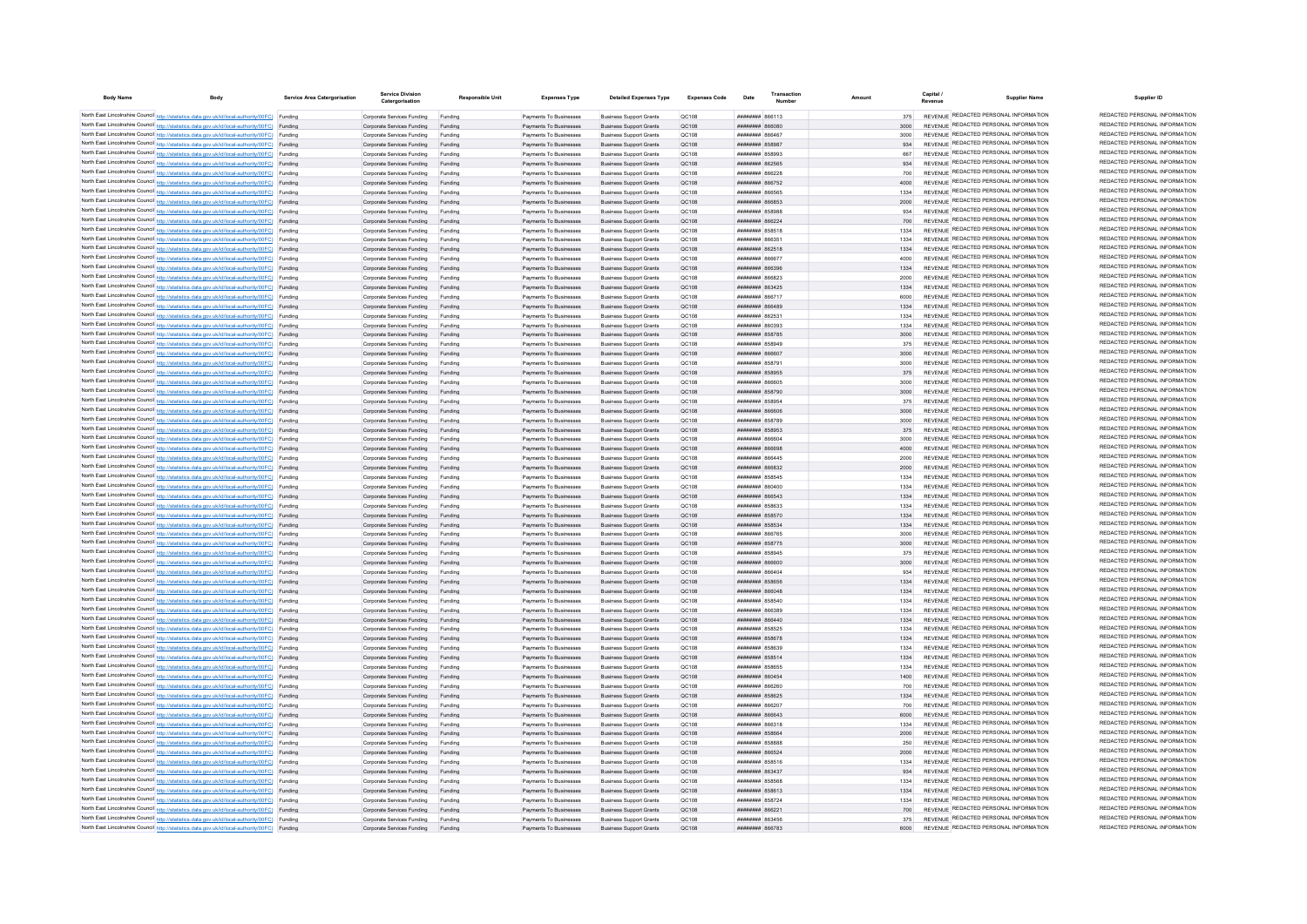| Body Name | Body | Service Area Catergorisation | Service Division Catergorisation | Responsible Unit | Expenses Type | Detailed Expenses Type | Expenses Code | Date | Transaction Number | Amount | Capital / Revenue | Supplier Name | Supplier ID |
|---|---|---|---|---|---|---|---|---|---|---|---|---|---|
| North East Lincolnshire Council | http://statistics.data.gov.uk/id/local-authority/00FC | Funding | Corporate Services Funding | Funding | Payments To Businesses | Business Support Grants | QC108 | ######## | 866113 | 375 | REVENUE | REDACTED PERSONAL INFORMATION | REDACTED PERSONAL INFORMATION |
| North East Lincolnshire Council | http://statistics.data.gov.uk/id/local-authority/00FC | Funding | Corporate Services Funding | Funding | Payments To Businesses | Business Support Grants | QC108 | ######## | 866080 | 3000 | REVENUE | REDACTED PERSONAL INFORMATION | REDACTED PERSONAL INFORMATION |
| North East Lincolnshire Council | http://statistics.data.gov.uk/id/local-authority/00FC | Funding | Corporate Services Funding | Funding | Payments To Businesses | Business Support Grants | QC108 | ######## | 866467 | 3000 | REVENUE | REDACTED PERSONAL INFORMATION | REDACTED PERSONAL INFORMATION |
| North East Lincolnshire Council | http://statistics.data.gov.uk/id/local-authority/00FC | Funding | Corporate Services Funding | Funding | Payments To Businesses | Business Support Grants | QC108 | ######## | 858987 | 934 | REVENUE | REDACTED PERSONAL INFORMATION | REDACTED PERSONAL INFORMATION |
| North East Lincolnshire Council | http://statistics.data.gov.uk/id/local-authority/00FC | Funding | Corporate Services Funding | Funding | Payments To Businesses | Business Support Grants | QC108 | ######## | 858993 | 667 | REVENUE | REDACTED PERSONAL INFORMATION | REDACTED PERSONAL INFORMATION |
| North East Lincolnshire Council | http://statistics.data.gov.uk/id/local-authority/00FC | Funding | Corporate Services Funding | Funding | Payments To Businesses | Business Support Grants | QC108 | ######## | 862565 | 934 | REVENUE | REDACTED PERSONAL INFORMATION | REDACTED PERSONAL INFORMATION |
| North East Lincolnshire Council | http://statistics.data.gov.uk/id/local-authority/00FC | Funding | Corporate Services Funding | Funding | Payments To Businesses | Business Support Grants | QC108 | ######## | 866228 | 700 | REVENUE | REDACTED PERSONAL INFORMATION | REDACTED PERSONAL INFORMATION |
| North East Lincolnshire Council | http://statistics.data.gov.uk/id/local-authority/00FC | Funding | Corporate Services Funding | Funding | Payments To Businesses | Business Support Grants | QC108 | ######## | 866752 | 4000 | REVENUE | REDACTED PERSONAL INFORMATION | REDACTED PERSONAL INFORMATION |
| North East Lincolnshire Council | http://statistics.data.gov.uk/id/local-authority/00FC | Funding | Corporate Services Funding | Funding | Payments To Businesses | Business Support Grants | QC108 | ######## | 866565 | 1334 | REVENUE | REDACTED PERSONAL INFORMATION | REDACTED PERSONAL INFORMATION |
| North East Lincolnshire Council | http://statistics.data.gov.uk/id/local-authority/00FC | Funding | Corporate Services Funding | Funding | Payments To Businesses | Business Support Grants | QC108 | ######## | 866853 | 2000 | REVENUE | REDACTED PERSONAL INFORMATION | REDACTED PERSONAL INFORMATION |
| North East Lincolnshire Council | http://statistics.data.gov.uk/id/local-authority/00FC | Funding | Corporate Services Funding | Funding | Payments To Businesses | Business Support Grants | QC108 | ######## | 858988 | 934 | REVENUE | REDACTED PERSONAL INFORMATION | REDACTED PERSONAL INFORMATION |
| North East Lincolnshire Council | http://statistics.data.gov.uk/id/local-authority/00FC | Funding | Corporate Services Funding | Funding | Payments To Businesses | Business Support Grants | QC108 | ######## | 866224 | 700 | REVENUE | REDACTED PERSONAL INFORMATION | REDACTED PERSONAL INFORMATION |
| North East Lincolnshire Council | http://statistics.data.gov.uk/id/local-authority/00FC | Funding | Corporate Services Funding | Funding | Payments To Businesses | Business Support Grants | QC108 | ######## | 858518 | 1334 | REVENUE | REDACTED PERSONAL INFORMATION | REDACTED PERSONAL INFORMATION |
| North East Lincolnshire Council | http://statistics.data.gov.uk/id/local-authority/00FC | Funding | Corporate Services Funding | Funding | Payments To Businesses | Business Support Grants | QC108 | ######## | 866351 | 1334 | REVENUE | REDACTED PERSONAL INFORMATION | REDACTED PERSONAL INFORMATION |
| North East Lincolnshire Council | http://statistics.data.gov.uk/id/local-authority/00FC | Funding | Corporate Services Funding | Funding | Payments To Businesses | Business Support Grants | QC108 | ######## | 862518 | 1334 | REVENUE | REDACTED PERSONAL INFORMATION | REDACTED PERSONAL INFORMATION |
| North East Lincolnshire Council | http://statistics.data.gov.uk/id/local-authority/00FC | Funding | Corporate Services Funding | Funding | Payments To Businesses | Business Support Grants | QC108 | ######## | 866677 | 4000 | REVENUE | REDACTED PERSONAL INFORMATION | REDACTED PERSONAL INFORMATION |
| North East Lincolnshire Council | http://statistics.data.gov.uk/id/local-authority/00FC | Funding | Corporate Services Funding | Funding | Payments To Businesses | Business Support Grants | QC108 | ######## | 866398 | 1334 | REVENUE | REDACTED PERSONAL INFORMATION | REDACTED PERSONAL INFORMATION |
| North East Lincolnshire Council | http://statistics.data.gov.uk/id/local-authority/00FC | Funding | Corporate Services Funding | Funding | Payments To Businesses | Business Support Grants | QC108 | ######## | 866823 | 2000 | REVENUE | REDACTED PERSONAL INFORMATION | REDACTED PERSONAL INFORMATION |
| North East Lincolnshire Council | http://statistics.data.gov.uk/id/local-authority/00FC | Funding | Corporate Services Funding | Funding | Payments To Businesses | Business Support Grants | QC108 | ######## | 863425 | 1334 | REVENUE | REDACTED PERSONAL INFORMATION | REDACTED PERSONAL INFORMATION |
| North East Lincolnshire Council | http://statistics.data.gov.uk/id/local-authority/00FC | Funding | Corporate Services Funding | Funding | Payments To Businesses | Business Support Grants | QC108 | ######## | 866717 | 6000 | REVENUE | REDACTED PERSONAL INFORMATION | REDACTED PERSONAL INFORMATION |
| North East Lincolnshire Council | http://statistics.data.gov.uk/id/local-authority/00FC | Funding | Corporate Services Funding | Funding | Payments To Businesses | Business Support Grants | QC108 | ######## | 866489 | 1334 | REVENUE | REDACTED PERSONAL INFORMATION | REDACTED PERSONAL INFORMATION |
| North East Lincolnshire Council | http://statistics.data.gov.uk/id/local-authority/00FC | Funding | Corporate Services Funding | Funding | Payments To Businesses | Business Support Grants | QC108 | ######## | 862531 | 1334 | REVENUE | REDACTED PERSONAL INFORMATION | REDACTED PERSONAL INFORMATION |
| North East Lincolnshire Council | http://statistics.data.gov.uk/id/local-authority/00FC | Funding | Corporate Services Funding | Funding | Payments To Businesses | Business Support Grants | QC108 | ######## | 860393 | 1334 | REVENUE | REDACTED PERSONAL INFORMATION | REDACTED PERSONAL INFORMATION |
| North East Lincolnshire Council | http://statistics.data.gov.uk/id/local-authority/00FC | Funding | Corporate Services Funding | Funding | Payments To Businesses | Business Support Grants | QC108 | ######## | 858785 | 3000 | REVENUE | REDACTED PERSONAL INFORMATION | REDACTED PERSONAL INFORMATION |
| North East Lincolnshire Council | http://statistics.data.gov.uk/id/local-authority/00FC | Funding | Corporate Services Funding | Funding | Payments To Businesses | Business Support Grants | QC108 | ######## | 858949 | 375 | REVENUE | REDACTED PERSONAL INFORMATION | REDACTED PERSONAL INFORMATION |
| North East Lincolnshire Council | http://statistics.data.gov.uk/id/local-authority/00FC | Funding | Corporate Services Funding | Funding | Payments To Businesses | Business Support Grants | QC108 | ######## | 866607 | 3000 | REVENUE | REDACTED PERSONAL INFORMATION | REDACTED PERSONAL INFORMATION |
| North East Lincolnshire Council | http://statistics.data.gov.uk/id/local-authority/00FC | Funding | Corporate Services Funding | Funding | Payments To Businesses | Business Support Grants | QC108 | ######## | 858791 | 3000 | REVENUE | REDACTED PERSONAL INFORMATION | REDACTED PERSONAL INFORMATION |
| North East Lincolnshire Council | http://statistics.data.gov.uk/id/local-authority/00FC | Funding | Corporate Services Funding | Funding | Payments To Businesses | Business Support Grants | QC108 | ######## | 858955 | 375 | REVENUE | REDACTED PERSONAL INFORMATION | REDACTED PERSONAL INFORMATION |
| North East Lincolnshire Council | http://statistics.data.gov.uk/id/local-authority/00FC | Funding | Corporate Services Funding | Funding | Payments To Businesses | Business Support Grants | QC108 | ######## | 866605 | 3000 | REVENUE | REDACTED PERSONAL INFORMATION | REDACTED PERSONAL INFORMATION |
| North East Lincolnshire Council | http://statistics.data.gov.uk/id/local-authority/00FC | Funding | Corporate Services Funding | Funding | Payments To Businesses | Business Support Grants | QC108 | ######## | 858790 | 3000 | REVENUE | REDACTED PERSONAL INFORMATION | REDACTED PERSONAL INFORMATION |
| North East Lincolnshire Council | http://statistics.data.gov.uk/id/local-authority/00FC | Funding | Corporate Services Funding | Funding | Payments To Businesses | Business Support Grants | QC108 | ######## | 858954 | 375 | REVENUE | REDACTED PERSONAL INFORMATION | REDACTED PERSONAL INFORMATION |
| North East Lincolnshire Council | http://statistics.data.gov.uk/id/local-authority/00FC | Funding | Corporate Services Funding | Funding | Payments To Businesses | Business Support Grants | QC108 | ######## | 866606 | 3000 | REVENUE | REDACTED PERSONAL INFORMATION | REDACTED PERSONAL INFORMATION |
| North East Lincolnshire Council | http://statistics.data.gov.uk/id/local-authority/00FC | Funding | Corporate Services Funding | Funding | Payments To Businesses | Business Support Grants | QC108 | ######## | 858789 | 3000 | REVENUE | REDACTED PERSONAL INFORMATION | REDACTED PERSONAL INFORMATION |
| North East Lincolnshire Council | http://statistics.data.gov.uk/id/local-authority/00FC | Funding | Corporate Services Funding | Funding | Payments To Businesses | Business Support Grants | QC108 | ######## | 858953 | 375 | REVENUE | REDACTED PERSONAL INFORMATION | REDACTED PERSONAL INFORMATION |
| North East Lincolnshire Council | http://statistics.data.gov.uk/id/local-authority/00FC | Funding | Corporate Services Funding | Funding | Payments To Businesses | Business Support Grants | QC108 | ######## | 866604 | 3000 | REVENUE | REDACTED PERSONAL INFORMATION | REDACTED PERSONAL INFORMATION |
| North East Lincolnshire Council | http://statistics.data.gov.uk/id/local-authority/00FC | Funding | Corporate Services Funding | Funding | Payments To Businesses | Business Support Grants | QC108 | ######## | 866698 | 4000 | REVENUE | REDACTED PERSONAL INFORMATION | REDACTED PERSONAL INFORMATION |
| North East Lincolnshire Council | http://statistics.data.gov.uk/id/local-authority/00FC | Funding | Corporate Services Funding | Funding | Payments To Businesses | Business Support Grants | QC108 | ######## | 866445 | 2000 | REVENUE | REDACTED PERSONAL INFORMATION | REDACTED PERSONAL INFORMATION |
| North East Lincolnshire Council | http://statistics.data.gov.uk/id/local-authority/00FC | Funding | Corporate Services Funding | Funding | Payments To Businesses | Business Support Grants | QC108 | ######## | 866832 | 2000 | REVENUE | REDACTED PERSONAL INFORMATION | REDACTED PERSONAL INFORMATION |
| North East Lincolnshire Council | http://statistics.data.gov.uk/id/local-authority/00FC | Funding | Corporate Services Funding | Funding | Payments To Businesses | Business Support Grants | QC108 | ######## | 858545 | 1334 | REVENUE | REDACTED PERSONAL INFORMATION | REDACTED PERSONAL INFORMATION |
| North East Lincolnshire Council | http://statistics.data.gov.uk/id/local-authority/00FC | Funding | Corporate Services Funding | Funding | Payments To Businesses | Business Support Grants | QC108 | ######## | 860400 | 1334 | REVENUE | REDACTED PERSONAL INFORMATION | REDACTED PERSONAL INFORMATION |
| North East Lincolnshire Council | http://statistics.data.gov.uk/id/local-authority/00FC | Funding | Corporate Services Funding | Funding | Payments To Businesses | Business Support Grants | QC108 | ######## | 866543 | 1334 | REVENUE | REDACTED PERSONAL INFORMATION | REDACTED PERSONAL INFORMATION |
| North East Lincolnshire Council | http://statistics.data.gov.uk/id/local-authority/00FC | Funding | Corporate Services Funding | Funding | Payments To Businesses | Business Support Grants | QC108 | ######## | 858633 | 1334 | REVENUE | REDACTED PERSONAL INFORMATION | REDACTED PERSONAL INFORMATION |
| North East Lincolnshire Council | http://statistics.data.gov.uk/id/local-authority/00FC | Funding | Corporate Services Funding | Funding | Payments To Businesses | Business Support Grants | QC108 | ######## | 858570 | 1334 | REVENUE | REDACTED PERSONAL INFORMATION | REDACTED PERSONAL INFORMATION |
| North East Lincolnshire Council | http://statistics.data.gov.uk/id/local-authority/00FC | Funding | Corporate Services Funding | Funding | Payments To Businesses | Business Support Grants | QC108 | ######## | 858534 | 1334 | REVENUE | REDACTED PERSONAL INFORMATION | REDACTED PERSONAL INFORMATION |
| North East Lincolnshire Council | http://statistics.data.gov.uk/id/local-authority/00FC | Funding | Corporate Services Funding | Funding | Payments To Businesses | Business Support Grants | QC108 | ######## | 866765 | 3000 | REVENUE | REDACTED PERSONAL INFORMATION | REDACTED PERSONAL INFORMATION |
| North East Lincolnshire Council | http://statistics.data.gov.uk/id/local-authority/00FC | Funding | Corporate Services Funding | Funding | Payments To Businesses | Business Support Grants | QC108 | ######## | 858775 | 3000 | REVENUE | REDACTED PERSONAL INFORMATION | REDACTED PERSONAL INFORMATION |
| North East Lincolnshire Council | http://statistics.data.gov.uk/id/local-authority/00FC | Funding | Corporate Services Funding | Funding | Payments To Businesses | Business Support Grants | QC108 | ######## | 858945 | 375 | REVENUE | REDACTED PERSONAL INFORMATION | REDACTED PERSONAL INFORMATION |
| North East Lincolnshire Council | http://statistics.data.gov.uk/id/local-authority/00FC | Funding | Corporate Services Funding | Funding | Payments To Businesses | Business Support Grants | QC108 | ######## | 866600 | 3000 | REVENUE | REDACTED PERSONAL INFORMATION | REDACTED PERSONAL INFORMATION |
| North East Lincolnshire Council | http://statistics.data.gov.uk/id/local-authority/00FC | Funding | Corporate Services Funding | Funding | Payments To Businesses | Business Support Grants | QC108 | ######## | 866404 | 934 | REVENUE | REDACTED PERSONAL INFORMATION | REDACTED PERSONAL INFORMATION |
| North East Lincolnshire Council | http://statistics.data.gov.uk/id/local-authority/00FC | Funding | Corporate Services Funding | Funding | Payments To Businesses | Business Support Grants | QC108 | ######## | 858656 | 1334 | REVENUE | REDACTED PERSONAL INFORMATION | REDACTED PERSONAL INFORMATION |
| North East Lincolnshire Council | http://statistics.data.gov.uk/id/local-authority/00FC | Funding | Corporate Services Funding | Funding | Payments To Businesses | Business Support Grants | QC108 | ######## | 866048 | 1334 | REVENUE | REDACTED PERSONAL INFORMATION | REDACTED PERSONAL INFORMATION |
| North East Lincolnshire Council | http://statistics.data.gov.uk/id/local-authority/00FC | Funding | Corporate Services Funding | Funding | Payments To Businesses | Business Support Grants | QC108 | ######## | 858540 | 1334 | REVENUE | REDACTED PERSONAL INFORMATION | REDACTED PERSONAL INFORMATION |
| North East Lincolnshire Council | http://statistics.data.gov.uk/id/local-authority/00FC | Funding | Corporate Services Funding | Funding | Payments To Businesses | Business Support Grants | QC108 | ######## | 866389 | 1334 | REVENUE | REDACTED PERSONAL INFORMATION | REDACTED PERSONAL INFORMATION |
| North East Lincolnshire Council | http://statistics.data.gov.uk/id/local-authority/00FC | Funding | Corporate Services Funding | Funding | Payments To Businesses | Business Support Grants | QC108 | ######## | 866440 | 1334 | REVENUE | REDACTED PERSONAL INFORMATION | REDACTED PERSONAL INFORMATION |
| North East Lincolnshire Council | http://statistics.data.gov.uk/id/local-authority/00FC | Funding | Corporate Services Funding | Funding | Payments To Businesses | Business Support Grants | QC108 | ######## | 858525 | 1334 | REVENUE | REDACTED PERSONAL INFORMATION | REDACTED PERSONAL INFORMATION |
| North East Lincolnshire Council | http://statistics.data.gov.uk/id/local-authority/00FC | Funding | Corporate Services Funding | Funding | Payments To Businesses | Business Support Grants | QC108 | ######## | 858678 | 1334 | REVENUE | REDACTED PERSONAL INFORMATION | REDACTED PERSONAL INFORMATION |
| North East Lincolnshire Council | http://statistics.data.gov.uk/id/local-authority/00FC | Funding | Corporate Services Funding | Funding | Payments To Businesses | Business Support Grants | QC108 | ######## | 858639 | 1334 | REVENUE | REDACTED PERSONAL INFORMATION | REDACTED PERSONAL INFORMATION |
| North East Lincolnshire Council | http://statistics.data.gov.uk/id/local-authority/00FC | Funding | Corporate Services Funding | Funding | Payments To Businesses | Business Support Grants | QC108 | ######## | 858514 | 1334 | REVENUE | REDACTED PERSONAL INFORMATION | REDACTED PERSONAL INFORMATION |
| North East Lincolnshire Council | http://statistics.data.gov.uk/id/local-authority/00FC | Funding | Corporate Services Funding | Funding | Payments To Businesses | Business Support Grants | QC108 | ######## | 858655 | 1334 | REVENUE | REDACTED PERSONAL INFORMATION | REDACTED PERSONAL INFORMATION |
| North East Lincolnshire Council | http://statistics.data.gov.uk/id/local-authority/00FC | Funding | Corporate Services Funding | Funding | Payments To Businesses | Business Support Grants | QC108 | ######## | 860454 | 1400 | REVENUE | REDACTED PERSONAL INFORMATION | REDACTED PERSONAL INFORMATION |
| North East Lincolnshire Council | http://statistics.data.gov.uk/id/local-authority/00FC | Funding | Corporate Services Funding | Funding | Payments To Businesses | Business Support Grants | QC108 | ######## | 866260 | 700 | REVENUE | REDACTED PERSONAL INFORMATION | REDACTED PERSONAL INFORMATION |
| North East Lincolnshire Council | http://statistics.data.gov.uk/id/local-authority/00FC | Funding | Corporate Services Funding | Funding | Payments To Businesses | Business Support Grants | QC108 | ######## | 858625 | 1334 | REVENUE | REDACTED PERSONAL INFORMATION | REDACTED PERSONAL INFORMATION |
| North East Lincolnshire Council | http://statistics.data.gov.uk/id/local-authority/00FC | Funding | Corporate Services Funding | Funding | Payments To Businesses | Business Support Grants | QC108 | ######## | 866207 | 700 | REVENUE | REDACTED PERSONAL INFORMATION | REDACTED PERSONAL INFORMATION |
| North East Lincolnshire Council | http://statistics.data.gov.uk/id/local-authority/00FC | Funding | Corporate Services Funding | Funding | Payments To Businesses | Business Support Grants | QC108 | ######## | 866643 | 6000 | REVENUE | REDACTED PERSONAL INFORMATION | REDACTED PERSONAL INFORMATION |
| North East Lincolnshire Council | http://statistics.data.gov.uk/id/local-authority/00FC | Funding | Corporate Services Funding | Funding | Payments To Businesses | Business Support Grants | QC108 | ######## | 866318 | 1334 | REVENUE | REDACTED PERSONAL INFORMATION | REDACTED PERSONAL INFORMATION |
| North East Lincolnshire Council | http://statistics.data.gov.uk/id/local-authority/00FC | Funding | Corporate Services Funding | Funding | Payments To Businesses | Business Support Grants | QC108 | ######## | 858664 | 2000 | REVENUE | REDACTED PERSONAL INFORMATION | REDACTED PERSONAL INFORMATION |
| North East Lincolnshire Council | http://statistics.data.gov.uk/id/local-authority/00FC | Funding | Corporate Services Funding | Funding | Payments To Businesses | Business Support Grants | QC108 | ######## | 858888 | 250 | REVENUE | REDACTED PERSONAL INFORMATION | REDACTED PERSONAL INFORMATION |
| North East Lincolnshire Council | http://statistics.data.gov.uk/id/local-authority/00FC | Funding | Corporate Services Funding | Funding | Payments To Businesses | Business Support Grants | QC108 | ######## | 866524 | 2000 | REVENUE | REDACTED PERSONAL INFORMATION | REDACTED PERSONAL INFORMATION |
| North East Lincolnshire Council | http://statistics.data.gov.uk/id/local-authority/00FC | Funding | Corporate Services Funding | Funding | Payments To Businesses | Business Support Grants | QC108 | ######## | 858516 | 1334 | REVENUE | REDACTED PERSONAL INFORMATION | REDACTED PERSONAL INFORMATION |
| North East Lincolnshire Council | http://statistics.data.gov.uk/id/local-authority/00FC | Funding | Corporate Services Funding | Funding | Payments To Businesses | Business Support Grants | QC108 | ######## | 863437 | 934 | REVENUE | REDACTED PERSONAL INFORMATION | REDACTED PERSONAL INFORMATION |
| North East Lincolnshire Council | http://statistics.data.gov.uk/id/local-authority/00FC | Funding | Corporate Services Funding | Funding | Payments To Businesses | Business Support Grants | QC108 | ######## | 858568 | 1334 | REVENUE | REDACTED PERSONAL INFORMATION | REDACTED PERSONAL INFORMATION |
| North East Lincolnshire Council | http://statistics.data.gov.uk/id/local-authority/00FC | Funding | Corporate Services Funding | Funding | Payments To Businesses | Business Support Grants | QC108 | ######## | 858613 | 1334 | REVENUE | REDACTED PERSONAL INFORMATION | REDACTED PERSONAL INFORMATION |
| North East Lincolnshire Council | http://statistics.data.gov.uk/id/local-authority/00FC | Funding | Corporate Services Funding | Funding | Payments To Businesses | Business Support Grants | QC108 | ######## | 858724 | 1334 | REVENUE | REDACTED PERSONAL INFORMATION | REDACTED PERSONAL INFORMATION |
| North East Lincolnshire Council | http://statistics.data.gov.uk/id/local-authority/00FC | Funding | Corporate Services Funding | Funding | Payments To Businesses | Business Support Grants | QC108 | ######## | 866221 | 700 | REVENUE | REDACTED PERSONAL INFORMATION | REDACTED PERSONAL INFORMATION |
| North East Lincolnshire Council | http://statistics.data.gov.uk/id/local-authority/00FC | Funding | Corporate Services Funding | Funding | Payments To Businesses | Business Support Grants | QC108 | ######## | 863456 | 375 | REVENUE | REDACTED PERSONAL INFORMATION | REDACTED PERSONAL INFORMATION |
| North East Lincolnshire Council | http://statistics.data.gov.uk/id/local-authority/00FC | Funding | Corporate Services Funding | Funding | Payments To Businesses | Business Support Grants | QC108 | ######## | 866783 | 6000 | REVENUE | REDACTED PERSONAL INFORMATION | REDACTED PERSONAL INFORMATION |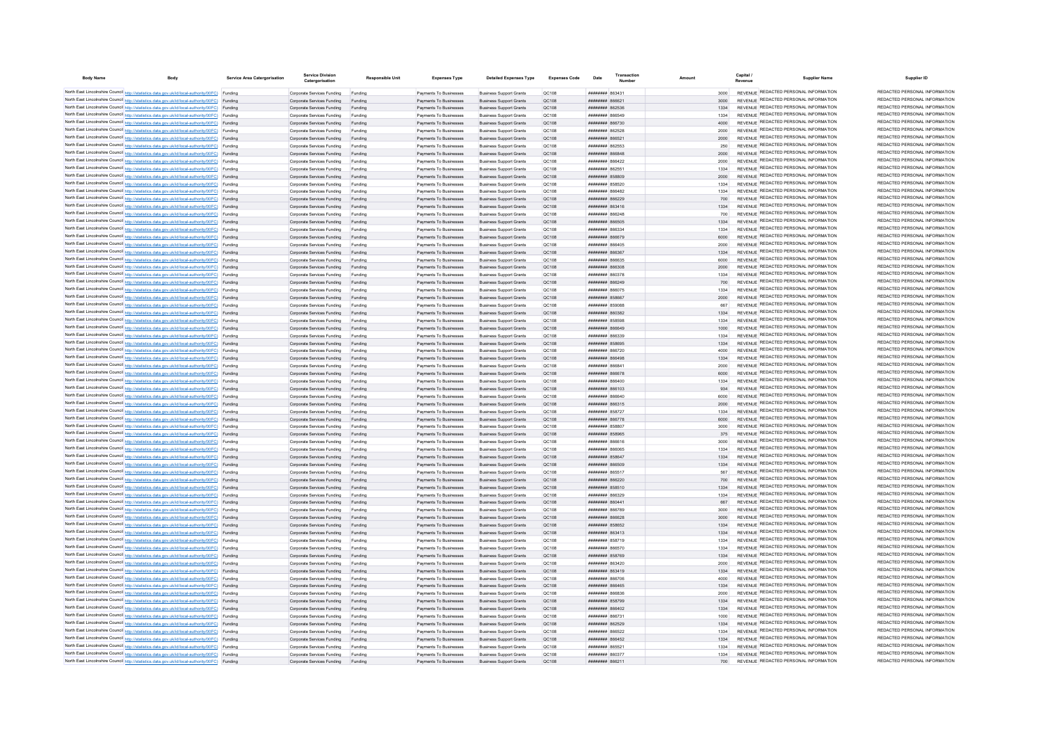| Body Name | Body | Service Area Catergorisation | Service Division Catergorisation | Responsible Unit | Expenses Type | Detailed Expenses Type | Expenses Code | Date | Transaction Number | Amount | Capital / Revenue | Supplier Name | Supplier ID |
|---|---|---|---|---|---|---|---|---|---|---|---|---|---|
| North East Lincolnshire Council | http://statistics.data.gov.uk/id/local-authority/00FC | Funding | Corporate Services Funding | Funding | Payments To Businesses | Business Support Grants | QC108 | ######## | 863431 | 3000 | REVENUE | REDACTED PERSONAL INFORMATION | REDACTED PERSONAL INFORMATION |
| North East Lincolnshire Council | http://statistics.data.gov.uk/id/local-authority/00FC | Funding | Corporate Services Funding | Funding | Payments To Businesses | Business Support Grants | QC108 | ######## | 866621 | 3000 | REVENUE | REDACTED PERSONAL INFORMATION | REDACTED PERSONAL INFORMATION |
| North East Lincolnshire Council | http://statistics.data.gov.uk/id/local-authority/00FC | Funding | Corporate Services Funding | Funding | Payments To Businesses | Business Support Grants | QC108 | ######## | 862536 | 1334 | REVENUE | REDACTED PERSONAL INFORMATION | REDACTED PERSONAL INFORMATION |
| North East Lincolnshire Council | http://statistics.data.gov.uk/id/local-authority/00FC | Funding | Corporate Services Funding | Funding | Payments To Businesses | Business Support Grants | QC108 | ######## | 866549 | 1334 | REVENUE | REDACTED PERSONAL INFORMATION | REDACTED PERSONAL INFORMATION |
| North East Lincolnshire Council | http://statistics.data.gov.uk/id/local-authority/00FC | Funding | Corporate Services Funding | Funding | Payments To Businesses | Business Support Grants | QC108 | ######## | 866730 | 4000 | REVENUE | REDACTED PERSONAL INFORMATION | REDACTED PERSONAL INFORMATION |
| North East Lincolnshire Council | http://statistics.data.gov.uk/id/local-authority/00FC | Funding | Corporate Services Funding | Funding | Payments To Businesses | Business Support Grants | QC108 | ######## | 862528 | 2000 | REVENUE | REDACTED PERSONAL INFORMATION | REDACTED PERSONAL INFORMATION |
| North East Lincolnshire Council | http://statistics.data.gov.uk/id/local-authority/00FC | Funding | Corporate Services Funding | Funding | Payments To Businesses | Business Support Grants | QC108 | ######## | 866521 | 2000 | REVENUE | REDACTED PERSONAL INFORMATION | REDACTED PERSONAL INFORMATION |
| North East Lincolnshire Council | http://statistics.data.gov.uk/id/local-authority/00FC | Funding | Corporate Services Funding | Funding | Payments To Businesses | Business Support Grants | QC108 | ######## | 862553 | 250 | REVENUE | REDACTED PERSONAL INFORMATION | REDACTED PERSONAL INFORMATION |
| North East Lincolnshire Council | http://statistics.data.gov.uk/id/local-authority/00FC | Funding | Corporate Services Funding | Funding | Payments To Businesses | Business Support Grants | QC108 | ######## | 866848 | 2000 | REVENUE | REDACTED PERSONAL INFORMATION | REDACTED PERSONAL INFORMATION |
| North East Lincolnshire Council | http://statistics.data.gov.uk/id/local-authority/00FC | Funding | Corporate Services Funding | Funding | Payments To Businesses | Business Support Grants | QC108 | ######## | 866422 | 2000 | REVENUE | REDACTED PERSONAL INFORMATION | REDACTED PERSONAL INFORMATION |
| North East Lincolnshire Council | http://statistics.data.gov.uk/id/local-authority/00FC | Funding | Corporate Services Funding | Funding | Payments To Businesses | Business Support Grants | QC108 | ######## | 862551 | 1334 | REVENUE | REDACTED PERSONAL INFORMATION | REDACTED PERSONAL INFORMATION |
| North East Lincolnshire Council | http://statistics.data.gov.uk/id/local-authority/00FC | Funding | Corporate Services Funding | Funding | Payments To Businesses | Business Support Grants | QC108 | ######## | 858809 | 2000 | REVENUE | REDACTED PERSONAL INFORMATION | REDACTED PERSONAL INFORMATION |
| North East Lincolnshire Council | http://statistics.data.gov.uk/id/local-authority/00FC | Funding | Corporate Services Funding | Funding | Payments To Businesses | Business Support Grants | QC108 | ######## | 858520 | 1334 | REVENUE | REDACTED PERSONAL INFORMATION | REDACTED PERSONAL INFORMATION |
| North East Lincolnshire Council | http://statistics.data.gov.uk/id/local-authority/00FC | Funding | Corporate Services Funding | Funding | Payments To Businesses | Business Support Grants | QC108 | ######## | 866482 | 1334 | REVENUE | REDACTED PERSONAL INFORMATION | REDACTED PERSONAL INFORMATION |
| North East Lincolnshire Council | http://statistics.data.gov.uk/id/local-authority/00FC | Funding | Corporate Services Funding | Funding | Payments To Businesses | Business Support Grants | QC108 | ######## | 866229 | 700 | REVENUE | REDACTED PERSONAL INFORMATION | REDACTED PERSONAL INFORMATION |
| North East Lincolnshire Council | http://statistics.data.gov.uk/id/local-authority/00FC | Funding | Corporate Services Funding | Funding | Payments To Businesses | Business Support Grants | QC108 | ######## | 863418 | 1334 | REVENUE | REDACTED PERSONAL INFORMATION | REDACTED PERSONAL INFORMATION |
| North East Lincolnshire Council | http://statistics.data.gov.uk/id/local-authority/00FC | Funding | Corporate Services Funding | Funding | Payments To Businesses | Business Support Grants | QC108 | ######## | 866248 | 700 | REVENUE | REDACTED PERSONAL INFORMATION | REDACTED PERSONAL INFORMATION |
| North East Lincolnshire Council | http://statistics.data.gov.uk/id/local-authority/00FC | Funding | Corporate Services Funding | Funding | Payments To Businesses | Business Support Grants | QC108 | ######## | 866505 | 1334 | REVENUE | REDACTED PERSONAL INFORMATION | REDACTED PERSONAL INFORMATION |
| North East Lincolnshire Council | http://statistics.data.gov.uk/id/local-authority/00FC | Funding | Corporate Services Funding | Funding | Payments To Businesses | Business Support Grants | QC108 | ######## | 866334 | 1334 | REVENUE | REDACTED PERSONAL INFORMATION | REDACTED PERSONAL INFORMATION |
| North East Lincolnshire Council | http://statistics.data.gov.uk/id/local-authority/00FC | Funding | Corporate Services Funding | Funding | Payments To Businesses | Business Support Grants | QC108 | ######## | 866679 | 6000 | REVENUE | REDACTED PERSONAL INFORMATION | REDACTED PERSONAL INFORMATION |
| North East Lincolnshire Council | http://statistics.data.gov.uk/id/local-authority/00FC | Funding | Corporate Services Funding | Funding | Payments To Businesses | Business Support Grants | QC108 | ######## | 866405 | 2000 | REVENUE | REDACTED PERSONAL INFORMATION | REDACTED PERSONAL INFORMATION |
| North East Lincolnshire Council | http://statistics.data.gov.uk/id/local-authority/00FC | Funding | Corporate Services Funding | Funding | Payments To Businesses | Business Support Grants | QC108 | ######## | 866367 | 1334 | REVENUE | REDACTED PERSONAL INFORMATION | REDACTED PERSONAL INFORMATION |
| North East Lincolnshire Council | http://statistics.data.gov.uk/id/local-authority/00FC | Funding | Corporate Services Funding | Funding | Payments To Businesses | Business Support Grants | QC108 | ######## | 866635 | 6000 | REVENUE | REDACTED PERSONAL INFORMATION | REDACTED PERSONAL INFORMATION |
| North East Lincolnshire Council | http://statistics.data.gov.uk/id/local-authority/00FC | Funding | Corporate Services Funding | Funding | Payments To Businesses | Business Support Grants | QC108 | ######## | 866308 | 2000 | REVENUE | REDACTED PERSONAL INFORMATION | REDACTED PERSONAL INFORMATION |
| North East Lincolnshire Council | http://statistics.data.gov.uk/id/local-authority/00FC | Funding | Corporate Services Funding | Funding | Payments To Businesses | Business Support Grants | QC108 | ######## | 860378 | 1334 | REVENUE | REDACTED PERSONAL INFORMATION | REDACTED PERSONAL INFORMATION |
| North East Lincolnshire Council | http://statistics.data.gov.uk/id/local-authority/00FC | Funding | Corporate Services Funding | Funding | Payments To Businesses | Business Support Grants | QC108 | ######## | 866249 | 700 | REVENUE | REDACTED PERSONAL INFORMATION | REDACTED PERSONAL INFORMATION |
| North East Lincolnshire Council | http://statistics.data.gov.uk/id/local-authority/00FC | Funding | Corporate Services Funding | Funding | Payments To Businesses | Business Support Grants | QC108 | ######## | 866075 | 1334 | REVENUE | REDACTED PERSONAL INFORMATION | REDACTED PERSONAL INFORMATION |
| North East Lincolnshire Council | http://statistics.data.gov.uk/id/local-authority/00FC | Funding | Corporate Services Funding | Funding | Payments To Businesses | Business Support Grants | QC108 | ######## | 858667 | 2000 | REVENUE | REDACTED PERSONAL INFORMATION | REDACTED PERSONAL INFORMATION |
| North East Lincolnshire Council | http://statistics.data.gov.uk/id/local-authority/00FC | Funding | Corporate Services Funding | Funding | Payments To Businesses | Business Support Grants | QC108 | ######## | 859088 | 667 | REVENUE | REDACTED PERSONAL INFORMATION | REDACTED PERSONAL INFORMATION |
| North East Lincolnshire Council | http://statistics.data.gov.uk/id/local-authority/00FC | Funding | Corporate Services Funding | Funding | Payments To Businesses | Business Support Grants | QC108 | ######## | 860382 | 1334 | REVENUE | REDACTED PERSONAL INFORMATION | REDACTED PERSONAL INFORMATION |
| North East Lincolnshire Council | http://statistics.data.gov.uk/id/local-authority/00FC | Funding | Corporate Services Funding | Funding | Payments To Businesses | Business Support Grants | QC108 | ######## | 858598 | 1334 | REVENUE | REDACTED PERSONAL INFORMATION | REDACTED PERSONAL INFORMATION |
| North East Lincolnshire Council | http://statistics.data.gov.uk/id/local-authority/00FC | Funding | Corporate Services Funding | Funding | Payments To Businesses | Business Support Grants | QC108 | ######## | 866649 | 1000 | REVENUE | REDACTED PERSONAL INFORMATION | REDACTED PERSONAL INFORMATION |
| North East Lincolnshire Council | http://statistics.data.gov.uk/id/local-authority/00FC | Funding | Corporate Services Funding | Funding | Payments To Businesses | Business Support Grants | QC108 | ######## | 866339 | 1334 | REVENUE | REDACTED PERSONAL INFORMATION | REDACTED PERSONAL INFORMATION |
| North East Lincolnshire Council | http://statistics.data.gov.uk/id/local-authority/00FC | Funding | Corporate Services Funding | Funding | Payments To Businesses | Business Support Grants | QC108 | ######## | 858695 | 1334 | REVENUE | REDACTED PERSONAL INFORMATION | REDACTED PERSONAL INFORMATION |
| North East Lincolnshire Council | http://statistics.data.gov.uk/id/local-authority/00FC | Funding | Corporate Services Funding | Funding | Payments To Businesses | Business Support Grants | QC108 | ######## | 866720 | 4000 | REVENUE | REDACTED PERSONAL INFORMATION | REDACTED PERSONAL INFORMATION |
| North East Lincolnshire Council | http://statistics.data.gov.uk/id/local-authority/00FC | Funding | Corporate Services Funding | Funding | Payments To Businesses | Business Support Grants | QC108 | ######## | 866498 | 1334 | REVENUE | REDACTED PERSONAL INFORMATION | REDACTED PERSONAL INFORMATION |
| North East Lincolnshire Council | http://statistics.data.gov.uk/id/local-authority/00FC | Funding | Corporate Services Funding | Funding | Payments To Businesses | Business Support Grants | QC108 | ######## | 866841 | 2000 | REVENUE | REDACTED PERSONAL INFORMATION | REDACTED PERSONAL INFORMATION |
| North East Lincolnshire Council | http://statistics.data.gov.uk/id/local-authority/00FC | Funding | Corporate Services Funding | Funding | Payments To Businesses | Business Support Grants | QC108 | ######## | 866678 | 6000 | REVENUE | REDACTED PERSONAL INFORMATION | REDACTED PERSONAL INFORMATION |
| North East Lincolnshire Council | http://statistics.data.gov.uk/id/local-authority/00FC | Funding | Corporate Services Funding | Funding | Payments To Businesses | Business Support Grants | QC108 | ######## | 866400 | 1334 | REVENUE | REDACTED PERSONAL INFORMATION | REDACTED PERSONAL INFORMATION |
| North East Lincolnshire Council | http://statistics.data.gov.uk/id/local-authority/00FC | Funding | Corporate Services Funding | Funding | Payments To Businesses | Business Support Grants | QC108 | ######## | 866103 | 934 | REVENUE | REDACTED PERSONAL INFORMATION | REDACTED PERSONAL INFORMATION |
| North East Lincolnshire Council | http://statistics.data.gov.uk/id/local-authority/00FC | Funding | Corporate Services Funding | Funding | Payments To Businesses | Business Support Grants | QC108 | ######## | 866640 | 6000 | REVENUE | REDACTED PERSONAL INFORMATION | REDACTED PERSONAL INFORMATION |
| North East Lincolnshire Council | http://statistics.data.gov.uk/id/local-authority/00FC | Funding | Corporate Services Funding | Funding | Payments To Businesses | Business Support Grants | QC108 | ######## | 866315 | 2000 | REVENUE | REDACTED PERSONAL INFORMATION | REDACTED PERSONAL INFORMATION |
| North East Lincolnshire Council | http://statistics.data.gov.uk/id/local-authority/00FC | Funding | Corporate Services Funding | Funding | Payments To Businesses | Business Support Grants | QC108 | ######## | 858727 | 1334 | REVENUE | REDACTED PERSONAL INFORMATION | REDACTED PERSONAL INFORMATION |
| North East Lincolnshire Council | http://statistics.data.gov.uk/id/local-authority/00FC | Funding | Corporate Services Funding | Funding | Payments To Businesses | Business Support Grants | QC108 | ######## | 866778 | 6000 | REVENUE | REDACTED PERSONAL INFORMATION | REDACTED PERSONAL INFORMATION |
| North East Lincolnshire Council | http://statistics.data.gov.uk/id/local-authority/00FC | Funding | Corporate Services Funding | Funding | Payments To Businesses | Business Support Grants | QC108 | ######## | 858807 | 3000 | REVENUE | REDACTED PERSONAL INFORMATION | REDACTED PERSONAL INFORMATION |
| North East Lincolnshire Council | http://statistics.data.gov.uk/id/local-authority/00FC | Funding | Corporate Services Funding | Funding | Payments To Businesses | Business Support Grants | QC108 | ######## | 858965 | 375 | REVENUE | REDACTED PERSONAL INFORMATION | REDACTED PERSONAL INFORMATION |
| North East Lincolnshire Council | http://statistics.data.gov.uk/id/local-authority/00FC | Funding | Corporate Services Funding | Funding | Payments To Businesses | Business Support Grants | QC108 | ######## | 866616 | 3000 | REVENUE | REDACTED PERSONAL INFORMATION | REDACTED PERSONAL INFORMATION |
| North East Lincolnshire Council | http://statistics.data.gov.uk/id/local-authority/00FC | Funding | Corporate Services Funding | Funding | Payments To Businesses | Business Support Grants | QC108 | ######## | 866065 | 1334 | REVENUE | REDACTED PERSONAL INFORMATION | REDACTED PERSONAL INFORMATION |
| North East Lincolnshire Council | http://statistics.data.gov.uk/id/local-authority/00FC | Funding | Corporate Services Funding | Funding | Payments To Businesses | Business Support Grants | QC108 | ######## | 858647 | 1334 | REVENUE | REDACTED PERSONAL INFORMATION | REDACTED PERSONAL INFORMATION |
| North East Lincolnshire Council | http://statistics.data.gov.uk/id/local-authority/00FC | Funding | Corporate Services Funding | Funding | Payments To Businesses | Business Support Grants | QC108 | ######## | 866509 | 1334 | REVENUE | REDACTED PERSONAL INFORMATION | REDACTED PERSONAL INFORMATION |
| North East Lincolnshire Council | http://statistics.data.gov.uk/id/local-authority/00FC | Funding | Corporate Services Funding | Funding | Payments To Businesses | Business Support Grants | QC108 | ######## | 865517 | 667 | REVENUE | REDACTED PERSONAL INFORMATION | REDACTED PERSONAL INFORMATION |
| North East Lincolnshire Council | http://statistics.data.gov.uk/id/local-authority/00FC | Funding | Corporate Services Funding | Funding | Payments To Businesses | Business Support Grants | QC108 | ######## | 866220 | 700 | REVENUE | REDACTED PERSONAL INFORMATION | REDACTED PERSONAL INFORMATION |
| North East Lincolnshire Council | http://statistics.data.gov.uk/id/local-authority/00FC | Funding | Corporate Services Funding | Funding | Payments To Businesses | Business Support Grants | QC108 | ######## | 858510 | 1334 | REVENUE | REDACTED PERSONAL INFORMATION | REDACTED PERSONAL INFORMATION |
| North East Lincolnshire Council | http://statistics.data.gov.uk/id/local-authority/00FC | Funding | Corporate Services Funding | Funding | Payments To Businesses | Business Support Grants | QC108 | ######## | 866320 | 1334 | REVENUE | REDACTED PERSONAL INFORMATION | REDACTED PERSONAL INFORMATION |
| North East Lincolnshire Council | http://statistics.data.gov.uk/id/local-authority/00FC | Funding | Corporate Services Funding | Funding | Payments To Businesses | Business Support Grants | QC108 | ######## | 860441 | 667 | REVENUE | REDACTED PERSONAL INFORMATION | REDACTED PERSONAL INFORMATION |
| North East Lincolnshire Council | http://statistics.data.gov.uk/id/local-authority/00FC | Funding | Corporate Services Funding | Funding | Payments To Businesses | Business Support Grants | QC108 | ######## | 866789 | 3000 | REVENUE | REDACTED PERSONAL INFORMATION | REDACTED PERSONAL INFORMATION |
| North East Lincolnshire Council | http://statistics.data.gov.uk/id/local-authority/00FC | Funding | Corporate Services Funding | Funding | Payments To Businesses | Business Support Grants | QC108 | ######## | 866626 | 3000 | REVENUE | REDACTED PERSONAL INFORMATION | REDACTED PERSONAL INFORMATION |
| North East Lincolnshire Council | http://statistics.data.gov.uk/id/local-authority/00FC | Funding | Corporate Services Funding | Funding | Payments To Businesses | Business Support Grants | QC108 | ######## | 858652 | 1334 | REVENUE | REDACTED PERSONAL INFORMATION | REDACTED PERSONAL INFORMATION |
| North East Lincolnshire Council | http://statistics.data.gov.uk/id/local-authority/00FC | Funding | Corporate Services Funding | Funding | Payments To Businesses | Business Support Grants | QC108 | ######## | 863413 | 1334 | REVENUE | REDACTED PERSONAL INFORMATION | REDACTED PERSONAL INFORMATION |
| North East Lincolnshire Council | http://statistics.data.gov.uk/id/local-authority/00FC | Funding | Corporate Services Funding | Funding | Payments To Businesses | Business Support Grants | QC108 | ######## | 858719 | 1334 | REVENUE | REDACTED PERSONAL INFORMATION | REDACTED PERSONAL INFORMATION |
| North East Lincolnshire Council | http://statistics.data.gov.uk/id/local-authority/00FC | Funding | Corporate Services Funding | Funding | Payments To Businesses | Business Support Grants | QC108 | ######## | 866570 | 1334 | REVENUE | REDACTED PERSONAL INFORMATION | REDACTED PERSONAL INFORMATION |
| North East Lincolnshire Council | http://statistics.data.gov.uk/id/local-authority/00FC | Funding | Corporate Services Funding | Funding | Payments To Businesses | Business Support Grants | QC108 | ######## | 858769 | 1334 | REVENUE | REDACTED PERSONAL INFORMATION | REDACTED PERSONAL INFORMATION |
| North East Lincolnshire Council | http://statistics.data.gov.uk/id/local-authority/00FC | Funding | Corporate Services Funding | Funding | Payments To Businesses | Business Support Grants | QC108 | ######## | 863420 | 2000 | REVENUE | REDACTED PERSONAL INFORMATION | REDACTED PERSONAL INFORMATION |
| North East Lincolnshire Council | http://statistics.data.gov.uk/id/local-authority/00FC | Funding | Corporate Services Funding | Funding | Payments To Businesses | Business Support Grants | QC108 | ######## | 863419 | 1334 | REVENUE | REDACTED PERSONAL INFORMATION | REDACTED PERSONAL INFORMATION |
| North East Lincolnshire Council | http://statistics.data.gov.uk/id/local-authority/00FC | Funding | Corporate Services Funding | Funding | Payments To Businesses | Business Support Grants | QC108 | ######## | 866706 | 4000 | REVENUE | REDACTED PERSONAL INFORMATION | REDACTED PERSONAL INFORMATION |
| North East Lincolnshire Council | http://statistics.data.gov.uk/id/local-authority/00FC | Funding | Corporate Services Funding | Funding | Payments To Businesses | Business Support Grants | QC108 | ######## | 866465 | 1334 | REVENUE | REDACTED PERSONAL INFORMATION | REDACTED PERSONAL INFORMATION |
| North East Lincolnshire Council | http://statistics.data.gov.uk/id/local-authority/00FC | Funding | Corporate Services Funding | Funding | Payments To Businesses | Business Support Grants | QC108 | ######## | 866836 | 2000 | REVENUE | REDACTED PERSONAL INFORMATION | REDACTED PERSONAL INFORMATION |
| North East Lincolnshire Council | http://statistics.data.gov.uk/id/local-authority/00FC | Funding | Corporate Services Funding | Funding | Payments To Businesses | Business Support Grants | QC108 | ######## | 858799 | 1334 | REVENUE | REDACTED PERSONAL INFORMATION | REDACTED PERSONAL INFORMATION |
| North East Lincolnshire Council | http://statistics.data.gov.uk/id/local-authority/00FC | Funding | Corporate Services Funding | Funding | Payments To Businesses | Business Support Grants | QC108 | ######## | 866402 | 1334 | REVENUE | REDACTED PERSONAL INFORMATION | REDACTED PERSONAL INFORMATION |
| North East Lincolnshire Council | http://statistics.data.gov.uk/id/local-authority/00FC | Funding | Corporate Services Funding | Funding | Payments To Businesses | Business Support Grants | QC108 | ######## | 866731 | 1000 | REVENUE | REDACTED PERSONAL INFORMATION | REDACTED PERSONAL INFORMATION |
| North East Lincolnshire Council | http://statistics.data.gov.uk/id/local-authority/00FC | Funding | Corporate Services Funding | Funding | Payments To Businesses | Business Support Grants | QC108 | ######## | 862529 | 1334 | REVENUE | REDACTED PERSONAL INFORMATION | REDACTED PERSONAL INFORMATION |
| North East Lincolnshire Council | http://statistics.data.gov.uk/id/local-authority/00FC | Funding | Corporate Services Funding | Funding | Payments To Businesses | Business Support Grants | QC108 | ######## | 866522 | 1334 | REVENUE | REDACTED PERSONAL INFORMATION | REDACTED PERSONAL INFORMATION |
| North East Lincolnshire Council | http://statistics.data.gov.uk/id/local-authority/00FC | Funding | Corporate Services Funding | Funding | Payments To Businesses | Business Support Grants | QC108 | ######## | 866452 | 1334 | REVENUE | REDACTED PERSONAL INFORMATION | REDACTED PERSONAL INFORMATION |
| North East Lincolnshire Council | http://statistics.data.gov.uk/id/local-authority/00FC | Funding | Corporate Services Funding | Funding | Payments To Businesses | Business Support Grants | QC108 | ######## | 865521 | 1334 | REVENUE | REDACTED PERSONAL INFORMATION | REDACTED PERSONAL INFORMATION |
| North East Lincolnshire Council | http://statistics.data.gov.uk/id/local-authority/00FC | Funding | Corporate Services Funding | Funding | Payments To Businesses | Business Support Grants | QC108 | ######## | 860377 | 1334 | REVENUE | REDACTED PERSONAL INFORMATION | REDACTED PERSONAL INFORMATION |
| North East Lincolnshire Council | http://statistics.data.gov.uk/id/local-authority/00FC | Funding | Corporate Services Funding | Funding | Payments To Businesses | Business Support Grants | QC108 | ######## | 866211 | 700 | REVENUE | REDACTED PERSONAL INFORMATION | REDACTED PERSONAL INFORMATION |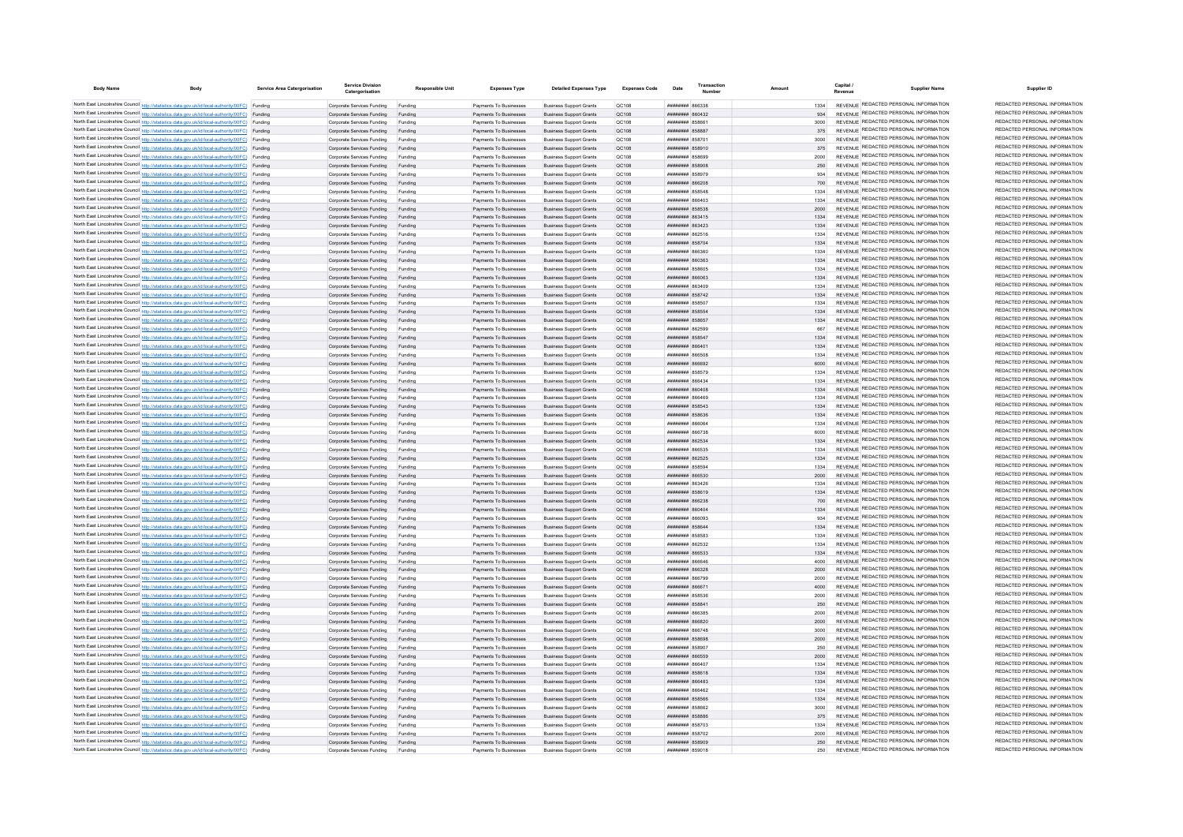| Body Name | Body | Service Area Catergorisation | Service Division Catergorisation | Responsible Unit | Expenses Type | Detailed Expenses Type | Expenses Code | Date | Transaction Number | Amount | Capital / Revenue | Supplier Name | Supplier ID |
|---|---|---|---|---|---|---|---|---|---|---|---|---|---|
| North East Lincolnshire Council | http://statistics.data.gov.uk/id/local-authority/00FC | Funding | Corporate Services Funding | Funding | Payments To Businesses | Business Support Grants | QC108 | ######## | 866338 | 1334 | REVENUE | REDACTED PERSONAL INFORMATION | REDACTED PERSONAL INFORMATION |
| North East Lincolnshire Council | http://statistics.data.gov.uk/id/local-authority/00FC | Funding | Corporate Services Funding | Funding | Payments To Businesses | Business Support Grants | QC108 | ######## | 860432 | 934 | REVENUE | REDACTED PERSONAL INFORMATION | REDACTED PERSONAL INFORMATION |
| North East Lincolnshire Council | http://statistics.data.gov.uk/id/local-authority/00FC | Funding | Corporate Services Funding | Funding | Payments To Businesses | Business Support Grants | QC108 | ######## | 858661 | 3000 | REVENUE | REDACTED PERSONAL INFORMATION | REDACTED PERSONAL INFORMATION |
| North East Lincolnshire Council | http://statistics.data.gov.uk/id/local-authority/00FC | Funding | Corporate Services Funding | Funding | Payments To Businesses | Business Support Grants | QC108 | ######## | 858887 | 375 | REVENUE | REDACTED PERSONAL INFORMATION | REDACTED PERSONAL INFORMATION |
| North East Lincolnshire Council | http://statistics.data.gov.uk/id/local-authority/00FC | Funding | Corporate Services Funding | Funding | Payments To Businesses | Business Support Grants | QC108 | ######## | 858701 | 3000 | REVENUE | REDACTED PERSONAL INFORMATION | REDACTED PERSONAL INFORMATION |
| North East Lincolnshire Council | http://statistics.data.gov.uk/id/local-authority/00FC | Funding | Corporate Services Funding | Funding | Payments To Businesses | Business Support Grants | QC108 | ######## | 858910 | 375 | REVENUE | REDACTED PERSONAL INFORMATION | REDACTED PERSONAL INFORMATION |
| North East Lincolnshire Council | http://statistics.data.gov.uk/id/local-authority/00FC | Funding | Corporate Services Funding | Funding | Payments To Businesses | Business Support Grants | QC108 | ######## | 858699 | 2000 | REVENUE | REDACTED PERSONAL INFORMATION | REDACTED PERSONAL INFORMATION |
| North East Lincolnshire Council | http://statistics.data.gov.uk/id/local-authority/00FC | Funding | Corporate Services Funding | Funding | Payments To Businesses | Business Support Grants | QC108 | ######## | 858908 | 250 | REVENUE | REDACTED PERSONAL INFORMATION | REDACTED PERSONAL INFORMATION |
| North East Lincolnshire Council | http://statistics.data.gov.uk/id/local-authority/00FC | Funding | Corporate Services Funding | Funding | Payments To Businesses | Business Support Grants | QC108 | ######## | 858979 | 934 | REVENUE | REDACTED PERSONAL INFORMATION | REDACTED PERSONAL INFORMATION |
| North East Lincolnshire Council | http://statistics.data.gov.uk/id/local-authority/00FC | Funding | Corporate Services Funding | Funding | Payments To Businesses | Business Support Grants | QC108 | ######## | 866208 | 700 | REVENUE | REDACTED PERSONAL INFORMATION | REDACTED PERSONAL INFORMATION |
| North East Lincolnshire Council | http://statistics.data.gov.uk/id/local-authority/00FC | Funding | Corporate Services Funding | Funding | Payments To Businesses | Business Support Grants | QC108 | ######## | 858548 | 1334 | REVENUE | REDACTED PERSONAL INFORMATION | REDACTED PERSONAL INFORMATION |
| North East Lincolnshire Council | http://statistics.data.gov.uk/id/local-authority/00FC | Funding | Corporate Services Funding | Funding | Payments To Businesses | Business Support Grants | QC108 | ######## | 866403 | 1334 | REVENUE | REDACTED PERSONAL INFORMATION | REDACTED PERSONAL INFORMATION |
| North East Lincolnshire Council | http://statistics.data.gov.uk/id/local-authority/00FC | Funding | Corporate Services Funding | Funding | Payments To Businesses | Business Support Grants | QC108 | ######## | 858538 | 2000 | REVENUE | REDACTED PERSONAL INFORMATION | REDACTED PERSONAL INFORMATION |
| North East Lincolnshire Council | http://statistics.data.gov.uk/id/local-authority/00FC | Funding | Corporate Services Funding | Funding | Payments To Businesses | Business Support Grants | QC108 | ######## | 863415 | 1334 | REVENUE | REDACTED PERSONAL INFORMATION | REDACTED PERSONAL INFORMATION |
| North East Lincolnshire Council | http://statistics.data.gov.uk/id/local-authority/00FC | Funding | Corporate Services Funding | Funding | Payments To Businesses | Business Support Grants | QC108 | ######## | 863423 | 1334 | REVENUE | REDACTED PERSONAL INFORMATION | REDACTED PERSONAL INFORMATION |
| North East Lincolnshire Council | http://statistics.data.gov.uk/id/local-authority/00FC | Funding | Corporate Services Funding | Funding | Payments To Businesses | Business Support Grants | QC108 | ######## | 862516 | 1334 | REVENUE | REDACTED PERSONAL INFORMATION | REDACTED PERSONAL INFORMATION |
| North East Lincolnshire Council | http://statistics.data.gov.uk/id/local-authority/00FC | Funding | Corporate Services Funding | Funding | Payments To Businesses | Business Support Grants | QC108 | ######## | 858704 | 1334 | REVENUE | REDACTED PERSONAL INFORMATION | REDACTED PERSONAL INFORMATION |
| North East Lincolnshire Council | http://statistics.data.gov.uk/id/local-authority/00FC | Funding | Corporate Services Funding | Funding | Payments To Businesses | Business Support Grants | QC108 | ######## | 866360 | 1334 | REVENUE | REDACTED PERSONAL INFORMATION | REDACTED PERSONAL INFORMATION |
| North East Lincolnshire Council | http://statistics.data.gov.uk/id/local-authority/00FC | Funding | Corporate Services Funding | Funding | Payments To Businesses | Business Support Grants | QC108 | ######## | 860363 | 1334 | REVENUE | REDACTED PERSONAL INFORMATION | REDACTED PERSONAL INFORMATION |
| North East Lincolnshire Council | http://statistics.data.gov.uk/id/local-authority/00FC | Funding | Corporate Services Funding | Funding | Payments To Businesses | Business Support Grants | QC108 | ######## | 858605 | 1334 | REVENUE | REDACTED PERSONAL INFORMATION | REDACTED PERSONAL INFORMATION |
| North East Lincolnshire Council | http://statistics.data.gov.uk/id/local-authority/00FC | Funding | Corporate Services Funding | Funding | Payments To Businesses | Business Support Grants | QC108 | ######## | 866063 | 1334 | REVENUE | REDACTED PERSONAL INFORMATION | REDACTED PERSONAL INFORMATION |
| North East Lincolnshire Council | http://statistics.data.gov.uk/id/local-authority/00FC | Funding | Corporate Services Funding | Funding | Payments To Businesses | Business Support Grants | QC108 | ######## | 863409 | 1334 | REVENUE | REDACTED PERSONAL INFORMATION | REDACTED PERSONAL INFORMATION |
| North East Lincolnshire Council | http://statistics.data.gov.uk/id/local-authority/00FC | Funding | Corporate Services Funding | Funding | Payments To Businesses | Business Support Grants | QC108 | ######## | 858742 | 1334 | REVENUE | REDACTED PERSONAL INFORMATION | REDACTED PERSONAL INFORMATION |
| North East Lincolnshire Council | http://statistics.data.gov.uk/id/local-authority/00FC | Funding | Corporate Services Funding | Funding | Payments To Businesses | Business Support Grants | QC108 | ######## | 858507 | 1334 | REVENUE | REDACTED PERSONAL INFORMATION | REDACTED PERSONAL INFORMATION |
| North East Lincolnshire Council | http://statistics.data.gov.uk/id/local-authority/00FC | Funding | Corporate Services Funding | Funding | Payments To Businesses | Business Support Grants | QC108 | ######## | 858554 | 1334 | REVENUE | REDACTED PERSONAL INFORMATION | REDACTED PERSONAL INFORMATION |
| North East Lincolnshire Council | http://statistics.data.gov.uk/id/local-authority/00FC | Funding | Corporate Services Funding | Funding | Payments To Businesses | Business Support Grants | QC108 | ######## | 858657 | 1334 | REVENUE | REDACTED PERSONAL INFORMATION | REDACTED PERSONAL INFORMATION |
| North East Lincolnshire Council | http://statistics.data.gov.uk/id/local-authority/00FC | Funding | Corporate Services Funding | Funding | Payments To Businesses | Business Support Grants | QC108 | ######## | 862599 | 667 | REVENUE | REDACTED PERSONAL INFORMATION | REDACTED PERSONAL INFORMATION |
| North East Lincolnshire Council | http://statistics.data.gov.uk/id/local-authority/00FC | Funding | Corporate Services Funding | Funding | Payments To Businesses | Business Support Grants | QC108 | ######## | 858547 | 1334 | REVENUE | REDACTED PERSONAL INFORMATION | REDACTED PERSONAL INFORMATION |
| North East Lincolnshire Council | http://statistics.data.gov.uk/id/local-authority/00FC | Funding | Corporate Services Funding | Funding | Payments To Businesses | Business Support Grants | QC108 | ######## | 866401 | 1334 | REVENUE | REDACTED PERSONAL INFORMATION | REDACTED PERSONAL INFORMATION |
| North East Lincolnshire Council | http://statistics.data.gov.uk/id/local-authority/00FC | Funding | Corporate Services Funding | Funding | Payments To Businesses | Business Support Grants | QC108 | ######## | 866508 | 1334 | REVENUE | REDACTED PERSONAL INFORMATION | REDACTED PERSONAL INFORMATION |
| North East Lincolnshire Council | http://statistics.data.gov.uk/id/local-authority/00FC | Funding | Corporate Services Funding | Funding | Payments To Businesses | Business Support Grants | QC108 | ######## | 866692 | 6000 | REVENUE | REDACTED PERSONAL INFORMATION | REDACTED PERSONAL INFORMATION |
| North East Lincolnshire Council | http://statistics.data.gov.uk/id/local-authority/00FC | Funding | Corporate Services Funding | Funding | Payments To Businesses | Business Support Grants | QC108 | ######## | 858579 | 1334 | REVENUE | REDACTED PERSONAL INFORMATION | REDACTED PERSONAL INFORMATION |
| North East Lincolnshire Council | http://statistics.data.gov.uk/id/local-authority/00FC | Funding | Corporate Services Funding | Funding | Payments To Businesses | Business Support Grants | QC108 | ######## | 866434 | 1334 | REVENUE | REDACTED PERSONAL INFORMATION | REDACTED PERSONAL INFORMATION |
| North East Lincolnshire Council | http://statistics.data.gov.uk/id/local-authority/00FC | Funding | Corporate Services Funding | Funding | Payments To Businesses | Business Support Grants | QC108 | ######## | 860408 | 1334 | REVENUE | REDACTED PERSONAL INFORMATION | REDACTED PERSONAL INFORMATION |
| North East Lincolnshire Council | http://statistics.data.gov.uk/id/local-authority/00FC | Funding | Corporate Services Funding | Funding | Payments To Businesses | Business Support Grants | QC108 | ######## | 866469 | 1334 | REVENUE | REDACTED PERSONAL INFORMATION | REDACTED PERSONAL INFORMATION |
| North East Lincolnshire Council | http://statistics.data.gov.uk/id/local-authority/00FC | Funding | Corporate Services Funding | Funding | Payments To Businesses | Business Support Grants | QC108 | ######## | 858543 | 1334 | REVENUE | REDACTED PERSONAL INFORMATION | REDACTED PERSONAL INFORMATION |
| North East Lincolnshire Council | http://statistics.data.gov.uk/id/local-authority/00FC | Funding | Corporate Services Funding | Funding | Payments To Businesses | Business Support Grants | QC108 | ######## | 858636 | 1334 | REVENUE | REDACTED PERSONAL INFORMATION | REDACTED PERSONAL INFORMATION |
| North East Lincolnshire Council | http://statistics.data.gov.uk/id/local-authority/00FC | Funding | Corporate Services Funding | Funding | Payments To Businesses | Business Support Grants | QC108 | ######## | 866064 | 1334 | REVENUE | REDACTED PERSONAL INFORMATION | REDACTED PERSONAL INFORMATION |
| North East Lincolnshire Council | http://statistics.data.gov.uk/id/local-authority/00FC | Funding | Corporate Services Funding | Funding | Payments To Businesses | Business Support Grants | QC108 | ######## | 866738 | 6000 | REVENUE | REDACTED PERSONAL INFORMATION | REDACTED PERSONAL INFORMATION |
| North East Lincolnshire Council | http://statistics.data.gov.uk/id/local-authority/00FC | Funding | Corporate Services Funding | Funding | Payments To Businesses | Business Support Grants | QC108 | ######## | 862534 | 1334 | REVENUE | REDACTED PERSONAL INFORMATION | REDACTED PERSONAL INFORMATION |
| North East Lincolnshire Council | http://statistics.data.gov.uk/id/local-authority/00FC | Funding | Corporate Services Funding | Funding | Payments To Businesses | Business Support Grants | QC108 | ######## | 866535 | 1334 | REVENUE | REDACTED PERSONAL INFORMATION | REDACTED PERSONAL INFORMATION |
| North East Lincolnshire Council | http://statistics.data.gov.uk/id/local-authority/00FC | Funding | Corporate Services Funding | Funding | Payments To Businesses | Business Support Grants | QC108 | ######## | 862525 | 1334 | REVENUE | REDACTED PERSONAL INFORMATION | REDACTED PERSONAL INFORMATION |
| North East Lincolnshire Council | http://statistics.data.gov.uk/id/local-authority/00FC | Funding | Corporate Services Funding | Funding | Payments To Businesses | Business Support Grants | QC108 | ######## | 858594 | 1334 | REVENUE | REDACTED PERSONAL INFORMATION | REDACTED PERSONAL INFORMATION |
| North East Lincolnshire Council | http://statistics.data.gov.uk/id/local-authority/00FC | Funding | Corporate Services Funding | Funding | Payments To Businesses | Business Support Grants | QC108 | ######## | 866530 | 2000 | REVENUE | REDACTED PERSONAL INFORMATION | REDACTED PERSONAL INFORMATION |
| North East Lincolnshire Council | http://statistics.data.gov.uk/id/local-authority/00FC | Funding | Corporate Services Funding | Funding | Payments To Businesses | Business Support Grants | QC108 | ######## | 863426 | 1334 | REVENUE | REDACTED PERSONAL INFORMATION | REDACTED PERSONAL INFORMATION |
| North East Lincolnshire Council | http://statistics.data.gov.uk/id/local-authority/00FC | Funding | Corporate Services Funding | Funding | Payments To Businesses | Business Support Grants | QC108 | ######## | 858619 | 1334 | REVENUE | REDACTED PERSONAL INFORMATION | REDACTED PERSONAL INFORMATION |
| North East Lincolnshire Council | http://statistics.data.gov.uk/id/local-authority/00FC | Funding | Corporate Services Funding | Funding | Payments To Businesses | Business Support Grants | QC108 | ######## | 866238 | 700 | REVENUE | REDACTED PERSONAL INFORMATION | REDACTED PERSONAL INFORMATION |
| North East Lincolnshire Council | http://statistics.data.gov.uk/id/local-authority/00FC | Funding | Corporate Services Funding | Funding | Payments To Businesses | Business Support Grants | QC108 | ######## | 860404 | 1334 | REVENUE | REDACTED PERSONAL INFORMATION | REDACTED PERSONAL INFORMATION |
| North East Lincolnshire Council | http://statistics.data.gov.uk/id/local-authority/00FC | Funding | Corporate Services Funding | Funding | Payments To Businesses | Business Support Grants | QC108 | ######## | 866093 | 934 | REVENUE | REDACTED PERSONAL INFORMATION | REDACTED PERSONAL INFORMATION |
| North East Lincolnshire Council | http://statistics.data.gov.uk/id/local-authority/00FC | Funding | Corporate Services Funding | Funding | Payments To Businesses | Business Support Grants | QC108 | ######## | 858644 | 1334 | REVENUE | REDACTED PERSONAL INFORMATION | REDACTED PERSONAL INFORMATION |
| North East Lincolnshire Council | http://statistics.data.gov.uk/id/local-authority/00FC | Funding | Corporate Services Funding | Funding | Payments To Businesses | Business Support Grants | QC108 | ######## | 858583 | 1334 | REVENUE | REDACTED PERSONAL INFORMATION | REDACTED PERSONAL INFORMATION |
| North East Lincolnshire Council | http://statistics.data.gov.uk/id/local-authority/00FC | Funding | Corporate Services Funding | Funding | Payments To Businesses | Business Support Grants | QC108 | ######## | 862532 | 1334 | REVENUE | REDACTED PERSONAL INFORMATION | REDACTED PERSONAL INFORMATION |
| North East Lincolnshire Council | http://statistics.data.gov.uk/id/local-authority/00FC | Funding | Corporate Services Funding | Funding | Payments To Businesses | Business Support Grants | QC108 | ######## | 866533 | 1334 | REVENUE | REDACTED PERSONAL INFORMATION | REDACTED PERSONAL INFORMATION |
| North East Lincolnshire Council | http://statistics.data.gov.uk/id/local-authority/00FC | Funding | Corporate Services Funding | Funding | Payments To Businesses | Business Support Grants | QC108 | ######## | 866846 | 4000 | REVENUE | REDACTED PERSONAL INFORMATION | REDACTED PERSONAL INFORMATION |
| North East Lincolnshire Council | http://statistics.data.gov.uk/id/local-authority/00FC | Funding | Corporate Services Funding | Funding | Payments To Businesses | Business Support Grants | QC108 | ######## | 866328 | 2000 | REVENUE | REDACTED PERSONAL INFORMATION | REDACTED PERSONAL INFORMATION |
| North East Lincolnshire Council | http://statistics.data.gov.uk/id/local-authority/00FC | Funding | Corporate Services Funding | Funding | Payments To Businesses | Business Support Grants | QC108 | ######## | 866799 | 2000 | REVENUE | REDACTED PERSONAL INFORMATION | REDACTED PERSONAL INFORMATION |
| North East Lincolnshire Council | http://statistics.data.gov.uk/id/local-authority/00FC | Funding | Corporate Services Funding | Funding | Payments To Businesses | Business Support Grants | QC108 | ######## | 866671 | 4000 | REVENUE | REDACTED PERSONAL INFORMATION | REDACTED PERSONAL INFORMATION |
| North East Lincolnshire Council | http://statistics.data.gov.uk/id/local-authority/00FC | Funding | Corporate Services Funding | Funding | Payments To Businesses | Business Support Grants | QC108 | ######## | 858536 | 2000 | REVENUE | REDACTED PERSONAL INFORMATION | REDACTED PERSONAL INFORMATION |
| North East Lincolnshire Council | http://statistics.data.gov.uk/id/local-authority/00FC | Funding | Corporate Services Funding | Funding | Payments To Businesses | Business Support Grants | QC108 | ######## | 858841 | 250 | REVENUE | REDACTED PERSONAL INFORMATION | REDACTED PERSONAL INFORMATION |
| North East Lincolnshire Council | http://statistics.data.gov.uk/id/local-authority/00FC | Funding | Corporate Services Funding | Funding | Payments To Businesses | Business Support Grants | QC108 | ######## | 866385 | 2000 | REVENUE | REDACTED PERSONAL INFORMATION | REDACTED PERSONAL INFORMATION |
| North East Lincolnshire Council | http://statistics.data.gov.uk/id/local-authority/00FC | Funding | Corporate Services Funding | Funding | Payments To Businesses | Business Support Grants | QC108 | ######## | 866820 | 2000 | REVENUE | REDACTED PERSONAL INFORMATION | REDACTED PERSONAL INFORMATION |
| North East Lincolnshire Council | http://statistics.data.gov.uk/id/local-authority/00FC | Funding | Corporate Services Funding | Funding | Payments To Businesses | Business Support Grants | QC108 | ######## | 866748 | 3000 | REVENUE | REDACTED PERSONAL INFORMATION | REDACTED PERSONAL INFORMATION |
| North East Lincolnshire Council | http://statistics.data.gov.uk/id/local-authority/00FC | Funding | Corporate Services Funding | Funding | Payments To Businesses | Business Support Grants | QC108 | ######## | 858698 | 2000 | REVENUE | REDACTED PERSONAL INFORMATION | REDACTED PERSONAL INFORMATION |
| North East Lincolnshire Council | http://statistics.data.gov.uk/id/local-authority/00FC | Funding | Corporate Services Funding | Funding | Payments To Businesses | Business Support Grants | QC108 | ######## | 858907 | 250 | REVENUE | REDACTED PERSONAL INFORMATION | REDACTED PERSONAL INFORMATION |
| North East Lincolnshire Council | http://statistics.data.gov.uk/id/local-authority/00FC | Funding | Corporate Services Funding | Funding | Payments To Businesses | Business Support Grants | QC108 | ######## | 866559 | 2000 | REVENUE | REDACTED PERSONAL INFORMATION | REDACTED PERSONAL INFORMATION |
| North East Lincolnshire Council | http://statistics.data.gov.uk/id/local-authority/00FC | Funding | Corporate Services Funding | Funding | Payments To Businesses | Business Support Grants | QC108 | ######## | 866407 | 1334 | REVENUE | REDACTED PERSONAL INFORMATION | REDACTED PERSONAL INFORMATION |
| North East Lincolnshire Council | http://statistics.data.gov.uk/id/local-authority/00FC | Funding | Corporate Services Funding | Funding | Payments To Businesses | Business Support Grants | QC108 | ######## | 858618 | 1334 | REVENUE | REDACTED PERSONAL INFORMATION | REDACTED PERSONAL INFORMATION |
| North East Lincolnshire Council | http://statistics.data.gov.uk/id/local-authority/00FC | Funding | Corporate Services Funding | Funding | Payments To Businesses | Business Support Grants | QC108 | ######## | 866483 | 1334 | REVENUE | REDACTED PERSONAL INFORMATION | REDACTED PERSONAL INFORMATION |
| North East Lincolnshire Council | http://statistics.data.gov.uk/id/local-authority/00FC | Funding | Corporate Services Funding | Funding | Payments To Businesses | Business Support Grants | QC108 | ######## | 866462 | 1334 | REVENUE | REDACTED PERSONAL INFORMATION | REDACTED PERSONAL INFORMATION |
| North East Lincolnshire Council | http://statistics.data.gov.uk/id/local-authority/00FC | Funding | Corporate Services Funding | Funding | Payments To Businesses | Business Support Grants | QC108 | ######## | 858566 | 1334 | REVENUE | REDACTED PERSONAL INFORMATION | REDACTED PERSONAL INFORMATION |
| North East Lincolnshire Council | http://statistics.data.gov.uk/id/local-authority/00FC | Funding | Corporate Services Funding | Funding | Payments To Businesses | Business Support Grants | QC108 | ######## | 858662 | 3000 | REVENUE | REDACTED PERSONAL INFORMATION | REDACTED PERSONAL INFORMATION |
| North East Lincolnshire Council | http://statistics.data.gov.uk/id/local-authority/00FC | Funding | Corporate Services Funding | Funding | Payments To Businesses | Business Support Grants | QC108 | ######## | 858886 | 375 | REVENUE | REDACTED PERSONAL INFORMATION | REDACTED PERSONAL INFORMATION |
| North East Lincolnshire Council | http://statistics.data.gov.uk/id/local-authority/00FC | Funding | Corporate Services Funding | Funding | Payments To Businesses | Business Support Grants | QC108 | ######## | 858703 | 1334 | REVENUE | REDACTED PERSONAL INFORMATION | REDACTED PERSONAL INFORMATION |
| North East Lincolnshire Council | http://statistics.data.gov.uk/id/local-authority/00FC | Funding | Corporate Services Funding | Funding | Payments To Businesses | Business Support Grants | QC108 | ######## | 858702 | 2000 | REVENUE | REDACTED PERSONAL INFORMATION | REDACTED PERSONAL INFORMATION |
| North East Lincolnshire Council | http://statistics.data.gov.uk/id/local-authority/00FC | Funding | Corporate Services Funding | Funding | Payments To Businesses | Business Support Grants | QC108 | ######## | 858909 | 250 | REVENUE | REDACTED PERSONAL INFORMATION | REDACTED PERSONAL INFORMATION |
| North East Lincolnshire Council | http://statistics.data.gov.uk/id/local-authority/00FC | Funding | Corporate Services Funding | Funding | Payments To Businesses | Business Support Grants | QC108 | ######## | 859018 | 250 | REVENUE | REDACTED PERSONAL INFORMATION | REDACTED PERSONAL INFORMATION |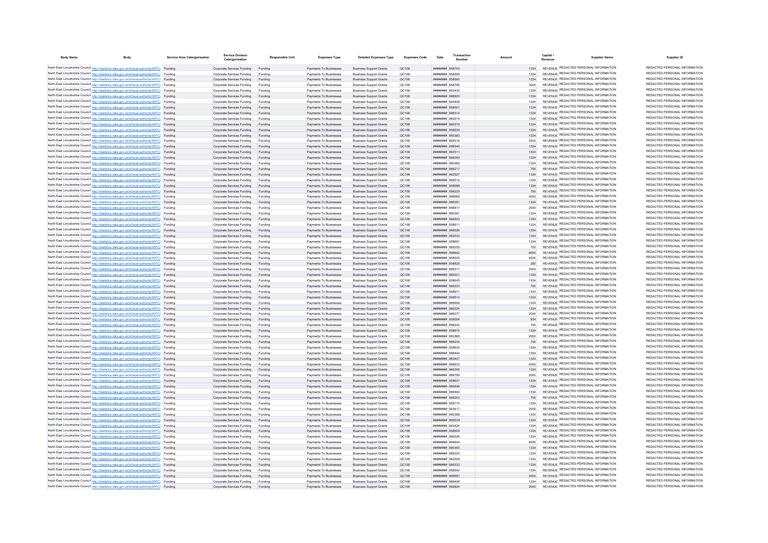| Body Name | Body | Service Area Catergorisation | Service Division Catergorisation | Responsible Unit | Expenses Type | Detailed Expenses Type | Expenses Code | Date | Transaction Number | Amount | Capital / Revenue | Supplier Name | Supplier ID |
|---|---|---|---|---|---|---|---|---|---|---|---|---|---|
| North East Lincolnshire Council | http://statistics.data.gov.uk/id/local-authority/00FC) | Funding | Corporate Services Funding | Funding | Payments To Businesses | Business Support Grants | QC108 | ######## | 858700 | 1334 | REVENUE | REDACTED PERSONAL INFORMATION | REDACTED PERSONAL INFORMATION |
| North East Lincolnshire Council | http://statistics.data.gov.uk/id/local-authority/00FC) | Funding | Corporate Services Funding | Funding | Payments To Businesses | Business Support Grants | QC108 | ######## | 858559 | 1334 | REVENUE | REDACTED PERSONAL INFORMATION | REDACTED PERSONAL INFORMATION |
| North East Lincolnshire Council | http://statistics.data.gov.uk/id/local-authority/00FC) | Funding | Corporate Services Funding | Funding | Payments To Businesses | Business Support Grants | QC108 | ######## | 858560 | 1334 | REVENUE | REDACTED PERSONAL INFORMATION | REDACTED PERSONAL INFORMATION |
| North East Lincolnshire Council | http://statistics.data.gov.uk/id/local-authority/00FC) | Funding | Corporate Services Funding | Funding | Payments To Businesses | Business Support Grants | QC108 | ######## | 858795 | 3000 | REVENUE | REDACTED PERSONAL INFORMATION | REDACTED PERSONAL INFORMATION |
| North East Lincolnshire Council | http://statistics.data.gov.uk/id/local-authority/00FC) | Funding | Corporate Services Funding | Funding | Payments To Businesses | Business Support Grants | QC108 | ######## | 863430 | 1334 | REVENUE | REDACTED PERSONAL INFORMATION | REDACTED PERSONAL INFORMATION |
| North East Lincolnshire Council | http://statistics.data.gov.uk/id/local-authority/00FC) | Funding | Corporate Services Funding | Funding | Payments To Businesses | Business Support Grants | QC108 | ######## | 866620 | 1334 | REVENUE | REDACTED PERSONAL INFORMATION | REDACTED PERSONAL INFORMATION |
| North East Lincolnshire Council | http://statistics.data.gov.uk/id/local-authority/00FC) | Funding | Corporate Services Funding | Funding | Payments To Businesses | Business Support Grants | QC108 | ######## | 863408 | 1334 | REVENUE | REDACTED PERSONAL INFORMATION | REDACTED PERSONAL INFORMATION |
| North East Lincolnshire Council | http://statistics.data.gov.uk/id/local-authority/00FC) | Funding | Corporate Services Funding | Funding | Payments To Businesses | Business Support Grants | QC108 | ######## | 858501 | 1334 | REVENUE | REDACTED PERSONAL INFORMATION | REDACTED PERSONAL INFORMATION |
| North East Lincolnshire Council | http://statistics.data.gov.uk/id/local-authority/00FC) | Funding | Corporate Services Funding | Funding | Payments To Businesses | Business Support Grants | QC108 | ######## | 866314 | 1334 | REVENUE | REDACTED PERSONAL INFORMATION | REDACTED PERSONAL INFORMATION |
| North East Lincolnshire Council | http://statistics.data.gov.uk/id/local-authority/00FC) | Funding | Corporate Services Funding | Funding | Payments To Businesses | Business Support Grants | QC108 | ######## | 862514 | 1334 | REVENUE | REDACTED PERSONAL INFORMATION | REDACTED PERSONAL INFORMATION |
| North East Lincolnshire Council | http://statistics.data.gov.uk/id/local-authority/00FC) | Funding | Corporate Services Funding | Funding | Payments To Businesses | Business Support Grants | QC108 | ######## | 860370 | 1334 | REVENUE | REDACTED PERSONAL INFORMATION | REDACTED PERSONAL INFORMATION |
| North East Lincolnshire Council | http://statistics.data.gov.uk/id/local-authority/00FC) | Funding | Corporate Services Funding | Funding | Payments To Businesses | Business Support Grants | QC108 | ######## | 858530 | 1334 | REVENUE | REDACTED PERSONAL INFORMATION | REDACTED PERSONAL INFORMATION |
| North East Lincolnshire Council | http://statistics.data.gov.uk/id/local-authority/00FC) | Funding | Corporate Services Funding | Funding | Payments To Businesses | Business Support Grants | QC108 | ######## | 860383 | 1334 | REVENUE | REDACTED PERSONAL INFORMATION | REDACTED PERSONAL INFORMATION |
| North East Lincolnshire Council | http://statistics.data.gov.uk/id/local-authority/00FC) | Funding | Corporate Services Funding | Funding | Payments To Businesses | Business Support Grants | QC108 | ######## | 865516 | 2000 | REVENUE | REDACTED PERSONAL INFORMATION | REDACTED PERSONAL INFORMATION |
| North East Lincolnshire Council | http://statistics.data.gov.uk/id/local-authority/00FC) | Funding | Corporate Services Funding | Funding | Payments To Businesses | Business Support Grants | QC108 | ######## | 866540 | 1334 | REVENUE | REDACTED PERSONAL INFORMATION | REDACTED PERSONAL INFORMATION |
| North East Lincolnshire Council | http://statistics.data.gov.uk/id/local-authority/00FC) | Funding | Corporate Services Funding | Funding | Payments To Businesses | Business Support Grants | QC108 | ######## | 862511 | 1334 | REVENUE | REDACTED PERSONAL INFORMATION | REDACTED PERSONAL INFORMATION |
| North East Lincolnshire Council | http://statistics.data.gov.uk/id/local-authority/00FC) | Funding | Corporate Services Funding | Funding | Payments To Businesses | Business Support Grants | QC108 | ######## | 866050 | 1334 | REVENUE | REDACTED PERSONAL INFORMATION | REDACTED PERSONAL INFORMATION |
| North East Lincolnshire Council | http://statistics.data.gov.uk/id/local-authority/00FC) | Funding | Corporate Services Funding | Funding | Payments To Businesses | Business Support Grants | QC108 | ######## | 860380 | 1334 | REVENUE | REDACTED PERSONAL INFORMATION | REDACTED PERSONAL INFORMATION |
| North East Lincolnshire Council | http://statistics.data.gov.uk/id/local-authority/00FC) | Funding | Corporate Services Funding | Funding | Payments To Businesses | Business Support Grants | QC108 | ######## | 866217 | 700 | REVENUE | REDACTED PERSONAL INFORMATION | REDACTED PERSONAL INFORMATION |
| North East Lincolnshire Council | http://statistics.data.gov.uk/id/local-authority/00FC) | Funding | Corporate Services Funding | Funding | Payments To Businesses | Business Support Grants | QC108 | ######## | 862527 | 1334 | REVENUE | REDACTED PERSONAL INFORMATION | REDACTED PERSONAL INFORMATION |
| North East Lincolnshire Council | http://statistics.data.gov.uk/id/local-authority/00FC) | Funding | Corporate Services Funding | Funding | Payments To Businesses | Business Support Grants | QC108 | ######## | 866512 | 1334 | REVENUE | REDACTED PERSONAL INFORMATION | REDACTED PERSONAL INFORMATION |
| North East Lincolnshire Council | http://statistics.data.gov.uk/id/local-authority/00FC) | Funding | Corporate Services Funding | Funding | Payments To Businesses | Business Support Grants | QC108 | ######## | 858588 | 1334 | REVENUE | REDACTED PERSONAL INFORMATION | REDACTED PERSONAL INFORMATION |
| North East Lincolnshire Council | http://statistics.data.gov.uk/id/local-authority/00FC) | Funding | Corporate Services Funding | Funding | Payments To Businesses | Business Support Grants | QC108 | ######## | 866225 | 700 | REVENUE | REDACTED PERSONAL INFORMATION | REDACTED PERSONAL INFORMATION |
| North East Lincolnshire Council | http://statistics.data.gov.uk/id/local-authority/00FC) | Funding | Corporate Services Funding | Funding | Payments To Businesses | Business Support Grants | QC108 | ######## | 866668 | 4000 | REVENUE | REDACTED PERSONAL INFORMATION | REDACTED PERSONAL INFORMATION |
| North East Lincolnshire Council | http://statistics.data.gov.uk/id/local-authority/00FC) | Funding | Corporate Services Funding | Funding | Payments To Businesses | Business Support Grants | QC108 | ######## | 866381 | 1334 | REVENUE | REDACTED PERSONAL INFORMATION | REDACTED PERSONAL INFORMATION |
| North East Lincolnshire Council | http://statistics.data.gov.uk/id/local-authority/00FC) | Funding | Corporate Services Funding | Funding | Payments To Businesses | Business Support Grants | QC108 | ######## | 866817 | 2000 | REVENUE | REDACTED PERSONAL INFORMATION | REDACTED PERSONAL INFORMATION |
| North East Lincolnshire Council | http://statistics.data.gov.uk/id/local-authority/00FC) | Funding | Corporate Services Funding | Funding | Payments To Businesses | Business Support Grants | QC108 | ######## | 860381 | 1334 | REVENUE | REDACTED PERSONAL INFORMATION | REDACTED PERSONAL INFORMATION |
| North East Lincolnshire Council | http://statistics.data.gov.uk/id/local-authority/00FC) | Funding | Corporate Services Funding | Funding | Payments To Businesses | Business Support Grants | QC108 | ######## | 866523 | 1334 | REVENUE | REDACTED PERSONAL INFORMATION | REDACTED PERSONAL INFORMATION |
| North East Lincolnshire Council | http://statistics.data.gov.uk/id/local-authority/00FC) | Funding | Corporate Services Funding | Funding | Payments To Businesses | Business Support Grants | QC108 | ######## | 858611 | 1334 | REVENUE | REDACTED PERSONAL INFORMATION | REDACTED PERSONAL INFORMATION |
| North East Lincolnshire Council | http://statistics.data.gov.uk/id/local-authority/00FC) | Funding | Corporate Services Funding | Funding | Payments To Businesses | Business Support Grants | QC108 | ######## | 866526 | 1334 | REVENUE | REDACTED PERSONAL INFORMATION | REDACTED PERSONAL INFORMATION |
| North East Lincolnshire Council | http://statistics.data.gov.uk/id/local-authority/00FC) | Funding | Corporate Services Funding | Funding | Payments To Businesses | Business Support Grants | QC108 | ######## | 862530 | 1334 | REVENUE | REDACTED PERSONAL INFORMATION | REDACTED PERSONAL INFORMATION |
| North East Lincolnshire Council | http://statistics.data.gov.uk/id/local-authority/00FC) | Funding | Corporate Services Funding | Funding | Payments To Businesses | Business Support Grants | QC108 | ######## | 858691 | 1334 | REVENUE | REDACTED PERSONAL INFORMATION | REDACTED PERSONAL INFORMATION |
| North East Lincolnshire Council | http://statistics.data.gov.uk/id/local-authority/00FC) | Funding | Corporate Services Funding | Funding | Payments To Businesses | Business Support Grants | QC108 | ######## | 866255 | 700 | REVENUE | REDACTED PERSONAL INFORMATION | REDACTED PERSONAL INFORMATION |
| North East Lincolnshire Council | http://statistics.data.gov.uk/id/local-authority/00FC) | Funding | Corporate Services Funding | Funding | Payments To Businesses | Business Support Grants | QC108 | ######## | 866642 | 6000 | REVENUE | REDACTED PERSONAL INFORMATION | REDACTED PERSONAL INFORMATION |
| North East Lincolnshire Council | http://statistics.data.gov.uk/id/local-authority/00FC) | Funding | Corporate Services Funding | Funding | Payments To Businesses | Business Support Grants | QC108 | ######## | 858505 | 2000 | REVENUE | REDACTED PERSONAL INFORMATION | REDACTED PERSONAL INFORMATION |
| North East Lincolnshire Council | http://statistics.data.gov.uk/id/local-authority/00FC) | Funding | Corporate Services Funding | Funding | Payments To Businesses | Business Support Grants | QC108 | ######## | 858825 | 250 | REVENUE | REDACTED PERSONAL INFORMATION | REDACTED PERSONAL INFORMATION |
| North East Lincolnshire Council | http://statistics.data.gov.uk/id/local-authority/00FC) | Funding | Corporate Services Funding | Funding | Payments To Businesses | Business Support Grants | QC108 | ######## | 866317 | 2000 | REVENUE | REDACTED PERSONAL INFORMATION | REDACTED PERSONAL INFORMATION |
| North East Lincolnshire Council | http://statistics.data.gov.uk/id/local-authority/00FC) | Funding | Corporate Services Funding | Funding | Payments To Businesses | Business Support Grants | QC108 | ######## | 866321 | 1334 | REVENUE | REDACTED PERSONAL INFORMATION | REDACTED PERSONAL INFORMATION |
| North East Lincolnshire Council | http://statistics.data.gov.uk/id/local-authority/00FC) | Funding | Corporate Services Funding | Funding | Payments To Businesses | Business Support Grants | QC108 | ######## | 858645 | 1334 | REVENUE | REDACTED PERSONAL INFORMATION | REDACTED PERSONAL INFORMATION |
| North East Lincolnshire Council | http://statistics.data.gov.uk/id/local-authority/00FC) | Funding | Corporate Services Funding | Funding | Payments To Businesses | Business Support Grants | QC108 | ######## | 866223 | 700 | REVENUE | REDACTED PERSONAL INFORMATION | REDACTED PERSONAL INFORMATION |
| North East Lincolnshire Council | http://statistics.data.gov.uk/id/local-authority/00FC) | Funding | Corporate Services Funding | Funding | Payments To Businesses | Business Support Grants | QC108 | ######## | 858671 | 1334 | REVENUE | REDACTED PERSONAL INFORMATION | REDACTED PERSONAL INFORMATION |
| North East Lincolnshire Council | http://statistics.data.gov.uk/id/local-authority/00FC) | Funding | Corporate Services Funding | Funding | Payments To Businesses | Business Support Grants | QC108 | ######## | 858513 | 1334 | REVENUE | REDACTED PERSONAL INFORMATION | REDACTED PERSONAL INFORMATION |
| North East Lincolnshire Council | http://statistics.data.gov.uk/id/local-authority/00FC) | Funding | Corporate Services Funding | Funding | Payments To Businesses | Business Support Grants | QC108 | ######## | 866464 | 1334 | REVENUE | REDACTED PERSONAL INFORMATION | REDACTED PERSONAL INFORMATION |
| North East Lincolnshire Council | http://statistics.data.gov.uk/id/local-authority/00FC) | Funding | Corporate Services Funding | Funding | Payments To Businesses | Business Support Grants | QC108 | ######## | 866324 | 1334 | REVENUE | REDACTED PERSONAL INFORMATION | REDACTED PERSONAL INFORMATION |
| North East Lincolnshire Council | http://statistics.data.gov.uk/id/local-authority/00FC) | Funding | Corporate Services Funding | Funding | Payments To Businesses | Business Support Grants | QC108 | ######## | 866077 | 2000 | REVENUE | REDACTED PERSONAL INFORMATION | REDACTED PERSONAL INFORMATION |
| North East Lincolnshire Council | http://statistics.data.gov.uk/id/local-authority/00FC) | Funding | Corporate Services Funding | Funding | Payments To Businesses | Business Support Grants | QC108 | ######## | 859004 | 934 | REVENUE | REDACTED PERSONAL INFORMATION | REDACTED PERSONAL INFORMATION |
| North East Lincolnshire Council | http://statistics.data.gov.uk/id/local-authority/00FC) | Funding | Corporate Services Funding | Funding | Payments To Businesses | Business Support Grants | QC108 | ######## | 866242 | 700 | REVENUE | REDACTED PERSONAL INFORMATION | REDACTED PERSONAL INFORMATION |
| North East Lincolnshire Council | http://statistics.data.gov.uk/id/local-authority/00FC) | Funding | Corporate Services Funding | Funding | Payments To Businesses | Business Support Grants | QC108 | ######## | 858675 | 1334 | REVENUE | REDACTED PERSONAL INFORMATION | REDACTED PERSONAL INFORMATION |
| North East Lincolnshire Council | http://statistics.data.gov.uk/id/local-authority/00FC) | Funding | Corporate Services Funding | Funding | Payments To Businesses | Business Support Grants | QC108 | ######## | 860368 | 2000 | REVENUE | REDACTED PERSONAL INFORMATION | REDACTED PERSONAL INFORMATION |
| North East Lincolnshire Council | http://statistics.data.gov.uk/id/local-authority/00FC) | Funding | Corporate Services Funding | Funding | Payments To Businesses | Business Support Grants | QC108 | ######## | 866234 | 700 | REVENUE | REDACTED PERSONAL INFORMATION | REDACTED PERSONAL INFORMATION |
| North East Lincolnshire Council | http://statistics.data.gov.uk/id/local-authority/00FC) | Funding | Corporate Services Funding | Funding | Payments To Businesses | Business Support Grants | QC108 | ######## | 858630 | 1334 | REVENUE | REDACTED PERSONAL INFORMATION | REDACTED PERSONAL INFORMATION |
| North East Lincolnshire Council | http://statistics.data.gov.uk/id/local-authority/00FC) | Funding | Corporate Services Funding | Funding | Payments To Businesses | Business Support Grants | QC108 | ######## | 866494 | 1334 | REVENUE | REDACTED PERSONAL INFORMATION | REDACTED PERSONAL INFORMATION |
| North East Lincolnshire Council | http://statistics.data.gov.uk/id/local-authority/00FC) | Funding | Corporate Services Funding | Funding | Payments To Businesses | Business Support Grants | QC108 | ######## | 863407 | 1334 | REVENUE | REDACTED PERSONAL INFORMATION | REDACTED PERSONAL INFORMATION |
| North East Lincolnshire Council | http://statistics.data.gov.uk/id/local-authority/00FC) | Funding | Corporate Services Funding | Funding | Payments To Businesses | Business Support Grants | QC108 | ######## | 866633 | 4000 | REVENUE | REDACTED PERSONAL INFORMATION | REDACTED PERSONAL INFORMATION |
| North East Lincolnshire Council | http://statistics.data.gov.uk/id/local-authority/00FC) | Funding | Corporate Services Funding | Funding | Payments To Businesses | Business Support Grants | QC108 | ######## | 866306 | 1334 | REVENUE | REDACTED PERSONAL INFORMATION | REDACTED PERSONAL INFORMATION |
| North East Lincolnshire Council | http://statistics.data.gov.uk/id/local-authority/00FC) | Funding | Corporate Services Funding | Funding | Payments To Businesses | Business Support Grants | QC108 | ######## | 866795 | 2000 | REVENUE | REDACTED PERSONAL INFORMATION | REDACTED PERSONAL INFORMATION |
| North East Lincolnshire Council | http://statistics.data.gov.uk/id/local-authority/00FC) | Funding | Corporate Services Funding | Funding | Payments To Businesses | Business Support Grants | QC108 | ######## | 858631 | 1334 | REVENUE | REDACTED PERSONAL INFORMATION | REDACTED PERSONAL INFORMATION |
| North East Lincolnshire Council | http://statistics.data.gov.uk/id/local-authority/00FC) | Funding | Corporate Services Funding | Funding | Payments To Businesses | Business Support Grants | QC108 | ######## | 866496 | 1334 | REVENUE | REDACTED PERSONAL INFORMATION | REDACTED PERSONAL INFORMATION |
| North East Lincolnshire Council | http://statistics.data.gov.uk/id/local-authority/00FC) | Funding | Corporate Services Funding | Funding | Payments To Businesses | Business Support Grants | QC108 | ######## | 866492 | 1334 | REVENUE | REDACTED PERSONAL INFORMATION | REDACTED PERSONAL INFORMATION |
| North East Lincolnshire Council | http://statistics.data.gov.uk/id/local-authority/00FC) | Funding | Corporate Services Funding | Funding | Payments To Businesses | Business Support Grants | QC108 | ######## | 866203 | 700 | REVENUE | REDACTED PERSONAL INFORMATION | REDACTED PERSONAL INFORMATION |
| North East Lincolnshire Council | http://statistics.data.gov.uk/id/local-authority/00FC) | Funding | Corporate Services Funding | Funding | Payments To Businesses | Business Support Grants | QC108 | ######## | 858774 | 1334 | REVENUE | REDACTED PERSONAL INFORMATION | REDACTED PERSONAL INFORMATION |
| North East Lincolnshire Council | http://statistics.data.gov.uk/id/local-authority/00FC) | Funding | Corporate Services Funding | Funding | Payments To Businesses | Business Support Grants | QC108 | ######## | 863417 | 2000 | REVENUE | REDACTED PERSONAL INFORMATION | REDACTED PERSONAL INFORMATION |
| North East Lincolnshire Council | http://statistics.data.gov.uk/id/local-authority/00FC) | Funding | Corporate Services Funding | Funding | Payments To Businesses | Business Support Grants | QC108 | ######## | 860399 | 1334 | REVENUE | REDACTED PERSONAL INFORMATION | REDACTED PERSONAL INFORMATION |
| North East Lincolnshire Council | http://statistics.data.gov.uk/id/local-authority/00FC) | Funding | Corporate Services Funding | Funding | Payments To Businesses | Business Support Grants | QC108 | ######## | 866539 | 1334 | REVENUE | REDACTED PERSONAL INFORMATION | REDACTED PERSONAL INFORMATION |
| North East Lincolnshire Council | http://statistics.data.gov.uk/id/local-authority/00FC) | Funding | Corporate Services Funding | Funding | Payments To Businesses | Business Support Grants | QC108 | ######## | 863424 | 1334 | REVENUE | REDACTED PERSONAL INFORMATION | REDACTED PERSONAL INFORMATION |
| North East Lincolnshire Council | http://statistics.data.gov.uk/id/local-authority/00FC) | Funding | Corporate Services Funding | Funding | Payments To Businesses | Business Support Grants | QC108 | ######## | 858609 | 1334 | REVENUE | REDACTED PERSONAL INFORMATION | REDACTED PERSONAL INFORMATION |
| North East Lincolnshire Council | http://statistics.data.gov.uk/id/local-authority/00FC) | Funding | Corporate Services Funding | Funding | Payments To Businesses | Business Support Grants | QC108 | ######## | 866326 | 1334 | REVENUE | REDACTED PERSONAL INFORMATION | REDACTED PERSONAL INFORMATION |
| North East Lincolnshire Council | http://statistics.data.gov.uk/id/local-authority/00FC) | Funding | Corporate Services Funding | Funding | Payments To Businesses | Business Support Grants | QC108 | ######## | 866644 | 6000 | REVENUE | REDACTED PERSONAL INFORMATION | REDACTED PERSONAL INFORMATION |
| North East Lincolnshire Council | http://statistics.data.gov.uk/id/local-authority/00FC) | Funding | Corporate Services Funding | Funding | Payments To Businesses | Business Support Grants | QC108 | ######## | 860353 | 1334 | REVENUE | REDACTED PERSONAL INFORMATION | REDACTED PERSONAL INFORMATION |
| North East Lincolnshire Council | http://statistics.data.gov.uk/id/local-authority/00FC) | Funding | Corporate Services Funding | Funding | Payments To Businesses | Business Support Grants | QC108 | ######## | 866320 | 1334 | REVENUE | REDACTED PERSONAL INFORMATION | REDACTED PERSONAL INFORMATION |
| North East Lincolnshire Council | http://statistics.data.gov.uk/id/local-authority/00FC) | Funding | Corporate Services Funding | Funding | Payments To Businesses | Business Support Grants | QC108 | ######## | 862509 | 1334 | REVENUE | REDACTED PERSONAL INFORMATION | REDACTED PERSONAL INFORMATION |
| North East Lincolnshire Council | http://statistics.data.gov.uk/id/local-authority/00FC) | Funding | Corporate Services Funding | Funding | Payments To Businesses | Business Support Grants | QC108 | ######## | 866333 | 1334 | REVENUE | REDACTED PERSONAL INFORMATION | REDACTED PERSONAL INFORMATION |
| North East Lincolnshire Council | http://statistics.data.gov.uk/id/local-authority/00FC) | Funding | Corporate Services Funding | Funding | Payments To Businesses | Business Support Grants | QC108 | ######## | 858542 | 1334 | REVENUE | REDACTED PERSONAL INFORMATION | REDACTED PERSONAL INFORMATION |
| North East Lincolnshire Council | http://statistics.data.gov.uk/id/local-authority/00FC) | Funding | Corporate Services Funding | Funding | Payments To Businesses | Business Support Grants | QC108 | ######## | 866681 | 4000 | REVENUE | REDACTED PERSONAL INFORMATION | REDACTED PERSONAL INFORMATION |
| North East Lincolnshire Council | http://statistics.data.gov.uk/id/local-authority/00FC) | Funding | Corporate Services Funding | Funding | Payments To Businesses | Business Support Grants | QC108 | ######## | 866408 | 1334 | REVENUE | REDACTED PERSONAL INFORMATION | REDACTED PERSONAL INFORMATION |
| North East Lincolnshire Council | http://statistics.data.gov.uk/id/local-authority/00FC) | Funding | Corporate Services Funding | Funding | Payments To Businesses | Business Support Grants | QC108 | ######## | 866824 | 2000 | REVENUE | REDACTED PERSONAL INFORMATION | REDACTED PERSONAL INFORMATION |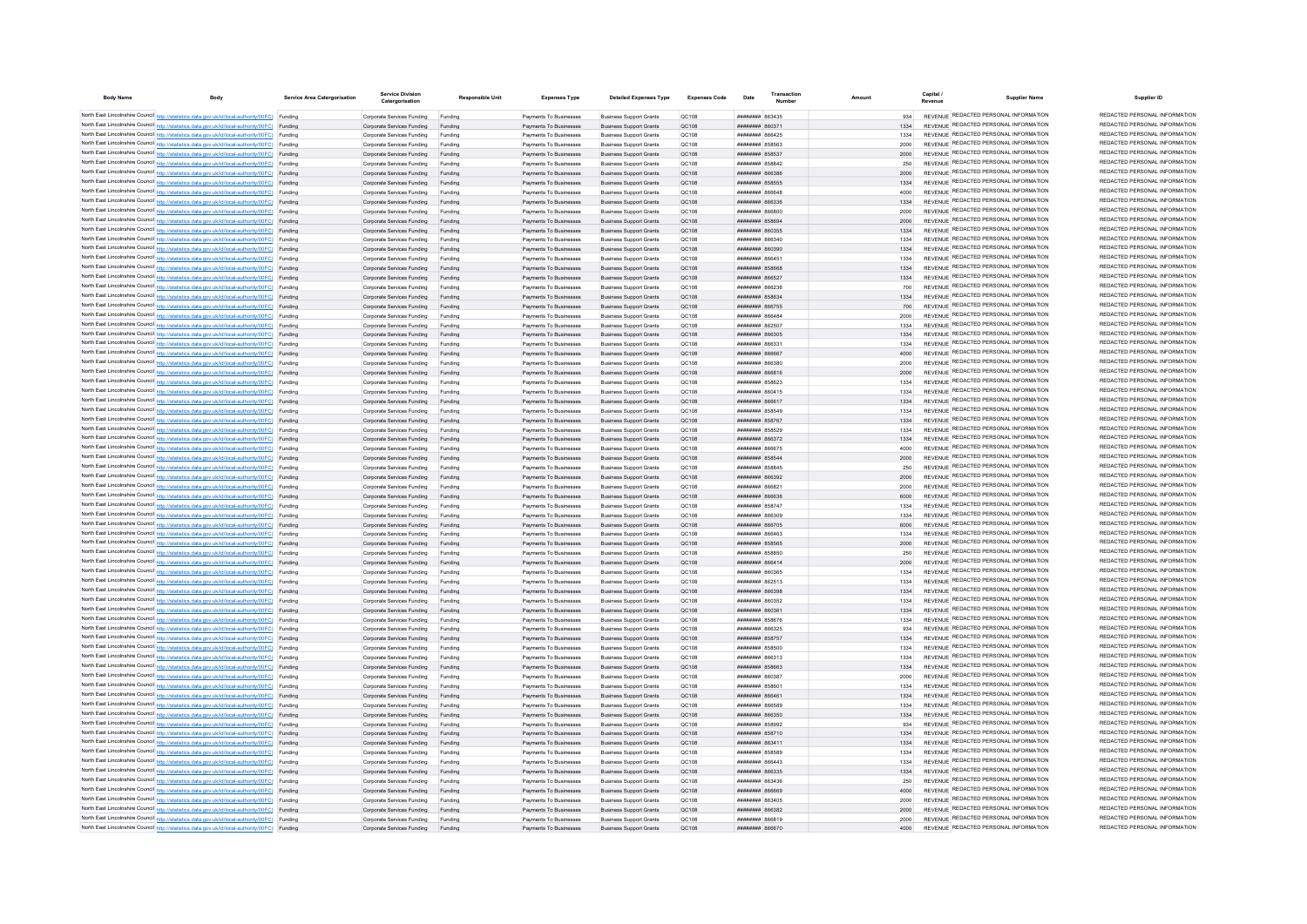| Body Name | Body | Service Area Catergorisation | Service Division Catergorisation | Responsible Unit | Expenses Type | Detailed Expenses Type | Expenses Code | Date | Transaction Number | Amount | Capital / Revenue | Supplier Name | Supplier ID |
|---|---|---|---|---|---|---|---|---|---|---|---|---|---|
| North East Lincolnshire Council | http://statistics.data.gov.uk/id/local-authority/00FC | Funding | Corporate Services Funding | Funding | Payments To Businesses | Business Support Grants | QC108 | ######## | 863435 | 934 | REVENUE | REDACTED PERSONAL INFORMATION | REDACTED PERSONAL INFORMATION |
| North East Lincolnshire Council | http://statistics.data.gov.uk/id/local-authority/00FC | Funding | Corporate Services Funding | Funding | Payments To Businesses | Business Support Grants | QC108 | ######## | 860371 | 1334 | REVENUE | REDACTED PERSONAL INFORMATION | REDACTED PERSONAL INFORMATION |
| North East Lincolnshire Council | http://statistics.data.gov.uk/id/local-authority/00FC | Funding | Corporate Services Funding | Funding | Payments To Businesses | Business Support Grants | QC108 | ######## | 866425 | 1334 | REVENUE | REDACTED PERSONAL INFORMATION | REDACTED PERSONAL INFORMATION |
| North East Lincolnshire Council | http://statistics.data.gov.uk/id/local-authority/00FC | Funding | Corporate Services Funding | Funding | Payments To Businesses | Business Support Grants | QC108 | ######## | 858563 | 2000 | REVENUE | REDACTED PERSONAL INFORMATION | REDACTED PERSONAL INFORMATION |
| North East Lincolnshire Council | http://statistics.data.gov.uk/id/local-authority/00FC | Funding | Corporate Services Funding | Funding | Payments To Businesses | Business Support Grants | QC108 | ######## | 858537 | 2000 | REVENUE | REDACTED PERSONAL INFORMATION | REDACTED PERSONAL INFORMATION |
| North East Lincolnshire Council | http://statistics.data.gov.uk/id/local-authority/00FC | Funding | Corporate Services Funding | Funding | Payments To Businesses | Business Support Grants | QC108 | ######## | 858842 | 250 | REVENUE | REDACTED PERSONAL INFORMATION | REDACTED PERSONAL INFORMATION |
| North East Lincolnshire Council | http://statistics.data.gov.uk/id/local-authority/00FC | Funding | Corporate Services Funding | Funding | Payments To Businesses | Business Support Grants | QC108 | ######## | 866386 | 2000 | REVENUE | REDACTED PERSONAL INFORMATION | REDACTED PERSONAL INFORMATION |
| North East Lincolnshire Council | http://statistics.data.gov.uk/id/local-authority/00FC | Funding | Corporate Services Funding | Funding | Payments To Businesses | Business Support Grants | QC108 | ######## | 858555 | 1334 | REVENUE | REDACTED PERSONAL INFORMATION | REDACTED PERSONAL INFORMATION |
| North East Lincolnshire Council | http://statistics.data.gov.uk/id/local-authority/00FC | Funding | Corporate Services Funding | Funding | Payments To Businesses | Business Support Grants | QC108 | ######## | 866648 | 4000 | REVENUE | REDACTED PERSONAL INFORMATION | REDACTED PERSONAL INFORMATION |
| North East Lincolnshire Council | http://statistics.data.gov.uk/id/local-authority/00FC | Funding | Corporate Services Funding | Funding | Payments To Businesses | Business Support Grants | QC108 | ######## | 866336 | 1334 | REVENUE | REDACTED PERSONAL INFORMATION | REDACTED PERSONAL INFORMATION |
| North East Lincolnshire Council | http://statistics.data.gov.uk/id/local-authority/00FC | Funding | Corporate Services Funding | Funding | Payments To Businesses | Business Support Grants | QC108 | ######## | 866800 | 2000 | REVENUE | REDACTED PERSONAL INFORMATION | REDACTED PERSONAL INFORMATION |
| North East Lincolnshire Council | http://statistics.data.gov.uk/id/local-authority/00FC | Funding | Corporate Services Funding | Funding | Payments To Businesses | Business Support Grants | QC108 | ######## | 858694 | 2000 | REVENUE | REDACTED PERSONAL INFORMATION | REDACTED PERSONAL INFORMATION |
| North East Lincolnshire Council | http://statistics.data.gov.uk/id/local-authority/00FC | Funding | Corporate Services Funding | Funding | Payments To Businesses | Business Support Grants | QC108 | ######## | 860355 | 1334 | REVENUE | REDACTED PERSONAL INFORMATION | REDACTED PERSONAL INFORMATION |
| North East Lincolnshire Council | http://statistics.data.gov.uk/id/local-authority/00FC | Funding | Corporate Services Funding | Funding | Payments To Businesses | Business Support Grants | QC108 | ######## | 866340 | 1334 | REVENUE | REDACTED PERSONAL INFORMATION | REDACTED PERSONAL INFORMATION |
| North East Lincolnshire Council | http://statistics.data.gov.uk/id/local-authority/00FC | Funding | Corporate Services Funding | Funding | Payments To Businesses | Business Support Grants | QC108 | ######## | 860390 | 1334 | REVENUE | REDACTED PERSONAL INFORMATION | REDACTED PERSONAL INFORMATION |
| North East Lincolnshire Council | http://statistics.data.gov.uk/id/local-authority/00FC | Funding | Corporate Services Funding | Funding | Payments To Businesses | Business Support Grants | QC108 | ######## | 866451 | 1334 | REVENUE | REDACTED PERSONAL INFORMATION | REDACTED PERSONAL INFORMATION |
| North East Lincolnshire Council | http://statistics.data.gov.uk/id/local-authority/00FC | Funding | Corporate Services Funding | Funding | Payments To Businesses | Business Support Grants | QC108 | ######## | 858668 | 1334 | REVENUE | REDACTED PERSONAL INFORMATION | REDACTED PERSONAL INFORMATION |
| North East Lincolnshire Council | http://statistics.data.gov.uk/id/local-authority/00FC | Funding | Corporate Services Funding | Funding | Payments To Businesses | Business Support Grants | QC108 | ######## | 866527 | 1334 | REVENUE | REDACTED PERSONAL INFORMATION | REDACTED PERSONAL INFORMATION |
| North East Lincolnshire Council | http://statistics.data.gov.uk/id/local-authority/00FC | Funding | Corporate Services Funding | Funding | Payments To Businesses | Business Support Grants | QC108 | ######## | 866236 | 700 | REVENUE | REDACTED PERSONAL INFORMATION | REDACTED PERSONAL INFORMATION |
| North East Lincolnshire Council | http://statistics.data.gov.uk/id/local-authority/00FC | Funding | Corporate Services Funding | Funding | Payments To Businesses | Business Support Grants | QC108 | ######## | 858634 | 1334 | REVENUE | REDACTED PERSONAL INFORMATION | REDACTED PERSONAL INFORMATION |
| North East Lincolnshire Council | http://statistics.data.gov.uk/id/local-authority/00FC | Funding | Corporate Services Funding | Funding | Payments To Businesses | Business Support Grants | QC108 | ######## | 866755 | 700 | REVENUE | REDACTED PERSONAL INFORMATION | REDACTED PERSONAL INFORMATION |
| North East Lincolnshire Council | http://statistics.data.gov.uk/id/local-authority/00FC | Funding | Corporate Services Funding | Funding | Payments To Businesses | Business Support Grants | QC108 | ######## | 866484 | 2000 | REVENUE | REDACTED PERSONAL INFORMATION | REDACTED PERSONAL INFORMATION |
| North East Lincolnshire Council | http://statistics.data.gov.uk/id/local-authority/00FC | Funding | Corporate Services Funding | Funding | Payments To Businesses | Business Support Grants | QC108 | ######## | 862507 | 1334 | REVENUE | REDACTED PERSONAL INFORMATION | REDACTED PERSONAL INFORMATION |
| North East Lincolnshire Council | http://statistics.data.gov.uk/id/local-authority/00FC | Funding | Corporate Services Funding | Funding | Payments To Businesses | Business Support Grants | QC108 | ######## | 866305 | 1334 | REVENUE | REDACTED PERSONAL INFORMATION | REDACTED PERSONAL INFORMATION |
| North East Lincolnshire Council | http://statistics.data.gov.uk/id/local-authority/00FC | Funding | Corporate Services Funding | Funding | Payments To Businesses | Business Support Grants | QC108 | ######## | 866331 | 1334 | REVENUE | REDACTED PERSONAL INFORMATION | REDACTED PERSONAL INFORMATION |
| North East Lincolnshire Council | http://statistics.data.gov.uk/id/local-authority/00FC | Funding | Corporate Services Funding | Funding | Payments To Businesses | Business Support Grants | QC108 | ######## | 866667 | 4000 | REVENUE | REDACTED PERSONAL INFORMATION | REDACTED PERSONAL INFORMATION |
| North East Lincolnshire Council | http://statistics.data.gov.uk/id/local-authority/00FC | Funding | Corporate Services Funding | Funding | Payments To Businesses | Business Support Grants | QC108 | ######## | 866380 | 2000 | REVENUE | REDACTED PERSONAL INFORMATION | REDACTED PERSONAL INFORMATION |
| North East Lincolnshire Council | http://statistics.data.gov.uk/id/local-authority/00FC | Funding | Corporate Services Funding | Funding | Payments To Businesses | Business Support Grants | QC108 | ######## | 866816 | 2000 | REVENUE | REDACTED PERSONAL INFORMATION | REDACTED PERSONAL INFORMATION |
| North East Lincolnshire Council | http://statistics.data.gov.uk/id/local-authority/00FC | Funding | Corporate Services Funding | Funding | Payments To Businesses | Business Support Grants | QC108 | ######## | 858623 | 1334 | REVENUE | REDACTED PERSONAL INFORMATION | REDACTED PERSONAL INFORMATION |
| North East Lincolnshire Council | http://statistics.data.gov.uk/id/local-authority/00FC | Funding | Corporate Services Funding | Funding | Payments To Businesses | Business Support Grants | QC108 | ######## | 860415 | 1334 | REVENUE | REDACTED PERSONAL INFORMATION | REDACTED PERSONAL INFORMATION |
| North East Lincolnshire Council | http://statistics.data.gov.uk/id/local-authority/00FC | Funding | Corporate Services Funding | Funding | Payments To Businesses | Business Support Grants | QC108 | ######## | 866617 | 1334 | REVENUE | REDACTED PERSONAL INFORMATION | REDACTED PERSONAL INFORMATION |
| North East Lincolnshire Council | http://statistics.data.gov.uk/id/local-authority/00FC | Funding | Corporate Services Funding | Funding | Payments To Businesses | Business Support Grants | QC108 | ######## | 858549 | 1334 | REVENUE | REDACTED PERSONAL INFORMATION | REDACTED PERSONAL INFORMATION |
| North East Lincolnshire Council | http://statistics.data.gov.uk/id/local-authority/00FC | Funding | Corporate Services Funding | Funding | Payments To Businesses | Business Support Grants | QC108 | ######## | 858767 | 1334 | REVENUE | REDACTED PERSONAL INFORMATION | REDACTED PERSONAL INFORMATION |
| North East Lincolnshire Council | http://statistics.data.gov.uk/id/local-authority/00FC | Funding | Corporate Services Funding | Funding | Payments To Businesses | Business Support Grants | QC108 | ######## | 858529 | 1334 | REVENUE | REDACTED PERSONAL INFORMATION | REDACTED PERSONAL INFORMATION |
| North East Lincolnshire Council | http://statistics.data.gov.uk/id/local-authority/00FC | Funding | Corporate Services Funding | Funding | Payments To Businesses | Business Support Grants | QC108 | ######## | 866372 | 1334 | REVENUE | REDACTED PERSONAL INFORMATION | REDACTED PERSONAL INFORMATION |
| North East Lincolnshire Council | http://statistics.data.gov.uk/id/local-authority/00FC | Funding | Corporate Services Funding | Funding | Payments To Businesses | Business Support Grants | QC108 | ######## | 866675 | 4000 | REVENUE | REDACTED PERSONAL INFORMATION | REDACTED PERSONAL INFORMATION |
| North East Lincolnshire Council | http://statistics.data.gov.uk/id/local-authority/00FC | Funding | Corporate Services Funding | Funding | Payments To Businesses | Business Support Grants | QC108 | ######## | 858544 | 2000 | REVENUE | REDACTED PERSONAL INFORMATION | REDACTED PERSONAL INFORMATION |
| North East Lincolnshire Council | http://statistics.data.gov.uk/id/local-authority/00FC | Funding | Corporate Services Funding | Funding | Payments To Businesses | Business Support Grants | QC108 | ######## | 858845 | 250 | REVENUE | REDACTED PERSONAL INFORMATION | REDACTED PERSONAL INFORMATION |
| North East Lincolnshire Council | http://statistics.data.gov.uk/id/local-authority/00FC | Funding | Corporate Services Funding | Funding | Payments To Businesses | Business Support Grants | QC108 | ######## | 866392 | 2000 | REVENUE | REDACTED PERSONAL INFORMATION | REDACTED PERSONAL INFORMATION |
| North East Lincolnshire Council | http://statistics.data.gov.uk/id/local-authority/00FC | Funding | Corporate Services Funding | Funding | Payments To Businesses | Business Support Grants | QC108 | ######## | 866821 | 2000 | REVENUE | REDACTED PERSONAL INFORMATION | REDACTED PERSONAL INFORMATION |
| North East Lincolnshire Council | http://statistics.data.gov.uk/id/local-authority/00FC | Funding | Corporate Services Funding | Funding | Payments To Businesses | Business Support Grants | QC108 | ######## | 866836 | 6000 | REVENUE | REDACTED PERSONAL INFORMATION | REDACTED PERSONAL INFORMATION |
| North East Lincolnshire Council | http://statistics.data.gov.uk/id/local-authority/00FC | Funding | Corporate Services Funding | Funding | Payments To Businesses | Business Support Grants | QC108 | ######## | 858747 | 1334 | REVENUE | REDACTED PERSONAL INFORMATION | REDACTED PERSONAL INFORMATION |
| North East Lincolnshire Council | http://statistics.data.gov.uk/id/local-authority/00FC | Funding | Corporate Services Funding | Funding | Payments To Businesses | Business Support Grants | QC108 | ######## | 866309 | 1334 | REVENUE | REDACTED PERSONAL INFORMATION | REDACTED PERSONAL INFORMATION |
| North East Lincolnshire Council | http://statistics.data.gov.uk/id/local-authority/00FC | Funding | Corporate Services Funding | Funding | Payments To Businesses | Business Support Grants | QC108 | ######## | 866705 | 6000 | REVENUE | REDACTED PERSONAL INFORMATION | REDACTED PERSONAL INFORMATION |
| North East Lincolnshire Council | http://statistics.data.gov.uk/id/local-authority/00FC | Funding | Corporate Services Funding | Funding | Payments To Businesses | Business Support Grants | QC108 | ######## | 866463 | 1334 | REVENUE | REDACTED PERSONAL INFORMATION | REDACTED PERSONAL INFORMATION |
| North East Lincolnshire Council | http://statistics.data.gov.uk/id/local-authority/00FC | Funding | Corporate Services Funding | Funding | Payments To Businesses | Business Support Grants | QC108 | ######## | 858565 | 2000 | REVENUE | REDACTED PERSONAL INFORMATION | REDACTED PERSONAL INFORMATION |
| North East Lincolnshire Council | http://statistics.data.gov.uk/id/local-authority/00FC | Funding | Corporate Services Funding | Funding | Payments To Businesses | Business Support Grants | QC108 | ######## | 858850 | 250 | REVENUE | REDACTED PERSONAL INFORMATION | REDACTED PERSONAL INFORMATION |
| North East Lincolnshire Council | http://statistics.data.gov.uk/id/local-authority/00FC | Funding | Corporate Services Funding | Funding | Payments To Businesses | Business Support Grants | QC108 | ######## | 866414 | 2000 | REVENUE | REDACTED PERSONAL INFORMATION | REDACTED PERSONAL INFORMATION |
| North East Lincolnshire Council | http://statistics.data.gov.uk/id/local-authority/00FC | Funding | Corporate Services Funding | Funding | Payments To Businesses | Business Support Grants | QC108 | ######## | 860365 | 1334 | REVENUE | REDACTED PERSONAL INFORMATION | REDACTED PERSONAL INFORMATION |
| North East Lincolnshire Council | http://statistics.data.gov.uk/id/local-authority/00FC | Funding | Corporate Services Funding | Funding | Payments To Businesses | Business Support Grants | QC108 | ######## | 862513 | 1334 | REVENUE | REDACTED PERSONAL INFORMATION | REDACTED PERSONAL INFORMATION |
| North East Lincolnshire Council | http://statistics.data.gov.uk/id/local-authority/00FC | Funding | Corporate Services Funding | Funding | Payments To Businesses | Business Support Grants | QC108 | ######## | 866398 | 1334 | REVENUE | REDACTED PERSONAL INFORMATION | REDACTED PERSONAL INFORMATION |
| North East Lincolnshire Council | http://statistics.data.gov.uk/id/local-authority/00FC | Funding | Corporate Services Funding | Funding | Payments To Businesses | Business Support Grants | QC108 | ######## | 860352 | 1334 | REVENUE | REDACTED PERSONAL INFORMATION | REDACTED PERSONAL INFORMATION |
| North East Lincolnshire Council | http://statistics.data.gov.uk/id/local-authority/00FC | Funding | Corporate Services Funding | Funding | Payments To Businesses | Business Support Grants | QC108 | ######## | 860361 | 1334 | REVENUE | REDACTED PERSONAL INFORMATION | REDACTED PERSONAL INFORMATION |
| North East Lincolnshire Council | http://statistics.data.gov.uk/id/local-authority/00FC | Funding | Corporate Services Funding | Funding | Payments To Businesses | Business Support Grants | QC108 | ######## | 858676 | 1334 | REVENUE | REDACTED PERSONAL INFORMATION | REDACTED PERSONAL INFORMATION |
| North East Lincolnshire Council | http://statistics.data.gov.uk/id/local-authority/00FC | Funding | Corporate Services Funding | Funding | Payments To Businesses | Business Support Grants | QC108 | ######## | 866325 | 934 | REVENUE | REDACTED PERSONAL INFORMATION | REDACTED PERSONAL INFORMATION |
| North East Lincolnshire Council | http://statistics.data.gov.uk/id/local-authority/00FC | Funding | Corporate Services Funding | Funding | Payments To Businesses | Business Support Grants | QC108 | ######## | 858757 | 1334 | REVENUE | REDACTED PERSONAL INFORMATION | REDACTED PERSONAL INFORMATION |
| North East Lincolnshire Council | http://statistics.data.gov.uk/id/local-authority/00FC | Funding | Corporate Services Funding | Funding | Payments To Businesses | Business Support Grants | QC108 | ######## | 858500 | 1334 | REVENUE | REDACTED PERSONAL INFORMATION | REDACTED PERSONAL INFORMATION |
| North East Lincolnshire Council | http://statistics.data.gov.uk/id/local-authority/00FC | Funding | Corporate Services Funding | Funding | Payments To Businesses | Business Support Grants | QC108 | ######## | 866313 | 1334 | REVENUE | REDACTED PERSONAL INFORMATION | REDACTED PERSONAL INFORMATION |
| North East Lincolnshire Council | http://statistics.data.gov.uk/id/local-authority/00FC | Funding | Corporate Services Funding | Funding | Payments To Businesses | Business Support Grants | QC108 | ######## | 858663 | 1334 | REVENUE | REDACTED PERSONAL INFORMATION | REDACTED PERSONAL INFORMATION |
| North East Lincolnshire Council | http://statistics.data.gov.uk/id/local-authority/00FC | Funding | Corporate Services Funding | Funding | Payments To Businesses | Business Support Grants | QC108 | ######## | 860387 | 2000 | REVENUE | REDACTED PERSONAL INFORMATION | REDACTED PERSONAL INFORMATION |
| North East Lincolnshire Council | http://statistics.data.gov.uk/id/local-authority/00FC | Funding | Corporate Services Funding | Funding | Payments To Businesses | Business Support Grants | QC108 | ######## | 858601 | 1334 | REVENUE | REDACTED PERSONAL INFORMATION | REDACTED PERSONAL INFORMATION |
| North East Lincolnshire Council | http://statistics.data.gov.uk/id/local-authority/00FC | Funding | Corporate Services Funding | Funding | Payments To Businesses | Business Support Grants | QC108 | ######## | 866461 | 1334 | REVENUE | REDACTED PERSONAL INFORMATION | REDACTED PERSONAL INFORMATION |
| North East Lincolnshire Council | http://statistics.data.gov.uk/id/local-authority/00FC | Funding | Corporate Services Funding | Funding | Payments To Businesses | Business Support Grants | QC108 | ######## | 866589 | 1334 | REVENUE | REDACTED PERSONAL INFORMATION | REDACTED PERSONAL INFORMATION |
| North East Lincolnshire Council | http://statistics.data.gov.uk/id/local-authority/00FC | Funding | Corporate Services Funding | Funding | Payments To Businesses | Business Support Grants | QC108 | ######## | 866350 | 1334 | REVENUE | REDACTED PERSONAL INFORMATION | REDACTED PERSONAL INFORMATION |
| North East Lincolnshire Council | http://statistics.data.gov.uk/id/local-authority/00FC | Funding | Corporate Services Funding | Funding | Payments To Businesses | Business Support Grants | QC108 | ######## | 858992 | 934 | REVENUE | REDACTED PERSONAL INFORMATION | REDACTED PERSONAL INFORMATION |
| North East Lincolnshire Council | http://statistics.data.gov.uk/id/local-authority/00FC | Funding | Corporate Services Funding | Funding | Payments To Businesses | Business Support Grants | QC108 | ######## | 858710 | 1334 | REVENUE | REDACTED PERSONAL INFORMATION | REDACTED PERSONAL INFORMATION |
| North East Lincolnshire Council | http://statistics.data.gov.uk/id/local-authority/00FC | Funding | Corporate Services Funding | Funding | Payments To Businesses | Business Support Grants | QC108 | ######## | 863411 | 1334 | REVENUE | REDACTED PERSONAL INFORMATION | REDACTED PERSONAL INFORMATION |
| North East Lincolnshire Council | http://statistics.data.gov.uk/id/local-authority/00FC | Funding | Corporate Services Funding | Funding | Payments To Businesses | Business Support Grants | QC108 | ######## | 858589 | 1334 | REVENUE | REDACTED PERSONAL INFORMATION | REDACTED PERSONAL INFORMATION |
| North East Lincolnshire Council | http://statistics.data.gov.uk/id/local-authority/00FC | Funding | Corporate Services Funding | Funding | Payments To Businesses | Business Support Grants | QC108 | ######## | 866443 | 1334 | REVENUE | REDACTED PERSONAL INFORMATION | REDACTED PERSONAL INFORMATION |
| North East Lincolnshire Council | http://statistics.data.gov.uk/id/local-authority/00FC | Funding | Corporate Services Funding | Funding | Payments To Businesses | Business Support Grants | QC108 | ######## | 866335 | 1334 | REVENUE | REDACTED PERSONAL INFORMATION | REDACTED PERSONAL INFORMATION |
| North East Lincolnshire Council | http://statistics.data.gov.uk/id/local-authority/00FC | Funding | Corporate Services Funding | Funding | Payments To Businesses | Business Support Grants | QC108 | ######## | 863436 | 250 | REVENUE | REDACTED PERSONAL INFORMATION | REDACTED PERSONAL INFORMATION |
| North East Lincolnshire Council | http://statistics.data.gov.uk/id/local-authority/00FC | Funding | Corporate Services Funding | Funding | Payments To Businesses | Business Support Grants | QC108 | ######## | 866669 | 4000 | REVENUE | REDACTED PERSONAL INFORMATION | REDACTED PERSONAL INFORMATION |
| North East Lincolnshire Council | http://statistics.data.gov.uk/id/local-authority/00FC | Funding | Corporate Services Funding | Funding | Payments To Businesses | Business Support Grants | QC108 | ######## | 863405 | 2000 | REVENUE | REDACTED PERSONAL INFORMATION | REDACTED PERSONAL INFORMATION |
| North East Lincolnshire Council | http://statistics.data.gov.uk/id/local-authority/00FC | Funding | Corporate Services Funding | Funding | Payments To Businesses | Business Support Grants | QC108 | ######## | 866382 | 2000 | REVENUE | REDACTED PERSONAL INFORMATION | REDACTED PERSONAL INFORMATION |
| North East Lincolnshire Council | http://statistics.data.gov.uk/id/local-authority/00FC | Funding | Corporate Services Funding | Funding | Payments To Businesses | Business Support Grants | QC108 | ######## | 866819 | 2000 | REVENUE | REDACTED PERSONAL INFORMATION | REDACTED PERSONAL INFORMATION |
| North East Lincolnshire Council | http://statistics.data.gov.uk/id/local-authority/00FC | Funding | Corporate Services Funding | Funding | Payments To Businesses | Business Support Grants | QC108 | ######## | 866670 | 4000 | REVENUE | REDACTED PERSONAL INFORMATION | REDACTED PERSONAL INFORMATION |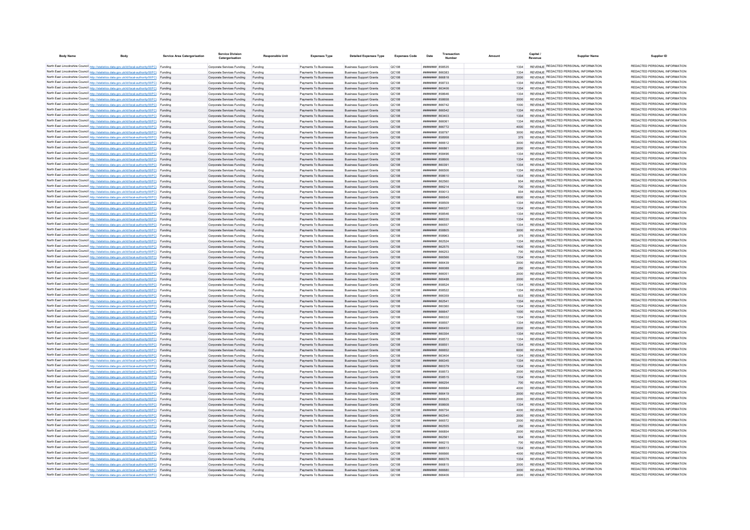| Body Name | Body | Service Area Catergorisation | Service Division Catergorisation | Responsible Unit | Expenses Type | Detailed Expenses Type | Expenses Code | Date | Transaction Number | Amount | Capital / Revenue | Supplier Name | Supplier ID |
|---|---|---|---|---|---|---|---|---|---|---|---|---|---|
| North East Lincolnshire Council | http://statistics.data.gov.uk/id/local-authority/00FC | Funding | Corporate Services Funding | Funding | Payments To Businesses | Business Support Grants | QC108 | ######## | 858535 | 1334 | REVENUE | REDACTED PERSONAL INFORMATION | REDACTED PERSONAL INFORMATION |
| North East Lincolnshire Council | http://statistics.data.gov.uk/id/local-authority/00FC | Funding | Corporate Services Funding | Funding | Payments To Businesses | Business Support Grants | QC108 | ######## | 866383 | 1334 | REVENUE | REDACTED PERSONAL INFORMATION | REDACTED PERSONAL INFORMATION |
| North East Lincolnshire Council | http://statistics.data.gov.uk/id/local-authority/00FC | Funding | Corporate Services Funding | Funding | Payments To Businesses | Business Support Grants | QC108 | ######## | 866818 | 2000 | REVENUE | REDACTED PERSONAL INFORMATION | REDACTED PERSONAL INFORMATION |
| North East Lincolnshire Council | http://statistics.data.gov.uk/id/local-authority/00FC | Funding | Corporate Services Funding | Funding | Payments To Businesses | Business Support Grants | QC108 | ######## | 858733 | 1334 | REVENUE | REDACTED PERSONAL INFORMATION | REDACTED PERSONAL INFORMATION |
| North East Lincolnshire Council | http://statistics.data.gov.uk/id/local-authority/00FC | Funding | Corporate Services Funding | Funding | Payments To Businesses | Business Support Grants | QC108 | ######## | 863406 | 1334 | REVENUE | REDACTED PERSONAL INFORMATION | REDACTED PERSONAL INFORMATION |
| North East Lincolnshire Council | http://statistics.data.gov.uk/id/local-authority/00FC | Funding | Corporate Services Funding | Funding | Payments To Businesses | Business Support Grants | QC108 | ######## | 858646 | 1334 | REVENUE | REDACTED PERSONAL INFORMATION | REDACTED PERSONAL INFORMATION |
| North East Lincolnshire Council | http://statistics.data.gov.uk/id/local-authority/00FC | Funding | Corporate Services Funding | Funding | Payments To Businesses | Business Support Grants | QC108 | ######## | 858658 | 2000 | REVENUE | REDACTED PERSONAL INFORMATION | REDACTED PERSONAL INFORMATION |
| North East Lincolnshire Council | http://statistics.data.gov.uk/id/local-authority/00FC | Funding | Corporate Services Funding | Funding | Payments To Businesses | Business Support Grants | QC108 | ######## | 866742 | 1000 | REVENUE | REDACTED PERSONAL INFORMATION | REDACTED PERSONAL INFORMATION |
| North East Lincolnshire Council | http://statistics.data.gov.uk/id/local-authority/00FC | Funding | Corporate Services Funding | Funding | Payments To Businesses | Business Support Grants | QC108 | ######## | 866542 | 1334 | REVENUE | REDACTED PERSONAL INFORMATION | REDACTED PERSONAL INFORMATION |
| North East Lincolnshire Council | http://statistics.data.gov.uk/id/local-authority/00FC | Funding | Corporate Services Funding | Funding | Payments To Businesses | Business Support Grants | QC108 | ######## | 863403 | 1334 | REVENUE | REDACTED PERSONAL INFORMATION | REDACTED PERSONAL INFORMATION |
| North East Lincolnshire Council | http://statistics.data.gov.uk/id/local-authority/00FC | Funding | Corporate Services Funding | Funding | Payments To Businesses | Business Support Grants | QC108 | ######## | 866061 | 1334 | REVENUE | REDACTED PERSONAL INFORMATION | REDACTED PERSONAL INFORMATION |
| North East Lincolnshire Council | http://statistics.data.gov.uk/id/local-authority/00FC | Funding | Corporate Services Funding | Funding | Payments To Businesses | Business Support Grants | QC108 | ######## | 866772 | 4000 | REVENUE | REDACTED PERSONAL INFORMATION | REDACTED PERSONAL INFORMATION |
| North East Lincolnshire Council | http://statistics.data.gov.uk/id/local-authority/00FC | Funding | Corporate Services Funding | Funding | Payments To Businesses | Business Support Grants | QC108 | ######## | 858797 | 3000 | REVENUE | REDACTED PERSONAL INFORMATION | REDACTED PERSONAL INFORMATION |
| North East Lincolnshire Council | http://statistics.data.gov.uk/id/local-authority/00FC | Funding | Corporate Services Funding | Funding | Payments To Businesses | Business Support Grants | QC108 | ######## | 858958 | 375 | REVENUE | REDACTED PERSONAL INFORMATION | REDACTED PERSONAL INFORMATION |
| North East Lincolnshire Council | http://statistics.data.gov.uk/id/local-authority/00FC | Funding | Corporate Services Funding | Funding | Payments To Businesses | Business Support Grants | QC108 | ######## | 866612 | 3000 | REVENUE | REDACTED PERSONAL INFORMATION | REDACTED PERSONAL INFORMATION |
| North East Lincolnshire Council | http://statistics.data.gov.uk/id/local-authority/00FC | Funding | Corporate Services Funding | Funding | Payments To Businesses | Business Support Grants | QC108 | ######## | 866861 | 2000 | REVENUE | REDACTED PERSONAL INFORMATION | REDACTED PERSONAL INFORMATION |
| North East Lincolnshire Council | http://statistics.data.gov.uk/id/local-authority/00FC | Funding | Corporate Services Funding | Funding | Payments To Businesses | Business Support Grants | QC108 | ######## | 858496 | 1334 | REVENUE | REDACTED PERSONAL INFORMATION | REDACTED PERSONAL INFORMATION |
| North East Lincolnshire Council | http://statistics.data.gov.uk/id/local-authority/00FC | Funding | Corporate Services Funding | Funding | Payments To Businesses | Business Support Grants | QC108 | ######## | 858606 | 1334 | REVENUE | REDACTED PERSONAL INFORMATION | REDACTED PERSONAL INFORMATION |
| North East Lincolnshire Council | http://statistics.data.gov.uk/id/local-authority/00FC | Funding | Corporate Services Funding | Funding | Payments To Businesses | Business Support Grants | QC108 | ######## | 860391 | 1334 | REVENUE | REDACTED PERSONAL INFORMATION | REDACTED PERSONAL INFORMATION |
| North East Lincolnshire Council | http://statistics.data.gov.uk/id/local-authority/00FC | Funding | Corporate Services Funding | Funding | Payments To Businesses | Business Support Grants | QC108 | ######## | 866506 | 1334 | REVENUE | REDACTED PERSONAL INFORMATION | REDACTED PERSONAL INFORMATION |
| North East Lincolnshire Council | http://statistics.data.gov.uk/id/local-authority/00FC | Funding | Corporate Services Funding | Funding | Payments To Businesses | Business Support Grants | QC108 | ######## | 858610 | 1334 | REVENUE | REDACTED PERSONAL INFORMATION | REDACTED PERSONAL INFORMATION |
| North East Lincolnshire Council | http://statistics.data.gov.uk/id/local-authority/00FC | Funding | Corporate Services Funding | Funding | Payments To Businesses | Business Support Grants | QC108 | ######## | 862560 | 934 | REVENUE | REDACTED PERSONAL INFORMATION | REDACTED PERSONAL INFORMATION |
| North East Lincolnshire Council | http://statistics.data.gov.uk/id/local-authority/00FC | Funding | Corporate Services Funding | Funding | Payments To Businesses | Business Support Grants | QC108 | ######## | 866214 | 700 | REVENUE | REDACTED PERSONAL INFORMATION | REDACTED PERSONAL INFORMATION |
| North East Lincolnshire Council | http://statistics.data.gov.uk/id/local-authority/00FC | Funding | Corporate Services Funding | Funding | Payments To Businesses | Business Support Grants | QC108 | ######## | 859013 | 934 | REVENUE | REDACTED PERSONAL INFORMATION | REDACTED PERSONAL INFORMATION |
| North East Lincolnshire Council | http://statistics.data.gov.uk/id/local-authority/00FC | Funding | Corporate Services Funding | Funding | Payments To Businesses | Business Support Grants | QC108 | ######## | 866645 | 6000 | REVENUE | REDACTED PERSONAL INFORMATION | REDACTED PERSONAL INFORMATION |
| North East Lincolnshire Council | http://statistics.data.gov.uk/id/local-authority/00FC | Funding | Corporate Services Funding | Funding | Payments To Businesses | Business Support Grants | QC108 | ######## | 858509 | 1334 | REVENUE | REDACTED PERSONAL INFORMATION | REDACTED PERSONAL INFORMATION |
| North East Lincolnshire Council | http://statistics.data.gov.uk/id/local-authority/00FC | Funding | Corporate Services Funding | Funding | Payments To Businesses | Business Support Grants | QC108 | ######## | 866327 | 1334 | REVENUE | REDACTED PERSONAL INFORMATION | REDACTED PERSONAL INFORMATION |
| North East Lincolnshire Council | http://statistics.data.gov.uk/id/local-authority/00FC | Funding | Corporate Services Funding | Funding | Payments To Businesses | Business Support Grants | QC108 | ######## | 858546 | 1334 | REVENUE | REDACTED PERSONAL INFORMATION | REDACTED PERSONAL INFORMATION |
| North East Lincolnshire Council | http://statistics.data.gov.uk/id/local-authority/00FC | Funding | Corporate Services Funding | Funding | Payments To Businesses | Business Support Grants | QC108 | ######## | 866330 | 1334 | REVENUE | REDACTED PERSONAL INFORMATION | REDACTED PERSONAL INFORMATION |
| North East Lincolnshire Council | http://statistics.data.gov.uk/id/local-authority/00FC | Funding | Corporate Services Funding | Funding | Payments To Businesses | Business Support Grants | QC108 | ######## | 866557 | 1334 | REVENUE | REDACTED PERSONAL INFORMATION | REDACTED PERSONAL INFORMATION |
| North East Lincolnshire Council | http://statistics.data.gov.uk/id/local-authority/00FC | Funding | Corporate Services Funding | Funding | Payments To Businesses | Business Support Grants | QC108 | ######## | 858805 | 3000 | REVENUE | REDACTED PERSONAL INFORMATION | REDACTED PERSONAL INFORMATION |
| North East Lincolnshire Council | http://statistics.data.gov.uk/id/local-authority/00FC | Funding | Corporate Services Funding | Funding | Payments To Businesses | Business Support Grants | QC108 | ######## | 858963 | 375 | REVENUE | REDACTED PERSONAL INFORMATION | REDACTED PERSONAL INFORMATION |
| North East Lincolnshire Council | http://statistics.data.gov.uk/id/local-authority/00FC | Funding | Corporate Services Funding | Funding | Payments To Businesses | Business Support Grants | QC108 | ######## | 862524 | 1334 | REVENUE | REDACTED PERSONAL INFORMATION | REDACTED PERSONAL INFORMATION |
| North East Lincolnshire Council | http://statistics.data.gov.uk/id/local-authority/00FC | Funding | Corporate Services Funding | Funding | Payments To Businesses | Business Support Grants | QC108 | ######## | 862575 | 1400 | REVENUE | REDACTED PERSONAL INFORMATION | REDACTED PERSONAL INFORMATION |
| North East Lincolnshire Council | http://statistics.data.gov.uk/id/local-authority/00FC | Funding | Corporate Services Funding | Funding | Payments To Businesses | Business Support Grants | QC108 | ######## | 866253 | 700 | REVENUE | REDACTED PERSONAL INFORMATION | REDACTED PERSONAL INFORMATION |
| North East Lincolnshire Council | http://statistics.data.gov.uk/id/local-authority/00FC | Funding | Corporate Services Funding | Funding | Payments To Businesses | Business Support Grants | QC108 | ######## | 866566 | 1334 | REVENUE | REDACTED PERSONAL INFORMATION | REDACTED PERSONAL INFORMATION |
| North East Lincolnshire Council | http://statistics.data.gov.uk/id/local-authority/00FC | Funding | Corporate Services Funding | Funding | Payments To Businesses | Business Support Grants | QC108 | ######## | 866439 | 2000 | REVENUE | REDACTED PERSONAL INFORMATION | REDACTED PERSONAL INFORMATION |
| North East Lincolnshire Council | http://statistics.data.gov.uk/id/local-authority/00FC | Funding | Corporate Services Funding | Funding | Payments To Businesses | Business Support Grants | QC108 | ######## | 866088 | 250 | REVENUE | REDACTED PERSONAL INFORMATION | REDACTED PERSONAL INFORMATION |
| North East Lincolnshire Council | http://statistics.data.gov.uk/id/local-authority/00FC | Funding | Corporate Services Funding | Funding | Payments To Businesses | Business Support Grants | QC108 | ######## | 866051 | 2000 | REVENUE | REDACTED PERSONAL INFORMATION | REDACTED PERSONAL INFORMATION |
| North East Lincolnshire Council | http://statistics.data.gov.uk/id/local-authority/00FC | Funding | Corporate Services Funding | Funding | Payments To Businesses | Business Support Grants | QC108 | ######## | 866488 | 2000 | REVENUE | REDACTED PERSONAL INFORMATION | REDACTED PERSONAL INFORMATION |
| North East Lincolnshire Council | http://statistics.data.gov.uk/id/local-authority/00FC | Funding | Corporate Services Funding | Funding | Payments To Businesses | Business Support Grants | QC108 | ######## | 858524 | 1334 | REVENUE | REDACTED PERSONAL INFORMATION | REDACTED PERSONAL INFORMATION |
| North East Lincolnshire Council | http://statistics.data.gov.uk/id/local-authority/00FC | Funding | Corporate Services Funding | Funding | Payments To Businesses | Business Support Grants | QC108 | ######## | 858522 | 1334 | REVENUE | REDACTED PERSONAL INFORMATION | REDACTED PERSONAL INFORMATION |
| North East Lincolnshire Council | http://statistics.data.gov.uk/id/local-authority/00FC | Funding | Corporate Services Funding | Funding | Payments To Businesses | Business Support Grants | QC108 | ######## | 866359 | 833 | REVENUE | REDACTED PERSONAL INFORMATION | REDACTED PERSONAL INFORMATION |
| North East Lincolnshire Council | http://statistics.data.gov.uk/id/local-authority/00FC | Funding | Corporate Services Funding | Funding | Payments To Businesses | Business Support Grants | QC108 | ######## | 862541 | 1334 | REVENUE | REDACTED PERSONAL INFORMATION | REDACTED PERSONAL INFORMATION |
| North East Lincolnshire Council | http://statistics.data.gov.uk/id/local-authority/00FC | Funding | Corporate Services Funding | Funding | Payments To Businesses | Business Support Grants | QC108 | ######## | 860360 | 1334 | REVENUE | REDACTED PERSONAL INFORMATION | REDACTED PERSONAL INFORMATION |
| North East Lincolnshire Council | http://statistics.data.gov.uk/id/local-authority/00FC | Funding | Corporate Services Funding | Funding | Payments To Businesses | Business Support Grants | QC108 | ######## | 866647 | 1000 | REVENUE | REDACTED PERSONAL INFORMATION | REDACTED PERSONAL INFORMATION |
| North East Lincolnshire Council | http://statistics.data.gov.uk/id/local-authority/00FC | Funding | Corporate Services Funding | Funding | Payments To Businesses | Business Support Grants | QC108 | ######## | 866332 | 1334 | REVENUE | REDACTED PERSONAL INFORMATION | REDACTED PERSONAL INFORMATION |
| North East Lincolnshire Council | http://statistics.data.gov.uk/id/local-authority/00FC | Funding | Corporate Services Funding | Funding | Payments To Businesses | Business Support Grants | QC108 | ######## | 858557 | 1334 | REVENUE | REDACTED PERSONAL INFORMATION | REDACTED PERSONAL INFORMATION |
| North East Lincolnshire Council | http://statistics.data.gov.uk/id/local-authority/00FC | Funding | Corporate Services Funding | Funding | Payments To Businesses | Business Support Grants | QC108 | ######## | 866450 | 2000 | REVENUE | REDACTED PERSONAL INFORMATION | REDACTED PERSONAL INFORMATION |
| North East Lincolnshire Council | http://statistics.data.gov.uk/id/local-authority/00FC | Funding | Corporate Services Funding | Funding | Payments To Businesses | Business Support Grants | QC108 | ######## | 860354 | 1334 | REVENUE | REDACTED PERSONAL INFORMATION | REDACTED PERSONAL INFORMATION |
| North East Lincolnshire Council | http://statistics.data.gov.uk/id/local-authority/00FC | Funding | Corporate Services Funding | Funding | Payments To Businesses | Business Support Grants | QC108 | ######## | 858572 | 1334 | REVENUE | REDACTED PERSONAL INFORMATION | REDACTED PERSONAL INFORMATION |
| North East Lincolnshire Council | http://statistics.data.gov.uk/id/local-authority/00FC | Funding | Corporate Services Funding | Funding | Payments To Businesses | Business Support Grants | QC108 | ######## | 858551 | 1334 | REVENUE | REDACTED PERSONAL INFORMATION | REDACTED PERSONAL INFORMATION |
| North East Lincolnshire Council | http://statistics.data.gov.uk/id/local-authority/00FC | Funding | Corporate Services Funding | Funding | Payments To Businesses | Business Support Grants | QC108 | ######## | 866652 | 6000 | REVENUE | REDACTED PERSONAL INFORMATION | REDACTED PERSONAL INFORMATION |
| North East Lincolnshire Council | http://statistics.data.gov.uk/id/local-authority/00FC | Funding | Corporate Services Funding | Funding | Payments To Businesses | Business Support Grants | QC108 | ######## | 863404 | 1334 | REVENUE | REDACTED PERSONAL INFORMATION | REDACTED PERSONAL INFORMATION |
| North East Lincolnshire Council | http://statistics.data.gov.uk/id/local-authority/00FC | Funding | Corporate Services Funding | Funding | Payments To Businesses | Business Support Grants | QC108 | ######## | 866345 | 1334 | REVENUE | REDACTED PERSONAL INFORMATION | REDACTED PERSONAL INFORMATION |
| North East Lincolnshire Council | http://statistics.data.gov.uk/id/local-authority/00FC | Funding | Corporate Services Funding | Funding | Payments To Businesses | Business Support Grants | QC108 | ######## | 860379 | 1334 | REVENUE | REDACTED PERSONAL INFORMATION | REDACTED PERSONAL INFORMATION |
| North East Lincolnshire Council | http://statistics.data.gov.uk/id/local-authority/00FC | Funding | Corporate Services Funding | Funding | Payments To Businesses | Business Support Grants | QC108 | ######## | 858873 | 2000 | REVENUE | REDACTED PERSONAL INFORMATION | REDACTED PERSONAL INFORMATION |
| North East Lincolnshire Council | http://statistics.data.gov.uk/id/local-authority/00FC | Funding | Corporate Services Funding | Funding | Payments To Businesses | Business Support Grants | QC108 | ######## | 858515 | 1334 | REVENUE | REDACTED PERSONAL INFORMATION | REDACTED PERSONAL INFORMATION |
| North East Lincolnshire Council | http://statistics.data.gov.uk/id/local-authority/00FC | Funding | Corporate Services Funding | Funding | Payments To Businesses | Business Support Grants | QC108 | ######## | 866254 | 700 | REVENUE | REDACTED PERSONAL INFORMATION | REDACTED PERSONAL INFORMATION |
| North East Lincolnshire Council | http://statistics.data.gov.uk/id/local-authority/00FC | Funding | Corporate Services Funding | Funding | Payments To Businesses | Business Support Grants | QC108 | ######## | 866684 | 4000 | REVENUE | REDACTED PERSONAL INFORMATION | REDACTED PERSONAL INFORMATION |
| North East Lincolnshire Council | http://statistics.data.gov.uk/id/local-authority/00FC | Funding | Corporate Services Funding | Funding | Payments To Businesses | Business Support Grants | QC108 | ######## | 866419 | 2000 | REVENUE | REDACTED PERSONAL INFORMATION | REDACTED PERSONAL INFORMATION |
| North East Lincolnshire Council | http://statistics.data.gov.uk/id/local-authority/00FC | Funding | Corporate Services Funding | Funding | Payments To Businesses | Business Support Grants | QC108 | ######## | 866825 | 2000 | REVENUE | REDACTED PERSONAL INFORMATION | REDACTED PERSONAL INFORMATION |
| North East Lincolnshire Council | http://statistics.data.gov.uk/id/local-authority/00FC | Funding | Corporate Services Funding | Funding | Payments To Businesses | Business Support Grants | QC108 | ######## | 858608 | 1334 | REVENUE | REDACTED PERSONAL INFORMATION | REDACTED PERSONAL INFORMATION |
| North East Lincolnshire Council | http://statistics.data.gov.uk/id/local-authority/00FC | Funding | Corporate Services Funding | Funding | Payments To Businesses | Business Support Grants | QC108 | ######## | 866754 | 4000 | REVENUE | REDACTED PERSONAL INFORMATION | REDACTED PERSONAL INFORMATION |
| North East Lincolnshire Council | http://statistics.data.gov.uk/id/local-authority/00FC | Funding | Corporate Services Funding | Funding | Payments To Businesses | Business Support Grants | QC108 | ######## | 862540 | 2000 | REVENUE | REDACTED PERSONAL INFORMATION | REDACTED PERSONAL INFORMATION |
| North East Lincolnshire Council | http://statistics.data.gov.uk/id/local-authority/00FC | Funding | Corporate Services Funding | Funding | Payments To Businesses | Business Support Grants | QC108 | ######## | 866572 | 2000 | REVENUE | REDACTED PERSONAL INFORMATION | REDACTED PERSONAL INFORMATION |
| North East Lincolnshire Council | http://statistics.data.gov.uk/id/local-authority/00FC | Funding | Corporate Services Funding | Funding | Payments To Businesses | Business Support Grants | QC108 | ######## | 862555 | 250 | REVENUE | REDACTED PERSONAL INFORMATION | REDACTED PERSONAL INFORMATION |
| North East Lincolnshire Council | http://statistics.data.gov.uk/id/local-authority/00FC | Funding | Corporate Services Funding | Funding | Payments To Businesses | Business Support Grants | QC108 | ######## | 866854 | 2000 | REVENUE | REDACTED PERSONAL INFORMATION | REDACTED PERSONAL INFORMATION |
| North East Lincolnshire Council | http://statistics.data.gov.uk/id/local-authority/00FC | Funding | Corporate Services Funding | Funding | Payments To Businesses | Business Support Grants | QC108 | ######## | 862561 | 934 | REVENUE | REDACTED PERSONAL INFORMATION | REDACTED PERSONAL INFORMATION |
| North East Lincolnshire Council | http://statistics.data.gov.uk/id/local-authority/00FC | Funding | Corporate Services Funding | Funding | Payments To Businesses | Business Support Grants | QC108 | ######## | 866215 | 700 | REVENUE | REDACTED PERSONAL INFORMATION | REDACTED PERSONAL INFORMATION |
| North East Lincolnshire Council | http://statistics.data.gov.uk/id/local-authority/00FC | Funding | Corporate Services Funding | Funding | Payments To Businesses | Business Support Grants | QC108 | ######## | 866513 | 1334 | REVENUE | REDACTED PERSONAL INFORMATION | REDACTED PERSONAL INFORMATION |
| North East Lincolnshire Council | http://statistics.data.gov.uk/id/local-authority/00FC | Funding | Corporate Services Funding | Funding | Payments To Businesses | Business Support Grants | QC108 | ######## | 866666 | 4000 | REVENUE | REDACTED PERSONAL INFORMATION | REDACTED PERSONAL INFORMATION |
| North East Lincolnshire Council | http://statistics.data.gov.uk/id/local-authority/00FC | Funding | Corporate Services Funding | Funding | Payments To Businesses | Business Support Grants | QC108 | ######## | 866376 | 1334 | REVENUE | REDACTED PERSONAL INFORMATION | REDACTED PERSONAL INFORMATION |
| North East Lincolnshire Council | http://statistics.data.gov.uk/id/local-authority/00FC | Funding | Corporate Services Funding | Funding | Payments To Businesses | Business Support Grants | QC108 | ######## | 866815 | 2000 | REVENUE | REDACTED PERSONAL INFORMATION | REDACTED PERSONAL INFORMATION |
| North East Lincolnshire Council | http://statistics.data.gov.uk/id/local-authority/00FC | Funding | Corporate Services Funding | Funding | Payments To Businesses | Business Support Grants | QC108 | ######## | 866680 | 3000 | REVENUE | REDACTED PERSONAL INFORMATION | REDACTED PERSONAL INFORMATION |
| North East Lincolnshire Council | http://statistics.data.gov.uk/id/local-authority/00FC | Funding | Corporate Services Funding | Funding | Payments To Businesses | Business Support Grants | QC108 | ######## | 866406 | 2000 | REVENUE | REDACTED PERSONAL INFORMATION | REDACTED PERSONAL INFORMATION |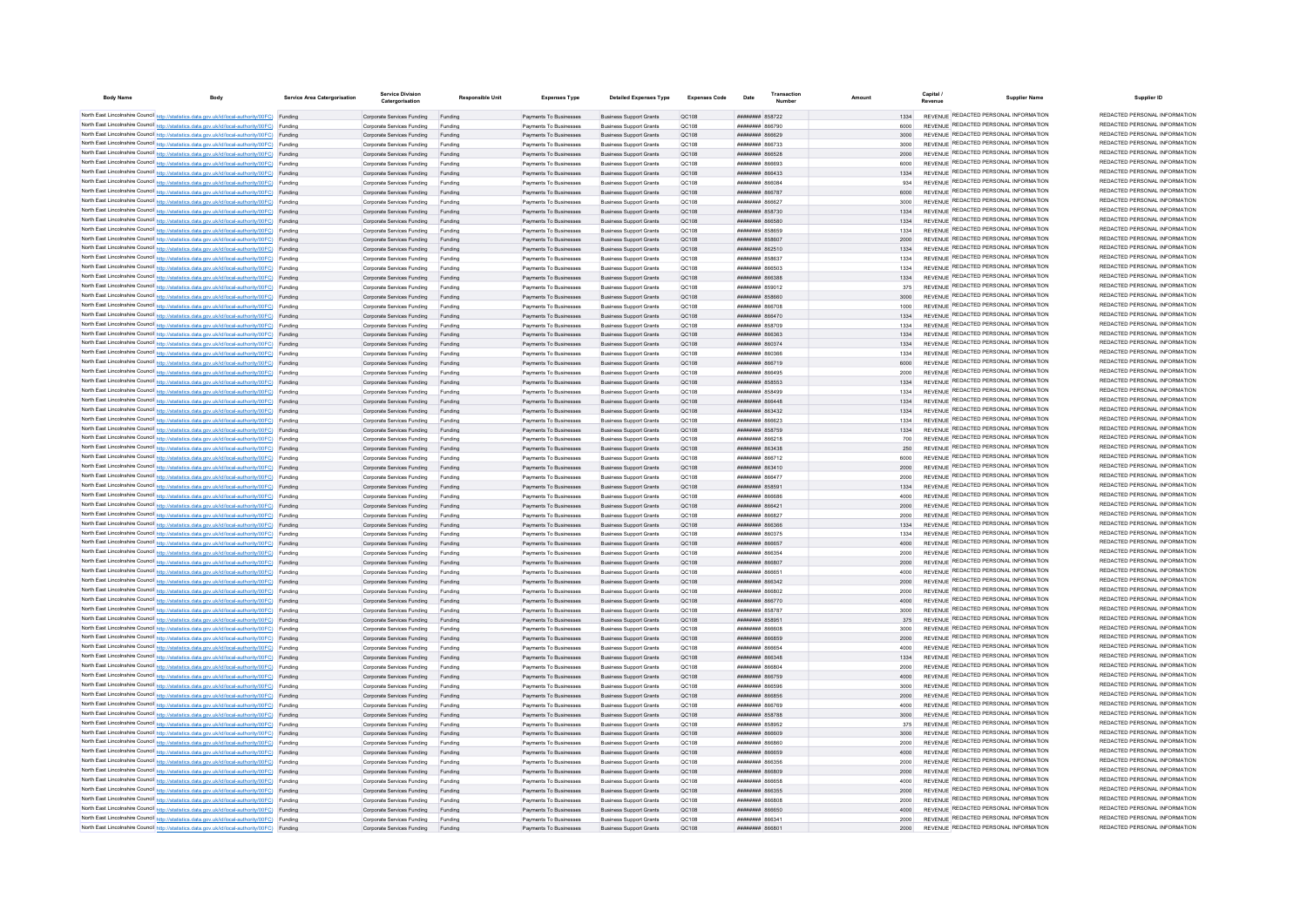| Body Name | Body | Service Area Catergorisation | Service Division Catergorisation | Responsible Unit | Expenses Type | Detailed Expenses Type | Expenses Code | Date | Transaction Number | Amount | Capital / Revenue | Supplier Name | Supplier ID |
|---|---|---|---|---|---|---|---|---|---|---|---|---|---|
| North East Lincolnshire Council | http://statistics.data.gov.uk/id/local-authority/00FC) | Funding | Corporate Services Funding | Funding | Payments To Businesses | Business Support Grants | QC108 | ######## | 858722 | 1334 | REVENUE | REDACTED PERSONAL INFORMATION | REDACTED PERSONAL INFORMATION |
| North East Lincolnshire Council | http://statistics.data.gov.uk/id/local-authority/00FC) | Funding | Corporate Services Funding | Funding | Payments To Businesses | Business Support Grants | QC108 | ######## | 866790 | 6000 | REVENUE | REDACTED PERSONAL INFORMATION | REDACTED PERSONAL INFORMATION |
| North East Lincolnshire Council | http://statistics.data.gov.uk/id/local-authority/00FC) | Funding | Corporate Services Funding | Funding | Payments To Businesses | Business Support Grants | QC108 | ######## | 866629 | 3000 | REVENUE | REDACTED PERSONAL INFORMATION | REDACTED PERSONAL INFORMATION |
| North East Lincolnshire Council | http://statistics.data.gov.uk/id/local-authority/00FC) | Funding | Corporate Services Funding | Funding | Payments To Businesses | Business Support Grants | QC108 | ######## | 866733 | 3000 | REVENUE | REDACTED PERSONAL INFORMATION | REDACTED PERSONAL INFORMATION |
| North East Lincolnshire Council | http://statistics.data.gov.uk/id/local-authority/00FC) | Funding | Corporate Services Funding | Funding | Payments To Businesses | Business Support Grants | QC108 | ######## | 866528 | 2000 | REVENUE | REDACTED PERSONAL INFORMATION | REDACTED PERSONAL INFORMATION |
| North East Lincolnshire Council | http://statistics.data.gov.uk/id/local-authority/00FC) | Funding | Corporate Services Funding | Funding | Payments To Businesses | Business Support Grants | QC108 | ######## | 866693 | 6000 | REVENUE | REDACTED PERSONAL INFORMATION | REDACTED PERSONAL INFORMATION |
| North East Lincolnshire Council | http://statistics.data.gov.uk/id/local-authority/00FC) | Funding | Corporate Services Funding | Funding | Payments To Businesses | Business Support Grants | QC108 | ######## | 866433 | 1334 | REVENUE | REDACTED PERSONAL INFORMATION | REDACTED PERSONAL INFORMATION |
| North East Lincolnshire Council | http://statistics.data.gov.uk/id/local-authority/00FC) | Funding | Corporate Services Funding | Funding | Payments To Businesses | Business Support Grants | QC108 | ######## | 866084 | 934 | REVENUE | REDACTED PERSONAL INFORMATION | REDACTED PERSONAL INFORMATION |
| North East Lincolnshire Council | http://statistics.data.gov.uk/id/local-authority/00FC) | Funding | Corporate Services Funding | Funding | Payments To Businesses | Business Support Grants | QC108 | ######## | 866787 | 6000 | REVENUE | REDACTED PERSONAL INFORMATION | REDACTED PERSONAL INFORMATION |
| North East Lincolnshire Council | http://statistics.data.gov.uk/id/local-authority/00FC) | Funding | Corporate Services Funding | Funding | Payments To Businesses | Business Support Grants | QC108 | ######## | 866627 | 3000 | REVENUE | REDACTED PERSONAL INFORMATION | REDACTED PERSONAL INFORMATION |
| North East Lincolnshire Council | http://statistics.data.gov.uk/id/local-authority/00FC) | Funding | Corporate Services Funding | Funding | Payments To Businesses | Business Support Grants | QC108 | ######## | 858730 | 1334 | REVENUE | REDACTED PERSONAL INFORMATION | REDACTED PERSONAL INFORMATION |
| North East Lincolnshire Council | http://statistics.data.gov.uk/id/local-authority/00FC) | Funding | Corporate Services Funding | Funding | Payments To Businesses | Business Support Grants | QC108 | ######## | 866580 | 1334 | REVENUE | REDACTED PERSONAL INFORMATION | REDACTED PERSONAL INFORMATION |
| North East Lincolnshire Council | http://statistics.data.gov.uk/id/local-authority/00FC) | Funding | Corporate Services Funding | Funding | Payments To Businesses | Business Support Grants | QC108 | ######## | 858659 | 1334 | REVENUE | REDACTED PERSONAL INFORMATION | REDACTED PERSONAL INFORMATION |
| North East Lincolnshire Council | http://statistics.data.gov.uk/id/local-authority/00FC) | Funding | Corporate Services Funding | Funding | Payments To Businesses | Business Support Grants | QC108 | ######## | 858607 | 2000 | REVENUE | REDACTED PERSONAL INFORMATION | REDACTED PERSONAL INFORMATION |
| North East Lincolnshire Council | http://statistics.data.gov.uk/id/local-authority/00FC) | Funding | Corporate Services Funding | Funding | Payments To Businesses | Business Support Grants | QC108 | ######## | 862510 | 1334 | REVENUE | REDACTED PERSONAL INFORMATION | REDACTED PERSONAL INFORMATION |
| North East Lincolnshire Council | http://statistics.data.gov.uk/id/local-authority/00FC) | Funding | Corporate Services Funding | Funding | Payments To Businesses | Business Support Grants | QC108 | ######## | 858637 | 1334 | REVENUE | REDACTED PERSONAL INFORMATION | REDACTED PERSONAL INFORMATION |
| North East Lincolnshire Council | http://statistics.data.gov.uk/id/local-authority/00FC) | Funding | Corporate Services Funding | Funding | Payments To Businesses | Business Support Grants | QC108 | ######## | 866503 | 1334 | REVENUE | REDACTED PERSONAL INFORMATION | REDACTED PERSONAL INFORMATION |
| North East Lincolnshire Council | http://statistics.data.gov.uk/id/local-authority/00FC) | Funding | Corporate Services Funding | Funding | Payments To Businesses | Business Support Grants | QC108 | ######## | 866388 | 1334 | REVENUE | REDACTED PERSONAL INFORMATION | REDACTED PERSONAL INFORMATION |
| North East Lincolnshire Council | http://statistics.data.gov.uk/id/local-authority/00FC) | Funding | Corporate Services Funding | Funding | Payments To Businesses | Business Support Grants | QC108 | ######## | 859012 | 375 | REVENUE | REDACTED PERSONAL INFORMATION | REDACTED PERSONAL INFORMATION |
| North East Lincolnshire Council | http://statistics.data.gov.uk/id/local-authority/00FC) | Funding | Corporate Services Funding | Funding | Payments To Businesses | Business Support Grants | QC108 | ######## | 858660 | 3000 | REVENUE | REDACTED PERSONAL INFORMATION | REDACTED PERSONAL INFORMATION |
| North East Lincolnshire Council | http://statistics.data.gov.uk/id/local-authority/00FC) | Funding | Corporate Services Funding | Funding | Payments To Businesses | Business Support Grants | QC108 | ######## | 866708 | 1000 | REVENUE | REDACTED PERSONAL INFORMATION | REDACTED PERSONAL INFORMATION |
| North East Lincolnshire Council | http://statistics.data.gov.uk/id/local-authority/00FC) | Funding | Corporate Services Funding | Funding | Payments To Businesses | Business Support Grants | QC108 | ######## | 866470 | 1334 | REVENUE | REDACTED PERSONAL INFORMATION | REDACTED PERSONAL INFORMATION |
| North East Lincolnshire Council | http://statistics.data.gov.uk/id/local-authority/00FC) | Funding | Corporate Services Funding | Funding | Payments To Businesses | Business Support Grants | QC108 | ######## | 858709 | 1334 | REVENUE | REDACTED PERSONAL INFORMATION | REDACTED PERSONAL INFORMATION |
| North East Lincolnshire Council | http://statistics.data.gov.uk/id/local-authority/00FC) | Funding | Corporate Services Funding | Funding | Payments To Businesses | Business Support Grants | QC108 | ######## | 866363 | 1334 | REVENUE | REDACTED PERSONAL INFORMATION | REDACTED PERSONAL INFORMATION |
| North East Lincolnshire Council | http://statistics.data.gov.uk/id/local-authority/00FC) | Funding | Corporate Services Funding | Funding | Payments To Businesses | Business Support Grants | QC108 | ######## | 860374 | 1334 | REVENUE | REDACTED PERSONAL INFORMATION | REDACTED PERSONAL INFORMATION |
| North East Lincolnshire Council | http://statistics.data.gov.uk/id/local-authority/00FC) | Funding | Corporate Services Funding | Funding | Payments To Businesses | Business Support Grants | QC108 | ######## | 860366 | 1334 | REVENUE | REDACTED PERSONAL INFORMATION | REDACTED PERSONAL INFORMATION |
| North East Lincolnshire Council | http://statistics.data.gov.uk/id/local-authority/00FC) | Funding | Corporate Services Funding | Funding | Payments To Businesses | Business Support Grants | QC108 | ######## | 866719 | 6000 | REVENUE | REDACTED PERSONAL INFORMATION | REDACTED PERSONAL INFORMATION |
| North East Lincolnshire Council | http://statistics.data.gov.uk/id/local-authority/00FC) | Funding | Corporate Services Funding | Funding | Payments To Businesses | Business Support Grants | QC108 | ######## | 866495 | 2000 | REVENUE | REDACTED PERSONAL INFORMATION | REDACTED PERSONAL INFORMATION |
| North East Lincolnshire Council | http://statistics.data.gov.uk/id/local-authority/00FC) | Funding | Corporate Services Funding | Funding | Payments To Businesses | Business Support Grants | QC108 | ######## | 858553 | 1334 | REVENUE | REDACTED PERSONAL INFORMATION | REDACTED PERSONAL INFORMATION |
| North East Lincolnshire Council | http://statistics.data.gov.uk/id/local-authority/00FC) | Funding | Corporate Services Funding | Funding | Payments To Businesses | Business Support Grants | QC108 | ######## | 858499 | 1334 | REVENUE | REDACTED PERSONAL INFORMATION | REDACTED PERSONAL INFORMATION |
| North East Lincolnshire Council | http://statistics.data.gov.uk/id/local-authority/00FC) | Funding | Corporate Services Funding | Funding | Payments To Businesses | Business Support Grants | QC108 | ######## | 866448 | 1334 | REVENUE | REDACTED PERSONAL INFORMATION | REDACTED PERSONAL INFORMATION |
| North East Lincolnshire Council | http://statistics.data.gov.uk/id/local-authority/00FC) | Funding | Corporate Services Funding | Funding | Payments To Businesses | Business Support Grants | QC108 | ######## | 863432 | 1334 | REVENUE | REDACTED PERSONAL INFORMATION | REDACTED PERSONAL INFORMATION |
| North East Lincolnshire Council | http://statistics.data.gov.uk/id/local-authority/00FC) | Funding | Corporate Services Funding | Funding | Payments To Businesses | Business Support Grants | QC108 | ######## | 866623 | 1334 | REVENUE | REDACTED PERSONAL INFORMATION | REDACTED PERSONAL INFORMATION |
| North East Lincolnshire Council | http://statistics.data.gov.uk/id/local-authority/00FC) | Funding | Corporate Services Funding | Funding | Payments To Businesses | Business Support Grants | QC108 | ######## | 858759 | 1334 | REVENUE | REDACTED PERSONAL INFORMATION | REDACTED PERSONAL INFORMATION |
| North East Lincolnshire Council | http://statistics.data.gov.uk/id/local-authority/00FC) | Funding | Corporate Services Funding | Funding | Payments To Businesses | Business Support Grants | QC108 | ######## | 866218 | 700 | REVENUE | REDACTED PERSONAL INFORMATION | REDACTED PERSONAL INFORMATION |
| North East Lincolnshire Council | http://statistics.data.gov.uk/id/local-authority/00FC) | Funding | Corporate Services Funding | Funding | Payments To Businesses | Business Support Grants | QC108 | ######## | 863438 | 250 | REVENUE | REDACTED PERSONAL INFORMATION | REDACTED PERSONAL INFORMATION |
| North East Lincolnshire Council | http://statistics.data.gov.uk/id/local-authority/00FC) | Funding | Corporate Services Funding | Funding | Payments To Businesses | Business Support Grants | QC108 | ######## | 866712 | 6000 | REVENUE | REDACTED PERSONAL INFORMATION | REDACTED PERSONAL INFORMATION |
| North East Lincolnshire Council | http://statistics.data.gov.uk/id/local-authority/00FC) | Funding | Corporate Services Funding | Funding | Payments To Businesses | Business Support Grants | QC108 | ######## | 863410 | 2000 | REVENUE | REDACTED PERSONAL INFORMATION | REDACTED PERSONAL INFORMATION |
| North East Lincolnshire Council | http://statistics.data.gov.uk/id/local-authority/00FC) | Funding | Corporate Services Funding | Funding | Payments To Businesses | Business Support Grants | QC108 | ######## | 866477 | 2000 | REVENUE | REDACTED PERSONAL INFORMATION | REDACTED PERSONAL INFORMATION |
| North East Lincolnshire Council | http://statistics.data.gov.uk/id/local-authority/00FC) | Funding | Corporate Services Funding | Funding | Payments To Businesses | Business Support Grants | QC108 | ######## | 858591 | 1334 | REVENUE | REDACTED PERSONAL INFORMATION | REDACTED PERSONAL INFORMATION |
| North East Lincolnshire Council | http://statistics.data.gov.uk/id/local-authority/00FC) | Funding | Corporate Services Funding | Funding | Payments To Businesses | Business Support Grants | QC108 | ######## | 866686 | 4000 | REVENUE | REDACTED PERSONAL INFORMATION | REDACTED PERSONAL INFORMATION |
| North East Lincolnshire Council | http://statistics.data.gov.uk/id/local-authority/00FC) | Funding | Corporate Services Funding | Funding | Payments To Businesses | Business Support Grants | QC108 | ######## | 866421 | 2000 | REVENUE | REDACTED PERSONAL INFORMATION | REDACTED PERSONAL INFORMATION |
| North East Lincolnshire Council | http://statistics.data.gov.uk/id/local-authority/00FC) | Funding | Corporate Services Funding | Funding | Payments To Businesses | Business Support Grants | QC108 | ######## | 866827 | 2000 | REVENUE | REDACTED PERSONAL INFORMATION | REDACTED PERSONAL INFORMATION |
| North East Lincolnshire Council | http://statistics.data.gov.uk/id/local-authority/00FC) | Funding | Corporate Services Funding | Funding | Payments To Businesses | Business Support Grants | QC108 | ######## | 866366 | 1334 | REVENUE | REDACTED PERSONAL INFORMATION | REDACTED PERSONAL INFORMATION |
| North East Lincolnshire Council | http://statistics.data.gov.uk/id/local-authority/00FC) | Funding | Corporate Services Funding | Funding | Payments To Businesses | Business Support Grants | QC108 | ######## | 860375 | 1334 | REVENUE | REDACTED PERSONAL INFORMATION | REDACTED PERSONAL INFORMATION |
| North East Lincolnshire Council | http://statistics.data.gov.uk/id/local-authority/00FC) | Funding | Corporate Services Funding | Funding | Payments To Businesses | Business Support Grants | QC108 | ######## | 866657 | 4000 | REVENUE | REDACTED PERSONAL INFORMATION | REDACTED PERSONAL INFORMATION |
| North East Lincolnshire Council | http://statistics.data.gov.uk/id/local-authority/00FC) | Funding | Corporate Services Funding | Funding | Payments To Businesses | Business Support Grants | QC108 | ######## | 866354 | 2000 | REVENUE | REDACTED PERSONAL INFORMATION | REDACTED PERSONAL INFORMATION |
| North East Lincolnshire Council | http://statistics.data.gov.uk/id/local-authority/00FC) | Funding | Corporate Services Funding | Funding | Payments To Businesses | Business Support Grants | QC108 | ######## | 866807 | 2000 | REVENUE | REDACTED PERSONAL INFORMATION | REDACTED PERSONAL INFORMATION |
| North East Lincolnshire Council | http://statistics.data.gov.uk/id/local-authority/00FC) | Funding | Corporate Services Funding | Funding | Payments To Businesses | Business Support Grants | QC108 | ######## | 866651 | 4000 | REVENUE | REDACTED PERSONAL INFORMATION | REDACTED PERSONAL INFORMATION |
| North East Lincolnshire Council | http://statistics.data.gov.uk/id/local-authority/00FC) | Funding | Corporate Services Funding | Funding | Payments To Businesses | Business Support Grants | QC108 | ######## | 866342 | 2000 | REVENUE | REDACTED PERSONAL INFORMATION | REDACTED PERSONAL INFORMATION |
| North East Lincolnshire Council | http://statistics.data.gov.uk/id/local-authority/00FC) | Funding | Corporate Services Funding | Funding | Payments To Businesses | Business Support Grants | QC108 | ######## | 866802 | 2000 | REVENUE | REDACTED PERSONAL INFORMATION | REDACTED PERSONAL INFORMATION |
| North East Lincolnshire Council | http://statistics.data.gov.uk/id/local-authority/00FC) | Funding | Corporate Services Funding | Funding | Payments To Businesses | Business Support Grants | QC108 | ######## | 866770 | 4000 | REVENUE | REDACTED PERSONAL INFORMATION | REDACTED PERSONAL INFORMATION |
| North East Lincolnshire Council | http://statistics.data.gov.uk/id/local-authority/00FC) | Funding | Corporate Services Funding | Funding | Payments To Businesses | Business Support Grants | QC108 | ######## | 858787 | 3000 | REVENUE | REDACTED PERSONAL INFORMATION | REDACTED PERSONAL INFORMATION |
| North East Lincolnshire Council | http://statistics.data.gov.uk/id/local-authority/00FC) | Funding | Corporate Services Funding | Funding | Payments To Businesses | Business Support Grants | QC108 | ######## | 858951 | 375 | REVENUE | REDACTED PERSONAL INFORMATION | REDACTED PERSONAL INFORMATION |
| North East Lincolnshire Council | http://statistics.data.gov.uk/id/local-authority/00FC) | Funding | Corporate Services Funding | Funding | Payments To Businesses | Business Support Grants | QC108 | ######## | 866608 | 3000 | REVENUE | REDACTED PERSONAL INFORMATION | REDACTED PERSONAL INFORMATION |
| North East Lincolnshire Council | http://statistics.data.gov.uk/id/local-authority/00FC) | Funding | Corporate Services Funding | Funding | Payments To Businesses | Business Support Grants | QC108 | ######## | 866859 | 2000 | REVENUE | REDACTED PERSONAL INFORMATION | REDACTED PERSONAL INFORMATION |
| North East Lincolnshire Council | http://statistics.data.gov.uk/id/local-authority/00FC) | Funding | Corporate Services Funding | Funding | Payments To Businesses | Business Support Grants | QC108 | ######## | 866654 | 4000 | REVENUE | REDACTED PERSONAL INFORMATION | REDACTED PERSONAL INFORMATION |
| North East Lincolnshire Council | http://statistics.data.gov.uk/id/local-authority/00FC) | Funding | Corporate Services Funding | Funding | Payments To Businesses | Business Support Grants | QC108 | ######## | 866348 | 1334 | REVENUE | REDACTED PERSONAL INFORMATION | REDACTED PERSONAL INFORMATION |
| North East Lincolnshire Council | http://statistics.data.gov.uk/id/local-authority/00FC) | Funding | Corporate Services Funding | Funding | Payments To Businesses | Business Support Grants | QC108 | ######## | 866804 | 2000 | REVENUE | REDACTED PERSONAL INFORMATION | REDACTED PERSONAL INFORMATION |
| North East Lincolnshire Council | http://statistics.data.gov.uk/id/local-authority/00FC) | Funding | Corporate Services Funding | Funding | Payments To Businesses | Business Support Grants | QC108 | ######## | 866759 | 4000 | REVENUE | REDACTED PERSONAL INFORMATION | REDACTED PERSONAL INFORMATION |
| North East Lincolnshire Council | http://statistics.data.gov.uk/id/local-authority/00FC) | Funding | Corporate Services Funding | Funding | Payments To Businesses | Business Support Grants | QC108 | ######## | 866596 | 3000 | REVENUE | REDACTED PERSONAL INFORMATION | REDACTED PERSONAL INFORMATION |
| North East Lincolnshire Council | http://statistics.data.gov.uk/id/local-authority/00FC) | Funding | Corporate Services Funding | Funding | Payments To Businesses | Business Support Grants | QC108 | ######## | 866856 | 2000 | REVENUE | REDACTED PERSONAL INFORMATION | REDACTED PERSONAL INFORMATION |
| North East Lincolnshire Council | http://statistics.data.gov.uk/id/local-authority/00FC) | Funding | Corporate Services Funding | Funding | Payments To Businesses | Business Support Grants | QC108 | ######## | 866769 | 4000 | REVENUE | REDACTED PERSONAL INFORMATION | REDACTED PERSONAL INFORMATION |
| North East Lincolnshire Council | http://statistics.data.gov.uk/id/local-authority/00FC) | Funding | Corporate Services Funding | Funding | Payments To Businesses | Business Support Grants | QC108 | ######## | 858788 | 3000 | REVENUE | REDACTED PERSONAL INFORMATION | REDACTED PERSONAL INFORMATION |
| North East Lincolnshire Council | http://statistics.data.gov.uk/id/local-authority/00FC) | Funding | Corporate Services Funding | Funding | Payments To Businesses | Business Support Grants | QC108 | ######## | 858952 | 375 | REVENUE | REDACTED PERSONAL INFORMATION | REDACTED PERSONAL INFORMATION |
| North East Lincolnshire Council | http://statistics.data.gov.uk/id/local-authority/00FC) | Funding | Corporate Services Funding | Funding | Payments To Businesses | Business Support Grants | QC108 | ######## | 866609 | 3000 | REVENUE | REDACTED PERSONAL INFORMATION | REDACTED PERSONAL INFORMATION |
| North East Lincolnshire Council | http://statistics.data.gov.uk/id/local-authority/00FC) | Funding | Corporate Services Funding | Funding | Payments To Businesses | Business Support Grants | QC108 | ######## | 866860 | 2000 | REVENUE | REDACTED PERSONAL INFORMATION | REDACTED PERSONAL INFORMATION |
| North East Lincolnshire Council | http://statistics.data.gov.uk/id/local-authority/00FC) | Funding | Corporate Services Funding | Funding | Payments To Businesses | Business Support Grants | QC108 | ######## | 866659 | 4000 | REVENUE | REDACTED PERSONAL INFORMATION | REDACTED PERSONAL INFORMATION |
| North East Lincolnshire Council | http://statistics.data.gov.uk/id/local-authority/00FC) | Funding | Corporate Services Funding | Funding | Payments To Businesses | Business Support Grants | QC108 | ######## | 866356 | 2000 | REVENUE | REDACTED PERSONAL INFORMATION | REDACTED PERSONAL INFORMATION |
| North East Lincolnshire Council | http://statistics.data.gov.uk/id/local-authority/00FC) | Funding | Corporate Services Funding | Funding | Payments To Businesses | Business Support Grants | QC108 | ######## | 866809 | 2000 | REVENUE | REDACTED PERSONAL INFORMATION | REDACTED PERSONAL INFORMATION |
| North East Lincolnshire Council | http://statistics.data.gov.uk/id/local-authority/00FC) | Funding | Corporate Services Funding | Funding | Payments To Businesses | Business Support Grants | QC108 | ######## | 866658 | 4000 | REVENUE | REDACTED PERSONAL INFORMATION | REDACTED PERSONAL INFORMATION |
| North East Lincolnshire Council | http://statistics.data.gov.uk/id/local-authority/00FC) | Funding | Corporate Services Funding | Funding | Payments To Businesses | Business Support Grants | QC108 | ######## | 866355 | 2000 | REVENUE | REDACTED PERSONAL INFORMATION | REDACTED PERSONAL INFORMATION |
| North East Lincolnshire Council | http://statistics.data.gov.uk/id/local-authority/00FC) | Funding | Corporate Services Funding | Funding | Payments To Businesses | Business Support Grants | QC108 | ######## | 866808 | 2000 | REVENUE | REDACTED PERSONAL INFORMATION | REDACTED PERSONAL INFORMATION |
| North East Lincolnshire Council | http://statistics.data.gov.uk/id/local-authority/00FC) | Funding | Corporate Services Funding | Funding | Payments To Businesses | Business Support Grants | QC108 | ######## | 866650 | 4000 | REVENUE | REDACTED PERSONAL INFORMATION | REDACTED PERSONAL INFORMATION |
| North East Lincolnshire Council | http://statistics.data.gov.uk/id/local-authority/00FC) | Funding | Corporate Services Funding | Funding | Payments To Businesses | Business Support Grants | QC108 | ######## | 866341 | 2000 | REVENUE | REDACTED PERSONAL INFORMATION | REDACTED PERSONAL INFORMATION |
| North East Lincolnshire Council | http://statistics.data.gov.uk/id/local-authority/00FC) | Funding | Corporate Services Funding | Funding | Payments To Businesses | Business Support Grants | QC108 | ######## | 866801 | 2000 | REVENUE | REDACTED PERSONAL INFORMATION | REDACTED PERSONAL INFORMATION |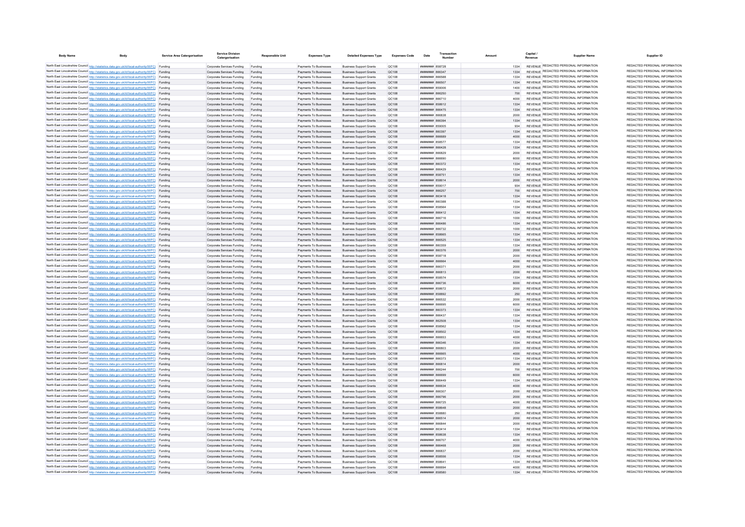| Body Name | Body | Service Area Catergorisation | Service Division Catergorisation | Responsible Unit | Expenses Type | Detailed Expenses Type | Expenses Code | Date | Transaction Number | Amount | Capital / Revenue | Supplier Name | Supplier ID |
|---|---|---|---|---|---|---|---|---|---|---|---|---|---|
| North East Lincolnshire Council | http://statistics.data.gov.uk/id/local-authority/00FC) | Funding | Corporate Services Funding | Funding | Payments To Businesses | Business Support Grants | QC108 | ######## | 858728 | 1334 | REVENUE | REDACTED PERSONAL INFORMATION | REDACTED PERSONAL INFORMATION |
| North East Lincolnshire Council | http://statistics.data.gov.uk/id/local-authority/00FC) | Funding | Corporate Services Funding | Funding | Payments To Businesses | Business Support Grants | QC108 | ######## | 866347 | 1334 | REVENUE | REDACTED PERSONAL INFORMATION | REDACTED PERSONAL INFORMATION |
| North East Lincolnshire Council | http://statistics.data.gov.uk/id/local-authority/00FC) | Funding | Corporate Services Funding | Funding | Payments To Businesses | Business Support Grants | QC108 | ######## | 866588 | 1334 | REVENUE | REDACTED PERSONAL INFORMATION | REDACTED PERSONAL INFORMATION |
| North East Lincolnshire Council | http://statistics.data.gov.uk/id/local-authority/00FC) | Funding | Corporate Services Funding | Funding | Payments To Businesses | Business Support Grants | QC108 | ######## | 866507 | 1334 | REVENUE | REDACTED PERSONAL INFORMATION | REDACTED PERSONAL INFORMATION |
| North East Lincolnshire Council | http://statistics.data.gov.uk/id/local-authority/00FC) | Funding | Corporate Services Funding | Funding | Payments To Businesses | Business Support Grants | QC108 | ######## | 859006 | 1400 | REVENUE | REDACTED PERSONAL INFORMATION | REDACTED PERSONAL INFORMATION |
| North East Lincolnshire Council | http://statistics.data.gov.uk/id/local-authority/00FC) | Funding | Corporate Services Funding | Funding | Payments To Businesses | Business Support Grants | QC108 | ######## | 866250 | 700 | REVENUE | REDACTED PERSONAL INFORMATION | REDACTED PERSONAL INFORMATION |
| North East Lincolnshire Council | http://statistics.data.gov.uk/id/local-authority/00FC) | Funding | Corporate Services Funding | Funding | Payments To Businesses | Business Support Grants | QC108 | ######## | 866710 | 4000 | REVENUE | REDACTED PERSONAL INFORMATION | REDACTED PERSONAL INFORMATION |
| North East Lincolnshire Council | http://statistics.data.gov.uk/id/local-authority/00FC) | Funding | Corporate Services Funding | Funding | Payments To Businesses | Business Support Grants | QC108 | ######## | 858612 | 1334 | REVENUE | REDACTED PERSONAL INFORMATION | REDACTED PERSONAL INFORMATION |
| North East Lincolnshire Council | http://statistics.data.gov.uk/id/local-authority/00FC) | Funding | Corporate Services Funding | Funding | Payments To Businesses | Business Support Grants | QC108 | ######## | 866475 | 1334 | REVENUE | REDACTED PERSONAL INFORMATION | REDACTED PERSONAL INFORMATION |
| North East Lincolnshire Council | http://statistics.data.gov.uk/id/local-authority/00FC) | Funding | Corporate Services Funding | Funding | Payments To Businesses | Business Support Grants | QC108 | ######## | 866838 | 2000 | REVENUE | REDACTED PERSONAL INFORMATION | REDACTED PERSONAL INFORMATION |
| North East Lincolnshire Council | http://statistics.data.gov.uk/id/local-authority/00FC) | Funding | Corporate Services Funding | Funding | Payments To Businesses | Business Support Grants | QC108 | ######## | 866394 | 1334 | REVENUE | REDACTED PERSONAL INFORMATION | REDACTED PERSONAL INFORMATION |
| North East Lincolnshire Council | http://statistics.data.gov.uk/id/local-authority/00FC) | Funding | Corporate Services Funding | Funding | Payments To Businesses | Business Support Grants | QC108 | ######## | 859005 | 934 | REVENUE | REDACTED PERSONAL INFORMATION | REDACTED PERSONAL INFORMATION |
| North East Lincolnshire Council | http://statistics.data.gov.uk/id/local-authority/00FC) | Funding | Corporate Services Funding | Funding | Payments To Businesses | Business Support Grants | QC108 | ######## | 860397 | 1334 | REVENUE | REDACTED PERSONAL INFORMATION | REDACTED PERSONAL INFORMATION |
| North East Lincolnshire Council | http://statistics.data.gov.uk/id/local-authority/00FC) | Funding | Corporate Services Funding | Funding | Payments To Businesses | Business Support Grants | QC108 | ######## | 866689 | 4000 | REVENUE | REDACTED PERSONAL INFORMATION | REDACTED PERSONAL INFORMATION |
| North East Lincolnshire Council | http://statistics.data.gov.uk/id/local-authority/00FC) | Funding | Corporate Services Funding | Funding | Payments To Businesses | Business Support Grants | QC108 | ######## | 858577 | 1334 | REVENUE | REDACTED PERSONAL INFORMATION | REDACTED PERSONAL INFORMATION |
| North East Lincolnshire Council | http://statistics.data.gov.uk/id/local-authority/00FC) | Funding | Corporate Services Funding | Funding | Payments To Businesses | Business Support Grants | QC108 | ######## | 866428 | 1334 | REVENUE | REDACTED PERSONAL INFORMATION | REDACTED PERSONAL INFORMATION |
| North East Lincolnshire Council | http://statistics.data.gov.uk/id/local-authority/00FC) | Funding | Corporate Services Funding | Funding | Payments To Businesses | Business Support Grants | QC108 | ######## | 866829 | 2000 | REVENUE | REDACTED PERSONAL INFORMATION | REDACTED PERSONAL INFORMATION |
| North East Lincolnshire Council | http://statistics.data.gov.uk/id/local-authority/00FC) | Funding | Corporate Services Funding | Funding | Payments To Businesses | Business Support Grants | QC108 | ######## | 866690 | 6000 | REVENUE | REDACTED PERSONAL INFORMATION | REDACTED PERSONAL INFORMATION |
| North East Lincolnshire Council | http://statistics.data.gov.uk/id/local-authority/00FC) | Funding | Corporate Services Funding | Funding | Payments To Businesses | Business Support Grants | QC108 | ######## | 860372 | 1334 | REVENUE | REDACTED PERSONAL INFORMATION | REDACTED PERSONAL INFORMATION |
| North East Lincolnshire Council | http://statistics.data.gov.uk/id/local-authority/00FC) | Funding | Corporate Services Funding | Funding | Payments To Businesses | Business Support Grants | QC108 | ######## | 866429 | 1334 | REVENUE | REDACTED PERSONAL INFORMATION | REDACTED PERSONAL INFORMATION |
| North East Lincolnshire Council | http://statistics.data.gov.uk/id/local-authority/00FC) | Funding | Corporate Services Funding | Funding | Payments To Businesses | Business Support Grants | QC108 | ######## | 858751 | 1334 | REVENUE | REDACTED PERSONAL INFORMATION | REDACTED PERSONAL INFORMATION |
| North East Lincolnshire Council | http://statistics.data.gov.uk/id/local-authority/00FC) | Funding | Corporate Services Funding | Funding | Payments To Businesses | Business Support Grants | QC108 | ######## | 858614 | 2000 | REVENUE | REDACTED PERSONAL INFORMATION | REDACTED PERSONAL INFORMATION |
| North East Lincolnshire Council | http://statistics.data.gov.uk/id/local-authority/00FC) | Funding | Corporate Services Funding | Funding | Payments To Businesses | Business Support Grants | QC108 | ######## | 859017 | 934 | REVENUE | REDACTED PERSONAL INFORMATION | REDACTED PERSONAL INFORMATION |
| North East Lincolnshire Council | http://statistics.data.gov.uk/id/local-authority/00FC) | Funding | Corporate Services Funding | Funding | Payments To Businesses | Business Support Grants | QC108 | ######## | 866257 | 700 | REVENUE | REDACTED PERSONAL INFORMATION | REDACTED PERSONAL INFORMATION |
| North East Lincolnshire Council | http://statistics.data.gov.uk/id/local-authority/00FC) | Funding | Corporate Services Funding | Funding | Payments To Businesses | Business Support Grants | QC108 | ######## | 863418 | 1334 | REVENUE | REDACTED PERSONAL INFORMATION | REDACTED PERSONAL INFORMATION |
| North East Lincolnshire Council | http://statistics.data.gov.uk/id/local-authority/00FC) | Funding | Corporate Services Funding | Funding | Payments To Businesses | Business Support Grants | QC108 | ######## | 860388 | 1334 | REVENUE | REDACTED PERSONAL INFORMATION | REDACTED PERSONAL INFORMATION |
| North East Lincolnshire Council | http://statistics.data.gov.uk/id/local-authority/00FC) | Funding | Corporate Services Funding | Funding | Payments To Businesses | Business Support Grants | QC108 | ######## | 858564 | 1334 | REVENUE | REDACTED PERSONAL INFORMATION | REDACTED PERSONAL INFORMATION |
| North East Lincolnshire Council | http://statistics.data.gov.uk/id/local-authority/00FC) | Funding | Corporate Services Funding | Funding | Payments To Businesses | Business Support Grants | QC108 | ######## | 866412 | 1334 | REVENUE | REDACTED PERSONAL INFORMATION | REDACTED PERSONAL INFORMATION |
| North East Lincolnshire Council | http://statistics.data.gov.uk/id/local-authority/00FC) | Funding | Corporate Services Funding | Funding | Payments To Businesses | Business Support Grants | QC108 | ######## | 866716 | 1000 | REVENUE | REDACTED PERSONAL INFORMATION | REDACTED PERSONAL INFORMATION |
| North East Lincolnshire Council | http://statistics.data.gov.uk/id/local-authority/00FC) | Funding | Corporate Services Funding | Funding | Payments To Businesses | Business Support Grants | QC108 | ######## | 866486 | 1334 | REVENUE | REDACTED PERSONAL INFORMATION | REDACTED PERSONAL INFORMATION |
| North East Lincolnshire Council | http://statistics.data.gov.uk/id/local-authority/00FC) | Funding | Corporate Services Funding | Funding | Payments To Businesses | Business Support Grants | QC108 | ######## | 866732 | 1000 | REVENUE | REDACTED PERSONAL INFORMATION | REDACTED PERSONAL INFORMATION |
| North East Lincolnshire Council | http://statistics.data.gov.uk/id/local-authority/00FC) | Funding | Corporate Services Funding | Funding | Payments To Businesses | Business Support Grants | QC108 | ######## | 858665 | 1334 | REVENUE | REDACTED PERSONAL INFORMATION | REDACTED PERSONAL INFORMATION |
| North East Lincolnshire Council | http://statistics.data.gov.uk/id/local-authority/00FC) | Funding | Corporate Services Funding | Funding | Payments To Businesses | Business Support Grants | QC108 | ######## | 866525 | 1334 | REVENUE | REDACTED PERSONAL INFORMATION | REDACTED PERSONAL INFORMATION |
| North East Lincolnshire Council | http://statistics.data.gov.uk/id/local-authority/00FC) | Funding | Corporate Services Funding | Funding | Payments To Businesses | Business Support Grants | QC108 | ######## | 860359 | 1334 | REVENUE | REDACTED PERSONAL INFORMATION | REDACTED PERSONAL INFORMATION |
| North East Lincolnshire Council | http://statistics.data.gov.uk/id/local-authority/00FC) | Funding | Corporate Services Funding | Funding | Payments To Businesses | Business Support Grants | QC108 | ######## | 860376 | 2000 | REVENUE | REDACTED PERSONAL INFORMATION | REDACTED PERSONAL INFORMATION |
| North East Lincolnshire Council | http://statistics.data.gov.uk/id/local-authority/00FC) | Funding | Corporate Services Funding | Funding | Payments To Businesses | Business Support Grants | QC108 | ######## | 858718 | 2000 | REVENUE | REDACTED PERSONAL INFORMATION | REDACTED PERSONAL INFORMATION |
| North East Lincolnshire Council | http://statistics.data.gov.uk/id/local-authority/00FC) | Funding | Corporate Services Funding | Funding | Payments To Businesses | Business Support Grants | QC108 | ######## | 866664 | 4000 | REVENUE | REDACTED PERSONAL INFORMATION | REDACTED PERSONAL INFORMATION |
| North East Lincolnshire Council | http://statistics.data.gov.uk/id/local-authority/00FC) | Funding | Corporate Services Funding | Funding | Payments To Businesses | Business Support Grants | QC108 | ######## | 866371 | 2000 | REVENUE | REDACTED PERSONAL INFORMATION | REDACTED PERSONAL INFORMATION |
| North East Lincolnshire Council | http://statistics.data.gov.uk/id/local-authority/00FC) | Funding | Corporate Services Funding | Funding | Payments To Businesses | Business Support Grants | QC108 | ######## | 866813 | 2000 | REVENUE | REDACTED PERSONAL INFORMATION | REDACTED PERSONAL INFORMATION |
| North East Lincolnshire Council | http://statistics.data.gov.uk/id/local-authority/00FC) | Funding | Corporate Services Funding | Funding | Payments To Businesses | Business Support Grants | QC108 | ######## | 858574 | 1334 | REVENUE | REDACTED PERSONAL INFORMATION | REDACTED PERSONAL INFORMATION |
| North East Lincolnshire Council | http://statistics.data.gov.uk/id/local-authority/00FC) | Funding | Corporate Services Funding | Funding | Payments To Businesses | Business Support Grants | QC108 | ######## | 866736 | 6000 | REVENUE | REDACTED PERSONAL INFORMATION | REDACTED PERSONAL INFORMATION |
| North East Lincolnshire Council | http://statistics.data.gov.uk/id/local-authority/00FC) | Funding | Corporate Services Funding | Funding | Payments To Businesses | Business Support Grants | QC108 | ######## | 858672 | 2000 | REVENUE | REDACTED PERSONAL INFORMATION | REDACTED PERSONAL INFORMATION |
| North East Lincolnshire Council | http://statistics.data.gov.uk/id/local-authority/00FC) | Funding | Corporate Services Funding | Funding | Payments To Businesses | Business Support Grants | QC108 | ######## | 858892 | 250 | REVENUE | REDACTED PERSONAL INFORMATION | REDACTED PERSONAL INFORMATION |
| North East Lincolnshire Council | http://statistics.data.gov.uk/id/local-authority/00FC) | Funding | Corporate Services Funding | Funding | Payments To Businesses | Business Support Grants | QC108 | ######## | 866532 | 2000 | REVENUE | REDACTED PERSONAL INFORMATION | REDACTED PERSONAL INFORMATION |
| North East Lincolnshire Council | http://statistics.data.gov.uk/id/local-authority/00FC) | Funding | Corporate Services Funding | Funding | Payments To Businesses | Business Support Grants | QC108 | ######## | 866695 | 6000 | REVENUE | REDACTED PERSONAL INFORMATION | REDACTED PERSONAL INFORMATION |
| North East Lincolnshire Council | http://statistics.data.gov.uk/id/local-authority/00FC) | Funding | Corporate Services Funding | Funding | Payments To Businesses | Business Support Grants | QC108 | ######## | 860373 | 1334 | REVENUE | REDACTED PERSONAL INFORMATION | REDACTED PERSONAL INFORMATION |
| North East Lincolnshire Council | http://statistics.data.gov.uk/id/local-authority/00FC) | Funding | Corporate Services Funding | Funding | Payments To Businesses | Business Support Grants | QC108 | ######## | 866437 | 1334 | REVENUE | REDACTED PERSONAL INFORMATION | REDACTED PERSONAL INFORMATION |
| North East Lincolnshire Council | http://statistics.data.gov.uk/id/local-authority/00FC) | Funding | Corporate Services Funding | Funding | Payments To Businesses | Business Support Grants | QC108 | ######## | 862508 | 1334 | REVENUE | REDACTED PERSONAL INFORMATION | REDACTED PERSONAL INFORMATION |
| North East Lincolnshire Council | http://statistics.data.gov.uk/id/local-authority/00FC) | Funding | Corporate Services Funding | Funding | Payments To Businesses | Business Support Grants | QC108 | ######## | 858562 | 1334 | REVENUE | REDACTED PERSONAL INFORMATION | REDACTED PERSONAL INFORMATION |
| North East Lincolnshire Council | http://statistics.data.gov.uk/id/local-authority/00FC) | Funding | Corporate Services Funding | Funding | Payments To Businesses | Business Support Grants | QC108 | ######## | 858502 | 1334 | REVENUE | REDACTED PERSONAL INFORMATION | REDACTED PERSONAL INFORMATION |
| North East Lincolnshire Council | http://statistics.data.gov.uk/id/local-authority/00FC) | Funding | Corporate Services Funding | Funding | Payments To Businesses | Business Support Grants | QC108 | ######## | 866653 | 4000 | REVENUE | REDACTED PERSONAL INFORMATION | REDACTED PERSONAL INFORMATION |
| North East Lincolnshire Council | http://statistics.data.gov.uk/id/local-authority/00FC) | Funding | Corporate Services Funding | Funding | Payments To Businesses | Business Support Grants | QC108 | ######## | 866346 | 1334 | REVENUE | REDACTED PERSONAL INFORMATION | REDACTED PERSONAL INFORMATION |
| North East Lincolnshire Council | http://statistics.data.gov.uk/id/local-authority/00FC) | Funding | Corporate Services Funding | Funding | Payments To Businesses | Business Support Grants | QC108 | ######## | 866803 | 2000 | REVENUE | REDACTED PERSONAL INFORMATION | REDACTED PERSONAL INFORMATION |
| North East Lincolnshire Council | http://statistics.data.gov.uk/id/local-authority/00FC) | Funding | Corporate Services Funding | Funding | Payments To Businesses | Business Support Grants | QC108 | ######## | 866665 | 4000 | REVENUE | REDACTED PERSONAL INFORMATION | REDACTED PERSONAL INFORMATION |
| North East Lincolnshire Council | http://statistics.data.gov.uk/id/local-authority/00FC) | Funding | Corporate Services Funding | Funding | Payments To Businesses | Business Support Grants | QC108 | ######## | 866373 | 1334 | REVENUE | REDACTED PERSONAL INFORMATION | REDACTED PERSONAL INFORMATION |
| North East Lincolnshire Council | http://statistics.data.gov.uk/id/local-authority/00FC) | Funding | Corporate Services Funding | Funding | Payments To Businesses | Business Support Grants | QC108 | ######## | 866814 | 2000 | REVENUE | REDACTED PERSONAL INFORMATION | REDACTED PERSONAL INFORMATION |
| North East Lincolnshire Council | http://statistics.data.gov.uk/id/local-authority/00FC) | Funding | Corporate Services Funding | Funding | Payments To Businesses | Business Support Grants | QC108 | ######## | 866244 | 700 | REVENUE | REDACTED PERSONAL INFORMATION | REDACTED PERSONAL INFORMATION |
| North East Lincolnshire Council | http://statistics.data.gov.uk/id/local-authority/00FC) | Funding | Corporate Services Funding | Funding | Payments To Businesses | Business Support Grants | QC108 | ######## | 866699 | 6000 | REVENUE | REDACTED PERSONAL INFORMATION | REDACTED PERSONAL INFORMATION |
| North East Lincolnshire Council | http://statistics.data.gov.uk/id/local-authority/00FC) | Funding | Corporate Services Funding | Funding | Payments To Businesses | Business Support Grants | QC108 | ######## | 866449 | 1334 | REVENUE | REDACTED PERSONAL INFORMATION | REDACTED PERSONAL INFORMATION |
| North East Lincolnshire Council | http://statistics.data.gov.uk/id/local-authority/00FC) | Funding | Corporate Services Funding | Funding | Payments To Businesses | Business Support Grants | QC108 | ######## | 866634 | 4000 | REVENUE | REDACTED PERSONAL INFORMATION | REDACTED PERSONAL INFORMATION |
| North East Lincolnshire Council | http://statistics.data.gov.uk/id/local-authority/00FC) | Funding | Corporate Services Funding | Funding | Payments To Businesses | Business Support Grants | QC108 | ######## | 866307 | 2000 | REVENUE | REDACTED PERSONAL INFORMATION | REDACTED PERSONAL INFORMATION |
| North East Lincolnshire Council | http://statistics.data.gov.uk/id/local-authority/00FC) | Funding | Corporate Services Funding | Funding | Payments To Businesses | Business Support Grants | QC108 | ######## | 866796 | 2000 | REVENUE | REDACTED PERSONAL INFORMATION | REDACTED PERSONAL INFORMATION |
| North East Lincolnshire Council | http://statistics.data.gov.uk/id/local-authority/00FC) | Funding | Corporate Services Funding | Funding | Payments To Businesses | Business Support Grants | QC108 | ######## | 866725 | 4000 | REVENUE | REDACTED PERSONAL INFORMATION | REDACTED PERSONAL INFORMATION |
| North East Lincolnshire Council | http://statistics.data.gov.uk/id/local-authority/00FC) | Funding | Corporate Services Funding | Funding | Payments To Businesses | Business Support Grants | QC108 | ######## | 858648 | 2000 | REVENUE | REDACTED PERSONAL INFORMATION | REDACTED PERSONAL INFORMATION |
| North East Lincolnshire Council | http://statistics.data.gov.uk/id/local-authority/00FC) | Funding | Corporate Services Funding | Funding | Payments To Businesses | Business Support Grants | QC108 | ######## | 858880 | 250 | REVENUE | REDACTED PERSONAL INFORMATION | REDACTED PERSONAL INFORMATION |
| North East Lincolnshire Council | http://statistics.data.gov.uk/id/local-authority/00FC) | Funding | Corporate Services Funding | Funding | Payments To Businesses | Business Support Grants | QC108 | ######## | 866514 | 2000 | REVENUE | REDACTED PERSONAL INFORMATION | REDACTED PERSONAL INFORMATION |
| North East Lincolnshire Council | http://statistics.data.gov.uk/id/local-authority/00FC) | Funding | Corporate Services Funding | Funding | Payments To Businesses | Business Support Grants | QC108 | ######## | 866844 | 2000 | REVENUE | REDACTED PERSONAL INFORMATION | REDACTED PERSONAL INFORMATION |
| North East Lincolnshire Council | http://statistics.data.gov.uk/id/local-authority/00FC) | Funding | Corporate Services Funding | Funding | Payments To Businesses | Business Support Grants | QC108 | ######## | 863414 | 1334 | REVENUE | REDACTED PERSONAL INFORMATION | REDACTED PERSONAL INFORMATION |
| North East Lincolnshire Council | http://statistics.data.gov.uk/id/local-authority/00FC) | Funding | Corporate Services Funding | Funding | Payments To Businesses | Business Support Grants | QC108 | ######## | 858638 | 1334 | REVENUE | REDACTED PERSONAL INFORMATION | REDACTED PERSONAL INFORMATION |
| North East Lincolnshire Council | http://statistics.data.gov.uk/id/local-authority/00FC) | Funding | Corporate Services Funding | Funding | Payments To Businesses | Business Support Grants | QC108 | ######## | 866707 | 4000 | REVENUE | REDACTED PERSONAL INFORMATION | REDACTED PERSONAL INFORMATION |
| North East Lincolnshire Council | http://statistics.data.gov.uk/id/local-authority/00FC) | Funding | Corporate Services Funding | Funding | Payments To Businesses | Business Support Grants | QC108 | ######## | 866468 | 2000 | REVENUE | REDACTED PERSONAL INFORMATION | REDACTED PERSONAL INFORMATION |
| North East Lincolnshire Council | http://statistics.data.gov.uk/id/local-authority/00FC) | Funding | Corporate Services Funding | Funding | Payments To Businesses | Business Support Grants | QC108 | ######## | 866837 | 2000 | REVENUE | REDACTED PERSONAL INFORMATION | REDACTED PERSONAL INFORMATION |
| North East Lincolnshire Council | http://statistics.data.gov.uk/id/local-authority/00FC) | Funding | Corporate Services Funding | Funding | Payments To Businesses | Business Support Grants | QC108 | ######## | 858556 | 1334 | REVENUE | REDACTED PERSONAL INFORMATION | REDACTED PERSONAL INFORMATION |
| North East Lincolnshire Council | http://statistics.data.gov.uk/id/local-authority/00FC) | Funding | Corporate Services Funding | Funding | Payments To Businesses | Business Support Grants | QC108 | ######## | 858641 | 1334 | REVENUE | REDACTED PERSONAL INFORMATION | REDACTED PERSONAL INFORMATION |
| North East Lincolnshire Council | http://statistics.data.gov.uk/id/local-authority/00FC) | Funding | Corporate Services Funding | Funding | Payments To Businesses | Business Support Grants | QC108 | ######## | 866694 | 4000 | REVENUE | REDACTED PERSONAL INFORMATION | REDACTED PERSONAL INFORMATION |
| North East Lincolnshire Council | http://statistics.data.gov.uk/id/local-authority/00FC) | Funding | Corporate Services Funding | Funding | Payments To Businesses | Business Support Grants | QC108 | ######## | 858580 | 1334 | REVENUE | REDACTED PERSONAL INFORMATION | REDACTED PERSONAL INFORMATION |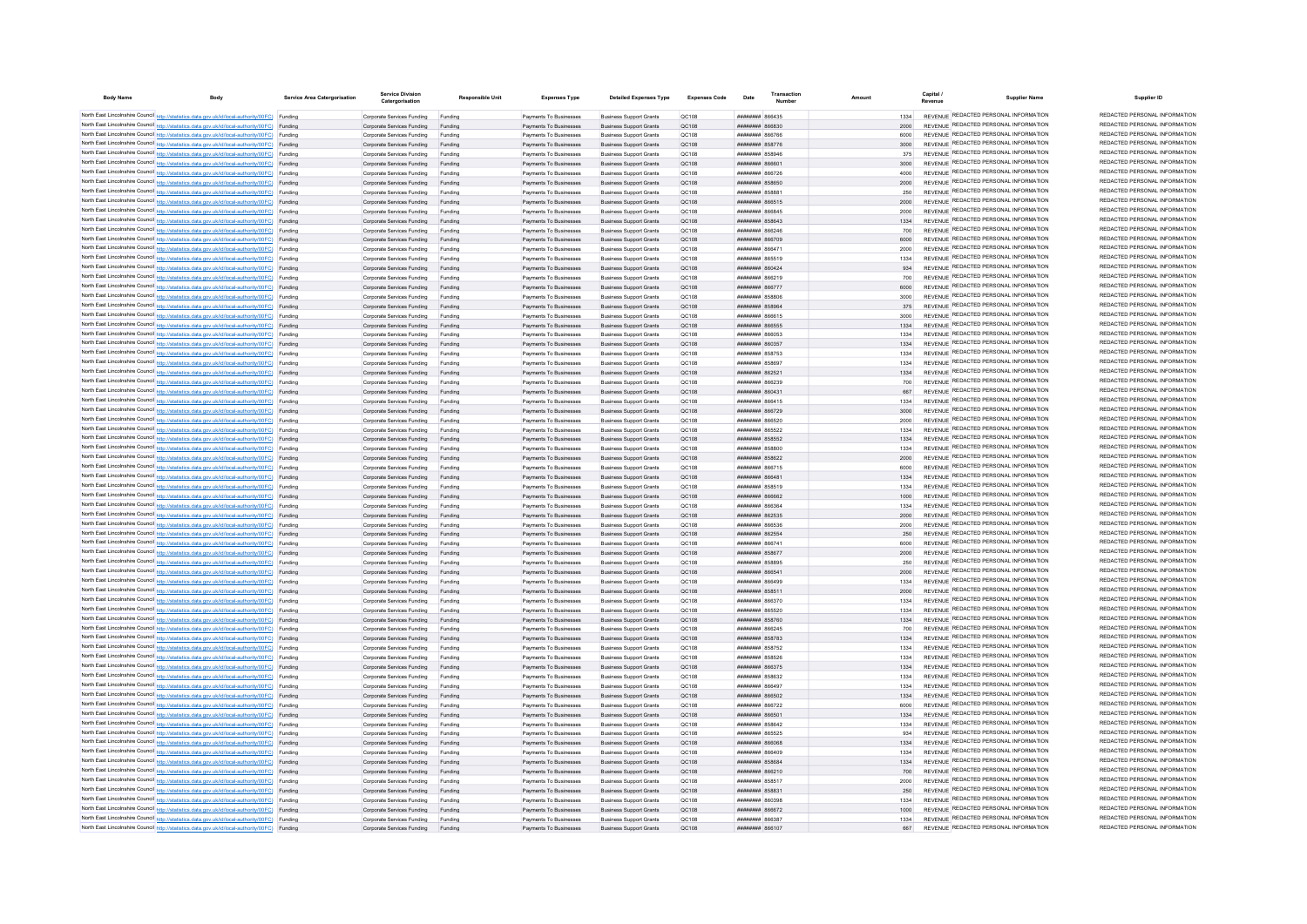| Body Name | Body | Service Area Catergorisation | Service Division Catergorisation | Responsible Unit | Expenses Type | Detailed Expenses Type | Expenses Code | Date | Transaction Number | Amount | Capital / Revenue | Supplier Name | Supplier ID |
|---|---|---|---|---|---|---|---|---|---|---|---|---|---|
| North East Lincolnshire Council | http://statistics.data.gov.uk/id/local-authority/00FC) | Funding | Corporate Services Funding | Funding | Payments To Businesses | Business Support Grants | QC108 | ######## | 866435 | 1334 | REVENUE | REDACTED PERSONAL INFORMATION | REDACTED PERSONAL INFORMATION |
| North East Lincolnshire Council | http://statistics.data.gov.uk/id/local-authority/00FC) | Funding | Corporate Services Funding | Funding | Payments To Businesses | Business Support Grants | QC108 | ######## | 866830 | 2000 | REVENUE | REDACTED PERSONAL INFORMATION | REDACTED PERSONAL INFORMATION |
| North East Lincolnshire Council | http://statistics.data.gov.uk/id/local-authority/00FC) | Funding | Corporate Services Funding | Funding | Payments To Businesses | Business Support Grants | QC108 | ######## | 866766 | 6000 | REVENUE | REDACTED PERSONAL INFORMATION | REDACTED PERSONAL INFORMATION |
| North East Lincolnshire Council | http://statistics.data.gov.uk/id/local-authority/00FC) | Funding | Corporate Services Funding | Funding | Payments To Businesses | Business Support Grants | QC108 | ######## | 858776 | 3000 | REVENUE | REDACTED PERSONAL INFORMATION | REDACTED PERSONAL INFORMATION |
| North East Lincolnshire Council | http://statistics.data.gov.uk/id/local-authority/00FC) | Funding | Corporate Services Funding | Funding | Payments To Businesses | Business Support Grants | QC108 | ######## | 858946 | 375 | REVENUE | REDACTED PERSONAL INFORMATION | REDACTED PERSONAL INFORMATION |
| North East Lincolnshire Council | http://statistics.data.gov.uk/id/local-authority/00FC) | Funding | Corporate Services Funding | Funding | Payments To Businesses | Business Support Grants | QC108 | ######## | 866801 | 3000 | REVENUE | REDACTED PERSONAL INFORMATION | REDACTED PERSONAL INFORMATION |
| North East Lincolnshire Council | http://statistics.data.gov.uk/id/local-authority/00FC) | Funding | Corporate Services Funding | Funding | Payments To Businesses | Business Support Grants | QC108 | ######## | 866726 | 4000 | REVENUE | REDACTED PERSONAL INFORMATION | REDACTED PERSONAL INFORMATION |
| North East Lincolnshire Council | http://statistics.data.gov.uk/id/local-authority/00FC) | Funding | Corporate Services Funding | Funding | Payments To Businesses | Business Support Grants | QC108 | ######## | 858650 | 2000 | REVENUE | REDACTED PERSONAL INFORMATION | REDACTED PERSONAL INFORMATION |
| North East Lincolnshire Council | http://statistics.data.gov.uk/id/local-authority/00FC) | Funding | Corporate Services Funding | Funding | Payments To Businesses | Business Support Grants | QC108 | ######## | 858881 | 250 | REVENUE | REDACTED PERSONAL INFORMATION | REDACTED PERSONAL INFORMATION |
| North East Lincolnshire Council | http://statistics.data.gov.uk/id/local-authority/00FC) | Funding | Corporate Services Funding | Funding | Payments To Businesses | Business Support Grants | QC108 | ######## | 866515 | 2000 | REVENUE | REDACTED PERSONAL INFORMATION | REDACTED PERSONAL INFORMATION |
| North East Lincolnshire Council | http://statistics.data.gov.uk/id/local-authority/00FC) | Funding | Corporate Services Funding | Funding | Payments To Businesses | Business Support Grants | QC108 | ######## | 866845 | 2000 | REVENUE | REDACTED PERSONAL INFORMATION | REDACTED PERSONAL INFORMATION |
| North East Lincolnshire Council | http://statistics.data.gov.uk/id/local-authority/00FC) | Funding | Corporate Services Funding | Funding | Payments To Businesses | Business Support Grants | QC108 | ######## | 858643 | 1334 | REVENUE | REDACTED PERSONAL INFORMATION | REDACTED PERSONAL INFORMATION |
| North East Lincolnshire Council | http://statistics.data.gov.uk/id/local-authority/00FC) | Funding | Corporate Services Funding | Funding | Payments To Businesses | Business Support Grants | QC108 | ######## | 866246 | 700 | REVENUE | REDACTED PERSONAL INFORMATION | REDACTED PERSONAL INFORMATION |
| North East Lincolnshire Council | http://statistics.data.gov.uk/id/local-authority/00FC) | Funding | Corporate Services Funding | Funding | Payments To Businesses | Business Support Grants | QC108 | ######## | 866709 | 6000 | REVENUE | REDACTED PERSONAL INFORMATION | REDACTED PERSONAL INFORMATION |
| North East Lincolnshire Council | http://statistics.data.gov.uk/id/local-authority/00FC) | Funding | Corporate Services Funding | Funding | Payments To Businesses | Business Support Grants | QC108 | ######## | 866471 | 2000 | REVENUE | REDACTED PERSONAL INFORMATION | REDACTED PERSONAL INFORMATION |
| North East Lincolnshire Council | http://statistics.data.gov.uk/id/local-authority/00FC) | Funding | Corporate Services Funding | Funding | Payments To Businesses | Business Support Grants | QC108 | ######## | 865519 | 1334 | REVENUE | REDACTED PERSONAL INFORMATION | REDACTED PERSONAL INFORMATION |
| North East Lincolnshire Council | http://statistics.data.gov.uk/id/local-authority/00FC) | Funding | Corporate Services Funding | Funding | Payments To Businesses | Business Support Grants | QC108 | ######## | 860424 | 934 | REVENUE | REDACTED PERSONAL INFORMATION | REDACTED PERSONAL INFORMATION |
| North East Lincolnshire Council | http://statistics.data.gov.uk/id/local-authority/00FC) | Funding | Corporate Services Funding | Funding | Payments To Businesses | Business Support Grants | QC108 | ######## | 866219 | 700 | REVENUE | REDACTED PERSONAL INFORMATION | REDACTED PERSONAL INFORMATION |
| North East Lincolnshire Council | http://statistics.data.gov.uk/id/local-authority/00FC) | Funding | Corporate Services Funding | Funding | Payments To Businesses | Business Support Grants | QC108 | ######## | 866777 | 6000 | REVENUE | REDACTED PERSONAL INFORMATION | REDACTED PERSONAL INFORMATION |
| North East Lincolnshire Council | http://statistics.data.gov.uk/id/local-authority/00FC) | Funding | Corporate Services Funding | Funding | Payments To Businesses | Business Support Grants | QC108 | ######## | 858806 | 3000 | REVENUE | REDACTED PERSONAL INFORMATION | REDACTED PERSONAL INFORMATION |
| North East Lincolnshire Council | http://statistics.data.gov.uk/id/local-authority/00FC) | Funding | Corporate Services Funding | Funding | Payments To Businesses | Business Support Grants | QC108 | ######## | 858964 | 375 | REVENUE | REDACTED PERSONAL INFORMATION | REDACTED PERSONAL INFORMATION |
| North East Lincolnshire Council | http://statistics.data.gov.uk/id/local-authority/00FC) | Funding | Corporate Services Funding | Funding | Payments To Businesses | Business Support Grants | QC108 | ######## | 866815 | 3000 | REVENUE | REDACTED PERSONAL INFORMATION | REDACTED PERSONAL INFORMATION |
| North East Lincolnshire Council | http://statistics.data.gov.uk/id/local-authority/00FC) | Funding | Corporate Services Funding | Funding | Payments To Businesses | Business Support Grants | QC108 | ######## | 866555 | 1334 | REVENUE | REDACTED PERSONAL INFORMATION | REDACTED PERSONAL INFORMATION |
| North East Lincolnshire Council | http://statistics.data.gov.uk/id/local-authority/00FC) | Funding | Corporate Services Funding | Funding | Payments To Businesses | Business Support Grants | QC108 | ######## | 866053 | 1334 | REVENUE | REDACTED PERSONAL INFORMATION | REDACTED PERSONAL INFORMATION |
| North East Lincolnshire Council | http://statistics.data.gov.uk/id/local-authority/00FC) | Funding | Corporate Services Funding | Funding | Payments To Businesses | Business Support Grants | QC108 | ######## | 860357 | 1334 | REVENUE | REDACTED PERSONAL INFORMATION | REDACTED PERSONAL INFORMATION |
| North East Lincolnshire Council | http://statistics.data.gov.uk/id/local-authority/00FC) | Funding | Corporate Services Funding | Funding | Payments To Businesses | Business Support Grants | QC108 | ######## | 858753 | 1334 | REVENUE | REDACTED PERSONAL INFORMATION | REDACTED PERSONAL INFORMATION |
| North East Lincolnshire Council | http://statistics.data.gov.uk/id/local-authority/00FC) | Funding | Corporate Services Funding | Funding | Payments To Businesses | Business Support Grants | QC108 | ######## | 858697 | 1334 | REVENUE | REDACTED PERSONAL INFORMATION | REDACTED PERSONAL INFORMATION |
| North East Lincolnshire Council | http://statistics.data.gov.uk/id/local-authority/00FC) | Funding | Corporate Services Funding | Funding | Payments To Businesses | Business Support Grants | QC108 | ######## | 862521 | 1334 | REVENUE | REDACTED PERSONAL INFORMATION | REDACTED PERSONAL INFORMATION |
| North East Lincolnshire Council | http://statistics.data.gov.uk/id/local-authority/00FC) | Funding | Corporate Services Funding | Funding | Payments To Businesses | Business Support Grants | QC108 | ######## | 866239 | 700 | REVENUE | REDACTED PERSONAL INFORMATION | REDACTED PERSONAL INFORMATION |
| North East Lincolnshire Council | http://statistics.data.gov.uk/id/local-authority/00FC) | Funding | Corporate Services Funding | Funding | Payments To Businesses | Business Support Grants | QC108 | ######## | 860431 | 667 | REVENUE | REDACTED PERSONAL INFORMATION | REDACTED PERSONAL INFORMATION |
| North East Lincolnshire Council | http://statistics.data.gov.uk/id/local-authority/00FC) | Funding | Corporate Services Funding | Funding | Payments To Businesses | Business Support Grants | QC108 | ######## | 866415 | 1334 | REVENUE | REDACTED PERSONAL INFORMATION | REDACTED PERSONAL INFORMATION |
| North East Lincolnshire Council | http://statistics.data.gov.uk/id/local-authority/00FC) | Funding | Corporate Services Funding | Funding | Payments To Businesses | Business Support Grants | QC108 | ######## | 866729 | 3000 | REVENUE | REDACTED PERSONAL INFORMATION | REDACTED PERSONAL INFORMATION |
| North East Lincolnshire Council | http://statistics.data.gov.uk/id/local-authority/00FC) | Funding | Corporate Services Funding | Funding | Payments To Businesses | Business Support Grants | QC108 | ######## | 866520 | 2000 | REVENUE | REDACTED PERSONAL INFORMATION | REDACTED PERSONAL INFORMATION |
| North East Lincolnshire Council | http://statistics.data.gov.uk/id/local-authority/00FC) | Funding | Corporate Services Funding | Funding | Payments To Businesses | Business Support Grants | QC108 | ######## | 865522 | 1334 | REVENUE | REDACTED PERSONAL INFORMATION | REDACTED PERSONAL INFORMATION |
| North East Lincolnshire Council | http://statistics.data.gov.uk/id/local-authority/00FC) | Funding | Corporate Services Funding | Funding | Payments To Businesses | Business Support Grants | QC108 | ######## | 858552 | 1334 | REVENUE | REDACTED PERSONAL INFORMATION | REDACTED PERSONAL INFORMATION |
| North East Lincolnshire Council | http://statistics.data.gov.uk/id/local-authority/00FC) | Funding | Corporate Services Funding | Funding | Payments To Businesses | Business Support Grants | QC108 | ######## | 858600 | 1334 | REVENUE | REDACTED PERSONAL INFORMATION | REDACTED PERSONAL INFORMATION |
| North East Lincolnshire Council | http://statistics.data.gov.uk/id/local-authority/00FC) | Funding | Corporate Services Funding | Funding | Payments To Businesses | Business Support Grants | QC108 | ######## | 858622 | 2000 | REVENUE | REDACTED PERSONAL INFORMATION | REDACTED PERSONAL INFORMATION |
| North East Lincolnshire Council | http://statistics.data.gov.uk/id/local-authority/00FC) | Funding | Corporate Services Funding | Funding | Payments To Businesses | Business Support Grants | QC108 | ######## | 866715 | 6000 | REVENUE | REDACTED PERSONAL INFORMATION | REDACTED PERSONAL INFORMATION |
| North East Lincolnshire Council | http://statistics.data.gov.uk/id/local-authority/00FC) | Funding | Corporate Services Funding | Funding | Payments To Businesses | Business Support Grants | QC108 | ######## | 866481 | 1334 | REVENUE | REDACTED PERSONAL INFORMATION | REDACTED PERSONAL INFORMATION |
| North East Lincolnshire Council | http://statistics.data.gov.uk/id/local-authority/00FC) | Funding | Corporate Services Funding | Funding | Payments To Businesses | Business Support Grants | QC108 | ######## | 858519 | 1334 | REVENUE | REDACTED PERSONAL INFORMATION | REDACTED PERSONAL INFORMATION |
| North East Lincolnshire Council | http://statistics.data.gov.uk/id/local-authority/00FC) | Funding | Corporate Services Funding | Funding | Payments To Businesses | Business Support Grants | QC108 | ######## | 866662 | 1000 | REVENUE | REDACTED PERSONAL INFORMATION | REDACTED PERSONAL INFORMATION |
| North East Lincolnshire Council | http://statistics.data.gov.uk/id/local-authority/00FC) | Funding | Corporate Services Funding | Funding | Payments To Businesses | Business Support Grants | QC108 | ######## | 866364 | 1334 | REVENUE | REDACTED PERSONAL INFORMATION | REDACTED PERSONAL INFORMATION |
| North East Lincolnshire Council | http://statistics.data.gov.uk/id/local-authority/00FC) | Funding | Corporate Services Funding | Funding | Payments To Businesses | Business Support Grants | QC108 | ######## | 862535 | 2000 | REVENUE | REDACTED PERSONAL INFORMATION | REDACTED PERSONAL INFORMATION |
| North East Lincolnshire Council | http://statistics.data.gov.uk/id/local-authority/00FC) | Funding | Corporate Services Funding | Funding | Payments To Businesses | Business Support Grants | QC108 | ######## | 866536 | 2000 | REVENUE | REDACTED PERSONAL INFORMATION | REDACTED PERSONAL INFORMATION |
| North East Lincolnshire Council | http://statistics.data.gov.uk/id/local-authority/00FC) | Funding | Corporate Services Funding | Funding | Payments To Businesses | Business Support Grants | QC108 | ######## | 862554 | 250 | REVENUE | REDACTED PERSONAL INFORMATION | REDACTED PERSONAL INFORMATION |
| North East Lincolnshire Council | http://statistics.data.gov.uk/id/local-authority/00FC) | Funding | Corporate Services Funding | Funding | Payments To Businesses | Business Support Grants | QC108 | ######## | 866741 | 6000 | REVENUE | REDACTED PERSONAL INFORMATION | REDACTED PERSONAL INFORMATION |
| North East Lincolnshire Council | http://statistics.data.gov.uk/id/local-authority/00FC) | Funding | Corporate Services Funding | Funding | Payments To Businesses | Business Support Grants | QC108 | ######## | 858677 | 2000 | REVENUE | REDACTED PERSONAL INFORMATION | REDACTED PERSONAL INFORMATION |
| North East Lincolnshire Council | http://statistics.data.gov.uk/id/local-authority/00FC) | Funding | Corporate Services Funding | Funding | Payments To Businesses | Business Support Grants | QC108 | ######## | 858895 | 250 | REVENUE | REDACTED PERSONAL INFORMATION | REDACTED PERSONAL INFORMATION |
| North East Lincolnshire Council | http://statistics.data.gov.uk/id/local-authority/00FC) | Funding | Corporate Services Funding | Funding | Payments To Businesses | Business Support Grants | QC108 | ######## | 866541 | 2000 | REVENUE | REDACTED PERSONAL INFORMATION | REDACTED PERSONAL INFORMATION |
| North East Lincolnshire Council | http://statistics.data.gov.uk/id/local-authority/00FC) | Funding | Corporate Services Funding | Funding | Payments To Businesses | Business Support Grants | QC108 | ######## | 866499 | 1334 | REVENUE | REDACTED PERSONAL INFORMATION | REDACTED PERSONAL INFORMATION |
| North East Lincolnshire Council | http://statistics.data.gov.uk/id/local-authority/00FC) | Funding | Corporate Services Funding | Funding | Payments To Businesses | Business Support Grants | QC108 | ######## | 858511 | 2000 | REVENUE | REDACTED PERSONAL INFORMATION | REDACTED PERSONAL INFORMATION |
| North East Lincolnshire Council | http://statistics.data.gov.uk/id/local-authority/00FC) | Funding | Corporate Services Funding | Funding | Payments To Businesses | Business Support Grants | QC108 | ######## | 866370 | 1334 | REVENUE | REDACTED PERSONAL INFORMATION | REDACTED PERSONAL INFORMATION |
| North East Lincolnshire Council | http://statistics.data.gov.uk/id/local-authority/00FC) | Funding | Corporate Services Funding | Funding | Payments To Businesses | Business Support Grants | QC108 | ######## | 865520 | 1334 | REVENUE | REDACTED PERSONAL INFORMATION | REDACTED PERSONAL INFORMATION |
| North East Lincolnshire Council | http://statistics.data.gov.uk/id/local-authority/00FC) | Funding | Corporate Services Funding | Funding | Payments To Businesses | Business Support Grants | QC108 | ######## | 858760 | 1334 | REVENUE | REDACTED PERSONAL INFORMATION | REDACTED PERSONAL INFORMATION |
| North East Lincolnshire Council | http://statistics.data.gov.uk/id/local-authority/00FC) | Funding | Corporate Services Funding | Funding | Payments To Businesses | Business Support Grants | QC108 | ######## | 866245 | 700 | REVENUE | REDACTED PERSONAL INFORMATION | REDACTED PERSONAL INFORMATION |
| North East Lincolnshire Council | http://statistics.data.gov.uk/id/local-authority/00FC) | Funding | Corporate Services Funding | Funding | Payments To Businesses | Business Support Grants | QC108 | ######## | 858783 | 1334 | REVENUE | REDACTED PERSONAL INFORMATION | REDACTED PERSONAL INFORMATION |
| North East Lincolnshire Council | http://statistics.data.gov.uk/id/local-authority/00FC) | Funding | Corporate Services Funding | Funding | Payments To Businesses | Business Support Grants | QC108 | ######## | 858752 | 1334 | REVENUE | REDACTED PERSONAL INFORMATION | REDACTED PERSONAL INFORMATION |
| North East Lincolnshire Council | http://statistics.data.gov.uk/id/local-authority/00FC) | Funding | Corporate Services Funding | Funding | Payments To Businesses | Business Support Grants | QC108 | ######## | 858526 | 1334 | REVENUE | REDACTED PERSONAL INFORMATION | REDACTED PERSONAL INFORMATION |
| North East Lincolnshire Council | http://statistics.data.gov.uk/id/local-authority/00FC) | Funding | Corporate Services Funding | Funding | Payments To Businesses | Business Support Grants | QC108 | ######## | 866375 | 1334 | REVENUE | REDACTED PERSONAL INFORMATION | REDACTED PERSONAL INFORMATION |
| North East Lincolnshire Council | http://statistics.data.gov.uk/id/local-authority/00FC) | Funding | Corporate Services Funding | Funding | Payments To Businesses | Business Support Grants | QC108 | ######## | 858632 | 1334 | REVENUE | REDACTED PERSONAL INFORMATION | REDACTED PERSONAL INFORMATION |
| North East Lincolnshire Council | http://statistics.data.gov.uk/id/local-authority/00FC) | Funding | Corporate Services Funding | Funding | Payments To Businesses | Business Support Grants | QC108 | ######## | 866497 | 1334 | REVENUE | REDACTED PERSONAL INFORMATION | REDACTED PERSONAL INFORMATION |
| North East Lincolnshire Council | http://statistics.data.gov.uk/id/local-authority/00FC) | Funding | Corporate Services Funding | Funding | Payments To Businesses | Business Support Grants | QC108 | ######## | 866502 | 1334 | REVENUE | REDACTED PERSONAL INFORMATION | REDACTED PERSONAL INFORMATION |
| North East Lincolnshire Council | http://statistics.data.gov.uk/id/local-authority/00FC) | Funding | Corporate Services Funding | Funding | Payments To Businesses | Business Support Grants | QC108 | ######## | 866722 | 6000 | REVENUE | REDACTED PERSONAL INFORMATION | REDACTED PERSONAL INFORMATION |
| North East Lincolnshire Council | http://statistics.data.gov.uk/id/local-authority/00FC) | Funding | Corporate Services Funding | Funding | Payments To Businesses | Business Support Grants | QC108 | ######## | 866501 | 1334 | REVENUE | REDACTED PERSONAL INFORMATION | REDACTED PERSONAL INFORMATION |
| North East Lincolnshire Council | http://statistics.data.gov.uk/id/local-authority/00FC) | Funding | Corporate Services Funding | Funding | Payments To Businesses | Business Support Grants | QC108 | ######## | 858642 | 1334 | REVENUE | REDACTED PERSONAL INFORMATION | REDACTED PERSONAL INFORMATION |
| North East Lincolnshire Council | http://statistics.data.gov.uk/id/local-authority/00FC) | Funding | Corporate Services Funding | Funding | Payments To Businesses | Business Support Grants | QC108 | ######## | 865525 | 934 | REVENUE | REDACTED PERSONAL INFORMATION | REDACTED PERSONAL INFORMATION |
| North East Lincolnshire Council | http://statistics.data.gov.uk/id/local-authority/00FC) | Funding | Corporate Services Funding | Funding | Payments To Businesses | Business Support Grants | QC108 | ######## | 866068 | 1334 | REVENUE | REDACTED PERSONAL INFORMATION | REDACTED PERSONAL INFORMATION |
| North East Lincolnshire Council | http://statistics.data.gov.uk/id/local-authority/00FC) | Funding | Corporate Services Funding | Funding | Payments To Businesses | Business Support Grants | QC108 | ######## | 866409 | 1334 | REVENUE | REDACTED PERSONAL INFORMATION | REDACTED PERSONAL INFORMATION |
| North East Lincolnshire Council | http://statistics.data.gov.uk/id/local-authority/00FC) | Funding | Corporate Services Funding | Funding | Payments To Businesses | Business Support Grants | QC108 | ######## | 858684 | 1334 | REVENUE | REDACTED PERSONAL INFORMATION | REDACTED PERSONAL INFORMATION |
| North East Lincolnshire Council | http://statistics.data.gov.uk/id/local-authority/00FC) | Funding | Corporate Services Funding | Funding | Payments To Businesses | Business Support Grants | QC108 | ######## | 866210 | 700 | REVENUE | REDACTED PERSONAL INFORMATION | REDACTED PERSONAL INFORMATION |
| North East Lincolnshire Council | http://statistics.data.gov.uk/id/local-authority/00FC) | Funding | Corporate Services Funding | Funding | Payments To Businesses | Business Support Grants | QC108 | ######## | 858517 | 2000 | REVENUE | REDACTED PERSONAL INFORMATION | REDACTED PERSONAL INFORMATION |
| North East Lincolnshire Council | http://statistics.data.gov.uk/id/local-authority/00FC) | Funding | Corporate Services Funding | Funding | Payments To Businesses | Business Support Grants | QC108 | ######## | 858831 | 250 | REVENUE | REDACTED PERSONAL INFORMATION | REDACTED PERSONAL INFORMATION |
| North East Lincolnshire Council | http://statistics.data.gov.uk/id/local-authority/00FC) | Funding | Corporate Services Funding | Funding | Payments To Businesses | Business Support Grants | QC108 | ######## | 860398 | 1334 | REVENUE | REDACTED PERSONAL INFORMATION | REDACTED PERSONAL INFORMATION |
| North East Lincolnshire Council | http://statistics.data.gov.uk/id/local-authority/00FC) | Funding | Corporate Services Funding | Funding | Payments To Businesses | Business Support Grants | QC108 | ######## | 866672 | 1000 | REVENUE | REDACTED PERSONAL INFORMATION | REDACTED PERSONAL INFORMATION |
| North East Lincolnshire Council | http://statistics.data.gov.uk/id/local-authority/00FC) | Funding | Corporate Services Funding | Funding | Payments To Businesses | Business Support Grants | QC108 | ######## | 866387 | 1334 | REVENUE | REDACTED PERSONAL INFORMATION | REDACTED PERSONAL INFORMATION |
| North East Lincolnshire Council | http://statistics.data.gov.uk/id/local-authority/00FC) | Funding | Corporate Services Funding | Funding | Payments To Businesses | Business Support Grants | QC108 | ######## | 866107 | 667 | REVENUE | REDACTED PERSONAL INFORMATION | REDACTED PERSONAL INFORMATION |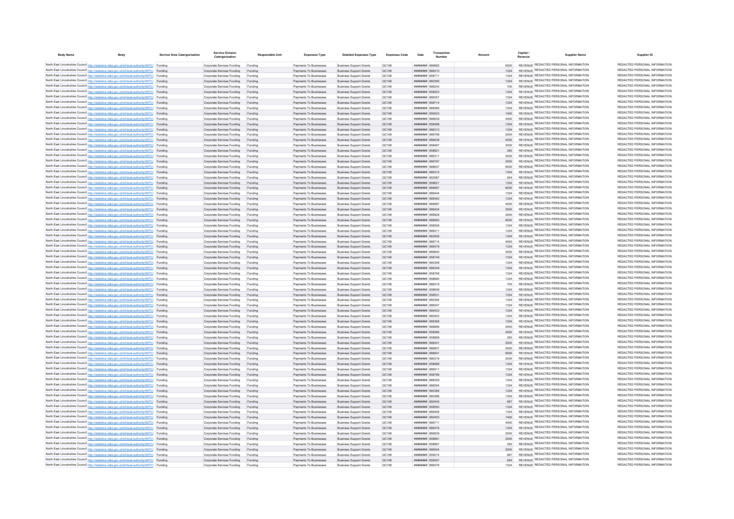| Body Name | Body | Service Area Catergorisation | Service Division Catergorisation | Responsible Unit | Expenses Type | Detailed Expenses Type | Expenses Code | Date | Transaction Number | Amount | Capital / Revenue | Supplier Name | Supplier ID |
|---|---|---|---|---|---|---|---|---|---|---|---|---|---|
| North East Lincolnshire Council | http://statistics.data.gov.uk/id/local-authority/00FC) | Funding | Corporate Services Funding | Funding | Payments To Businesses | Business Support Grants | QC108 | ######## | 866682 | 6000 | REVENUE | REDACTED PERSONAL INFORMATION | REDACTED PERSONAL INFORMATION |
| North East Lincolnshire Council | http://statistics.data.gov.uk/id/local-authority/00FC) | Funding | Corporate Services Funding | Funding | Payments To Businesses | Business Support Grants | QC108 | ######## | 866410 | 1334 | REVENUE | REDACTED PERSONAL INFORMATION | REDACTED PERSONAL INFORMATION |
| North East Lincolnshire Council | http://statistics.data.gov.uk/id/local-authority/00FC) | Funding | Corporate Services Funding | Funding | Payments To Businesses | Business Support Grants | QC108 | ######## | 858711 | 1334 | REVENUE | REDACTED PERSONAL INFORMATION | REDACTED PERSONAL INFORMATION |
| North East Lincolnshire Council | http://statistics.data.gov.uk/id/local-authority/00FC) | Funding | Corporate Services Funding | Funding | Payments To Businesses | Business Support Grants | QC108 | ######## | 860395 | 1334 | REVENUE | REDACTED PERSONAL INFORMATION | REDACTED PERSONAL INFORMATION |
| North East Lincolnshire Council | http://statistics.data.gov.uk/id/local-authority/00FC) | Funding | Corporate Services Funding | Funding | Payments To Businesses | Business Support Grants | QC108 | ######## | 866243 | 700 | REVENUE | REDACTED PERSONAL INFORMATION | REDACTED PERSONAL INFORMATION |
| North East Lincolnshire Council | http://statistics.data.gov.uk/id/local-authority/00FC) | Funding | Corporate Services Funding | Funding | Payments To Businesses | Business Support Grants | QC108 | ######## | 858523 | 1334 | REVENUE | REDACTED PERSONAL INFORMATION | REDACTED PERSONAL INFORMATION |
| North East Lincolnshire Council | http://statistics.data.gov.uk/id/local-authority/00FC) | Funding | Corporate Services Funding | Funding | Payments To Businesses | Business Support Grants | QC108 | ######## | 866057 | 1334 | REVENUE | REDACTED PERSONAL INFORMATION | REDACTED PERSONAL INFORMATION |
| North East Lincolnshire Council | http://statistics.data.gov.uk/id/local-authority/00FC) | Funding | Corporate Services Funding | Funding | Payments To Businesses | Business Support Grants | QC108 | ######## | 858714 | 1334 | REVENUE | REDACTED PERSONAL INFORMATION | REDACTED PERSONAL INFORMATION |
| North East Lincolnshire Council | http://statistics.data.gov.uk/id/local-authority/00FC) | Funding | Corporate Services Funding | Funding | Payments To Businesses | Business Support Grants | QC108 | ######## | 866066 | 1334 | REVENUE | REDACTED PERSONAL INFORMATION | REDACTED PERSONAL INFORMATION |
| North East Lincolnshire Council | http://statistics.data.gov.uk/id/local-authority/00FC) | Funding | Corporate Services Funding | Funding | Payments To Businesses | Business Support Grants | QC108 | ######## | 859023 | 1400 | REVENUE | REDACTED PERSONAL INFORMATION | REDACTED PERSONAL INFORMATION |
| North East Lincolnshire Council | http://statistics.data.gov.uk/id/local-authority/00FC) | Funding | Corporate Services Funding | Funding | Payments To Businesses | Business Support Grants | QC108 | ######## | 866639 | 4000 | REVENUE | REDACTED PERSONAL INFORMATION | REDACTED PERSONAL INFORMATION |
| North East Lincolnshire Council | http://statistics.data.gov.uk/id/local-authority/00FC) | Funding | Corporate Services Funding | Funding | Payments To Businesses | Business Support Grants | QC108 | ######## | 858498 | 1334 | REVENUE | REDACTED PERSONAL INFORMATION | REDACTED PERSONAL INFORMATION |
| North East Lincolnshire Council | http://statistics.data.gov.uk/id/local-authority/00FC) | Funding | Corporate Services Funding | Funding | Payments To Businesses | Business Support Grants | QC108 | ######## | 866312 | 1334 | REVENUE | REDACTED PERSONAL INFORMATION | REDACTED PERSONAL INFORMATION |
| North East Lincolnshire Council | http://statistics.data.gov.uk/id/local-authority/00FC) | Funding | Corporate Services Funding | Funding | Payments To Businesses | Business Support Grants | QC108 | ######## | 866798 | 2000 | REVENUE | REDACTED PERSONAL INFORMATION | REDACTED PERSONAL INFORMATION |
| North East Lincolnshire Council | http://statistics.data.gov.uk/id/local-authority/00FC) | Funding | Corporate Services Funding | Funding | Payments To Businesses | Business Support Grants | QC108 | ######## | 866638 | 4000 | REVENUE | REDACTED PERSONAL INFORMATION | REDACTED PERSONAL INFORMATION |
| North East Lincolnshire Council | http://statistics.data.gov.uk/id/local-authority/00FC) | Funding | Corporate Services Funding | Funding | Payments To Businesses | Business Support Grants | QC108 | ######## | 858497 | 2000 | REVENUE | REDACTED PERSONAL INFORMATION | REDACTED PERSONAL INFORMATION |
| North East Lincolnshire Council | http://statistics.data.gov.uk/id/local-authority/00FC) | Funding | Corporate Services Funding | Funding | Payments To Businesses | Business Support Grants | QC108 | ######## | 858821 | 250 | REVENUE | REDACTED PERSONAL INFORMATION | REDACTED PERSONAL INFORMATION |
| North East Lincolnshire Council | http://statistics.data.gov.uk/id/local-authority/00FC) | Funding | Corporate Services Funding | Funding | Payments To Businesses | Business Support Grants | QC108 | ######## | 866311 | 2000 | REVENUE | REDACTED PERSONAL INFORMATION | REDACTED PERSONAL INFORMATION |
| North East Lincolnshire Council | http://statistics.data.gov.uk/id/local-authority/00FC) | Funding | Corporate Services Funding | Funding | Payments To Businesses | Business Support Grants | QC108 | ######## | 866797 | 2000 | REVENUE | REDACTED PERSONAL INFORMATION | REDACTED PERSONAL INFORMATION |
| North East Lincolnshire Council | http://statistics.data.gov.uk/id/local-authority/00FC) | Funding | Corporate Services Funding | Funding | Payments To Businesses | Business Support Grants | QC108 | ######## | 866637 | 6000 | REVENUE | REDACTED PERSONAL INFORMATION | REDACTED PERSONAL INFORMATION |
| North East Lincolnshire Council | http://statistics.data.gov.uk/id/local-authority/00FC) | Funding | Corporate Services Funding | Funding | Payments To Businesses | Business Support Grants | QC108 | ######## | 866310 | 1334 | REVENUE | REDACTED PERSONAL INFORMATION | REDACTED PERSONAL INFORMATION |
| North East Lincolnshire Council | http://statistics.data.gov.uk/id/local-authority/00FC) | Funding | Corporate Services Funding | Funding | Payments To Businesses | Business Support Grants | QC108 | ######## | 862587 | 934 | REVENUE | REDACTED PERSONAL INFORMATION | REDACTED PERSONAL INFORMATION |
| North East Lincolnshire Council | http://statistics.data.gov.uk/id/local-authority/00FC) | Funding | Corporate Services Funding | Funding | Payments To Businesses | Business Support Grants | QC108 | ######## | 858621 | 1334 | REVENUE | REDACTED PERSONAL INFORMATION | REDACTED PERSONAL INFORMATION |
| North East Lincolnshire Council | http://statistics.data.gov.uk/id/local-authority/00FC) | Funding | Corporate Services Funding | Funding | Payments To Businesses | Business Support Grants | QC108 | ######## | 866697 | 6000 | REVENUE | REDACTED PERSONAL INFORMATION | REDACTED PERSONAL INFORMATION |
| North East Lincolnshire Council | http://statistics.data.gov.uk/id/local-authority/00FC) | Funding | Corporate Services Funding | Funding | Payments To Businesses | Business Support Grants | QC108 | ######## | 866444 | 1334 | REVENUE | REDACTED PERSONAL INFORMATION | REDACTED PERSONAL INFORMATION |
| North East Lincolnshire Council | http://statistics.data.gov.uk/id/local-authority/00FC) | Funding | Corporate Services Funding | Funding | Payments To Businesses | Business Support Grants | QC108 | ######## | 866062 | 1334 | REVENUE | REDACTED PERSONAL INFORMATION | REDACTED PERSONAL INFORMATION |
| North East Lincolnshire Council | http://statistics.data.gov.uk/id/local-authority/00FC) | Funding | Corporate Services Funding | Funding | Payments To Businesses | Business Support Grants | QC108 | ######## | 866687 | 4000 | REVENUE | REDACTED PERSONAL INFORMATION | REDACTED PERSONAL INFORMATION |
| North East Lincolnshire Council | http://statistics.data.gov.uk/id/local-authority/00FC) | Funding | Corporate Services Funding | Funding | Payments To Businesses | Business Support Grants | QC108 | ######## | 866424 | 2000 | REVENUE | REDACTED PERSONAL INFORMATION | REDACTED PERSONAL INFORMATION |
| North East Lincolnshire Council | http://statistics.data.gov.uk/id/local-authority/00FC) | Funding | Corporate Services Funding | Funding | Payments To Businesses | Business Support Grants | QC108 | ######## | 866828 | 2000 | REVENUE | REDACTED PERSONAL INFORMATION | REDACTED PERSONAL INFORMATION |
| North East Lincolnshire Council | http://statistics.data.gov.uk/id/local-authority/00FC) | Funding | Corporate Services Funding | Funding | Payments To Businesses | Business Support Grants | QC108 | ######## | 866683 | 6000 | REVENUE | REDACTED PERSONAL INFORMATION | REDACTED PERSONAL INFORMATION |
| North East Lincolnshire Council | http://statistics.data.gov.uk/id/local-authority/00FC) | Funding | Corporate Services Funding | Funding | Payments To Businesses | Business Support Grants | QC108 | ######## | 858558 | 1334 | REVENUE | REDACTED PERSONAL INFORMATION | REDACTED PERSONAL INFORMATION |
| North East Lincolnshire Council | http://statistics.data.gov.uk/id/local-authority/00FC) | Funding | Corporate Services Funding | Funding | Payments To Businesses | Business Support Grants | QC108 | ######## | 866411 | 1334 | REVENUE | REDACTED PERSONAL INFORMATION | REDACTED PERSONAL INFORMATION |
| North East Lincolnshire Council | http://statistics.data.gov.uk/id/local-authority/00FC) | Funding | Corporate Services Funding | Funding | Payments To Businesses | Business Support Grants | QC108 | ######## | 862526 | 1334 | REVENUE | REDACTED PERSONAL INFORMATION | REDACTED PERSONAL INFORMATION |
| North East Lincolnshire Council | http://statistics.data.gov.uk/id/local-authority/00FC) | Funding | Corporate Services Funding | Funding | Payments To Businesses | Business Support Grants | QC108 | ######## | 866714 | 4000 | REVENUE | REDACTED PERSONAL INFORMATION | REDACTED PERSONAL INFORMATION |
| North East Lincolnshire Council | http://statistics.data.gov.uk/id/local-authority/00FC) | Funding | Corporate Services Funding | Funding | Payments To Businesses | Business Support Grants | QC108 | ######## | 866479 | 1334 | REVENUE | REDACTED PERSONAL INFORMATION | REDACTED PERSONAL INFORMATION |
| North East Lincolnshire Council | http://statistics.data.gov.uk/id/local-authority/00FC) | Funding | Corporate Services Funding | Funding | Payments To Businesses | Business Support Grants | QC108 | ######## | 866840 | 2000 | REVENUE | REDACTED PERSONAL INFORMATION | REDACTED PERSONAL INFORMATION |
| North East Lincolnshire Council | http://statistics.data.gov.uk/id/local-authority/00FC) | Funding | Corporate Services Funding | Funding | Payments To Businesses | Business Support Grants | QC108 | ######## | 858749 | 1334 | REVENUE | REDACTED PERSONAL INFORMATION | REDACTED PERSONAL INFORMATION |
| North East Lincolnshire Council | http://statistics.data.gov.uk/id/local-authority/00FC) | Funding | Corporate Services Funding | Funding | Payments To Businesses | Business Support Grants | QC108 | ######## | 860358 | 1334 | REVENUE | REDACTED PERSONAL INFORMATION | REDACTED PERSONAL INFORMATION |
| North East Lincolnshire Council | http://statistics.data.gov.uk/id/local-authority/00FC) | Funding | Corporate Services Funding | Funding | Payments To Businesses | Business Support Grants | QC108 | ######## | 866349 | 1334 | REVENUE | REDACTED PERSONAL INFORMATION | REDACTED PERSONAL INFORMATION |
| North East Lincolnshire Council | http://statistics.data.gov.uk/id/local-authority/00FC) | Funding | Corporate Services Funding | Funding | Payments To Businesses | Business Support Grants | QC108 | ######## | 858768 | 1334 | REVENUE | REDACTED PERSONAL INFORMATION | REDACTED PERSONAL INFORMATION |
| North East Lincolnshire Council | http://statistics.data.gov.uk/id/local-authority/00FC) | Funding | Corporate Services Funding | Funding | Payments To Businesses | Business Support Grants | QC108 | ######## | 858680 | 1334 | REVENUE | REDACTED PERSONAL INFORMATION | REDACTED PERSONAL INFORMATION |
| North East Lincolnshire Council | http://statistics.data.gov.uk/id/local-authority/00FC) | Funding | Corporate Services Funding | Funding | Payments To Businesses | Business Support Grants | QC108 | ######## | 866216 | 700 | REVENUE | REDACTED PERSONAL INFORMATION | REDACTED PERSONAL INFORMATION |
| North East Lincolnshire Council | http://statistics.data.gov.uk/id/local-authority/00FC) | Funding | Corporate Services Funding | Funding | Payments To Businesses | Business Support Grants | QC108 | ######## | 858649 | 1334 | REVENUE | REDACTED PERSONAL INFORMATION | REDACTED PERSONAL INFORMATION |
| North East Lincolnshire Council | http://statistics.data.gov.uk/id/local-authority/00FC) | Funding | Corporate Services Funding | Funding | Payments To Businesses | Business Support Grants | QC108 | ######## | 858531 | 1334 | REVENUE | REDACTED PERSONAL INFORMATION | REDACTED PERSONAL INFORMATION |
| North East Lincolnshire Council | http://statistics.data.gov.uk/id/local-authority/00FC) | Funding | Corporate Services Funding | Funding | Payments To Businesses | Business Support Grants | QC108 | ######## | 860394 | 1334 | REVENUE | REDACTED PERSONAL INFORMATION | REDACTED PERSONAL INFORMATION |
| North East Lincolnshire Council | http://statistics.data.gov.uk/id/local-authority/00FC) | Funding | Corporate Services Funding | Funding | Payments To Businesses | Business Support Grants | QC108 | ######## | 866047 | 1334 | REVENUE | REDACTED PERSONAL INFORMATION | REDACTED PERSONAL INFORMATION |
| North East Lincolnshire Council | http://statistics.data.gov.uk/id/local-authority/00FC) | Funding | Corporate Services Funding | Funding | Payments To Businesses | Business Support Grants | QC108 | ######## | 866423 | 1334 | REVENUE | REDACTED PERSONAL INFORMATION | REDACTED PERSONAL INFORMATION |
| North East Lincolnshire Council | http://statistics.data.gov.uk/id/local-authority/00FC) | Funding | Corporate Services Funding | Funding | Payments To Businesses | Business Support Grants | QC108 | ######## | 860403 | 1334 | REVENUE | REDACTED PERSONAL INFORMATION | REDACTED PERSONAL INFORMATION |
| North East Lincolnshire Council | http://statistics.data.gov.uk/id/local-authority/00FC) | Funding | Corporate Services Funding | Funding | Payments To Businesses | Business Support Grants | QC108 | ######## | 866368 | 1334 | REVENUE | REDACTED PERSONAL INFORMATION | REDACTED PERSONAL INFORMATION |
| North East Lincolnshire Council | http://statistics.data.gov.uk/id/local-authority/00FC) | Funding | Corporate Services Funding | Funding | Payments To Businesses | Business Support Grants | QC108 | ######## | 866696 | 4000 | REVENUE | REDACTED PERSONAL INFORMATION | REDACTED PERSONAL INFORMATION |
| North East Lincolnshire Council | http://statistics.data.gov.uk/id/local-authority/00FC) | Funding | Corporate Services Funding | Funding | Payments To Businesses | Business Support Grants | QC108 | ######## | 858586 | 2000 | REVENUE | REDACTED PERSONAL INFORMATION | REDACTED PERSONAL INFORMATION |
| North East Lincolnshire Council | http://statistics.data.gov.uk/id/local-authority/00FC) | Funding | Corporate Services Funding | Funding | Payments To Businesses | Business Support Grants | QC108 | ######## | 858858 | 250 | REVENUE | REDACTED PERSONAL INFORMATION | REDACTED PERSONAL INFORMATION |
| North East Lincolnshire Council | http://statistics.data.gov.uk/id/local-authority/00FC) | Funding | Corporate Services Funding | Funding | Payments To Businesses | Business Support Grants | QC108 | ######## | 866441 | 2000 | REVENUE | REDACTED PERSONAL INFORMATION | REDACTED PERSONAL INFORMATION |
| North East Lincolnshire Council | http://statistics.data.gov.uk/id/local-authority/00FC) | Funding | Corporate Services Funding | Funding | Payments To Businesses | Business Support Grants | QC108 | ######## | 866831 | 2000 | REVENUE | REDACTED PERSONAL INFORMATION | REDACTED PERSONAL INFORMATION |
| North East Lincolnshire Council | http://statistics.data.gov.uk/id/local-authority/00FC) | Funding | Corporate Services Funding | Funding | Payments To Businesses | Business Support Grants | QC108 | ######## | 866641 | 6000 | REVENUE | REDACTED PERSONAL INFORMATION | REDACTED PERSONAL INFORMATION |
| North East Lincolnshire Council | http://statistics.data.gov.uk/id/local-authority/00FC) | Funding | Corporate Services Funding | Funding | Payments To Businesses | Business Support Grants | QC108 | ######## | 866316 | 2000 | REVENUE | REDACTED PERSONAL INFORMATION | REDACTED PERSONAL INFORMATION |
| North East Lincolnshire Council | http://statistics.data.gov.uk/id/local-authority/00FC) | Funding | Corporate Services Funding | Funding | Payments To Businesses | Business Support Grants | QC108 | ######## | 858688 | 1334 | REVENUE | REDACTED PERSONAL INFORMATION | REDACTED PERSONAL INFORMATION |
| North East Lincolnshire Council | http://statistics.data.gov.uk/id/local-authority/00FC) | Funding | Corporate Services Funding | Funding | Payments To Businesses | Business Support Grants | QC108 | ######## | 866511 | 1334 | REVENUE | REDACTED PERSONAL INFORMATION | REDACTED PERSONAL INFORMATION |
| North East Lincolnshire Council | http://statistics.data.gov.uk/id/local-authority/00FC) | Funding | Corporate Services Funding | Funding | Payments To Businesses | Business Support Grants | QC108 | ######## | 858796 | 1334 | REVENUE | REDACTED PERSONAL INFORMATION | REDACTED PERSONAL INFORMATION |
| North East Lincolnshire Council | http://statistics.data.gov.uk/id/local-authority/00FC) | Funding | Corporate Services Funding | Funding | Payments To Businesses | Business Support Grants | QC108 | ######## | 866059 | 1334 | REVENUE | REDACTED PERSONAL INFORMATION | REDACTED PERSONAL INFORMATION |
| North East Lincolnshire Council | http://statistics.data.gov.uk/id/local-authority/00FC) | Funding | Corporate Services Funding | Funding | Payments To Businesses | Business Support Grants | QC108 | ######## | 866054 | 1334 | REVENUE | REDACTED PERSONAL INFORMATION | REDACTED PERSONAL INFORMATION |
| North East Lincolnshire Council | http://statistics.data.gov.uk/id/local-authority/00FC) | Funding | Corporate Services Funding | Funding | Payments To Businesses | Business Support Grants | QC108 | ######## | 860396 | 1334 | REVENUE | REDACTED PERSONAL INFORMATION | REDACTED PERSONAL INFORMATION |
| North East Lincolnshire Council | http://statistics.data.gov.uk/id/local-authority/00FC) | Funding | Corporate Services Funding | Funding | Payments To Businesses | Business Support Grants | QC108 | ######## | 860388 | 1334 | REVENUE | REDACTED PERSONAL INFORMATION | REDACTED PERSONAL INFORMATION |
| North East Lincolnshire Council | http://statistics.data.gov.uk/id/local-authority/00FC) | Funding | Corporate Services Funding | Funding | Payments To Businesses | Business Support Grants | QC108 | ######## | 860445 | 667 | REVENUE | REDACTED PERSONAL INFORMATION | REDACTED PERSONAL INFORMATION |
| North East Lincolnshire Council | http://statistics.data.gov.uk/id/local-authority/00FC) | Funding | Corporate Services Funding | Funding | Payments To Businesses | Business Support Grants | QC108 | ######## | 858593 | 1334 | REVENUE | REDACTED PERSONAL INFORMATION | REDACTED PERSONAL INFORMATION |
| North East Lincolnshire Council | http://statistics.data.gov.uk/id/local-authority/00FC) | Funding | Corporate Services Funding | Funding | Payments To Businesses | Business Support Grants | QC108 | ######## | 866458 | 1334 | REVENUE | REDACTED PERSONAL INFORMATION | REDACTED PERSONAL INFORMATION |
| North East Lincolnshire Council | http://statistics.data.gov.uk/id/local-authority/00FC) | Funding | Corporate Services Funding | Funding | Payments To Businesses | Business Support Grants | QC108 | ######## | 860455 | 1400 | REVENUE | REDACTED PERSONAL INFORMATION | REDACTED PERSONAL INFORMATION |
| North East Lincolnshire Council | http://statistics.data.gov.uk/id/local-authority/00FC) | Funding | Corporate Services Funding | Funding | Payments To Businesses | Business Support Grants | QC108 | ######## | 866711 | 4000 | REVENUE | REDACTED PERSONAL INFORMATION | REDACTED PERSONAL INFORMATION |
| North East Lincolnshire Council | http://statistics.data.gov.uk/id/local-authority/00FC) | Funding | Corporate Services Funding | Funding | Payments To Businesses | Business Support Grants | QC108 | ######## | 866476 | 1334 | REVENUE | REDACTED PERSONAL INFORMATION | REDACTED PERSONAL INFORMATION |
| North East Lincolnshire Council | http://statistics.data.gov.uk/id/local-authority/00FC) | Funding | Corporate Services Funding | Funding | Payments To Businesses | Business Support Grants | QC108 | ######## | 866839 | 2000 | REVENUE | REDACTED PERSONAL INFORMATION | REDACTED PERSONAL INFORMATION |
| North East Lincolnshire Council | http://statistics.data.gov.uk/id/local-authority/00FC) | Funding | Corporate Services Funding | Funding | Payments To Businesses | Business Support Grants | QC108 | ######## | 858681 | 2000 | REVENUE | REDACTED PERSONAL INFORMATION | REDACTED PERSONAL INFORMATION |
| North East Lincolnshire Council | http://statistics.data.gov.uk/id/local-authority/00FC) | Funding | Corporate Services Funding | Funding | Payments To Businesses | Business Support Grants | QC108 | ######## | 858897 | 250 | REVENUE | REDACTED PERSONAL INFORMATION | REDACTED PERSONAL INFORMATION |
| North East Lincolnshire Council | http://statistics.data.gov.uk/id/local-authority/00FC) | Funding | Corporate Services Funding | Funding | Payments To Businesses | Business Support Grants | QC108 | ######## | 866544 | 2000 | REVENUE | REDACTED PERSONAL INFORMATION | REDACTED PERSONAL INFORMATION |
| North East Lincolnshire Council | http://statistics.data.gov.uk/id/local-authority/00FC) | Funding | Corporate Services Funding | Funding | Payments To Businesses | Business Support Grants | QC108 | ######## | 859014 | 667 | REVENUE | REDACTED PERSONAL INFORMATION | REDACTED PERSONAL INFORMATION |
| North East Lincolnshire Council | http://statistics.data.gov.uk/id/local-authority/00FC) | Funding | Corporate Services Funding | Funding | Payments To Businesses | Business Support Grants | QC108 | ######## | 859007 | 934 | REVENUE | REDACTED PERSONAL INFORMATION | REDACTED PERSONAL INFORMATION |
| North East Lincolnshire Council | http://statistics.data.gov.uk/id/local-authority/00FC) | Funding | Corporate Services Funding | Funding | Payments To Businesses | Business Support Grants | QC108 | ######## | 866076 | 1334 | REVENUE | REDACTED PERSONAL INFORMATION | REDACTED PERSONAL INFORMATION |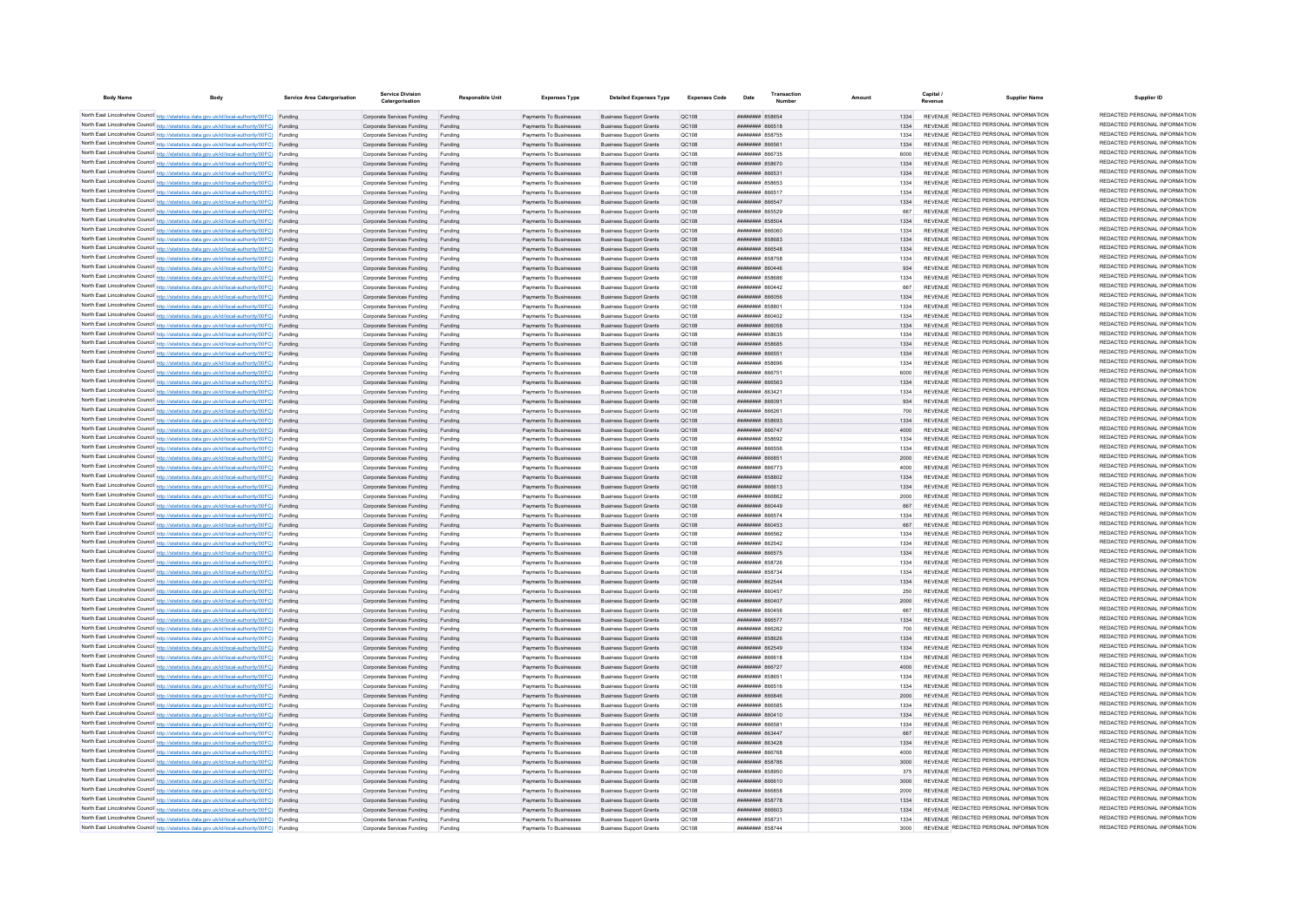| Body Name | Body | Service Area Catergorisation | Service Division Catergorisation | Responsible Unit | Expenses Type | Detailed Expenses Type | Expenses Code | Date | Transaction Number | Amount | Capital / Revenue | Supplier Name | Supplier ID |
|---|---|---|---|---|---|---|---|---|---|---|---|---|---|
| North East Lincolnshire Council | http://statistics.data.gov.uk/id/local-authority/00FC | Funding | Corporate Services Funding | Funding | Payments To Businesses | Business Support Grants | QC108 | ######## | 858654 | 1334 | REVENUE | REDACTED PERSONAL INFORMATION | REDACTED PERSONAL INFORMATION |
| North East Lincolnshire Council | http://statistics.data.gov.uk/id/local-authority/00FC | Funding | Corporate Services Funding | Funding | Payments To Businesses | Business Support Grants | QC108 | ######## | 866518 | 1334 | REVENUE | REDACTED PERSONAL INFORMATION | REDACTED PERSONAL INFORMATION |
| North East Lincolnshire Council | http://statistics.data.gov.uk/id/local-authority/00FC | Funding | Corporate Services Funding | Funding | Payments To Businesses | Business Support Grants | QC108 | ######## | 858755 | 1334 | REVENUE | REDACTED PERSONAL INFORMATION | REDACTED PERSONAL INFORMATION |
| North East Lincolnshire Council | http://statistics.data.gov.uk/id/local-authority/00FC | Funding | Corporate Services Funding | Funding | Payments To Businesses | Business Support Grants | QC108 | ######## | 866561 | 1334 | REVENUE | REDACTED PERSONAL INFORMATION | REDACTED PERSONAL INFORMATION |
| North East Lincolnshire Council | http://statistics.data.gov.uk/id/local-authority/00FC | Funding | Corporate Services Funding | Funding | Payments To Businesses | Business Support Grants | QC108 | ######## | 866735 | 6000 | REVENUE | REDACTED PERSONAL INFORMATION | REDACTED PERSONAL INFORMATION |
| North East Lincolnshire Council | http://statistics.data.gov.uk/id/local-authority/00FC | Funding | Corporate Services Funding | Funding | Payments To Businesses | Business Support Grants | QC108 | ######## | 858670 | 1334 | REVENUE | REDACTED PERSONAL INFORMATION | REDACTED PERSONAL INFORMATION |
| North East Lincolnshire Council | http://statistics.data.gov.uk/id/local-authority/00FC | Funding | Corporate Services Funding | Funding | Payments To Businesses | Business Support Grants | QC108 | ######## | 866531 | 1334 | REVENUE | REDACTED PERSONAL INFORMATION | REDACTED PERSONAL INFORMATION |
| North East Lincolnshire Council | http://statistics.data.gov.uk/id/local-authority/00FC | Funding | Corporate Services Funding | Funding | Payments To Businesses | Business Support Grants | QC108 | ######## | 858653 | 1334 | REVENUE | REDACTED PERSONAL INFORMATION | REDACTED PERSONAL INFORMATION |
| North East Lincolnshire Council | http://statistics.data.gov.uk/id/local-authority/00FC | Funding | Corporate Services Funding | Funding | Payments To Businesses | Business Support Grants | QC108 | ######## | 866517 | 1334 | REVENUE | REDACTED PERSONAL INFORMATION | REDACTED PERSONAL INFORMATION |
| North East Lincolnshire Council | http://statistics.data.gov.uk/id/local-authority/00FC | Funding | Corporate Services Funding | Funding | Payments To Businesses | Business Support Grants | QC108 | ######## | 866547 | 1334 | REVENUE | REDACTED PERSONAL INFORMATION | REDACTED PERSONAL INFORMATION |
| North East Lincolnshire Council | http://statistics.data.gov.uk/id/local-authority/00FC | Funding | Corporate Services Funding | Funding | Payments To Businesses | Business Support Grants | QC108 | ######## | 865529 | 667 | REVENUE | REDACTED PERSONAL INFORMATION | REDACTED PERSONAL INFORMATION |
| North East Lincolnshire Council | http://statistics.data.gov.uk/id/local-authority/00FC | Funding | Corporate Services Funding | Funding | Payments To Businesses | Business Support Grants | QC108 | ######## | 858504 | 1334 | REVENUE | REDACTED PERSONAL INFORMATION | REDACTED PERSONAL INFORMATION |
| North East Lincolnshire Council | http://statistics.data.gov.uk/id/local-authority/00FC | Funding | Corporate Services Funding | Funding | Payments To Businesses | Business Support Grants | QC108 | ######## | 866060 | 1334 | REVENUE | REDACTED PERSONAL INFORMATION | REDACTED PERSONAL INFORMATION |
| North East Lincolnshire Council | http://statistics.data.gov.uk/id/local-authority/00FC | Funding | Corporate Services Funding | Funding | Payments To Businesses | Business Support Grants | QC108 | ######## | 858683 | 1334 | REVENUE | REDACTED PERSONAL INFORMATION | REDACTED PERSONAL INFORMATION |
| North East Lincolnshire Council | http://statistics.data.gov.uk/id/local-authority/00FC | Funding | Corporate Services Funding | Funding | Payments To Businesses | Business Support Grants | QC108 | ######## | 866548 | 1334 | REVENUE | REDACTED PERSONAL INFORMATION | REDACTED PERSONAL INFORMATION |
| North East Lincolnshire Council | http://statistics.data.gov.uk/id/local-authority/00FC | Funding | Corporate Services Funding | Funding | Payments To Businesses | Business Support Grants | QC108 | ######## | 858758 | 1334 | REVENUE | REDACTED PERSONAL INFORMATION | REDACTED PERSONAL INFORMATION |
| North East Lincolnshire Council | http://statistics.data.gov.uk/id/local-authority/00FC | Funding | Corporate Services Funding | Funding | Payments To Businesses | Business Support Grants | QC108 | ######## | 860446 | 934 | REVENUE | REDACTED PERSONAL INFORMATION | REDACTED PERSONAL INFORMATION |
| North East Lincolnshire Council | http://statistics.data.gov.uk/id/local-authority/00FC | Funding | Corporate Services Funding | Funding | Payments To Businesses | Business Support Grants | QC108 | ######## | 858686 | 1334 | REVENUE | REDACTED PERSONAL INFORMATION | REDACTED PERSONAL INFORMATION |
| North East Lincolnshire Council | http://statistics.data.gov.uk/id/local-authority/00FC | Funding | Corporate Services Funding | Funding | Payments To Businesses | Business Support Grants | QC108 | ######## | 860442 | 667 | REVENUE | REDACTED PERSONAL INFORMATION | REDACTED PERSONAL INFORMATION |
| North East Lincolnshire Council | http://statistics.data.gov.uk/id/local-authority/00FC | Funding | Corporate Services Funding | Funding | Payments To Businesses | Business Support Grants | QC108 | ######## | 866056 | 1334 | REVENUE | REDACTED PERSONAL INFORMATION | REDACTED PERSONAL INFORMATION |
| North East Lincolnshire Council | http://statistics.data.gov.uk/id/local-authority/00FC | Funding | Corporate Services Funding | Funding | Payments To Businesses | Business Support Grants | QC108 | ######## | 858801 | 1334 | REVENUE | REDACTED PERSONAL INFORMATION | REDACTED PERSONAL INFORMATION |
| North East Lincolnshire Council | http://statistics.data.gov.uk/id/local-authority/00FC | Funding | Corporate Services Funding | Funding | Payments To Businesses | Business Support Grants | QC108 | ######## | 860402 | 1334 | REVENUE | REDACTED PERSONAL INFORMATION | REDACTED PERSONAL INFORMATION |
| North East Lincolnshire Council | http://statistics.data.gov.uk/id/local-authority/00FC | Funding | Corporate Services Funding | Funding | Payments To Businesses | Business Support Grants | QC108 | ######## | 866058 | 1334 | REVENUE | REDACTED PERSONAL INFORMATION | REDACTED PERSONAL INFORMATION |
| North East Lincolnshire Council | http://statistics.data.gov.uk/id/local-authority/00FC | Funding | Corporate Services Funding | Funding | Payments To Businesses | Business Support Grants | QC108 | ######## | 858635 | 1334 | REVENUE | REDACTED PERSONAL INFORMATION | REDACTED PERSONAL INFORMATION |
| North East Lincolnshire Council | http://statistics.data.gov.uk/id/local-authority/00FC | Funding | Corporate Services Funding | Funding | Payments To Businesses | Business Support Grants | QC108 | ######## | 858685 | 1334 | REVENUE | REDACTED PERSONAL INFORMATION | REDACTED PERSONAL INFORMATION |
| North East Lincolnshire Council | http://statistics.data.gov.uk/id/local-authority/00FC | Funding | Corporate Services Funding | Funding | Payments To Businesses | Business Support Grants | QC108 | ######## | 866551 | 1334 | REVENUE | REDACTED PERSONAL INFORMATION | REDACTED PERSONAL INFORMATION |
| North East Lincolnshire Council | http://statistics.data.gov.uk/id/local-authority/00FC | Funding | Corporate Services Funding | Funding | Payments To Businesses | Business Support Grants | QC108 | ######## | 858696 | 1334 | REVENUE | REDACTED PERSONAL INFORMATION | REDACTED PERSONAL INFORMATION |
| North East Lincolnshire Council | http://statistics.data.gov.uk/id/local-authority/00FC | Funding | Corporate Services Funding | Funding | Payments To Businesses | Business Support Grants | QC108 | ######## | 866751 | 6000 | REVENUE | REDACTED PERSONAL INFORMATION | REDACTED PERSONAL INFORMATION |
| North East Lincolnshire Council | http://statistics.data.gov.uk/id/local-authority/00FC | Funding | Corporate Services Funding | Funding | Payments To Businesses | Business Support Grants | QC108 | ######## | 866563 | 1334 | REVENUE | REDACTED PERSONAL INFORMATION | REDACTED PERSONAL INFORMATION |
| North East Lincolnshire Council | http://statistics.data.gov.uk/id/local-authority/00FC | Funding | Corporate Services Funding | Funding | Payments To Businesses | Business Support Grants | QC108 | ######## | 863421 | 1334 | REVENUE | REDACTED PERSONAL INFORMATION | REDACTED PERSONAL INFORMATION |
| North East Lincolnshire Council | http://statistics.data.gov.uk/id/local-authority/00FC | Funding | Corporate Services Funding | Funding | Payments To Businesses | Business Support Grants | QC108 | ######## | 866091 | 934 | REVENUE | REDACTED PERSONAL INFORMATION | REDACTED PERSONAL INFORMATION |
| North East Lincolnshire Council | http://statistics.data.gov.uk/id/local-authority/00FC | Funding | Corporate Services Funding | Funding | Payments To Businesses | Business Support Grants | QC108 | ######## | 866261 | 700 | REVENUE | REDACTED PERSONAL INFORMATION | REDACTED PERSONAL INFORMATION |
| North East Lincolnshire Council | http://statistics.data.gov.uk/id/local-authority/00FC | Funding | Corporate Services Funding | Funding | Payments To Businesses | Business Support Grants | QC108 | ######## | 858693 | 1334 | REVENUE | REDACTED PERSONAL INFORMATION | REDACTED PERSONAL INFORMATION |
| North East Lincolnshire Council | http://statistics.data.gov.uk/id/local-authority/00FC | Funding | Corporate Services Funding | Funding | Payments To Businesses | Business Support Grants | QC108 | ######## | 866747 | 4000 | REVENUE | REDACTED PERSONAL INFORMATION | REDACTED PERSONAL INFORMATION |
| North East Lincolnshire Council | http://statistics.data.gov.uk/id/local-authority/00FC | Funding | Corporate Services Funding | Funding | Payments To Businesses | Business Support Grants | QC108 | ######## | 858692 | 1334 | REVENUE | REDACTED PERSONAL INFORMATION | REDACTED PERSONAL INFORMATION |
| North East Lincolnshire Council | http://statistics.data.gov.uk/id/local-authority/00FC | Funding | Corporate Services Funding | Funding | Payments To Businesses | Business Support Grants | QC108 | ######## | 866556 | 1334 | REVENUE | REDACTED PERSONAL INFORMATION | REDACTED PERSONAL INFORMATION |
| North East Lincolnshire Council | http://statistics.data.gov.uk/id/local-authority/00FC | Funding | Corporate Services Funding | Funding | Payments To Businesses | Business Support Grants | QC108 | ######## | 866851 | 2000 | REVENUE | REDACTED PERSONAL INFORMATION | REDACTED PERSONAL INFORMATION |
| North East Lincolnshire Council | http://statistics.data.gov.uk/id/local-authority/00FC | Funding | Corporate Services Funding | Funding | Payments To Businesses | Business Support Grants | QC108 | ######## | 866773 | 4000 | REVENUE | REDACTED PERSONAL INFORMATION | REDACTED PERSONAL INFORMATION |
| North East Lincolnshire Council | http://statistics.data.gov.uk/id/local-authority/00FC | Funding | Corporate Services Funding | Funding | Payments To Businesses | Business Support Grants | QC108 | ######## | 858802 | 1334 | REVENUE | REDACTED PERSONAL INFORMATION | REDACTED PERSONAL INFORMATION |
| North East Lincolnshire Council | http://statistics.data.gov.uk/id/local-authority/00FC | Funding | Corporate Services Funding | Funding | Payments To Businesses | Business Support Grants | QC108 | ######## | 866613 | 1334 | REVENUE | REDACTED PERSONAL INFORMATION | REDACTED PERSONAL INFORMATION |
| North East Lincolnshire Council | http://statistics.data.gov.uk/id/local-authority/00FC | Funding | Corporate Services Funding | Funding | Payments To Businesses | Business Support Grants | QC108 | ######## | 866862 | 2000 | REVENUE | REDACTED PERSONAL INFORMATION | REDACTED PERSONAL INFORMATION |
| North East Lincolnshire Council | http://statistics.data.gov.uk/id/local-authority/00FC | Funding | Corporate Services Funding | Funding | Payments To Businesses | Business Support Grants | QC108 | ######## | 860449 | 667 | REVENUE | REDACTED PERSONAL INFORMATION | REDACTED PERSONAL INFORMATION |
| North East Lincolnshire Council | http://statistics.data.gov.uk/id/local-authority/00FC | Funding | Corporate Services Funding | Funding | Payments To Businesses | Business Support Grants | QC108 | ######## | 866574 | 1334 | REVENUE | REDACTED PERSONAL INFORMATION | REDACTED PERSONAL INFORMATION |
| North East Lincolnshire Council | http://statistics.data.gov.uk/id/local-authority/00FC | Funding | Corporate Services Funding | Funding | Payments To Businesses | Business Support Grants | QC108 | ######## | 860453 | 667 | REVENUE | REDACTED PERSONAL INFORMATION | REDACTED PERSONAL INFORMATION |
| North East Lincolnshire Council | http://statistics.data.gov.uk/id/local-authority/00FC | Funding | Corporate Services Funding | Funding | Payments To Businesses | Business Support Grants | QC108 | ######## | 866562 | 1334 | REVENUE | REDACTED PERSONAL INFORMATION | REDACTED PERSONAL INFORMATION |
| North East Lincolnshire Council | http://statistics.data.gov.uk/id/local-authority/00FC | Funding | Corporate Services Funding | Funding | Payments To Businesses | Business Support Grants | QC108 | ######## | 862542 | 1334 | REVENUE | REDACTED PERSONAL INFORMATION | REDACTED PERSONAL INFORMATION |
| North East Lincolnshire Council | http://statistics.data.gov.uk/id/local-authority/00FC | Funding | Corporate Services Funding | Funding | Payments To Businesses | Business Support Grants | QC108 | ######## | 866575 | 1334 | REVENUE | REDACTED PERSONAL INFORMATION | REDACTED PERSONAL INFORMATION |
| North East Lincolnshire Council | http://statistics.data.gov.uk/id/local-authority/00FC | Funding | Corporate Services Funding | Funding | Payments To Businesses | Business Support Grants | QC108 | ######## | 858726 | 1334 | REVENUE | REDACTED PERSONAL INFORMATION | REDACTED PERSONAL INFORMATION |
| North East Lincolnshire Council | http://statistics.data.gov.uk/id/local-authority/00FC | Funding | Corporate Services Funding | Funding | Payments To Businesses | Business Support Grants | QC108 | ######## | 858734 | 1334 | REVENUE | REDACTED PERSONAL INFORMATION | REDACTED PERSONAL INFORMATION |
| North East Lincolnshire Council | http://statistics.data.gov.uk/id/local-authority/00FC | Funding | Corporate Services Funding | Funding | Payments To Businesses | Business Support Grants | QC108 | ######## | 862544 | 1334 | REVENUE | REDACTED PERSONAL INFORMATION | REDACTED PERSONAL INFORMATION |
| North East Lincolnshire Council | http://statistics.data.gov.uk/id/local-authority/00FC | Funding | Corporate Services Funding | Funding | Payments To Businesses | Business Support Grants | QC108 | ######## | 860457 | 250 | REVENUE | REDACTED PERSONAL INFORMATION | REDACTED PERSONAL INFORMATION |
| North East Lincolnshire Council | http://statistics.data.gov.uk/id/local-authority/00FC | Funding | Corporate Services Funding | Funding | Payments To Businesses | Business Support Grants | QC108 | ######## | 860407 | 2000 | REVENUE | REDACTED PERSONAL INFORMATION | REDACTED PERSONAL INFORMATION |
| North East Lincolnshire Council | http://statistics.data.gov.uk/id/local-authority/00FC | Funding | Corporate Services Funding | Funding | Payments To Businesses | Business Support Grants | QC108 | ######## | 860456 | 667 | REVENUE | REDACTED PERSONAL INFORMATION | REDACTED PERSONAL INFORMATION |
| North East Lincolnshire Council | http://statistics.data.gov.uk/id/local-authority/00FC | Funding | Corporate Services Funding | Funding | Payments To Businesses | Business Support Grants | QC108 | ######## | 866577 | 1334 | REVENUE | REDACTED PERSONAL INFORMATION | REDACTED PERSONAL INFORMATION |
| North East Lincolnshire Council | http://statistics.data.gov.uk/id/local-authority/00FC | Funding | Corporate Services Funding | Funding | Payments To Businesses | Business Support Grants | QC108 | ######## | 866262 | 700 | REVENUE | REDACTED PERSONAL INFORMATION | REDACTED PERSONAL INFORMATION |
| North East Lincolnshire Council | http://statistics.data.gov.uk/id/local-authority/00FC | Funding | Corporate Services Funding | Funding | Payments To Businesses | Business Support Grants | QC108 | ######## | 858626 | 1334 | REVENUE | REDACTED PERSONAL INFORMATION | REDACTED PERSONAL INFORMATION |
| North East Lincolnshire Council | http://statistics.data.gov.uk/id/local-authority/00FC | Funding | Corporate Services Funding | Funding | Payments To Businesses | Business Support Grants | QC108 | ######## | 862549 | 1334 | REVENUE | REDACTED PERSONAL INFORMATION | REDACTED PERSONAL INFORMATION |
| North East Lincolnshire Council | http://statistics.data.gov.uk/id/local-authority/00FC | Funding | Corporate Services Funding | Funding | Payments To Businesses | Business Support Grants | QC108 | ######## | 866618 | 1334 | REVENUE | REDACTED PERSONAL INFORMATION | REDACTED PERSONAL INFORMATION |
| North East Lincolnshire Council | http://statistics.data.gov.uk/id/local-authority/00FC | Funding | Corporate Services Funding | Funding | Payments To Businesses | Business Support Grants | QC108 | ######## | 866727 | 4000 | REVENUE | REDACTED PERSONAL INFORMATION | REDACTED PERSONAL INFORMATION |
| North East Lincolnshire Council | http://statistics.data.gov.uk/id/local-authority/00FC | Funding | Corporate Services Funding | Funding | Payments To Businesses | Business Support Grants | QC108 | ######## | 858651 | 1334 | REVENUE | REDACTED PERSONAL INFORMATION | REDACTED PERSONAL INFORMATION |
| North East Lincolnshire Council | http://statistics.data.gov.uk/id/local-authority/00FC | Funding | Corporate Services Funding | Funding | Payments To Businesses | Business Support Grants | QC108 | ######## | 866516 | 1334 | REVENUE | REDACTED PERSONAL INFORMATION | REDACTED PERSONAL INFORMATION |
| North East Lincolnshire Council | http://statistics.data.gov.uk/id/local-authority/00FC | Funding | Corporate Services Funding | Funding | Payments To Businesses | Business Support Grants | QC108 | ######## | 866846 | 2000 | REVENUE | REDACTED PERSONAL INFORMATION | REDACTED PERSONAL INFORMATION |
| North East Lincolnshire Council | http://statistics.data.gov.uk/id/local-authority/00FC | Funding | Corporate Services Funding | Funding | Payments To Businesses | Business Support Grants | QC108 | ######## | 866585 | 1334 | REVENUE | REDACTED PERSONAL INFORMATION | REDACTED PERSONAL INFORMATION |
| North East Lincolnshire Council | http://statistics.data.gov.uk/id/local-authority/00FC | Funding | Corporate Services Funding | Funding | Payments To Businesses | Business Support Grants | QC108 | ######## | 860410 | 1334 | REVENUE | REDACTED PERSONAL INFORMATION | REDACTED PERSONAL INFORMATION |
| North East Lincolnshire Council | http://statistics.data.gov.uk/id/local-authority/00FC | Funding | Corporate Services Funding | Funding | Payments To Businesses | Business Support Grants | QC108 | ######## | 866581 | 1334 | REVENUE | REDACTED PERSONAL INFORMATION | REDACTED PERSONAL INFORMATION |
| North East Lincolnshire Council | http://statistics.data.gov.uk/id/local-authority/00FC | Funding | Corporate Services Funding | Funding | Payments To Businesses | Business Support Grants | QC108 | ######## | 863447 | 667 | REVENUE | REDACTED PERSONAL INFORMATION | REDACTED PERSONAL INFORMATION |
| North East Lincolnshire Council | http://statistics.data.gov.uk/id/local-authority/00FC | Funding | Corporate Services Funding | Funding | Payments To Businesses | Business Support Grants | QC108 | ######## | 863428 | 1334 | REVENUE | REDACTED PERSONAL INFORMATION | REDACTED PERSONAL INFORMATION |
| North East Lincolnshire Council | http://statistics.data.gov.uk/id/local-authority/00FC | Funding | Corporate Services Funding | Funding | Payments To Businesses | Business Support Grants | QC108 | ######## | 866768 | 4000 | REVENUE | REDACTED PERSONAL INFORMATION | REDACTED PERSONAL INFORMATION |
| North East Lincolnshire Council | http://statistics.data.gov.uk/id/local-authority/00FC | Funding | Corporate Services Funding | Funding | Payments To Businesses | Business Support Grants | QC108 | ######## | 858786 | 3000 | REVENUE | REDACTED PERSONAL INFORMATION | REDACTED PERSONAL INFORMATION |
| North East Lincolnshire Council | http://statistics.data.gov.uk/id/local-authority/00FC | Funding | Corporate Services Funding | Funding | Payments To Businesses | Business Support Grants | QC108 | ######## | 858950 | 375 | REVENUE | REDACTED PERSONAL INFORMATION | REDACTED PERSONAL INFORMATION |
| North East Lincolnshire Council | http://statistics.data.gov.uk/id/local-authority/00FC | Funding | Corporate Services Funding | Funding | Payments To Businesses | Business Support Grants | QC108 | ######## | 866610 | 3000 | REVENUE | REDACTED PERSONAL INFORMATION | REDACTED PERSONAL INFORMATION |
| North East Lincolnshire Council | http://statistics.data.gov.uk/id/local-authority/00FC | Funding | Corporate Services Funding | Funding | Payments To Businesses | Business Support Grants | QC108 | ######## | 866858 | 2000 | REVENUE | REDACTED PERSONAL INFORMATION | REDACTED PERSONAL INFORMATION |
| North East Lincolnshire Council | http://statistics.data.gov.uk/id/local-authority/00FC | Funding | Corporate Services Funding | Funding | Payments To Businesses | Business Support Grants | QC108 | ######## | 858778 | 1334 | REVENUE | REDACTED PERSONAL INFORMATION | REDACTED PERSONAL INFORMATION |
| North East Lincolnshire Council | http://statistics.data.gov.uk/id/local-authority/00FC | Funding | Corporate Services Funding | Funding | Payments To Businesses | Business Support Grants | QC108 | ######## | 866603 | 1334 | REVENUE | REDACTED PERSONAL INFORMATION | REDACTED PERSONAL INFORMATION |
| North East Lincolnshire Council | http://statistics.data.gov.uk/id/local-authority/00FC | Funding | Corporate Services Funding | Funding | Payments To Businesses | Business Support Grants | QC108 | ######## | 858731 | 1334 | REVENUE | REDACTED PERSONAL INFORMATION | REDACTED PERSONAL INFORMATION |
| North East Lincolnshire Council | http://statistics.data.gov.uk/id/local-authority/00FC | Funding | Corporate Services Funding | Funding | Payments To Businesses | Business Support Grants | QC108 | ######## | 858744 | 3000 | REVENUE | REDACTED PERSONAL INFORMATION | REDACTED PERSONAL INFORMATION |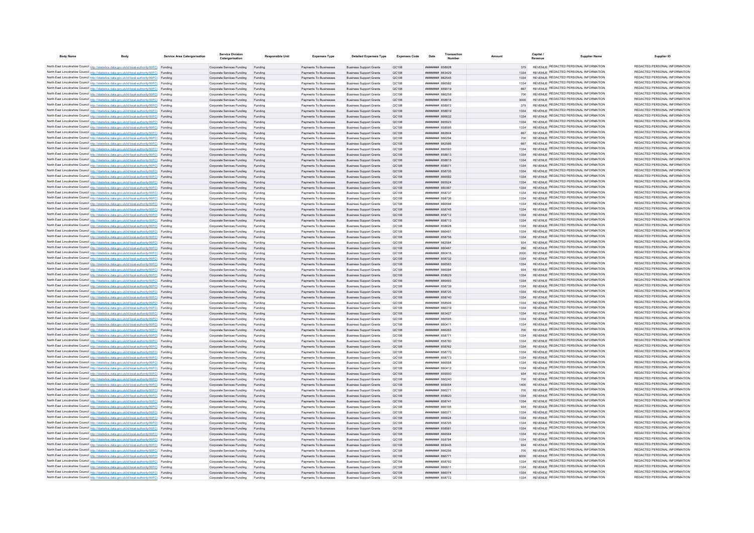| Body Name | Body | Service Area Catergorisation | Service Division Catergorisation | Responsible Unit | Expenses Type | Detailed Expenses Type | Expenses Code | Date | Transaction Number | Amount | Capital / Revenue | Supplier Name | Supplier ID |
|---|---|---|---|---|---|---|---|---|---|---|---|---|---|
| North East Lincolnshire Council | http://statistics.data.gov.uk/id/local-authority/00FC) | Funding | Corporate Services Funding | Funding | Payments To Businesses | Business Support Grants | QC108 | ######## | 858928 | 375 | REVENUE | REDACTED PERSONAL INFORMATION | REDACTED PERSONAL INFORMATION |
| North East Lincolnshire Council | http://statistics.data.gov.uk/id/local-authority/00FC) | Funding | Corporate Services Funding | Funding | Payments To Businesses | Business Support Grants | QC108 | ######## | 863429 | 1334 | REVENUE | REDACTED PERSONAL INFORMATION | REDACTED PERSONAL INFORMATION |
| North East Lincolnshire Council | http://statistics.data.gov.uk/id/local-authority/00FC) | Funding | Corporate Services Funding | Funding | Payments To Businesses | Business Support Grants | QC108 | ######## | 862545 | 1334 | REVENUE | REDACTED PERSONAL INFORMATION | REDACTED PERSONAL INFORMATION |
| North East Lincolnshire Council | http://statistics.data.gov.uk/id/local-authority/00FC) | Funding | Corporate Services Funding | Funding | Payments To Businesses | Business Support Grants | QC108 | ######## | 866582 | 1334 | REVENUE | REDACTED PERSONAL INFORMATION | REDACTED PERSONAL INFORMATION |
| North East Lincolnshire Council | http://statistics.data.gov.uk/id/local-authority/00FC) | Funding | Corporate Services Funding | Funding | Payments To Businesses | Business Support Grants | QC108 | ######## | 859019 | 667 | REVENUE | REDACTED PERSONAL INFORMATION | REDACTED PERSONAL INFORMATION |
| North East Lincolnshire Council | http://statistics.data.gov.uk/id/local-authority/00FC) | Funding | Corporate Services Funding | Funding | Payments To Businesses | Business Support Grants | QC108 | ######## | 866258 | 700 | REVENUE | REDACTED PERSONAL INFORMATION | REDACTED PERSONAL INFORMATION |
| North East Lincolnshire Council | http://statistics.data.gov.uk/id/local-authority/00FC) | Funding | Corporate Services Funding | Funding | Payments To Businesses | Business Support Grants | QC108 | ######## | 858816 | 3000 | REVENUE | REDACTED PERSONAL INFORMATION | REDACTED PERSONAL INFORMATION |
| North East Lincolnshire Council | http://statistics.data.gov.uk/id/local-authority/00FC) | Funding | Corporate Services Funding | Funding | Payments To Businesses | Business Support Grants | QC108 | ######## | 858972 | 375 | REVENUE | REDACTED PERSONAL INFORMATION | REDACTED PERSONAL INFORMATION |
| North East Lincolnshire Council | http://statistics.data.gov.uk/id/local-authority/00FC) | Funding | Corporate Services Funding | Funding | Payments To Businesses | Business Support Grants | QC108 | ######## | 858619 | 1334 | REVENUE | REDACTED PERSONAL INFORMATION | REDACTED PERSONAL INFORMATION |
| North East Lincolnshire Council | http://statistics.data.gov.uk/id/local-authority/00FC) | Funding | Corporate Services Funding | Funding | Payments To Businesses | Business Support Grants | QC108 | ######## | 866632 | 1334 | REVENUE | REDACTED PERSONAL INFORMATION | REDACTED PERSONAL INFORMATION |
| North East Lincolnshire Council | http://statistics.data.gov.uk/id/local-authority/00FC) | Funding | Corporate Services Funding | Funding | Payments To Businesses | Business Support Grants | QC108 | ######## | 865523 | 1334 | REVENUE | REDACTED PERSONAL INFORMATION | REDACTED PERSONAL INFORMATION |
| North East Lincolnshire Council | http://statistics.data.gov.uk/id/local-authority/00FC) | Funding | Corporate Services Funding | Funding | Payments To Businesses | Business Support Grants | QC108 | ######## | 858595 | 1334 | REVENUE | REDACTED PERSONAL INFORMATION | REDACTED PERSONAL INFORMATION |
| North East Lincolnshire Council | http://statistics.data.gov.uk/id/local-authority/00FC) | Funding | Corporate Services Funding | Funding | Payments To Businesses | Business Support Grants | QC108 | ######## | 862604 | 667 | REVENUE | REDACTED PERSONAL INFORMATION | REDACTED PERSONAL INFORMATION |
| North East Lincolnshire Council | http://statistics.data.gov.uk/id/local-authority/00FC) | Funding | Corporate Services Funding | Funding | Payments To Businesses | Business Support Grants | QC108 | ######## | 866294 | 700 | REVENUE | REDACTED PERSONAL INFORMATION | REDACTED PERSONAL INFORMATION |
| North East Lincolnshire Council | http://statistics.data.gov.uk/id/local-authority/00FC) | Funding | Corporate Services Funding | Funding | Payments To Businesses | Business Support Grants | QC108 | ######## | 862586 | 667 | REVENUE | REDACTED PERSONAL INFORMATION | REDACTED PERSONAL INFORMATION |
| North East Lincolnshire Council | http://statistics.data.gov.uk/id/local-authority/00FC) | Funding | Corporate Services Funding | Funding | Payments To Businesses | Business Support Grants | QC108 | ######## | 866593 | 1334 | REVENUE | REDACTED PERSONAL INFORMATION | REDACTED PERSONAL INFORMATION |
| North East Lincolnshire Council | http://statistics.data.gov.uk/id/local-authority/00FC) | Funding | Corporate Services Funding | Funding | Payments To Businesses | Business Support Grants | QC108 | ######## | 858613 | 1334 | REVENUE | REDACTED PERSONAL INFORMATION | REDACTED PERSONAL INFORMATION |
| North East Lincolnshire Council | http://statistics.data.gov.uk/id/local-authority/00FC) | Funding | Corporate Services Funding | Funding | Payments To Businesses | Business Support Grants | QC108 | ######## | 858615 | 1334 | REVENUE | REDACTED PERSONAL INFORMATION | REDACTED PERSONAL INFORMATION |
| North East Lincolnshire Council | http://statistics.data.gov.uk/id/local-authority/00FC) | Funding | Corporate Services Funding | Funding | Payments To Businesses | Business Support Grants | QC108 | ######## | 858571 | 1334 | REVENUE | REDACTED PERSONAL INFORMATION | REDACTED PERSONAL INFORMATION |
| North East Lincolnshire Council | http://statistics.data.gov.uk/id/local-authority/00FC) | Funding | Corporate Services Funding | Funding | Payments To Businesses | Business Support Grants | QC108 | ######## | 858735 | 1334 | REVENUE | REDACTED PERSONAL INFORMATION | REDACTED PERSONAL INFORMATION |
| North East Lincolnshire Council | http://statistics.data.gov.uk/id/local-authority/00FC) | Funding | Corporate Services Funding | Funding | Payments To Businesses | Business Support Grants | QC108 | ######## | 866592 | 1334 | REVENUE | REDACTED PERSONAL INFORMATION | REDACTED PERSONAL INFORMATION |
| North East Lincolnshire Council | http://statistics.data.gov.uk/id/local-authority/00FC) | Funding | Corporate Services Funding | Funding | Payments To Businesses | Business Support Grants | QC108 | ######## | 865524 | 1334 | REVENUE | REDACTED PERSONAL INFORMATION | REDACTED PERSONAL INFORMATION |
| North East Lincolnshire Council | http://statistics.data.gov.uk/id/local-authority/00FC) | Funding | Corporate Services Funding | Funding | Payments To Businesses | Business Support Grants | QC108 | ######## | 860367 | 1334 | REVENUE | REDACTED PERSONAL INFORMATION | REDACTED PERSONAL INFORMATION |
| North East Lincolnshire Council | http://statistics.data.gov.uk/id/local-authority/00FC) | Funding | Corporate Services Funding | Funding | Payments To Businesses | Business Support Grants | QC108 | ######## | 858737 | 1334 | REVENUE | REDACTED PERSONAL INFORMATION | REDACTED PERSONAL INFORMATION |
| North East Lincolnshire Council | http://statistics.data.gov.uk/id/local-authority/00FC) | Funding | Corporate Services Funding | Funding | Payments To Businesses | Business Support Grants | QC108 | ######## | 858736 | 1334 | REVENUE | REDACTED PERSONAL INFORMATION | REDACTED PERSONAL INFORMATION |
| North East Lincolnshire Council | http://statistics.data.gov.uk/id/local-authority/00FC) | Funding | Corporate Services Funding | Funding | Payments To Businesses | Business Support Grants | QC108 | ######## | 866594 | 1334 | REVENUE | REDACTED PERSONAL INFORMATION | REDACTED PERSONAL INFORMATION |
| North East Lincolnshire Council | http://statistics.data.gov.uk/id/local-authority/00FC) | Funding | Corporate Services Funding | Funding | Payments To Businesses | Business Support Grants | QC108 | ######## | 858745 | 1334 | REVENUE | REDACTED PERSONAL INFORMATION | REDACTED PERSONAL INFORMATION |
| North East Lincolnshire Council | http://statistics.data.gov.uk/id/local-authority/00FC) | Funding | Corporate Services Funding | Funding | Payments To Businesses | Business Support Grants | QC108 | ######## | 858712 | 1334 | REVENUE | REDACTED PERSONAL INFORMATION | REDACTED PERSONAL INFORMATION |
| North East Lincolnshire Council | http://statistics.data.gov.uk/id/local-authority/00FC) | Funding | Corporate Services Funding | Funding | Payments To Businesses | Business Support Grants | QC108 | ######## | 858713 | 1334 | REVENUE | REDACTED PERSONAL INFORMATION | REDACTED PERSONAL INFORMATION |
| North East Lincolnshire Council | http://statistics.data.gov.uk/id/local-authority/00FC) | Funding | Corporate Services Funding | Funding | Payments To Businesses | Business Support Grants | QC108 | ######## | 858628 | 1334 | REVENUE | REDACTED PERSONAL INFORMATION | REDACTED PERSONAL INFORMATION |
| North East Lincolnshire Council | http://statistics.data.gov.uk/id/local-authority/00FC) | Funding | Corporate Services Funding | Funding | Payments To Businesses | Business Support Grants | QC108 | ######## | 866491 | 1334 | REVENUE | REDACTED PERSONAL INFORMATION | REDACTED PERSONAL INFORMATION |
| North East Lincolnshire Council | http://statistics.data.gov.uk/id/local-authority/00FC) | Funding | Corporate Services Funding | Funding | Payments To Businesses | Business Support Grants | QC108 | ######## | 858756 | 1334 | REVENUE | REDACTED PERSONAL INFORMATION | REDACTED PERSONAL INFORMATION |
| North East Lincolnshire Council | http://statistics.data.gov.uk/id/local-authority/00FC) | Funding | Corporate Services Funding | Funding | Payments To Businesses | Business Support Grants | QC108 | ######## | 862584 | 934 | REVENUE | REDACTED PERSONAL INFORMATION | REDACTED PERSONAL INFORMATION |
| North East Lincolnshire Council | http://statistics.data.gov.uk/id/local-authority/00FC) | Funding | Corporate Services Funding | Funding | Payments To Businesses | Business Support Grants | QC108 | ######## | 860467 | 250 | REVENUE | REDACTED PERSONAL INFORMATION | REDACTED PERSONAL INFORMATION |
| North East Lincolnshire Council | http://statistics.data.gov.uk/id/local-authority/00FC) | Funding | Corporate Services Funding | Funding | Payments To Businesses | Business Support Grants | QC108 | ######## | 860416 | 2000 | REVENUE | REDACTED PERSONAL INFORMATION | REDACTED PERSONAL INFORMATION |
| North East Lincolnshire Council | http://statistics.data.gov.uk/id/local-authority/00FC) | Funding | Corporate Services Funding | Funding | Payments To Businesses | Business Support Grants | QC108 | ######## | 858732 | 1334 | REVENUE | REDACTED PERSONAL INFORMATION | REDACTED PERSONAL INFORMATION |
| North East Lincolnshire Council | http://statistics.data.gov.uk/id/local-authority/00FC) | Funding | Corporate Services Funding | Funding | Payments To Businesses | Business Support Grants | QC108 | ######## | 866583 | 1334 | REVENUE | REDACTED PERSONAL INFORMATION | REDACTED PERSONAL INFORMATION |
| North East Lincolnshire Council | http://statistics.data.gov.uk/id/local-authority/00FC) | Funding | Corporate Services Funding | Funding | Payments To Businesses | Business Support Grants | QC108 | ######## | 866094 | 934 | REVENUE | REDACTED PERSONAL INFORMATION | REDACTED PERSONAL INFORMATION |
| North East Lincolnshire Council | http://statistics.data.gov.uk/id/local-authority/00FC) | Funding | Corporate Services Funding | Funding | Payments To Businesses | Business Support Grants | QC108 | ######## | 858629 | 1334 | REVENUE | REDACTED PERSONAL INFORMATION | REDACTED PERSONAL INFORMATION |
| North East Lincolnshire Council | http://statistics.data.gov.uk/id/local-authority/00FC) | Funding | Corporate Services Funding | Funding | Payments To Businesses | Business Support Grants | QC108 | ######## | 866493 | 1334 | REVENUE | REDACTED PERSONAL INFORMATION | REDACTED PERSONAL INFORMATION |
| North East Lincolnshire Council | http://statistics.data.gov.uk/id/local-authority/00FC) | Funding | Corporate Services Funding | Funding | Payments To Businesses | Business Support Grants | QC108 | ######## | 858739 | 1334 | REVENUE | REDACTED PERSONAL INFORMATION | REDACTED PERSONAL INFORMATION |
| North East Lincolnshire Council | http://statistics.data.gov.uk/id/local-authority/00FC) | Funding | Corporate Services Funding | Funding | Payments To Businesses | Business Support Grants | QC108 | ######## | 858725 | 1334 | REVENUE | REDACTED PERSONAL INFORMATION | REDACTED PERSONAL INFORMATION |
| North East Lincolnshire Council | http://statistics.data.gov.uk/id/local-authority/00FC) | Funding | Corporate Services Funding | Funding | Payments To Businesses | Business Support Grants | QC108 | ######## | 858740 | 1334 | REVENUE | REDACTED PERSONAL INFORMATION | REDACTED PERSONAL INFORMATION |
| North East Lincolnshire Council | http://statistics.data.gov.uk/id/local-authority/00FC) | Funding | Corporate Services Funding | Funding | Payments To Businesses | Business Support Grants | QC108 | ######## | 858508 | 1334 | REVENUE | REDACTED PERSONAL INFORMATION | REDACTED PERSONAL INFORMATION |
| North East Lincolnshire Council | http://statistics.data.gov.uk/id/local-authority/00FC) | Funding | Corporate Services Funding | Funding | Payments To Businesses | Business Support Grants | QC108 | ######## | 866319 | 1334 | REVENUE | REDACTED PERSONAL INFORMATION | REDACTED PERSONAL INFORMATION |
| North East Lincolnshire Council | http://statistics.data.gov.uk/id/local-authority/00FC) | Funding | Corporate Services Funding | Funding | Payments To Businesses | Business Support Grants | QC108 | ######## | 863427 | 1334 | REVENUE | REDACTED PERSONAL INFORMATION | REDACTED PERSONAL INFORMATION |
| North East Lincolnshire Council | http://statistics.data.gov.uk/id/local-authority/00FC) | Funding | Corporate Services Funding | Funding | Payments To Businesses | Business Support Grants | QC108 | ######## | 866595 | 1334 | REVENUE | REDACTED PERSONAL INFORMATION | REDACTED PERSONAL INFORMATION |
| North East Lincolnshire Council | http://statistics.data.gov.uk/id/local-authority/00FC) | Funding | Corporate Services Funding | Funding | Payments To Businesses | Business Support Grants | QC108 | ######## | 860411 | 1334 | REVENUE | REDACTED PERSONAL INFORMATION | REDACTED PERSONAL INFORMATION |
| North East Lincolnshire Council | http://statistics.data.gov.uk/id/local-authority/00FC) | Funding | Corporate Services Funding | Funding | Payments To Businesses | Business Support Grants | QC108 | ######## | 866263 | 700 | REVENUE | REDACTED PERSONAL INFORMATION | REDACTED PERSONAL INFORMATION |
| North East Lincolnshire Council | http://statistics.data.gov.uk/id/local-authority/00FC) | Funding | Corporate Services Funding | Funding | Payments To Businesses | Business Support Grants | QC108 | ######## | 858771 | 1334 | REVENUE | REDACTED PERSONAL INFORMATION | REDACTED PERSONAL INFORMATION |
| North East Lincolnshire Council | http://statistics.data.gov.uk/id/local-authority/00FC) | Funding | Corporate Services Funding | Funding | Payments To Businesses | Business Support Grants | QC108 | ######## | 858780 | 1334 | REVENUE | REDACTED PERSONAL INFORMATION | REDACTED PERSONAL INFORMATION |
| North East Lincolnshire Council | http://statistics.data.gov.uk/id/local-authority/00FC) | Funding | Corporate Services Funding | Funding | Payments To Businesses | Business Support Grants | QC108 | ######## | 858762 | 1334 | REVENUE | REDACTED PERSONAL INFORMATION | REDACTED PERSONAL INFORMATION |
| North East Lincolnshire Council | http://statistics.data.gov.uk/id/local-authority/00FC) | Funding | Corporate Services Funding | Funding | Payments To Businesses | Business Support Grants | QC108 | ######## | 858770 | 1334 | REVENUE | REDACTED PERSONAL INFORMATION | REDACTED PERSONAL INFORMATION |
| North East Lincolnshire Council | http://statistics.data.gov.uk/id/local-authority/00FC) | Funding | Corporate Services Funding | Funding | Payments To Businesses | Business Support Grants | QC108 | ######## | 858773 | 1334 | REVENUE | REDACTED PERSONAL INFORMATION | REDACTED PERSONAL INFORMATION |
| North East Lincolnshire Council | http://statistics.data.gov.uk/id/local-authority/00FC) | Funding | Corporate Services Funding | Funding | Payments To Businesses | Business Support Grants | QC108 | ######## | 866558 | 1334 | REVENUE | REDACTED PERSONAL INFORMATION | REDACTED PERSONAL INFORMATION |
| North East Lincolnshire Council | http://statistics.data.gov.uk/id/local-authority/00FC) | Funding | Corporate Services Funding | Funding | Payments To Businesses | Business Support Grants | QC108 | ######## | 860412 | 1334 | REVENUE | REDACTED PERSONAL INFORMATION | REDACTED PERSONAL INFORMATION |
| North East Lincolnshire Council | http://statistics.data.gov.uk/id/local-authority/00FC) | Funding | Corporate Services Funding | Funding | Payments To Businesses | Business Support Grants | QC108 | ######## | 859000 | 934 | REVENUE | REDACTED PERSONAL INFORMATION | REDACTED PERSONAL INFORMATION |
| North East Lincolnshire Council | http://statistics.data.gov.uk/id/local-authority/00FC) | Funding | Corporate Services Funding | Funding | Payments To Businesses | Business Support Grants | QC108 | ######## | 866240 | 700 | REVENUE | REDACTED PERSONAL INFORMATION | REDACTED PERSONAL INFORMATION |
| North East Lincolnshire Council | http://statistics.data.gov.uk/id/local-authority/00FC) | Funding | Corporate Services Funding | Funding | Payments To Businesses | Business Support Grants | QC108 | ######## | 859054 | 1400 | REVENUE | REDACTED PERSONAL INFORMATION | REDACTED PERSONAL INFORMATION |
| North East Lincolnshire Council | http://statistics.data.gov.uk/id/local-authority/00FC) | Funding | Corporate Services Funding | Funding | Payments To Businesses | Business Support Grants | QC108 | ######## | 866271 | 700 | REVENUE | REDACTED PERSONAL INFORMATION | REDACTED PERSONAL INFORMATION |
| North East Lincolnshire Council | http://statistics.data.gov.uk/id/local-authority/00FC) | Funding | Corporate Services Funding | Funding | Payments To Businesses | Business Support Grants | QC108 | ######## | 858820 | 1334 | REVENUE | REDACTED PERSONAL INFORMATION | REDACTED PERSONAL INFORMATION |
| North East Lincolnshire Council | http://statistics.data.gov.uk/id/local-authority/00FC) | Funding | Corporate Services Funding | Funding | Payments To Businesses | Business Support Grants | QC108 | ######## | 858741 | 1334 | REVENUE | REDACTED PERSONAL INFORMATION | REDACTED PERSONAL INFORMATION |
| North East Lincolnshire Council | http://statistics.data.gov.uk/id/local-authority/00FC) | Funding | Corporate Services Funding | Funding | Payments To Businesses | Business Support Grants | QC108 | ######## | 866105 | 934 | REVENUE | REDACTED PERSONAL INFORMATION | REDACTED PERSONAL INFORMATION |
| North East Lincolnshire Council | http://statistics.data.gov.uk/id/local-authority/00FC) | Funding | Corporate Services Funding | Funding | Payments To Businesses | Business Support Grants | QC108 | ######## | 868071 | 1334 | REVENUE | REDACTED PERSONAL INFORMATION | REDACTED PERSONAL INFORMATION |
| North East Lincolnshire Council | http://statistics.data.gov.uk/id/local-authority/00FC) | Funding | Corporate Services Funding | Funding | Payments To Businesses | Business Support Grants | QC108 | ######## | 866624 | 1334 | REVENUE | REDACTED PERSONAL INFORMATION | REDACTED PERSONAL INFORMATION |
| North East Lincolnshire Council | http://statistics.data.gov.uk/id/local-authority/00FC) | Funding | Corporate Services Funding | Funding | Payments To Businesses | Business Support Grants | QC108 | ######## | 858705 | 1334 | REVENUE | REDACTED PERSONAL INFORMATION | REDACTED PERSONAL INFORMATION |
| North East Lincolnshire Council | http://statistics.data.gov.uk/id/local-authority/00FC) | Funding | Corporate Services Funding | Funding | Payments To Businesses | Business Support Grants | QC108 | ######## | 858581 | 1334 | REVENUE | REDACTED PERSONAL INFORMATION | REDACTED PERSONAL INFORMATION |
| North East Lincolnshire Council | http://statistics.data.gov.uk/id/local-authority/00FC) | Funding | Corporate Services Funding | Funding | Payments To Businesses | Business Support Grants | QC108 | ######## | 866584 | 1334 | REVENUE | REDACTED PERSONAL INFORMATION | REDACTED PERSONAL INFORMATION |
| North East Lincolnshire Council | http://statistics.data.gov.uk/id/local-authority/00FC) | Funding | Corporate Services Funding | Funding | Payments To Businesses | Business Support Grants | QC108 | ######## | 858784 | 1334 | REVENUE | REDACTED PERSONAL INFORMATION | REDACTED PERSONAL INFORMATION |
| North East Lincolnshire Council | http://statistics.data.gov.uk/id/local-authority/00FC) | Funding | Corporate Services Funding | Funding | Payments To Businesses | Business Support Grants | QC108 | ######## | 863445 | 934 | REVENUE | REDACTED PERSONAL INFORMATION | REDACTED PERSONAL INFORMATION |
| North East Lincolnshire Council | http://statistics.data.gov.uk/id/local-authority/00FC) | Funding | Corporate Services Funding | Funding | Payments To Businesses | Business Support Grants | QC108 | ######## | 866256 | 700 | REVENUE | REDACTED PERSONAL INFORMATION | REDACTED PERSONAL INFORMATION |
| North East Lincolnshire Council | http://statistics.data.gov.uk/id/local-authority/00FC) | Funding | Corporate Services Funding | Funding | Payments To Businesses | Business Support Grants | QC108 | ######## | 866771 | 6000 | REVENUE | REDACTED PERSONAL INFORMATION | REDACTED PERSONAL INFORMATION |
| North East Lincolnshire Council | http://statistics.data.gov.uk/id/local-authority/00FC) | Funding | Corporate Services Funding | Funding | Payments To Businesses | Business Support Grants | QC108 | ######## | 858792 | 1334 | REVENUE | REDACTED PERSONAL INFORMATION | REDACTED PERSONAL INFORMATION |
| North East Lincolnshire Council | http://statistics.data.gov.uk/id/local-authority/00FC) | Funding | Corporate Services Funding | Funding | Payments To Businesses | Business Support Grants | QC108 | ######## | 866611 | 1334 | REVENUE | REDACTED PERSONAL INFORMATION | REDACTED PERSONAL INFORMATION |
| North East Lincolnshire Council | http://statistics.data.gov.uk/id/local-authority/00FC) | Funding | Corporate Services Funding | Funding | Payments To Businesses | Business Support Grants | QC108 | ######## | 868074 | 1334 | REVENUE | REDACTED PERSONAL INFORMATION | REDACTED PERSONAL INFORMATION |
| North East Lincolnshire Council | http://statistics.data.gov.uk/id/local-authority/00FC) | Funding | Corporate Services Funding | Funding | Payments To Businesses | Business Support Grants | QC108 | ######## | 858772 | 1334 | REVENUE | REDACTED PERSONAL INFORMATION | REDACTED PERSONAL INFORMATION |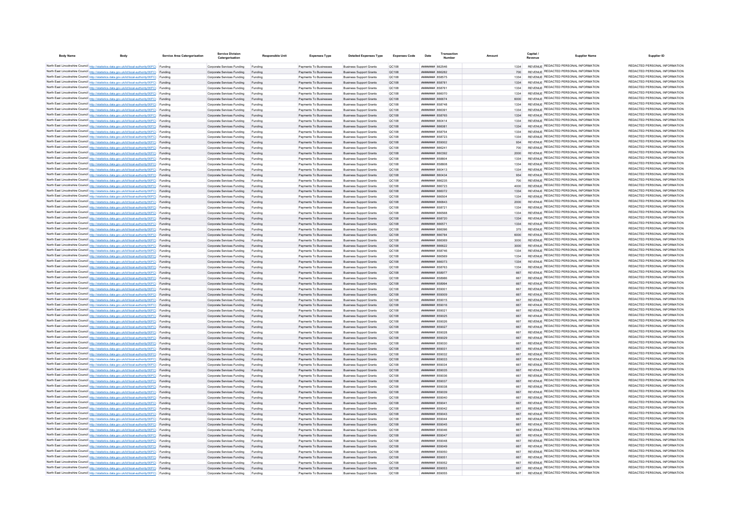| Body Name | Body | Service Area Catergorisation | Service Division Catergorisation | Responsible Unit | Expenses Type | Detailed Expenses Type | Expenses Code | Date | Transaction Number | Amount | Capital / Revenue | Supplier Name | Supplier ID |
|---|---|---|---|---|---|---|---|---|---|---|---|---|---|
| North East Lincolnshire Council | http://statistics.data.gov.uk/id/local-authority/00FC | Funding | Corporate Services Funding | Funding | Payments To Businesses | Business Support Grants | QC108 | ######## | 862546 | 1334 | REVENUE | REDACTED PERSONAL INFORMATION | REDACTED PERSONAL INFORMATION |
| North East Lincolnshire Council | http://statistics.data.gov.uk/id/local-authority/00FC | Funding | Corporate Services Funding | Funding | Payments To Businesses | Business Support Grants | QC108 | ######## | 866282 | 700 | REVENUE | REDACTED PERSONAL INFORMATION | REDACTED PERSONAL INFORMATION |
| North East Lincolnshire Council | http://statistics.data.gov.uk/id/local-authority/00FC | Funding | Corporate Services Funding | Funding | Payments To Businesses | Business Support Grants | QC108 | ######## | 858575 | 1334 | REVENUE | REDACTED PERSONAL INFORMATION | REDACTED PERSONAL INFORMATION |
| North East Lincolnshire Council | http://statistics.data.gov.uk/id/local-authority/00FC | Funding | Corporate Services Funding | Funding | Payments To Businesses | Business Support Grants | QC108 | ######## | 858781 | 1334 | REVENUE | REDACTED PERSONAL INFORMATION | REDACTED PERSONAL INFORMATION |
| North East Lincolnshire Council | http://statistics.data.gov.uk/id/local-authority/00FC | Funding | Corporate Services Funding | Funding | Payments To Businesses | Business Support Grants | QC108 | ######## | 858761 | 1334 | REVENUE | REDACTED PERSONAL INFORMATION | REDACTED PERSONAL INFORMATION |
| North East Lincolnshire Council | http://statistics.data.gov.uk/id/local-authority/00FC | Funding | Corporate Services Funding | Funding | Payments To Businesses | Business Support Grants | QC108 | ######## | 866070 | 1334 | REVENUE | REDACTED PERSONAL INFORMATION | REDACTED PERSONAL INFORMATION |
| North East Lincolnshire Council | http://statistics.data.gov.uk/id/local-authority/00FC | Funding | Corporate Services Funding | Funding | Payments To Businesses | Business Support Grants | QC108 | ######## | 866874 | 6000 | REVENUE | REDACTED PERSONAL INFORMATION | REDACTED PERSONAL INFORMATION |
| North East Lincolnshire Council | http://statistics.data.gov.uk/id/local-authority/00FC | Funding | Corporate Services Funding | Funding | Payments To Businesses | Business Support Grants | QC108 | ######## | 858748 | 1334 | REVENUE | REDACTED PERSONAL INFORMATION | REDACTED PERSONAL INFORMATION |
| North East Lincolnshire Council | http://statistics.data.gov.uk/id/local-authority/00FC | Funding | Corporate Services Funding | Funding | Payments To Businesses | Business Support Grants | QC108 | ######## | 866391 | 1334 | REVENUE | REDACTED PERSONAL INFORMATION | REDACTED PERSONAL INFORMATION |
| North East Lincolnshire Council | http://statistics.data.gov.uk/id/local-authority/00FC | Funding | Corporate Services Funding | Funding | Payments To Businesses | Business Support Grants | QC108 | ######## | 858765 | 1334 | REVENUE | REDACTED PERSONAL INFORMATION | REDACTED PERSONAL INFORMATION |
| North East Lincolnshire Council | http://statistics.data.gov.uk/id/local-authority/00FC | Funding | Corporate Services Funding | Funding | Payments To Businesses | Business Support Grants | QC108 | ######## | 860414 | 1334 | REVENUE | REDACTED PERSONAL INFORMATION | REDACTED PERSONAL INFORMATION |
| North East Lincolnshire Council | http://statistics.data.gov.uk/id/local-authority/00FC | Funding | Corporate Services Funding | Funding | Payments To Businesses | Business Support Grants | QC108 | ######## | 866081 | 1334 | REVENUE | REDACTED PERSONAL INFORMATION | REDACTED PERSONAL INFORMATION |
| North East Lincolnshire Council | http://statistics.data.gov.uk/id/local-authority/00FC | Funding | Corporate Services Funding | Funding | Payments To Businesses | Business Support Grants | QC108 | ######## | 858754 | 1334 | REVENUE | REDACTED PERSONAL INFORMATION | REDACTED PERSONAL INFORMATION |
| North East Lincolnshire Council | http://statistics.data.gov.uk/id/local-authority/00FC | Funding | Corporate Services Funding | Funding | Payments To Businesses | Business Support Grants | QC108 | ######## | 858723 | 1334 | REVENUE | REDACTED PERSONAL INFORMATION | REDACTED PERSONAL INFORMATION |
| North East Lincolnshire Council | http://statistics.data.gov.uk/id/local-authority/00FC | Funding | Corporate Services Funding | Funding | Payments To Businesses | Business Support Grants | QC108 | ######## | 859002 | 934 | REVENUE | REDACTED PERSONAL INFORMATION | REDACTED PERSONAL INFORMATION |
| North East Lincolnshire Council | http://statistics.data.gov.uk/id/local-authority/00FC | Funding | Corporate Services Funding | Funding | Payments To Businesses | Business Support Grants | QC108 | ######## | 866241 | 700 | REVENUE | REDACTED PERSONAL INFORMATION | REDACTED PERSONAL INFORMATION |
| North East Lincolnshire Council | http://statistics.data.gov.uk/id/local-authority/00FC | Funding | Corporate Services Funding | Funding | Payments To Businesses | Business Support Grants | QC108 | ######## | 860392 | 2000 | REVENUE | REDACTED PERSONAL INFORMATION | REDACTED PERSONAL INFORMATION |
| North East Lincolnshire Council | http://statistics.data.gov.uk/id/local-authority/00FC | Funding | Corporate Services Funding | Funding | Payments To Businesses | Business Support Grants | QC108 | ######## | 858804 | 1334 | REVENUE | REDACTED PERSONAL INFORMATION | REDACTED PERSONAL INFORMATION |
| North East Lincolnshire Council | http://statistics.data.gov.uk/id/local-authority/00FC | Funding | Corporate Services Funding | Funding | Payments To Businesses | Business Support Grants | QC108 | ######## | 858808 | 1334 | REVENUE | REDACTED PERSONAL INFORMATION | REDACTED PERSONAL INFORMATION |
| North East Lincolnshire Council | http://statistics.data.gov.uk/id/local-authority/00FC | Funding | Corporate Services Funding | Funding | Payments To Businesses | Business Support Grants | QC108 | ######## | 860413 | 1334 | REVENUE | REDACTED PERSONAL INFORMATION | REDACTED PERSONAL INFORMATION |
| North East Lincolnshire Council | http://statistics.data.gov.uk/id/local-authority/00FC | Funding | Corporate Services Funding | Funding | Payments To Businesses | Business Support Grants | QC108 | ######## | 860434 | 934 | REVENUE | REDACTED PERSONAL INFORMATION | REDACTED PERSONAL INFORMATION |
| North East Lincolnshire Council | http://statistics.data.gov.uk/id/local-authority/00FC | Funding | Corporate Services Funding | Funding | Payments To Businesses | Business Support Grants | QC108 | ######## | 866235 | 700 | REVENUE | REDACTED PERSONAL INFORMATION | REDACTED PERSONAL INFORMATION |
| North East Lincolnshire Council | http://statistics.data.gov.uk/id/local-authority/00FC | Funding | Corporate Services Funding | Funding | Payments To Businesses | Business Support Grants | QC108 | ######## | 866723 | 4000 | REVENUE | REDACTED PERSONAL INFORMATION | REDACTED PERSONAL INFORMATION |
| North East Lincolnshire Council | http://statistics.data.gov.uk/id/local-authority/00FC | Funding | Corporate Services Funding | Funding | Payments To Businesses | Business Support Grants | QC108 | ######## | 866072 | 1334 | REVENUE | REDACTED PERSONAL INFORMATION | REDACTED PERSONAL INFORMATION |
| North East Lincolnshire Council | http://statistics.data.gov.uk/id/local-authority/00FC | Funding | Corporate Services Funding | Funding | Payments To Businesses | Business Support Grants | QC108 | ######## | 866504 | 1334 | REVENUE | REDACTED PERSONAL INFORMATION | REDACTED PERSONAL INFORMATION |
| North East Lincolnshire Council | http://statistics.data.gov.uk/id/local-authority/00FC | Funding | Corporate Services Funding | Funding | Payments To Businesses | Business Support Grants | QC108 | ######## | 866843 | 2000 | REVENUE | REDACTED PERSONAL INFORMATION | REDACTED PERSONAL INFORMATION |
| North East Lincolnshire Council | http://statistics.data.gov.uk/id/local-authority/00FC | Funding | Corporate Services Funding | Funding | Payments To Businesses | Business Support Grants | QC108 | ######## | 858721 | 1334 | REVENUE | REDACTED PERSONAL INFORMATION | REDACTED PERSONAL INFORMATION |
| North East Lincolnshire Council | http://statistics.data.gov.uk/id/local-authority/00FC | Funding | Corporate Services Funding | Funding | Payments To Businesses | Business Support Grants | QC108 | ######## | 866568 | 1334 | REVENUE | REDACTED PERSONAL INFORMATION | REDACTED PERSONAL INFORMATION |
| North East Lincolnshire Council | http://statistics.data.gov.uk/id/local-authority/00FC | Funding | Corporate Services Funding | Funding | Payments To Businesses | Business Support Grants | QC108 | ######## | 858720 | 1334 | REVENUE | REDACTED PERSONAL INFORMATION | REDACTED PERSONAL INFORMATION |
| North East Lincolnshire Council | http://statistics.data.gov.uk/id/local-authority/00FC | Funding | Corporate Services Funding | Funding | Payments To Businesses | Business Support Grants | QC108 | ######## | 866571 | 1334 | REVENUE | REDACTED PERSONAL INFORMATION | REDACTED PERSONAL INFORMATION |
| North East Lincolnshire Council | http://statistics.data.gov.uk/id/local-authority/00FC | Funding | Corporate Services Funding | Funding | Payments To Businesses | Business Support Grants | QC108 | ######## | 866096 | 375 | REVENUE | REDACTED PERSONAL INFORMATION | REDACTED PERSONAL INFORMATION |
| North East Lincolnshire Council | http://statistics.data.gov.uk/id/local-authority/00FC | Funding | Corporate Services Funding | Funding | Payments To Businesses | Business Support Grants | QC108 | ######## | 866784 | 6000 | REVENUE | REDACTED PERSONAL INFORMATION | REDACTED PERSONAL INFORMATION |
| North East Lincolnshire Council | http://statistics.data.gov.uk/id/local-authority/00FC | Funding | Corporate Services Funding | Funding | Payments To Businesses | Business Support Grants | QC108 | ######## | 866069 | 3000 | REVENUE | REDACTED PERSONAL INFORMATION | REDACTED PERSONAL INFORMATION |
| North East Lincolnshire Council | http://statistics.data.gov.uk/id/local-authority/00FC | Funding | Corporate Services Funding | Funding | Payments To Businesses | Business Support Grants | QC108 | ######## | 866622 | 3000 | REVENUE | REDACTED PERSONAL INFORMATION | REDACTED PERSONAL INFORMATION |
| North East Lincolnshire Council | http://statistics.data.gov.uk/id/local-authority/00FC | Funding | Corporate Services Funding | Funding | Payments To Businesses | Business Support Grants | QC108 | ######## | 858746 | 1334 | REVENUE | REDACTED PERSONAL INFORMATION | REDACTED PERSONAL INFORMATION |
| North East Lincolnshire Council | http://statistics.data.gov.uk/id/local-authority/00FC | Funding | Corporate Services Funding | Funding | Payments To Businesses | Business Support Grants | QC108 | ######## | 866569 | 1334 | REVENUE | REDACTED PERSONAL INFORMATION | REDACTED PERSONAL INFORMATION |
| North East Lincolnshire Council | http://statistics.data.gov.uk/id/local-authority/00FC | Funding | Corporate Services Funding | Funding | Payments To Businesses | Business Support Grants | QC108 | ######## | 866073 | 1334 | REVENUE | REDACTED PERSONAL INFORMATION | REDACTED PERSONAL INFORMATION |
| North East Lincolnshire Council | http://statistics.data.gov.uk/id/local-authority/00FC | Funding | Corporate Services Funding | Funding | Payments To Businesses | Business Support Grants | QC108 | ######## | 858763 | 1334 | REVENUE | REDACTED PERSONAL INFORMATION | REDACTED PERSONAL INFORMATION |
| North East Lincolnshire Council | http://statistics.data.gov.uk/id/local-authority/00FC | Funding | Corporate Services Funding | Funding | Payments To Businesses | Business Support Grants | QC108 | ######## | 858977 | 667 | REVENUE | REDACTED PERSONAL INFORMATION | REDACTED PERSONAL INFORMATION |
| North East Lincolnshire Council | http://statistics.data.gov.uk/id/local-authority/00FC | Funding | Corporate Services Funding | Funding | Payments To Businesses | Business Support Grants | QC108 | ######## | 858986 | 667 | REVENUE | REDACTED PERSONAL INFORMATION | REDACTED PERSONAL INFORMATION |
| North East Lincolnshire Council | http://statistics.data.gov.uk/id/local-authority/00FC | Funding | Corporate Services Funding | Funding | Payments To Businesses | Business Support Grants | QC108 | ######## | 858994 | 667 | REVENUE | REDACTED PERSONAL INFORMATION | REDACTED PERSONAL INFORMATION |
| North East Lincolnshire Council | http://statistics.data.gov.uk/id/local-authority/00FC | Funding | Corporate Services Funding | Funding | Payments To Businesses | Business Support Grants | QC108 | ######## | 859001 | 667 | REVENUE | REDACTED PERSONAL INFORMATION | REDACTED PERSONAL INFORMATION |
| North East Lincolnshire Council | http://statistics.data.gov.uk/id/local-authority/00FC | Funding | Corporate Services Funding | Funding | Payments To Businesses | Business Support Grants | QC108 | ######## | 859009 | 667 | REVENUE | REDACTED PERSONAL INFORMATION | REDACTED PERSONAL INFORMATION |
| North East Lincolnshire Council | http://statistics.data.gov.uk/id/local-authority/00FC | Funding | Corporate Services Funding | Funding | Payments To Businesses | Business Support Grants | QC108 | ######## | 859015 | 667 | REVENUE | REDACTED PERSONAL INFORMATION | REDACTED PERSONAL INFORMATION |
| North East Lincolnshire Council | http://statistics.data.gov.uk/id/local-authority/00FC | Funding | Corporate Services Funding | Funding | Payments To Businesses | Business Support Grants | QC108 | ######## | 859016 | 667 | REVENUE | REDACTED PERSONAL INFORMATION | REDACTED PERSONAL INFORMATION |
| North East Lincolnshire Council | http://statistics.data.gov.uk/id/local-authority/00FC | Funding | Corporate Services Funding | Funding | Payments To Businesses | Business Support Grants | QC108 | ######## | 859021 | 667 | REVENUE | REDACTED PERSONAL INFORMATION | REDACTED PERSONAL INFORMATION |
| North East Lincolnshire Council | http://statistics.data.gov.uk/id/local-authority/00FC | Funding | Corporate Services Funding | Funding | Payments To Businesses | Business Support Grants | QC108 | ######## | 859025 | 667 | REVENUE | REDACTED PERSONAL INFORMATION | REDACTED PERSONAL INFORMATION |
| North East Lincolnshire Council | http://statistics.data.gov.uk/id/local-authority/00FC | Funding | Corporate Services Funding | Funding | Payments To Businesses | Business Support Grants | QC108 | ######## | 859026 | 667 | REVENUE | REDACTED PERSONAL INFORMATION | REDACTED PERSONAL INFORMATION |
| North East Lincolnshire Council | http://statistics.data.gov.uk/id/local-authority/00FC | Funding | Corporate Services Funding | Funding | Payments To Businesses | Business Support Grants | QC108 | ######## | 859027 | 667 | REVENUE | REDACTED PERSONAL INFORMATION | REDACTED PERSONAL INFORMATION |
| North East Lincolnshire Council | http://statistics.data.gov.uk/id/local-authority/00FC | Funding | Corporate Services Funding | Funding | Payments To Businesses | Business Support Grants | QC108 | ######## | 859028 | 667 | REVENUE | REDACTED PERSONAL INFORMATION | REDACTED PERSONAL INFORMATION |
| North East Lincolnshire Council | http://statistics.data.gov.uk/id/local-authority/00FC | Funding | Corporate Services Funding | Funding | Payments To Businesses | Business Support Grants | QC108 | ######## | 859029 | 667 | REVENUE | REDACTED PERSONAL INFORMATION | REDACTED PERSONAL INFORMATION |
| North East Lincolnshire Council | http://statistics.data.gov.uk/id/local-authority/00FC | Funding | Corporate Services Funding | Funding | Payments To Businesses | Business Support Grants | QC108 | ######## | 859030 | 667 | REVENUE | REDACTED PERSONAL INFORMATION | REDACTED PERSONAL INFORMATION |
| North East Lincolnshire Council | http://statistics.data.gov.uk/id/local-authority/00FC | Funding | Corporate Services Funding | Funding | Payments To Businesses | Business Support Grants | QC108 | ######## | 859031 | 667 | REVENUE | REDACTED PERSONAL INFORMATION | REDACTED PERSONAL INFORMATION |
| North East Lincolnshire Council | http://statistics.data.gov.uk/id/local-authority/00FC | Funding | Corporate Services Funding | Funding | Payments To Businesses | Business Support Grants | QC108 | ######## | 859032 | 667 | REVENUE | REDACTED PERSONAL INFORMATION | REDACTED PERSONAL INFORMATION |
| North East Lincolnshire Council | http://statistics.data.gov.uk/id/local-authority/00FC | Funding | Corporate Services Funding | Funding | Payments To Businesses | Business Support Grants | QC108 | ######## | 859033 | 667 | REVENUE | REDACTED PERSONAL INFORMATION | REDACTED PERSONAL INFORMATION |
| North East Lincolnshire Council | http://statistics.data.gov.uk/id/local-authority/00FC | Funding | Corporate Services Funding | Funding | Payments To Businesses | Business Support Grants | QC108 | ######## | 859034 | 667 | REVENUE | REDACTED PERSONAL INFORMATION | REDACTED PERSONAL INFORMATION |
| North East Lincolnshire Council | http://statistics.data.gov.uk/id/local-authority/00FC | Funding | Corporate Services Funding | Funding | Payments To Businesses | Business Support Grants | QC108 | ######## | 859035 | 667 | REVENUE | REDACTED PERSONAL INFORMATION | REDACTED PERSONAL INFORMATION |
| North East Lincolnshire Council | http://statistics.data.gov.uk/id/local-authority/00FC | Funding | Corporate Services Funding | Funding | Payments To Businesses | Business Support Grants | QC108 | ######## | 859036 | 667 | REVENUE | REDACTED PERSONAL INFORMATION | REDACTED PERSONAL INFORMATION |
| North East Lincolnshire Council | http://statistics.data.gov.uk/id/local-authority/00FC | Funding | Corporate Services Funding | Funding | Payments To Businesses | Business Support Grants | QC108 | ######## | 859037 | 667 | REVENUE | REDACTED PERSONAL INFORMATION | REDACTED PERSONAL INFORMATION |
| North East Lincolnshire Council | http://statistics.data.gov.uk/id/local-authority/00FC | Funding | Corporate Services Funding | Funding | Payments To Businesses | Business Support Grants | QC108 | ######## | 859038 | 667 | REVENUE | REDACTED PERSONAL INFORMATION | REDACTED PERSONAL INFORMATION |
| North East Lincolnshire Council | http://statistics.data.gov.uk/id/local-authority/00FC | Funding | Corporate Services Funding | Funding | Payments To Businesses | Business Support Grants | QC108 | ######## | 859039 | 667 | REVENUE | REDACTED PERSONAL INFORMATION | REDACTED PERSONAL INFORMATION |
| North East Lincolnshire Council | http://statistics.data.gov.uk/id/local-authority/00FC | Funding | Corporate Services Funding | Funding | Payments To Businesses | Business Support Grants | QC108 | ######## | 859040 | 667 | REVENUE | REDACTED PERSONAL INFORMATION | REDACTED PERSONAL INFORMATION |
| North East Lincolnshire Council | http://statistics.data.gov.uk/id/local-authority/00FC | Funding | Corporate Services Funding | Funding | Payments To Businesses | Business Support Grants | QC108 | ######## | 859041 | 667 | REVENUE | REDACTED PERSONAL INFORMATION | REDACTED PERSONAL INFORMATION |
| North East Lincolnshire Council | http://statistics.data.gov.uk/id/local-authority/00FC | Funding | Corporate Services Funding | Funding | Payments To Businesses | Business Support Grants | QC108 | ######## | 859042 | 667 | REVENUE | REDACTED PERSONAL INFORMATION | REDACTED PERSONAL INFORMATION |
| North East Lincolnshire Council | http://statistics.data.gov.uk/id/local-authority/00FC | Funding | Corporate Services Funding | Funding | Payments To Businesses | Business Support Grants | QC108 | ######## | 859043 | 667 | REVENUE | REDACTED PERSONAL INFORMATION | REDACTED PERSONAL INFORMATION |
| North East Lincolnshire Council | http://statistics.data.gov.uk/id/local-authority/00FC | Funding | Corporate Services Funding | Funding | Payments To Businesses | Business Support Grants | QC108 | ######## | 859044 | 667 | REVENUE | REDACTED PERSONAL INFORMATION | REDACTED PERSONAL INFORMATION |
| North East Lincolnshire Council | http://statistics.data.gov.uk/id/local-authority/00FC | Funding | Corporate Services Funding | Funding | Payments To Businesses | Business Support Grants | QC108 | ######## | 859045 | 667 | REVENUE | REDACTED PERSONAL INFORMATION | REDACTED PERSONAL INFORMATION |
| North East Lincolnshire Council | http://statistics.data.gov.uk/id/local-authority/00FC | Funding | Corporate Services Funding | Funding | Payments To Businesses | Business Support Grants | QC108 | ######## | 859046 | 667 | REVENUE | REDACTED PERSONAL INFORMATION | REDACTED PERSONAL INFORMATION |
| North East Lincolnshire Council | http://statistics.data.gov.uk/id/local-authority/00FC | Funding | Corporate Services Funding | Funding | Payments To Businesses | Business Support Grants | QC108 | ######## | 859047 | 667 | REVENUE | REDACTED PERSONAL INFORMATION | REDACTED PERSONAL INFORMATION |
| North East Lincolnshire Council | http://statistics.data.gov.uk/id/local-authority/00FC | Funding | Corporate Services Funding | Funding | Payments To Businesses | Business Support Grants | QC108 | ######## | 859048 | 667 | REVENUE | REDACTED PERSONAL INFORMATION | REDACTED PERSONAL INFORMATION |
| North East Lincolnshire Council | http://statistics.data.gov.uk/id/local-authority/00FC | Funding | Corporate Services Funding | Funding | Payments To Businesses | Business Support Grants | QC108 | ######## | 859049 | 667 | REVENUE | REDACTED PERSONAL INFORMATION | REDACTED PERSONAL INFORMATION |
| North East Lincolnshire Council | http://statistics.data.gov.uk/id/local-authority/00FC | Funding | Corporate Services Funding | Funding | Payments To Businesses | Business Support Grants | QC108 | ######## | 859050 | 667 | REVENUE | REDACTED PERSONAL INFORMATION | REDACTED PERSONAL INFORMATION |
| North East Lincolnshire Council | http://statistics.data.gov.uk/id/local-authority/00FC | Funding | Corporate Services Funding | Funding | Payments To Businesses | Business Support Grants | QC108 | ######## | 859051 | 667 | REVENUE | REDACTED PERSONAL INFORMATION | REDACTED PERSONAL INFORMATION |
| North East Lincolnshire Council | http://statistics.data.gov.uk/id/local-authority/00FC | Funding | Corporate Services Funding | Funding | Payments To Businesses | Business Support Grants | QC108 | ######## | 859052 | 667 | REVENUE | REDACTED PERSONAL INFORMATION | REDACTED PERSONAL INFORMATION |
| North East Lincolnshire Council | http://statistics.data.gov.uk/id/local-authority/00FC | Funding | Corporate Services Funding | Funding | Payments To Businesses | Business Support Grants | QC108 | ######## | 859053 | 667 | REVENUE | REDACTED PERSONAL INFORMATION | REDACTED PERSONAL INFORMATION |
| North East Lincolnshire Council | http://statistics.data.gov.uk/id/local-authority/00FC | Funding | Corporate Services Funding | Funding | Payments To Businesses | Business Support Grants | QC108 | ######## | 859055 | 667 | REVENUE | REDACTED PERSONAL INFORMATION | REDACTED PERSONAL INFORMATION |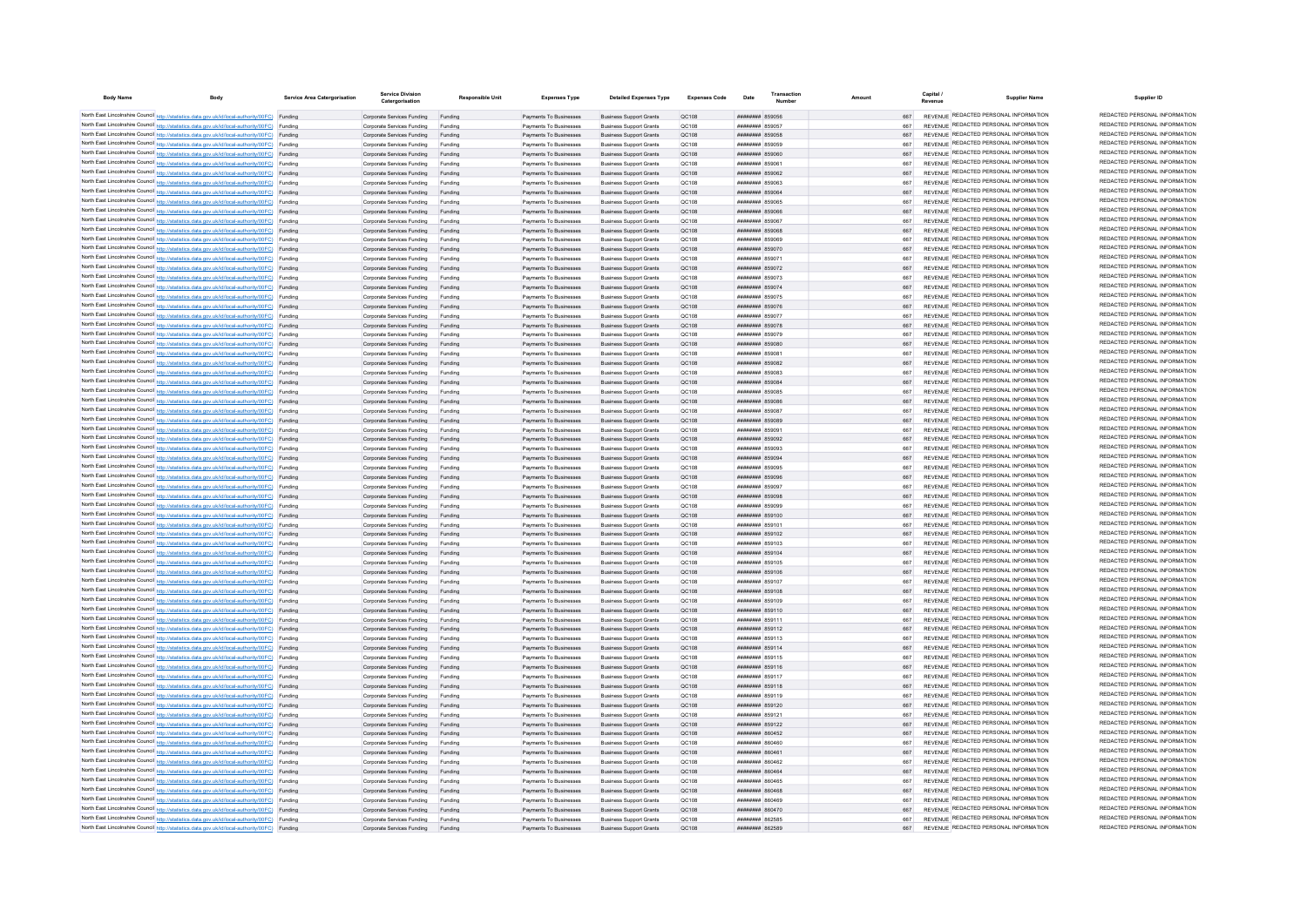| Body Name | Body | Service Area Catergorisation | Service Division Catergorisation | Responsible Unit | Expenses Type | Detailed Expenses Type | Expenses Code | Date | Transaction Number | Amount | Capital / Revenue | Supplier Name | Supplier ID |
|---|---|---|---|---|---|---|---|---|---|---|---|---|---|
| North East Lincolnshire Council | http://statistics.data.gov.uk/id/local-authority/00FC | Funding | Corporate Services Funding | Funding | Payments To Businesses | Business Support Grants | QC108 | ######## | 859056 | 667 | REVENUE | REDACTED PERSONAL INFORMATION | REDACTED PERSONAL INFORMATION |
| North East Lincolnshire Council | http://statistics.data.gov.uk/id/local-authority/00FC | Funding | Corporate Services Funding | Funding | Payments To Businesses | Business Support Grants | QC108 | ######## | 859057 | 667 | REVENUE | REDACTED PERSONAL INFORMATION | REDACTED PERSONAL INFORMATION |
| North East Lincolnshire Council | http://statistics.data.gov.uk/id/local-authority/00FC | Funding | Corporate Services Funding | Funding | Payments To Businesses | Business Support Grants | QC108 | ######## | 859058 | 667 | REVENUE | REDACTED PERSONAL INFORMATION | REDACTED PERSONAL INFORMATION |
| North East Lincolnshire Council | http://statistics.data.gov.uk/id/local-authority/00FC | Funding | Corporate Services Funding | Funding | Payments To Businesses | Business Support Grants | QC108 | ######## | 859059 | 667 | REVENUE | REDACTED PERSONAL INFORMATION | REDACTED PERSONAL INFORMATION |
| North East Lincolnshire Council | http://statistics.data.gov.uk/id/local-authority/00FC | Funding | Corporate Services Funding | Funding | Payments To Businesses | Business Support Grants | QC108 | ######## | 859060 | 667 | REVENUE | REDACTED PERSONAL INFORMATION | REDACTED PERSONAL INFORMATION |
| North East Lincolnshire Council | http://statistics.data.gov.uk/id/local-authority/00FC | Funding | Corporate Services Funding | Funding | Payments To Businesses | Business Support Grants | QC108 | ######## | 859061 | 667 | REVENUE | REDACTED PERSONAL INFORMATION | REDACTED PERSONAL INFORMATION |
| North East Lincolnshire Council | http://statistics.data.gov.uk/id/local-authority/00FC | Funding | Corporate Services Funding | Funding | Payments To Businesses | Business Support Grants | QC108 | ######## | 859062 | 667 | REVENUE | REDACTED PERSONAL INFORMATION | REDACTED PERSONAL INFORMATION |
| North East Lincolnshire Council | http://statistics.data.gov.uk/id/local-authority/00FC | Funding | Corporate Services Funding | Funding | Payments To Businesses | Business Support Grants | QC108 | ######## | 859063 | 667 | REVENUE | REDACTED PERSONAL INFORMATION | REDACTED PERSONAL INFORMATION |
| North East Lincolnshire Council | http://statistics.data.gov.uk/id/local-authority/00FC | Funding | Corporate Services Funding | Funding | Payments To Businesses | Business Support Grants | QC108 | ######## | 859064 | 667 | REVENUE | REDACTED PERSONAL INFORMATION | REDACTED PERSONAL INFORMATION |
| North East Lincolnshire Council | http://statistics.data.gov.uk/id/local-authority/00FC | Funding | Corporate Services Funding | Funding | Payments To Businesses | Business Support Grants | QC108 | ######## | 859065 | 667 | REVENUE | REDACTED PERSONAL INFORMATION | REDACTED PERSONAL INFORMATION |
| North East Lincolnshire Council | http://statistics.data.gov.uk/id/local-authority/00FC | Funding | Corporate Services Funding | Funding | Payments To Businesses | Business Support Grants | QC108 | ######## | 859066 | 667 | REVENUE | REDACTED PERSONAL INFORMATION | REDACTED PERSONAL INFORMATION |
| North East Lincolnshire Council | http://statistics.data.gov.uk/id/local-authority/00FC | Funding | Corporate Services Funding | Funding | Payments To Businesses | Business Support Grants | QC108 | ######## | 859067 | 667 | REVENUE | REDACTED PERSONAL INFORMATION | REDACTED PERSONAL INFORMATION |
| North East Lincolnshire Council | http://statistics.data.gov.uk/id/local-authority/00FC | Funding | Corporate Services Funding | Funding | Payments To Businesses | Business Support Grants | QC108 | ######## | 859068 | 667 | REVENUE | REDACTED PERSONAL INFORMATION | REDACTED PERSONAL INFORMATION |
| North East Lincolnshire Council | http://statistics.data.gov.uk/id/local-authority/00FC | Funding | Corporate Services Funding | Funding | Payments To Businesses | Business Support Grants | QC108 | ######## | 859069 | 667 | REVENUE | REDACTED PERSONAL INFORMATION | REDACTED PERSONAL INFORMATION |
| North East Lincolnshire Council | http://statistics.data.gov.uk/id/local-authority/00FC | Funding | Corporate Services Funding | Funding | Payments To Businesses | Business Support Grants | QC108 | ######## | 859070 | 667 | REVENUE | REDACTED PERSONAL INFORMATION | REDACTED PERSONAL INFORMATION |
| North East Lincolnshire Council | http://statistics.data.gov.uk/id/local-authority/00FC | Funding | Corporate Services Funding | Funding | Payments To Businesses | Business Support Grants | QC108 | ######## | 859071 | 667 | REVENUE | REDACTED PERSONAL INFORMATION | REDACTED PERSONAL INFORMATION |
| North East Lincolnshire Council | http://statistics.data.gov.uk/id/local-authority/00FC | Funding | Corporate Services Funding | Funding | Payments To Businesses | Business Support Grants | QC108 | ######## | 859072 | 667 | REVENUE | REDACTED PERSONAL INFORMATION | REDACTED PERSONAL INFORMATION |
| North East Lincolnshire Council | http://statistics.data.gov.uk/id/local-authority/00FC | Funding | Corporate Services Funding | Funding | Payments To Businesses | Business Support Grants | QC108 | ######## | 859073 | 667 | REVENUE | REDACTED PERSONAL INFORMATION | REDACTED PERSONAL INFORMATION |
| North East Lincolnshire Council | http://statistics.data.gov.uk/id/local-authority/00FC | Funding | Corporate Services Funding | Funding | Payments To Businesses | Business Support Grants | QC108 | ######## | 859074 | 667 | REVENUE | REDACTED PERSONAL INFORMATION | REDACTED PERSONAL INFORMATION |
| North East Lincolnshire Council | http://statistics.data.gov.uk/id/local-authority/00FC | Funding | Corporate Services Funding | Funding | Payments To Businesses | Business Support Grants | QC108 | ######## | 859075 | 667 | REVENUE | REDACTED PERSONAL INFORMATION | REDACTED PERSONAL INFORMATION |
| North East Lincolnshire Council | http://statistics.data.gov.uk/id/local-authority/00FC | Funding | Corporate Services Funding | Funding | Payments To Businesses | Business Support Grants | QC108 | ######## | 859076 | 667 | REVENUE | REDACTED PERSONAL INFORMATION | REDACTED PERSONAL INFORMATION |
| North East Lincolnshire Council | http://statistics.data.gov.uk/id/local-authority/00FC | Funding | Corporate Services Funding | Funding | Payments To Businesses | Business Support Grants | QC108 | ######## | 859077 | 667 | REVENUE | REDACTED PERSONAL INFORMATION | REDACTED PERSONAL INFORMATION |
| North East Lincolnshire Council | http://statistics.data.gov.uk/id/local-authority/00FC | Funding | Corporate Services Funding | Funding | Payments To Businesses | Business Support Grants | QC108 | ######## | 859078 | 667 | REVENUE | REDACTED PERSONAL INFORMATION | REDACTED PERSONAL INFORMATION |
| North East Lincolnshire Council | http://statistics.data.gov.uk/id/local-authority/00FC | Funding | Corporate Services Funding | Funding | Payments To Businesses | Business Support Grants | QC108 | ######## | 859079 | 667 | REVENUE | REDACTED PERSONAL INFORMATION | REDACTED PERSONAL INFORMATION |
| North East Lincolnshire Council | http://statistics.data.gov.uk/id/local-authority/00FC | Funding | Corporate Services Funding | Funding | Payments To Businesses | Business Support Grants | QC108 | ######## | 859080 | 667 | REVENUE | REDACTED PERSONAL INFORMATION | REDACTED PERSONAL INFORMATION |
| North East Lincolnshire Council | http://statistics.data.gov.uk/id/local-authority/00FC | Funding | Corporate Services Funding | Funding | Payments To Businesses | Business Support Grants | QC108 | ######## | 859081 | 667 | REVENUE | REDACTED PERSONAL INFORMATION | REDACTED PERSONAL INFORMATION |
| North East Lincolnshire Council | http://statistics.data.gov.uk/id/local-authority/00FC | Funding | Corporate Services Funding | Funding | Payments To Businesses | Business Support Grants | QC108 | ######## | 859082 | 667 | REVENUE | REDACTED PERSONAL INFORMATION | REDACTED PERSONAL INFORMATION |
| North East Lincolnshire Council | http://statistics.data.gov.uk/id/local-authority/00FC | Funding | Corporate Services Funding | Funding | Payments To Businesses | Business Support Grants | QC108 | ######## | 859083 | 667 | REVENUE | REDACTED PERSONAL INFORMATION | REDACTED PERSONAL INFORMATION |
| North East Lincolnshire Council | http://statistics.data.gov.uk/id/local-authority/00FC | Funding | Corporate Services Funding | Funding | Payments To Businesses | Business Support Grants | QC108 | ######## | 859084 | 667 | REVENUE | REDACTED PERSONAL INFORMATION | REDACTED PERSONAL INFORMATION |
| North East Lincolnshire Council | http://statistics.data.gov.uk/id/local-authority/00FC | Funding | Corporate Services Funding | Funding | Payments To Businesses | Business Support Grants | QC108 | ######## | 859085 | 667 | REVENUE | REDACTED PERSONAL INFORMATION | REDACTED PERSONAL INFORMATION |
| North East Lincolnshire Council | http://statistics.data.gov.uk/id/local-authority/00FC | Funding | Corporate Services Funding | Funding | Payments To Businesses | Business Support Grants | QC108 | ######## | 859086 | 667 | REVENUE | REDACTED PERSONAL INFORMATION | REDACTED PERSONAL INFORMATION |
| North East Lincolnshire Council | http://statistics.data.gov.uk/id/local-authority/00FC | Funding | Corporate Services Funding | Funding | Payments To Businesses | Business Support Grants | QC108 | ######## | 859087 | 667 | REVENUE | REDACTED PERSONAL INFORMATION | REDACTED PERSONAL INFORMATION |
| North East Lincolnshire Council | http://statistics.data.gov.uk/id/local-authority/00FC | Funding | Corporate Services Funding | Funding | Payments To Businesses | Business Support Grants | QC108 | ######## | 859089 | 667 | REVENUE | REDACTED PERSONAL INFORMATION | REDACTED PERSONAL INFORMATION |
| North East Lincolnshire Council | http://statistics.data.gov.uk/id/local-authority/00FC | Funding | Corporate Services Funding | Funding | Payments To Businesses | Business Support Grants | QC108 | ######## | 859091 | 667 | REVENUE | REDACTED PERSONAL INFORMATION | REDACTED PERSONAL INFORMATION |
| North East Lincolnshire Council | http://statistics.data.gov.uk/id/local-authority/00FC | Funding | Corporate Services Funding | Funding | Payments To Businesses | Business Support Grants | QC108 | ######## | 859092 | 667 | REVENUE | REDACTED PERSONAL INFORMATION | REDACTED PERSONAL INFORMATION |
| North East Lincolnshire Council | http://statistics.data.gov.uk/id/local-authority/00FC | Funding | Corporate Services Funding | Funding | Payments To Businesses | Business Support Grants | QC108 | ######## | 859093 | 667 | REVENUE | REDACTED PERSONAL INFORMATION | REDACTED PERSONAL INFORMATION |
| North East Lincolnshire Council | http://statistics.data.gov.uk/id/local-authority/00FC | Funding | Corporate Services Funding | Funding | Payments To Businesses | Business Support Grants | QC108 | ######## | 859094 | 667 | REVENUE | REDACTED PERSONAL INFORMATION | REDACTED PERSONAL INFORMATION |
| North East Lincolnshire Council | http://statistics.data.gov.uk/id/local-authority/00FC | Funding | Corporate Services Funding | Funding | Payments To Businesses | Business Support Grants | QC108 | ######## | 859095 | 667 | REVENUE | REDACTED PERSONAL INFORMATION | REDACTED PERSONAL INFORMATION |
| North East Lincolnshire Council | http://statistics.data.gov.uk/id/local-authority/00FC | Funding | Corporate Services Funding | Funding | Payments To Businesses | Business Support Grants | QC108 | ######## | 859096 | 667 | REVENUE | REDACTED PERSONAL INFORMATION | REDACTED PERSONAL INFORMATION |
| North East Lincolnshire Council | http://statistics.data.gov.uk/id/local-authority/00FC | Funding | Corporate Services Funding | Funding | Payments To Businesses | Business Support Grants | QC108 | ######## | 859097 | 667 | REVENUE | REDACTED PERSONAL INFORMATION | REDACTED PERSONAL INFORMATION |
| North East Lincolnshire Council | http://statistics.data.gov.uk/id/local-authority/00FC | Funding | Corporate Services Funding | Funding | Payments To Businesses | Business Support Grants | QC108 | ######## | 859098 | 667 | REVENUE | REDACTED PERSONAL INFORMATION | REDACTED PERSONAL INFORMATION |
| North East Lincolnshire Council | http://statistics.data.gov.uk/id/local-authority/00FC | Funding | Corporate Services Funding | Funding | Payments To Businesses | Business Support Grants | QC108 | ######## | 859099 | 667 | REVENUE | REDACTED PERSONAL INFORMATION | REDACTED PERSONAL INFORMATION |
| North East Lincolnshire Council | http://statistics.data.gov.uk/id/local-authority/00FC | Funding | Corporate Services Funding | Funding | Payments To Businesses | Business Support Grants | QC108 | ######## | 859100 | 667 | REVENUE | REDACTED PERSONAL INFORMATION | REDACTED PERSONAL INFORMATION |
| North East Lincolnshire Council | http://statistics.data.gov.uk/id/local-authority/00FC | Funding | Corporate Services Funding | Funding | Payments To Businesses | Business Support Grants | QC108 | ######## | 859101 | 667 | REVENUE | REDACTED PERSONAL INFORMATION | REDACTED PERSONAL INFORMATION |
| North East Lincolnshire Council | http://statistics.data.gov.uk/id/local-authority/00FC | Funding | Corporate Services Funding | Funding | Payments To Businesses | Business Support Grants | QC108 | ######## | 859102 | 667 | REVENUE | REDACTED PERSONAL INFORMATION | REDACTED PERSONAL INFORMATION |
| North East Lincolnshire Council | http://statistics.data.gov.uk/id/local-authority/00FC | Funding | Corporate Services Funding | Funding | Payments To Businesses | Business Support Grants | QC108 | ######## | 859103 | 667 | REVENUE | REDACTED PERSONAL INFORMATION | REDACTED PERSONAL INFORMATION |
| North East Lincolnshire Council | http://statistics.data.gov.uk/id/local-authority/00FC | Funding | Corporate Services Funding | Funding | Payments To Businesses | Business Support Grants | QC108 | ######## | 859104 | 667 | REVENUE | REDACTED PERSONAL INFORMATION | REDACTED PERSONAL INFORMATION |
| North East Lincolnshire Council | http://statistics.data.gov.uk/id/local-authority/00FC | Funding | Corporate Services Funding | Funding | Payments To Businesses | Business Support Grants | QC108 | ######## | 859105 | 667 | REVENUE | REDACTED PERSONAL INFORMATION | REDACTED PERSONAL INFORMATION |
| North East Lincolnshire Council | http://statistics.data.gov.uk/id/local-authority/00FC | Funding | Corporate Services Funding | Funding | Payments To Businesses | Business Support Grants | QC108 | ######## | 859106 | 667 | REVENUE | REDACTED PERSONAL INFORMATION | REDACTED PERSONAL INFORMATION |
| North East Lincolnshire Council | http://statistics.data.gov.uk/id/local-authority/00FC | Funding | Corporate Services Funding | Funding | Payments To Businesses | Business Support Grants | QC108 | ######## | 859107 | 667 | REVENUE | REDACTED PERSONAL INFORMATION | REDACTED PERSONAL INFORMATION |
| North East Lincolnshire Council | http://statistics.data.gov.uk/id/local-authority/00FC | Funding | Corporate Services Funding | Funding | Payments To Businesses | Business Support Grants | QC108 | ######## | 859108 | 667 | REVENUE | REDACTED PERSONAL INFORMATION | REDACTED PERSONAL INFORMATION |
| North East Lincolnshire Council | http://statistics.data.gov.uk/id/local-authority/00FC | Funding | Corporate Services Funding | Funding | Payments To Businesses | Business Support Grants | QC108 | ######## | 859109 | 667 | REVENUE | REDACTED PERSONAL INFORMATION | REDACTED PERSONAL INFORMATION |
| North East Lincolnshire Council | http://statistics.data.gov.uk/id/local-authority/00FC | Funding | Corporate Services Funding | Funding | Payments To Businesses | Business Support Grants | QC108 | ######## | 859110 | 667 | REVENUE | REDACTED PERSONAL INFORMATION | REDACTED PERSONAL INFORMATION |
| North East Lincolnshire Council | http://statistics.data.gov.uk/id/local-authority/00FC | Funding | Corporate Services Funding | Funding | Payments To Businesses | Business Support Grants | QC108 | ######## | 859111 | 667 | REVENUE | REDACTED PERSONAL INFORMATION | REDACTED PERSONAL INFORMATION |
| North East Lincolnshire Council | http://statistics.data.gov.uk/id/local-authority/00FC | Funding | Corporate Services Funding | Funding | Payments To Businesses | Business Support Grants | QC108 | ######## | 859112 | 667 | REVENUE | REDACTED PERSONAL INFORMATION | REDACTED PERSONAL INFORMATION |
| North East Lincolnshire Council | http://statistics.data.gov.uk/id/local-authority/00FC | Funding | Corporate Services Funding | Funding | Payments To Businesses | Business Support Grants | QC108 | ######## | 859113 | 667 | REVENUE | REDACTED PERSONAL INFORMATION | REDACTED PERSONAL INFORMATION |
| North East Lincolnshire Council | http://statistics.data.gov.uk/id/local-authority/00FC | Funding | Corporate Services Funding | Funding | Payments To Businesses | Business Support Grants | QC108 | ######## | 859114 | 667 | REVENUE | REDACTED PERSONAL INFORMATION | REDACTED PERSONAL INFORMATION |
| North East Lincolnshire Council | http://statistics.data.gov.uk/id/local-authority/00FC | Funding | Corporate Services Funding | Funding | Payments To Businesses | Business Support Grants | QC108 | ######## | 859115 | 667 | REVENUE | REDACTED PERSONAL INFORMATION | REDACTED PERSONAL INFORMATION |
| North East Lincolnshire Council | http://statistics.data.gov.uk/id/local-authority/00FC | Funding | Corporate Services Funding | Funding | Payments To Businesses | Business Support Grants | QC108 | ######## | 859116 | 667 | REVENUE | REDACTED PERSONAL INFORMATION | REDACTED PERSONAL INFORMATION |
| North East Lincolnshire Council | http://statistics.data.gov.uk/id/local-authority/00FC | Funding | Corporate Services Funding | Funding | Payments To Businesses | Business Support Grants | QC108 | ######## | 859117 | 667 | REVENUE | REDACTED PERSONAL INFORMATION | REDACTED PERSONAL INFORMATION |
| North East Lincolnshire Council | http://statistics.data.gov.uk/id/local-authority/00FC | Funding | Corporate Services Funding | Funding | Payments To Businesses | Business Support Grants | QC108 | ######## | 859118 | 667 | REVENUE | REDACTED PERSONAL INFORMATION | REDACTED PERSONAL INFORMATION |
| North East Lincolnshire Council | http://statistics.data.gov.uk/id/local-authority/00FC | Funding | Corporate Services Funding | Funding | Payments To Businesses | Business Support Grants | QC108 | ######## | 859119 | 667 | REVENUE | REDACTED PERSONAL INFORMATION | REDACTED PERSONAL INFORMATION |
| North East Lincolnshire Council | http://statistics.data.gov.uk/id/local-authority/00FC | Funding | Corporate Services Funding | Funding | Payments To Businesses | Business Support Grants | QC108 | ######## | 859120 | 667 | REVENUE | REDACTED PERSONAL INFORMATION | REDACTED PERSONAL INFORMATION |
| North East Lincolnshire Council | http://statistics.data.gov.uk/id/local-authority/00FC | Funding | Corporate Services Funding | Funding | Payments To Businesses | Business Support Grants | QC108 | ######## | 859121 | 667 | REVENUE | REDACTED PERSONAL INFORMATION | REDACTED PERSONAL INFORMATION |
| North East Lincolnshire Council | http://statistics.data.gov.uk/id/local-authority/00FC | Funding | Corporate Services Funding | Funding | Payments To Businesses | Business Support Grants | QC108 | ######## | 859122 | 667 | REVENUE | REDACTED PERSONAL INFORMATION | REDACTED PERSONAL INFORMATION |
| North East Lincolnshire Council | http://statistics.data.gov.uk/id/local-authority/00FC | Funding | Corporate Services Funding | Funding | Payments To Businesses | Business Support Grants | QC108 | ######## | 860452 | 667 | REVENUE | REDACTED PERSONAL INFORMATION | REDACTED PERSONAL INFORMATION |
| North East Lincolnshire Council | http://statistics.data.gov.uk/id/local-authority/00FC | Funding | Corporate Services Funding | Funding | Payments To Businesses | Business Support Grants | QC108 | ######## | 860460 | 667 | REVENUE | REDACTED PERSONAL INFORMATION | REDACTED PERSONAL INFORMATION |
| North East Lincolnshire Council | http://statistics.data.gov.uk/id/local-authority/00FC | Funding | Corporate Services Funding | Funding | Payments To Businesses | Business Support Grants | QC108 | ######## | 860461 | 667 | REVENUE | REDACTED PERSONAL INFORMATION | REDACTED PERSONAL INFORMATION |
| North East Lincolnshire Council | http://statistics.data.gov.uk/id/local-authority/00FC | Funding | Corporate Services Funding | Funding | Payments To Businesses | Business Support Grants | QC108 | ######## | 860462 | 667 | REVENUE | REDACTED PERSONAL INFORMATION | REDACTED PERSONAL INFORMATION |
| North East Lincolnshire Council | http://statistics.data.gov.uk/id/local-authority/00FC | Funding | Corporate Services Funding | Funding | Payments To Businesses | Business Support Grants | QC108 | ######## | 860464 | 667 | REVENUE | REDACTED PERSONAL INFORMATION | REDACTED PERSONAL INFORMATION |
| North East Lincolnshire Council | http://statistics.data.gov.uk/id/local-authority/00FC | Funding | Corporate Services Funding | Funding | Payments To Businesses | Business Support Grants | QC108 | ######## | 860465 | 667 | REVENUE | REDACTED PERSONAL INFORMATION | REDACTED PERSONAL INFORMATION |
| North East Lincolnshire Council | http://statistics.data.gov.uk/id/local-authority/00FC | Funding | Corporate Services Funding | Funding | Payments To Businesses | Business Support Grants | QC108 | ######## | 860468 | 667 | REVENUE | REDACTED PERSONAL INFORMATION | REDACTED PERSONAL INFORMATION |
| North East Lincolnshire Council | http://statistics.data.gov.uk/id/local-authority/00FC | Funding | Corporate Services Funding | Funding | Payments To Businesses | Business Support Grants | QC108 | ######## | 860469 | 667 | REVENUE | REDACTED PERSONAL INFORMATION | REDACTED PERSONAL INFORMATION |
| North East Lincolnshire Council | http://statistics.data.gov.uk/id/local-authority/00FC | Funding | Corporate Services Funding | Funding | Payments To Businesses | Business Support Grants | QC108 | ######## | 860470 | 667 | REVENUE | REDACTED PERSONAL INFORMATION | REDACTED PERSONAL INFORMATION |
| North East Lincolnshire Council | http://statistics.data.gov.uk/id/local-authority/00FC | Funding | Corporate Services Funding | Funding | Payments To Businesses | Business Support Grants | QC108 | ######## | 862585 | 667 | REVENUE | REDACTED PERSONAL INFORMATION | REDACTED PERSONAL INFORMATION |
| North East Lincolnshire Council | http://statistics.data.gov.uk/id/local-authority/00FC | Funding | Corporate Services Funding | Funding | Payments To Businesses | Business Support Grants | QC108 | ######## | 862589 | 667 | REVENUE | REDACTED PERSONAL INFORMATION | REDACTED PERSONAL INFORMATION |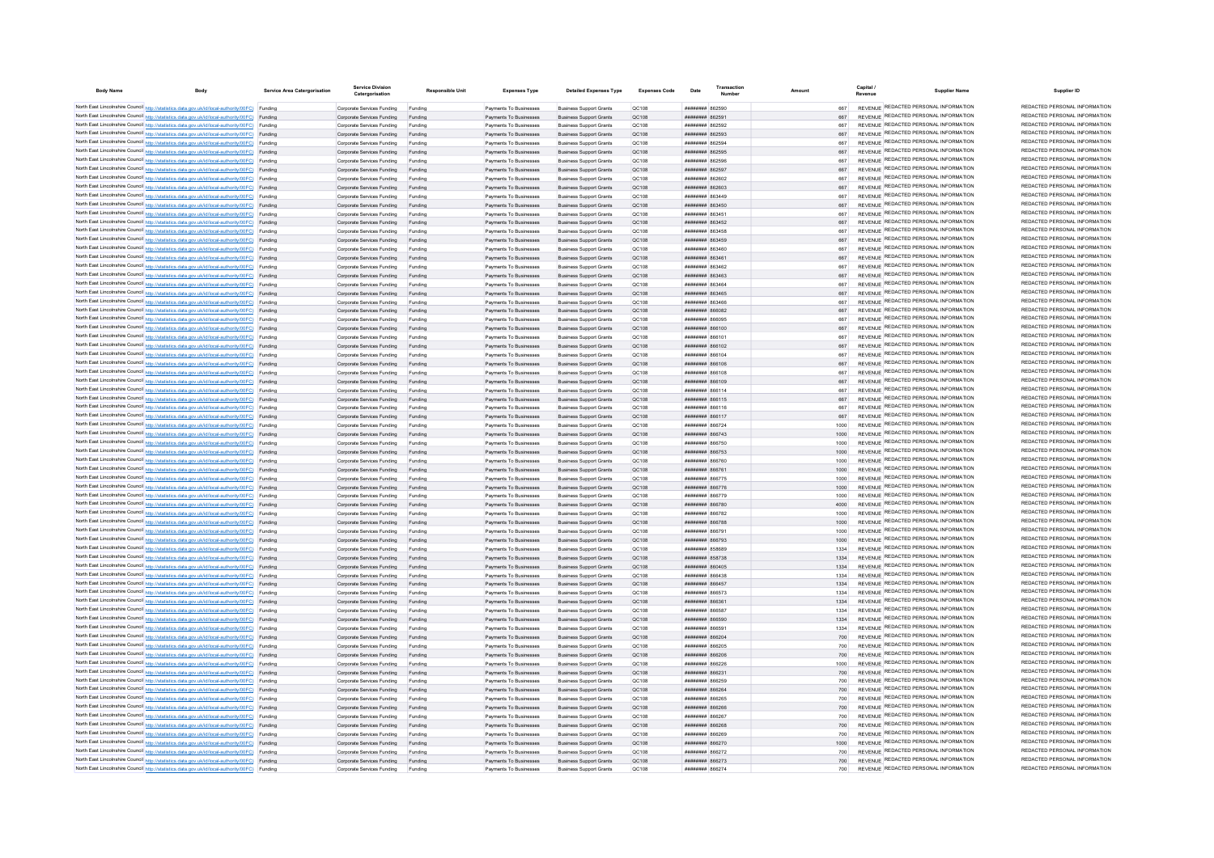| Body Name | Body | Service Area Catergorisation | Service Division Catergorisation | Responsible Unit | Expenses Type | Detailed Expenses Type | Expenses Code | Date | Transaction Number | Amount | Capital / Revenue | Supplier Name | Supplier ID |
|---|---|---|---|---|---|---|---|---|---|---|---|---|---|
| North East Lincolnshire Council | http://statistics.data.gov.uk/id/local-authority/00FC | Funding | Corporate Services Funding | Funding | Payments To Businesses | Business Support Grants | QC108 | ######## | 862590 | 667 | REVENUE | REDACTED PERSONAL INFORMATION | REDACTED PERSONAL INFORMATION |
| North East Lincolnshire Council | http://statistics.data.gov.uk/id/local-authority/00FC | Funding | Corporate Services Funding | Funding | Payments To Businesses | Business Support Grants | QC108 | ######## | 862591 | 667 | REVENUE | REDACTED PERSONAL INFORMATION | REDACTED PERSONAL INFORMATION |
| North East Lincolnshire Council | http://statistics.data.gov.uk/id/local-authority/00FC | Funding | Corporate Services Funding | Funding | Payments To Businesses | Business Support Grants | QC108 | ######## | 862592 | 667 | REVENUE | REDACTED PERSONAL INFORMATION | REDACTED PERSONAL INFORMATION |
| North East Lincolnshire Council | http://statistics.data.gov.uk/id/local-authority/00FC | Funding | Corporate Services Funding | Funding | Payments To Businesses | Business Support Grants | QC108 | ######## | 862593 | 667 | REVENUE | REDACTED PERSONAL INFORMATION | REDACTED PERSONAL INFORMATION |
| North East Lincolnshire Council | http://statistics.data.gov.uk/id/local-authority/00FC | Funding | Corporate Services Funding | Funding | Payments To Businesses | Business Support Grants | QC108 | ######## | 862594 | 667 | REVENUE | REDACTED PERSONAL INFORMATION | REDACTED PERSONAL INFORMATION |
| North East Lincolnshire Council | http://statistics.data.gov.uk/id/local-authority/00FC | Funding | Corporate Services Funding | Funding | Payments To Businesses | Business Support Grants | QC108 | ######## | 862595 | 667 | REVENUE | REDACTED PERSONAL INFORMATION | REDACTED PERSONAL INFORMATION |
| North East Lincolnshire Council | http://statistics.data.gov.uk/id/local-authority/00FC | Funding | Corporate Services Funding | Funding | Payments To Businesses | Business Support Grants | QC108 | ######## | 862596 | 667 | REVENUE | REDACTED PERSONAL INFORMATION | REDACTED PERSONAL INFORMATION |
| North East Lincolnshire Council | http://statistics.data.gov.uk/id/local-authority/00FC | Funding | Corporate Services Funding | Funding | Payments To Businesses | Business Support Grants | QC108 | ######## | 862597 | 667 | REVENUE | REDACTED PERSONAL INFORMATION | REDACTED PERSONAL INFORMATION |
| North East Lincolnshire Council | http://statistics.data.gov.uk/id/local-authority/00FC | Funding | Corporate Services Funding | Funding | Payments To Businesses | Business Support Grants | QC108 | ######## | 862602 | 667 | REVENUE | REDACTED PERSONAL INFORMATION | REDACTED PERSONAL INFORMATION |
| North East Lincolnshire Council | http://statistics.data.gov.uk/id/local-authority/00FC | Funding | Corporate Services Funding | Funding | Payments To Businesses | Business Support Grants | QC108 | ######## | 862603 | 667 | REVENUE | REDACTED PERSONAL INFORMATION | REDACTED PERSONAL INFORMATION |
| North East Lincolnshire Council | http://statistics.data.gov.uk/id/local-authority/00FC | Funding | Corporate Services Funding | Funding | Payments To Businesses | Business Support Grants | QC108 | ######## | 863449 | 667 | REVENUE | REDACTED PERSONAL INFORMATION | REDACTED PERSONAL INFORMATION |
| North East Lincolnshire Council | http://statistics.data.gov.uk/id/local-authority/00FC | Funding | Corporate Services Funding | Funding | Payments To Businesses | Business Support Grants | QC108 | ######## | 863450 | 667 | REVENUE | REDACTED PERSONAL INFORMATION | REDACTED PERSONAL INFORMATION |
| North East Lincolnshire Council | http://statistics.data.gov.uk/id/local-authority/00FC | Funding | Corporate Services Funding | Funding | Payments To Businesses | Business Support Grants | QC108 | ######## | 863451 | 667 | REVENUE | REDACTED PERSONAL INFORMATION | REDACTED PERSONAL INFORMATION |
| North East Lincolnshire Council | http://statistics.data.gov.uk/id/local-authority/00FC | Funding | Corporate Services Funding | Funding | Payments To Businesses | Business Support Grants | QC108 | ######## | 863452 | 667 | REVENUE | REDACTED PERSONAL INFORMATION | REDACTED PERSONAL INFORMATION |
| North East Lincolnshire Council | http://statistics.data.gov.uk/id/local-authority/00FC | Funding | Corporate Services Funding | Funding | Payments To Businesses | Business Support Grants | QC108 | ######## | 863458 | 667 | REVENUE | REDACTED PERSONAL INFORMATION | REDACTED PERSONAL INFORMATION |
| North East Lincolnshire Council | http://statistics.data.gov.uk/id/local-authority/00FC | Funding | Corporate Services Funding | Funding | Payments To Businesses | Business Support Grants | QC108 | ######## | 863459 | 667 | REVENUE | REDACTED PERSONAL INFORMATION | REDACTED PERSONAL INFORMATION |
| North East Lincolnshire Council | http://statistics.data.gov.uk/id/local-authority/00FC | Funding | Corporate Services Funding | Funding | Payments To Businesses | Business Support Grants | QC108 | ######## | 863460 | 667 | REVENUE | REDACTED PERSONAL INFORMATION | REDACTED PERSONAL INFORMATION |
| North East Lincolnshire Council | http://statistics.data.gov.uk/id/local-authority/00FC | Funding | Corporate Services Funding | Funding | Payments To Businesses | Business Support Grants | QC108 | ######## | 863461 | 667 | REVENUE | REDACTED PERSONAL INFORMATION | REDACTED PERSONAL INFORMATION |
| North East Lincolnshire Council | http://statistics.data.gov.uk/id/local-authority/00FC | Funding | Corporate Services Funding | Funding | Payments To Businesses | Business Support Grants | QC108 | ######## | 863462 | 667 | REVENUE | REDACTED PERSONAL INFORMATION | REDACTED PERSONAL INFORMATION |
| North East Lincolnshire Council | http://statistics.data.gov.uk/id/local-authority/00FC | Funding | Corporate Services Funding | Funding | Payments To Businesses | Business Support Grants | QC108 | ######## | 863463 | 667 | REVENUE | REDACTED PERSONAL INFORMATION | REDACTED PERSONAL INFORMATION |
| North East Lincolnshire Council | http://statistics.data.gov.uk/id/local-authority/00FC | Funding | Corporate Services Funding | Funding | Payments To Businesses | Business Support Grants | QC108 | ######## | 863464 | 667 | REVENUE | REDACTED PERSONAL INFORMATION | REDACTED PERSONAL INFORMATION |
| North East Lincolnshire Council | http://statistics.data.gov.uk/id/local-authority/00FC | Funding | Corporate Services Funding | Funding | Payments To Businesses | Business Support Grants | QC108 | ######## | 863465 | 667 | REVENUE | REDACTED PERSONAL INFORMATION | REDACTED PERSONAL INFORMATION |
| North East Lincolnshire Council | http://statistics.data.gov.uk/id/local-authority/00FC | Funding | Corporate Services Funding | Funding | Payments To Businesses | Business Support Grants | QC108 | ######## | 863466 | 667 | REVENUE | REDACTED PERSONAL INFORMATION | REDACTED PERSONAL INFORMATION |
| North East Lincolnshire Council | http://statistics.data.gov.uk/id/local-authority/00FC | Funding | Corporate Services Funding | Funding | Payments To Businesses | Business Support Grants | QC108 | ######## | 866082 | 667 | REVENUE | REDACTED PERSONAL INFORMATION | REDACTED PERSONAL INFORMATION |
| North East Lincolnshire Council | http://statistics.data.gov.uk/id/local-authority/00FC | Funding | Corporate Services Funding | Funding | Payments To Businesses | Business Support Grants | QC108 | ######## | 866095 | 667 | REVENUE | REDACTED PERSONAL INFORMATION | REDACTED PERSONAL INFORMATION |
| North East Lincolnshire Council | http://statistics.data.gov.uk/id/local-authority/00FC | Funding | Corporate Services Funding | Funding | Payments To Businesses | Business Support Grants | QC108 | ######## | 866100 | 667 | REVENUE | REDACTED PERSONAL INFORMATION | REDACTED PERSONAL INFORMATION |
| North East Lincolnshire Council | http://statistics.data.gov.uk/id/local-authority/00FC | Funding | Corporate Services Funding | Funding | Payments To Businesses | Business Support Grants | QC108 | ######## | 866101 | 667 | REVENUE | REDACTED PERSONAL INFORMATION | REDACTED PERSONAL INFORMATION |
| North East Lincolnshire Council | http://statistics.data.gov.uk/id/local-authority/00FC | Funding | Corporate Services Funding | Funding | Payments To Businesses | Business Support Grants | QC108 | ######## | 866102 | 667 | REVENUE | REDACTED PERSONAL INFORMATION | REDACTED PERSONAL INFORMATION |
| North East Lincolnshire Council | http://statistics.data.gov.uk/id/local-authority/00FC | Funding | Corporate Services Funding | Funding | Payments To Businesses | Business Support Grants | QC108 | ######## | 866104 | 667 | REVENUE | REDACTED PERSONAL INFORMATION | REDACTED PERSONAL INFORMATION |
| North East Lincolnshire Council | http://statistics.data.gov.uk/id/local-authority/00FC | Funding | Corporate Services Funding | Funding | Payments To Businesses | Business Support Grants | QC108 | ######## | 866106 | 667 | REVENUE | REDACTED PERSONAL INFORMATION | REDACTED PERSONAL INFORMATION |
| North East Lincolnshire Council | http://statistics.data.gov.uk/id/local-authority/00FC | Funding | Corporate Services Funding | Funding | Payments To Businesses | Business Support Grants | QC108 | ######## | 866108 | 667 | REVENUE | REDACTED PERSONAL INFORMATION | REDACTED PERSONAL INFORMATION |
| North East Lincolnshire Council | http://statistics.data.gov.uk/id/local-authority/00FC | Funding | Corporate Services Funding | Funding | Payments To Businesses | Business Support Grants | QC108 | ######## | 866109 | 667 | REVENUE | REDACTED PERSONAL INFORMATION | REDACTED PERSONAL INFORMATION |
| North East Lincolnshire Council | http://statistics.data.gov.uk/id/local-authority/00FC | Funding | Corporate Services Funding | Funding | Payments To Businesses | Business Support Grants | QC108 | ######## | 866114 | 667 | REVENUE | REDACTED PERSONAL INFORMATION | REDACTED PERSONAL INFORMATION |
| North East Lincolnshire Council | http://statistics.data.gov.uk/id/local-authority/00FC | Funding | Corporate Services Funding | Funding | Payments To Businesses | Business Support Grants | QC108 | ######## | 866115 | 667 | REVENUE | REDACTED PERSONAL INFORMATION | REDACTED PERSONAL INFORMATION |
| North East Lincolnshire Council | http://statistics.data.gov.uk/id/local-authority/00FC | Funding | Corporate Services Funding | Funding | Payments To Businesses | Business Support Grants | QC108 | ######## | 866116 | 667 | REVENUE | REDACTED PERSONAL INFORMATION | REDACTED PERSONAL INFORMATION |
| North East Lincolnshire Council | http://statistics.data.gov.uk/id/local-authority/00FC | Funding | Corporate Services Funding | Funding | Payments To Businesses | Business Support Grants | QC108 | ######## | 866117 | 667 | REVENUE | REDACTED PERSONAL INFORMATION | REDACTED PERSONAL INFORMATION |
| North East Lincolnshire Council | http://statistics.data.gov.uk/id/local-authority/00FC | Funding | Corporate Services Funding | Funding | Payments To Businesses | Business Support Grants | QC108 | ######## | 866724 | 1000 | REVENUE | REDACTED PERSONAL INFORMATION | REDACTED PERSONAL INFORMATION |
| North East Lincolnshire Council | http://statistics.data.gov.uk/id/local-authority/00FC | Funding | Corporate Services Funding | Funding | Payments To Businesses | Business Support Grants | QC108 | ######## | 866743 | 1000 | REVENUE | REDACTED PERSONAL INFORMATION | REDACTED PERSONAL INFORMATION |
| North East Lincolnshire Council | http://statistics.data.gov.uk/id/local-authority/00FC | Funding | Corporate Services Funding | Funding | Payments To Businesses | Business Support Grants | QC108 | ######## | 866750 | 1000 | REVENUE | REDACTED PERSONAL INFORMATION | REDACTED PERSONAL INFORMATION |
| North East Lincolnshire Council | http://statistics.data.gov.uk/id/local-authority/00FC | Funding | Corporate Services Funding | Funding | Payments To Businesses | Business Support Grants | QC108 | ######## | 866753 | 1000 | REVENUE | REDACTED PERSONAL INFORMATION | REDACTED PERSONAL INFORMATION |
| North East Lincolnshire Council | http://statistics.data.gov.uk/id/local-authority/00FC | Funding | Corporate Services Funding | Funding | Payments To Businesses | Business Support Grants | QC108 | ######## | 866760 | 1000 | REVENUE | REDACTED PERSONAL INFORMATION | REDACTED PERSONAL INFORMATION |
| North East Lincolnshire Council | http://statistics.data.gov.uk/id/local-authority/00FC | Funding | Corporate Services Funding | Funding | Payments To Businesses | Business Support Grants | QC108 | ######## | 866761 | 1000 | REVENUE | REDACTED PERSONAL INFORMATION | REDACTED PERSONAL INFORMATION |
| North East Lincolnshire Council | http://statistics.data.gov.uk/id/local-authority/00FC | Funding | Corporate Services Funding | Funding | Payments To Businesses | Business Support Grants | QC108 | ######## | 866775 | 1000 | REVENUE | REDACTED PERSONAL INFORMATION | REDACTED PERSONAL INFORMATION |
| North East Lincolnshire Council | http://statistics.data.gov.uk/id/local-authority/00FC | Funding | Corporate Services Funding | Funding | Payments To Businesses | Business Support Grants | QC108 | ######## | 866776 | 1000 | REVENUE | REDACTED PERSONAL INFORMATION | REDACTED PERSONAL INFORMATION |
| North East Lincolnshire Council | http://statistics.data.gov.uk/id/local-authority/00FC | Funding | Corporate Services Funding | Funding | Payments To Businesses | Business Support Grants | QC108 | ######## | 866779 | 1000 | REVENUE | REDACTED PERSONAL INFORMATION | REDACTED PERSONAL INFORMATION |
| North East Lincolnshire Council | http://statistics.data.gov.uk/id/local-authority/00FC | Funding | Corporate Services Funding | Funding | Payments To Businesses | Business Support Grants | QC108 | ######## | 866780 | 4000 | REVENUE | REDACTED PERSONAL INFORMATION | REDACTED PERSONAL INFORMATION |
| North East Lincolnshire Council | http://statistics.data.gov.uk/id/local-authority/00FC | Funding | Corporate Services Funding | Funding | Payments To Businesses | Business Support Grants | QC108 | ######## | 866782 | 1000 | REVENUE | REDACTED PERSONAL INFORMATION | REDACTED PERSONAL INFORMATION |
| North East Lincolnshire Council | http://statistics.data.gov.uk/id/local-authority/00FC | Funding | Corporate Services Funding | Funding | Payments To Businesses | Business Support Grants | QC108 | ######## | 866788 | 1000 | REVENUE | REDACTED PERSONAL INFORMATION | REDACTED PERSONAL INFORMATION |
| North East Lincolnshire Council | http://statistics.data.gov.uk/id/local-authority/00FC | Funding | Corporate Services Funding | Funding | Payments To Businesses | Business Support Grants | QC108 | ######## | 866791 | 1000 | REVENUE | REDACTED PERSONAL INFORMATION | REDACTED PERSONAL INFORMATION |
| North East Lincolnshire Council | http://statistics.data.gov.uk/id/local-authority/00FC | Funding | Corporate Services Funding | Funding | Payments To Businesses | Business Support Grants | QC108 | ######## | 866793 | 1000 | REVENUE | REDACTED PERSONAL INFORMATION | REDACTED PERSONAL INFORMATION |
| North East Lincolnshire Council | http://statistics.data.gov.uk/id/local-authority/00FC | Funding | Corporate Services Funding | Funding | Payments To Businesses | Business Support Grants | QC108 | ######## | 858689 | 1334 | REVENUE | REDACTED PERSONAL INFORMATION | REDACTED PERSONAL INFORMATION |
| North East Lincolnshire Council | http://statistics.data.gov.uk/id/local-authority/00FC | Funding | Corporate Services Funding | Funding | Payments To Businesses | Business Support Grants | QC108 | ######## | 858738 | 1334 | REVENUE | REDACTED PERSONAL INFORMATION | REDACTED PERSONAL INFORMATION |
| North East Lincolnshire Council | http://statistics.data.gov.uk/id/local-authority/00FC | Funding | Corporate Services Funding | Funding | Payments To Businesses | Business Support Grants | QC108 | ######## | 860405 | 1334 | REVENUE | REDACTED PERSONAL INFORMATION | REDACTED PERSONAL INFORMATION |
| North East Lincolnshire Council | http://statistics.data.gov.uk/id/local-authority/00FC | Funding | Corporate Services Funding | Funding | Payments To Businesses | Business Support Grants | QC108 | ######## | 866438 | 1334 | REVENUE | REDACTED PERSONAL INFORMATION | REDACTED PERSONAL INFORMATION |
| North East Lincolnshire Council | http://statistics.data.gov.uk/id/local-authority/00FC | Funding | Corporate Services Funding | Funding | Payments To Businesses | Business Support Grants | QC108 | ######## | 866457 | 1334 | REVENUE | REDACTED PERSONAL INFORMATION | REDACTED PERSONAL INFORMATION |
| North East Lincolnshire Council | http://statistics.data.gov.uk/id/local-authority/00FC | Funding | Corporate Services Funding | Funding | Payments To Businesses | Business Support Grants | QC108 | ######## | 866573 | 1334 | REVENUE | REDACTED PERSONAL INFORMATION | REDACTED PERSONAL INFORMATION |
| North East Lincolnshire Council | http://statistics.data.gov.uk/id/local-authority/00FC | Funding | Corporate Services Funding | Funding | Payments To Businesses | Business Support Grants | QC108 | ######## | 866361 | 1334 | REVENUE | REDACTED PERSONAL INFORMATION | REDACTED PERSONAL INFORMATION |
| North East Lincolnshire Council | http://statistics.data.gov.uk/id/local-authority/00FC | Funding | Corporate Services Funding | Funding | Payments To Businesses | Business Support Grants | QC108 | ######## | 866587 | 1334 | REVENUE | REDACTED PERSONAL INFORMATION | REDACTED PERSONAL INFORMATION |
| North East Lincolnshire Council | http://statistics.data.gov.uk/id/local-authority/00FC | Funding | Corporate Services Funding | Funding | Payments To Businesses | Business Support Grants | QC108 | ######## | 866590 | 1334 | REVENUE | REDACTED PERSONAL INFORMATION | REDACTED PERSONAL INFORMATION |
| North East Lincolnshire Council | http://statistics.data.gov.uk/id/local-authority/00FC | Funding | Corporate Services Funding | Funding | Payments To Businesses | Business Support Grants | QC108 | ######## | 866591 | 1334 | REVENUE | REDACTED PERSONAL INFORMATION | REDACTED PERSONAL INFORMATION |
| North East Lincolnshire Council | http://statistics.data.gov.uk/id/local-authority/00FC | Funding | Corporate Services Funding | Funding | Payments To Businesses | Business Support Grants | QC108 | ######## | 866204 | 700 | REVENUE | REDACTED PERSONAL INFORMATION | REDACTED PERSONAL INFORMATION |
| North East Lincolnshire Council | http://statistics.data.gov.uk/id/local-authority/00FC | Funding | Corporate Services Funding | Funding | Payments To Businesses | Business Support Grants | QC108 | ######## | 866205 | 700 | REVENUE | REDACTED PERSONAL INFORMATION | REDACTED PERSONAL INFORMATION |
| North East Lincolnshire Council | http://statistics.data.gov.uk/id/local-authority/00FC | Funding | Corporate Services Funding | Funding | Payments To Businesses | Business Support Grants | QC108 | ######## | 866208 | 700 | REVENUE | REDACTED PERSONAL INFORMATION | REDACTED PERSONAL INFORMATION |
| North East Lincolnshire Council | http://statistics.data.gov.uk/id/local-authority/00FC | Funding | Corporate Services Funding | Funding | Payments To Businesses | Business Support Grants | QC108 | ######## | 866226 | 1000 | REVENUE | REDACTED PERSONAL INFORMATION | REDACTED PERSONAL INFORMATION |
| North East Lincolnshire Council | http://statistics.data.gov.uk/id/local-authority/00FC | Funding | Corporate Services Funding | Funding | Payments To Businesses | Business Support Grants | QC108 | ######## | 866231 | 700 | REVENUE | REDACTED PERSONAL INFORMATION | REDACTED PERSONAL INFORMATION |
| North East Lincolnshire Council | http://statistics.data.gov.uk/id/local-authority/00FC | Funding | Corporate Services Funding | Funding | Payments To Businesses | Business Support Grants | QC108 | ######## | 866259 | 700 | REVENUE | REDACTED PERSONAL INFORMATION | REDACTED PERSONAL INFORMATION |
| North East Lincolnshire Council | http://statistics.data.gov.uk/id/local-authority/00FC | Funding | Corporate Services Funding | Funding | Payments To Businesses | Business Support Grants | QC108 | ######## | 866264 | 700 | REVENUE | REDACTED PERSONAL INFORMATION | REDACTED PERSONAL INFORMATION |
| North East Lincolnshire Council | http://statistics.data.gov.uk/id/local-authority/00FC | Funding | Corporate Services Funding | Funding | Payments To Businesses | Business Support Grants | QC108 | ######## | 866265 | 700 | REVENUE | REDACTED PERSONAL INFORMATION | REDACTED PERSONAL INFORMATION |
| North East Lincolnshire Council | http://statistics.data.gov.uk/id/local-authority/00FC | Funding | Corporate Services Funding | Funding | Payments To Businesses | Business Support Grants | QC108 | ######## | 866266 | 700 | REVENUE | REDACTED PERSONAL INFORMATION | REDACTED PERSONAL INFORMATION |
| North East Lincolnshire Council | http://statistics.data.gov.uk/id/local-authority/00FC | Funding | Corporate Services Funding | Funding | Payments To Businesses | Business Support Grants | QC108 | ######## | 866267 | 700 | REVENUE | REDACTED PERSONAL INFORMATION | REDACTED PERSONAL INFORMATION |
| North East Lincolnshire Council | http://statistics.data.gov.uk/id/local-authority/00FC | Funding | Corporate Services Funding | Funding | Payments To Businesses | Business Support Grants | QC108 | ######## | 866268 | 700 | REVENUE | REDACTED PERSONAL INFORMATION | REDACTED PERSONAL INFORMATION |
| North East Lincolnshire Council | http://statistics.data.gov.uk/id/local-authority/00FC | Funding | Corporate Services Funding | Funding | Payments To Businesses | Business Support Grants | QC108 | ######## | 866269 | 700 | REVENUE | REDACTED PERSONAL INFORMATION | REDACTED PERSONAL INFORMATION |
| North East Lincolnshire Council | http://statistics.data.gov.uk/id/local-authority/00FC | Funding | Corporate Services Funding | Funding | Payments To Businesses | Business Support Grants | QC108 | ######## | 866270 | 1000 | REVENUE | REDACTED PERSONAL INFORMATION | REDACTED PERSONAL INFORMATION |
| North East Lincolnshire Council | http://statistics.data.gov.uk/id/local-authority/00FC | Funding | Corporate Services Funding | Funding | Payments To Businesses | Business Support Grants | QC108 | ######## | 866272 | 700 | REVENUE | REDACTED PERSONAL INFORMATION | REDACTED PERSONAL INFORMATION |
| North East Lincolnshire Council | http://statistics.data.gov.uk/id/local-authority/00FC | Funding | Corporate Services Funding | Funding | Payments To Businesses | Business Support Grants | QC108 | ######## | 866273 | 700 | REVENUE | REDACTED PERSONAL INFORMATION | REDACTED PERSONAL INFORMATION |
| North East Lincolnshire Council | http://statistics.data.gov.uk/id/local-authority/00FC | Funding | Corporate Services Funding | Funding | Payments To Businesses | Business Support Grants | QC108 | ######## | 866274 | 700 | REVENUE | REDACTED PERSONAL INFORMATION | REDACTED PERSONAL INFORMATION |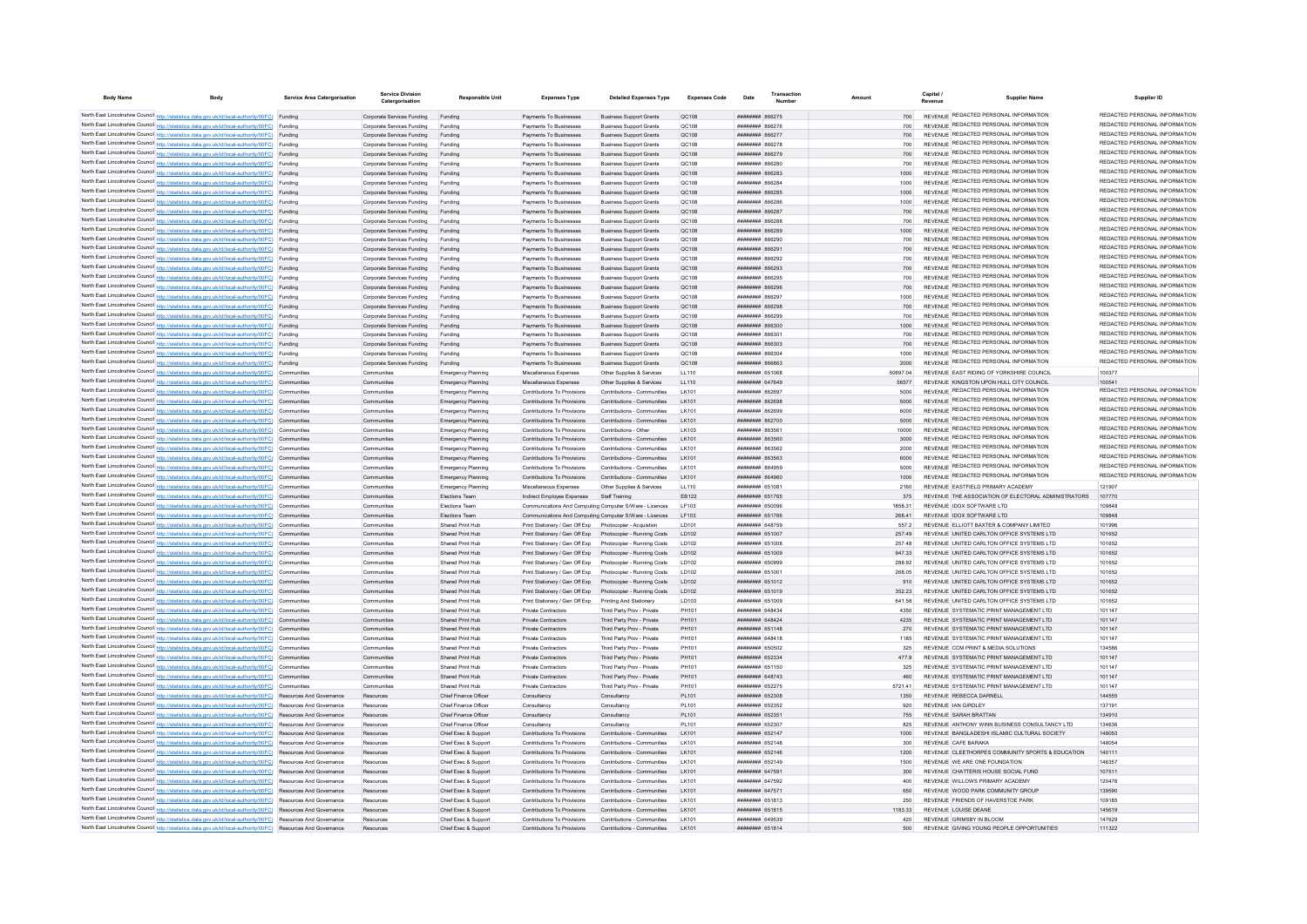| Body Name | Body | Service Area Catergorisation | Service Division Catergorisation | Responsible Unit | Expenses Type | Detailed Expenses Type | Expenses Code | Date | Transaction Number | Amount | Capital / Revenue | Supplier Name | Supplier ID |
|---|---|---|---|---|---|---|---|---|---|---|---|---|---|
| North East Lincolnshire Council | http://statistics.data.gov.uk/id/local-authority/00FC) | Funding | Corporate Services Funding | Funding | Payments To Businesses | Business Support Grants | QC108 | ######## | 866275 | 700 | REVENUE | REDACTED PERSONAL INFORMATION | REDACTED PERSONAL INFORMATION |
| North East Lincolnshire Council | http://statistics.data.gov.uk/id/local-authority/00FC) | Funding | Corporate Services Funding | Funding | Payments To Businesses | Business Support Grants | QC108 | ######## | 866276 | 700 | REVENUE | REDACTED PERSONAL INFORMATION | REDACTED PERSONAL INFORMATION |
| North East Lincolnshire Council | http://statistics.data.gov.uk/id/local-authority/00FC) | Funding | Corporate Services Funding | Funding | Payments To Businesses | Business Support Grants | QC108 | ######## | 866277 | 700 | REVENUE | REDACTED PERSONAL INFORMATION | REDACTED PERSONAL INFORMATION |
| North East Lincolnshire Council | http://statistics.data.gov.uk/id/local-authority/00FC) | Funding | Corporate Services Funding | Funding | Payments To Businesses | Business Support Grants | QC108 | ######## | 866278 | 700 | REVENUE | REDACTED PERSONAL INFORMATION | REDACTED PERSONAL INFORMATION |
| North East Lincolnshire Council | http://statistics.data.gov.uk/id/local-authority/00FC) | Funding | Corporate Services Funding | Funding | Payments To Businesses | Business Support Grants | QC108 | ######## | 866279 | 700 | REVENUE | REDACTED PERSONAL INFORMATION | REDACTED PERSONAL INFORMATION |
| North East Lincolnshire Council | http://statistics.data.gov.uk/id/local-authority/00FC) | Funding | Corporate Services Funding | Funding | Payments To Businesses | Business Support Grants | QC108 | ######## | 866280 | 700 | REVENUE | REDACTED PERSONAL INFORMATION | REDACTED PERSONAL INFORMATION |
| North East Lincolnshire Council | http://statistics.data.gov.uk/id/local-authority/00FC) | Funding | Corporate Services Funding | Funding | Payments To Businesses | Business Support Grants | QC108 | ######## | 866283 | 1000 | REVENUE | REDACTED PERSONAL INFORMATION | REDACTED PERSONAL INFORMATION |
| North East Lincolnshire Council | http://statistics.data.gov.uk/id/local-authority/00FC) | Funding | Corporate Services Funding | Funding | Payments To Businesses | Business Support Grants | QC108 | ######## | 866284 | 1000 | REVENUE | REDACTED PERSONAL INFORMATION | REDACTED PERSONAL INFORMATION |
| North East Lincolnshire Council | http://statistics.data.gov.uk/id/local-authority/00FC) | Funding | Corporate Services Funding | Funding | Payments To Businesses | Business Support Grants | QC108 | ######## | 866285 | 1000 | REVENUE | REDACTED PERSONAL INFORMATION | REDACTED PERSONAL INFORMATION |
| North East Lincolnshire Council | http://statistics.data.gov.uk/id/local-authority/00FC) | Funding | Corporate Services Funding | Funding | Payments To Businesses | Business Support Grants | QC108 | ######## | 866286 | 1000 | REVENUE | REDACTED PERSONAL INFORMATION | REDACTED PERSONAL INFORMATION |
| North East Lincolnshire Council | http://statistics.data.gov.uk/id/local-authority/00FC) | Funding | Corporate Services Funding | Funding | Payments To Businesses | Business Support Grants | QC108 | ######## | 866287 | 700 | REVENUE | REDACTED PERSONAL INFORMATION | REDACTED PERSONAL INFORMATION |
| North East Lincolnshire Council | http://statistics.data.gov.uk/id/local-authority/00FC) | Funding | Corporate Services Funding | Funding | Payments To Businesses | Business Support Grants | QC108 | ######## | 866288 | 700 | REVENUE | REDACTED PERSONAL INFORMATION | REDACTED PERSONAL INFORMATION |
| North East Lincolnshire Council | http://statistics.data.gov.uk/id/local-authority/00FC) | Funding | Corporate Services Funding | Funding | Payments To Businesses | Business Support Grants | QC108 | ######## | 866289 | 1000 | REVENUE | REDACTED PERSONAL INFORMATION | REDACTED PERSONAL INFORMATION |
| North East Lincolnshire Council | http://statistics.data.gov.uk/id/local-authority/00FC) | Funding | Corporate Services Funding | Funding | Payments To Businesses | Business Support Grants | QC108 | ######## | 866290 | 700 | REVENUE | REDACTED PERSONAL INFORMATION | REDACTED PERSONAL INFORMATION |
| North East Lincolnshire Council | http://statistics.data.gov.uk/id/local-authority/00FC) | Funding | Corporate Services Funding | Funding | Payments To Businesses | Business Support Grants | QC108 | ######## | 866291 | 700 | REVENUE | REDACTED PERSONAL INFORMATION | REDACTED PERSONAL INFORMATION |
| North East Lincolnshire Council | http://statistics.data.gov.uk/id/local-authority/00FC) | Funding | Corporate Services Funding | Funding | Payments To Businesses | Business Support Grants | QC108 | ######## | 866292 | 700 | REVENUE | REDACTED PERSONAL INFORMATION | REDACTED PERSONAL INFORMATION |
| North East Lincolnshire Council | http://statistics.data.gov.uk/id/local-authority/00FC) | Funding | Corporate Services Funding | Funding | Payments To Businesses | Business Support Grants | QC108 | ######## | 866293 | 700 | REVENUE | REDACTED PERSONAL INFORMATION | REDACTED PERSONAL INFORMATION |
| North East Lincolnshire Council | http://statistics.data.gov.uk/id/local-authority/00FC) | Funding | Corporate Services Funding | Funding | Payments To Businesses | Business Support Grants | QC108 | ######## | 866295 | 700 | REVENUE | REDACTED PERSONAL INFORMATION | REDACTED PERSONAL INFORMATION |
| North East Lincolnshire Council | http://statistics.data.gov.uk/id/local-authority/00FC) | Funding | Corporate Services Funding | Funding | Payments To Businesses | Business Support Grants | QC108 | ######## | 866296 | 700 | REVENUE | REDACTED PERSONAL INFORMATION | REDACTED PERSONAL INFORMATION |
| North East Lincolnshire Council | http://statistics.data.gov.uk/id/local-authority/00FC) | Funding | Corporate Services Funding | Funding | Payments To Businesses | Business Support Grants | QC108 | ######## | 866297 | 1000 | REVENUE | REDACTED PERSONAL INFORMATION | REDACTED PERSONAL INFORMATION |
| North East Lincolnshire Council | http://statistics.data.gov.uk/id/local-authority/00FC) | Funding | Corporate Services Funding | Funding | Payments To Businesses | Business Support Grants | QC108 | ######## | 866298 | 700 | REVENUE | REDACTED PERSONAL INFORMATION | REDACTED PERSONAL INFORMATION |
| North East Lincolnshire Council | http://statistics.data.gov.uk/id/local-authority/00FC) | Funding | Corporate Services Funding | Funding | Payments To Businesses | Business Support Grants | QC108 | ######## | 866299 | 700 | REVENUE | REDACTED PERSONAL INFORMATION | REDACTED PERSONAL INFORMATION |
| North East Lincolnshire Council | http://statistics.data.gov.uk/id/local-authority/00FC) | Funding | Corporate Services Funding | Funding | Payments To Businesses | Business Support Grants | QC108 | ######## | 866300 | 1000 | REVENUE | REDACTED PERSONAL INFORMATION | REDACTED PERSONAL INFORMATION |
| North East Lincolnshire Council | http://statistics.data.gov.uk/id/local-authority/00FC) | Funding | Corporate Services Funding | Funding | Payments To Businesses | Business Support Grants | QC108 | ######## | 866301 | 700 | REVENUE | REDACTED PERSONAL INFORMATION | REDACTED PERSONAL INFORMATION |
| North East Lincolnshire Council | http://statistics.data.gov.uk/id/local-authority/00FC) | Funding | Corporate Services Funding | Funding | Payments To Businesses | Business Support Grants | QC108 | ######## | 866303 | 700 | REVENUE | REDACTED PERSONAL INFORMATION | REDACTED PERSONAL INFORMATION |
| North East Lincolnshire Council | http://statistics.data.gov.uk/id/local-authority/00FC) | Funding | Corporate Services Funding | Funding | Payments To Businesses | Business Support Grants | QC108 | ######## | 866304 | 1000 | REVENUE | REDACTED PERSONAL INFORMATION | REDACTED PERSONAL INFORMATION |
| North East Lincolnshire Council | http://statistics.data.gov.uk/id/local-authority/00FC) | Funding | Corporate Services Funding | Funding | Payments To Businesses | Business Support Grants | QC108 | ######## | 866863 | 2000 | REVENUE | REDACTED PERSONAL INFORMATION | REDACTED PERSONAL INFORMATION |
| North East Lincolnshire Council | http://statistics.data.gov.uk/id/local-authority/00FC) | Communities | Communities | Emergency Planning | Miscellaneous Expenses | Other Supplies & Services | LL110 | ######## | 651068 | 50697.04 | REVENUE | EAST RIDING OF YORKSHIRE COUNCIL | 100377 |
| North East Lincolnshire Council | http://statistics.data.gov.uk/id/local-authority/00FC) | Communities | Communities | Emergency Planning | Miscellaneous Expenses | Other Supplies & Services | LL110 | ######## | 647649 | 56577 | REVENUE | KINGSTON UPON HULL CITY COUNCIL | 100541 |
| North East Lincolnshire Council | http://statistics.data.gov.uk/id/local-authority/00FC) | Communities | Communities | Emergency Planning | Contributions To Provisions | Contributions - Communities | LK101 | ######## | 862697 | 5000 | REVENUE | REDACTED PERSONAL INFORMATION | REDACTED PERSONAL INFORMATION |
| North East Lincolnshire Council | http://statistics.data.gov.uk/id/local-authority/00FC) | Communities | Communities | Emergency Planning | Contributions To Provisions | Contributions - Communities | LK101 | ######## | 862698 | 5000 | REVENUE | REDACTED PERSONAL INFORMATION | REDACTED PERSONAL INFORMATION |
| North East Lincolnshire Council | http://statistics.data.gov.uk/id/local-authority/00FC) | Communities | Communities | Emergency Planning | Contributions To Provisions | Contributions - Communities | LK101 | ######## | 862699 | 6000 | REVENUE | REDACTED PERSONAL INFORMATION | REDACTED PERSONAL INFORMATION |
| North East Lincolnshire Council | http://statistics.data.gov.uk/id/local-authority/00FC) | Communities | Communities | Emergency Planning | Contributions To Provisions | Contributions - Communities | LK101 | ######## | 862700 | 5000 | REVENUE | REDACTED PERSONAL INFORMATION | REDACTED PERSONAL INFORMATION |
| North East Lincolnshire Council | http://statistics.data.gov.uk/id/local-authority/00FC) | Communities | Communities | Emergency Planning | Contributions To Provisions | Contributions - Other | LK103 | ######## | 863561 | 10000 | REVENUE | REDACTED PERSONAL INFORMATION | REDACTED PERSONAL INFORMATION |
| North East Lincolnshire Council | http://statistics.data.gov.uk/id/local-authority/00FC) | Communities | Communities | Emergency Planning | Contributions To Provisions | Contributions - Communities | LK101 | ######## | 863560 | 3000 | REVENUE | REDACTED PERSONAL INFORMATION | REDACTED PERSONAL INFORMATION |
| North East Lincolnshire Council | http://statistics.data.gov.uk/id/local-authority/00FC) | Communities | Communities | Emergency Planning | Contributions To Provisions | Contributions - Communities | LK101 | ######## | 863562 | 2000 | REVENUE | REDACTED PERSONAL INFORMATION | REDACTED PERSONAL INFORMATION |
| North East Lincolnshire Council | http://statistics.data.gov.uk/id/local-authority/00FC) | Communities | Communities | Emergency Planning | Contributions To Provisions | Contributions - Communities | LK101 | ######## | 863563 | 6000 | REVENUE | REDACTED PERSONAL INFORMATION | REDACTED PERSONAL INFORMATION |
| North East Lincolnshire Council | http://statistics.data.gov.uk/id/local-authority/00FC) | Communities | Communities | Emergency Planning | Contributions To Provisions | Contributions - Communities | LK101 | ######## | 864959 | 5000 | REVENUE | REDACTED PERSONAL INFORMATION | REDACTED PERSONAL INFORMATION |
| North East Lincolnshire Council | http://statistics.data.gov.uk/id/local-authority/00FC) | Communities | Communities | Emergency Planning | Contributions To Provisions | Contributions - Communities | LK101 | ######## | 864960 | 1000 | REVENUE | REDACTED PERSONAL INFORMATION | REDACTED PERSONAL INFORMATION |
| North East Lincolnshire Council | http://statistics.data.gov.uk/id/local-authority/00FC) | Communities | Communities | Emergency Planning | Miscellaneous Expenses | Other Supplies & Services | LL110 | ######## | 651081 | 2160 | REVENUE | EASTFIELD PRIMARY ACADEMY | 121907 |
| North East Lincolnshire Council | http://statistics.data.gov.uk/id/local-authority/00FC) | Communities | Communities | Elections Team | Indirect Employee Expenses | Staff Training | EB122 | ######## | 651765 | 375 | REVENUE | THE ASSOCIATION OF ELECTORAL ADMINISTRATORS | 107770 |
| North East Lincolnshire Council | http://statistics.data.gov.uk/id/local-authority/00FC) | Communities | Communities | Elections Team | Communications And Computing | Computer S/Ware - Licences | LF103 | ######## | 650096 | 1856.31 | REVENUE | IDOX SOFTWARE LTD | 109848 |
| North East Lincolnshire Council | http://statistics.data.gov.uk/id/local-authority/00FC) | Communities | Communities | Elections Team | Communications And Computing | Computer S/Ware - Licences | LF103 | ######## | 651766 | 268.41 | REVENUE | IDOX SOFTWARE LTD | 109848 |
| North East Lincolnshire Council | http://statistics.data.gov.uk/id/local-authority/00FC) | Communities | Communities | Shared Print Hub | Print Stationery / Gen Off Exp | Photocopier - Acquistion | LD101 | ######## | 648759 | 557.2 | REVENUE | ELLIOTT BAXTER & COMPANY LIMITED | 101996 |
| North East Lincolnshire Council | http://statistics.data.gov.uk/id/local-authority/00FC) | Communities | Communities | Shared Print Hub | Print Stationery / Gen Off Exp | Photocopier - Running Costs | LD102 | ######## | 651007 | 257.49 | REVENUE | UNITED CARLTON OFFICE SYSTEMS LTD | 101652 |
| North East Lincolnshire Council | http://statistics.data.gov.uk/id/local-authority/00FC) | Communities | Communities | Shared Print Hub | Print Stationery / Gen Off Exp | Photocopier - Running Costs | LD102 | ######## | 651008 | 257.48 | REVENUE | UNITED CARLTON OFFICE SYSTEMS LTD | 101652 |
| North East Lincolnshire Council | http://statistics.data.gov.uk/id/local-authority/00FC) | Communities | Communities | Shared Print Hub | Print Stationery / Gen Off Exp | Photocopier - Running Costs | LD102 | ######## | 651009 | 947.33 | REVENUE | UNITED CARLTON OFFICE SYSTEMS LTD | 101652 |
| North East Lincolnshire Council | http://statistics.data.gov.uk/id/local-authority/00FC) | Communities | Communities | Shared Print Hub | Print Stationery / Gen Off Exp | Photocopier - Running Costs | LD102 | ######## | 650999 | 288.92 | REVENUE | UNITED CARLTON OFFICE SYSTEMS LTD | 101652 |
| North East Lincolnshire Council | http://statistics.data.gov.uk/id/local-authority/00FC) | Communities | Communities | Shared Print Hub | Print Stationery / Gen Off Exp | Photocopier - Running Costs | LD102 | ######## | 651001 | 268.05 | REVENUE | UNITED CARLTON OFFICE SYSTEMS LTD | 101652 |
| North East Lincolnshire Council | http://statistics.data.gov.uk/id/local-authority/00FC) | Communities | Communities | Shared Print Hub | Print Stationery / Gen Off Exp | Photocopier - Running Costs | LD102 | ######## | 651012 | 910 | REVENUE | UNITED CARLTON OFFICE SYSTEMS LTD | 101652 |
| North East Lincolnshire Council | http://statistics.data.gov.uk/id/local-authority/00FC) | Communities | Communities | Shared Print Hub | Print Stationery / Gen Off Exp | Photocopier - Running Costs | LD102 | ######## | 651019 | 352.23 | REVENUE | UNITED CARLTON OFFICE SYSTEMS LTD | 101652 |
| North East Lincolnshire Council | http://statistics.data.gov.uk/id/local-authority/00FC) | Communities | Communities | Shared Print Hub | Print Stationery / Gen Off Exp | Printing And Stationery | LD103 | ######## | 651009 | 641.58 | REVENUE | UNITED CARLTON OFFICE SYSTEMS LTD | 101652 |
| North East Lincolnshire Council | http://statistics.data.gov.uk/id/local-authority/00FC) | Communities | Communities | Shared Print Hub | Private Contractors | Third Party Prov - Private | PH101 | ######## | 648434 | 4350 | REVENUE | SYSTEMATIC PRINT MANAGEMENT LTD | 101147 |
| North East Lincolnshire Council | http://statistics.data.gov.uk/id/local-authority/00FC) | Communities | Communities | Shared Print Hub | Private Contractors | Third Party Prov - Private | PH101 | ######## | 648424 | 4235 | REVENUE | SYSTEMATIC PRINT MANAGEMENT LTD | 101147 |
| North East Lincolnshire Council | http://statistics.data.gov.uk/id/local-authority/00FC) | Communities | Communities | Shared Print Hub | Private Contractors | Third Party Prov - Private | PH101 | ######## | 651148 | 270 | REVENUE | SYSTEMATIC PRINT MANAGEMENT LTD | 101147 |
| North East Lincolnshire Council | http://statistics.data.gov.uk/id/local-authority/00FC) | Communities | Communities | Shared Print Hub | Private Contractors | Third Party Prov - Private | PH101 | ######## | 648418 | 1185 | REVENUE | SYSTEMATIC PRINT MANAGEMENT LTD | 101147 |
| North East Lincolnshire Council | http://statistics.data.gov.uk/id/local-authority/00FC) | Communities | Communities | Shared Print Hub | Private Contractors | Third Party Prov - Private | PH101 | ######## | 650502 | 325 | REVENUE | CCM PRINT & MEDIA SOLUTIONS | 134586 |
| North East Lincolnshire Council | http://statistics.data.gov.uk/id/local-authority/00FC) | Communities | Communities | Shared Print Hub | Private Contractors | Third Party Prov - Private | PH101 | ######## | 652234 | 477.9 | REVENUE | SYSTEMATIC PRINT MANAGEMENT LTD | 101147 |
| North East Lincolnshire Council | http://statistics.data.gov.uk/id/local-authority/00FC) | Communities | Communities | Shared Print Hub | Private Contractors | Third Party Prov - Private | PH101 | ######## | 651150 | 325 | REVENUE | SYSTEMATIC PRINT MANAGEMENT LTD | 101147 |
| North East Lincolnshire Council | http://statistics.data.gov.uk/id/local-authority/00FC) | Communities | Communities | Shared Print Hub | Private Contractors | Third Party Prov - Private | PH101 | ######## | 648743 | 460 | REVENUE | SYSTEMATIC PRINT MANAGEMENT LTD | 101147 |
| North East Lincolnshire Council | http://statistics.data.gov.uk/id/local-authority/00FC) | Communities | Communities | Shared Print Hub | Private Contractors | Third Party Prov - Private | PH101 | ######## | 652275 | 5721.41 | REVENUE | SYSTEMATIC PRINT MANAGEMENT LTD | 101147 |
| North East Lincolnshire Council | http://statistics.data.gov.uk/id/local-authority/00FC) | Resources And Governance | Resources | Chief Finance Officer | Consultancy | Consultancy | PL101 | ######## | 652308 | 1350 | REVENUE | REBECCA DARNELL | 144555 |
| North East Lincolnshire Council | http://statistics.data.gov.uk/id/local-authority/00FC) | Resources And Governance | Resources | Chief Finance Officer | Consultancy | Consultancy | PL101 | ######## | 652352 | 920 | REVENUE | IAN GIRDLEY | 137191 |
| North East Lincolnshire Council | http://statistics.data.gov.uk/id/local-authority/00FC) | Resources And Governance | Resources | Chief Finance Officer | Consultancy | Consultancy | PL101 | ######## | 652351 | 755 | REVENUE | SARAH BRATTAN | 134910 |
| North East Lincolnshire Council | http://statistics.data.gov.uk/id/local-authority/00FC) | Resources And Governance | Resources | Chief Finance Officer | Consultancy | Consultancy | PL101 | ######## | 652307 | 825 | REVENUE | ANTHONY WINN BUSINESS CONSULTANCY LTD | 134636 |
| North East Lincolnshire Council | http://statistics.data.gov.uk/id/local-authority/00FC) | Resources And Governance | Resources | Chief Exec & Support | Contributions To Provisions | Contributions - Communities | LK101 | ######## | 652147 | 1000 | REVENUE | BANGLADESH ISLAMIC CULTURAL SOCIETY | 148053 |
| North East Lincolnshire Council | http://statistics.data.gov.uk/id/local-authority/00FC) | Resources And Governance | Resources | Chief Exec & Support | Contributions To Provisions | Contributions - Communities | LK101 | ######## | 652148 | 300 | REVENUE | CAFE BARAKA | 148054 |
| North East Lincolnshire Council | http://statistics.data.gov.uk/id/local-authority/00FC) | Resources And Governance | Resources | Chief Exec & Support | Contributions To Provisions | Contributions - Communities | LK101 | ######## | 652146 | 1200 | REVENUE | CLEETHORPES COMMUNITY SPORTS & EDUCATION | 140111 |
| North East Lincolnshire Council | http://statistics.data.gov.uk/id/local-authority/00FC) | Resources And Governance | Resources | Chief Exec & Support | Contributions To Provisions | Contributions - Communities | LK101 | ######## | 652149 | 1500 | REVENUE | WE ARE ONE FOUNDATION | 146357 |
| North East Lincolnshire Council | http://statistics.data.gov.uk/id/local-authority/00FC) | Resources And Governance | Resources | Chief Exec & Support | Contributions To Provisions | Contributions - Communities | LK101 | ######## | 647591 | 300 | REVENUE | CHATTERIS HOUSE SOCIAL FUND | 107511 |
| North East Lincolnshire Council | http://statistics.data.gov.uk/id/local-authority/00FC) | Resources And Governance | Resources | Chief Exec & Support | Contributions To Provisions | Contributions - Communities | LK101 | ######## | 647592 | 400 | REVENUE | WILLOWS PRIMARY ACADEMY | 120478 |
| North East Lincolnshire Council | http://statistics.data.gov.uk/id/local-authority/00FC) | Resources And Governance | Resources | Chief Exec & Support | Contributions To Provisions | Contributions - Communities | LK101 | ######## | 647571 | 650 | REVENUE | WOOD PARK COMMUNITY GROUP | 139590 |
| North East Lincolnshire Council | http://statistics.data.gov.uk/id/local-authority/00FC) | Resources And Governance | Resources | Chief Exec & Support | Contributions To Provisions | Contributions - Communities | LK101 | ######## | 651813 | 250 | REVENUE | FRIENDS OF HAVERSTOE PARK | 109185 |
| North East Lincolnshire Council | http://statistics.data.gov.uk/id/local-authority/00FC) | Resources And Governance | Resources | Chief Exec & Support | Contributions To Provisions | Contributions - Communities | LK101 | ######## | 651815 | 1183.33 | REVENUE | LOUISE DEANE | 145619 |
| North East Lincolnshire Council | http://statistics.data.gov.uk/id/local-authority/00FC) | Resources And Governance | Resources | Chief Exec & Support | Contributions To Provisions | Contributions - Communities | LK101 | ######## | 649539 | 420 | REVENUE | GRIMSBY IN BLOOM | 147629 |
| North East Lincolnshire Council | http://statistics.data.gov.uk/id/local-authority/00FC) | Resources And Governance | Resources | Chief Exec & Support | Contributions To Provisions | Contributions - Communities | LK101 | ######## | 651814 | 500 | REVENUE | GIVING YOUNG PEOPLE OPPORTUNITIES | 111322 |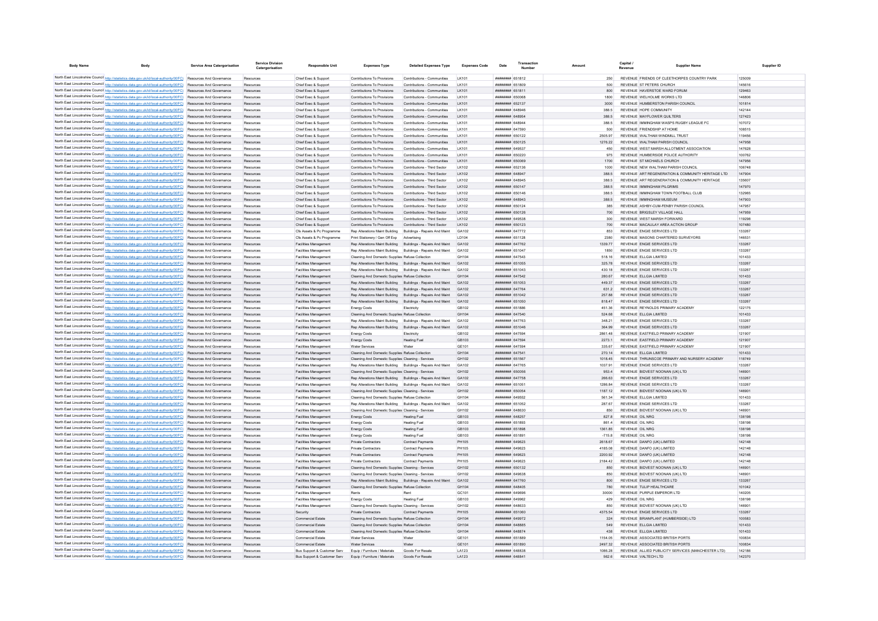| Body Name | Body | Service Area Catergorisation | Service Division Catergorisation | Responsible Unit | Expenses Type | Detailed Expenses Type | Expenses Code | Date | Transaction Number | Amount | Capital / Revenue | Supplier Name | Supplier ID |
|---|---|---|---|---|---|---|---|---|---|---|---|---|---|
| North East Lincolnshire Council | http://statistics.data.gov.uk/id/local-authority/00FC | Resources And Governance | Resources | Chief Exec & Support | Contributions To Provisions | Contributions - Communities | LK101 | ######## | 651812 | 250 | REVENUE | FRIENDS OF CLEETHORPES COUNTRY PARK | 125009 |
| North East Lincolnshire Council | http://statistics.data.gov.uk/id/local-authority/00FC | Resources And Governance | Resources | Chief Exec & Support | Contributions To Provisions | Contributions - Communities | LK101 | ######## | 651809 | 500 | REVENUE | ST PETERS CHURCH | 145616 |
| North East Lincolnshire Council | http://statistics.data.gov.uk/id/local-authority/00FC | Resources And Governance | Resources | Chief Exec & Support | Contributions To Provisions | Contributions - Communities | LK101 | ######## | 651811 | 800 | REVENUE | HAVERSTOE WARD FORUM | 129463 |
| North East Lincolnshire Council | http://statistics.data.gov.uk/id/local-authority/00FC | Resources And Governance | Resources | Chief Exec & Support | Contributions To Provisions | Contributions - Communities | LK101 | ######## | 650068 | 1800 | REVENUE | WELHOLME WORKS LTD | 146806 |
| North East Lincolnshire Council | http://statistics.data.gov.uk/id/local-authority/00FC | Resources And Governance | Resources | Chief Exec & Support | Contributions To Provisions | Contributions - Communities | LK101 | ######## | 652137 | 3000 | REVENUE | HUMBERSTON PARISH COUNCIL | 101814 |
| North East Lincolnshire Council | http://statistics.data.gov.uk/id/local-authority/00FC | Resources And Governance | Resources | Chief Exec & Support | Contributions To Provisions | Contributions - Communities | LK101 | ######## | 648946 | 388.5 | REVENUE | HOPE COMMUNITY | 142144 |
| North East Lincolnshire Council | http://statistics.data.gov.uk/id/local-authority/00FC | Resources And Governance | Resources | Chief Exec & Support | Contributions To Provisions | Contributions - Communities | LK101 | ######## | 648954 | 388.5 | REVENUE | MAYFLOWER QUILTERS | 127423 |
| North East Lincolnshire Council | http://statistics.data.gov.uk/id/local-authority/00FC | Resources And Governance | Resources | Chief Exec & Support | Contributions To Provisions | Contributions - Communities | LK101 | ######## | 648944 | 388.5 | REVENUE | IMMINGHAM WASPS RUGBY LEAGUE FC | 107072 |
| North East Lincolnshire Council | http://statistics.data.gov.uk/id/local-authority/00FC | Resources And Governance | Resources | Chief Exec & Support | Contributions To Provisions | Contributions - Communities | LK101 | ######## | 647590 | 500 | REVENUE | FRIENDSHIP AT HOME | 108515 |
| North East Lincolnshire Council | http://statistics.data.gov.uk/id/local-authority/00FC | Resources And Governance | Resources | Chief Exec & Support | Contributions To Provisions | Contributions - Communities | LK101 | ######## | 650122 | 2505.97 | REVENUE | WALTHAM WINDMILL TRUST | 119456 |
| North East Lincolnshire Council | http://statistics.data.gov.uk/id/local-authority/00FC | Resources And Governance | Resources | Chief Exec & Support | Contributions To Provisions | Contributions - Communities | LK101 | ######## | 650125 | 1276.22 | REVENUE | WALTHAM PARISH COUNCIL | 147958 |
| North East Lincolnshire Council | http://statistics.data.gov.uk/id/local-authority/00FC | Resources And Governance | Resources | Chief Exec & Support | Contributions To Provisions | Contributions - Communities | LK101 | ######## | 649537 | 450 | REVENUE | WEST MARSH ALLOTMENT ASSOCIATION | 147628 |
| North East Lincolnshire Council | http://statistics.data.gov.uk/id/local-authority/00FC | Resources And Governance | Resources | Chief Exec & Support | Contributions To Provisions | Contributions - Communities | LK101 | ######## | 650220 | 975 | REVENUE | HUMBERSIDE POLICE AUTHORITY | 100762 |
| North East Lincolnshire Council | http://statistics.data.gov.uk/id/local-authority/00FC | Resources And Governance | Resources | Chief Exec & Support | Contributions To Provisions | Contributions - Communities | LK101 | ######## | 650069 | 1700 | REVENUE | ST MICHAELS CHURCH | 147956 |
| North East Lincolnshire Council | http://statistics.data.gov.uk/id/local-authority/00FC | Resources And Governance | Resources | Chief Exec & Support | Contributions To Provisions | Contributions - Third Sector | LK102 | ######## | 652136 | 1000 | REVENUE | NEW WALTHAM PARISH COUNCIL | 106748 |
| North East Lincolnshire Council | http://statistics.data.gov.uk/id/local-authority/00FC | Resources And Governance | Resources | Chief Exec & Support | Contributions To Provisions | Contributions - Third Sector | LK102 | ######## | 648947 | 388.5 | REVENUE | ART REGENERATION & COMMUNITY HERITAGE LTD | 147904 |
| North East Lincolnshire Council | http://statistics.data.gov.uk/id/local-authority/00FC | Resources And Governance | Resources | Chief Exec & Support | Contributions To Provisions | Contributions - Third Sector | LK102 | ######## | 648945 | 388.5 | REVENUE | ART REGENERATION & COMMUNITY HERITAGE | 135607 |
| North East Lincolnshire Council | http://statistics.data.gov.uk/id/local-authority/00FC | Resources And Governance | Resources | Chief Exec & Support | Contributions To Provisions | Contributions - Third Sector | LK102 | ######## | 650147 | 388.5 | REVENUE | IMMINGHAM PILGRIMS | 147970 |
| North East Lincolnshire Council | http://statistics.data.gov.uk/id/local-authority/00FC | Resources And Governance | Resources | Chief Exec & Support | Contributions To Provisions | Contributions - Third Sector | LK102 | ######## | 650146 | 388.5 | REVENUE | IMMINGHAM TOWN FOOTBALL CLUB | 132965 |
| North East Lincolnshire Council | http://statistics.data.gov.uk/id/local-authority/00FC | Resources And Governance | Resources | Chief Exec & Support | Contributions To Provisions | Contributions - Third Sector | LK102 | ######## | 648943 | 388.5 | REVENUE | IMMINGHAM MUSEUM | 147903 |
| North East Lincolnshire Council | http://statistics.data.gov.uk/id/local-authority/00FC | Resources And Governance | Resources | Chief Exec & Support | Contributions To Provisions | Contributions - Third Sector | LK102 | ######## | 650124 | 385 | REVENUE | ASHBY-CUM-FENBY PARISH COUNCIL | 147957 |
| North East Lincolnshire Council | http://statistics.data.gov.uk/id/local-authority/00FC | Resources And Governance | Resources | Chief Exec & Support | Contributions To Provisions | Contributions - Third Sector | LK102 | ######## | 650126 | 700 | REVENUE | BRIGSLEY VILLAGE HALL | 147959 |
| North East Lincolnshire Council | http://statistics.data.gov.uk/id/local-authority/00FC | Resources And Governance | Resources | Chief Exec & Support | Contributions To Provisions | Contributions - Third Sector | LK102 | ######## | 649538 | 300 | REVENUE | WEST MARSH FORWARD | 119298 |
| North East Lincolnshire Council | http://statistics.data.gov.uk/id/local-authority/00FC | Resources And Governance | Resources | Chief Exec & Support | Contributions To Provisions | Contributions - Third Sector | LK102 | ######## | 650123 | 700 | REVENUE | MACAULAY AREA ACTION GROUP | 107480 |
| North East Lincolnshire Council | http://statistics.data.gov.uk/id/local-authority/00FC | Resources And Governance | Resources | Cfs Assets & Pc Programme | Rep Alterations Maint Building | Buildings - Repairs And Maint | GA102 | ######## | 647772 | 853 | REVENUE | ENGIE SERVICES LTD | 133267 |
| North East Lincolnshire Council | http://statistics.data.gov.uk/id/local-authority/00FC | Resources And Governance | Resources | Cfs Assets & Pc Programme | Print Stationery / Gen Off Exp | Advertising | LD104 | ######## | 651128 | 2380 | REVENUE | MASONS CHARTERED SURVEYORS | 146531 |
| North East Lincolnshire Council | http://statistics.data.gov.uk/id/local-authority/00FC | Resources And Governance | Resources | Facilities Management | Rep Alterations Maint Building | Buildings - Repairs And Maint | GA102 | ######## | 647762 | 1339.77 | REVENUE | ENGIE SERVICES LTD | 133267 |
| North East Lincolnshire Council | http://statistics.data.gov.uk/id/local-authority/00FC | Resources And Governance | Resources | Facilities Management | Rep Alterations Maint Building | Buildings - Repairs And Maint | GA102 | ######## | 651047 | 1850 | REVENUE | ENGIE SERVICES LTD | 133267 |
| North East Lincolnshire Council | http://statistics.data.gov.uk/id/local-authority/00FC | Resources And Governance | Resources | Facilities Management | Cleaning And Domestic Supplies | Refuse Collection | GH104 | ######## | 647543 | 518.16 | REVENUE | ELLGIA LIMITED | 101433 |
| North East Lincolnshire Council | http://statistics.data.gov.uk/id/local-authority/00FC | Resources And Governance | Resources | Facilities Management | Rep Alterations Maint Building | Buildings - Repairs And Maint | GA102 | ######## | 651055 | 325.78 | REVENUE | ENGIE SERVICES LTD | 133267 |
| North East Lincolnshire Council | http://statistics.data.gov.uk/id/local-authority/00FC | Resources And Governance | Resources | Facilities Management | Rep Alterations Maint Building | Buildings - Repairs And Maint | GA102 | ######## | 651043 | 430.18 | REVENUE | ENGIE SERVICES LTD | 133267 |
| North East Lincolnshire Council | http://statistics.data.gov.uk/id/local-authority/00FC | Resources And Governance | Resources | Facilities Management | Cleaning And Domestic Supplies | Refuse Collection | GH104 | ######## | 647542 | 280.67 | REVENUE | ELLGIA LIMITED | 101433 |
| North East Lincolnshire Council | http://statistics.data.gov.uk/id/local-authority/00FC | Resources And Governance | Resources | Facilities Management | Rep Alterations Maint Building | Buildings - Repairs And Maint | GA102 | ######## | 651053 | 449.37 | REVENUE | ENGIE SERVICES LTD | 133267 |
| North East Lincolnshire Council | http://statistics.data.gov.uk/id/local-authority/00FC | Resources And Governance | Resources | Facilities Management | Rep Alterations Maint Building | Buildings - Repairs And Maint | GA102 | ######## | 647764 | 631.2 | REVENUE | ENGIE SERVICES LTD | 133267 |
| North East Lincolnshire Council | http://statistics.data.gov.uk/id/local-authority/00FC | Resources And Governance | Resources | Facilities Management | Rep Alterations Maint Building | Buildings - Repairs And Maint | GA102 | ######## | 651042 | 257.88 | REVENUE | ENGIE SERVICES LTD | 133267 |
| North East Lincolnshire Council | http://statistics.data.gov.uk/id/local-authority/00FC | Resources And Governance | Resources | Facilities Management | Rep Alterations Maint Building | Buildings - Repairs And Maint | GA102 | ######## | 651050 | 818.47 | REVENUE | ENGIE SERVICES LTD | 133267 |
| North East Lincolnshire Council | http://statistics.data.gov.uk/id/local-authority/00FC | Resources And Governance | Resources | Facilities Management | Energy Costs | Electricity | GB102 | ######## | 651886 | 451.36 | REVENUE | REYNOLDS PRIMARY ACADEMY | 122175 |
| North East Lincolnshire Council | http://statistics.data.gov.uk/id/local-authority/00FC | Resources And Governance | Resources | Facilities Management | Cleaning And Domestic Supplies | Refuse Collection | GH104 | ######## | 647540 | 524.68 | REVENUE | ELLGIA LIMITED | 101433 |
| North East Lincolnshire Council | http://statistics.data.gov.uk/id/local-authority/00FC | Resources And Governance | Resources | Facilities Management | Rep Alterations Maint Building | Buildings - Repairs And Maint | GA102 | ######## | 647763 | 348.21 | REVENUE | ENGIE SERVICES LTD | 133267 |
| North East Lincolnshire Council | http://statistics.data.gov.uk/id/local-authority/00FC | Resources And Governance | Resources | Facilities Management | Rep Alterations Maint Building | Buildings - Repairs And Maint | GA102 | ######## | 651046 | 364.99 | REVENUE | ENGIE SERVICES LTD | 133267 |
| North East Lincolnshire Council | http://statistics.data.gov.uk/id/local-authority/00FC | Resources And Governance | Resources | Facilities Management | Energy Costs | Electricity | GB102 | ######## | 647594 | 2861.48 | REVENUE | EASTFIELD PRIMARY ACADEMY | 121907 |
| North East Lincolnshire Council | http://statistics.data.gov.uk/id/local-authority/00FC | Resources And Governance | Resources | Facilities Management | Energy Costs | Heating Fuel | GB103 | ######## | 647594 | 2273.1 | REVENUE | EASTFIELD PRIMARY ACADEMY | 121907 |
| North East Lincolnshire Council | http://statistics.data.gov.uk/id/local-authority/00FC | Resources And Governance | Resources | Facilities Management | Water Services | Water | GE101 | ######## | 647594 | 335.67 | REVENUE | EASTFIELD PRIMARY ACADEMY | 121907 |
| North East Lincolnshire Council | http://statistics.data.gov.uk/id/local-authority/00FC | Resources And Governance | Resources | Facilities Management | Cleaning And Domestic Supplies | Refuse Collection | GH104 | ######## | 647541 | 270.14 | REVENUE | ELLGIA LIMITED | 101433 |
| North East Lincolnshire Council | http://statistics.data.gov.uk/id/local-authority/00FC | Resources And Governance | Resources | Facilities Management | Cleaning And Domestic Supplies | Cleaning - Services | GH102 | ######## | 651567 | 1018.45 | REVENUE | THRUNSCOE PRIMARY AND NURSERY ACADEMY | 118749 |
| North East Lincolnshire Council | http://statistics.data.gov.uk/id/local-authority/00FC | Resources And Governance | Resources | Facilities Management | Rep Alterations Maint Building | Buildings - Repairs And Maint | GA102 | ######## | 647765 | 1037.91 | REVENUE | ENGIE SERVICES LTD | 133267 |
| North East Lincolnshire Council | http://statistics.data.gov.uk/id/local-authority/00FC | Resources And Governance | Resources | Facilities Management | Cleaning And Domestic Supplies | Cleaning - Services | GH102 | ######## | 650056 | 953.4 | REVENUE | BIDVEST NOONAN (UK) LTD | 146901 |
| North East Lincolnshire Council | http://statistics.data.gov.uk/id/local-authority/00FC | Resources And Governance | Resources | Facilities Management | Rep Alterations Maint Building | Buildings - Repairs And Maint | GA102 | ######## | 647758 | 266.63 | REVENUE | ENGIE SERVICES LTD | 133267 |
| North East Lincolnshire Council | http://statistics.data.gov.uk/id/local-authority/00FC | Resources And Governance | Resources | Facilities Management | Rep Alterations Maint Building | Buildings - Repairs And Maint | GA102 | ######## | 651051 | 1286.84 | REVENUE | ENGIE SERVICES LTD | 133267 |
| North East Lincolnshire Council | http://statistics.data.gov.uk/id/local-authority/00FC | Resources And Governance | Resources | Facilities Management | Cleaning And Domestic Supplies | Cleaning - Services | GH102 | ######## | 650054 | 1187.12 | REVENUE | BIDVEST NOONAN (UK) LTD | 146901 |
| North East Lincolnshire Council | http://statistics.data.gov.uk/id/local-authority/00FC | Resources And Governance | Resources | Facilities Management | Cleaning And Domestic Supplies | Refuse Collection | GH104 | ######## | 649552 | 561.34 | REVENUE | ELLGIA LIMITED | 101433 |
| North East Lincolnshire Council | http://statistics.data.gov.uk/id/local-authority/00FC | Resources And Governance | Resources | Facilities Management | Rep Alterations Maint Building | Buildings - Repairs And Maint | GA102 | ######## | 651052 | 287.67 | REVENUE | ENGIE SERVICES LTD | 133267 |
| North East Lincolnshire Council | http://statistics.data.gov.uk/id/local-authority/00FC | Resources And Governance | Resources | Facilities Management | Cleaning And Domestic Supplies | Cleaning - Services | GH102 | ######## | 648630 | 850 | REVENUE | BIDVEST NOONAN (UK) LTD | 146901 |
| North East Lincolnshire Council | http://statistics.data.gov.uk/id/local-authority/00FC | Resources And Governance | Resources | Facilities Management | Energy Costs | Heating Fuel | GB103 | ######## | 648257 | 827.8 | REVENUE | OIL NRG | 138198 |
| North East Lincolnshire Council | http://statistics.data.gov.uk/id/local-authority/00FC | Resources And Governance | Resources | Facilities Management | Energy Costs | Heating Fuel | GB103 | ######## | 651893 | 861.4 | REVENUE | OIL NRG | 138198 |
| North East Lincolnshire Council | http://statistics.data.gov.uk/id/local-authority/00FC | Resources And Governance | Resources | Facilities Management | Energy Costs | Heating Fuel | GB103 | ######## | 651898 | 1361.85 | REVENUE | OIL NRG | 138198 |
| North East Lincolnshire Council | http://statistics.data.gov.uk/id/local-authority/00FC | Resources And Governance | Resources | Facilities Management | Energy Costs | Heating Fuel | GB103 | ######## | 651891 | -715.8 | REVENUE | OIL NRG | 138198 |
| North East Lincolnshire Council | http://statistics.data.gov.uk/id/local-authority/00FC | Resources And Governance | Resources | Facilities Management | Private Contractors | Contract Payments | PH105 | ######## | 649623 | 2618.67 | REVENUE | DANFO (UK) LIMITED | 142148 |
| North East Lincolnshire Council | http://statistics.data.gov.uk/id/local-authority/00FC | Resources And Governance | Resources | Facilities Management | Private Contractors | Contract Payments | PH105 | ######## | 649623 | 4185.08 | REVENUE | DANFO (UK) LIMITED | 142148 |
| North East Lincolnshire Council | http://statistics.data.gov.uk/id/local-authority/00FC | Resources And Governance | Resources | Facilities Management | Private Contractors | Contract Payments | PH105 | ######## | 649623 | 2200.92 | REVENUE | DANFO (UK) LIMITED | 142148 |
| North East Lincolnshire Council | http://statistics.data.gov.uk/id/local-authority/00FC | Resources And Governance | Resources | Facilities Management | Private Contractors | Contract Payments | PH105 | ######## | 649623 | 2184.42 | REVENUE | DANFO (UK) LIMITED | 142148 |
| North East Lincolnshire Council | http://statistics.data.gov.uk/id/local-authority/00FC | Resources And Governance | Resources | Facilities Management | Cleaning And Domestic Supplies | Cleaning - Services | GH102 | ######## | 650132 | 850 | REVENUE | BIDVEST NOONAN (UK) LTD | 146901 |
| North East Lincolnshire Council | http://statistics.data.gov.uk/id/local-authority/00FC | Resources And Governance | Resources | Facilities Management | Cleaning And Domestic Supplies | Cleaning - Services | GH102 | ######## | 649638 | 850 | REVENUE | BIDVEST NOONAN (UK) LTD | 146901 |
| North East Lincolnshire Council | http://statistics.data.gov.uk/id/local-authority/00FC | Resources And Governance | Resources | Facilities Management | Rep Alterations Maint Building | Buildings - Repairs And Maint | GA102 | ######## | 647760 | 800 | REVENUE | ENGIE SERVICES LTD | 133267 |
| North East Lincolnshire Council | http://statistics.data.gov.uk/id/local-authority/00FC | Resources And Governance | Resources | Facilities Management | Cleaning And Domestic Supplies | Refuse Collection | GH104 | ######## | 648405 | 780 | REVENUE | TULIP HEALTHCARE | 101042 |
| North East Lincolnshire Council | http://statistics.data.gov.uk/id/local-authority/00FC | Resources And Governance | Resources | Facilities Management | Rents | Rent | GC101 | ######## | 649698 | 30000 | REVENUE | PURPLE EMPEROR LTD | 140205 |
| North East Lincolnshire Council | http://statistics.data.gov.uk/id/local-authority/00FC | Resources And Governance | Resources | Facilities Management | Energy Costs | Heating Fuel | GB103 | ######## | 649962 | 429 | REVENUE | OIL NRG | 138198 |
| North East Lincolnshire Council | http://statistics.data.gov.uk/id/local-authority/00FC | Resources And Governance | Resources | Facilities Management | Cleaning And Domestic Supplies | Cleaning - Services | GH102 | ######## | 648633 | 850 | REVENUE | BIDVEST NOONAN (UK) LTD | 146901 |
| North East Lincolnshire Council | http://statistics.data.gov.uk/id/local-authority/00FC | Resources And Governance | Resources | Security | Private Contractors | Contract Payments | PH105 | ######## | 651060 | 4375.54 | REVENUE | ENGIE SERVICES LTD | 133267 |
| North East Lincolnshire Council | http://statistics.data.gov.uk/id/local-authority/00FC | Resources And Governance | Resources | Commercial Estate | Cleaning And Domestic Supplies | Refuse Collection | GH104 | ######## | 649972 | 324 | REVENUE | BRIANPLANT (HUMBERSIDE) LTD | 100583 |
| North East Lincolnshire Council | http://statistics.data.gov.uk/id/local-authority/00FC | Resources And Governance | Resources | Commercial Estate | Cleaning And Domestic Supplies | Refuse Collection | GH104 | ######## | 648885 | 549 | REVENUE | ELLGIA LIMITED | 101433 |
| North East Lincolnshire Council | http://statistics.data.gov.uk/id/local-authority/00FC | Resources And Governance | Resources | Commercial Estate | Cleaning And Domestic Supplies | Refuse Collection | GH104 | ######## | 648874 | 438 | REVENUE | ELLGIA LIMITED | 101433 |
| North East Lincolnshire Council | http://statistics.data.gov.uk/id/local-authority/00FC | Resources And Governance | Resources | Commercial Estate | Water Services | Water | GE101 | ######## | 651889 | 1154.05 | REVENUE | ASSOCIATED BRITISH PORTS | 100834 |
| North East Lincolnshire Council | http://statistics.data.gov.uk/id/local-authority/00FC | Resources And Governance | Resources | Commercial Estate | Water Services | Water | GE101 | ######## | 651890 | 2497.32 | REVENUE | ASSOCIATED BRITISH PORTS | 100834 |
| North East Lincolnshire Council | http://statistics.data.gov.uk/id/local-authority/00FC | Resources And Governance | Resources | Bus Support & Customer Serv | Equip / Furniture / Materials | Goods For Resale | LA123 | ######## | 648838 | 1086.28 | REVENUE | ALLIED PUBLICITY SERVICES (MANCHESTER LTD) | 142186 |
| North East Lincolnshire Council | http://statistics.data.gov.uk/id/local-authority/00FC | Resources And Governance | Resources | Bus Support & Customer Serv | Equip / Furniture / Materials | Goods For Resale | LA123 | ######## | 648841 | 562.6 | REVENUE | VALTECH LTD | 142370 |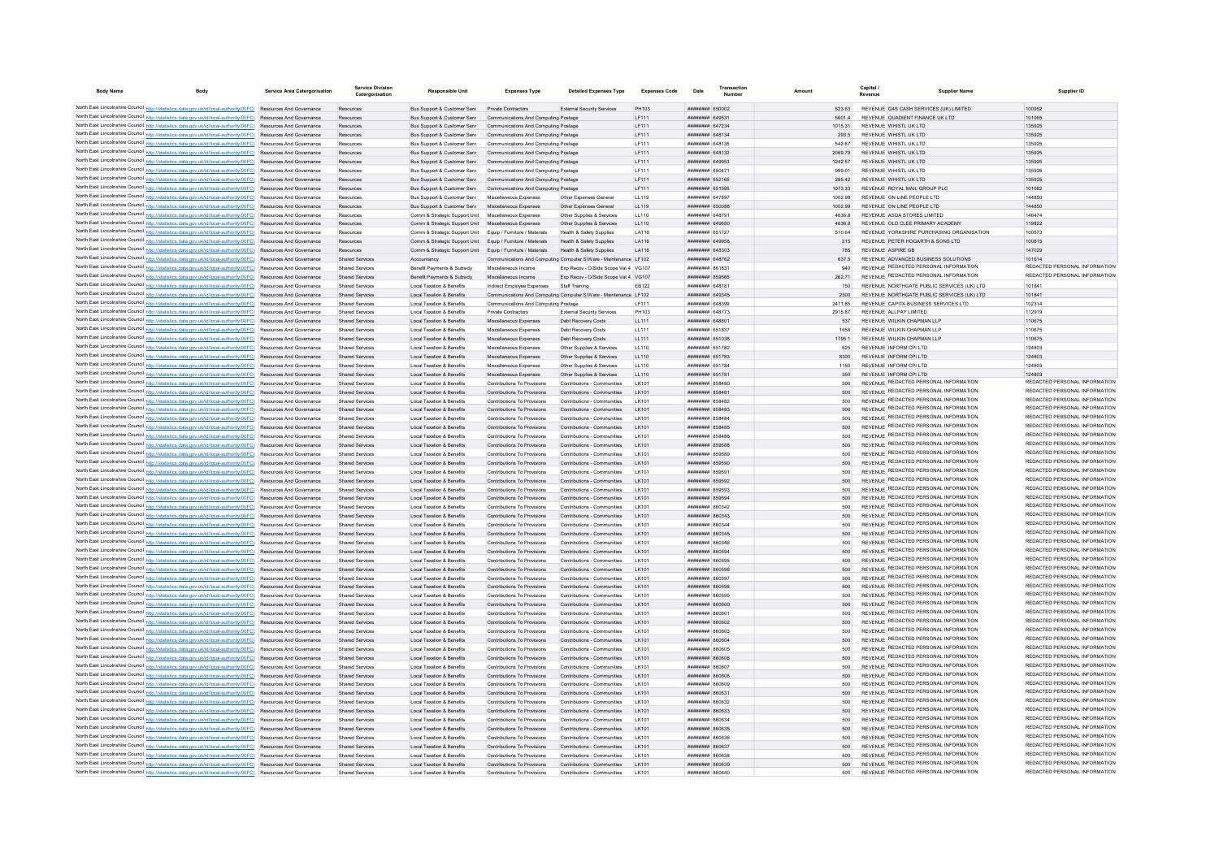| Body Name | Body | Service Area Catergorisation | Service Division Catergorisation | Responsible Unit | Expenses Type | Detailed Expenses Type | Expenses Code | Date | Transaction Number | Amount | Capital / Revenue | Supplier Name | Supplier ID |
|---|---|---|---|---|---|---|---|---|---|---|---|---|---|
| North East Lincolnshire Council | http://statistics.data.gov.uk/id/local-authority/00FC | Resources And Governance | Resources | Bus Support & Customer Serv | Private Contractors | External Security Services | PH103 | ######## | 650002 | 623.63 | REVENUE | G4S CASH SERVICES (UK) LIMITED | 100952 |
| North East Lincolnshire Council | http://statistics.data.gov.uk/id/local-authority/00FC | Resources And Governance | Resources | Bus Support & Customer Serv | Communications And Computing | Postage | LF111 | ######## | 649531 | 5601.4 | REVENUE | QUADIENT FINANCE UK LTD | 101085 |
| North East Lincolnshire Council | http://statistics.data.gov.uk/id/local-authority/00FC | Resources And Governance | Resources | Bus Support & Customer Serv | Communications And Computing | Postage | LF111 | ######## | 647234 | 1015.31 | REVENUE | WHISTL UK LTD | 135925 |
| North East Lincolnshire Council | http://statistics.data.gov.uk/id/local-authority/00FC | Resources And Governance | Resources | Bus Support & Customer Serv | Communications And Computing | Postage | LF111 | ######## | 648134 | 293.5 | REVENUE | WHISTL UK LTD | 135925 |
| North East Lincolnshire Council | http://statistics.data.gov.uk/id/local-authority/00FC | Resources And Governance | Resources | Bus Support & Customer Serv | Communications And Computing | Postage | LF111 | ######## | 648135 | 542.67 | REVENUE | WHISTL UK LTD | 135925 |
| North East Lincolnshire Council | http://statistics.data.gov.uk/id/local-authority/00FC | Resources And Governance | Resources | Bus Support & Customer Serv | Communications And Computing | Postage | LF111 | ######## | 648132 | 2069.79 | REVENUE | WHISTL UK LTD | 135925 |
| North East Lincolnshire Council | http://statistics.data.gov.uk/id/local-authority/00FC | Resources And Governance | Resources | Bus Support & Customer Serv | Communications And Computing | Postage | LF111 | ######## | 649953 | 1242.57 | REVENUE | WHISTL UK LTD | 135925 |
| North East Lincolnshire Council | http://statistics.data.gov.uk/id/local-authority/00FC | Resources And Governance | Resources | Bus Support & Customer Serv | Communications And Computing | Postage | LF111 | ######## | 650471 | 999.01 | REVENUE | WHISTL UK LTD | 135925 |
| North East Lincolnshire Council | http://statistics.data.gov.uk/id/local-authority/00FC | Resources And Governance | Resources | Bus Support & Customer Serv | Communications And Computing | Postage | LF111 | ######## | 652165 | 285.42 | REVENUE | WHISTL UK LTD | 135925 |
| North East Lincolnshire Council | http://statistics.data.gov.uk/id/local-authority/00FC | Resources And Governance | Resources | Bus Support & Customer Serv | Communications And Computing | Postage | LF111 | ######## | 651585 | 1073.33 | REVENUE | ROYAL MAIL GROUP PLC | 101082 |
| North East Lincolnshire Council | http://statistics.data.gov.uk/id/local-authority/00FC | Resources And Governance | Resources | Bus Support & Customer Serv | Miscellaneous Expenses | Other Expenses General | LL119 | ######## | 647897 | 1002.99 | REVENUE | ON LINE PEOPLE LTD | 144850 |
| North East Lincolnshire Council | http://statistics.data.gov.uk/id/local-authority/00FC | Resources And Governance | Resources | Bus Support & Customer Serv | Miscellaneous Expenses | Other Expenses General | LL119 | ######## | 650088 | 1002.99 | REVENUE | ON LINE PEOPLE LTD | 144850 |
| North East Lincolnshire Council | http://statistics.data.gov.uk/id/local-authority/00FC | Resources And Governance | Resources | Comm & Strategic Support Unit | Miscellaneous Expenses | Other Supplies & Services | LL110 | ######## | 648791 | 4636.8 | REVENUE | ASDA STORES LIMITED | 146474 |
| North East Lincolnshire Council | http://statistics.data.gov.uk/id/local-authority/00FC | Resources And Governance | Resources | Comm & Strategic Support Unit | Miscellaneous Expenses | Other Supplies & Services | LL110 | ######## | 649680 | 4636.8 | REVENUE | OLD CLEE PRIMARY ACADEMY | 119822 |
| North East Lincolnshire Council | http://statistics.data.gov.uk/id/local-authority/00FC | Resources And Governance | Resources | Comm & Strategic Support Unit | Equip / Furniture / Materials | Health & Safety Supplies | LA116 | ######## | 651727 | 510.64 | REVENUE | YORKSHIRE PURCHASING ORGANISATION | 100573 |
| North East Lincolnshire Council | http://statistics.data.gov.uk/id/local-authority/00FC | Resources And Governance | Resources | Comm & Strategic Support Unit | Equip / Furniture / Materials | Health & Safety Supplies | LA116 | ######## | 649958 | 315 | REVENUE | PETER HOGARTH & SONS LTD | 100815 |
| North East Lincolnshire Council | http://statistics.data.gov.uk/id/local-authority/00FC | Resources And Governance | Resources | Comm & Strategic Support Unit | Equip / Furniture / Materials | Health & Safety Supplies | LA116 | ######## | 648303 | 789 | REVENUE | ASPIRE GB | 147029 |
| North East Lincolnshire Council | http://statistics.data.gov.uk/id/local-authority/00FC | Resources And Governance | Shared Services | Accountancy | Communications And Computing | Computer S/Ware - Maintenance | LF102 | ######## | 648762 | 637.5 | REVENUE | ADVANCED BUSINESS SOLUTIONS | 101614 |
| North East Lincolnshire Council | http://statistics.data.gov.uk/id/local-authority/00FC | Resources And Governance | Shared Services | Benefit Payments & Subsidy | Miscellaneous Income | Esp Recov - O/Side Scope Vat 4 | VG107 | ######## | 861831 | 940 | REVENUE | REDACTED PERSONAL INFORMATION | REDACTED PERSONAL INFORMATION |
| North East Lincolnshire Council | http://statistics.data.gov.uk/id/local-authority/00FC | Resources And Governance | Shared Services | Benefit Payments & Subsidy | Miscellaneous Income | Esp Recov - O/Side Scope Vat 4 | VG107 | ######## | 859565 | 262.71 | REVENUE | REDACTED PERSONAL INFORMATION | REDACTED PERSONAL INFORMATION |
| North East Lincolnshire Council | http://statistics.data.gov.uk/id/local-authority/00FC | Resources And Governance | Shared Services | Local Taxation & Benefits | Indirect Employee Expenses | Staff Training | EB122 | ######## | 648181 | 750 | REVENUE | NORTHGATE PUBLIC SERVICES (UK) LTD | 101841 |
| North East Lincolnshire Council | http://statistics.data.gov.uk/id/local-authority/00FC | Resources And Governance | Shared Services | Local Taxation & Benefits | Communications And Computing | Computer S/Ware - Maintenance | LF102 | ######## | 649345 | 2500 | REVENUE | NORTHGATE PUBLIC SERVICES (UK) LTD | 101841 |
| North East Lincolnshire Council | http://statistics.data.gov.uk/id/local-authority/00FC | Resources And Governance | Shared Services | Local Taxation & Benefits | Communications And Computing | Postage | LF111 | ######## | 648399 | 2471.85 | REVENUE | CAPITA BUSINESS SERVICES LTD | 102314 |
| North East Lincolnshire Council | http://statistics.data.gov.uk/id/local-authority/00FC | Resources And Governance | Shared Services | Local Taxation & Benefits | Private Contractors | External Security Services | PH103 | ######## | 648773 | 2915.87 | REVENUE | ALLPAY LIMITED | 112919 |
| North East Lincolnshire Council | http://statistics.data.gov.uk/id/local-authority/00FC | Resources And Governance | Shared Services | Local Taxation & Benefits | Miscellaneous Expenses | Debt Recovery Costs | LL111 | ######## | 648801 | 537 | REVENUE | WILKIN CHAPMAN LLP | 110675 |
| North East Lincolnshire Council | http://statistics.data.gov.uk/id/local-authority/00FC | Resources And Governance | Shared Services | Local Taxation & Benefits | Miscellaneous Expenses | Debt Recovery Costs | LL111 | ######## | 651837 | 1658 | REVENUE | WILKIN CHAPMAN LLP | 110675 |
| North East Lincolnshire Council | http://statistics.data.gov.uk/id/local-authority/00FC | Resources And Governance | Shared Services | Local Taxation & Benefits | Miscellaneous Expenses | Debt Recovery Costs | LL111 | ######## | 651038 | 1795.1 | REVENUE | WILKIN CHAPMAN LLP | 110675 |
| North East Lincolnshire Council | http://statistics.data.gov.uk/id/local-authority/00FC | Resources And Governance | Shared Services | Local Taxation & Benefits | Miscellaneous Expenses | Other Supplies & Services | LL110 | ######## | 651782 | 625 | REVENUE | INFORM CPI LTD | 124803 |
| North East Lincolnshire Council | http://statistics.data.gov.uk/id/local-authority/00FC | Resources And Governance | Shared Services | Local Taxation & Benefits | Miscellaneous Expenses | Other Supplies & Services | LL110 | ######## | 651783 | 8300 | REVENUE | INFORM CPI LTD | 124803 |
| North East Lincolnshire Council | http://statistics.data.gov.uk/id/local-authority/00FC | Resources And Governance | Shared Services | Local Taxation & Benefits | Miscellaneous Expenses | Other Supplies & Services | LL110 | ######## | 651784 | 1150 | REVENUE | INFORM CPI LTD | 124803 |
| North East Lincolnshire Council | http://statistics.data.gov.uk/id/local-authority/00FC | Resources And Governance | Shared Services | Local Taxation & Benefits | Miscellaneous Expenses | Other Supplies & Services | LL110 | ######## | 651781 | 350 | REVENUE | INFORM CPI LTD | 124803 |
| North East Lincolnshire Council | http://statistics.data.gov.uk/id/local-authority/00FC | Resources And Governance | Shared Services | Local Taxation & Benefits | Contributions To Provisions | Contributions - Communities | LK101 | ######## | 858480 | 500 | REVENUE | REDACTED PERSONAL INFORMATION | REDACTED PERSONAL INFORMATION |
| North East Lincolnshire Council | http://statistics.data.gov.uk/id/local-authority/00FC | Resources And Governance | Shared Services | Local Taxation & Benefits | Contributions To Provisions | Contributions - Communities | LK101 | ######## | 858481 | 500 | REVENUE | REDACTED PERSONAL INFORMATION | REDACTED PERSONAL INFORMATION |
| North East Lincolnshire Council | http://statistics.data.gov.uk/id/local-authority/00FC | Resources And Governance | Shared Services | Local Taxation & Benefits | Contributions To Provisions | Contributions - Communities | LK101 | ######## | 858482 | 500 | REVENUE | REDACTED PERSONAL INFORMATION | REDACTED PERSONAL INFORMATION |
| North East Lincolnshire Council | http://statistics.data.gov.uk/id/local-authority/00FC | Resources And Governance | Shared Services | Local Taxation & Benefits | Contributions To Provisions | Contributions - Communities | LK101 | ######## | 858483 | 500 | REVENUE | REDACTED PERSONAL INFORMATION | REDACTED PERSONAL INFORMATION |
| North East Lincolnshire Council | http://statistics.data.gov.uk/id/local-authority/00FC | Resources And Governance | Shared Services | Local Taxation & Benefits | Contributions To Provisions | Contributions - Communities | LK101 | ######## | 858484 | 500 | REVENUE | REDACTED PERSONAL INFORMATION | REDACTED PERSONAL INFORMATION |
| North East Lincolnshire Council | http://statistics.data.gov.uk/id/local-authority/00FC | Resources And Governance | Shared Services | Local Taxation & Benefits | Contributions To Provisions | Contributions - Communities | LK101 | ######## | 858485 | 500 | REVENUE | REDACTED PERSONAL INFORMATION | REDACTED PERSONAL INFORMATION |
| North East Lincolnshire Council | http://statistics.data.gov.uk/id/local-authority/00FC | Resources And Governance | Shared Services | Local Taxation & Benefits | Contributions To Provisions | Contributions - Communities | LK101 | ######## | 858486 | 500 | REVENUE | REDACTED PERSONAL INFORMATION | REDACTED PERSONAL INFORMATION |
| North East Lincolnshire Council | http://statistics.data.gov.uk/id/local-authority/00FC | Resources And Governance | Shared Services | Local Taxation & Benefits | Contributions To Provisions | Contributions - Communities | LK101 | ######## | 859588 | 500 | REVENUE | REDACTED PERSONAL INFORMATION | REDACTED PERSONAL INFORMATION |
| North East Lincolnshire Council | http://statistics.data.gov.uk/id/local-authority/00FC | Resources And Governance | Shared Services | Local Taxation & Benefits | Contributions To Provisions | Contributions - Communities | LK101 | ######## | 859589 | 500 | REVENUE | REDACTED PERSONAL INFORMATION | REDACTED PERSONAL INFORMATION |
| North East Lincolnshire Council | http://statistics.data.gov.uk/id/local-authority/00FC | Resources And Governance | Shared Services | Local Taxation & Benefits | Contributions To Provisions | Contributions - Communities | LK101 | ######## | 859590 | 500 | REVENUE | REDACTED PERSONAL INFORMATION | REDACTED PERSONAL INFORMATION |
| North East Lincolnshire Council | http://statistics.data.gov.uk/id/local-authority/00FC | Resources And Governance | Shared Services | Local Taxation & Benefits | Contributions To Provisions | Contributions - Communities | LK101 | ######## | 859591 | 500 | REVENUE | REDACTED PERSONAL INFORMATION | REDACTED PERSONAL INFORMATION |
| North East Lincolnshire Council | http://statistics.data.gov.uk/id/local-authority/00FC | Resources And Governance | Shared Services | Local Taxation & Benefits | Contributions To Provisions | Contributions - Communities | LK101 | ######## | 859592 | 500 | REVENUE | REDACTED PERSONAL INFORMATION | REDACTED PERSONAL INFORMATION |
| North East Lincolnshire Council | http://statistics.data.gov.uk/id/local-authority/00FC | Resources And Governance | Shared Services | Local Taxation & Benefits | Contributions To Provisions | Contributions - Communities | LK101 | ######## | 859593 | 500 | REVENUE | REDACTED PERSONAL INFORMATION | REDACTED PERSONAL INFORMATION |
| North East Lincolnshire Council | http://statistics.data.gov.uk/id/local-authority/00FC | Resources And Governance | Shared Services | Local Taxation & Benefits | Contributions To Provisions | Contributions - Communities | LK101 | ######## | 859594 | 500 | REVENUE | REDACTED PERSONAL INFORMATION | REDACTED PERSONAL INFORMATION |
| North East Lincolnshire Council | http://statistics.data.gov.uk/id/local-authority/00FC | Resources And Governance | Shared Services | Local Taxation & Benefits | Contributions To Provisions | Contributions - Communities | LK101 | ######## | 860342 | 500 | REVENUE | REDACTED PERSONAL INFORMATION | REDACTED PERSONAL INFORMATION |
| North East Lincolnshire Council | http://statistics.data.gov.uk/id/local-authority/00FC | Resources And Governance | Shared Services | Local Taxation & Benefits | Contributions To Provisions | Contributions - Communities | LK101 | ######## | 860343 | 500 | REVENUE | REDACTED PERSONAL INFORMATION | REDACTED PERSONAL INFORMATION |
| North East Lincolnshire Council | http://statistics.data.gov.uk/id/local-authority/00FC | Resources And Governance | Shared Services | Local Taxation & Benefits | Contributions To Provisions | Contributions - Communities | LK101 | ######## | 860344 | 500 | REVENUE | REDACTED PERSONAL INFORMATION | REDACTED PERSONAL INFORMATION |
| North East Lincolnshire Council | http://statistics.data.gov.uk/id/local-authority/00FC | Resources And Governance | Shared Services | Local Taxation & Benefits | Contributions To Provisions | Contributions - Communities | LK101 | ######## | 860345 | 500 | REVENUE | REDACTED PERSONAL INFORMATION | REDACTED PERSONAL INFORMATION |
| North East Lincolnshire Council | http://statistics.data.gov.uk/id/local-authority/00FC | Resources And Governance | Shared Services | Local Taxation & Benefits | Contributions To Provisions | Contributions - Communities | LK101 | ######## | 860346 | 500 | REVENUE | REDACTED PERSONAL INFORMATION | REDACTED PERSONAL INFORMATION |
| North East Lincolnshire Council | http://statistics.data.gov.uk/id/local-authority/00FC | Resources And Governance | Shared Services | Local Taxation & Benefits | Contributions To Provisions | Contributions - Communities | LK101 | ######## | 860594 | 500 | REVENUE | REDACTED PERSONAL INFORMATION | REDACTED PERSONAL INFORMATION |
| North East Lincolnshire Council | http://statistics.data.gov.uk/id/local-authority/00FC | Resources And Governance | Shared Services | Local Taxation & Benefits | Contributions To Provisions | Contributions - Communities | LK101 | ######## | 860595 | 500 | REVENUE | REDACTED PERSONAL INFORMATION | REDACTED PERSONAL INFORMATION |
| North East Lincolnshire Council | http://statistics.data.gov.uk/id/local-authority/00FC | Resources And Governance | Shared Services | Local Taxation & Benefits | Contributions To Provisions | Contributions - Communities | LK101 | ######## | 860596 | 500 | REVENUE | REDACTED PERSONAL INFORMATION | REDACTED PERSONAL INFORMATION |
| North East Lincolnshire Council | http://statistics.data.gov.uk/id/local-authority/00FC | Resources And Governance | Shared Services | Local Taxation & Benefits | Contributions To Provisions | Contributions - Communities | LK101 | ######## | 860597 | 500 | REVENUE | REDACTED PERSONAL INFORMATION | REDACTED PERSONAL INFORMATION |
| North East Lincolnshire Council | http://statistics.data.gov.uk/id/local-authority/00FC | Resources And Governance | Shared Services | Local Taxation & Benefits | Contributions To Provisions | Contributions - Communities | LK101 | ######## | 860598 | 500 | REVENUE | REDACTED PERSONAL INFORMATION | REDACTED PERSONAL INFORMATION |
| North East Lincolnshire Council | http://statistics.data.gov.uk/id/local-authority/00FC | Resources And Governance | Shared Services | Local Taxation & Benefits | Contributions To Provisions | Contributions - Communities | LK101 | ######## | 860599 | 500 | REVENUE | REDACTED PERSONAL INFORMATION | REDACTED PERSONAL INFORMATION |
| North East Lincolnshire Council | http://statistics.data.gov.uk/id/local-authority/00FC | Resources And Governance | Shared Services | Local Taxation & Benefits | Contributions To Provisions | Contributions - Communities | LK101 | ######## | 860600 | 500 | REVENUE | REDACTED PERSONAL INFORMATION | REDACTED PERSONAL INFORMATION |
| North East Lincolnshire Council | http://statistics.data.gov.uk/id/local-authority/00FC | Resources And Governance | Shared Services | Local Taxation & Benefits | Contributions To Provisions | Contributions - Communities | LK101 | ######## | 860601 | 500 | REVENUE | REDACTED PERSONAL INFORMATION | REDACTED PERSONAL INFORMATION |
| North East Lincolnshire Council | http://statistics.data.gov.uk/id/local-authority/00FC | Resources And Governance | Shared Services | Local Taxation & Benefits | Contributions To Provisions | Contributions - Communities | LK101 | ######## | 860602 | 500 | REVENUE | REDACTED PERSONAL INFORMATION | REDACTED PERSONAL INFORMATION |
| North East Lincolnshire Council | http://statistics.data.gov.uk/id/local-authority/00FC | Resources And Governance | Shared Services | Local Taxation & Benefits | Contributions To Provisions | Contributions - Communities | LK101 | ######## | 860603 | 500 | REVENUE | REDACTED PERSONAL INFORMATION | REDACTED PERSONAL INFORMATION |
| North East Lincolnshire Council | http://statistics.data.gov.uk/id/local-authority/00FC | Resources And Governance | Shared Services | Local Taxation & Benefits | Contributions To Provisions | Contributions - Communities | LK101 | ######## | 860604 | 500 | REVENUE | REDACTED PERSONAL INFORMATION | REDACTED PERSONAL INFORMATION |
| North East Lincolnshire Council | http://statistics.data.gov.uk/id/local-authority/00FC | Resources And Governance | Shared Services | Local Taxation & Benefits | Contributions To Provisions | Contributions - Communities | LK101 | ######## | 860605 | 500 | REVENUE | REDACTED PERSONAL INFORMATION | REDACTED PERSONAL INFORMATION |
| North East Lincolnshire Council | http://statistics.data.gov.uk/id/local-authority/00FC | Resources And Governance | Shared Services | Local Taxation & Benefits | Contributions To Provisions | Contributions - Communities | LK101 | ######## | 860606 | 500 | REVENUE | REDACTED PERSONAL INFORMATION | REDACTED PERSONAL INFORMATION |
| North East Lincolnshire Council | http://statistics.data.gov.uk/id/local-authority/00FC | Resources And Governance | Shared Services | Local Taxation & Benefits | Contributions To Provisions | Contributions - Communities | LK101 | ######## | 860607 | 500 | REVENUE | REDACTED PERSONAL INFORMATION | REDACTED PERSONAL INFORMATION |
| North East Lincolnshire Council | http://statistics.data.gov.uk/id/local-authority/00FC | Resources And Governance | Shared Services | Local Taxation & Benefits | Contributions To Provisions | Contributions - Communities | LK101 | ######## | 860608 | 500 | REVENUE | REDACTED PERSONAL INFORMATION | REDACTED PERSONAL INFORMATION |
| North East Lincolnshire Council | http://statistics.data.gov.uk/id/local-authority/00FC | Resources And Governance | Shared Services | Local Taxation & Benefits | Contributions To Provisions | Contributions - Communities | LK101 | ######## | 860609 | 500 | REVENUE | REDACTED PERSONAL INFORMATION | REDACTED PERSONAL INFORMATION |
| North East Lincolnshire Council | http://statistics.data.gov.uk/id/local-authority/00FC | Resources And Governance | Shared Services | Local Taxation & Benefits | Contributions To Provisions | Contributions - Communities | LK101 | ######## | 860631 | 500 | REVENUE | REDACTED PERSONAL INFORMATION | REDACTED PERSONAL INFORMATION |
| North East Lincolnshire Council | http://statistics.data.gov.uk/id/local-authority/00FC | Resources And Governance | Shared Services | Local Taxation & Benefits | Contributions To Provisions | Contributions - Communities | LK101 | ######## | 860632 | 500 | REVENUE | REDACTED PERSONAL INFORMATION | REDACTED PERSONAL INFORMATION |
| North East Lincolnshire Council | http://statistics.data.gov.uk/id/local-authority/00FC | Resources And Governance | Shared Services | Local Taxation & Benefits | Contributions To Provisions | Contributions - Communities | LK101 | ######## | 860633 | 500 | REVENUE | REDACTED PERSONAL INFORMATION | REDACTED PERSONAL INFORMATION |
| North East Lincolnshire Council | http://statistics.data.gov.uk/id/local-authority/00FC | Resources And Governance | Shared Services | Local Taxation & Benefits | Contributions To Provisions | Contributions - Communities | LK101 | ######## | 860634 | 500 | REVENUE | REDACTED PERSONAL INFORMATION | REDACTED PERSONAL INFORMATION |
| North East Lincolnshire Council | http://statistics.data.gov.uk/id/local-authority/00FC | Resources And Governance | Shared Services | Local Taxation & Benefits | Contributions To Provisions | Contributions - Communities | LK101 | ######## | 860635 | 500 | REVENUE | REDACTED PERSONAL INFORMATION | REDACTED PERSONAL INFORMATION |
| North East Lincolnshire Council | http://statistics.data.gov.uk/id/local-authority/00FC | Resources And Governance | Shared Services | Local Taxation & Benefits | Contributions To Provisions | Contributions - Communities | LK101 | ######## | 860636 | 500 | REVENUE | REDACTED PERSONAL INFORMATION | REDACTED PERSONAL INFORMATION |
| North East Lincolnshire Council | http://statistics.data.gov.uk/id/local-authority/00FC | Resources And Governance | Shared Services | Local Taxation & Benefits | Contributions To Provisions | Contributions - Communities | LK101 | ######## | 860637 | 500 | REVENUE | REDACTED PERSONAL INFORMATION | REDACTED PERSONAL INFORMATION |
| North East Lincolnshire Council | http://statistics.data.gov.uk/id/local-authority/00FC | Resources And Governance | Shared Services | Local Taxation & Benefits | Contributions To Provisions | Contributions - Communities | LK101 | ######## | 860638 | 500 | REVENUE | REDACTED PERSONAL INFORMATION | REDACTED PERSONAL INFORMATION |
| North East Lincolnshire Council | http://statistics.data.gov.uk/id/local-authority/00FC | Resources And Governance | Shared Services | Local Taxation & Benefits | Contributions To Provisions | Contributions - Communities | LK101 | ######## | 860639 | 500 | REVENUE | REDACTED PERSONAL INFORMATION | REDACTED PERSONAL INFORMATION |
| North East Lincolnshire Council | http://statistics.data.gov.uk/id/local-authority/00FC | Resources And Governance | Shared Services | Local Taxation & Benefits | Contributions To Provisions | Contributions - Communities | LK101 | ######## | 860640 | 500 | REVENUE | REDACTED PERSONAL INFORMATION | REDACTED PERSONAL INFORMATION |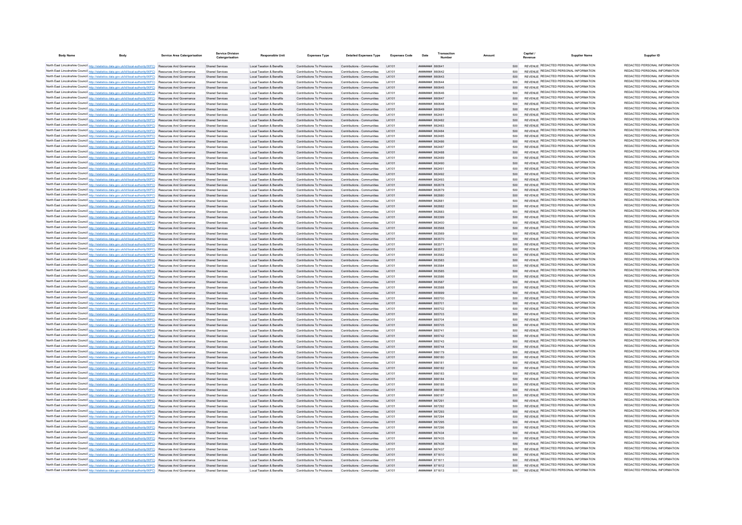| Body Name | Body | Service Area Catergorisation | Service Division Catergorisation | Responsible Unit | Expenses Type | Detailed Expenses Type | Expenses Code | Date | Transaction Number | Amount | Capital / Revenue | Supplier Name | Supplier ID |
|---|---|---|---|---|---|---|---|---|---|---|---|---|---|
| North East Lincolnshire Council | http://statistics.data.gov.uk/id/local-authority/00FC) | Resources And Governance | Shared Services | Local Taxation & Benefits | Contributions To Provisions | Contributions - Communities | LK101 | ######## | 860641 | 500 | REVENUE | REDACTED PERSONAL INFORMATION | REDACTED PERSONAL INFORMATION |
| North East Lincolnshire Council | http://statistics.data.gov.uk/id/local-authority/00FC) | Resources And Governance | Shared Services | Local Taxation & Benefits | Contributions To Provisions | Contributions - Communities | LK101 | ######## | 860642 | 500 | REVENUE | REDACTED PERSONAL INFORMATION | REDACTED PERSONAL INFORMATION |
| North East Lincolnshire Council | http://statistics.data.gov.uk/id/local-authority/00FC) | Resources And Governance | Shared Services | Local Taxation & Benefits | Contributions To Provisions | Contributions - Communities | LK101 | ######## | 860643 | 500 | REVENUE | REDACTED PERSONAL INFORMATION | REDACTED PERSONAL INFORMATION |
| North East Lincolnshire Council | http://statistics.data.gov.uk/id/local-authority/00FC) | Resources And Governance | Shared Services | Local Taxation & Benefits | Contributions To Provisions | Contributions - Communities | LK101 | ######## | 860644 | 500 | REVENUE | REDACTED PERSONAL INFORMATION | REDACTED PERSONAL INFORMATION |
| North East Lincolnshire Council | http://statistics.data.gov.uk/id/local-authority/00FC) | Resources And Governance | Shared Services | Local Taxation & Benefits | Contributions To Provisions | Contributions - Communities | LK101 | ######## | 860645 | 500 | REVENUE | REDACTED PERSONAL INFORMATION | REDACTED PERSONAL INFORMATION |
| North East Lincolnshire Council | http://statistics.data.gov.uk/id/local-authority/00FC) | Resources And Governance | Shared Services | Local Taxation & Benefits | Contributions To Provisions | Contributions - Communities | LK101 | ######## | 860646 | 500 | REVENUE | REDACTED PERSONAL INFORMATION | REDACTED PERSONAL INFORMATION |
| North East Lincolnshire Council | http://statistics.data.gov.uk/id/local-authority/00FC) | Resources And Governance | Shared Services | Local Taxation & Benefits | Contributions To Provisions | Contributions - Communities | LK101 | ######## | 860647 | 500 | REVENUE | REDACTED PERSONAL INFORMATION | REDACTED PERSONAL INFORMATION |
| North East Lincolnshire Council | http://statistics.data.gov.uk/id/local-authority/00FC) | Resources And Governance | Shared Services | Local Taxation & Benefits | Contributions To Provisions | Contributions - Communities | LK101 | ######## | 860648 | 500 | REVENUE | REDACTED PERSONAL INFORMATION | REDACTED PERSONAL INFORMATION |
| North East Lincolnshire Council | http://statistics.data.gov.uk/id/local-authority/00FC) | Resources And Governance | Shared Services | Local Taxation & Benefits | Contributions To Provisions | Contributions - Communities | LK101 | ######## | 860649 | 500 | REVENUE | REDACTED PERSONAL INFORMATION | REDACTED PERSONAL INFORMATION |
| North East Lincolnshire Council | http://statistics.data.gov.uk/id/local-authority/00FC) | Resources And Governance | Shared Services | Local Taxation & Benefits | Contributions To Provisions | Contributions - Communities | LK101 | ######## | 862481 | 500 | REVENUE | REDACTED PERSONAL INFORMATION | REDACTED PERSONAL INFORMATION |
| North East Lincolnshire Council | http://statistics.data.gov.uk/id/local-authority/00FC) | Resources And Governance | Shared Services | Local Taxation & Benefits | Contributions To Provisions | Contributions - Communities | LK101 | ######## | 862482 | 500 | REVENUE | REDACTED PERSONAL INFORMATION | REDACTED PERSONAL INFORMATION |
| North East Lincolnshire Council | http://statistics.data.gov.uk/id/local-authority/00FC) | Resources And Governance | Shared Services | Local Taxation & Benefits | Contributions To Provisions | Contributions - Communities | LK101 | ######## | 862483 | 500 | REVENUE | REDACTED PERSONAL INFORMATION | REDACTED PERSONAL INFORMATION |
| North East Lincolnshire Council | http://statistics.data.gov.uk/id/local-authority/00FC) | Resources And Governance | Shared Services | Local Taxation & Benefits | Contributions To Provisions | Contributions - Communities | LK101 | ######## | 862484 | 500 | REVENUE | REDACTED PERSONAL INFORMATION | REDACTED PERSONAL INFORMATION |
| North East Lincolnshire Council | http://statistics.data.gov.uk/id/local-authority/00FC) | Resources And Governance | Shared Services | Local Taxation & Benefits | Contributions To Provisions | Contributions - Communities | LK101 | ######## | 862485 | 500 | REVENUE | REDACTED PERSONAL INFORMATION | REDACTED PERSONAL INFORMATION |
| North East Lincolnshire Council | http://statistics.data.gov.uk/id/local-authority/00FC) | Resources And Governance | Shared Services | Local Taxation & Benefits | Contributions To Provisions | Contributions - Communities | LK101 | ######## | 862486 | 500 | REVENUE | REDACTED PERSONAL INFORMATION | REDACTED PERSONAL INFORMATION |
| North East Lincolnshire Council | http://statistics.data.gov.uk/id/local-authority/00FC) | Resources And Governance | Shared Services | Local Taxation & Benefits | Contributions To Provisions | Contributions - Communities | LK101 | ######## | 862487 | 500 | REVENUE | REDACTED PERSONAL INFORMATION | REDACTED PERSONAL INFORMATION |
| North East Lincolnshire Council | http://statistics.data.gov.uk/id/local-authority/00FC) | Resources And Governance | Shared Services | Local Taxation & Benefits | Contributions To Provisions | Contributions - Communities | LK101 | ######## | 862488 | 500 | REVENUE | REDACTED PERSONAL INFORMATION | REDACTED PERSONAL INFORMATION |
| North East Lincolnshire Council | http://statistics.data.gov.uk/id/local-authority/00FC) | Resources And Governance | Shared Services | Local Taxation & Benefits | Contributions To Provisions | Contributions - Communities | LK101 | ######## | 862489 | 500 | REVENUE | REDACTED PERSONAL INFORMATION | REDACTED PERSONAL INFORMATION |
| North East Lincolnshire Council | http://statistics.data.gov.uk/id/local-authority/00FC) | Resources And Governance | Shared Services | Local Taxation & Benefits | Contributions To Provisions | Contributions - Communities | LK101 | ######## | 862490 | 500 | REVENUE | REDACTED PERSONAL INFORMATION | REDACTED PERSONAL INFORMATION |
| North East Lincolnshire Council | http://statistics.data.gov.uk/id/local-authority/00FC) | Resources And Governance | Shared Services | Local Taxation & Benefits | Contributions To Provisions | Contributions - Communities | LK101 | ######## | 862491 | 500 | REVENUE | REDACTED PERSONAL INFORMATION | REDACTED PERSONAL INFORMATION |
| North East Lincolnshire Council | http://statistics.data.gov.uk/id/local-authority/00FC) | Resources And Governance | Shared Services | Local Taxation & Benefits | Contributions To Provisions | Contributions - Communities | LK101 | ######## | 862492 | 500 | REVENUE | REDACTED PERSONAL INFORMATION | REDACTED PERSONAL INFORMATION |
| North East Lincolnshire Council | http://statistics.data.gov.uk/id/local-authority/00FC) | Resources And Governance | Shared Services | Local Taxation & Benefits | Contributions To Provisions | Contributions - Communities | LK101 | ######## | 862493 | 500 | REVENUE | REDACTED PERSONAL INFORMATION | REDACTED PERSONAL INFORMATION |
| North East Lincolnshire Council | http://statistics.data.gov.uk/id/local-authority/00FC) | Resources And Governance | Shared Services | Local Taxation & Benefits | Contributions To Provisions | Contributions - Communities | LK101 | ######## | 862678 | 500 | REVENUE | REDACTED PERSONAL INFORMATION | REDACTED PERSONAL INFORMATION |
| North East Lincolnshire Council | http://statistics.data.gov.uk/id/local-authority/00FC) | Resources And Governance | Shared Services | Local Taxation & Benefits | Contributions To Provisions | Contributions - Communities | LK101 | ######## | 862679 | 500 | REVENUE | REDACTED PERSONAL INFORMATION | REDACTED PERSONAL INFORMATION |
| North East Lincolnshire Council | http://statistics.data.gov.uk/id/local-authority/00FC) | Resources And Governance | Shared Services | Local Taxation & Benefits | Contributions To Provisions | Contributions - Communities | LK101 | ######## | 862680 | 500 | REVENUE | REDACTED PERSONAL INFORMATION | REDACTED PERSONAL INFORMATION |
| North East Lincolnshire Council | http://statistics.data.gov.uk/id/local-authority/00FC) | Resources And Governance | Shared Services | Local Taxation & Benefits | Contributions To Provisions | Contributions - Communities | LK101 | ######## | 862681 | 500 | REVENUE | REDACTED PERSONAL INFORMATION | REDACTED PERSONAL INFORMATION |
| North East Lincolnshire Council | http://statistics.data.gov.uk/id/local-authority/00FC) | Resources And Governance | Shared Services | Local Taxation & Benefits | Contributions To Provisions | Contributions - Communities | LK101 | ######## | 862682 | 500 | REVENUE | REDACTED PERSONAL INFORMATION | REDACTED PERSONAL INFORMATION |
| North East Lincolnshire Council | http://statistics.data.gov.uk/id/local-authority/00FC) | Resources And Governance | Shared Services | Local Taxation & Benefits | Contributions To Provisions | Contributions - Communities | LK101 | ######## | 862683 | 500 | REVENUE | REDACTED PERSONAL INFORMATION | REDACTED PERSONAL INFORMATION |
| North East Lincolnshire Council | http://statistics.data.gov.uk/id/local-authority/00FC) | Resources And Governance | Shared Services | Local Taxation & Benefits | Contributions To Provisions | Contributions - Communities | LK101 | ######## | 863399 | 500 | REVENUE | REDACTED PERSONAL INFORMATION | REDACTED PERSONAL INFORMATION |
| North East Lincolnshire Council | http://statistics.data.gov.uk/id/local-authority/00FC) | Resources And Governance | Shared Services | Local Taxation & Benefits | Contributions To Provisions | Contributions - Communities | LK101 | ######## | 863400 | 500 | REVENUE | REDACTED PERSONAL INFORMATION | REDACTED PERSONAL INFORMATION |
| North East Lincolnshire Council | http://statistics.data.gov.uk/id/local-authority/00FC) | Resources And Governance | Shared Services | Local Taxation & Benefits | Contributions To Provisions | Contributions - Communities | LK101 | ######## | 863568 | 500 | REVENUE | REDACTED PERSONAL INFORMATION | REDACTED PERSONAL INFORMATION |
| North East Lincolnshire Council | http://statistics.data.gov.uk/id/local-authority/00FC) | Resources And Governance | Shared Services | Local Taxation & Benefits | Contributions To Provisions | Contributions - Communities | LK101 | ######## | 863569 | 500 | REVENUE | REDACTED PERSONAL INFORMATION | REDACTED PERSONAL INFORMATION |
| North East Lincolnshire Council | http://statistics.data.gov.uk/id/local-authority/00FC) | Resources And Governance | Shared Services | Local Taxation & Benefits | Contributions To Provisions | Contributions - Communities | LK101 | ######## | 863570 | 500 | REVENUE | REDACTED PERSONAL INFORMATION | REDACTED PERSONAL INFORMATION |
| North East Lincolnshire Council | http://statistics.data.gov.uk/id/local-authority/00FC) | Resources And Governance | Shared Services | Local Taxation & Benefits | Contributions To Provisions | Contributions - Communities | LK101 | ######## | 863571 | 500 | REVENUE | REDACTED PERSONAL INFORMATION | REDACTED PERSONAL INFORMATION |
| North East Lincolnshire Council | http://statistics.data.gov.uk/id/local-authority/00FC) | Resources And Governance | Shared Services | Local Taxation & Benefits | Contributions To Provisions | Contributions - Communities | LK101 | ######## | 863572 | 500 | REVENUE | REDACTED PERSONAL INFORMATION | REDACTED PERSONAL INFORMATION |
| North East Lincolnshire Council | http://statistics.data.gov.uk/id/local-authority/00FC) | Resources And Governance | Shared Services | Local Taxation & Benefits | Contributions To Provisions | Contributions - Communities | LK101 | ######## | 863582 | 500 | REVENUE | REDACTED PERSONAL INFORMATION | REDACTED PERSONAL INFORMATION |
| North East Lincolnshire Council | http://statistics.data.gov.uk/id/local-authority/00FC) | Resources And Governance | Shared Services | Local Taxation & Benefits | Contributions To Provisions | Contributions - Communities | LK101 | ######## | 863583 | 500 | REVENUE | REDACTED PERSONAL INFORMATION | REDACTED PERSONAL INFORMATION |
| North East Lincolnshire Council | http://statistics.data.gov.uk/id/local-authority/00FC) | Resources And Governance | Shared Services | Local Taxation & Benefits | Contributions To Provisions | Contributions - Communities | LK101 | ######## | 863584 | 500 | REVENUE | REDACTED PERSONAL INFORMATION | REDACTED PERSONAL INFORMATION |
| North East Lincolnshire Council | http://statistics.data.gov.uk/id/local-authority/00FC) | Resources And Governance | Shared Services | Local Taxation & Benefits | Contributions To Provisions | Contributions - Communities | LK101 | ######## | 863585 | 500 | REVENUE | REDACTED PERSONAL INFORMATION | REDACTED PERSONAL INFORMATION |
| North East Lincolnshire Council | http://statistics.data.gov.uk/id/local-authority/00FC) | Resources And Governance | Shared Services | Local Taxation & Benefits | Contributions To Provisions | Contributions - Communities | LK101 | ######## | 863586 | 500 | REVENUE | REDACTED PERSONAL INFORMATION | REDACTED PERSONAL INFORMATION |
| North East Lincolnshire Council | http://statistics.data.gov.uk/id/local-authority/00FC) | Resources And Governance | Shared Services | Local Taxation & Benefits | Contributions To Provisions | Contributions - Communities | LK101 | ######## | 863587 | 500 | REVENUE | REDACTED PERSONAL INFORMATION | REDACTED PERSONAL INFORMATION |
| North East Lincolnshire Council | http://statistics.data.gov.uk/id/local-authority/00FC) | Resources And Governance | Shared Services | Local Taxation & Benefits | Contributions To Provisions | Contributions - Communities | LK101 | ######## | 863588 | 500 | REVENUE | REDACTED PERSONAL INFORMATION | REDACTED PERSONAL INFORMATION |
| North East Lincolnshire Council | http://statistics.data.gov.uk/id/local-authority/00FC) | Resources And Governance | Shared Services | Local Taxation & Benefits | Contributions To Provisions | Contributions - Communities | LK101 | ######## | 865699 | 500 | REVENUE | REDACTED PERSONAL INFORMATION | REDACTED PERSONAL INFORMATION |
| North East Lincolnshire Council | http://statistics.data.gov.uk/id/local-authority/00FC) | Resources And Governance | Shared Services | Local Taxation & Benefits | Contributions To Provisions | Contributions - Communities | LK101 | ######## | 865700 | 500 | REVENUE | REDACTED PERSONAL INFORMATION | REDACTED PERSONAL INFORMATION |
| North East Lincolnshire Council | http://statistics.data.gov.uk/id/local-authority/00FC) | Resources And Governance | Shared Services | Local Taxation & Benefits | Contributions To Provisions | Contributions - Communities | LK101 | ######## | 865701 | 500 | REVENUE | REDACTED PERSONAL INFORMATION | REDACTED PERSONAL INFORMATION |
| North East Lincolnshire Council | http://statistics.data.gov.uk/id/local-authority/00FC) | Resources And Governance | Shared Services | Local Taxation & Benefits | Contributions To Provisions | Contributions - Communities | LK101 | ######## | 865702 | 500 | REVENUE | REDACTED PERSONAL INFORMATION | REDACTED PERSONAL INFORMATION |
| North East Lincolnshire Council | http://statistics.data.gov.uk/id/local-authority/00FC) | Resources And Governance | Shared Services | Local Taxation & Benefits | Contributions To Provisions | Contributions - Communities | LK101 | ######## | 865703 | 500 | REVENUE | REDACTED PERSONAL INFORMATION | REDACTED PERSONAL INFORMATION |
| North East Lincolnshire Council | http://statistics.data.gov.uk/id/local-authority/00FC) | Resources And Governance | Shared Services | Local Taxation & Benefits | Contributions To Provisions | Contributions - Communities | LK101 | ######## | 865704 | 500 | REVENUE | REDACTED PERSONAL INFORMATION | REDACTED PERSONAL INFORMATION |
| North East Lincolnshire Council | http://statistics.data.gov.uk/id/local-authority/00FC) | Resources And Governance | Shared Services | Local Taxation & Benefits | Contributions To Provisions | Contributions - Communities | LK101 | ######## | 865705 | 500 | REVENUE | REDACTED PERSONAL INFORMATION | REDACTED PERSONAL INFORMATION |
| North East Lincolnshire Council | http://statistics.data.gov.uk/id/local-authority/00FC) | Resources And Governance | Shared Services | Local Taxation & Benefits | Contributions To Provisions | Contributions - Communities | LK101 | ######## | 865741 | 500 | REVENUE | REDACTED PERSONAL INFORMATION | REDACTED PERSONAL INFORMATION |
| North East Lincolnshire Council | http://statistics.data.gov.uk/id/local-authority/00FC) | Resources And Governance | Shared Services | Local Taxation & Benefits | Contributions To Provisions | Contributions - Communities | LK101 | ######## | 865742 | 500 | REVENUE | REDACTED PERSONAL INFORMATION | REDACTED PERSONAL INFORMATION |
| North East Lincolnshire Council | http://statistics.data.gov.uk/id/local-authority/00FC) | Resources And Governance | Shared Services | Local Taxation & Benefits | Contributions To Provisions | Contributions - Communities | LK101 | ######## | 865743 | 500 | REVENUE | REDACTED PERSONAL INFORMATION | REDACTED PERSONAL INFORMATION |
| North East Lincolnshire Council | http://statistics.data.gov.uk/id/local-authority/00FC) | Resources And Governance | Shared Services | Local Taxation & Benefits | Contributions To Provisions | Contributions - Communities | LK101 | ######## | 865744 | 500 | REVENUE | REDACTED PERSONAL INFORMATION | REDACTED PERSONAL INFORMATION |
| North East Lincolnshire Council | http://statistics.data.gov.uk/id/local-authority/00FC) | Resources And Governance | Shared Services | Local Taxation & Benefits | Contributions To Provisions | Contributions - Communities | LK101 | ######## | 866179 | 500 | REVENUE | REDACTED PERSONAL INFORMATION | REDACTED PERSONAL INFORMATION |
| North East Lincolnshire Council | http://statistics.data.gov.uk/id/local-authority/00FC) | Resources And Governance | Shared Services | Local Taxation & Benefits | Contributions To Provisions | Contributions - Communities | LK101 | ######## | 866180 | 500 | REVENUE | REDACTED PERSONAL INFORMATION | REDACTED PERSONAL INFORMATION |
| North East Lincolnshire Council | http://statistics.data.gov.uk/id/local-authority/00FC) | Resources And Governance | Shared Services | Local Taxation & Benefits | Contributions To Provisions | Contributions - Communities | LK101 | ######## | 866181 | 500 | REVENUE | REDACTED PERSONAL INFORMATION | REDACTED PERSONAL INFORMATION |
| North East Lincolnshire Council | http://statistics.data.gov.uk/id/local-authority/00FC) | Resources And Governance | Shared Services | Local Taxation & Benefits | Contributions To Provisions | Contributions - Communities | LK101 | ######## | 866182 | 500 | REVENUE | REDACTED PERSONAL INFORMATION | REDACTED PERSONAL INFORMATION |
| North East Lincolnshire Council | http://statistics.data.gov.uk/id/local-authority/00FC) | Resources And Governance | Shared Services | Local Taxation & Benefits | Contributions To Provisions | Contributions - Communities | LK101 | ######## | 866183 | 500 | REVENUE | REDACTED PERSONAL INFORMATION | REDACTED PERSONAL INFORMATION |
| North East Lincolnshire Council | http://statistics.data.gov.uk/id/local-authority/00FC) | Resources And Governance | Shared Services | Local Taxation & Benefits | Contributions To Provisions | Contributions - Communities | LK101 | ######## | 866184 | 500 | REVENUE | REDACTED PERSONAL INFORMATION | REDACTED PERSONAL INFORMATION |
| North East Lincolnshire Council | http://statistics.data.gov.uk/id/local-authority/00FC) | Resources And Governance | Shared Services | Local Taxation & Benefits | Contributions To Provisions | Contributions - Communities | LK101 | ######## | 866185 | 500 | REVENUE | REDACTED PERSONAL INFORMATION | REDACTED PERSONAL INFORMATION |
| North East Lincolnshire Council | http://statistics.data.gov.uk/id/local-authority/00FC) | Resources And Governance | Shared Services | Local Taxation & Benefits | Contributions To Provisions | Contributions - Communities | LK101 | ######## | 866186 | 500 | REVENUE | REDACTED PERSONAL INFORMATION | REDACTED PERSONAL INFORMATION |
| North East Lincolnshire Council | http://statistics.data.gov.uk/id/local-authority/00FC) | Resources And Governance | Shared Services | Local Taxation & Benefits | Contributions To Provisions | Contributions - Communities | LK101 | ######## | 866187 | 500 | REVENUE | REDACTED PERSONAL INFORMATION | REDACTED PERSONAL INFORMATION |
| North East Lincolnshire Council | http://statistics.data.gov.uk/id/local-authority/00FC) | Resources And Governance | Shared Services | Local Taxation & Benefits | Contributions To Provisions | Contributions - Communities | LK101 | ######## | 867291 | 500 | REVENUE | REDACTED PERSONAL INFORMATION | REDACTED PERSONAL INFORMATION |
| North East Lincolnshire Council | http://statistics.data.gov.uk/id/local-authority/00FC) | Resources And Governance | Shared Services | Local Taxation & Benefits | Contributions To Provisions | Contributions - Communities | LK101 | ######## | 867292 | 500 | REVENUE | REDACTED PERSONAL INFORMATION | REDACTED PERSONAL INFORMATION |
| North East Lincolnshire Council | http://statistics.data.gov.uk/id/local-authority/00FC) | Resources And Governance | Shared Services | Local Taxation & Benefits | Contributions To Provisions | Contributions - Communities | LK101 | ######## | 867293 | 500 | REVENUE | REDACTED PERSONAL INFORMATION | REDACTED PERSONAL INFORMATION |
| North East Lincolnshire Council | http://statistics.data.gov.uk/id/local-authority/00FC) | Resources And Governance | Shared Services | Local Taxation & Benefits | Contributions To Provisions | Contributions - Communities | LK101 | ######## | 867294 | 500 | REVENUE | REDACTED PERSONAL INFORMATION | REDACTED PERSONAL INFORMATION |
| North East Lincolnshire Council | http://statistics.data.gov.uk/id/local-authority/00FC) | Resources And Governance | Shared Services | Local Taxation & Benefits | Contributions To Provisions | Contributions - Communities | LK101 | ######## | 867295 | 500 | REVENUE | REDACTED PERSONAL INFORMATION | REDACTED PERSONAL INFORMATION |
| North East Lincolnshire Council | http://statistics.data.gov.uk/id/local-authority/00FC) | Resources And Governance | Shared Services | Local Taxation & Benefits | Contributions To Provisions | Contributions - Communities | LK101 | ######## | 867296 | 500 | REVENUE | REDACTED PERSONAL INFORMATION | REDACTED PERSONAL INFORMATION |
| North East Lincolnshire Council | http://statistics.data.gov.uk/id/local-authority/00FC) | Resources And Governance | Shared Services | Local Taxation & Benefits | Contributions To Provisions | Contributions - Communities | LK101 | ######## | 867434 | 500 | REVENUE | REDACTED PERSONAL INFORMATION | REDACTED PERSONAL INFORMATION |
| North East Lincolnshire Council | http://statistics.data.gov.uk/id/local-authority/00FC) | Resources And Governance | Shared Services | Local Taxation & Benefits | Contributions To Provisions | Contributions - Communities | LK101 | ######## | 867435 | 500 | REVENUE | REDACTED PERSONAL INFORMATION | REDACTED PERSONAL INFORMATION |
| North East Lincolnshire Council | http://statistics.data.gov.uk/id/local-authority/00FC) | Resources And Governance | Shared Services | Local Taxation & Benefits | Contributions To Provisions | Contributions - Communities | LK101 | ######## | 867436 | 500 | REVENUE | REDACTED PERSONAL INFORMATION | REDACTED PERSONAL INFORMATION |
| North East Lincolnshire Council | http://statistics.data.gov.uk/id/local-authority/00FC) | Resources And Governance | Shared Services | Local Taxation & Benefits | Contributions To Provisions | Contributions - Communities | LK101 | ######## | 867437 | 500 | REVENUE | REDACTED PERSONAL INFORMATION | REDACTED PERSONAL INFORMATION |
| North East Lincolnshire Council | http://statistics.data.gov.uk/id/local-authority/00FC) | Resources And Governance | Shared Services | Local Taxation & Benefits | Contributions To Provisions | Contributions - Communities | LK101 | ######## | 871610 | 500 | REVENUE | REDACTED PERSONAL INFORMATION | REDACTED PERSONAL INFORMATION |
| North East Lincolnshire Council | http://statistics.data.gov.uk/id/local-authority/00FC) | Resources And Governance | Shared Services | Local Taxation & Benefits | Contributions To Provisions | Contributions - Communities | LK101 | ######## | 871611 | 500 | REVENUE | REDACTED PERSONAL INFORMATION | REDACTED PERSONAL INFORMATION |
| North East Lincolnshire Council | http://statistics.data.gov.uk/id/local-authority/00FC) | Resources And Governance | Shared Services | Local Taxation & Benefits | Contributions To Provisions | Contributions - Communities | LK101 | ######## | 871612 | 500 | REVENUE | REDACTED PERSONAL INFORMATION | REDACTED PERSONAL INFORMATION |
| North East Lincolnshire Council | http://statistics.data.gov.uk/id/local-authority/00FC) | Resources And Governance | Shared Services | Local Taxation & Benefits | Contributions To Provisions | Contributions - Communities | LK101 | ######## | 871613 | 500 | REVENUE | REDACTED PERSONAL INFORMATION | REDACTED PERSONAL INFORMATION |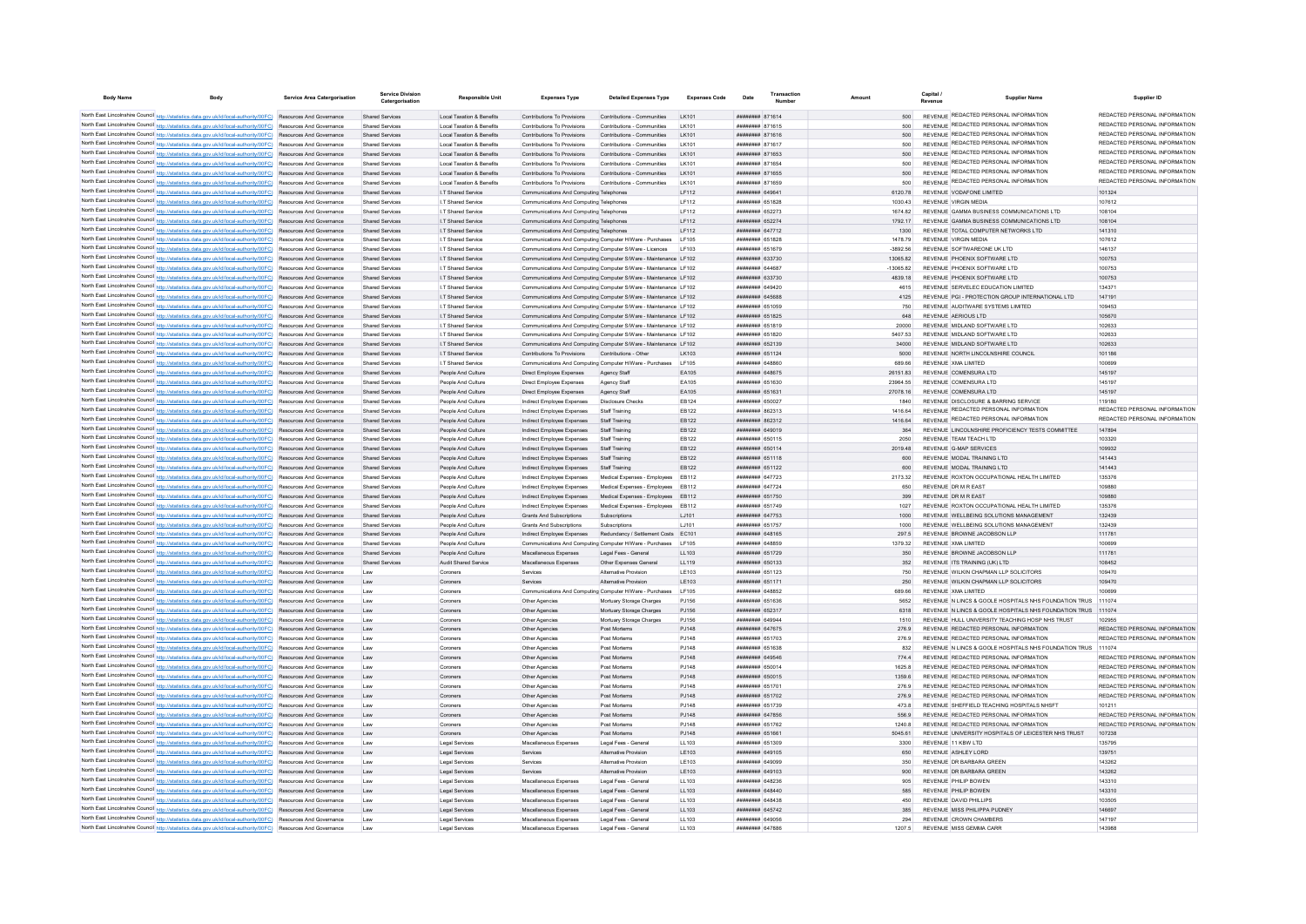| Body Name | Body | Service Area Catergorisation | Service Division Catergorisation | Responsible Unit | Expenses Type | Detailed Expenses Type | Expenses Code | Date | Transaction Number | Amount | Capital / Revenue | Supplier Name | Supplier ID |
|---|---|---|---|---|---|---|---|---|---|---|---|---|---|
| North East Lincolnshire Council | http://statistics.data.gov.uk/id/local-authority/00FC) | Resources And Governance | Shared Services | Local Taxation & Benefits | Contributions To Provisions | Contributions - Communities | LK101 | ######## | 871614 | 500 | REVENUE | REDACTED PERSONAL INFORMATION | REDACTED PERSONAL INFORMATION |
| North East Lincolnshire Council | http://statistics.data.gov.uk/id/local-authority/00FC) | Resources And Governance | Shared Services | Local Taxation & Benefits | Contributions To Provisions | Contributions - Communities | LK101 | ######## | 871615 | 500 | REVENUE | REDACTED PERSONAL INFORMATION | REDACTED PERSONAL INFORMATION |
| North East Lincolnshire Council | http://statistics.data.gov.uk/id/local-authority/00FC) | Resources And Governance | Shared Services | Local Taxation & Benefits | Contributions To Provisions | Contributions - Communities | LK101 | ######## | 871616 | 500 | REVENUE | REDACTED PERSONAL INFORMATION | REDACTED PERSONAL INFORMATION |
| North East Lincolnshire Council | http://statistics.data.gov.uk/id/local-authority/00FC) | Resources And Governance | Shared Services | Local Taxation & Benefits | Contributions To Provisions | Contributions - Communities | LK101 | ######## | 871617 | 500 | REVENUE | REDACTED PERSONAL INFORMATION | REDACTED PERSONAL INFORMATION |
| North East Lincolnshire Council | http://statistics.data.gov.uk/id/local-authority/00FC) | Resources And Governance | Shared Services | Local Taxation & Benefits | Contributions To Provisions | Contributions - Communities | LK101 | ######## | 871653 | 500 | REVENUE | REDACTED PERSONAL INFORMATION | REDACTED PERSONAL INFORMATION |
| North East Lincolnshire Council | http://statistics.data.gov.uk/id/local-authority/00FC) | Resources And Governance | Shared Services | Local Taxation & Benefits | Contributions To Provisions | Contributions - Communities | LK101 | ######## | 871654 | 500 | REVENUE | REDACTED PERSONAL INFORMATION | REDACTED PERSONAL INFORMATION |
| North East Lincolnshire Council | http://statistics.data.gov.uk/id/local-authority/00FC) | Resources And Governance | Shared Services | Local Taxation & Benefits | Contributions To Provisions | Contributions - Communities | LK101 | ######## | 871655 | 500 | REVENUE | REDACTED PERSONAL INFORMATION | REDACTED PERSONAL INFORMATION |
| North East Lincolnshire Council | http://statistics.data.gov.uk/id/local-authority/00FC) | Resources And Governance | Shared Services | Local Taxation & Benefits | Contributions To Provisions | Contributions - Communities | LK101 | ######## | 871659 | 500 | REVENUE | REDACTED PERSONAL INFORMATION | REDACTED PERSONAL INFORMATION |
| North East Lincolnshire Council | http://statistics.data.gov.uk/id/local-authority/00FC) | Resources And Governance | Shared Services | I.T Shared Service | Communications And Computing | Telephones | LF112 | ######## | 649641 | 6120.78 | REVENUE | VODAFONE LIMITED | 101324 |
| North East Lincolnshire Council | http://statistics.data.gov.uk/id/local-authority/00FC) | Resources And Governance | Shared Services | I.T Shared Service | Communications And Computing | Telephones | LF112 | ######## | 651828 | 1030.43 | REVENUE | VIRGIN MEDIA | 107612 |
| North East Lincolnshire Council | http://statistics.data.gov.uk/id/local-authority/00FC) | Resources And Governance | Shared Services | I.T Shared Service | Communications And Computing | Telephones | LF112 | ######## | 652273 | 1674.82 | REVENUE | GAMMA BUSINESS COMMUNICATIONS LTD | 108104 |
| North East Lincolnshire Council | http://statistics.data.gov.uk/id/local-authority/00FC) | Resources And Governance | Shared Services | I.T Shared Service | Communications And Computing | Telephones | LF112 | ######## | 652274 | 1792.17 | REVENUE | GAMMA BUSINESS COMMUNICATIONS LTD | 108104 |
| North East Lincolnshire Council | http://statistics.data.gov.uk/id/local-authority/00FC) | Resources And Governance | Shared Services | I.T Shared Service | Communications And Computing | Telephones | LF112 | ######## | 647712 | 1300 | REVENUE | TOTAL COMPUTER NETWORKS LTD | 141310 |
| North East Lincolnshire Council | http://statistics.data.gov.uk/id/local-authority/00FC) | Resources And Governance | Shared Services | I.T Shared Service | Communications And Computing | Computer H/Ware - Purchases | LF105 | ######## | 651828 | 1478.79 | REVENUE | VIRGIN MEDIA | 107612 |
| North East Lincolnshire Council | http://statistics.data.gov.uk/id/local-authority/00FC) | Resources And Governance | Shared Services | I.T Shared Service | Communications And Computing | Computer S/Ware - Licences | LF103 | ######## | 651679 | -3892.56 | REVENUE | SOFTWAREONE UK LTD | 146137 |
| North East Lincolnshire Council | http://statistics.data.gov.uk/id/local-authority/00FC) | Resources And Governance | Shared Services | I.T Shared Service | Communications And Computing | Computer S/Ware - Maintenance | LF102 | ######## | 633730 | 13065.82 | REVENUE | PHOENIX SOFTWARE LTD | 100753 |
| North East Lincolnshire Council | http://statistics.data.gov.uk/id/local-authority/00FC) | Resources And Governance | Shared Services | I.T Shared Service | Communications And Computing | Computer S/Ware - Maintenance | LF102 | ######## | 644687 | -13065.82 | REVENUE | PHOENIX SOFTWARE LTD | 100753 |
| North East Lincolnshire Council | http://statistics.data.gov.uk/id/local-authority/00FC) | Resources And Governance | Shared Services | I.T Shared Service | Communications And Computing | Computer S/Ware - Maintenance | LF102 | ######## | 633730 | 4839.18 | REVENUE | PHOENIX SOFTWARE LTD | 100753 |
| North East Lincolnshire Council | http://statistics.data.gov.uk/id/local-authority/00FC) | Resources And Governance | Shared Services | I.T Shared Service | Communications And Computing | Computer S/Ware - Maintenance | LF102 | ######## | 649420 | 4615 | REVENUE | SERVELEC EDUCATION LIMITED | 134371 |
| North East Lincolnshire Council | http://statistics.data.gov.uk/id/local-authority/00FC) | Resources And Governance | Shared Services | I.T Shared Service | Communications And Computing | Computer S/Ware - Maintenance | LF102 | ######## | 645688 | 4125 | REVENUE | PGI - PROTECTION GROUP INTERNATIONAL LTD | 147191 |
| North East Lincolnshire Council | http://statistics.data.gov.uk/id/local-authority/00FC) | Resources And Governance | Shared Services | I.T Shared Service | Communications And Computing | Computer S/Ware - Maintenance | LF102 | ######## | 651059 | 750 | REVENUE | AUDITWARE SYSTEMS LIMITED | 109453 |
| North East Lincolnshire Council | http://statistics.data.gov.uk/id/local-authority/00FC) | Resources And Governance | Shared Services | I.T Shared Service | Communications And Computing | Computer S/Ware - Maintenance | LF102 | ######## | 651825 | 648 | REVENUE | AERIOUS LTD | 105670 |
| North East Lincolnshire Council | http://statistics.data.gov.uk/id/local-authority/00FC) | Resources And Governance | Shared Services | I.T Shared Service | Communications And Computing | Computer S/Ware - Maintenance | LF102 | ######## | 651819 | 20000 | REVENUE | MIDLAND SOFTWARE LTD | 102633 |
| North East Lincolnshire Council | http://statistics.data.gov.uk/id/local-authority/00FC) | Resources And Governance | Shared Services | I.T Shared Service | Communications And Computing | Computer S/Ware - Maintenance | LF102 | ######## | 651820 | 5407.53 | REVENUE | MIDLAND SOFTWARE LTD | 102633 |
| North East Lincolnshire Council | http://statistics.data.gov.uk/id/local-authority/00FC) | Resources And Governance | Shared Services | I.T Shared Service | Communications And Computing | Computer S/Ware - Maintenance | LF102 | ######## | 652139 | 34000 | REVENUE | MIDLAND SOFTWARE LTD | 102633 |
| North East Lincolnshire Council | http://statistics.data.gov.uk/id/local-authority/00FC) | Resources And Governance | Shared Services | I.T Shared Service | Contributions To Provisions | Contributions - Other | LK103 | ######## | 651124 | 5000 | REVENUE | NORTH LINCOLNSHIRE COUNCIL | 101186 |
| North East Lincolnshire Council | http://statistics.data.gov.uk/id/local-authority/00FC) | Resources And Governance | Shared Services | I.T Shared Service | Communications And Computing | Computer H/Ware - Purchases | LF105 | ######## | 648860 | 689.66 | REVENUE | XMA LIMITED | 100699 |
| North East Lincolnshire Council | http://statistics.data.gov.uk/id/local-authority/00FC) | Resources And Governance | Shared Services | People And Culture | Direct Employee Expenses | Agency Staff | EA105 | ######## | 648675 | 26151.83 | REVENUE | COMENSURA LTD | 145197 |
| North East Lincolnshire Council | http://statistics.data.gov.uk/id/local-authority/00FC) | Resources And Governance | Shared Services | People And Culture | Direct Employee Expenses | Agency Staff | EA105 | ######## | 651630 | 23964.55 | REVENUE | COMENSURA LTD | 145197 |
| North East Lincolnshire Council | http://statistics.data.gov.uk/id/local-authority/00FC) | Resources And Governance | Shared Services | People And Culture | Direct Employee Expenses | Agency Staff | EA105 | ######## | 651631 | 27078.16 | REVENUE | COMENSURA LTD | 145197 |
| North East Lincolnshire Council | http://statistics.data.gov.uk/id/local-authority/00FC) | Resources And Governance | Shared Services | People And Culture | Indirect Employee Expenses | Disclosure Checks | EB124 | ######## | 650027 | 1840 | REVENUE | DISCLOSURE & BARRING SERVICE | 119180 |
| North East Lincolnshire Council | http://statistics.data.gov.uk/id/local-authority/00FC) | Resources And Governance | Shared Services | People And Culture | Indirect Employee Expenses | Staff Training | EB122 | ######## | 862313 | 1416.64 | REVENUE | REDACTED PERSONAL INFORMATION | REDACTED PERSONAL INFORMATION |
| North East Lincolnshire Council | http://statistics.data.gov.uk/id/local-authority/00FC) | Resources And Governance | Shared Services | People And Culture | Indirect Employee Expenses | Staff Training | EB122 | ######## | 862312 | 1416.64 | REVENUE | REDACTED PERSONAL INFORMATION | REDACTED PERSONAL INFORMATION |
| North East Lincolnshire Council | http://statistics.data.gov.uk/id/local-authority/00FC) | Resources And Governance | Shared Services | People And Culture | Indirect Employee Expenses | Staff Training | EB122 | ######## | 649019 | 364 | REVENUE | LINCOLNSHIRE PROFICIENCY TESTS COMMITTEE | 147894 |
| North East Lincolnshire Council | http://statistics.data.gov.uk/id/local-authority/00FC) | Resources And Governance | Shared Services | People And Culture | Indirect Employee Expenses | Staff Training | EB122 | ######## | 650115 | 2050 | REVENUE | TEAM TEACH LTD | 103320 |
| North East Lincolnshire Council | http://statistics.data.gov.uk/id/local-authority/00FC) | Resources And Governance | Shared Services | People And Culture | Indirect Employee Expenses | Staff Training | EB122 | ######## | 650114 | 2019.48 | REVENUE | G-MAP SERVICES | 109932 |
| North East Lincolnshire Council | http://statistics.data.gov.uk/id/local-authority/00FC) | Resources And Governance | Shared Services | People And Culture | Indirect Employee Expenses | Staff Training | EB122 | ######## | 651118 | 600 | REVENUE | MODAL TRAINING LTD | 141443 |
| North East Lincolnshire Council | http://statistics.data.gov.uk/id/local-authority/00FC) | Resources And Governance | Shared Services | People And Culture | Indirect Employee Expenses | Staff Training | EB122 | ######## | 651122 | 600 | REVENUE | MODAL TRAINING LTD | 141443 |
| North East Lincolnshire Council | http://statistics.data.gov.uk/id/local-authority/00FC) | Resources And Governance | Shared Services | People And Culture | Indirect Employee Expenses | Medical Expenses - Employees | EB112 | ######## | 647723 | 2173.32 | REVENUE | ROXTON OCCUPATIONAL HEALTH LIMITED | 135378 |
| North East Lincolnshire Council | http://statistics.data.gov.uk/id/local-authority/00FC) | Resources And Governance | Shared Services | People And Culture | Indirect Employee Expenses | Medical Expenses - Employees | EB112 | ######## | 647724 | 650 | REVENUE | DR M R EAST | 109880 |
| North East Lincolnshire Council | http://statistics.data.gov.uk/id/local-authority/00FC) | Resources And Governance | Shared Services | People And Culture | Indirect Employee Expenses | Medical Expenses - Employees | EB112 | ######## | 651750 | 399 | REVENUE | DR M R EAST | 109880 |
| North East Lincolnshire Council | http://statistics.data.gov.uk/id/local-authority/00FC) | Resources And Governance | Shared Services | People And Culture | Indirect Employee Expenses | Medical Expenses - Employees | EB112 | ######## | 651749 | 1027 | REVENUE | ROXTON OCCUPATIONAL HEALTH LIMITED | 135378 |
| North East Lincolnshire Council | http://statistics.data.gov.uk/id/local-authority/00FC) | Resources And Governance | Shared Services | People And Culture | Grants And Subscriptions | Subscriptions | LJ101 | ######## | 647753 | 1000 | REVENUE | WELLBEING SOLUTIONS MANAGEMENT | 132439 |
| North East Lincolnshire Council | http://statistics.data.gov.uk/id/local-authority/00FC) | Resources And Governance | Shared Services | People And Culture | Grants And Subscriptions | Subscriptions | LJ101 | ######## | 651757 | 1000 | REVENUE | WELLBEING SOLUTIONS MANAGEMENT | 132439 |
| North East Lincolnshire Council | http://statistics.data.gov.uk/id/local-authority/00FC) | Resources And Governance | Shared Services | People And Culture | Indirect Employee Expenses | Redundancy / Settlement Costs | EC101 | ######## | 648165 | 297.5 | REVENUE | BROWNE JACOBSON LLP | 111781 |
| North East Lincolnshire Council | http://statistics.data.gov.uk/id/local-authority/00FC) | Resources And Governance | Shared Services | People And Culture | Communications And Computing | Computer H/Ware - Purchases | LF105 | ######## | 648859 | 1379.32 | REVENUE | XMA LIMITED | 100699 |
| North East Lincolnshire Council | http://statistics.data.gov.uk/id/local-authority/00FC) | Resources And Governance | Shared Services | People And Culture | Miscellaneous Expenses | Legal Fees - General | LL103 | ######## | 651729 | 350 | REVENUE | BROWNE JACOBSON LLP | 111781 |
| North East Lincolnshire Council | http://statistics.data.gov.uk/id/local-authority/00FC) | Resources And Governance | Shared Services | Audit Shared Service | Miscellaneous Expenses | Other Expenses General | LL119 | ######## | 650133 | 352 | REVENUE | ITS TRAINING (UK) LTD | 108452 |
| North East Lincolnshire Council | http://statistics.data.gov.uk/id/local-authority/00FC) | Resources And Governance | Law | Coroners | Services | Alternative Provision | LE103 | ######## | 651123 | 750 | REVENUE | WILKIN CHAPMAN LLP SOLICITORS | 109470 |
| North East Lincolnshire Council | http://statistics.data.gov.uk/id/local-authority/00FC) | Resources And Governance | Law | Coroners | Services | Alternative Provision | LE103 | ######## | 651171 | 250 | REVENUE | WILKIN CHAPMAN LLP SOLICITORS | 109470 |
| North East Lincolnshire Council | http://statistics.data.gov.uk/id/local-authority/00FC) | Resources And Governance | Law | Coroners | Communications And Computing | Computer H/Ware - Purchases | LF105 | ######## | 648852 | 689.66 | REVENUE | XMA LIMITED | 100699 |
| North East Lincolnshire Council | http://statistics.data.gov.uk/id/local-authority/00FC) | Resources And Governance | Law | Coroners | Other Agencies | Mortuary Storage Charges | PJ156 | ######## | 651636 | 5652 | REVENUE | N LINCS & GOOLE HOSPITALS NHS FOUNDATION TRUS | 111074 |
| North East Lincolnshire Council | http://statistics.data.gov.uk/id/local-authority/00FC) | Resources And Governance | Law | Coroners | Other Agencies | Mortuary Storage Charges | PJ156 | ######## | 652317 | 6318 | REVENUE | N LINCS & GOOLE HOSPITALS NHS FOUNDATION TRUS | 111074 |
| North East Lincolnshire Council | http://statistics.data.gov.uk/id/local-authority/00FC) | Resources And Governance | Law | Coroners | Other Agencies | Mortuary Storage Charges | PJ156 | ######## | 649944 | 1510 | REVENUE | HULL UNIVERSITY TEACHING HOSP NHS TRUST | 102955 |
| North East Lincolnshire Council | http://statistics.data.gov.uk/id/local-authority/00FC) | Resources And Governance | Law | Coroners | Other Agencies | Post Mortems | PJ148 | ######## | 647675 | 276.9 | REVENUE | REDACTED PERSONAL INFORMATION | REDACTED PERSONAL INFORMATION |
| North East Lincolnshire Council | http://statistics.data.gov.uk/id/local-authority/00FC) | Resources And Governance | Law | Coroners | Other Agencies | Post Mortems | PJ148 | ######## | 651703 | 276.9 | REVENUE | REDACTED PERSONAL INFORMATION | REDACTED PERSONAL INFORMATION |
| North East Lincolnshire Council | http://statistics.data.gov.uk/id/local-authority/00FC) | Resources And Governance | Law | Coroners | Other Agencies | Post Mortems | PJ148 | ######## | 651636 | 832 | REVENUE | N LINCS & GOOLE HOSPITALS NHS FOUNDATION TRUS | 111074 |
| North East Lincolnshire Council | http://statistics.data.gov.uk/id/local-authority/00FC) | Resources And Governance | Law | Coroners | Other Agencies | Post Mortems | PJ148 | ######## | 649546 | 774.4 | REVENUE | REDACTED PERSONAL INFORMATION | REDACTED PERSONAL INFORMATION |
| North East Lincolnshire Council | http://statistics.data.gov.uk/id/local-authority/00FC) | Resources And Governance | Law | Coroners | Other Agencies | Post Mortems | PJ148 | ######## | 650014 | 1625.8 | REVENUE | REDACTED PERSONAL INFORMATION | REDACTED PERSONAL INFORMATION |
| North East Lincolnshire Council | http://statistics.data.gov.uk/id/local-authority/00FC) | Resources And Governance | Law | Coroners | Other Agencies | Post Mortems | PJ148 | ######## | 650015 | 1359.6 | REVENUE | REDACTED PERSONAL INFORMATION | REDACTED PERSONAL INFORMATION |
| North East Lincolnshire Council | http://statistics.data.gov.uk/id/local-authority/00FC) | Resources And Governance | Law | Coroners | Other Agencies | Post Mortems | PJ148 | ######## | 651701 | 276.9 | REVENUE | REDACTED PERSONAL INFORMATION | REDACTED PERSONAL INFORMATION |
| North East Lincolnshire Council | http://statistics.data.gov.uk/id/local-authority/00FC) | Resources And Governance | Law | Coroners | Other Agencies | Post Mortems | PJ148 | ######## | 651702 | 276.9 | REVENUE | REDACTED PERSONAL INFORMATION | REDACTED PERSONAL INFORMATION |
| North East Lincolnshire Council | http://statistics.data.gov.uk/id/local-authority/00FC) | Resources And Governance | Law | Coroners | Other Agencies | Post Mortems | PJ148 | ######## | 651739 | 473.8 | REVENUE | SHEFFIELD TEACHING HOSPITALS NHSFT | 101211 |
| North East Lincolnshire Council | http://statistics.data.gov.uk/id/local-authority/00FC) | Resources And Governance | Law | Coroners | Other Agencies | Post Mortems | PJ148 | ######## | 647856 | 556.9 | REVENUE | REDACTED PERSONAL INFORMATION | REDACTED PERSONAL INFORMATION |
| North East Lincolnshire Council | http://statistics.data.gov.uk/id/local-authority/00FC) | Resources And Governance | Law | Coroners | Other Agencies | Post Mortems | PJ148 | ######## | 651762 | 1240.8 | REVENUE | REDACTED PERSONAL INFORMATION | REDACTED PERSONAL INFORMATION |
| North East Lincolnshire Council | http://statistics.data.gov.uk/id/local-authority/00FC) | Resources And Governance | Law | Coroners | Other Agencies | Post Mortems | PJ148 | ######## | 651661 | 5045.61 | REVENUE | UNIVERSITY HOSPITALS OF LEICESTER NHS TRUST | 107238 |
| North East Lincolnshire Council | http://statistics.data.gov.uk/id/local-authority/00FC) | Resources And Governance | Law | Legal Services | Miscellaneous Expenses | Legal Fees - General | LL103 | ######## | 651309 | 3300 | REVENUE | 11 KBW LTD | 135796 |
| North East Lincolnshire Council | http://statistics.data.gov.uk/id/local-authority/00FC) | Resources And Governance | Law | Legal Services | Services | Alternative Provision | LE103 | ######## | 649105 | 650 | REVENUE | ASHLEY LORD | 139751 |
| North East Lincolnshire Council | http://statistics.data.gov.uk/id/local-authority/00FC) | Resources And Governance | Law | Legal Services | Services | Alternative Provision | LE103 | ######## | 649099 | 350 | REVENUE | DR BARBARA GREEN | 143262 |
| North East Lincolnshire Council | http://statistics.data.gov.uk/id/local-authority/00FC) | Resources And Governance | Law | Legal Services | Services | Alternative Provision | LE103 | ######## | 649103 | 900 | REVENUE | DR BARBARA GREEN | 143262 |
| North East Lincolnshire Council | http://statistics.data.gov.uk/id/local-authority/00FC) | Resources And Governance | Law | Legal Services | Miscellaneous Expenses | Legal Fees - General | LL103 | ######## | 648236 | 905 | REVENUE | PHILIP BOWEN | 143310 |
| North East Lincolnshire Council | http://statistics.data.gov.uk/id/local-authority/00FC) | Resources And Governance | Law | Legal Services | Miscellaneous Expenses | Legal Fees - General | LL103 | ######## | 648440 | 585 | REVENUE | PHILIP BOWEN | 143310 |
| North East Lincolnshire Council | http://statistics.data.gov.uk/id/local-authority/00FC) | Resources And Governance | Law | Legal Services | Miscellaneous Expenses | Legal Fees - General | LL103 | ######## | 648438 | 450 | REVENUE | DAVID PHILLIPS | 103505 |
| North East Lincolnshire Council | http://statistics.data.gov.uk/id/local-authority/00FC) | Resources And Governance | Law | Legal Services | Miscellaneous Expenses | Legal Fees - General | LL103 | ######## | 645742 | 385 | REVENUE | MISS PHILIPPA PUDNEY | 146697 |
| North East Lincolnshire Council | http://statistics.data.gov.uk/id/local-authority/00FC) | Resources And Governance | Law | Legal Services | Miscellaneous Expenses | Legal Fees - General | LL103 | ######## | 649056 | 294 | REVENUE | CROWN CHAMBERS | 147197 |
| North East Lincolnshire Council | http://statistics.data.gov.uk/id/local-authority/00FC) | Resources And Governance | Law | Legal Services | Miscellaneous Expenses | Legal Fees - General | LL103 | ######## | 647886 | 1207.5 | REVENUE | MISS GEMMA CARR | 143988 |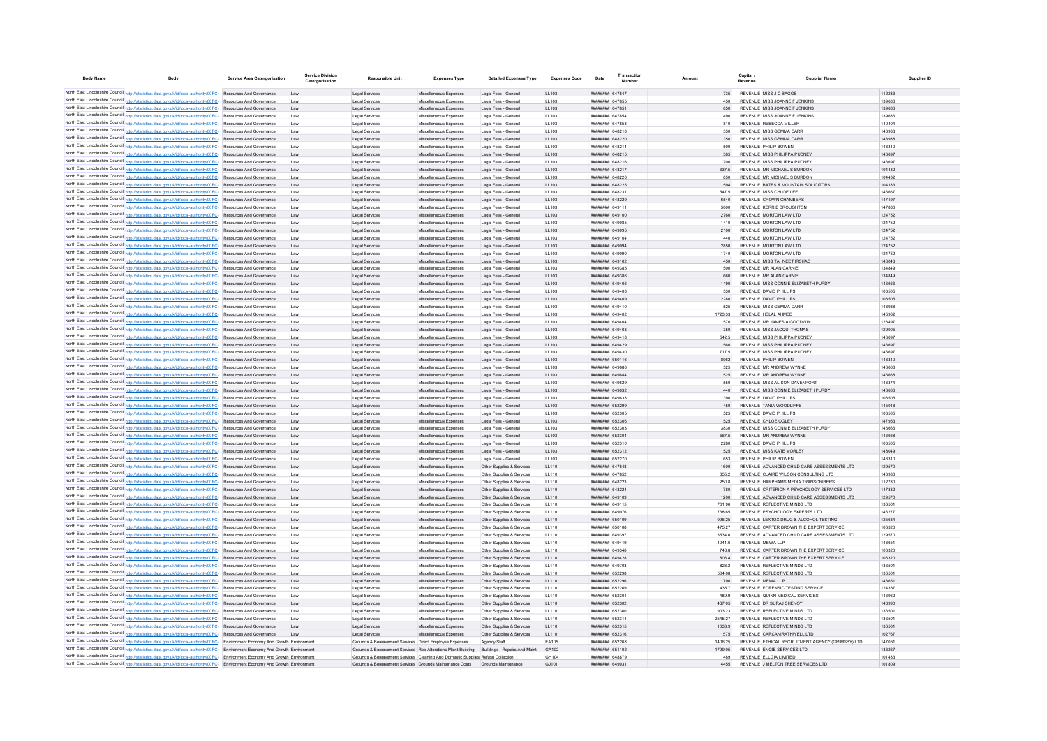| Body Name | Body | Service Area Catergorisation | Service Division Catergorisation | Responsible Unit | Expenses Type | Detailed Expenses Type | Expenses Code | Date | Transaction Number | Amount | Capital / Revenue | Supplier Name | Supplier ID |
|---|---|---|---|---|---|---|---|---|---|---|---|---|---|
| North East Lincolnshire Council | http://statistics.data.gov.uk/id/local-authority/00FC | Resources And Governance | Law | Legal Services | Miscellaneous Expenses | Legal Fees - General | LL103 | ######## | 647847 | 735 | REVENUE | MISS J C BAGGS | 112233 |
| North East Lincolnshire Council | http://statistics.data.gov.uk/id/local-authority/00FC | Resources And Governance | Law | Legal Services | Miscellaneous Expenses | Legal Fees - General | LL103 | ######## | 647855 | 450 | REVENUE | MISS JOANNE F JENKINS | 139686 |
| North East Lincolnshire Council | http://statistics.data.gov.uk/id/local-authority/00FC | Resources And Governance | Law | Legal Services | Miscellaneous Expenses | Legal Fees - General | LL103 | ######## | 647851 | 850 | REVENUE | MISS JOANNE F JENKINS | 139686 |
| North East Lincolnshire Council | http://statistics.data.gov.uk/id/local-authority/00FC | Resources And Governance | Law | Legal Services | Miscellaneous Expenses | Legal Fees - General | LL103 | ######## | 647854 | 490 | REVENUE | MISS JOANNE F JENKINS | 139686 |
| North East Lincolnshire Council | http://statistics.data.gov.uk/id/local-authority/00FC | Resources And Governance | Law | Legal Services | Miscellaneous Expenses | Legal Fees - General | LL103 | ######## | 647853 | 810 | REVENUE | REBECCA MILLER | 140404 |
| North East Lincolnshire Council | http://statistics.data.gov.uk/id/local-authority/00FC | Resources And Governance | Law | Legal Services | Miscellaneous Expenses | Legal Fees - General | LL103 | ######## | 648218 | 350 | REVENUE | MISS GEMMA CARR | 143988 |
| North East Lincolnshire Council | http://statistics.data.gov.uk/id/local-authority/00FC | Resources And Governance | Law | Legal Services | Miscellaneous Expenses | Legal Fees - General | LL103 | ######## | 648220 | 350 | REVENUE | MISS GEMMA CARR | 143988 |
| North East Lincolnshire Council | http://statistics.data.gov.uk/id/local-authority/00FC | Resources And Governance | Law | Legal Services | Miscellaneous Expenses | Legal Fees - General | LL103 | ######## | 648214 | 500 | REVENUE | PHILIP BOWEN | 143310 |
| North East Lincolnshire Council | http://statistics.data.gov.uk/id/local-authority/00FC | Resources And Governance | Law | Legal Services | Miscellaneous Expenses | Legal Fees - General | LL103 | ######## | 648215 | 385 | REVENUE | MISS PHILIPPA PUDNEY | 146697 |
| North East Lincolnshire Council | http://statistics.data.gov.uk/id/local-authority/00FC | Resources And Governance | Law | Legal Services | Miscellaneous Expenses | Legal Fees - General | LL103 | ######## | 648216 | 700 | REVENUE | MISS PHILIPPA PUDNEY | 146697 |
| North East Lincolnshire Council | http://statistics.data.gov.uk/id/local-authority/00FC | Resources And Governance | Law | Legal Services | Miscellaneous Expenses | Legal Fees - General | LL103 | ######## | 648217 | 637.5 | REVENUE | MR MICHAEL S BURDON | 104432 |
| North East Lincolnshire Council | http://statistics.data.gov.uk/id/local-authority/00FC | Resources And Governance | Law | Legal Services | Miscellaneous Expenses | Legal Fees - General | LL103 | ######## | 648226 | 850 | REVENUE | MR MICHAEL S BURDON | 104432 |
| North East Lincolnshire Council | http://statistics.data.gov.uk/id/local-authority/00FC | Resources And Governance | Law | Legal Services | Miscellaneous Expenses | Legal Fees - General | LL103 | ######## | 648225 | 594 | REVENUE | BATES & MOUNTAIN SOLICITORS | 104183 |
| North East Lincolnshire Council | http://statistics.data.gov.uk/id/local-authority/00FC | Resources And Governance | Law | Legal Services | Miscellaneous Expenses | Legal Fees - General | LL103 | ######## | 648231 | 547.5 | REVENUE | MISS CHLOE LEE | 146667 |
| North East Lincolnshire Council | http://statistics.data.gov.uk/id/local-authority/00FC | Resources And Governance | Law | Legal Services | Miscellaneous Expenses | Legal Fees - General | LL103 | ######## | 648229 | 6540 | REVENUE | CROWN CHAMBERS | 147197 |
| North East Lincolnshire Council | http://statistics.data.gov.uk/id/local-authority/00FC | Resources And Governance | Law | Legal Services | Miscellaneous Expenses | Legal Fees - General | LL103 | ######## | 649111 | 5600 | REVENUE | KERRIE BROUGHTON | 147886 |
| North East Lincolnshire Council | http://statistics.data.gov.uk/id/local-authority/00FC | Resources And Governance | Law | Legal Services | Miscellaneous Expenses | Legal Fees - General | LL103 | ######## | 649100 | 2760 | REVENUE | MORTON LAW LTD | 124752 |
| North East Lincolnshire Council | http://statistics.data.gov.uk/id/local-authority/00FC | Resources And Governance | Law | Legal Services | Miscellaneous Expenses | Legal Fees - General | LL103 | ######## | 649085 | 1410 | REVENUE | MORTON LAW LTD | 124752 |
| North East Lincolnshire Council | http://statistics.data.gov.uk/id/local-authority/00FC | Resources And Governance | Law | Legal Services | Miscellaneous Expenses | Legal Fees - General | LL103 | ######## | 649095 | 2100 | REVENUE | MORTON LAW LTD | 124752 |
| North East Lincolnshire Council | http://statistics.data.gov.uk/id/local-authority/00FC | Resources And Governance | Law | Legal Services | Miscellaneous Expenses | Legal Fees - General | LL103 | ######## | 649104 | 1440 | REVENUE | MORTON LAW LTD | 124752 |
| North East Lincolnshire Council | http://statistics.data.gov.uk/id/local-authority/00FC | Resources And Governance | Law | Legal Services | Miscellaneous Expenses | Legal Fees - General | LL103 | ######## | 649094 | 2850 | REVENUE | MORTON LAW LTD | 124752 |
| North East Lincolnshire Council | http://statistics.data.gov.uk/id/local-authority/00FC | Resources And Governance | Law | Legal Services | Miscellaneous Expenses | Legal Fees - General | LL103 | ######## | 649090 | 1740 | REVENUE | MORTON LAW LTD | 124752 |
| North East Lincolnshire Council | http://statistics.data.gov.uk/id/local-authority/00FC | Resources And Governance | Law | Legal Services | Miscellaneous Expenses | Legal Fees - General | LL103 | ######## | 649102 | 450 | REVENUE | MISS TAHNEET IRSHAD | 146043 |
| North East Lincolnshire Council | http://statistics.data.gov.uk/id/local-authority/00FC | Resources And Governance | Law | Legal Services | Miscellaneous Expenses | Legal Fees - General | LL103 | ######## | 649385 | 1500 | REVENUE | MR ALAN CARNIE | 134849 |
| North East Lincolnshire Council | http://statistics.data.gov.uk/id/local-authority/00FC | Resources And Governance | Law | Legal Services | Miscellaneous Expenses | Legal Fees - General | LL103 | ######## | 649386 | 660 | REVENUE | MR ALAN CARNIE | 134849 |
| North East Lincolnshire Council | http://statistics.data.gov.uk/id/local-authority/00FC | Resources And Governance | Law | Legal Services | Miscellaneous Expenses | Legal Fees - General | LL103 | ######## | 649406 | 1190 | REVENUE | MISS CONNIE ELIZABETH PURDY | 146666 |
| North East Lincolnshire Council | http://statistics.data.gov.uk/id/local-authority/00FC | Resources And Governance | Law | Legal Services | Miscellaneous Expenses | Legal Fees - General | LL103 | ######## | 649408 | 530 | REVENUE | DAVID PHILLIPS | 103505 |
| North East Lincolnshire Council | http://statistics.data.gov.uk/id/local-authority/00FC | Resources And Governance | Law | Legal Services | Miscellaneous Expenses | Legal Fees - General | LL103 | ######## | 649409 | 2280 | REVENUE | DAVID PHILLIPS | 103505 |
| North East Lincolnshire Council | http://statistics.data.gov.uk/id/local-authority/00FC | Resources And Governance | Law | Legal Services | Miscellaneous Expenses | Legal Fees - General | LL103 | ######## | 649410 | 525 | REVENUE | MISS GEMMA CARR | 143988 |
| North East Lincolnshire Council | http://statistics.data.gov.uk/id/local-authority/00FC | Resources And Governance | Law | Legal Services | Miscellaneous Expenses | Legal Fees - General | LL103 | ######## | 649402 | 1723.33 | REVENUE | HELAL AHMED | 145962 |
| North East Lincolnshire Council | http://statistics.data.gov.uk/id/local-authority/00FC | Resources And Governance | Law | Legal Services | Miscellaneous Expenses | Legal Fees - General | LL103 | ######## | 649404 | 570 | REVENUE | MR JAMES A GOODWIN | 123497 |
| North East Lincolnshire Council | http://statistics.data.gov.uk/id/local-authority/00FC | Resources And Governance | Law | Legal Services | Miscellaneous Expenses | Legal Fees - General | LL103 | ######## | 649403 | 350 | REVENUE | MISS JACQUI THOMAS | 129005 |
| North East Lincolnshire Council | http://statistics.data.gov.uk/id/local-authority/00FC | Resources And Governance | Law | Legal Services | Miscellaneous Expenses | Legal Fees - General | LL103 | ######## | 649418 | 542.5 | REVENUE | MISS PHILIPPA PUDNEY | 146697 |
| North East Lincolnshire Council | http://statistics.data.gov.uk/id/local-authority/00FC | Resources And Governance | Law | Legal Services | Miscellaneous Expenses | Legal Fees - General | LL103 | ######## | 649429 | 560 | REVENUE | MISS PHILIPPA PUDNEY | 146697 |
| North East Lincolnshire Council | http://statistics.data.gov.uk/id/local-authority/00FC | Resources And Governance | Law | Legal Services | Miscellaneous Expenses | Legal Fees - General | LL103 | ######## | 649430 | 717.5 | REVENUE | MISS PHILIPPA PUDNEY | 146697 |
| North East Lincolnshire Council | http://statistics.data.gov.uk/id/local-authority/00FC | Resources And Governance | Law | Legal Services | Miscellaneous Expenses | Legal Fees - General | LL103 | ######## | 650116 | 8962 | REVENUE | PHILIP BOWEN | 143310 |
| North East Lincolnshire Council | http://statistics.data.gov.uk/id/local-authority/00FC | Resources And Governance | Law | Legal Services | Miscellaneous Expenses | Legal Fees - General | LL103 | ######## | 649686 | 525 | REVENUE | MR ANDREW WYNNE | 146668 |
| North East Lincolnshire Council | http://statistics.data.gov.uk/id/local-authority/00FC | Resources And Governance | Law | Legal Services | Miscellaneous Expenses | Legal Fees - General | LL103 | ######## | 649684 | 525 | REVENUE | MR ANDREW WYNNE | 146668 |
| North East Lincolnshire Council | http://statistics.data.gov.uk/id/local-authority/00FC | Resources And Governance | Law | Legal Services | Miscellaneous Expenses | Legal Fees - General | LL103 | ######## | 649629 | 550 | REVENUE | MISS ALISON DAVENPORT | 143374 |
| North East Lincolnshire Council | http://statistics.data.gov.uk/id/local-authority/00FC | Resources And Governance | Law | Legal Services | Miscellaneous Expenses | Legal Fees - General | LL103 | ######## | 649632 | 440 | REVENUE | MISS CONNIE ELIZABETH PURDY | 146666 |
| North East Lincolnshire Council | http://statistics.data.gov.uk/id/local-authority/00FC | Resources And Governance | Law | Legal Services | Miscellaneous Expenses | Legal Fees - General | LL103 | ######## | 649633 | 1390 | REVENUE | DAVID PHILLIPS | 103505 |
| North East Lincolnshire Council | http://statistics.data.gov.uk/id/local-authority/00FC | Resources And Governance | Law | Legal Services | Miscellaneous Expenses | Legal Fees - General | LL103 | ######## | 652299 | 450 | REVENUE | TANIA WOODLIFFE | 145018 |
| North East Lincolnshire Council | http://statistics.data.gov.uk/id/local-authority/00FC | Resources And Governance | Law | Legal Services | Miscellaneous Expenses | Legal Fees - General | LL103 | ######## | 652305 | 525 | REVENUE | DAVID PHILLIPS | 103505 |
| North East Lincolnshire Council | http://statistics.data.gov.uk/id/local-authority/00FC | Resources And Governance | Law | Legal Services | Miscellaneous Expenses | Legal Fees - General | LL103 | ######## | 652308 | 525 | REVENUE | CHLOE OGLEY | 147953 |
| North East Lincolnshire Council | http://statistics.data.gov.uk/id/local-authority/00FC | Resources And Governance | Law | Legal Services | Miscellaneous Expenses | Legal Fees - General | LL103 | ######## | 652303 | 3830 | REVENUE | MISS CONNIE ELIZABETH PURDY | 146666 |
| North East Lincolnshire Council | http://statistics.data.gov.uk/id/local-authority/00FC | Resources And Governance | Law | Legal Services | Miscellaneous Expenses | Legal Fees - General | LL103 | ######## | 652304 | 567.5 | REVENUE | MR ANDREW WYNNE | 146668 |
| North East Lincolnshire Council | http://statistics.data.gov.uk/id/local-authority/00FC | Resources And Governance | Law | Legal Services | Miscellaneous Expenses | Legal Fees - General | LL103 | ######## | 652310 | 2280 | REVENUE | DAVID PHILLIPS | 103505 |
| North East Lincolnshire Council | http://statistics.data.gov.uk/id/local-authority/00FC | Resources And Governance | Law | Legal Services | Miscellaneous Expenses | Legal Fees - General | LL103 | ######## | 652312 | 525 | REVENUE | MISS KATE MORLEY | 148049 |
| North East Lincolnshire Council | http://statistics.data.gov.uk/id/local-authority/00FC | Resources And Governance | Law | Legal Services | Miscellaneous Expenses | Legal Fees - General | LL103 | ######## | 652270 | 653 | REVENUE | PHILIP BOWEN | 143310 |
| North East Lincolnshire Council | http://statistics.data.gov.uk/id/local-authority/00FC | Resources And Governance | Law | Legal Services | Miscellaneous Expenses | Other Supplies & Services | LL110 | ######## | 647848 | 1600 | REVENUE | ADVANCED CHILD CARE ASSESSMENTS LTD | 129570 |
| North East Lincolnshire Council | http://statistics.data.gov.uk/id/local-authority/00FC | Resources And Governance | Law | Legal Services | Miscellaneous Expenses | Other Supplies & Services | LL110 | ######## | 647852 | 655.2 | REVENUE | CLAIRE WILSON CONSULTING LTD | 143986 |
| North East Lincolnshire Council | http://statistics.data.gov.uk/id/local-authority/00FC | Resources And Governance | Law | Legal Services | Miscellaneous Expenses | Other Supplies & Services | LL110 | ######## | 648223 | 250.8 | REVENUE | HARPHAMS MEDIA TRANSCRIBERS | 112780 |
| North East Lincolnshire Council | http://statistics.data.gov.uk/id/local-authority/00FC | Resources And Governance | Law | Legal Services | Miscellaneous Expenses | Other Supplies & Services | LL110 | ######## | 648224 | 780 | REVENUE | CRITERION A PSYCHOLOGY SERVICES LTD | 147832 |
| North East Lincolnshire Council | http://statistics.data.gov.uk/id/local-authority/00FC | Resources And Governance | Law | Legal Services | Miscellaneous Expenses | Other Supplies & Services | LL110 | ######## | 649109 | 1200 | REVENUE | ADVANCED CHILD CARE ASSESSMENTS LTD | 129570 |
| North East Lincolnshire Council | http://statistics.data.gov.uk/id/local-authority/00FC | Resources And Governance | Law | Legal Services | Miscellaneous Expenses | Other Supplies & Services | LL110 | ######## | 649115 | 761.96 | REVENUE | REFLECTIVE MINDS LTD | 136501 |
| North East Lincolnshire Council | http://statistics.data.gov.uk/id/local-authority/00FC | Resources And Governance | Law | Legal Services | Miscellaneous Expenses | Other Supplies & Services | LL110 | ######## | 649076 | 738.65 | REVENUE | PSYCHOLOGY EXPERTS LTD | 146277 |
| North East Lincolnshire Council | http://statistics.data.gov.uk/id/local-authority/00FC | Resources And Governance | Law | Legal Services | Miscellaneous Expenses | Other Supplies & Services | LL110 | ######## | 650109 | 996.25 | REVENUE | LEXTOX DRUG & ALCOHOL TESTING | 125634 |
| North East Lincolnshire Council | http://statistics.data.gov.uk/id/local-authority/00FC | Resources And Governance | Law | Legal Services | Miscellaneous Expenses | Other Supplies & Services | LL110 | ######## | 650108 | 475.27 | REVENUE | CARTER BROWN THE EXPERT SERVICE | 106320 |
| North East Lincolnshire Council | http://statistics.data.gov.uk/id/local-authority/00FC | Resources And Governance | Law | Legal Services | Miscellaneous Expenses | Other Supplies & Services | LL110 | ######## | 649397 | 3534.6 | REVENUE | ADVANCED CHILD CARE ASSESSMENTS LTD | 129570 |
| North East Lincolnshire Council | http://statistics.data.gov.uk/id/local-authority/00FC | Resources And Governance | Law | Legal Services | Miscellaneous Expenses | Other Supplies & Services | LL110 | ######## | 649419 | 1041.6 | REVENUE | MEWA LLP | 143651 |
| North East Lincolnshire Council | http://statistics.data.gov.uk/id/local-authority/00FC | Resources And Governance | Law | Legal Services | Miscellaneous Expenses | Other Supplies & Services | LL110 | ######## | 649346 | 748.8 | REVENUE | CARTER BROWN THE EXPERT SERVICE | 106320 |
| North East Lincolnshire Council | http://statistics.data.gov.uk/id/local-authority/00FC | Resources And Governance | Law | Legal Services | Miscellaneous Expenses | Other Supplies & Services | LL110 | ######## | 649428 | 806.4 | REVENUE | CARTER BROWN THE EXPERT SERVICE | 106320 |
| North East Lincolnshire Council | http://statistics.data.gov.uk/id/local-authority/00FC | Resources And Governance | Law | Legal Services | Miscellaneous Expenses | Other Supplies & Services | LL110 | ######## | 649703 | 823.2 | REVENUE | REFLECTIVE MINDS LTD | 136501 |
| North East Lincolnshire Council | http://statistics.data.gov.uk/id/local-authority/00FC | Resources And Governance | Law | Legal Services | Miscellaneous Expenses | Other Supplies & Services | LL110 | ######## | 652298 | 504.08 | REVENUE | REFLECTIVE MINDS LTD | 136501 |
| North East Lincolnshire Council | http://statistics.data.gov.uk/id/local-authority/00FC | Resources And Governance | Law | Legal Services | Miscellaneous Expenses | Other Supplies & Services | LL110 | ######## | 652296 | 1790 | REVENUE | MEWA LLP | 143651 |
| North East Lincolnshire Council | http://statistics.data.gov.uk/id/local-authority/00FC | Resources And Governance | Law | Legal Services | Miscellaneous Expenses | Other Supplies & Services | LL110 | ######## | 652269 | 435.7 | REVENUE | FORENSIC TESTING SERVICE | 124337 |
| North East Lincolnshire Council | http://statistics.data.gov.uk/id/local-authority/00FC | Resources And Governance | Law | Legal Services | Miscellaneous Expenses | Other Supplies & Services | LL110 | ######## | 652301 | 489.9 | REVENUE | QUINN MEDICAL SERVICES | 146962 |
| North East Lincolnshire Council | http://statistics.data.gov.uk/id/local-authority/00FC | Resources And Governance | Law | Legal Services | Miscellaneous Expenses | Other Supplies & Services | LL110 | ######## | 652302 | 467.05 | REVENUE | DR SURAJ SHENOY | 143990 |
| North East Lincolnshire Council | http://statistics.data.gov.uk/id/local-authority/00FC | Resources And Governance | Law | Legal Services | Miscellaneous Expenses | Other Supplies & Services | LL110 | ######## | 652360 | 903.23 | REVENUE | REFLECTIVE MINDS LTD | 136501 |
| North East Lincolnshire Council | http://statistics.data.gov.uk/id/local-authority/00FC | Resources And Governance | Law | Legal Services | Miscellaneous Expenses | Other Supplies & Services | LL110 | ######## | 652314 | 2545.27 | REVENUE | REFLECTIVE MINDS LTD | 136501 |
| North East Lincolnshire Council | http://statistics.data.gov.uk/id/local-authority/00FC | Resources And Governance | Law | Legal Services | Miscellaneous Expenses | Other Supplies & Services | LL110 | ######## | 652315 | 1038.9 | REVENUE | REFLECTIVE MINDS LTD | 136501 |
| North East Lincolnshire Council | http://statistics.data.gov.uk/id/local-authority/00FC | Resources And Governance | Law | Legal Services | Miscellaneous Expenses | Other Supplies & Services | LL110 | ######## | 652316 | 1575 | REVENUE | CARCANIRATHWELL LTD | 102767 |
| North East Lincolnshire Council | http://statistics.data.gov.uk/id/local-authority/00FC | Environment Economy And Growth | Environment | Grounds & Bereavement Services | Direct Employee Expenses | Agency Staff | EA105 | ######## | 652268 | 1406.25 | REVENUE | ETHICAL RECRUITMENT AGENCY (GRIMSBY) LTD | 147051 |
| North East Lincolnshire Council | http://statistics.data.gov.uk/id/local-authority/00FC | Environment Economy And Growth | Environment | Grounds & Bereavement Services | Rep Alterations Maint Building | Buildings - Repairs And Maint | GA102 | ######## | 651102 | 1799.05 | REVENUE | ENGIE SERVICES LTD | 133267 |
| North East Lincolnshire Council | http://statistics.data.gov.uk/id/local-authority/00FC | Environment Economy And Growth | Environment | Grounds & Bereavement Services | Cleaning And Domestic Supplies | Refuse Collection | GH104 | ######## | 648879 | 489 | REVENUE | ELLGIA LIMITED | 101433 |
| North East Lincolnshire Council | http://statistics.data.gov.uk/id/local-authority/00FC | Environment Economy And Growth | Environment | Grounds & Bereavement Services | Grounds Maintenance Costs | Grounds Maintenance | GJ101 | ######## | 649031 | 4455 | REVENUE | J MELTON TREE SERVICES LTD | 101809 |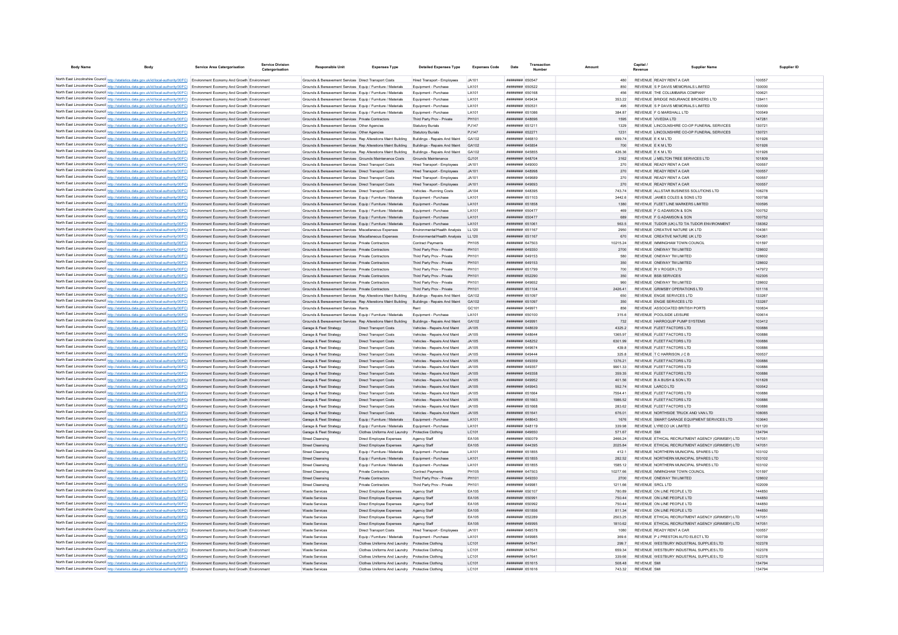| Body Name | Body | Service Area Catergorisation | Service Division Catergorisation | Responsible Unit | Expenses Type | Detailed Expenses Type | Expenses Code | Date | Transaction Number | Amount | Capital / Revenue | Supplier Name | Supplier ID |
|---|---|---|---|---|---|---|---|---|---|---|---|---|---|
| North East Lincolnshire Council | http://statistics.data.gov.uk/id/local-authority/00FC) | Environment Economy And Growth | Environment | Grounds & Bereavement Services | Direct Transport Costs | Hired Transport - Employees | JA101 | ######## | 650547 | 480 | REVENUE | READY RENT A CAR | 100557 |
| North East Lincolnshire Council | http://statistics.data.gov.uk/id/local-authority/00FC) | Environment Economy And Growth | Environment | Grounds & Bereavement Services | Equip / Furniture / Materials | Equipment - Purchase | LA101 | ######## | 650522 | 850 | REVENUE | S P DAVIS MEMORIALS LIMITED | 130000 |
| North East Lincolnshire Council | http://statistics.data.gov.uk/id/local-authority/00FC) | Environment Economy And Growth | Environment | Grounds & Bereavement Services | Equip / Furniture / Materials | Equipment - Purchase | LA101 | ######## | 650168 | 456 | REVENUE | THE COLUMBARIA COMPANY | 100621 |
| North East Lincolnshire Council | http://statistics.data.gov.uk/id/local-authority/00FC) | Environment Economy And Growth | Environment | Grounds & Bereavement Services | Equip / Furniture / Materials | Equipment - Purchase | LA101 | ######## | 649434 | 353.22 | REVENUE | BRIDGE INSURANCE BROKERS LTD | 128411 |
| North East Lincolnshire Council | http://statistics.data.gov.uk/id/local-authority/00FC) | Environment Economy And Growth | Environment | Grounds & Bereavement Services | Equip / Furniture / Materials | Equipment - Purchase | LA101 | ######## | 650531 | 495 | REVENUE | S P DAVIS MEMORIALS LIMITED | 130000 |
| North East Lincolnshire Council | http://statistics.data.gov.uk/id/local-authority/00FC) | Environment Economy And Growth | Environment | Grounds & Bereavement Services | Equip / Furniture / Materials | Equipment - Purchase | LA101 | ######## | 651088 | 384.87 | REVENUE | F G MARSHALL LTD | 100549 |
| North East Lincolnshire Council | http://statistics.data.gov.uk/id/local-authority/00FC) | Environment Economy And Growth | Environment | Grounds & Bereavement Services | Private Contractors | Third Party Prov - Private | PH101 | ######## | 648696 | 1595 | REVENUE | VIVEDIA LTD | 147281 |
| North East Lincolnshire Council | http://statistics.data.gov.uk/id/local-authority/00FC) | Environment Economy And Growth | Environment | Grounds & Bereavement Services | Other Agencies | Statutory Burials | PJ147 | ######## | 651211 | 1329 | REVENUE | LINCOLNSHIRE CO-OP FUNERAL SERVICES | 130721 |
| North East Lincolnshire Council | http://statistics.data.gov.uk/id/local-authority/00FC) | Environment Economy And Growth | Environment | Grounds & Bereavement Services | Other Agencies | Statutory Burials | PJ147 | ######## | 652271 | 1231 | REVENUE | LINCOLNSHIRE CO-OP FUNERAL SERVICES | 130721 |
| North East Lincolnshire Council | http://statistics.data.gov.uk/id/local-authority/00FC) | Environment Economy And Growth | Environment | Grounds & Bereavement Services | Rep Alterations Maint Building | Buildings - Repairs And Maint | GA102 | ######## | 646810 | 699.74 | REVENUE | E K M LTD | 101926 |
| North East Lincolnshire Council | http://statistics.data.gov.uk/id/local-authority/00FC) | Environment Economy And Growth | Environment | Grounds & Bereavement Services | Rep Alterations Maint Building | Buildings - Repairs And Maint | GA102 | ######## | 645854 | 700 | REVENUE | E K M LTD | 101926 |
| North East Lincolnshire Council | http://statistics.data.gov.uk/id/local-authority/00FC) | Environment Economy And Growth | Environment | Grounds & Bereavement Services | Rep Alterations Maint Building | Buildings - Repairs And Maint | GA102 | ######## | 645855 | 426.36 | REVENUE | E K M LTD | 101926 |
| North East Lincolnshire Council | http://statistics.data.gov.uk/id/local-authority/00FC) | Environment Economy And Growth | Environment | Grounds & Bereavement Services | Grounds Maintenance Costs | Grounds Maintenance | GJ101 | ######## | 648704 | 3162 | REVENUE | J MELTON TREE SERVICES LTD | 101809 |
| North East Lincolnshire Council | http://statistics.data.gov.uk/id/local-authority/00FC) | Environment Economy And Growth | Environment | Grounds & Bereavement Services | Direct Transport Costs | Hired Transport - Employees | JA101 | ######## | 649000 | 270 | REVENUE | READY RENT A CAR | 100557 |
| North East Lincolnshire Council | http://statistics.data.gov.uk/id/local-authority/00FC) | Environment Economy And Growth | Environment | Grounds & Bereavement Services | Direct Transport Costs | Hired Transport - Employees | JA101 | ######## | 648998 | 270 | REVENUE | READY RENT A CAR | 100557 |
| North East Lincolnshire Council | http://statistics.data.gov.uk/id/local-authority/00FC) | Environment Economy And Growth | Environment | Grounds & Bereavement Services | Direct Transport Costs | Hired Transport - Employees | JA101 | ######## | 649689 | 270 | REVENUE | READY RENT A CAR | 100557 |
| North East Lincolnshire Council | http://statistics.data.gov.uk/id/local-authority/00FC) | Environment Economy And Growth | Environment | Grounds & Bereavement Services | Direct Transport Costs | Hired Transport - Employees | JA101 | ######## | 649693 | 270 | REVENUE | READY RENT A CAR | 100557 |
| North East Lincolnshire Council | http://statistics.data.gov.uk/id/local-authority/00FC) | Environment Economy And Growth | Environment | Grounds & Bereavement Services | Direct Transport Costs | Vehicles - Running Costs | JA104 | ######## | 648395 | 743.74 | REVENUE | ALLSTAR BUSINESS SOLUTIONS LTD | 108278 |
| North East Lincolnshire Council | http://statistics.data.gov.uk/id/local-authority/00FC) | Environment Economy And Growth | Environment | Grounds & Bereavement Services | Equip / Furniture / Materials | Equipment - Purchase | LA101 | ######## | 651103 | 3442.6 | REVENUE | JAMES COLES & SONS LTD | 100758 |
| North East Lincolnshire Council | http://statistics.data.gov.uk/id/local-authority/00FC) | Environment Economy And Growth | Environment | Grounds & Bereavement Services | Equip / Furniture / Materials | Equipment - Purchase | LA101 | ######## | 651858 | 1380 | REVENUE | FLEET LINE MARKERS LIMITED | 100595 |
| North East Lincolnshire Council | http://statistics.data.gov.uk/id/local-authority/00FC) | Environment Economy And Growth | Environment | Grounds & Bereavement Services | Equip / Furniture / Materials | Equipment - Purchase | LA101 | ######## | 650477 | 469 | REVENUE | F G ADAMSON & SON | 100752 |
| North East Lincolnshire Council | http://statistics.data.gov.uk/id/local-authority/00FC) | Environment Economy And Growth | Environment | Grounds & Bereavement Services | Equip / Furniture / Materials | Equipment - Purchase | LA101 | ######## | 650477 | 689 | REVENUE | F G ADAMSON & SON | 100752 |
| North East Lincolnshire Council | http://statistics.data.gov.uk/id/local-authority/00FC) | Environment Economy And Growth | Environment | Grounds & Bereavement Services | Equip / Furniture / Materials | Equipment - Purchase | LA101 | ######## | 651061 | 563.5 | REVENUE | TUDOR (UK) LTD T/A TUDOR ENVIRONMENT | 138362 |
| North East Lincolnshire Council | http://statistics.data.gov.uk/id/local-authority/00FC) | Environment Economy And Growth | Environment | Grounds & Bereavement Services | Miscellaneous Expenses | Environmental/Health Analysis | LL120 | ######## | 651167 | 2950 | REVENUE | CREATIVE NATURE UK LTD | 104361 |
| North East Lincolnshire Council | http://statistics.data.gov.uk/id/local-authority/00FC) | Environment Economy And Growth | Environment | Grounds & Bereavement Services | Miscellaneous Expenses | Environmental/Health Analysis | LL120 | ######## | 651167 | 670 | REVENUE | CREATIVE NATURE UK LTD | 104361 |
| North East Lincolnshire Council | http://statistics.data.gov.uk/id/local-authority/00FC) | Environment Economy And Growth | Environment | Grounds & Bereavement Services | Private Contractors | Contract Payments | PH105 | ######## | 647503 | 10215.24 | REVENUE | IMMINGHAM TOWN COUNCIL | 101597 |
| North East Lincolnshire Council | http://statistics.data.gov.uk/id/local-authority/00FC) | Environment Economy And Growth | Environment | Grounds & Bereavement Services | Private Contractors | Third Party Prov - Private | PH101 | ######## | 649350 | 2700 | REVENUE | ONEWAY TM LIMITED | 128602 |
| North East Lincolnshire Council | http://statistics.data.gov.uk/id/local-authority/00FC) | Environment Economy And Growth | Environment | Grounds & Bereavement Services | Private Contractors | Third Party Prov - Private | PH101 | ######## | 649153 | 580 | REVENUE | ONEWAY TM LIMITED | 128602 |
| North East Lincolnshire Council | http://statistics.data.gov.uk/id/local-authority/00FC) | Environment Economy And Growth | Environment | Grounds & Bereavement Services | Private Contractors | Third Party Prov - Private | PH101 | ######## | 649153 | 350 | REVENUE | ONEWAY TM LIMITED | 128602 |
| North East Lincolnshire Council | http://statistics.data.gov.uk/id/local-authority/00FC) | Environment Economy And Growth | Environment | Grounds & Bereavement Services | Private Contractors | Third Party Prov - Private | PH101 | ######## | 651799 | 700 | REVENUE | R V ROGER LTD | 147972 |
| North East Lincolnshire Council | http://statistics.data.gov.uk/id/local-authority/00FC) | Environment Economy And Growth | Environment | Grounds & Bereavement Services | Private Contractors | Third Party Prov - Private | PH101 | ######## | 652290 | 350 | REVENUE | BSB SERVICES | 102305 |
| North East Lincolnshire Council | http://statistics.data.gov.uk/id/local-authority/00FC) | Environment Economy And Growth | Environment | Grounds & Bereavement Services | Private Contractors | Third Party Prov - Private | PH101 | ######## | 649652 | 960 | REVENUE | ONEWAY TM LIMITED | 128602 |
| North East Lincolnshire Council | http://statistics.data.gov.uk/id/local-authority/00FC) | Environment Economy And Growth | Environment | Grounds & Bereavement Services | Private Contractors | Third Party Prov - Private | PH101 | ######## | 651104 | 2426.41 | REVENUE | GRIMSBY OPERATIONS LTD | 101116 |
| North East Lincolnshire Council | http://statistics.data.gov.uk/id/local-authority/00FC) | Environment Economy And Growth | Environment | Grounds & Bereavement Services | Rep Alterations Maint Building | Buildings - Repairs And Maint | GA102 | ######## | 651097 | 650 | REVENUE | ENGIE SERVICES LTD | 133267 |
| North East Lincolnshire Council | http://statistics.data.gov.uk/id/local-authority/00FC) | Environment Economy And Growth | Environment | Grounds & Bereavement Services | Rep Alterations Maint Building | Buildings - Repairs And Maint | GA102 | ######## | 651097 | 350 | REVENUE | ENGIE SERVICES LTD | 133267 |
| North East Lincolnshire Council | http://statistics.data.gov.uk/id/local-authority/00FC) | Environment Economy And Growth | Environment | Grounds & Bereavement Services | Rents | Rent | GC101 | ######## | 649971 | 856 | REVENUE | ASSOCIATED BRITISH PORTS | 100834 |
| North East Lincolnshire Council | http://statistics.data.gov.uk/id/local-authority/00FC) | Environment Economy And Growth | Environment | Grounds & Bereavement Services | Equip / Furniture / Materials | Equipment - Purchase | LA101 | ######## | 650100 | 315.6 | REVENUE | POOLSIDE LEISURE | 100614 |
| North East Lincolnshire Council | http://statistics.data.gov.uk/id/local-authority/00FC) | Environment Economy And Growth | Environment | Grounds & Bereavement Services | Rep Alterations Maint Building | Buildings - Repairs And Maint | GA102 | ######## | 649991 | 732 | REVENUE | HARROQUIP PUMP SYSTEMS | 103412 |
| North East Lincolnshire Council | http://statistics.data.gov.uk/id/local-authority/00FC) | Environment Economy And Growth | Environment | Garage & Fleet Strategy | Direct Transport Costs | Vehicles - Repairs And Maint | JA105 | ######## | 648639 | 4325.2 | REVENUE | FLEET FACTORS LTD | 100886 |
| North East Lincolnshire Council | http://statistics.data.gov.uk/id/local-authority/00FC) | Environment Economy And Growth | Environment | Garage & Fleet Strategy | Direct Transport Costs | Vehicles - Repairs And Maint | JA105 | ######## | 648644 | 1365.97 | REVENUE | FLEET FACTORS LTD | 100886 |
| North East Lincolnshire Council | http://statistics.data.gov.uk/id/local-authority/00FC) | Environment Economy And Growth | Environment | Garage & Fleet Strategy | Direct Transport Costs | Vehicles - Repairs And Maint | JA105 | ######## | 648252 | 6301.99 | REVENUE | FLEET FACTORS LTD | 100886 |
| North East Lincolnshire Council | http://statistics.data.gov.uk/id/local-authority/00FC) | Environment Economy And Growth | Environment | Garage & Fleet Strategy | Direct Transport Costs | Vehicles - Repairs And Maint | JA105 | ######## | 649674 | 439.8 | REVENUE | FLEET FACTORS LTD | 100886 |
| North East Lincolnshire Council | http://statistics.data.gov.uk/id/local-authority/00FC) | Environment Economy And Growth | Environment | Garage & Fleet Strategy | Direct Transport Costs | Vehicles - Repairs And Maint | JA105 | ######## | 649444 | 325.8 | REVENUE | T C HARRISON J C B | 100537 |
| North East Lincolnshire Council | http://statistics.data.gov.uk/id/local-authority/00FC) | Environment Economy And Growth | Environment | Garage & Fleet Strategy | Direct Transport Costs | Vehicles - Repairs And Maint | JA105 | ######## | 649359 | 1376.21 | REVENUE | FLEET FACTORS LTD | 100886 |
| North East Lincolnshire Council | http://statistics.data.gov.uk/id/local-authority/00FC) | Environment Economy And Growth | Environment | Garage & Fleet Strategy | Direct Transport Costs | Vehicles - Repairs And Maint | JA105 | ######## | 649357 | 9901.33 | REVENUE | FLEET FACTORS LTD | 100886 |
| North East Lincolnshire Council | http://statistics.data.gov.uk/id/local-authority/00FC) | Environment Economy And Growth | Environment | Garage & Fleet Strategy | Direct Transport Costs | Vehicles - Repairs And Maint | JA105 | ######## | 649358 | 359.35 | REVENUE | FLEET FACTORS LTD | 100886 |
| North East Lincolnshire Council | http://statistics.data.gov.uk/id/local-authority/00FC) | Environment Economy And Growth | Environment | Garage & Fleet Strategy | Direct Transport Costs | Vehicles - Repairs And Maint | JA105 | ######## | 649952 | 401.56 | REVENUE | B A BUSH & SON LTD | 101828 |
| North East Lincolnshire Council | http://statistics.data.gov.uk/id/local-authority/00FC) | Environment Economy And Growth | Environment | Garage & Fleet Strategy | Direct Transport Costs | Vehicles - Repairs And Maint | JA105 | ######## | 649943 | 552.74 | REVENUE | LARCO LTD | 100542 |
| North East Lincolnshire Council | http://statistics.data.gov.uk/id/local-authority/00FC) | Environment Economy And Growth | Environment | Garage & Fleet Strategy | Direct Transport Costs | Vehicles - Repairs And Maint | JA105 | ######## | 651664 | 7554.41 | REVENUE | FLEET FACTORS LTD | 100886 |
| North East Lincolnshire Council | http://statistics.data.gov.uk/id/local-authority/00FC) | Environment Economy And Growth | Environment | Garage & Fleet Strategy | Direct Transport Costs | Vehicles - Repairs And Maint | JA105 | ######## | 651663 | 1986.52 | REVENUE | FLEET FACTORS LTD | 100886 |
| North East Lincolnshire Council | http://statistics.data.gov.uk/id/local-authority/00FC) | Environment Economy And Growth | Environment | Garage & Fleet Strategy | Direct Transport Costs | Vehicles - Repairs And Maint | JA105 | ######## | 651668 | 283.62 | REVENUE | FLEET FACTORS LTD | 100886 |
| North East Lincolnshire Council | http://statistics.data.gov.uk/id/local-authority/00FC) | Environment Economy And Growth | Environment | Garage & Fleet Strategy | Direct Transport Costs | Vehicles - Repairs And Maint | JA105 | ######## | 651641 | 676.01 | REVENUE | NORTHSIDE TRUCK AND VAN LTD | 108065 |
| North East Lincolnshire Council | http://statistics.data.gov.uk/id/local-authority/00FC) | Environment Economy And Growth | Environment | Garage & Fleet Strategy | Equip / Furniture / Materials | Equipment - Purchase | LA101 | ######## | 648643 | 1676 | REVENUE | SMART GARAGE EQUIPMENT SERVICES LTD | 103640 |
| North East Lincolnshire Council | http://statistics.data.gov.uk/id/local-authority/00FC) | Environment Economy And Growth | Environment | Garage & Fleet Strategy | Equip / Furniture / Materials | Equipment - Purchase | LA101 | ######## | 648119 | 339.98 | REVENUE | LYRECO UK LIMITED | 101120 |
| North East Lincolnshire Council | http://statistics.data.gov.uk/id/local-authority/00FC) | Environment Economy And Growth | Environment | Garage & Fleet Strategy | Clothes Uniforms And Laundry | Protective Clothing | LC101 | ######## | 649650 | 571.67 | REVENUE | SMI | 134794 |
| North East Lincolnshire Council | http://statistics.data.gov.uk/id/local-authority/00FC) | Environment Economy And Growth | Environment | Street Cleansing | Direct Employee Expenses | Agency Staff | EA105 | ######## | 650079 | 2466.24 | REVENUE | ETHICAL RECRUITMENT AGENCY (GRIMSBY) LTD | 147051 |
| North East Lincolnshire Council | http://statistics.data.gov.uk/id/local-authority/00FC) | Environment Economy And Growth | Environment | Street Cleansing | Direct Employee Expenses | Agency Staff | EA105 | ######## | 644395 | 2025.84 | REVENUE | ETHICAL RECRUITMENT AGENCY (GRIMSBY) LTD | 147051 |
| North East Lincolnshire Council | http://statistics.data.gov.uk/id/local-authority/00FC) | Environment Economy And Growth | Environment | Street Cleansing | Equip / Furniture / Materials | Equipment - Purchase | LA101 | ######## | 651855 | 412.1 | REVENUE | NORTHERN MUNICIPAL SPARES LTD | 103102 |
| North East Lincolnshire Council | http://statistics.data.gov.uk/id/local-authority/00FC) | Environment Economy And Growth | Environment | Street Cleansing | Equip / Furniture / Materials | Equipment - Purchase | LA101 | ######## | 651855 | 282.52 | REVENUE | NORTHERN MUNICIPAL SPARES LTD | 103102 |
| North East Lincolnshire Council | http://statistics.data.gov.uk/id/local-authority/00FC) | Environment Economy And Growth | Environment | Street Cleansing | Equip / Furniture / Materials | Equipment - Purchase | LA101 | ######## | 651855 | 1585.12 | REVENUE | NORTHERN MUNICIPAL SPARES LTD | 103102 |
| North East Lincolnshire Council | http://statistics.data.gov.uk/id/local-authority/00FC) | Environment Economy And Growth | Environment | Street Cleansing | Private Contractors | Contract Payments | PH105 | ######## | 647503 | 10277.66 | REVENUE | IMMINGHAM TOWN COUNCIL | 101597 |
| North East Lincolnshire Council | http://statistics.data.gov.uk/id/local-authority/00FC) | Environment Economy And Growth | Environment | Street Cleansing | Private Contractors | Third Party Prov - Private | PH101 | ######## | 649350 | 2700 | REVENUE | ONEWAY TM LIMITED | 128602 |
| North East Lincolnshire Council | http://statistics.data.gov.uk/id/local-authority/00FC) | Environment Economy And Growth | Environment | Street Cleansing | Private Contractors | Third Party Prov - Private | PH101 | ######## | 649981 | 1211.66 | REVENUE | SRCL LTD | 102009 |
| North East Lincolnshire Council | http://statistics.data.gov.uk/id/local-authority/00FC) | Environment Economy And Growth | Environment | Waste Services | Direct Employee Expenses | Agency Staff | EA105 | ######## | 650107 | 780.89 | REVENUE | ON LINE PEOPLE LTD | 144850 |
| North East Lincolnshire Council | http://statistics.data.gov.uk/id/local-authority/00FC) | Environment Economy And Growth | Environment | Waste Services | Direct Employee Expenses | Agency Staff | EA105 | ######## | 650991 | 750.44 | REVENUE | ON LINE PEOPLE LTD | 144850 |
| North East Lincolnshire Council | http://statistics.data.gov.uk/id/local-authority/00FC) | Environment Economy And Growth | Environment | Waste Services | Direct Employee Expenses | Agency Staff | EA105 | ######## | 650992 | 750.44 | REVENUE | ON LINE PEOPLE LTD | 144850 |
| North East Lincolnshire Council | http://statistics.data.gov.uk/id/local-authority/00FC) | Environment Economy And Growth | Environment | Waste Services | Direct Employee Expenses | Agency Staff | EA105 | ######## | 651856 | 811.34 | REVENUE | ON LINE PEOPLE LTD | 144850 |
| North East Lincolnshire Council | http://statistics.data.gov.uk/id/local-authority/00FC) | Environment Economy And Growth | Environment | Waste Services | Direct Employee Expenses | Agency Staff | EA105 | ######## | 652289 | 2503.25 | REVENUE | ETHICAL RECRUITMENT AGENCY (GRIMSBY) LTD | 147051 |
| North East Lincolnshire Council | http://statistics.data.gov.uk/id/local-authority/00FC) | Environment Economy And Growth | Environment | Waste Services | Direct Employee Expenses | Agency Staff | EA105 | ######## | 649995 | 1810.62 | REVENUE | ETHICAL RECRUITMENT AGENCY (GRIMSBY) LTD | 147051 |
| North East Lincolnshire Council | http://statistics.data.gov.uk/id/local-authority/00FC) | Environment Economy And Growth | Environment | Waste Services | Direct Transport Costs | Hired Transport - Employees | JA101 | ######## | 649578 | 1080 | REVENUE | READY RENT A CAR | 100557 |
| North East Lincolnshire Council | http://statistics.data.gov.uk/id/local-authority/00FC) | Environment Economy And Growth | Environment | Waste Services | Equip / Furniture / Materials | Equipment - Purchase | LA101 | ######## | 649085 | 369.6 | REVENUE | P J PRESTON AUTO ELECT LTD | 100739 |
| North East Lincolnshire Council | http://statistics.data.gov.uk/id/local-authority/00FC) | Environment Economy And Growth | Environment | Waste Services | Clothes Uniforms And Laundry | Protective Clothing | LC101 | ######## | 647641 | 299.7 | REVENUE | WESTBURY INDUSTRIAL SUPPLIES LTD | 102378 |
| North East Lincolnshire Council | http://statistics.data.gov.uk/id/local-authority/00FC) | Environment Economy And Growth | Environment | Waste Services | Clothes Uniforms And Laundry | Protective Clothing | LC101 | ######## | 647641 | 659.34 | REVENUE | WESTBURY INDUSTRIAL SUPPLIES LTD | 102378 |
| North East Lincolnshire Council | http://statistics.data.gov.uk/id/local-authority/00FC) | Environment Economy And Growth | Environment | Waste Services | Clothes Uniforms And Laundry | Protective Clothing | LC101 | ######## | 647641 | 339.66 | REVENUE | WESTBURY INDUSTRIAL SUPPLIES LTD | 102378 |
| North East Lincolnshire Council | http://statistics.data.gov.uk/id/local-authority/00FC) | Environment Economy And Growth | Environment | Waste Services | Clothes Uniforms And Laundry | Protective Clothing | LC101 | ######## | 651615 | 508.48 | REVENUE | SMI | 134794 |
| North East Lincolnshire Council | http://statistics.data.gov.uk/id/local-authority/00FC) | Environment Economy And Growth | Environment | Waste Services | Clothes Uniforms And Laundry | Protective Clothing | LC101 | ######## | 651616 | 743.32 | REVENUE | SMI | 134794 |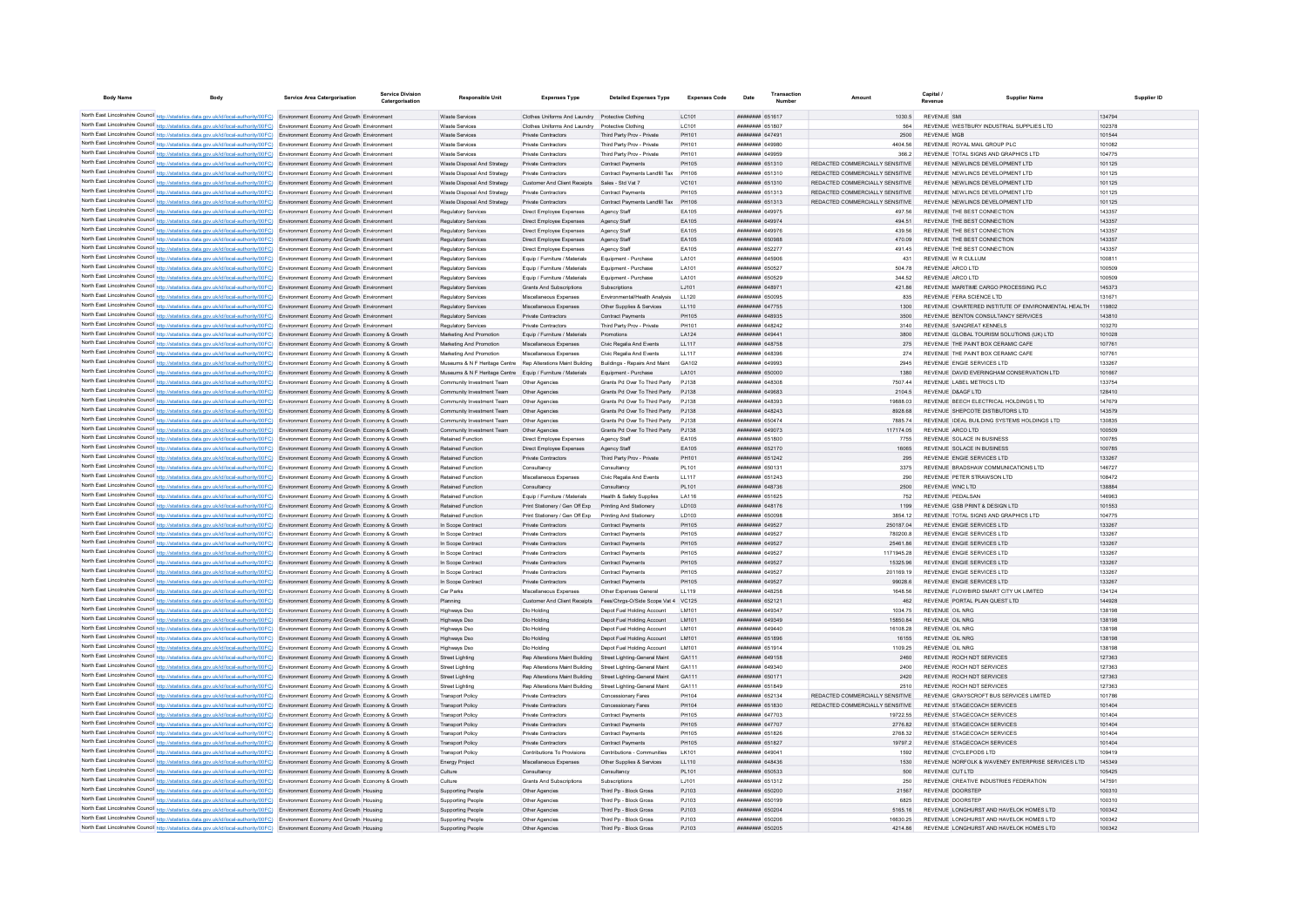| Body Name | Body | Service Area Catergorisation | Service Division Catergorisation | Responsible Unit | Expenses Type | Detailed Expenses Type | Expenses Code | Date | Transaction Number | Amount | Capital / Revenue | Supplier Name | Supplier ID |
|---|---|---|---|---|---|---|---|---|---|---|---|---|---|
| North East Lincolnshire Council | http://statistics.data.gov.uk/id/local-authority/00FC) | Environment Economy And Growth | Environment | Waste Services | Clothes Uniforms And Laundry | Protective Clothing | LC101 | ######## | 651617 | 1030.5 | REVENUE | SMI | 134794 |
| North East Lincolnshire Council | http://statistics.data.gov.uk/id/local-authority/00FC) | Environment Economy And Growth | Environment | Waste Services | Clothes Uniforms And Laundry | Protective Clothing | LC101 | ######## | 651807 | 564 | REVENUE | WESTBURY INDUSTRIAL SUPPLIES LTD | 102378 |
| North East Lincolnshire Council | http://statistics.data.gov.uk/id/local-authority/00FC) | Environment Economy And Growth | Environment | Waste Services | Private Contractors | Third Party Prov - Private | PH101 | ######## | 647491 | 2500 | REVENUE | MGB | 101544 |
| North East Lincolnshire Council | http://statistics.data.gov.uk/id/local-authority/00FC) | Environment Economy And Growth | Environment | Waste Services | Private Contractors | Third Party Prov - Private | PH101 | ######## | 649980 | 4404.56 | REVENUE | ROYAL MAIL GROUP PLC | 101082 |
| North East Lincolnshire Council | http://statistics.data.gov.uk/id/local-authority/00FC) | Environment Economy And Growth | Environment | Waste Services | Private Contractors | Third Party Prov - Private | PH101 | ######## | 649959 | 366.2 | REVENUE | TOTAL SIGNS AND GRAPHICS LTD | 104775 |
| North East Lincolnshire Council | http://statistics.data.gov.uk/id/local-authority/00FC) | Environment Economy And Growth | Environment | Waste Disposal And Strategy | Private Contractors | Contract Payments | PH105 | ######## | 651310 | REDACTED COMMERCIALLY SENSITIVE | REVENUE | NEWLINCS DEVELOPMENT LTD | 101125 |
| North East Lincolnshire Council | http://statistics.data.gov.uk/id/local-authority/00FC) | Environment Economy And Growth | Environment | Waste Disposal And Strategy | Private Contractors | Contract Payments Landfill Tax | PH106 | ######## | 651310 | REDACTED COMMERCIALLY SENSITIVE | REVENUE | NEWLINCS DEVELOPMENT LTD | 101125 |
| North East Lincolnshire Council | http://statistics.data.gov.uk/id/local-authority/00FC) | Environment Economy And Growth | Environment | Waste Disposal And Strategy | Customer And Client Receipts | Sales - Std Vat 7 | VC101 | ######## | 651310 | REDACTED COMMERCIALLY SENSITIVE | REVENUE | NEWLINCS DEVELOPMENT LTD | 101125 |
| North East Lincolnshire Council | http://statistics.data.gov.uk/id/local-authority/00FC) | Environment Economy And Growth | Environment | Waste Disposal And Strategy | Private Contractors | Contract Payments | PH105 | ######## | 651313 | REDACTED COMMERCIALLY SENSITIVE | REVENUE | NEWLINCS DEVELOPMENT LTD | 101125 |
| North East Lincolnshire Council | http://statistics.data.gov.uk/id/local-authority/00FC) | Environment Economy And Growth | Environment | Waste Disposal And Strategy | Private Contractors | Contract Payments Landfill Tax | PH106 | ######## | 651313 | REDACTED COMMERCIALLY SENSITIVE | REVENUE | NEWLINCS DEVELOPMENT LTD | 101125 |
| North East Lincolnshire Council | http://statistics.data.gov.uk/id/local-authority/00FC) | Environment Economy And Growth | Environment | Regulatory Services | Direct Employee Expenses | Agency Staff | EA105 | ######## | 649975 | 497.56 | REVENUE | THE BEST CONNECTION | 143357 |
| North East Lincolnshire Council | http://statistics.data.gov.uk/id/local-authority/00FC) | Environment Economy And Growth | Environment | Regulatory Services | Direct Employee Expenses | Agency Staff | EA105 | ######## | 649974 | 494.51 | REVENUE | THE BEST CONNECTION | 143357 |
| North East Lincolnshire Council | http://statistics.data.gov.uk/id/local-authority/00FC) | Environment Economy And Growth | Environment | Regulatory Services | Direct Employee Expenses | Agency Staff | EA105 | ######## | 649976 | 439.56 | REVENUE | THE BEST CONNECTION | 143357 |
| North East Lincolnshire Council | http://statistics.data.gov.uk/id/local-authority/00FC) | Environment Economy And Growth | Environment | Regulatory Services | Direct Employee Expenses | Agency Staff | EA105 | ######## | 650988 | 470.09 | REVENUE | THE BEST CONNECTION | 143357 |
| North East Lincolnshire Council | http://statistics.data.gov.uk/id/local-authority/00FC) | Environment Economy And Growth | Environment | Regulatory Services | Direct Employee Expenses | Agency Staff | EA105 | ######## | 652277 | 491.45 | REVENUE | THE BEST CONNECTION | 143357 |
| North East Lincolnshire Council | http://statistics.data.gov.uk/id/local-authority/00FC) | Environment Economy And Growth | Environment | Regulatory Services | Equip / Furniture / Materials | Equipment - Purchase | LA101 | ######## | 645908 | 431 | REVENUE | W R CULLUM | 100811 |
| North East Lincolnshire Council | http://statistics.data.gov.uk/id/local-authority/00FC) | Environment Economy And Growth | Environment | Regulatory Services | Equip / Furniture / Materials | Equipment - Purchase | LA101 | ######## | 650527 | 504.78 | REVENUE | ARCO LTD | 100509 |
| North East Lincolnshire Council | http://statistics.data.gov.uk/id/local-authority/00FC) | Environment Economy And Growth | Environment | Regulatory Services | Equip / Furniture / Materials | Equipment - Purchase | LA101 | ######## | 650529 | 344.52 | REVENUE | ARCO LTD | 100509 |
| North East Lincolnshire Council | http://statistics.data.gov.uk/id/local-authority/00FC) | Environment Economy And Growth | Environment | Regulatory Services | Grants And Subscriptions | Subscriptions | LJ101 | ######## | 648971 | 421.86 | REVENUE | MARITIME CARGO PROCESSING PLC | 145373 |
| North East Lincolnshire Council | http://statistics.data.gov.uk/id/local-authority/00FC) | Environment Economy And Growth | Environment | Regulatory Services | Miscellaneous Expenses | Environmental/Health Analysis | LL120 | ######## | 650095 | 835 | REVENUE | FERA SCIENCE LTD | 131671 |
| North East Lincolnshire Council | http://statistics.data.gov.uk/id/local-authority/00FC) | Environment Economy And Growth | Environment | Regulatory Services | Miscellaneous Expenses | Other Supplies & Services | LL110 | ######## | 647755 | 1300 | REVENUE | CHARTERED INSTITUTE OF ENVIRONMENTAL HEALTH | 119802 |
| North East Lincolnshire Council | http://statistics.data.gov.uk/id/local-authority/00FC) | Environment Economy And Growth | Environment | Regulatory Services | Private Contractors | Contract Payments | PH105 | ######## | 648935 | 3500 | REVENUE | BENTON CONSULTANCY SERVICES | 143810 |
| North East Lincolnshire Council | http://statistics.data.gov.uk/id/local-authority/00FC) | Environment Economy And Growth | Environment | Regulatory Services | Private Contractors | Third Party Prov - Private | PH101 | ######## | 648242 | 3140 | REVENUE | SANGREAT KENNELS | 103270 |
| North East Lincolnshire Council | http://statistics.data.gov.uk/id/local-authority/00FC) | Environment Economy And Growth | Economy & Growth | Marketing And Promotion | Equip / Furniture / Materials | Promotions | LA124 | ######## | 649441 | 3800 | REVENUE | GLOBAL TOURISM SOLUTIONS (UK) LTD | 101028 |
| North East Lincolnshire Council | http://statistics.data.gov.uk/id/local-authority/00FC) | Environment Economy And Growth | Economy & Growth | Marketing And Promotion | Miscellaneous Expenses | Civic Regalia And Events | LL117 | ######## | 648758 | 275 | REVENUE | THE PAINT BOX CERAMIC CAFE | 107761 |
| North East Lincolnshire Council | http://statistics.data.gov.uk/id/local-authority/00FC) | Environment Economy And Growth | Economy & Growth | Marketing And Promotion | Miscellaneous Expenses | Civic Regalia And Events | LL117 | ######## | 648396 | 274 | REVENUE | THE PAINT BOX CERAMIC CAFE | 107761 |
| North East Lincolnshire Council | http://statistics.data.gov.uk/id/local-authority/00FC) | Environment Economy And Growth | Economy & Growth | Museums & N F Heritage Centre | Rep Alterations Maint Building | Buildings - Repairs And Maint | GA102 | ######## | 649993 | 2945 | REVENUE | ENGIE SERVICES LTD | 133267 |
| North East Lincolnshire Council | http://statistics.data.gov.uk/id/local-authority/00FC) | Environment Economy And Growth | Economy & Growth | Museums & N F Heritage Centre | Equip / Furniture / Materials | Equipment - Purchase | LA101 | ######## | 650000 | 1380 | REVENUE | DAVID EVERINGHAM CONSERVATION LTD | 101687 |
| North East Lincolnshire Council | http://statistics.data.gov.uk/id/local-authority/00FC) | Environment Economy And Growth | Economy & Growth | Community Investment Team | Other Agencies | Grants Pd Over To Third Party | PJ138 | ######## | 648308 | 7507.44 | REVENUE | LABEL METRICS LTD | 133754 |
| North East Lincolnshire Council | http://statistics.data.gov.uk/id/local-authority/00FC) | Environment Economy And Growth | Economy & Growth | Community Investment Team | Other Agencies | Grants Pd Over To Third Party | PJ138 | ######## | 649683 | 2104.5 | REVENUE | D&AGF LTD | 128410 |
| North East Lincolnshire Council | http://statistics.data.gov.uk/id/local-authority/00FC) | Environment Economy And Growth | Economy & Growth | Community Investment Team | Other Agencies | Grants Pd Over To Third Party | PJ138 | ######## | 648393 | 19888.03 | REVENUE | BEECH ELECTRICAL HOLDINGS LTD | 147679 |
| North East Lincolnshire Council | http://statistics.data.gov.uk/id/local-authority/00FC) | Environment Economy And Growth | Economy & Growth | Community Investment Team | Other Agencies | Grants Pd Over To Third Party | PJ138 | ######## | 648243 | 8928.68 | REVENUE | SHEPCOTE DISTIBUTORS LTD | 143579 |
| North East Lincolnshire Council | http://statistics.data.gov.uk/id/local-authority/00FC) | Environment Economy And Growth | Economy & Growth | Community Investment Team | Other Agencies | Grants Pd Over To Third Party | PJ138 | ######## | 650474 | 7885.74 | REVENUE | IDEAL BUILDING SYSTEMS HOLDINGS LTD | 130835 |
| North East Lincolnshire Council | http://statistics.data.gov.uk/id/local-authority/00FC) | Environment Economy And Growth | Economy & Growth | Community Investment Team | Other Agencies | Grants Pd Over To Third Party | PJ138 | ######## | 649073 | 117174.05 | REVENUE | ARCO LTD | 100509 |
| North East Lincolnshire Council | http://statistics.data.gov.uk/id/local-authority/00FC) | Environment Economy And Growth | Economy & Growth | Retained Function | Direct Employee Expenses | Agency Staff | EA105 | ######## | 651800 | 7755 | REVENUE | SOLACE IN BUSINESS | 100785 |
| North East Lincolnshire Council | http://statistics.data.gov.uk/id/local-authority/00FC) | Environment Economy And Growth | Economy & Growth | Retained Function | Direct Employee Expenses | Agency Staff | EA105 | ######## | 652170 | 16065 | REVENUE | SOLACE IN BUSINESS | 100785 |
| North East Lincolnshire Council | http://statistics.data.gov.uk/id/local-authority/00FC) | Environment Economy And Growth | Economy & Growth | Retained Function | Private Contractors | Third Party Prov - Private | PH101 | ######## | 651242 | 295 | REVENUE | ENGIE SERVICES LTD | 133267 |
| North East Lincolnshire Council | http://statistics.data.gov.uk/id/local-authority/00FC) | Environment Economy And Growth | Economy & Growth | Retained Function | Consultancy | Consultancy | PL101 | ######## | 650131 | 3375 | REVENUE | BRADSHAW COMMUNICATIONS LTD | 146727 |
| North East Lincolnshire Council | http://statistics.data.gov.uk/id/local-authority/00FC) | Environment Economy And Growth | Economy & Growth | Retained Function | Miscellaneous Expenses | Civic Regalia And Events | LL117 | ######## | 651243 | 290 | REVENUE | PETER STRAWSON LTD | 108472 |
| North East Lincolnshire Council | http://statistics.data.gov.uk/id/local-authority/00FC) | Environment Economy And Growth | Economy & Growth | Retained Function | Consultancy | Consultancy | PL101 | ######## | 648736 | 2500 | REVENUE | WNC LTD | 138884 |
| North East Lincolnshire Council | http://statistics.data.gov.uk/id/local-authority/00FC) | Environment Economy And Growth | Economy & Growth | Retained Function | Equip / Furniture / Materials | Health & Safety Supplies | LA116 | ######## | 651625 | 752 | REVENUE | PEDALSAN | 146963 |
| North East Lincolnshire Council | http://statistics.data.gov.uk/id/local-authority/00FC) | Environment Economy And Growth | Economy & Growth | Retained Function | Print Stationery / Gen Off Exp | Printing And Stationery | LD103 | ######## | 648176 | 1199 | REVENUE | GSB PRINT & DESIGN LTD | 101553 |
| North East Lincolnshire Council | http://statistics.data.gov.uk/id/local-authority/00FC) | Environment Economy And Growth | Economy & Growth | Retained Function | Print Stationery / Gen Off Exp | Printing And Stationery | LD103 | ######## | 650098 | 3854.12 | REVENUE | TOTAL SIGNS AND GRAPHICS LTD | 104775 |
| North East Lincolnshire Council | http://statistics.data.gov.uk/id/local-authority/00FC) | Environment Economy And Growth | Economy & Growth | In Scope Contract | Private Contractors | Contract Payments | PH105 | ######## | 649527 | 250187.04 | REVENUE | ENGIE SERVICES LTD | 133267 |
| North East Lincolnshire Council | http://statistics.data.gov.uk/id/local-authority/00FC) | Environment Economy And Growth | Economy & Growth | In Scope Contract | Private Contractors | Contract Payments | PH105 | ######## | 649527 | 780200.8 | REVENUE | ENGIE SERVICES LTD | 133267 |
| North East Lincolnshire Council | http://statistics.data.gov.uk/id/local-authority/00FC) | Environment Economy And Growth | Economy & Growth | In Scope Contract | Private Contractors | Contract Payments | PH105 | ######## | 649527 | 25461.86 | REVENUE | ENGIE SERVICES LTD | 133267 |
| North East Lincolnshire Council | http://statistics.data.gov.uk/id/local-authority/00FC) | Environment Economy And Growth | Economy & Growth | In Scope Contract | Private Contractors | Contract Payments | PH105 | ######## | 649527 | 1171945.28 | REVENUE | ENGIE SERVICES LTD | 133267 |
| North East Lincolnshire Council | http://statistics.data.gov.uk/id/local-authority/00FC) | Environment Economy And Growth | Economy & Growth | In Scope Contract | Private Contractors | Contract Payments | PH105 | ######## | 649527 | 15325.96 | REVENUE | ENGIE SERVICES LTD | 133267 |
| North East Lincolnshire Council | http://statistics.data.gov.uk/id/local-authority/00FC) | Environment Economy And Growth | Economy & Growth | In Scope Contract | Private Contractors | Contract Payments | PH105 | ######## | 649527 | 201169.19 | REVENUE | ENGIE SERVICES LTD | 133267 |
| North East Lincolnshire Council | http://statistics.data.gov.uk/id/local-authority/00FC) | Environment Economy And Growth | Economy & Growth | In Scope Contract | Private Contractors | Contract Payments | PH105 | ######## | 649527 | 99028.6 | REVENUE | ENGIE SERVICES LTD | 133267 |
| North East Lincolnshire Council | http://statistics.data.gov.uk/id/local-authority/00FC) | Environment Economy And Growth | Economy & Growth | Car Parks | Miscellaneous Expenses | Other Expenses General | LL119 | ######## | 648258 | 1648.56 | REVENUE | FLOWBIRD SMART CITY UK LIMITED | 134124 |
| North East Lincolnshire Council | http://statistics.data.gov.uk/id/local-authority/00FC) | Environment Economy And Growth | Economy & Growth | Planning | Customer And Client Receipts | Fees/Chrgs-O/Side Scope Vat 4 | VC125 | ######## | 652121 | 462 | REVENUE | PORTAL PLAN QUEST LTD | 144928 |
| North East Lincolnshire Council | http://statistics.data.gov.uk/id/local-authority/00FC) | Environment Economy And Growth | Economy & Growth | Highways Dso | Dlo Holding | Depot Fuel Holding Account | LM101 | ######## | 649347 | 1034.75 | REVENUE | OIL NRG | 138198 |
| North East Lincolnshire Council | http://statistics.data.gov.uk/id/local-authority/00FC) | Environment Economy And Growth | Economy & Growth | Highways Dso | Dlo Holding | Depot Fuel Holding Account | LM101 | ######## | 649349 | 15850.84 | REVENUE | OIL NRG | 138198 |
| North East Lincolnshire Council | http://statistics.data.gov.uk/id/local-authority/00FC) | Environment Economy And Growth | Economy & Growth | Highways Dso | Dlo Holding | Depot Fuel Holding Account | LM101 | ######## | 649440 | 16108.28 | REVENUE | OIL NRG | 138198 |
| North East Lincolnshire Council | http://statistics.data.gov.uk/id/local-authority/00FC) | Environment Economy And Growth | Economy & Growth | Highways Dso | Dlo Holding | Depot Fuel Holding Account | LM101 | ######## | 651896 | 16155 | REVENUE | OIL NRG | 138198 |
| North East Lincolnshire Council | http://statistics.data.gov.uk/id/local-authority/00FC) | Environment Economy And Growth | Economy & Growth | Highways Dso | Dlo Holding | Depot Fuel Holding Account | LM101 | ######## | 651914 | 1109.25 | REVENUE | OIL NRG | 138198 |
| North East Lincolnshire Council | http://statistics.data.gov.uk/id/local-authority/00FC) | Environment Economy And Growth | Economy & Growth | Street Lighting | Rep Alterations Maint Building | Street Lighting-General Maint | GA111 | ######## | 649158 | 2460 | REVENUE | ROCH NDT SERVICES | 127363 |
| North East Lincolnshire Council | http://statistics.data.gov.uk/id/local-authority/00FC) | Environment Economy And Growth | Economy & Growth | Street Lighting | Rep Alterations Maint Building | Street Lighting-General Maint | GA111 | ######## | 649340 | 2400 | REVENUE | ROCH NDT SERVICES | 127363 |
| North East Lincolnshire Council | http://statistics.data.gov.uk/id/local-authority/00FC) | Environment Economy And Growth | Economy & Growth | Street Lighting | Rep Alterations Maint Building | Street Lighting-General Maint | GA111 | ######## | 650171 | 2420 | REVENUE | ROCH NDT SERVICES | 127363 |
| North East Lincolnshire Council | http://statistics.data.gov.uk/id/local-authority/00FC) | Environment Economy And Growth | Economy & Growth | Street Lighting | Rep Alterations Maint Building | Street Lighting-General Maint | GA111 | ######## | 651849 | 2510 | REVENUE | ROCH NDT SERVICES | 127363 |
| North East Lincolnshire Council | http://statistics.data.gov.uk/id/local-authority/00FC) | Environment Economy And Growth | Economy & Growth | Transport Policy | Private Contractors | Concessionary Fares | PH104 | ######## | 652134 | REDACTED COMMERCIALLY SENSITIVE | REVENUE | GRAYSCROFT BUS SERVICES LIMITED | 101786 |
| North East Lincolnshire Council | http://statistics.data.gov.uk/id/local-authority/00FC) | Environment Economy And Growth | Economy & Growth | Transport Policy | Private Contractors | Concessionary Fares | PH104 | ######## | 651830 | REDACTED COMMERCIALLY SENSITIVE | REVENUE | STAGECOACH SERVICES | 101404 |
| North East Lincolnshire Council | http://statistics.data.gov.uk/id/local-authority/00FC) | Environment Economy And Growth | Economy & Growth | Transport Policy | Private Contractors | Contract Payments | PH105 | ######## | 647703 | 19722.55 | REVENUE | STAGECOACH SERVICES | 101404 |
| North East Lincolnshire Council | http://statistics.data.gov.uk/id/local-authority/00FC) | Environment Economy And Growth | Economy & Growth | Transport Policy | Private Contractors | Contract Payments | PH105 | ######## | 647707 | 2776.82 | REVENUE | STAGECOACH SERVICES | 101404 |
| North East Lincolnshire Council | http://statistics.data.gov.uk/id/local-authority/00FC) | Environment Economy And Growth | Economy & Growth | Transport Policy | Private Contractors | Contract Payments | PH105 | ######## | 651826 | 2768.32 | REVENUE | STAGECOACH SERVICES | 101404 |
| North East Lincolnshire Council | http://statistics.data.gov.uk/id/local-authority/00FC) | Environment Economy And Growth | Economy & Growth | Transport Policy | Private Contractors | Contract Payments | PH105 | ######## | 651827 | 19797.2 | REVENUE | STAGECOACH SERVICES | 101404 |
| North East Lincolnshire Council | http://statistics.data.gov.uk/id/local-authority/00FC) | Environment Economy And Growth | Economy & Growth | Transport Policy | Contributions To Provisions | Contributions - Communities | LK101 | ######## | 649041 | 1592 | REVENUE | CYCLEPODS LTD | 109419 |
| North East Lincolnshire Council | http://statistics.data.gov.uk/id/local-authority/00FC) | Environment Economy And Growth | Economy & Growth | Energy Project | Miscellaneous Expenses | Other Supplies & Services | LL110 | ######## | 648436 | 1530 | REVENUE | NORFOLK & WAVENEY ENTERPRISE SERVICES LTD | 145349 |
| North East Lincolnshire Council | http://statistics.data.gov.uk/id/local-authority/00FC) | Environment Economy And Growth | Economy & Growth | Culture | Consultancy | Consultancy | PL101 | ######## | 650533 | 500 | REVENUE | CUT LTD | 105425 |
| North East Lincolnshire Council | http://statistics.data.gov.uk/id/local-authority/00FC) | Environment Economy And Growth | Economy & Growth | Culture | Grants And Subscriptions | Subscriptions | LJ101 | ######## | 651312 | 250 | REVENUE | CREATIVE INDUSTRIES FEDERATION | 147591 |
| North East Lincolnshire Council | http://statistics.data.gov.uk/id/local-authority/00FC) | Environment Economy And Growth | Housing | Supporting People | Other Agencies | Third Pp - Block Gross | PJ103 | ######## | 650200 | 21567 | REVENUE | DOORSTEP | 100310 |
| North East Lincolnshire Council | http://statistics.data.gov.uk/id/local-authority/00FC) | Environment Economy And Growth | Housing | Supporting People | Other Agencies | Third Pp - Block Gross | PJ103 | ######## | 650199 | 6825 | REVENUE | DOORSTEP | 100310 |
| North East Lincolnshire Council | http://statistics.data.gov.uk/id/local-authority/00FC) | Environment Economy And Growth | Housing | Supporting People | Other Agencies | Third Pp - Block Gross | PJ103 | ######## | 650204 | 5165.16 | REVENUE | LONGHURST AND HAVELOK HOMES LTD | 100342 |
| North East Lincolnshire Council | http://statistics.data.gov.uk/id/local-authority/00FC) | Environment Economy And Growth | Housing | Supporting People | Other Agencies | Third Pp - Block Gross | PJ103 | ######## | 650206 | 16630.25 | REVENUE | LONGHURST AND HAVELOK HOMES LTD | 100342 |
| North East Lincolnshire Council | http://statistics.data.gov.uk/id/local-authority/00FC) | Environment Economy And Growth | Housing | Supporting People | Other Agencies | Third Pp - Block Gross | PJ103 | ######## | 650205 | 4214.86 | REVENUE | LONGHURST AND HAVELOK HOMES LTD | 100342 |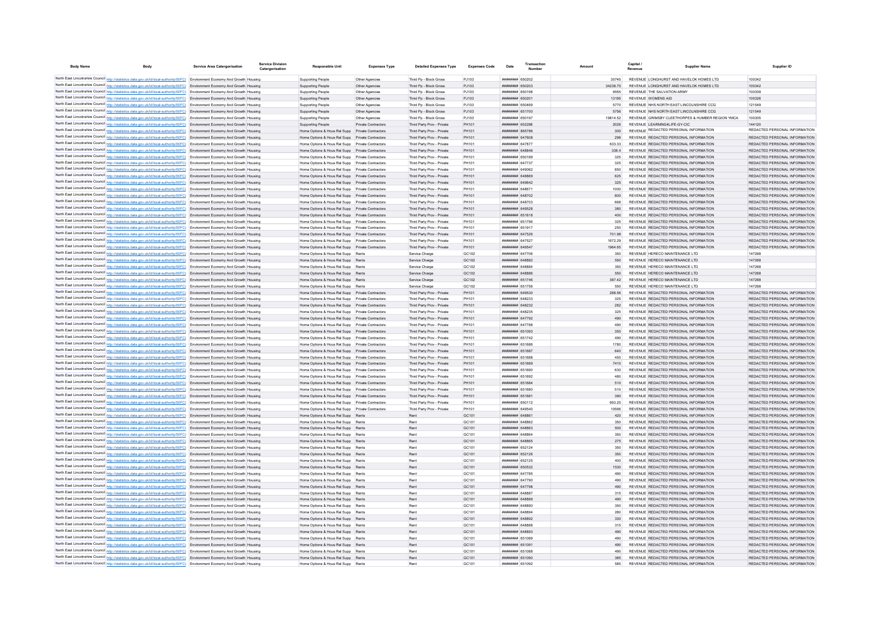| Body Name | Body | Service Area Catergorisation | Service Division Catergorisation | Responsible Unit | Expenses Type | Detailed Expenses Type | Expenses Code | Date | Transaction Number | Amount | Capital / Revenue | Supplier Name | Supplier ID |
|---|---|---|---|---|---|---|---|---|---|---|---|---|---|
| North East Lincolnshire Council | http://statistics.data.gov.uk/id/local-authority/00FC) | Environment Economy And Growth | Housing | Supporting People | Other Agencies | Third Pp - Block Gross | PJ103 | ######## | 650202 | 30745 | REVENUE | LONGHURST AND HAVELOK HOMES LTD | 100342 |
| North East Lincolnshire Council | http://statistics.data.gov.uk/id/local-authority/00FC) | Environment Economy And Growth | Housing | Supporting People | Other Agencies | Third Pp - Block Gross | PJ103 | ######## | 650203 | 34238.75 | REVENUE | LONGHURST AND HAVELOK HOMES LTD | 100342 |
| North East Lincolnshire Council | http://statistics.data.gov.uk/id/local-authority/00FC) | Environment Economy And Growth | Housing | Supporting People | Other Agencies | Third Pp - Block Gross | PJ103 | ######## | 650198 | 9555 | REVENUE | THE SALVATION ARMY | 100309 |
| North East Lincolnshire Council | http://statistics.data.gov.uk/id/local-authority/00FC) | Environment Economy And Growth | Housing | Supporting People | Other Agencies | Third Pp - Block Gross | PJ103 | ######## | 650201 | 13195 | REVENUE | WOMENS AID | 100326 |
| North East Lincolnshire Council | http://statistics.data.gov.uk/id/local-authority/00FC) | Environment Economy And Growth | Housing | Supporting People | Other Agencies | Third Pp - Block Gross | PJ103 | ######## | 650469 | 5770 | REVENUE | NHS NORTH EAST LINCOLNSHIRE CCG | 121549 |
| North East Lincolnshire Council | http://statistics.data.gov.uk/id/local-authority/00FC) | Environment Economy And Growth | Housing | Supporting People | Other Agencies | Third Pp - Block Gross | PJ103 | ######## | 651700 | 5756 | REVENUE | NHS NORTH EAST LINCOLNSHIRE CCG | 121549 |
| North East Lincolnshire Council | http://statistics.data.gov.uk/id/local-authority/00FC) | Environment Economy And Growth | Housing | Supporting People | Other Agencies | Third Pp - Block Gross | PJ103 | ######## | 650197 | 19814.52 | REVENUE | GRIMSBY CLEETHORPES & HUMBER REGION YMCA | 100305 |
| North East Lincolnshire Council | http://statistics.data.gov.uk/id/local-authority/00FC) | Environment Economy And Growth | Housing | Supporting People | Private Contractors | Third Party Prov - Private | PH101 | ######## | 652288 | 2026 | REVENUE | LEARNING4LIFE-GY-CIC | 144120 |
| North East Lincolnshire Council | http://statistics.data.gov.uk/id/local-authority/00FC) | Environment Economy And Growth | Housing | Home Options & Hous Rel Supp | Private Contractors | Third Party Prov - Private | PH101 | ######## | 865786 | 300 | REVENUE | REDACTED PERSONAL INFORMATION | REDACTED PERSONAL INFORMATION |
| North East Lincolnshire Council | http://statistics.data.gov.uk/id/local-authority/00FC) | Environment Economy And Growth | Housing | Home Options & Hous Rel Supp | Private Contractors | Third Party Prov - Private | PH101 | ######## | 647608 | 296 | REVENUE | REDACTED PERSONAL INFORMATION | REDACTED PERSONAL INFORMATION |
| North East Lincolnshire Council | http://statistics.data.gov.uk/id/local-authority/00FC) | Environment Economy And Growth | Housing | Home Options & Hous Rel Supp | Private Contractors | Third Party Prov - Private | PH101 | ######## | 647877 | 633.33 | REVENUE | REDACTED PERSONAL INFORMATION | REDACTED PERSONAL INFORMATION |
| North East Lincolnshire Council | http://statistics.data.gov.uk/id/local-authority/00FC) | Environment Economy And Growth | Housing | Home Options & Hous Rel Supp | Private Contractors | Third Party Prov - Private | PH101 | ######## | 648846 | 336.4 | REVENUE | REDACTED PERSONAL INFORMATION | REDACTED PERSONAL INFORMATION |
| North East Lincolnshire Council | http://statistics.data.gov.uk/id/local-authority/00FC) | Environment Economy And Growth | Housing | Home Options & Hous Rel Supp | Private Contractors | Third Party Prov - Private | PH101 | ######## | 650189 | 325 | REVENUE | REDACTED PERSONAL INFORMATION | REDACTED PERSONAL INFORMATION |
| North East Lincolnshire Council | http://statistics.data.gov.uk/id/local-authority/00FC) | Environment Economy And Growth | Housing | Home Options & Hous Rel Supp | Private Contractors | Third Party Prov - Private | PH101 | ######## | 647737 | 325 | REVENUE | REDACTED PERSONAL INFORMATION | REDACTED PERSONAL INFORMATION |
| North East Lincolnshire Council | http://statistics.data.gov.uk/id/local-authority/00FC) | Environment Economy And Growth | Housing | Home Options & Hous Rel Supp | Private Contractors | Third Party Prov - Private | PH101 | ######## | 649062 | 850 | REVENUE | REDACTED PERSONAL INFORMATION | REDACTED PERSONAL INFORMATION |
| North East Lincolnshire Council | http://statistics.data.gov.uk/id/local-authority/00FC) | Environment Economy And Growth | Housing | Home Options & Hous Rel Supp | Private Contractors | Third Party Prov - Private | PH101 | ######## | 648869 | 625 | REVENUE | REDACTED PERSONAL INFORMATION | REDACTED PERSONAL INFORMATION |
| North East Lincolnshire Council | http://statistics.data.gov.uk/id/local-authority/00FC) | Environment Economy And Growth | Housing | Home Options & Hous Rel Supp | Private Contractors | Third Party Prov - Private | PH101 | ######## | 649642 | 325 | REVENUE | REDACTED PERSONAL INFORMATION | REDACTED PERSONAL INFORMATION |
| North East Lincolnshire Council | http://statistics.data.gov.uk/id/local-authority/00FC) | Environment Economy And Growth | Housing | Home Options & Hous Rel Supp | Private Contractors | Third Party Prov - Private | PH101 | ######## | 648671 | 1000 | REVENUE | REDACTED PERSONAL INFORMATION | REDACTED PERSONAL INFORMATION |
| North East Lincolnshire Council | http://statistics.data.gov.uk/id/local-authority/00FC) | Environment Economy And Growth | Housing | Home Options & Hous Rel Supp | Private Contractors | Third Party Prov - Private | PH101 | ######## | 648702 | 800 | REVENUE | REDACTED PERSONAL INFORMATION | REDACTED PERSONAL INFORMATION |
| North East Lincolnshire Council | http://statistics.data.gov.uk/id/local-authority/00FC) | Environment Economy And Growth | Housing | Home Options & Hous Rel Supp | Private Contractors | Third Party Prov - Private | PH101 | ######## | 648703 | 668 | REVENUE | REDACTED PERSONAL INFORMATION | REDACTED PERSONAL INFORMATION |
| North East Lincolnshire Council | http://statistics.data.gov.uk/id/local-authority/00FC) | Environment Economy And Growth | Housing | Home Options & Hous Rel Supp | Private Contractors | Third Party Prov - Private | PH101 | ######## | 649528 | 380 | REVENUE | REDACTED PERSONAL INFORMATION | REDACTED PERSONAL INFORMATION |
| North East Lincolnshire Council | http://statistics.data.gov.uk/id/local-authority/00FC) | Environment Economy And Growth | Housing | Home Options & Hous Rel Supp | Private Contractors | Third Party Prov - Private | PH101 | ######## | 651618 | 400 | REVENUE | REDACTED PERSONAL INFORMATION | REDACTED PERSONAL INFORMATION |
| North East Lincolnshire Council | http://statistics.data.gov.uk/id/local-authority/00FC) | Environment Economy And Growth | Housing | Home Options & Hous Rel Supp | Private Contractors | Third Party Prov - Private | PH101 | ######## | 651796 | 325 | REVENUE | REDACTED PERSONAL INFORMATION | REDACTED PERSONAL INFORMATION |
| North East Lincolnshire Council | http://statistics.data.gov.uk/id/local-authority/00FC) | Environment Economy And Growth | Housing | Home Options & Hous Rel Supp | Private Contractors | Third Party Prov - Private | PH101 | ######## | 651917 | 250 | REVENUE | REDACTED PERSONAL INFORMATION | REDACTED PERSONAL INFORMATION |
| North East Lincolnshire Council | http://statistics.data.gov.uk/id/local-authority/00FC) | Environment Economy And Growth | Housing | Home Options & Hous Rel Supp | Private Contractors | Third Party Prov - Private | PH101 | ######## | 647526 | 701.98 | REVENUE | REDACTED PERSONAL INFORMATION | REDACTED PERSONAL INFORMATION |
| North East Lincolnshire Council | http://statistics.data.gov.uk/id/local-authority/00FC) | Environment Economy And Growth | Housing | Home Options & Hous Rel Supp | Private Contractors | Third Party Prov - Private | PH101 | ######## | 647527 | 1672.29 | REVENUE | REDACTED PERSONAL INFORMATION | REDACTED PERSONAL INFORMATION |
| North East Lincolnshire Council | http://statistics.data.gov.uk/id/local-authority/00FC) | Environment Economy And Growth | Housing | Home Options & Hous Rel Supp | Private Contractors | Third Party Prov - Private | PH101 | ######## | 649547 | 1964.65 | REVENUE | REDACTED PERSONAL INFORMATION | REDACTED PERSONAL INFORMATION |
| North East Lincolnshire Council | http://statistics.data.gov.uk/id/local-authority/00FC) | Environment Economy And Growth | Housing | Home Options & Hous Rel Supp | Rents | Service Charge | GC102 | ######## | 647706 | 350 | REVENUE | HERECO MAINTENANCE LTD | 147268 |
| North East Lincolnshire Council | http://statistics.data.gov.uk/id/local-authority/00FC) | Environment Economy And Growth | Housing | Home Options & Hous Rel Supp | Rents | Service Charge | GC102 | ######## | 648882 | 550 | REVENUE | HERECO MAINTENANCE LTD | 147268 |
| North East Lincolnshire Council | http://statistics.data.gov.uk/id/local-authority/00FC) | Environment Economy And Growth | Housing | Home Options & Hous Rel Supp | Rents | Service Charge | GC102 | ######## | 648884 | 350 | REVENUE | HERECO MAINTENANCE LTD | 147268 |
| North East Lincolnshire Council | http://statistics.data.gov.uk/id/local-authority/00FC) | Environment Economy And Growth | Housing | Home Options & Hous Rel Supp | Rents | Service Charge | GC102 | ######## | 648886 | 550 | REVENUE | HERECO MAINTENANCE LTD | 147268 |
| North East Lincolnshire Council | http://statistics.data.gov.uk/id/local-authority/00FC) | Environment Economy And Growth | Housing | Home Options & Hous Rel Supp | Rents | Service Charge | GC102 | ######## | 651746 | 387.42 | REVENUE | HERECO MAINTENANCE LTD | 147268 |
| North East Lincolnshire Council | http://statistics.data.gov.uk/id/local-authority/00FC) | Environment Economy And Growth | Housing | Home Options & Hous Rel Supp | Rents | Service Charge | GC102 | ######## | 651756 | 550 | REVENUE | HERECO MAINTENANCE LTD | 147268 |
| North East Lincolnshire Council | http://statistics.data.gov.uk/id/local-authority/00FC) | Environment Economy And Growth | Housing | Home Options & Hous Rel Supp | Private Contractors | Third Party Prov - Private | PH101 | ######## | 649530 | 288.56 | REVENUE | REDACTED PERSONAL INFORMATION | REDACTED PERSONAL INFORMATION |
| North East Lincolnshire Council | http://statistics.data.gov.uk/id/local-authority/00FC) | Environment Economy And Growth | Housing | Home Options & Hous Rel Supp | Private Contractors | Third Party Prov - Private | PH101 | ######## | 648233 | 325 | REVENUE | REDACTED PERSONAL INFORMATION | REDACTED PERSONAL INFORMATION |
| North East Lincolnshire Council | http://statistics.data.gov.uk/id/local-authority/00FC) | Environment Economy And Growth | Housing | Home Options & Hous Rel Supp | Private Contractors | Third Party Prov - Private | PH101 | ######## | 648232 | 282 | REVENUE | REDACTED PERSONAL INFORMATION | REDACTED PERSONAL INFORMATION |
| North East Lincolnshire Council | http://statistics.data.gov.uk/id/local-authority/00FC) | Environment Economy And Growth | Housing | Home Options & Hous Rel Supp | Private Contractors | Third Party Prov - Private | PH101 | ######## | 648235 | 325 | REVENUE | REDACTED PERSONAL INFORMATION | REDACTED PERSONAL INFORMATION |
| North East Lincolnshire Council | http://statistics.data.gov.uk/id/local-authority/00FC) | Environment Economy And Growth | Housing | Home Options & Hous Rel Supp | Private Contractors | Third Party Prov - Private | PH101 | ######## | 647792 | 490 | REVENUE | REDACTED PERSONAL INFORMATION | REDACTED PERSONAL INFORMATION |
| North East Lincolnshire Council | http://statistics.data.gov.uk/id/local-authority/00FC) | Environment Economy And Growth | Housing | Home Options & Hous Rel Supp | Private Contractors | Third Party Prov - Private | PH101 | ######## | 647798 | 490 | REVENUE | REDACTED PERSONAL INFORMATION | REDACTED PERSONAL INFORMATION |
| North East Lincolnshire Council | http://statistics.data.gov.uk/id/local-authority/00FC) | Environment Economy And Growth | Housing | Home Options & Hous Rel Supp | Private Contractors | Third Party Prov - Private | PH101 | ######## | 651093 | 350 | REVENUE | REDACTED PERSONAL INFORMATION | REDACTED PERSONAL INFORMATION |
| North East Lincolnshire Council | http://statistics.data.gov.uk/id/local-authority/00FC) | Environment Economy And Growth | Housing | Home Options & Hous Rel Supp | Private Contractors | Third Party Prov - Private | PH101 | ######## | 651742 | 490 | REVENUE | REDACTED PERSONAL INFORMATION | REDACTED PERSONAL INFORMATION |
| North East Lincolnshire Council | http://statistics.data.gov.uk/id/local-authority/00FC) | Environment Economy And Growth | Housing | Home Options & Hous Rel Supp | Private Contractors | Third Party Prov - Private | PH101 | ######## | 651686 | 1780 | REVENUE | REDACTED PERSONAL INFORMATION | REDACTED PERSONAL INFORMATION |
| North East Lincolnshire Council | http://statistics.data.gov.uk/id/local-authority/00FC) | Environment Economy And Growth | Housing | Home Options & Hous Rel Supp | Private Contractors | Third Party Prov - Private | PH101 | ######## | 651687 | 640 | REVENUE | REDACTED PERSONAL INFORMATION | REDACTED PERSONAL INFORMATION |
| North East Lincolnshire Council | http://statistics.data.gov.uk/id/local-authority/00FC) | Environment Economy And Growth | Housing | Home Options & Hous Rel Supp | Private Contractors | Third Party Prov - Private | PH101 | ######## | 651688 | 450 | REVENUE | REDACTED PERSONAL INFORMATION | REDACTED PERSONAL INFORMATION |
| North East Lincolnshire Council | http://statistics.data.gov.uk/id/local-authority/00FC) | Environment Economy And Growth | Housing | Home Options & Hous Rel Supp | Private Contractors | Third Party Prov - Private | PH101 | ######## | 651689 | 7410 | REVENUE | REDACTED PERSONAL INFORMATION | REDACTED PERSONAL INFORMATION |
| North East Lincolnshire Council | http://statistics.data.gov.uk/id/local-authority/00FC) | Environment Economy And Growth | Housing | Home Options & Hous Rel Supp | Private Contractors | Third Party Prov - Private | PH101 | ######## | 651690 | 630 | REVENUE | REDACTED PERSONAL INFORMATION | REDACTED PERSONAL INFORMATION |
| North East Lincolnshire Council | http://statistics.data.gov.uk/id/local-authority/00FC) | Environment Economy And Growth | Housing | Home Options & Hous Rel Supp | Private Contractors | Third Party Prov - Private | PH101 | ######## | 651692 | 480 | REVENUE | REDACTED PERSONAL INFORMATION | REDACTED PERSONAL INFORMATION |
| North East Lincolnshire Council | http://statistics.data.gov.uk/id/local-authority/00FC) | Environment Economy And Growth | Housing | Home Options & Hous Rel Supp | Private Contractors | Third Party Prov - Private | PH101 | ######## | 651684 | 510 | REVENUE | REDACTED PERSONAL INFORMATION | REDACTED PERSONAL INFORMATION |
| North East Lincolnshire Council | http://statistics.data.gov.uk/id/local-authority/00FC) | Environment Economy And Growth | Housing | Home Options & Hous Rel Supp | Private Contractors | Third Party Prov - Private | PH101 | ######## | 651680 | 510 | REVENUE | REDACTED PERSONAL INFORMATION | REDACTED PERSONAL INFORMATION |
| North East Lincolnshire Council | http://statistics.data.gov.uk/id/local-authority/00FC) | Environment Economy And Growth | Housing | Home Options & Hous Rel Supp | Private Contractors | Third Party Prov - Private | PH101 | ######## | 651681 | 390 | REVENUE | REDACTED PERSONAL INFORMATION | REDACTED PERSONAL INFORMATION |
| North East Lincolnshire Council | http://statistics.data.gov.uk/id/local-authority/00FC) | Environment Economy And Growth | Housing | Home Options & Hous Rel Supp | Private Contractors | Third Party Prov - Private | PH101 | ######## | 650112 | 693.25 | REVENUE | REDACTED PERSONAL INFORMATION | REDACTED PERSONAL INFORMATION |
| North East Lincolnshire Council | http://statistics.data.gov.uk/id/local-authority/00FC) | Environment Economy And Growth | Housing | Home Options & Hous Rel Supp | Private Contractors | Third Party Prov - Private | PH101 | ######## | 649540 | 10566 | REVENUE | REDACTED PERSONAL INFORMATION | REDACTED PERSONAL INFORMATION |
| North East Lincolnshire Council | http://statistics.data.gov.uk/id/local-authority/00FC) | Environment Economy And Growth | Housing | Home Options & Hous Rel Supp | Rents | Rent | GC101 | ######## | 648861 | 420 | REVENUE | REDACTED PERSONAL INFORMATION | REDACTED PERSONAL INFORMATION |
| North East Lincolnshire Council | http://statistics.data.gov.uk/id/local-authority/00FC) | Environment Economy And Growth | Housing | Home Options & Hous Rel Supp | Rents | Rent | GC101 | ######## | 648862 | 350 | REVENUE | REDACTED PERSONAL INFORMATION | REDACTED PERSONAL INFORMATION |
| North East Lincolnshire Council | http://statistics.data.gov.uk/id/local-authority/00FC) | Environment Economy And Growth | Housing | Home Options & Hous Rel Supp | Rents | Rent | GC101 | ######## | 648863 | 500 | REVENUE | REDACTED PERSONAL INFORMATION | REDACTED PERSONAL INFORMATION |
| North East Lincolnshire Council | http://statistics.data.gov.uk/id/local-authority/00FC) | Environment Economy And Growth | Housing | Home Options & Hous Rel Supp | Rents | Rent | GC101 | ######## | 648864 | 350 | REVENUE | REDACTED PERSONAL INFORMATION | REDACTED PERSONAL INFORMATION |
| North East Lincolnshire Council | http://statistics.data.gov.uk/id/local-authority/00FC) | Environment Economy And Growth | Housing | Home Options & Hous Rel Supp | Rents | Rent | GC101 | ######## | 648865 | 275 | REVENUE | REDACTED PERSONAL INFORMATION | REDACTED PERSONAL INFORMATION |
| North East Lincolnshire Council | http://statistics.data.gov.uk/id/local-authority/00FC) | Environment Economy And Growth | Housing | Home Options & Hous Rel Supp | Rents | Rent | GC101 | ######## | 652124 | 350 | REVENUE | REDACTED PERSONAL INFORMATION | REDACTED PERSONAL INFORMATION |
| North East Lincolnshire Council | http://statistics.data.gov.uk/id/local-authority/00FC) | Environment Economy And Growth | Housing | Home Options & Hous Rel Supp | Rents | Rent | GC101 | ######## | 652126 | 350 | REVENUE | REDACTED PERSONAL INFORMATION | REDACTED PERSONAL INFORMATION |
| North East Lincolnshire Council | http://statistics.data.gov.uk/id/local-authority/00FC) | Environment Economy And Growth | Housing | Home Options & Hous Rel Supp | Rents | Rent | GC101 | ######## | 652125 | 400 | REVENUE | REDACTED PERSONAL INFORMATION | REDACTED PERSONAL INFORMATION |
| North East Lincolnshire Council | http://statistics.data.gov.uk/id/local-authority/00FC) | Environment Economy And Growth | Housing | Home Options & Hous Rel Supp | Rents | Rent | GC101 | ######## | 650532 | 1530 | REVENUE | REDACTED PERSONAL INFORMATION | REDACTED PERSONAL INFORMATION |
| North East Lincolnshire Council | http://statistics.data.gov.uk/id/local-authority/00FC) | Environment Economy And Growth | Housing | Home Options & Hous Rel Supp | Rents | Rent | GC101 | ######## | 647785 | 490 | REVENUE | REDACTED PERSONAL INFORMATION | REDACTED PERSONAL INFORMATION |
| North East Lincolnshire Council | http://statistics.data.gov.uk/id/local-authority/00FC) | Environment Economy And Growth | Housing | Home Options & Hous Rel Supp | Rents | Rent | GC101 | ######## | 647790 | 490 | REVENUE | REDACTED PERSONAL INFORMATION | REDACTED PERSONAL INFORMATION |
| North East Lincolnshire Council | http://statistics.data.gov.uk/id/local-authority/00FC) | Environment Economy And Growth | Housing | Home Options & Hous Rel Supp | Rents | Rent | GC101 | ######## | 647798 | 490 | REVENUE | REDACTED PERSONAL INFORMATION | REDACTED PERSONAL INFORMATION |
| North East Lincolnshire Council | http://statistics.data.gov.uk/id/local-authority/00FC) | Environment Economy And Growth | Housing | Home Options & Hous Rel Supp | Rents | Rent | GC101 | ######## | 648887 | 315 | REVENUE | REDACTED PERSONAL INFORMATION | REDACTED PERSONAL INFORMATION |
| North East Lincolnshire Council | http://statistics.data.gov.uk/id/local-authority/00FC) | Environment Economy And Growth | Housing | Home Options & Hous Rel Supp | Rents | Rent | GC101 | ######## | 648889 | 490 | REVENUE | REDACTED PERSONAL INFORMATION | REDACTED PERSONAL INFORMATION |
| North East Lincolnshire Council | http://statistics.data.gov.uk/id/local-authority/00FC) | Environment Economy And Growth | Housing | Home Options & Hous Rel Supp | Rents | Rent | GC101 | ######## | 648890 | 350 | REVENUE | REDACTED PERSONAL INFORMATION | REDACTED PERSONAL INFORMATION |
| North East Lincolnshire Council | http://statistics.data.gov.uk/id/local-authority/00FC) | Environment Economy And Growth | Housing | Home Options & Hous Rel Supp | Rents | Rent | GC101 | ######## | 648894 | 280 | REVENUE | REDACTED PERSONAL INFORMATION | REDACTED PERSONAL INFORMATION |
| North East Lincolnshire Council | http://statistics.data.gov.uk/id/local-authority/00FC) | Environment Economy And Growth | Housing | Home Options & Hous Rel Supp | Rents | Rent | GC101 | ######## | 648892 | 330 | REVENUE | REDACTED PERSONAL INFORMATION | REDACTED PERSONAL INFORMATION |
| North East Lincolnshire Council | http://statistics.data.gov.uk/id/local-authority/00FC) | Environment Economy And Growth | Housing | Home Options & Hous Rel Supp | Rents | Rent | GC101 | ######## | 648888 | 315 | REVENUE | REDACTED PERSONAL INFORMATION | REDACTED PERSONAL INFORMATION |
| North East Lincolnshire Council | http://statistics.data.gov.uk/id/local-authority/00FC) | Environment Economy And Growth | Housing | Home Options & Hous Rel Supp | Rents | Rent | GC101 | ######## | 648893 | 490 | REVENUE | REDACTED PERSONAL INFORMATION | REDACTED PERSONAL INFORMATION |
| North East Lincolnshire Council | http://statistics.data.gov.uk/id/local-authority/00FC) | Environment Economy And Growth | Housing | Home Options & Hous Rel Supp | Rents | Rent | GC101 | ######## | 651089 | 490 | REVENUE | REDACTED PERSONAL INFORMATION | REDACTED PERSONAL INFORMATION |
| North East Lincolnshire Council | http://statistics.data.gov.uk/id/local-authority/00FC) | Environment Economy And Growth | Housing | Home Options & Hous Rel Supp | Rents | Rent | GC101 | ######## | 651091 | 490 | REVENUE | REDACTED PERSONAL INFORMATION | REDACTED PERSONAL INFORMATION |
| North East Lincolnshire Council | http://statistics.data.gov.uk/id/local-authority/00FC) | Environment Economy And Growth | Housing | Home Options & Hous Rel Supp | Rents | Rent | GC101 | ######## | 651088 | 490 | REVENUE | REDACTED PERSONAL INFORMATION | REDACTED PERSONAL INFORMATION |
| North East Lincolnshire Council | http://statistics.data.gov.uk/id/local-authority/00FC) | Environment Economy And Growth | Housing | Home Options & Hous Rel Supp | Rents | Rent | GC101 | ######## | 651090 | 385 | REVENUE | REDACTED PERSONAL INFORMATION | REDACTED PERSONAL INFORMATION |
| North East Lincolnshire Council | http://statistics.data.gov.uk/id/local-authority/00FC) | Environment Economy And Growth | Housing | Home Options & Hous Rel Supp | Rents | Rent | GC101 | ######## | 651092 | 585 | REVENUE | REDACTED PERSONAL INFORMATION | REDACTED PERSONAL INFORMATION |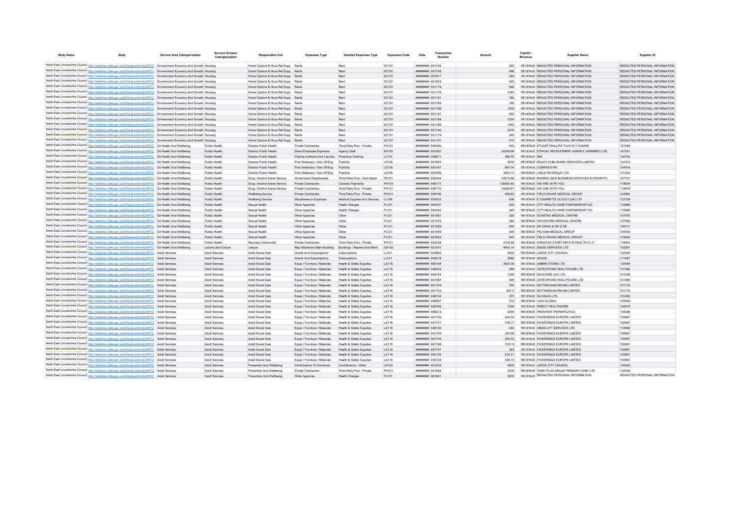| Body Name | Body | Service Area Catergorisation | Service Division Catergorisation | Responsible Unit | Expenses Type | Detailed Expenses Type | Expenses Code | Date | Transaction Number | Amount | Capital / Revenue | Supplier Name | Supplier ID |
|---|---|---|---|---|---|---|---|---|---|---|---|---|---|
| North East Lincolnshire Council | http://statistics.data.gov.uk/id/local-authority/00FC) | Environment Economy And Growth | Housing | Home Options & Hous Rel Supp | Rents | Rent | GC101 | ######## | 651744 | 490 | REVENUE | REDACTED PERSONAL INFORMATION | REDACTED PERSONAL INFORMATION |
| North East Lincolnshire Council | http://statistics.data.gov.uk/id/local-authority/00FC) | Environment Economy And Growth | Housing | Home Options & Hous Rel Supp | Rents | Rent | GC101 | ######## | 651745 | 490 | REVENUE | REDACTED PERSONAL INFORMATION | REDACTED PERSONAL INFORMATION |
| North East Lincolnshire Council | http://statistics.data.gov.uk/id/local-authority/00FC) | Environment Economy And Growth | Housing | Home Options & Hous Rel Supp | Rents | Rent | GC101 | ######## | 651817 | 560 | REVENUE | REDACTED PERSONAL INFORMATION | REDACTED PERSONAL INFORMATION |
| North East Lincolnshire Council | http://statistics.data.gov.uk/id/local-authority/00FC) | Environment Economy And Growth | Housing | Home Options & Hous Rel Supp | Rents | Rent | GC101 | ######## | 651823 | 420 | REVENUE | REDACTED PERSONAL INFORMATION | REDACTED PERSONAL INFORMATION |
| North East Lincolnshire Council | http://statistics.data.gov.uk/id/local-authority/00FC) | Environment Economy And Growth | Housing | Home Options & Hous Rel Supp | Rents | Rent | GC101 | ######## | 651175 | 990 | REVENUE | REDACTED PERSONAL INFORMATION | REDACTED PERSONAL INFORMATION |
| North East Lincolnshire Council | http://statistics.data.gov.uk/id/local-authority/00FC) | Environment Economy And Growth | Housing | Home Options & Hous Rel Supp | Rents | Rent | GC101 | ######## | 651176 | 1040 | REVENUE | REDACTED PERSONAL INFORMATION | REDACTED PERSONAL INFORMATION |
| North East Lincolnshire Council | http://statistics.data.gov.uk/id/local-authority/00FC) | Environment Economy And Growth | Housing | Home Options & Hous Rel Supp | Rents | Rent | GC101 | ######## | 651181 | 780 | REVENUE | REDACTED PERSONAL INFORMATION | REDACTED PERSONAL INFORMATION |
| North East Lincolnshire Council | http://statistics.data.gov.uk/id/local-authority/00FC) | Environment Economy And Growth | Housing | Home Options & Hous Rel Supp | Rents | Rent | GC101 | ######## | 651185 | 780 | REVENUE | REDACTED PERSONAL INFORMATION | REDACTED PERSONAL INFORMATION |
| North East Lincolnshire Council | http://statistics.data.gov.uk/id/local-authority/00FC) | Environment Economy And Growth | Housing | Home Options & Hous Rel Supp | Rents | Rent | GC101 | ######## | 651186 | 1530 | REVENUE | REDACTED PERSONAL INFORMATION | REDACTED PERSONAL INFORMATION |
| North East Lincolnshire Council | http://statistics.data.gov.uk/id/local-authority/00FC) | Environment Economy And Growth | Housing | Home Options & Hous Rel Supp | Rents | Rent | GC101 | ######## | 651187 | 855 | REVENUE | REDACTED PERSONAL INFORMATION | REDACTED PERSONAL INFORMATION |
| North East Lincolnshire Council | http://statistics.data.gov.uk/id/local-authority/00FC) | Environment Economy And Growth | Housing | Home Options & Hous Rel Supp | Rents | Rent | GC101 | ######## | 651188 | 1235 | REVENUE | REDACTED PERSONAL INFORMATION | REDACTED PERSONAL INFORMATION |
| North East Lincolnshire Council | http://statistics.data.gov.uk/id/local-authority/00FC) | Environment Economy And Growth | Housing | Home Options & Hous Rel Supp | Rents | Rent | GC101 | ######## | 651189 | 1950 | REVENUE | REDACTED PERSONAL INFORMATION | REDACTED PERSONAL INFORMATION |
| North East Lincolnshire Council | http://statistics.data.gov.uk/id/local-authority/00FC) | Environment Economy And Growth | Housing | Home Options & Hous Rel Supp | Rents | Rent | GC101 | ######## | 651190 | 2275 | REVENUE | REDACTED PERSONAL INFORMATION | REDACTED PERSONAL INFORMATION |
| North East Lincolnshire Council | http://statistics.data.gov.uk/id/local-authority/00FC) | Environment Economy And Growth | Housing | Home Options & Hous Rel Supp | Rents | Rent | GC101 | ######## | 651179 | 260 | REVENUE | REDACTED PERSONAL INFORMATION | REDACTED PERSONAL INFORMATION |
| North East Lincolnshire Council | http://statistics.data.gov.uk/id/local-authority/00FC) | Environment Economy And Growth | Housing | Home Options & Hous Rel Supp | Rents | Rent | GC101 | ######## | 651191 | 910 | REVENUE | REDACTED PERSONAL INFORMATION | REDACTED PERSONAL INFORMATION |
| North East Lincolnshire Council | http://statistics.data.gov.uk/id/local-authority/00FC) | Dir Health And Wellbeing | Public Health | Director Public Health | Private Contractors | Third Party Prov - Private | PH101 | ######## | 650490 | 425 | REVENUE | STUART PHILLIPS T/A B W Y CANINE | 127246 |
| North East Lincolnshire Council | http://statistics.data.gov.uk/id/local-authority/00FC) | Dir Health And Wellbeing | Public Health | Director Public Health | Direct Employee Expenses | Agency Staff | EA105 | ######## | 651697 | 32365.86 | REVENUE | ETHICAL RECRUITMENT AGENCY (GRIMSBY) LTD | 147051 |
| North East Lincolnshire Council | http://statistics.data.gov.uk/id/local-authority/00FC) | Dir Health And Wellbeing | Public Health | Director Public Health | Clothes Uniforms And Laundry | Protective Clothing | LC101 | ######## | 648871 | 396.54 | REVENUE | SMI | 134794 |
| North East Lincolnshire Council | http://statistics.data.gov.uk/id/local-authority/00FC) | Dir Health And Wellbeing | Public Health | Director Public Health | Print Stationery / Gen Off Exp | Publicity | LD105 | ######## | 647655 | 5000 | REVENUE | REACH PUBLISHING SERVICES LIMITED | 141974 |
| North East Lincolnshire Council | http://statistics.data.gov.uk/id/local-authority/00FC) | Dir Health And Wellbeing | Public Health | Director Public Health | Print Stationery / Gen Off Exp | Publicity | LD105 | ######## | 650167 | 897.04 | REVENUE | COMPASS FM | 104416 |
| North East Lincolnshire Council | http://statistics.data.gov.uk/id/local-authority/00FC) | Dir Health And Wellbeing | Public Health | Director Public Health | Print Stationery / Gen Off Exp | Publicity | LD105 | ######## | 650506 | 3953.12 | REVENUE | LINCS FM GROUP LTD | 101523 |
| North East Lincolnshire Council | http://statistics.data.gov.uk/id/local-authority/00FC) | Dir Health And Wellbeing | Public Health | Drug / Alcohol Action Service | Government Departments | Third Party Prov - Govt Depts | PE101 | ######## | 652344 | 33572.86 | REVENUE | NHSBSA (NHS BUSINESS SERVICES AUTHORITY) | 127751 |
| North East Lincolnshire Council | http://statistics.data.gov.uk/id/local-authority/00FC) | Dir Health And Wellbeing | Public Health | Drug / Alcohol Action Service | Private Contractors | Contract Payments | PH105 | ######## | 648171 | 138090.83 | REVENUE | WE ARE WITH YOU | 119878 |
| North East Lincolnshire Council | http://statistics.data.gov.uk/id/local-authority/00FC) | Dir Health And Wellbeing | Public Health | Drug / Alcohol Action Service | Private Contractors | Third Party Prov - Private | PH101 | ######## | 648172 | 24266.67 | REVENUE | WE ARE WITH YOU | 119878 |
| North East Lincolnshire Council | http://statistics.data.gov.uk/id/local-authority/00FC) | Dir Health And Wellbeing | Public Health | Wellbeing Service | Private Contractors | Third Party Prov - Private | PH101 | ######## | 648196 | 459.64 | REVENUE | FIELD HOUSE MEDICAL GROUP | 103900 |
| North East Lincolnshire Council | http://statistics.data.gov.uk/id/local-authority/00FC) | Dir Health And Wellbeing | Public Health | Wellbeing Service | Miscellaneous Expenses | Medical Supplies And Services | LL109 | ######## | 650523 | 836 | REVENUE | E CIGARETTE OUTLET (UK) LTD | 133708 |
| North East Lincolnshire Council | http://statistics.data.gov.uk/id/local-authority/00FC) | Dir Health And Wellbeing | Public Health | Sexual Health | Other Agencies | Health Charges | PJ131 | ######## | 648157 | 500 | REVENUE | CITY HEALTH CARE PARTNERSHIP CIC | 110889 |
| North East Lincolnshire Council | http://statistics.data.gov.uk/id/local-authority/00FC) | Dir Health And Wellbeing | Public Health | Sexual Health | Other Agencies | Health Charges | PJ131 | ######## | 652342 | 349 | REVENUE | CITY HEALTH CARE PARTNERSHIP CIC | 110889 |
| North East Lincolnshire Council | http://statistics.data.gov.uk/id/local-authority/00FC) | Dir Health And Wellbeing | Public Health | Sexual Health | Other Agencies | Other | PJ121 | ######## | 651067 | 320 | REVENUE | SCARTHO MEDICAL CENTRE | 107570 |
| North East Lincolnshire Council | http://statistics.data.gov.uk/id/local-authority/00FC) | Dir Health And Wellbeing | Public Health | Sexual Health | Other Agencies | Other | PJ121 | ######## | 651079 | 280 | REVENUE | WOODFORD MEDICAL CENTRE | 107882 |
| North East Lincolnshire Council | http://statistics.data.gov.uk/id/local-authority/00FC) | Dir Health And Wellbeing | Public Health | Sexual Health | Other Agencies | Other | PJ121 | ######## | 651085 | 960 | REVENUE | DR SINHA & DR G DE | 108111 |
| North East Lincolnshire Council | http://statistics.data.gov.uk/id/local-authority/00FC) | Dir Health And Wellbeing | Public Health | Sexual Health | Other Agencies | Other | PJ121 | ######## | 651640 | 400 | REVENUE | PELHAM MEDICAL GROUP | 104350 |
| North East Lincolnshire Council | http://statistics.data.gov.uk/id/local-authority/00FC) | Dir Health And Wellbeing | Public Health | Sexual Health | Other Agencies | Other | PJ121 | ######## | 651634 | 640 | REVENUE | FIELD HOUSE MEDICAL GROUP | 103900 |
| North East Lincolnshire Council | http://statistics.data.gov.uk/id/local-authority/00FC) | Dir Health And Wellbeing | Public Health | Recovery Community | Private Contractors | Third Party Prov - Private | PH101 | ######## | 652338 | 4125.88 | REVENUE | CREATIVE START ARTS IN HEALTH C.I.C | 119504 |
| North East Lincolnshire Council | http://statistics.data.gov.uk/id/local-authority/00FC) | Dir Health And Wellbeing | Leisure And Culture | Leisure | Rep Alterations Maint Building | Buildings - Repairs And Maint | GA102 | ######## | 651041 | 9692.14 | REVENUE | ENGIE SERVICES LTD | 133267 |
| North East Lincolnshire Council | http://statistics.data.gov.uk/id/local-authority/00FC) | Adult Services | Adult Services | Adult Social Care | Grants And Subscriptions | Subscriptions | LJ101 | ######## | 648992 | 6500 | REVENUE | LEEDS CITY COUNCIL | 100545 |
| North East Lincolnshire Council | http://statistics.data.gov.uk/id/local-authority/00FC) | Adult Services | Adult Services | Adult Social Care | Grants And Subscriptions | Subscriptions | LJ101 | ######## | 649016 | 2080 | REVENUE | ADASS | 111987 |
| North East Lincolnshire Council | http://statistics.data.gov.uk/id/local-authority/00FC) | Adult Services | Adult Services | Adult Social Care | Equip / Furniture / Materials | Health & Safety Supplies | LA116 | ######## | 650164 | 3820.36 | REVENUE | AMBRE-STONE LTD | 139184 |
| North East Lincolnshire Council | http://statistics.data.gov.uk/id/local-authority/00FC) | Adult Services | Adult Services | Adult Social Care | Equip / Furniture / Materials | Health & Safety Supplies | LA116 | ######## | 649044 | 289 | REVENUE | OSTEOPOISE HEALTHCARE LTD | 101985 |
| North East Lincolnshire Council | http://statistics.data.gov.uk/id/local-authority/00FC) | Adult Services | Adult Services | Adult Social Care | Equip / Furniture / Materials | Health & Safety Supplies | LA116 | ######## | 648124 | 1090 | REVENUE | INVACARE (UK) LTD | 101008 |
| North East Lincolnshire Council | http://statistics.data.gov.uk/id/local-authority/00FC) | Adult Services | Adult Services | Adult Social Care | Equip / Furniture / Materials | Health & Safety Supplies | LA116 | ######## | 647687 | 499 | REVENUE | OSTEOPOISE HEALTHCARE LTD | 101985 |
| North East Lincolnshire Council | http://statistics.data.gov.uk/id/local-authority/00FC) | Adult Services | Adult Services | Adult Social Care | Equip / Furniture / Materials | Health & Safety Supplies | LA116 | ######## | 651743 | 790 | REVENUE | NOTTINGHAM REHAB LIMITED | 101715 |
| North East Lincolnshire Council | http://statistics.data.gov.uk/id/local-authority/00FC) | Adult Services | Adult Services | Adult Social Care | Equip / Furniture / Materials | Health & Safety Supplies | LA116 | ######## | 651743 | 697.5 | REVENUE | NOTTINGHAM REHAB LIMITED | 101715 |
| North East Lincolnshire Council | http://statistics.data.gov.uk/id/local-authority/00FC) | Adult Services | Adult Services | Adult Social Care | Equip / Furniture / Materials | Health & Safety Supplies | LA116 | ######## | 648104 | 375 | REVENUE | SILVALEA LTD | 101260 |
| North East Lincolnshire Council | http://statistics.data.gov.uk/id/local-authority/00FC) | Adult Services | Adult Services | Adult Social Care | Equip / Furniture / Materials | Health & Safety Supplies | LA116 | ######## | 648697 | 315 | REVENUE | VIDA GLOBAL | 100949 |
| North East Lincolnshire Council | http://statistics.data.gov.uk/id/local-authority/00FC) | Adult Services | Adult Services | Adult Social Care | Equip / Furniture / Materials | Health & Safety Supplies | LA116 | ######## | 650546 | 7050 | REVENUE | DIRECT HEALTHCARE | 102678 |
| North East Lincolnshire Council | http://statistics.data.gov.uk/id/local-authority/00FC) | Adult Services | Adult Services | Adult Social Care | Equip / Furniture / Materials | Health & Safety Supplies | LA116 | ######## | 648213 | 2550 | REVENUE | FRONTIER THERAPEUTICS | 139266 |
| North East Lincolnshire Council | http://statistics.data.gov.uk/id/local-authority/00FC) | Adult Services | Adult Services | Adult Social Care | Equip / Furniture / Materials | Health & Safety Supplies | LA116 | ######## | 647739 | 524.53 | REVENUE | PICKERINGS EUROPE LIMITED | 100897 |
| North East Lincolnshire Council | http://statistics.data.gov.uk/id/local-authority/00FC) | Adult Services | Adult Services | Adult Social Care | Equip / Furniture / Materials | Health & Safety Supplies | LA116 | ######## | 647741 | 738.77 | REVENUE | PICKERINGS EUROPE LIMITED | 100897 |
| North East Lincolnshire Council | http://statistics.data.gov.uk/id/local-authority/00FC) | Adult Services | Adult Services | Adult Social Care | Equip / Furniture / Materials | Health & Safety Supplies | LA116 | ######## | 648139 | 450 | REVENUE | OBAM LIFT SERVICES LTD | 112666 |
| North East Lincolnshire Council | http://statistics.data.gov.uk/id/local-authority/00FC) | Adult Services | Adult Services | Adult Social Care | Equip / Furniture / Materials | Health & Safety Supplies | LA116 | ######## | 647743 | 350.99 | REVENUE | PICKERINGS EUROPE LIMITED | 100897 |
| North East Lincolnshire Council | http://statistics.data.gov.uk/id/local-authority/00FC) | Adult Services | Adult Services | Adult Social Care | Equip / Furniture / Materials | Health & Safety Supplies | LA116 | ######## | 647745 | 254.33 | REVENUE | PICKERINGS EUROPE LIMITED | 100897 |
| North East Lincolnshire Council | http://statistics.data.gov.uk/id/local-authority/00FC) | Adult Services | Adult Services | Adult Social Care | Equip / Furniture / Materials | Health & Safety Supplies | LA116 | ######## | 647746 | 1031.9 | REVENUE | PICKERINGS EUROPE LIMITED | 100897 |
| North East Lincolnshire Council | http://statistics.data.gov.uk/id/local-authority/00FC) | Adult Services | Adult Services | Adult Social Care | Equip / Furniture / Materials | Health & Safety Supplies | LA116 | ######## | 647747 | 363 | REVENUE | PICKERINGS EUROPE LIMITED | 100897 |
| North East Lincolnshire Council | http://statistics.data.gov.uk/id/local-authority/00FC) | Adult Services | Adult Services | Adult Social Care | Equip / Furniture / Materials | Health & Safety Supplies | LA116 | ######## | 650159 | 274.21 | REVENUE | PICKERINGS EUROPE LIMITED | 100897 |
| North East Lincolnshire Council | http://statistics.data.gov.uk/id/local-authority/00FC) | Adult Services | Adult Services | Adult Social Care | Equip / Furniture / Materials | Health & Safety Supplies | LA116 | ######## | 650154 | 338.73 | REVENUE | PICKERINGS EUROPE LIMITED | 100897 |
| North East Lincolnshire Council | http://statistics.data.gov.uk/id/local-authority/00FC) | Adult Services | Adult Services | Prevention And Wellbeing | Contributions To Provisions | Contributions - Other | LK103 | ######## | 651633 | 5630 | REVENUE | LEEDS CITY COUNCIL | 100545 |
| North East Lincolnshire Council | http://statistics.data.gov.uk/id/local-authority/00FC) | Adult Services | Adult Services | Prevention And Wellbeing | Private Contractors | Third Party Prov - Private | PH101 | ######## | 651084 | 2000 | REVENUE | CARE PLUS GROUP PRIMARY CARE LTD | 128748 |
| North East Lincolnshire Council | http://statistics.data.gov.uk/id/local-authority/00FC) | Adult Services | Adult Services | Prevention And Wellbeing | Other Agencies | Health Charges | PJ131 | ######## | 863561 | 5000 | REVENUE | REDACTED PERSONAL INFORMATION | REDACTED PERSONAL INFORMATION |